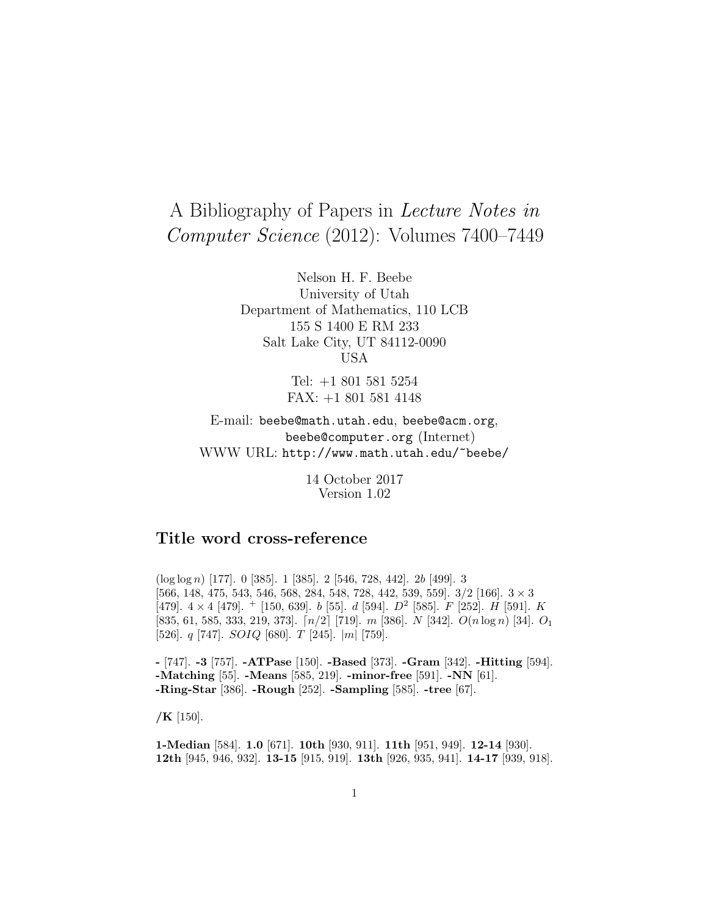# A Bibliography of Papers in *Lecture Notes in Computer Science* (2012): Volumes 7400–7449

Nelson H. F. Beebe
University of Utah
Department of Mathematics, 110 LCB
155 S 1400 E RM 233
Salt Lake City, UT 84112-0090
USA

Tel: +1 801 581 5254
FAX: +1 801 581 4148

E-mail: `beebe@math.utah.edu`, `beebe@acm.org`, `beebe@computer.org` (Internet)
WWW URL: `http://www.math.utah.edu/~beebe/`

14 October 2017
Version 1.02

## Title word cross-reference

$(\log\log n)$ [177]. 0 [385]. 1 [385]. 2 [546, 728, 442]. $2b$ [499]. 3 [566, 148, 475, 543, 546, 568, 284, 548, 728, 442, 539, 559]. 3/2 [166]. $3\times 3$ [479]. $4\times 4$ [479]. $^+$ [150, 639]. $b$ [55]. $d$ [594]. $D^2$ [585]. $F$ [252]. $H$ [591]. $K$ [835, 61, 585, 333, 219, 373]. $\lceil n/2\rceil$ [719]. $m$ [386]. $N$ [342]. $O(n\log n)$ [34]. $O_1$ [526]. $q$ [747]. $SOIQ$ [680]. $T$ [245]. $|m|$ [759].

**-** [747]. **-3** [757]. **-ATPase** [150]. **-Based** [373]. **-Gram** [342]. **-Hitting** [594]. **-Matching** [55]. **-Means** [585, 219]. **-minor-free** [591]. **-NN** [61]. **-Ring-Star** [386]. **-Rough** [252]. **-Sampling** [585]. **-tree** [67].

**/K** [150].

**1-Median** [584]. **1.0** [671]. **10th** [930, 911]. **11th** [951, 949]. **12-14** [930]. **12th** [945, 946, 932]. **13-15** [915, 919]. **13th** [926, 935, 941]. **14-17** [939, 918].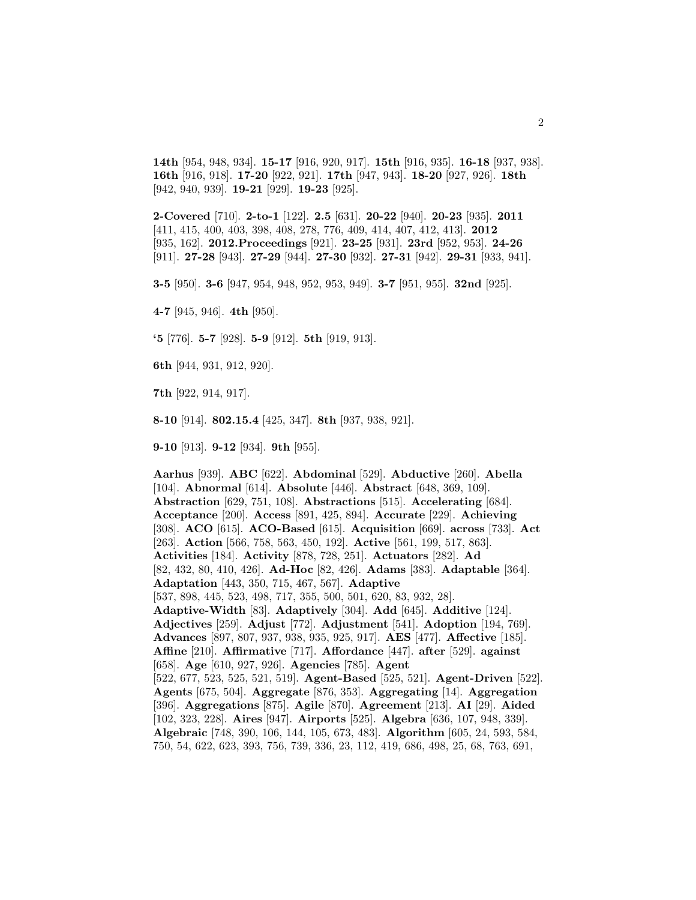**14th** [954, 948, 934]. **15-17** [916, 920, 917]. **15th** [916, 935]. **16-18** [937, 938]. **16th** [916, 918]. **17-20** [922, 921]. **17th** [947, 943]. **18-20** [927, 926]. **18th** [942, 940, 939]. **19-21** [929]. **19-23** [925].

**2-Covered** [710]. **2-to-1** [122]. **2.5** [631]. **20-22** [940]. **20-23** [935]. **2011** [411, 415, 400, 403, 398, 408, 278, 776, 409, 414, 407, 412, 413]. **2012** [935, 162]. **2012.Proceedings** [921]. **23-25** [931]. **23rd** [952, 953]. **24-26** [911]. **27-28** [943]. **27-29** [944]. **27-30** [932]. **27-31** [942]. **29-31** [933, 941].

**3-5** [950]. **3-6** [947, 954, 948, 952, 953, 949]. **3-7** [951, 955]. **32nd** [925].

**4-7** [945, 946]. **4th** [950].

**'5** [776]. **5-7** [928]. **5-9** [912]. **5th** [919, 913].

**6th** [944, 931, 912, 920].

**7th** [922, 914, 917].

**8-10** [914]. **802.15.4** [425, 347]. **8th** [937, 938, 921].

**9-10** [913]. **9-12** [934]. **9th** [955].

**Aarhus** [939]. **ABC** [622]. **Abdominal** [529]. **Abductive** [260]. **Abella** [104]. **Abnormal** [614]. **Absolute** [446]. **Abstract** [648, 369, 109]. **Abstraction** [629, 751, 108]. **Abstractions** [515]. **Accelerating** [684]. **Acceptance** [200]. **Access** [891, 425, 894]. **Accurate** [229]. **Achieving** [308]. **ACO** [615]. **ACO-Based** [615]. **Acquisition** [669]. **across** [733]. **Act** [263]. **Action** [566, 758, 563, 450, 192]. **Active** [561, 199, 517, 863]. **Activities** [184]. **Activity** [878, 728, 251]. **Actuators** [282]. **Ad** [82, 432, 80, 410, 426]. **Ad-Hoc** [82, 426]. **Adams** [383]. **Adaptable** [364]. **Adaptation** [443, 350, 715, 467, 567]. **Adaptive** [537, 898, 445, 523, 498, 717, 355, 500, 501, 620, 83, 932, 28]. **Adaptive-Width** [83]. **Adaptively** [304]. **Add** [645]. **Additive** [124]. **Adjectives** [259]. **Adjust** [772]. **Adjustment** [541]. **Adoption** [194, 769]. **Advances** [897, 807, 937, 938, 935, 925, 917]. **AES** [477]. **Affective** [185]. **Affine** [210]. **Affirmative** [717]. **Affordance** [447]. **after** [529]. **against** [658]. **Age** [610, 927, 926]. **Agencies** [785]. **Agent** [522, 677, 523, 525, 521, 519]. **Agent-Based** [525, 521]. **Agent-Driven** [522]. **Agents** [675, 504]. **Aggregate** [876, 353]. **Aggregating** [14]. **Aggregation** [396]. **Aggregations** [875]. **Agile** [870]. **Agreement** [213]. **AI** [29]. **Aided** [102, 323, 228]. **Aires** [947]. **Airports** [525]. **Algebra** [636, 107, 948, 339]. **Algebraic** [748, 390, 106, 144, 105, 673, 483]. **Algorithm** [605, 24, 593, 584, 750, 54, 622, 623, 393, 756, 739, 336, 23, 112, 419, 686, 498, 25, 68, 763, 691,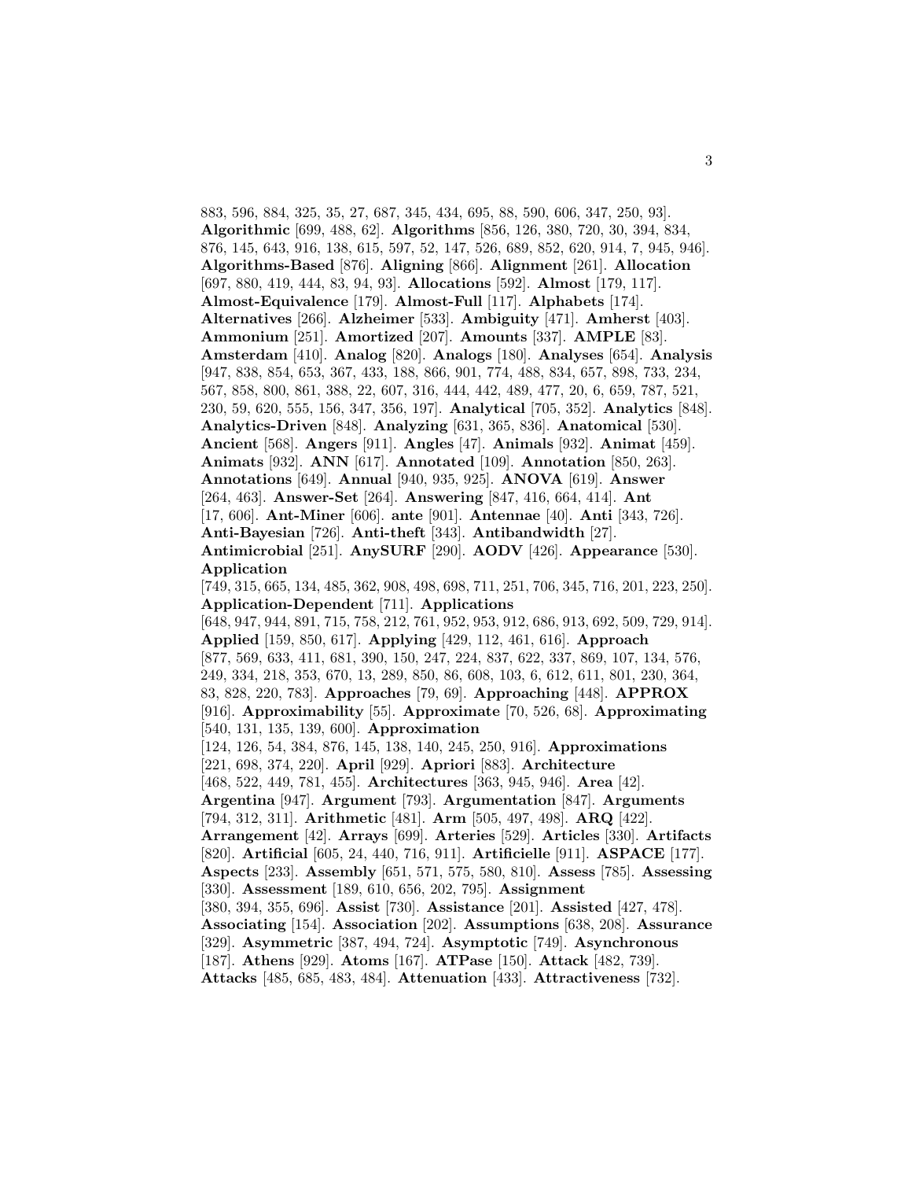883, 596, 884, 325, 35, 27, 687, 345, 434, 695, 88, 590, 606, 347, 250, 93]. **Algorithmic** [699, 488, 62]. **Algorithms** [856, 126, 380, 720, 30, 394, 834, 876, 145, 643, 916, 138, 615, 597, 52, 147, 526, 689, 852, 620, 914, 7, 945, 946]. **Algorithms-Based** [876]. **Aligning** [866]. **Alignment** [261]. **Allocation** [697, 880, 419, 444, 83, 94, 93]. **Allocations** [592]. **Almost** [179, 117]. **Almost-Equivalence** [179]. **Almost-Full** [117]. **Alphabets** [174]. **Alternatives** [266]. **Alzheimer** [533]. **Ambiguity** [471]. **Amherst** [403]. **Ammonium** [251]. **Amortized** [207]. **Amounts** [337]. **AMPLE** [83]. **Amsterdam** [410]. **Analog** [820]. **Analogs** [180]. **Analyses** [654]. **Analysis** [947, 838, 854, 653, 367, 433, 188, 866, 901, 774, 488, 834, 657, 898, 733, 234, 567, 858, 800, 861, 388, 22, 607, 316, 444, 442, 489, 477, 20, 6, 659, 787, 521, 230, 59, 620, 555, 156, 347, 356, 197]. **Analytical** [705, 352]. **Analytics** [848]. **Analytics-Driven** [848]. **Analyzing** [631, 365, 836]. **Anatomical** [530]. **Ancient** [568]. **Angers** [911]. **Angles** [47]. **Animals** [932]. **Animat** [459]. **Animats** [932]. **ANN** [617]. **Annotated** [109]. **Annotation** [850, 263]. **Annotations** [649]. **Annual** [940, 935, 925]. **ANOVA** [619]. **Answer** [264, 463]. **Answer-Set** [264]. **Answering** [847, 416, 664, 414]. **Ant** [17, 606]. **Ant-Miner** [606]. **ante** [901]. **Antennae** [40]. **Anti** [343, 726]. **Anti-Bayesian** [726]. **Anti-theft** [343]. **Antibandwidth** [27]. **Antimicrobial** [251]. **AnySURF** [290]. **AODV** [426]. **Appearance** [530]. **Application** [749, 315, 665, 134, 485, 362, 908, 498, 698, 711, 251, 706, 345, 716, 201, 223, 250]. **Application-Dependent** [711]. **Applications** [648, 947, 944, 891, 715, 758, 212, 761, 952, 953, 912, 686, 913, 692, 509, 729, 914]. **Applied** [159, 850, 617]. **Applying** [429, 112, 461, 616]. **Approach** [877, 569, 633, 411, 681, 390, 150, 247, 224, 837, 622, 337, 869, 107, 134, 576, 249, 334, 218, 353, 670, 13, 289, 850, 86, 608, 103, 6, 612, 611, 801, 230, 364, 83, 828, 220, 783]. **Approaches** [79, 69]. **Approaching** [448]. **APPROX** [916]. **Approximability** [55]. **Approximate** [70, 526, 68]. **Approximating** [540, 131, 135, 139, 600]. **Approximation** [124, 126, 54, 384, 876, 145, 138, 140, 245, 250, 916]. **Approximations** [221, 698, 374, 220]. **April** [929]. **Apriori** [883]. **Architecture** [468, 522, 449, 781, 455]. **Architectures** [363, 945, 946]. **Area** [42]. **Argentina** [947]. **Argument** [793]. **Argumentation** [847]. **Arguments** [794, 312, 311]. **Arithmetic** [481]. **Arm** [505, 497, 498]. **ARQ** [422]. **Arrangement** [42]. **Arrays** [699]. **Arteries** [529]. **Articles** [330]. **Artifacts** [820]. **Artificial** [605, 24, 440, 716, 911]. **Artificielle** [911]. **ASPACE** [177]. **Aspects** [233]. **Assembly** [651, 571, 575, 580, 810]. **Assess** [785]. **Assessing** [330]. **Assessment** [189, 610, 656, 202, 795]. **Assignment** [380, 394, 355, 696]. **Assist** [730]. **Assistance** [201]. **Assisted** [427, 478]. **Associating** [154]. **Association** [202]. **Assumptions** [638, 208]. **Assurance** [329]. **Asymmetric** [387, 494, 724]. **Asymptotic** [749]. **Asynchronous** [187]. **Athens** [929]. **Atoms** [167]. **ATPase** [150]. **Attack** [482, 739]. **Attacks** [485, 685, 483, 484]. **Attenuation** [433]. **Attractiveness** [732].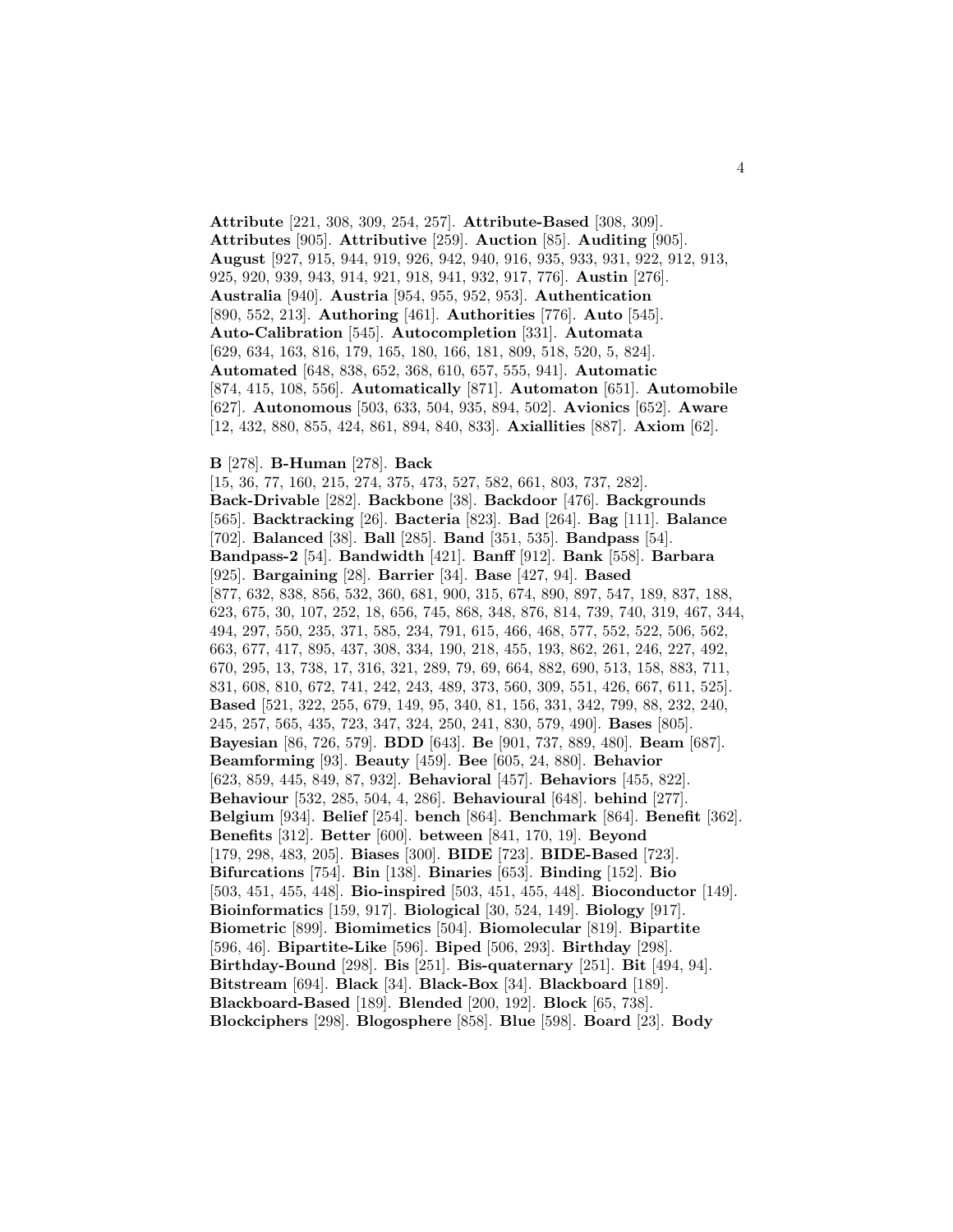**Attribute** [221, 308, 309, 254, 257]. **Attribute-Based** [308, 309]. **Attributes** [905]. **Attributive** [259]. **Auction** [85]. **Auditing** [905]. **August** [927, 915, 944, 919, 926, 942, 940, 916, 935, 933, 931, 922, 912, 913, 925, 920, 939, 943, 914, 921, 918, 941, 932, 917, 776]. **Austin** [276]. **Australia** [940]. **Austria** [954, 955, 952, 953]. **Authentication** [890, 552, 213]. **Authoring** [461]. **Authorities** [776]. **Auto** [545]. **Auto-Calibration** [545]. **Autocompletion** [331]. **Automata** [629, 634, 163, 816, 179, 165, 180, 166, 181, 809, 518, 520, 5, 824]. **Automated** [648, 838, 652, 368, 610, 657, 555, 941]. **Automatic** [874, 415, 108, 556]. **Automatically** [871]. **Automaton** [651]. **Automobile** [627]. **Autonomous** [503, 633, 504, 935, 894, 502]. **Avionics** [652]. **Aware** [12, 432, 880, 855, 424, 861, 894, 840, 833]. **Axiallities** [887]. **Axiom** [62].

**B** [278]. **B-Human** [278]. **Back** [15, 36, 77, 160, 215, 274, 375, 473, 527, 582, 661, 803, 737, 282]. **Back-Drivable** [282]. **Backbone** [38]. **Backdoor** [476]. **Backgrounds** [565]. **Backtracking** [26]. **Bacteria** [823]. **Bad** [264]. **Bag** [111]. **Balance** [702]. **Balanced** [38]. **Ball** [285]. **Band** [351, 535]. **Bandpass** [54]. **Bandpass-2** [54]. **Bandwidth** [421]. **Banff** [912]. **Bank** [558]. **Barbara** [925]. **Bargaining** [28]. **Barrier** [34]. **Base** [427, 94]. **Based** [877, 632, 838, 856, 532, 360, 681, 900, 315, 674, 890, 897, 547, 189, 837, 188, 623, 675, 30, 107, 252, 18, 656, 745, 868, 348, 876, 814, 739, 740, 319, 467, 344, 494, 297, 550, 235, 371, 585, 234, 791, 615, 466, 468, 577, 552, 522, 506, 562, 663, 677, 417, 895, 437, 308, 334, 190, 218, 455, 193, 862, 261, 246, 227, 492, 670, 295, 13, 738, 17, 316, 321, 289, 79, 69, 664, 882, 690, 513, 158, 883, 711, 831, 608, 810, 672, 741, 242, 243, 489, 373, 560, 309, 551, 426, 667, 611, 525]. **Based** [521, 322, 255, 679, 149, 95, 340, 81, 156, 331, 342, 799, 88, 232, 240, 245, 257, 565, 435, 723, 347, 324, 250, 241, 830, 579, 490]. **Bases** [805]. **Bayesian** [86, 726, 579]. **BDD** [643]. **Be** [901, 737, 889, 480]. **Beam** [687]. **Beamforming** [93]. **Beauty** [459]. **Bee** [605, 24, 880]. **Behavior** [623, 859, 445, 849, 87, 932]. **Behavioral** [457]. **Behaviors** [455, 822]. **Behaviour** [532, 285, 504, 4, 286]. **Behavioural** [648]. **behind** [277]. **Belgium** [934]. **Belief** [254]. **bench** [864]. **Benchmark** [864]. **Benefit** [362]. **Benefits** [312]. **Better** [600]. **between** [841, 170, 19]. **Beyond** [179, 298, 483, 205]. **Biases** [300]. **BIDE** [723]. **BIDE-Based** [723]. **Bifurcations** [754]. **Bin** [138]. **Binaries** [653]. **Binding** [152]. **Bio** [503, 451, 455, 448]. **Bio-inspired** [503, 451, 455, 448]. **Bioconductor** [149]. **Bioinformatics** [159, 917]. **Biological** [30, 524, 149]. **Biology** [917]. **Biometric** [899]. **Biomimetics** [504]. **Biomolecular** [819]. **Bipartite** [596, 46]. **Bipartite-Like** [596]. **Biped** [506, 293]. **Birthday** [298]. **Birthday-Bound** [298]. **Bis** [251]. **Bis-quaternary** [251]. **Bit** [494, 94]. **Bitstream** [694]. **Black** [34]. **Black-Box** [34]. **Blackboard** [189]. **Blackboard-Based** [189]. **Blended** [200, 192]. **Block** [65, 738]. **Blockciphers** [298]. **Blogosphere** [858]. **Blue** [598]. **Board** [23]. **Body**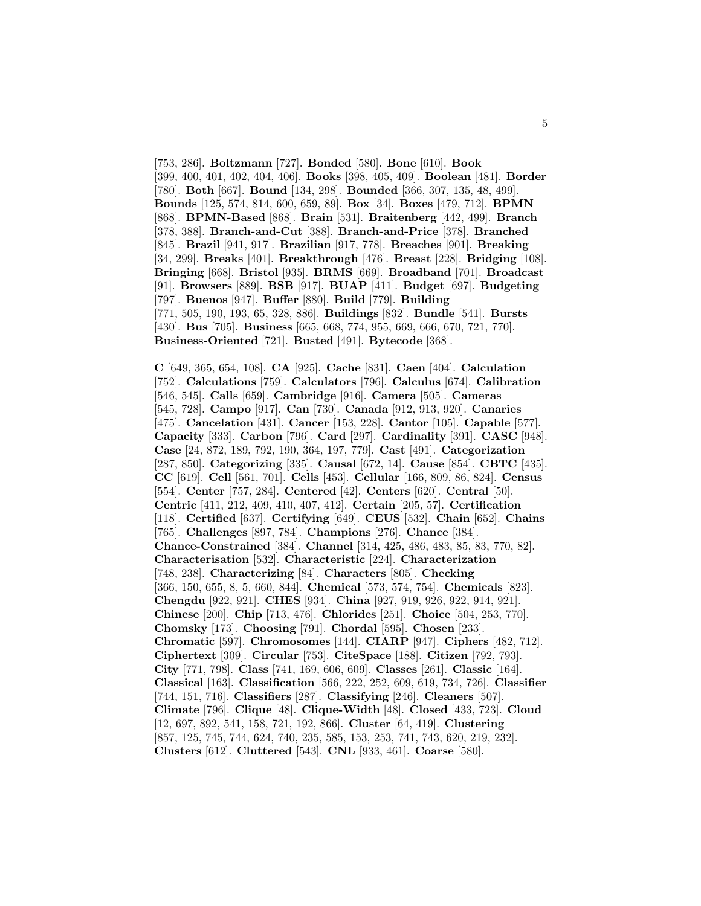[753, 286]. **Boltzmann** [727]. **Bonded** [580]. **Bone** [610]. **Book** [399, 400, 401, 402, 404, 406]. **Books** [398, 405, 409]. **Boolean** [481]. **Border** [780]. **Both** [667]. **Bound** [134, 298]. **Bounded** [366, 307, 135, 48, 499]. **Bounds** [125, 574, 814, 600, 659, 89]. **Box** [34]. **Boxes** [479, 712]. **BPMN** [868]. **BPMN-Based** [868]. **Brain** [531]. **Braitenberg** [442, 499]. **Branch** [378, 388]. **Branch-and-Cut** [388]. **Branch-and-Price** [378]. **Branched** [845]. **Brazil** [941, 917]. **Brazilian** [917, 778]. **Breaches** [901]. **Breaking** [34, 299]. **Breaks** [401]. **Breakthrough** [476]. **Breast** [228]. **Bridging** [108]. **Bringing** [668]. **Bristol** [935]. **BRMS** [669]. **Broadband** [701]. **Broadcast** [91]. **Browsers** [889]. **BSB** [917]. **BUAP** [411]. **Budget** [697]. **Budgeting** [797]. **Buenos** [947]. **Buffer** [880]. **Build** [779]. **Building** [771, 505, 190, 193, 65, 328, 886]. **Buildings** [832]. **Bundle** [541]. **Bursts** [430]. **Bus** [705]. **Business** [665, 668, 774, 955, 669, 666, 670, 721, 770]. **Business-Oriented** [721]. **Busted** [491]. **Bytecode** [368].

**C** [649, 365, 654, 108]. **CA** [925]. **Cache** [831]. **Caen** [404]. **Calculation** [752]. **Calculations** [759]. **Calculators** [796]. **Calculus** [674]. **Calibration** [546, 545]. **Calls** [659]. **Cambridge** [916]. **Camera** [505]. **Cameras** [545, 728]. **Campo** [917]. **Can** [730]. **Canada** [912, 913, 920]. **Canaries** [475]. **Cancelation** [431]. **Cancer** [153, 228]. **Cantor** [105]. **Capable** [577]. **Capacity** [333]. **Carbon** [796]. **Card** [297]. **Cardinality** [391]. **CASC** [948]. **Case** [24, 872, 189, 792, 190, 364, 197, 779]. **Cast** [491]. **Categorization** [287, 850]. **Categorizing** [335]. **Causal** [672, 14]. **Cause** [854]. **CBTC** [435]. **CC** [619]. **Cell** [561, 701]. **Cells** [453]. **Cellular** [166, 809, 86, 824]. **Census** [554]. **Center** [757, 284]. **Centered** [42]. **Centers** [620]. **Central** [50]. **Centric** [411, 212, 409, 410, 407, 412]. **Certain** [205, 57]. **Certification** [118]. **Certified** [637]. **Certifying** [649]. **CEUS** [532]. **Chain** [652]. **Chains** [765]. **Challenges** [897, 784]. **Champions** [276]. **Chance** [384]. **Chance-Constrained** [384]. **Channel** [314, 425, 486, 483, 85, 83, 770, 82]. **Characterisation** [532]. **Characteristic** [224]. **Characterization** [748, 238]. **Characterizing** [84]. **Characters** [805]. **Checking** [366, 150, 655, 8, 5, 660, 844]. **Chemical** [573, 574, 754]. **Chemicals** [823]. **Chengdu** [922, 921]. **CHES** [934]. **China** [927, 919, 926, 922, 914, 921]. **Chinese** [200]. **Chip** [713, 476]. **Chlorides** [251]. **Choice** [504, 253, 770]. **Chomsky** [173]. **Choosing** [791]. **Chordal** [595]. **Chosen** [233]. **Chromatic** [597]. **Chromosomes** [144]. **CIARP** [947]. **Ciphers** [482, 712]. **Ciphertext** [309]. **Circular** [753]. **CiteSpace** [188]. **Citizen** [792, 793]. **City** [771, 798]. **Class** [741, 169, 606, 609]. **Classes** [261]. **Classic** [164]. **Classical** [163]. **Classification** [566, 222, 252, 609, 619, 734, 726]. **Classifier** [744, 151, 716]. **Classifiers** [287]. **Classifying** [246]. **Cleaners** [507]. **Climate** [796]. **Clique** [48]. **Clique-Width** [48]. **Closed** [433, 723]. **Cloud** [12, 697, 892, 541, 158, 721, 192, 866]. **Cluster** [64, 419]. **Clustering** [857, 125, 745, 744, 624, 740, 235, 585, 153, 253, 741, 743, 620, 219, 232]. **Clusters** [612]. **Cluttered** [543]. **CNL** [933, 461]. **Coarse** [580].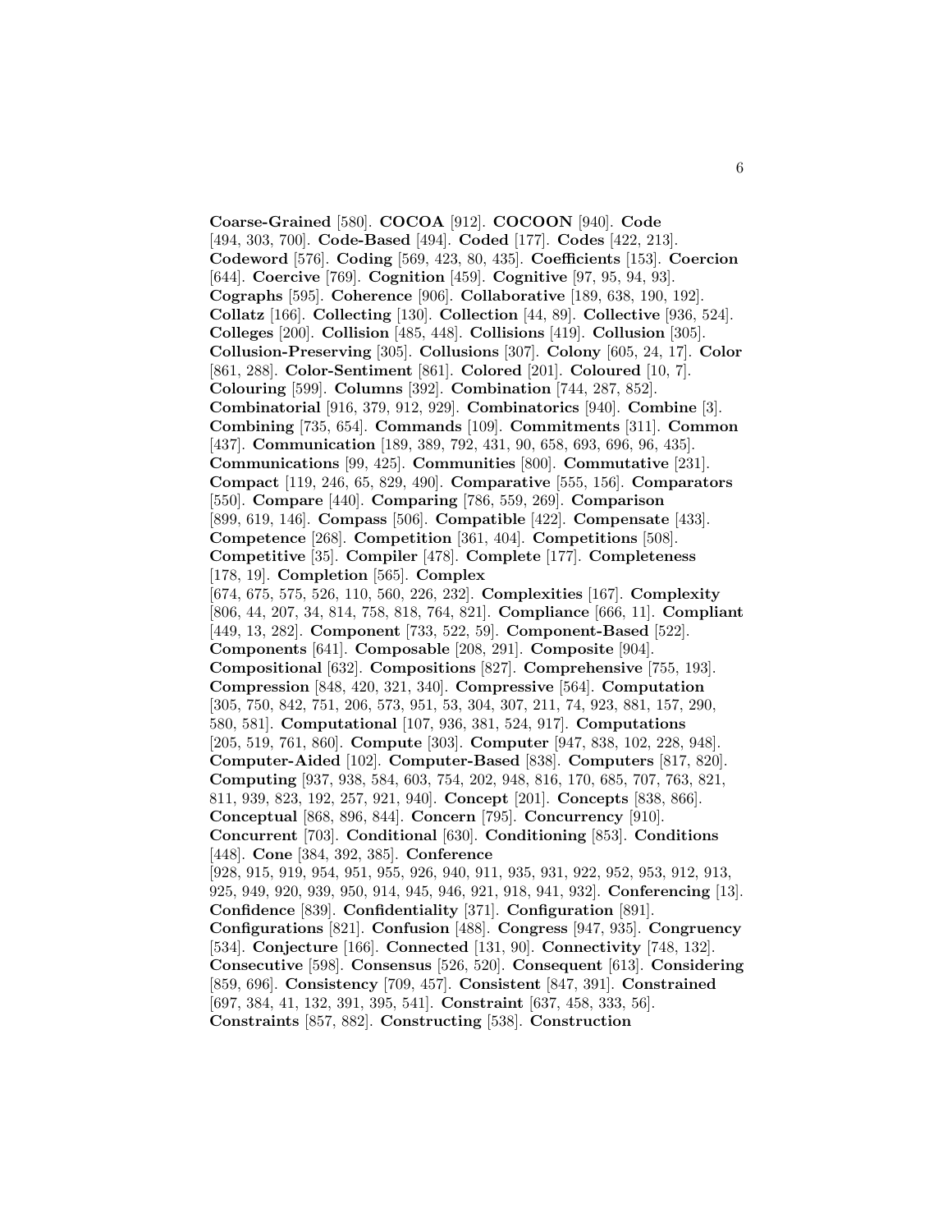**Coarse-Grained** [580]. **COCOA** [912]. **COCOON** [940]. **Code** [494, 303, 700]. **Code-Based** [494]. **Coded** [177]. **Codes** [422, 213]. **Codeword** [576]. **Coding** [569, 423, 80, 435]. **Coefficients** [153]. **Coercion** [644]. **Coercive** [769]. **Cognition** [459]. **Cognitive** [97, 95, 94, 93]. **Cographs** [595]. **Coherence** [906]. **Collaborative** [189, 638, 190, 192]. **Collatz** [166]. **Collecting** [130]. **Collection** [44, 89]. **Collective** [936, 524]. **Colleges** [200]. **Collision** [485, 448]. **Collisions** [419]. **Collusion** [305]. **Collusion-Preserving** [305]. **Collusions** [307]. **Colony** [605, 24, 17]. **Color** [861, 288]. **Color-Sentiment** [861]. **Colored** [201]. **Coloured** [10, 7]. **Colouring** [599]. **Columns** [392]. **Combination** [744, 287, 852]. **Combinatorial** [916, 379, 912, 929]. **Combinatorics** [940]. **Combine** [3]. **Combining** [735, 654]. **Commands** [109]. **Commitments** [311]. **Common** [437]. **Communication** [189, 389, 792, 431, 90, 658, 693, 696, 96, 435]. **Communications** [99, 425]. **Communities** [800]. **Commutative** [231]. **Compact** [119, 246, 65, 829, 490]. **Comparative** [555, 156]. **Comparators** [550]. **Compare** [440]. **Comparing** [786, 559, 269]. **Comparison** [899, 619, 146]. **Compass** [506]. **Compatible** [422]. **Compensate** [433]. **Competence** [268]. **Competition** [361, 404]. **Competitions** [508]. **Competitive** [35]. **Compiler** [478]. **Complete** [177]. **Completeness** [178, 19]. **Completion** [565]. **Complex** [674, 675, 575, 526, 110, 560, 226, 232]. **Complexities** [167]. **Complexity** [806, 44, 207, 34, 814, 758, 818, 764, 821]. **Compliance** [666, 11]. **Compliant** [449, 13, 282]. **Component** [733, 522, 59]. **Component-Based** [522]. **Components** [641]. **Composable** [208, 291]. **Composite** [904]. **Compositional** [632]. **Compositions** [827]. **Comprehensive** [755, 193]. **Compression** [848, 420, 321, 340]. **Compressive** [564]. **Computation** [305, 750, 842, 751, 206, 573, 951, 53, 304, 307, 211, 74, 923, 881, 157, 290, 580, 581]. **Computational** [107, 936, 381, 524, 917]. **Computations** [205, 519, 761, 860]. **Compute** [303]. **Computer** [947, 838, 102, 228, 948]. **Computer-Aided** [102]. **Computer-Based** [838]. **Computers** [817, 820]. **Computing** [937, 938, 584, 603, 754, 202, 948, 816, 170, 685, 707, 763, 821, 811, 939, 823, 192, 257, 921, 940]. **Concept** [201]. **Concepts** [838, 866]. **Conceptual** [868, 896, 844]. **Concern** [795]. **Concurrency** [910]. **Concurrent** [703]. **Conditional** [630]. **Conditioning** [853]. **Conditions** [448]. **Cone** [384, 392, 385]. **Conference** [928, 915, 919, 954, 951, 955, 926, 940, 911, 935, 931, 922, 952, 953, 912, 913, 925, 949, 920, 939, 950, 914, 945, 946, 921, 918, 941, 932]. **Conferencing** [13]. **Confidence** [839]. **Confidentiality** [371]. **Configuration** [891]. **Configurations** [821]. **Confusion** [488]. **Congress** [947, 935]. **Congruency** [534]. **Conjecture** [166]. **Connected** [131, 90]. **Connectivity** [748, 132]. **Consecutive** [598]. **Consensus** [526, 520]. **Consequent** [613]. **Considering** [859, 696]. **Consistency** [709, 457]. **Consistent** [847, 391]. **Constrained** [697, 384, 41, 132, 391, 395, 541]. **Constraint** [637, 458, 333, 56]. **Constraints** [857, 882]. **Constructing** [538]. **Construction**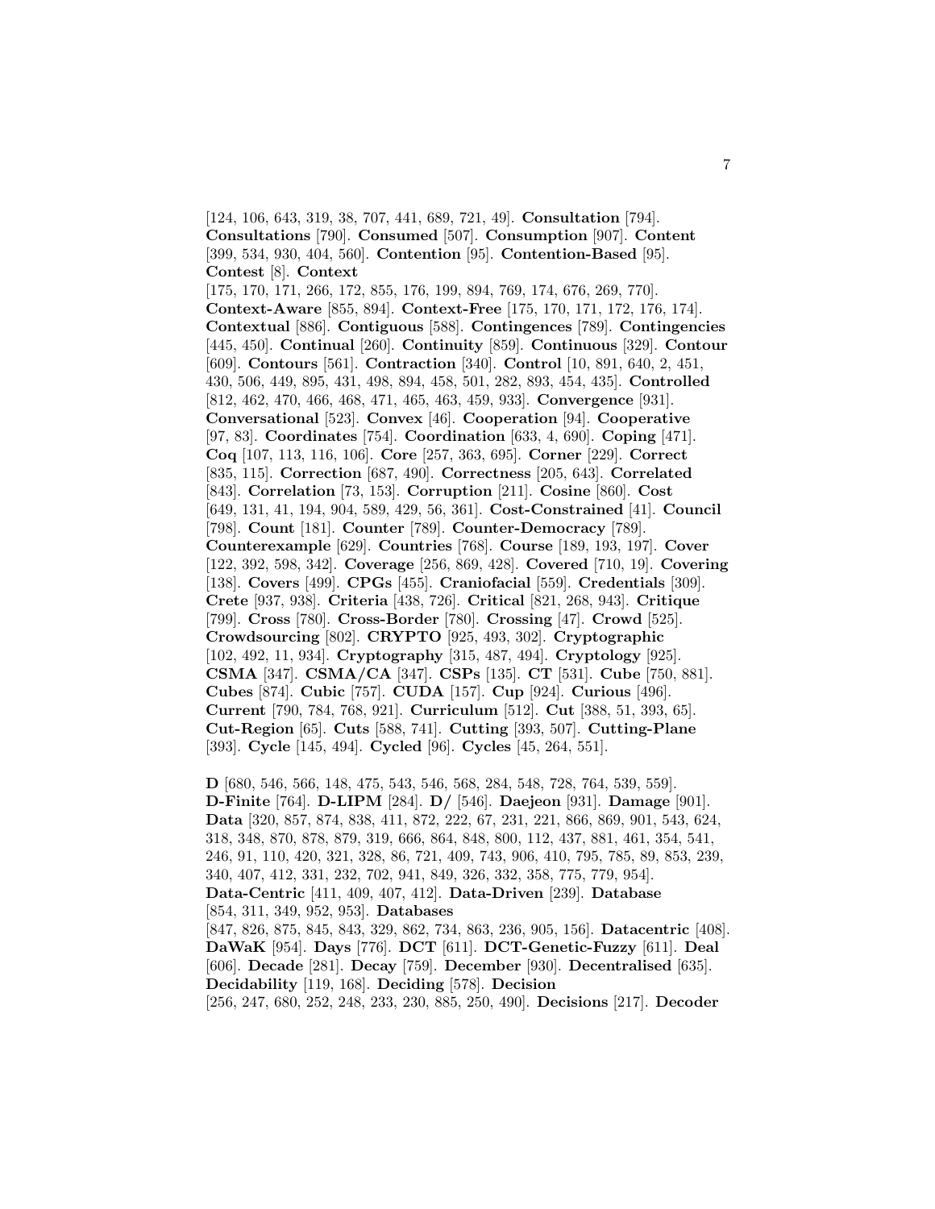[124, 106, 643, 319, 38, 707, 441, 689, 721, 49]. **Consultation** [794]. **Consultations** [790]. **Consumed** [507]. **Consumption** [907]. **Content** [399, 534, 930, 404, 560]. **Contention** [95]. **Contention-Based** [95]. **Contest** [8]. **Context** [175, 170, 171, 266, 172, 855, 176, 199, 894, 769, 174, 676, 269, 770]. **Context-Aware** [855, 894]. **Context-Free** [175, 170, 171, 172, 176, 174]. **Contextual** [886]. **Contiguous** [588]. **Contingences** [789]. **Contingencies** [445, 450]. **Continual** [260]. **Continuity** [859]. **Continuous** [329]. **Contour** [609]. **Contours** [561]. **Contraction** [340]. **Control** [10, 891, 640, 2, 451, 430, 506, 449, 895, 431, 498, 894, 458, 501, 282, 893, 454, 435]. **Controlled** [812, 462, 470, 466, 468, 471, 465, 463, 459, 933]. **Convergence** [931]. **Conversational** [523]. **Convex** [46]. **Cooperation** [94]. **Cooperative** [97, 83]. **Coordinates** [754]. **Coordination** [633, 4, 690]. **Coping** [471]. **Coq** [107, 113, 116, 106]. **Core** [257, 363, 695]. **Corner** [229]. **Correct** [835, 115]. **Correction** [687, 490]. **Correctness** [205, 643]. **Correlated** [843]. **Correlation** [73, 153]. **Corruption** [211]. **Cosine** [860]. **Cost** [649, 131, 41, 194, 904, 589, 429, 56, 361]. **Cost-Constrained** [41]. **Council** [798]. **Count** [181]. **Counter** [789]. **Counter-Democracy** [789]. **Counterexample** [629]. **Countries** [768]. **Course** [189, 193, 197]. **Cover** [122, 392, 598, 342]. **Coverage** [256, 869, 428]. **Covered** [710, 19]. **Covering** [138]. **Covers** [499]. **CPGs** [455]. **Craniofacial** [559]. **Credentials** [309]. **Crete** [937, 938]. **Criteria** [438, 726]. **Critical** [821, 268, 943]. **Critique** [799]. **Cross** [780]. **Cross-Border** [780]. **Crossing** [47]. **Crowd** [525]. **Crowdsourcing** [802]. **CRYPTO** [925, 493, 302]. **Cryptographic** [102, 492, 11, 934]. **Cryptography** [315, 487, 494]. **Cryptology** [925]. **CSMA** [347]. **CSMA/CA** [347]. **CSPs** [135]. **CT** [531]. **Cube** [750, 881]. **Cubes** [874]. **Cubic** [757]. **CUDA** [157]. **Cup** [924]. **Curious** [496]. **Current** [790, 784, 768, 921]. **Curriculum** [512]. **Cut** [388, 51, 393, 65]. **Cut-Region** [65]. **Cuts** [588, 741]. **Cutting** [393, 507]. **Cutting-Plane** [393]. **Cycle** [145, 494]. **Cycled** [96]. **Cycles** [45, 264, 551].

**D** [680, 546, 566, 148, 475, 543, 546, 568, 284, 548, 728, 764, 539, 559]. **D-Finite** [764]. **D-LIPM** [284]. **D/** [546]. **Daejeon** [931]. **Damage** [901]. **Data** [320, 857, 874, 838, 411, 872, 222, 67, 231, 221, 866, 869, 901, 543, 624, 318, 348, 870, 878, 879, 319, 666, 864, 848, 800, 112, 437, 881, 461, 354, 541, 246, 91, 110, 420, 321, 328, 86, 721, 409, 743, 906, 410, 795, 785, 89, 853, 239, 340, 407, 412, 331, 232, 702, 941, 849, 326, 332, 358, 775, 779, 954]. **Data-Centric** [411, 409, 407, 412]. **Data-Driven** [239]. **Database** [854, 311, 349, 952, 953]. **Databases** [847, 826, 875, 845, 843, 329, 862, 734, 863, 236, 905, 156]. **Datacentric** [408]. **DaWaK** [954]. **Days** [776]. **DCT** [611]. **DCT-Genetic-Fuzzy** [611]. **Deal** [606]. **Decade** [281]. **Decay** [759]. **December** [930]. **Decentralised** [635]. **Decidability** [119, 168]. **Deciding** [578]. **Decision** [256, 247, 680, 252, 248, 233, 230, 885, 250, 490]. **Decisions** [217]. **Decoder**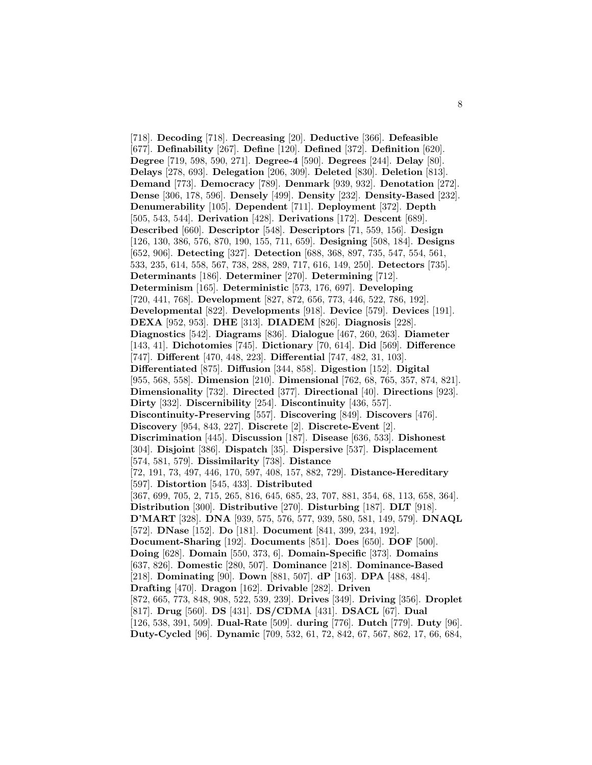[718]. **Decoding** [718]. **Decreasing** [20]. **Deductive** [366]. **Defeasible** [677]. **Definability** [267]. **Define** [120]. **Defined** [372]. **Definition** [620]. **Degree** [719, 598, 590, 271]. **Degree-4** [590]. **Degrees** [244]. **Delay** [80]. **Delays** [278, 693]. **Delegation** [206, 309]. **Deleted** [830]. **Deletion** [813]. **Demand** [773]. **Democracy** [789]. **Denmark** [939, 932]. **Denotation** [272]. **Dense** [306, 178, 596]. **Densely** [499]. **Density** [232]. **Density-Based** [232]. **Denumerability** [105]. **Dependent** [711]. **Deployment** [372]. **Depth** [505, 543, 544]. **Derivation** [428]. **Derivations** [172]. **Descent** [689]. **Described** [660]. **Descriptor** [548]. **Descriptors** [71, 559, 156]. **Design** [126, 130, 386, 576, 870, 190, 155, 711, 659]. **Designing** [508, 184]. **Designs** [652, 906]. **Detecting** [327]. **Detection** [688, 368, 897, 735, 547, 554, 561, 533, 235, 614, 558, 567, 738, 288, 289, 717, 616, 149, 250]. **Detectors** [735]. **Determinants** [186]. **Determiner** [270]. **Determining** [712]. **Determinism** [165]. **Deterministic** [573, 176, 697]. **Developing** [720, 441, 768]. **Development** [827, 872, 656, 773, 446, 522, 786, 192]. **Developmental** [822]. **Developments** [918]. **Device** [579]. **Devices** [191]. **DEXA** [952, 953]. **DHE** [313]. **DIADEM** [826]. **Diagnosis** [228]. **Diagnostics** [542]. **Diagrams** [836]. **Dialogue** [467, 260, 263]. **Diameter** [143, 41]. **Dichotomies** [745]. **Dictionary** [70, 614]. **Did** [569]. **Difference** [747]. **Different** [470, 448, 223]. **Differential** [747, 482, 31, 103]. **Differentiated** [875]. **Diffusion** [344, 858]. **Digestion** [152]. **Digital** [955, 568, 558]. **Dimension** [210]. **Dimensional** [762, 68, 765, 357, 874, 821]. **Dimensionality** [732]. **Directed** [377]. **Directional** [40]. **Directions** [923]. **Dirty** [332]. **Discernibility** [254]. **Discontinuity** [436, 557]. **Discontinuity-Preserving** [557]. **Discovering** [849]. **Discovers** [476]. **Discovery** [954, 843, 227]. **Discrete** [2]. **Discrete-Event** [2]. **Discrimination** [445]. **Discussion** [187]. **Disease** [636, 533]. **Dishonest** [304]. **Disjoint** [386]. **Dispatch** [35]. **Dispersive** [537]. **Displacement** [574, 581, 579]. **Dissimilarity** [738]. **Distance** [72, 191, 73, 497, 446, 170, 597, 408, 157, 882, 729]. **Distance-Hereditary** [597]. **Distortion** [545, 433]. **Distributed** [367, 699, 705, 2, 715, 265, 816, 645, 685, 23, 707, 881, 354, 68, 113, 658, 364]. **Distribution** [300]. **Distributive** [270]. **Disturbing** [187]. **DLT** [918]. **D'MART** [328]. **DNA** [939, 575, 576, 577, 939, 580, 581, 149, 579]. **DNAQL** [572]. **DNase** [152]. **Do** [181]. **Document** [841, 399, 234, 192]. **Document-Sharing** [192]. **Documents** [851]. **Does** [650]. **DOF** [500]. **Doing** [628]. **Domain** [550, 373, 6]. **Domain-Specific** [373]. **Domains** [637, 826]. **Domestic** [280, 507]. **Dominance** [218]. **Dominance-Based** [218]. **Dominating** [90]. **Down** [881, 507]. **dP** [163]. **DPA** [488, 484]. **Drafting** [470]. **Dragon** [162]. **Drivable** [282]. **Driven** [872, 665, 773, 848, 908, 522, 539, 239]. **Drives** [349]. **Driving** [356]. **Droplet** [817]. **Drug** [560]. **DS** [431]. **DS/CDMA** [431]. **DSACL** [67]. **Dual** [126, 538, 391, 509]. **Dual-Rate** [509]. **during** [776]. **Dutch** [779]. **Duty** [96]. **Duty-Cycled** [96]. **Dynamic** [709, 532, 61, 72, 842, 67, 567, 862, 17, 66, 684,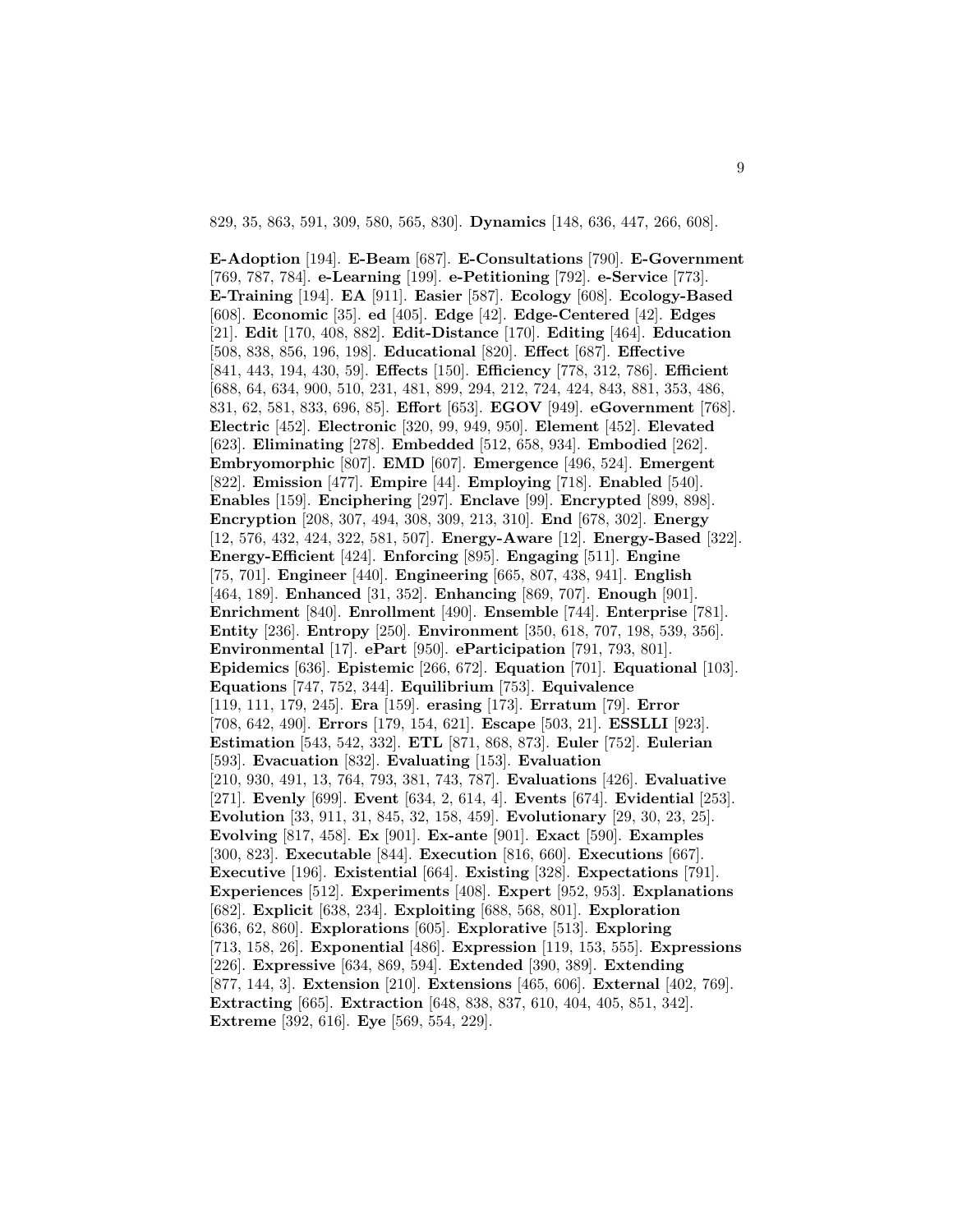829, 35, 863, 591, 309, 580, 565, 830]. **Dynamics** [148, 636, 447, 266, 608].

**E-Adoption** [194]. **E-Beam** [687]. **E-Consultations** [790]. **E-Government** [769, 787, 784]. **e-Learning** [199]. **e-Petitioning** [792]. **e-Service** [773]. **E-Training** [194]. **EA** [911]. **Easier** [587]. **Ecology** [608]. **Ecology-Based** [608]. **Economic** [35]. **ed** [405]. **Edge** [42]. **Edge-Centered** [42]. **Edges** [21]. **Edit** [170, 408, 882]. **Edit-Distance** [170]. **Editing** [464]. **Education** [508, 838, 856, 196, 198]. **Educational** [820]. **Effect** [687]. **Effective** [841, 443, 194, 430, 59]. **Effects** [150]. **Efficiency** [778, 312, 786]. **Efficient** [688, 64, 634, 900, 510, 231, 481, 899, 294, 212, 724, 424, 843, 881, 353, 486, 831, 62, 581, 833, 696, 85]. **Effort** [653]. **EGOV** [949]. **eGovernment** [768]. **Electric** [452]. **Electronic** [320, 99, 949, 950]. **Element** [452]. **Elevated** [623]. **Eliminating** [278]. **Embedded** [512, 658, 934]. **Embodied** [262]. **Embryomorphic** [807]. **EMD** [607]. **Emergence** [496, 524]. **Emergent** [822]. **Emission** [477]. **Empire** [44]. **Employing** [718]. **Enabled** [540]. **Enables** [159]. **Enciphering** [297]. **Enclave** [99]. **Encrypted** [899, 898]. **Encryption** [208, 307, 494, 308, 309, 213, 310]. **End** [678, 302]. **Energy** [12, 576, 432, 424, 322, 581, 507]. **Energy-Aware** [12]. **Energy-Based** [322]. **Energy-Efficient** [424]. **Enforcing** [895]. **Engaging** [511]. **Engine** [75, 701]. **Engineer** [440]. **Engineering** [665, 807, 438, 941]. **English** [464, 189]. **Enhanced** [31, 352]. **Enhancing** [869, 707]. **Enough** [901]. **Enrichment** [840]. **Enrollment** [490]. **Ensemble** [744]. **Enterprise** [781]. **Entity** [236]. **Entropy** [250]. **Environment** [350, 618, 707, 198, 539, 356]. **Environmental** [17]. **ePart** [950]. **eParticipation** [791, 793, 801]. **Epidemics** [636]. **Epistemic** [266, 672]. **Equation** [701]. **Equational** [103]. **Equations** [747, 752, 344]. **Equilibrium** [753]. **Equivalence** [119, 111, 179, 245]. **Era** [159]. **erasing** [173]. **Erratum** [79]. **Error** [708, 642, 490]. **Errors** [179, 154, 621]. **Escape** [503, 21]. **ESSLLI** [923]. **Estimation** [543, 542, 332]. **ETL** [871, 868, 873]. **Euler** [752]. **Eulerian** [593]. **Evacuation** [832]. **Evaluating** [153]. **Evaluation** [210, 930, 491, 13, 764, 793, 381, 743, 787]. **Evaluations** [426]. **Evaluative** [271]. **Evenly** [699]. **Event** [634, 2, 614, 4]. **Events** [674]. **Evidential** [253]. **Evolution** [33, 911, 31, 845, 32, 158, 459]. **Evolutionary** [29, 30, 23, 25]. **Evolving** [817, 458]. **Ex** [901]. **Ex-ante** [901]. **Exact** [590]. **Examples** [300, 823]. **Executable** [844]. **Execution** [816, 660]. **Executions** [667]. **Executive** [196]. **Existential** [664]. **Existing** [328]. **Expectations** [791]. **Experiences** [512]. **Experiments** [408]. **Expert** [952, 953]. **Explanations** [682]. **Explicit** [638, 234]. **Exploiting** [688, 568, 801]. **Exploration** [636, 62, 860]. **Explorations** [605]. **Explorative** [513]. **Exploring** [713, 158, 26]. **Exponential** [486]. **Expression** [119, 153, 555]. **Expressions** [226]. **Expressive** [634, 869, 594]. **Extended** [390, 389]. **Extending** [877, 144, 3]. **Extension** [210]. **Extensions** [465, 606]. **External** [402, 769]. **Extracting** [665]. **Extraction** [648, 838, 837, 610, 404, 405, 851, 342]. **Extreme** [392, 616]. **Eye** [569, 554, 229].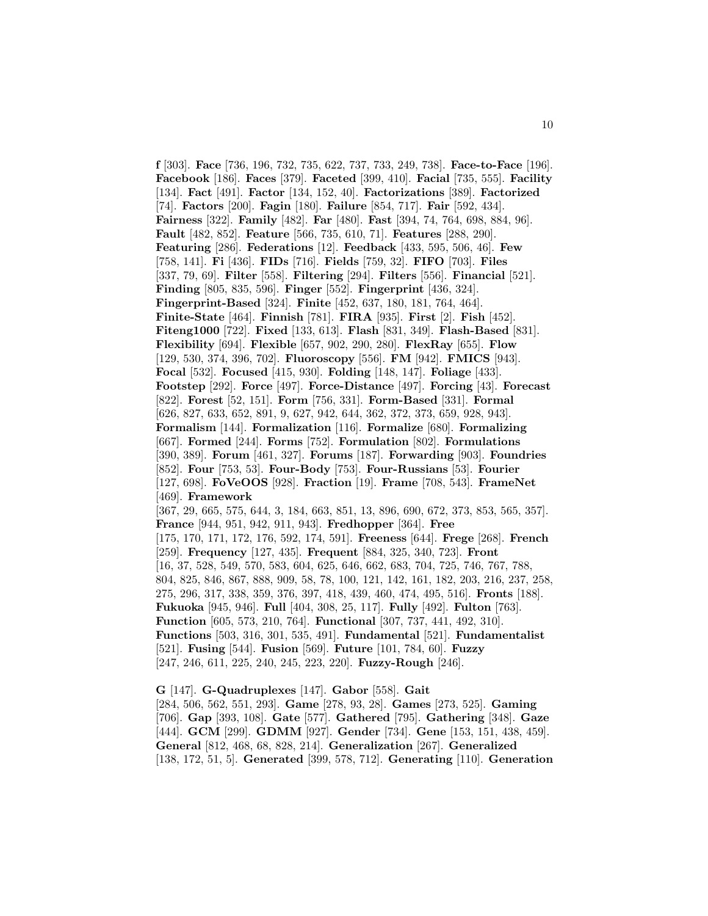**f** [303]. **Face** [736, 196, 732, 735, 622, 737, 733, 249, 738]. **Face-to-Face** [196]. **Facebook** [186]. **Faces** [379]. **Faceted** [399, 410]. **Facial** [735, 555]. **Facility** [134]. **Fact** [491]. **Factor** [134, 152, 40]. **Factorizations** [389]. **Factorized** [74]. **Factors** [200]. **Fagin** [180]. **Failure** [854, 717]. **Fair** [592, 434]. **Fairness** [322]. **Family** [482]. **Far** [480]. **Fast** [394, 74, 764, 698, 884, 96]. **Fault** [482, 852]. **Feature** [566, 735, 610, 71]. **Features** [288, 290]. **Featuring** [286]. **Federations** [12]. **Feedback** [433, 595, 506, 46]. **Few** [758, 141]. **Fi** [436]. **FIDs** [716]. **Fields** [759, 32]. **FIFO** [703]. **Files** [337, 79, 69]. **Filter** [558]. **Filtering** [294]. **Filters** [556]. **Financial** [521]. **Finding** [805, 835, 596]. **Finger** [552]. **Fingerprint** [436, 324]. **Fingerprint-Based** [324]. **Finite** [452, 637, 180, 181, 764, 464]. **Finite-State** [464]. **Finnish** [781]. **FIRA** [935]. **First** [2]. **Fish** [452]. **Fiteng1000** [722]. **Fixed** [133, 613]. **Flash** [831, 349]. **Flash-Based** [831]. **Flexibility** [694]. **Flexible** [657, 902, 290, 280]. **FlexRay** [655]. **Flow** [129, 530, 374, 396, 702]. **Fluoroscopy** [556]. **FM** [942]. **FMICS** [943]. **Focal** [532]. **Focused** [415, 930]. **Folding** [148, 147]. **Foliage** [433]. **Footstep** [292]. **Force** [497]. **Force-Distance** [497]. **Forcing** [43]. **Forecast** [822]. **Forest** [52, 151]. **Form** [756, 331]. **Form-Based** [331]. **Formal** [626, 827, 633, 652, 891, 9, 627, 942, 644, 362, 372, 373, 659, 928, 943]. **Formalism** [144]. **Formalization** [116]. **Formalize** [680]. **Formalizing** [667]. **Formed** [244]. **Forms** [752]. **Formulation** [802]. **Formulations** [390, 389]. **Forum** [461, 327]. **Forums** [187]. **Forwarding** [903]. **Foundries** [852]. **Four** [753, 53]. **Four-Body** [753]. **Four-Russians** [53]. **Fourier** [127, 698]. **FoVeOOS** [928]. **Fraction** [19]. **Frame** [708, 543]. **FrameNet** [469]. **Framework** [367, 29, 665, 575, 644, 3, 184, 663, 851, 13, 896, 690, 672, 373, 853, 565, 357]. **France** [944, 951, 942, 911, 943]. **Fredhopper** [364]. **Free** [175, 170, 171, 172, 176, 592, 174, 591]. **Freeness** [644]. **Frege** [268]. **French** [259]. **Frequency** [127, 435]. **Frequent** [884, 325, 340, 723]. **Front** [16, 37, 528, 549, 570, 583, 604, 625, 646, 662, 683, 704, 725, 746, 767, 788, 804, 825, 846, 867, 888, 909, 58, 78, 100, 121, 142, 161, 182, 203, 216, 237, 258, 275, 296, 317, 338, 359, 376, 397, 418, 439, 460, 474, 495, 516]. **Fronts** [188]. **Fukuoka** [945, 946]. **Full** [404, 308, 25, 117]. **Fully** [492]. **Fulton** [763]. **Function** [605, 573, 210, 764]. **Functional** [307, 737, 441, 492, 310]. **Functions** [503, 316, 301, 535, 491]. **Fundamental** [521]. **Fundamentalist** [521]. **Fusing** [544]. **Fusion** [569]. **Future** [101, 784, 60]. **Fuzzy** [247, 246, 611, 225, 240, 245, 223, 220]. **Fuzzy-Rough** [246].

**G** [147]. **G-Quadruplexes** [147]. **Gabor** [558]. **Gait** [284, 506, 562, 551, 293]. **Game** [278, 93, 28]. **Games** [273, 525]. **Gaming** [706]. **Gap** [393, 108]. **Gate** [577]. **Gathered** [795]. **Gathering** [348]. **Gaze** [444]. **GCM** [299]. **GDMM** [927]. **Gender** [734]. **Gene** [153, 151, 438, 459]. **General** [812, 468, 68, 828, 214]. **Generalization** [267]. **Generalized** [138, 172, 51, 5]. **Generated** [399, 578, 712]. **Generating** [110]. **Generation**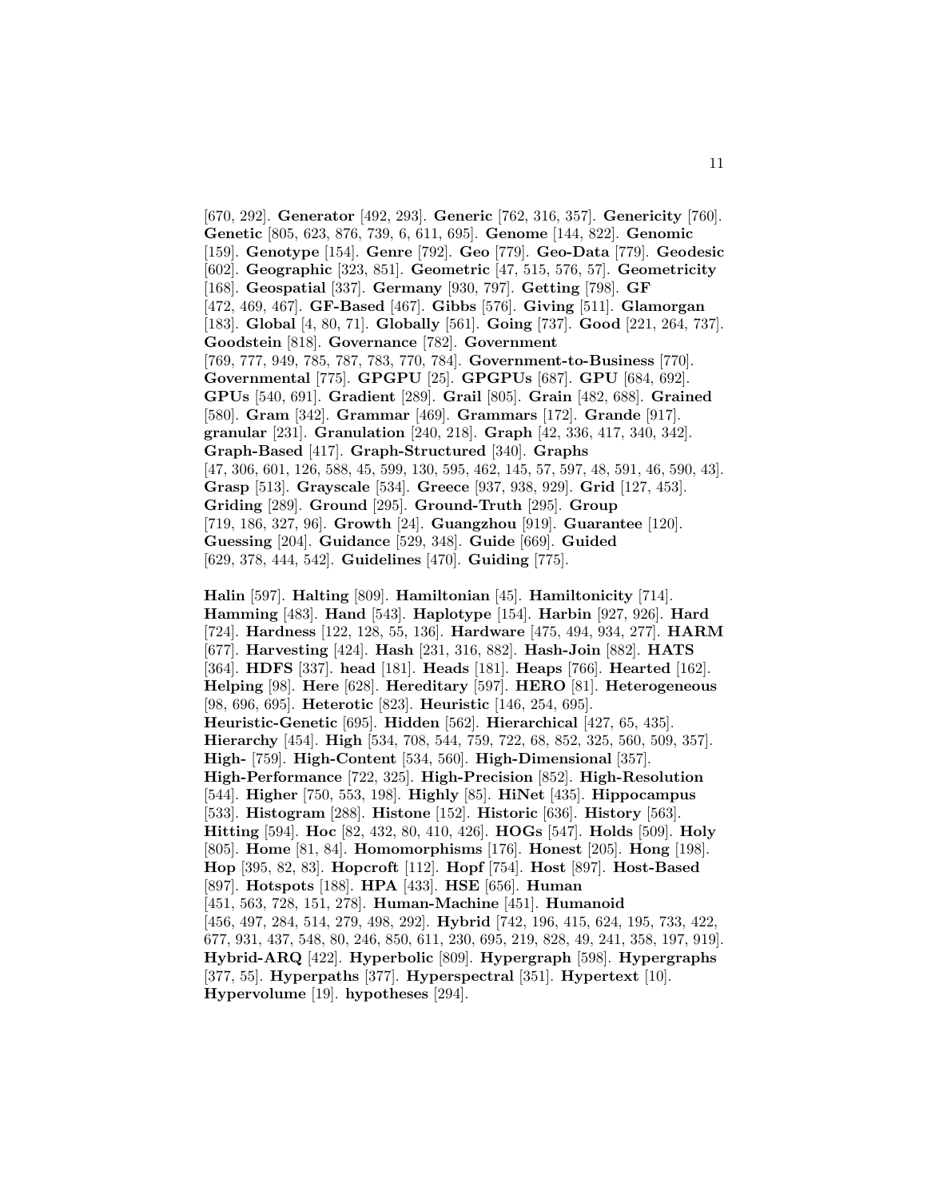[670, 292]. **Generator** [492, 293]. **Generic** [762, 316, 357]. **Genericity** [760]. **Genetic** [805, 623, 876, 739, 6, 611, 695]. **Genome** [144, 822]. **Genomic** [159]. **Genotype** [154]. **Genre** [792]. **Geo** [779]. **Geo-Data** [779]. **Geodesic** [602]. **Geographic** [323, 851]. **Geometric** [47, 515, 576, 57]. **Geometricity** [168]. **Geospatial** [337]. **Germany** [930, 797]. **Getting** [798]. **GF** [472, 469, 467]. **GF-Based** [467]. **Gibbs** [576]. **Giving** [511]. **Glamorgan** [183]. **Global** [4, 80, 71]. **Globally** [561]. **Going** [737]. **Good** [221, 264, 737]. **Goodstein** [818]. **Governance** [782]. **Government** [769, 777, 949, 785, 787, 783, 770, 784]. **Government-to-Business** [770]. **Governmental** [775]. **GPGPU** [25]. **GPGPUs** [687]. **GPU** [684, 692]. **GPUs** [540, 691]. **Gradient** [289]. **Grail** [805]. **Grain** [482, 688]. **Grained** [580]. **Gram** [342]. **Grammar** [469]. **Grammars** [172]. **Grande** [917]. **granular** [231]. **Granulation** [240, 218]. **Graph** [42, 336, 417, 340, 342]. **Graph-Based** [417]. **Graph-Structured** [340]. **Graphs** [47, 306, 601, 126, 588, 45, 599, 130, 595, 462, 145, 57, 597, 48, 591, 46, 590, 43]. **Grasp** [513]. **Grayscale** [534]. **Greece** [937, 938, 929]. **Grid** [127, 453]. **Griding** [289]. **Ground** [295]. **Ground-Truth** [295]. **Group** [719, 186, 327, 96]. **Growth** [24]. **Guangzhou** [919]. **Guarantee** [120]. **Guessing** [204]. **Guidance** [529, 348]. **Guide** [669]. **Guided** [629, 378, 444, 542]. **Guidelines** [470]. **Guiding** [775].

**Halin** [597]. **Halting** [809]. **Hamiltonian** [45]. **Hamiltonicity** [714]. **Hamming** [483]. **Hand** [543]. **Haplotype** [154]. **Harbin** [927, 926]. **Hard** [724]. **Hardness** [122, 128, 55, 136]. **Hardware** [475, 494, 934, 277]. **HARM** [677]. **Harvesting** [424]. **Hash** [231, 316, 882]. **Hash-Join** [882]. **HATS** [364]. **HDFS** [337]. **head** [181]. **Heads** [181]. **Heaps** [766]. **Hearted** [162]. **Helping** [98]. **Here** [628]. **Hereditary** [597]. **HERO** [81]. **Heterogeneous** [98, 696, 695]. **Heterotic** [823]. **Heuristic** [146, 254, 695]. **Heuristic-Genetic** [695]. **Hidden** [562]. **Hierarchical** [427, 65, 435]. **Hierarchy** [454]. **High** [534, 708, 544, 759, 722, 68, 852, 325, 560, 509, 357]. **High-** [759]. **High-Content** [534, 560]. **High-Dimensional** [357]. **High-Performance** [722, 325]. **High-Precision** [852]. **High-Resolution** [544]. **Higher** [750, 553, 198]. **Highly** [85]. **HiNet** [435]. **Hippocampus** [533]. **Histogram** [288]. **Histone** [152]. **Historic** [636]. **History** [563]. **Hitting** [594]. **Hoc** [82, 432, 80, 410, 426]. **HOGs** [547]. **Holds** [509]. **Holy** [805]. **Home** [81, 84]. **Homomorphisms** [176]. **Honest** [205]. **Hong** [198]. **Hop** [395, 82, 83]. **Hopcroft** [112]. **Hopf** [754]. **Host** [897]. **Host-Based** [897]. **Hotspots** [188]. **HPA** [433]. **HSE** [656]. **Human** [451, 563, 728, 151, 278]. **Human-Machine** [451]. **Humanoid** [456, 497, 284, 514, 279, 498, 292]. **Hybrid** [742, 196, 415, 624, 195, 733, 422, 677, 931, 437, 548, 80, 246, 850, 611, 230, 695, 219, 828, 49, 241, 358, 197, 919]. **Hybrid-ARQ** [422]. **Hyperbolic** [809]. **Hypergraph** [598]. **Hypergraphs** [377, 55]. **Hyperpaths** [377]. **Hyperspectral** [351]. **Hypertext** [10]. **Hypervolume** [19]. **hypotheses** [294].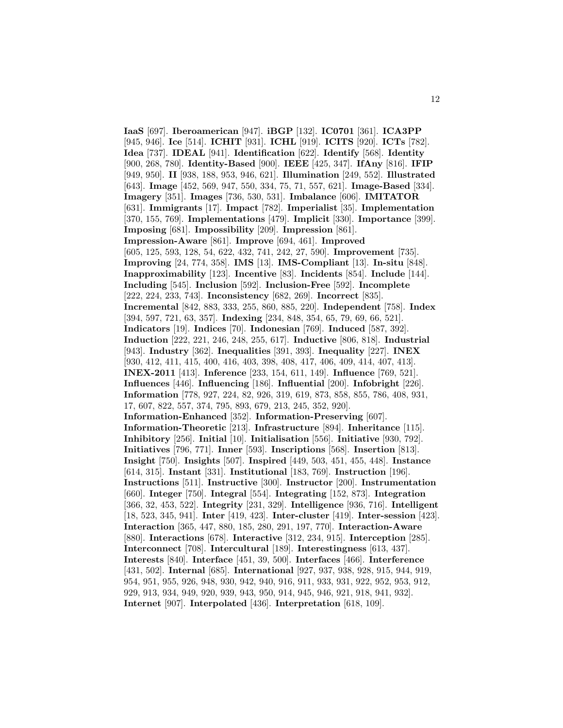**IaaS** [697]. **Iberoamerican** [947]. **iBGP** [132]. **IC0701** [361]. **ICA3PP** [945, 946]. **Ice** [514]. **ICHIT** [931]. **ICHL** [919]. **ICITS** [920]. **ICTs** [782]. **Idea** [737]. **IDEAL** [941]. **Identification** [622]. **Identify** [568]. **Identity** [900, 268, 780]. **Identity-Based** [900]. **IEEE** [425, 347]. **IfAny** [816]. **IFIP** [949, 950]. **II** [938, 188, 953, 946, 621]. **Illumination** [249, 552]. **Illustrated** [643]. **Image** [452, 569, 947, 550, 334, 75, 71, 557, 621]. **Image-Based** [334]. **Imagery** [351]. **Images** [736, 530, 531]. **Imbalance** [606]. **IMITATOR** [631]. **Immigrants** [17]. **Impact** [782]. **Imperialist** [35]. **Implementation** [370, 155, 769]. **Implementations** [479]. **Implicit** [330]. **Importance** [399]. **Imposing** [681]. **Impossibility** [209]. **Impression** [861]. **Impression-Aware** [861]. **Improve** [694, 461]. **Improved** [605, 125, 593, 128, 54, 622, 432, 741, 242, 27, 590]. **Improvement** [735]. **Improving** [24, 774, 358]. **IMS** [13]. **IMS-Compliant** [13]. **In-situ** [848]. **Inapproximability** [123]. **Incentive** [83]. **Incidents** [854]. **Include** [144]. **Including** [545]. **Inclusion** [592]. **Inclusion-Free** [592]. **Incomplete** [222, 224, 233, 743]. **Inconsistency** [682, 269]. **Incorrect** [835]. **Incremental** [842, 883, 333, 255, 860, 885, 220]. **Independent** [758]. **Index** [394, 597, 721, 63, 357]. **Indexing** [234, 848, 354, 65, 79, 69, 66, 521]. **Indicators** [19]. **Indices** [70]. **Indonesian** [769]. **Induced** [587, 392]. **Induction** [222, 221, 246, 248, 255, 617]. **Inductive** [806, 818]. **Industrial** [943]. **Industry** [362]. **Inequalities** [391, 393]. **Inequality** [227]. **INEX** [930, 412, 411, 415, 400, 416, 403, 398, 408, 417, 406, 409, 414, 407, 413]. **INEX-2011** [413]. **Inference** [233, 154, 611, 149]. **Influence** [769, 521]. **Influences** [446]. **Influencing** [186]. **Influential** [200]. **Infobright** [226]. **Information** [778, 927, 224, 82, 926, 319, 619, 873, 858, 855, 786, 408, 931, 17, 607, 822, 557, 374, 795, 893, 679, 213, 245, 352, 920]. **Information-Enhanced** [352]. **Information-Preserving** [607]. **Information-Theoretic** [213]. **Infrastructure** [894]. **Inheritance** [115]. **Inhibitory** [256]. **Initial** [10]. **Initialisation** [556]. **Initiative** [930, 792]. **Initiatives** [796, 771]. **Inner** [593]. **Inscriptions** [568]. **Insertion** [813]. **Insight** [750]. **Insights** [507]. **Inspired** [449, 503, 451, 455, 448]. **Instance** [614, 315]. **Instant** [331]. **Institutional** [183, 769]. **Instruction** [196]. **Instructions** [511]. **Instructive** [300]. **Instructor** [200]. **Instrumentation** [660]. **Integer** [750]. **Integral** [554]. **Integrating** [152, 873]. **Integration** [366, 32, 453, 522]. **Integrity** [231, 329]. **Intelligence** [936, 716]. **Intelligent** [18, 523, 345, 941]. **Inter** [419, 423]. **Inter-cluster** [419]. **Inter-session** [423]. **Interaction** [365, 447, 880, 185, 280, 291, 197, 770]. **Interaction-Aware** [880]. **Interactions** [678]. **Interactive** [312, 234, 915]. **Interception** [285]. **Interconnect** [708]. **Intercultural** [189]. **Interestingness** [613, 437]. **Interests** [840]. **Interface** [451, 39, 500]. **Interfaces** [466]. **Interference** [431, 502]. **Internal** [685]. **International** [927, 937, 938, 928, 915, 944, 919, 954, 951, 955, 926, 948, 930, 942, 940, 916, 911, 933, 931, 922, 952, 953, 912, 929, 913, 934, 949, 920, 939, 943, 950, 914, 945, 946, 921, 918, 941, 932]. **Internet** [907]. **Interpolated** [436]. **Interpretation** [618, 109].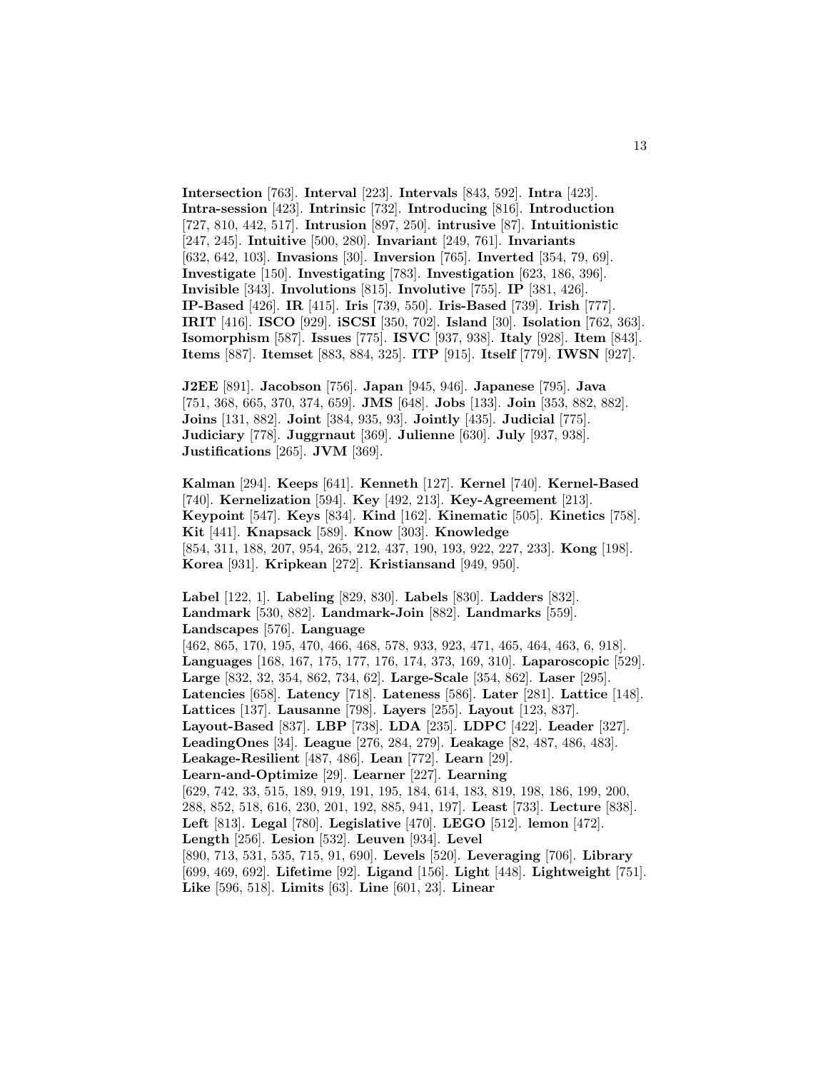**Intersection** [763]. **Interval** [223]. **Intervals** [843, 592]. **Intra** [423]. **Intra-session** [423]. **Intrinsic** [732]. **Introducing** [816]. **Introduction** [727, 810, 442, 517]. **Intrusion** [897, 250]. **intrusive** [87]. **Intuitionistic** [247, 245]. **Intuitive** [500, 280]. **Invariant** [249, 761]. **Invariants** [632, 642, 103]. **Invasions** [30]. **Inversion** [765]. **Inverted** [354, 79, 69]. **Investigate** [150]. **Investigating** [783]. **Investigation** [623, 186, 396]. **Invisible** [343]. **Involutions** [815]. **Involutive** [755]. **IP** [381, 426]. **IP-Based** [426]. **IR** [415]. **Iris** [739, 550]. **Iris-Based** [739]. **Irish** [777]. **IRIT** [416]. **ISCO** [929]. **iSCSI** [350, 702]. **Island** [30]. **Isolation** [762, 363]. **Isomorphism** [587]. **Issues** [775]. **ISVC** [937, 938]. **Italy** [928]. **Item** [843]. **Items** [887]. **Itemset** [883, 884, 325]. **ITP** [915]. **Itself** [779]. **IWSN** [927].

**J2EE** [891]. **Jacobson** [756]. **Japan** [945, 946]. **Japanese** [795]. **Java** [751, 368, 665, 370, 374, 659]. **JMS** [648]. **Jobs** [133]. **Join** [353, 882, 882]. **Joins** [131, 882]. **Joint** [384, 935, 93]. **Jointly** [435]. **Judicial** [775]. **Judiciary** [778]. **Juggrnaut** [369]. **Julienne** [630]. **July** [937, 938]. **Justifications** [265]. **JVM** [369].

**Kalman** [294]. **Keeps** [641]. **Kenneth** [127]. **Kernel** [740]. **Kernel-Based** [740]. **Kernelization** [594]. **Key** [492, 213]. **Key-Agreement** [213]. **Keypoint** [547]. **Keys** [834]. **Kind** [162]. **Kinematic** [505]. **Kinetics** [758]. **Kit** [441]. **Knapsack** [589]. **Know** [303]. **Knowledge** [854, 311, 188, 207, 954, 265, 212, 437, 190, 193, 922, 227, 233]. **Kong** [198]. **Korea** [931]. **Kripkean** [272]. **Kristiansand** [949, 950].

**Label** [122, 1]. **Labeling** [829, 830]. **Labels** [830]. **Ladders** [832]. **Landmark** [530, 882]. **Landmark-Join** [882]. **Landmarks** [559]. **Landscapes** [576]. **Language** [462, 865, 170, 195, 470, 466, 468, 578, 933, 923, 471, 465, 464, 463, 6, 918]. **Languages** [168, 167, 175, 177, 176, 174, 373, 169, 310]. **Laparoscopic** [529]. **Large** [832, 32, 354, 862, 734, 62]. **Large-Scale** [354, 862]. **Laser** [295]. **Latencies** [658]. **Latency** [718]. **Lateness** [586]. **Later** [281]. **Lattice** [148]. **Lattices** [137]. **Lausanne** [798]. **Layers** [255]. **Layout** [123, 837]. **Layout-Based** [837]. **LBP** [738]. **LDA** [235]. **LDPC** [422]. **Leader** [327]. **LeadingOnes** [34]. **League** [276, 284, 279]. **Leakage** [82, 487, 486, 483]. **Leakage-Resilient** [487, 486]. **Lean** [772]. **Learn** [29]. **Learn-and-Optimize** [29]. **Learner** [227]. **Learning** [629, 742, 33, 515, 189, 919, 191, 195, 184, 614, 183, 819, 198, 186, 199, 200, 288, 852, 518, 616, 230, 201, 192, 885, 941, 197]. **Least** [733]. **Lecture** [838]. **Left** [813]. **Legal** [780]. **Legislative** [470]. **LEGO** [512]. **lemon** [472]. **Length** [256]. **Lesion** [532]. **Leuven** [934]. **Level** [890, 713, 531, 535, 715, 91, 690]. **Levels** [520]. **Leveraging** [706]. **Library** [699, 469, 692]. **Lifetime** [92]. **Ligand** [156]. **Light** [448]. **Lightweight** [751]. **Like** [596, 518]. **Limits** [63]. **Line** [601, 23]. **Linear**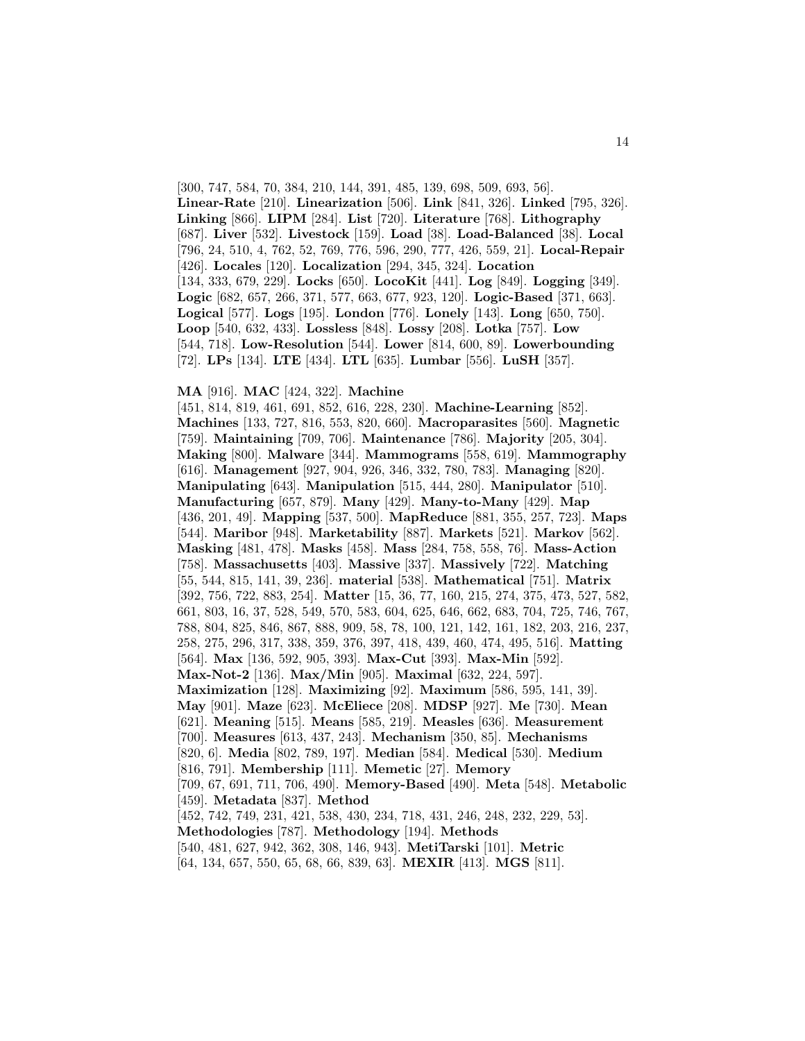[300, 747, 584, 70, 384, 210, 144, 391, 485, 139, 698, 509, 693, 56]. **Linear-Rate** [210]. **Linearization** [506]. **Link** [841, 326]. **Linked** [795, 326]. **Linking** [866]. **LIPM** [284]. **List** [720]. **Literature** [768]. **Lithography** [687]. **Liver** [532]. **Livestock** [159]. **Load** [38]. **Load-Balanced** [38]. **Local** [796, 24, 510, 4, 762, 52, 769, 776, 596, 290, 777, 426, 559, 21]. **Local-Repair** [426]. **Locales** [120]. **Localization** [294, 345, 324]. **Location** [134, 333, 679, 229]. **Locks** [650]. **LocoKit** [441]. **Log** [849]. **Logging** [349]. **Logic** [682, 657, 266, 371, 577, 663, 677, 923, 120]. **Logic-Based** [371, 663]. **Logical** [577]. **Logs** [195]. **London** [776]. **Lonely** [143]. **Long** [650, 750]. **Loop** [540, 632, 433]. **Lossless** [848]. **Lossy** [208]. **Lotka** [757]. **Low** [544, 718]. **Low-Resolution** [544]. **Lower** [814, 600, 89]. **Lowerbounding** [72]. **LPs** [134]. **LTE** [434]. **LTL** [635]. **Lumbar** [556]. **LuSH** [357].

**MA** [916]. **MAC** [424, 322]. **Machine** [451, 814, 819, 461, 691, 852, 616, 228, 230]. **Machine-Learning** [852]. **Machines** [133, 727, 816, 553, 820, 660]. **Macroparasites** [560]. **Magnetic** [759]. **Maintaining** [709, 706]. **Maintenance** [786]. **Majority** [205, 304]. **Making** [800]. **Malware** [344]. **Mammograms** [558, 619]. **Mammography** [616]. **Management** [927, 904, 926, 346, 332, 780, 783]. **Managing** [820]. **Manipulating** [643]. **Manipulation** [515, 444, 280]. **Manipulator** [510]. **Manufacturing** [657, 879]. **Many** [429]. **Many-to-Many** [429]. **Map** [436, 201, 49]. **Mapping** [537, 500]. **MapReduce** [881, 355, 257, 723]. **Maps** [544]. **Maribor** [948]. **Marketability** [887]. **Markets** [521]. **Markov** [562]. **Masking** [481, 478]. **Masks** [458]. **Mass** [284, 758, 558, 76]. **Mass-Action** [758]. **Massachusetts** [403]. **Massive** [337]. **Massively** [722]. **Matching** [55, 544, 815, 141, 39, 236]. **material** [538]. **Mathematical** [751]. **Matrix** [392, 756, 722, 883, 254]. **Matter** [15, 36, 77, 160, 215, 274, 375, 473, 527, 582, 661, 803, 16, 37, 528, 549, 570, 583, 604, 625, 646, 662, 683, 704, 725, 746, 767, 788, 804, 825, 846, 867, 888, 909, 58, 78, 100, 121, 142, 161, 182, 203, 216, 237, 258, 275, 296, 317, 338, 359, 376, 397, 418, 439, 460, 474, 495, 516]. **Matting** [564]. **Max** [136, 592, 905, 393]. **Max-Cut** [393]. **Max-Min** [592]. **Max-Not-2** [136]. **Max/Min** [905]. **Maximal** [632, 224, 597]. **Maximization** [128]. **Maximizing** [92]. **Maximum** [586, 595, 141, 39]. **May** [901]. **Maze** [623]. **McEliece** [208]. **MDSP** [927]. **Me** [730]. **Mean** [621]. **Meaning** [515]. **Means** [585, 219]. **Measles** [636]. **Measurement** [700]. **Measures** [613, 437, 243]. **Mechanism** [350, 85]. **Mechanisms** [820, 6]. **Media** [802, 789, 197]. **Median** [584]. **Medical** [530]. **Medium** [816, 791]. **Membership** [111]. **Memetic** [27]. **Memory** [709, 67, 691, 711, 706, 490]. **Memory-Based** [490]. **Meta** [548]. **Metabolic** [459]. **Metadata** [837]. **Method** [452, 742, 749, 231, 421, 538, 430, 234, 718, 431, 246, 248, 232, 229, 53]. **Methodologies** [787]. **Methodology** [194]. **Methods** [540, 481, 627, 942, 362, 308, 146, 943]. **MetiTarski** [101]. **Metric** [64, 134, 657, 550, 65, 68, 66, 839, 63]. **MEXIR** [413]. **MGS** [811].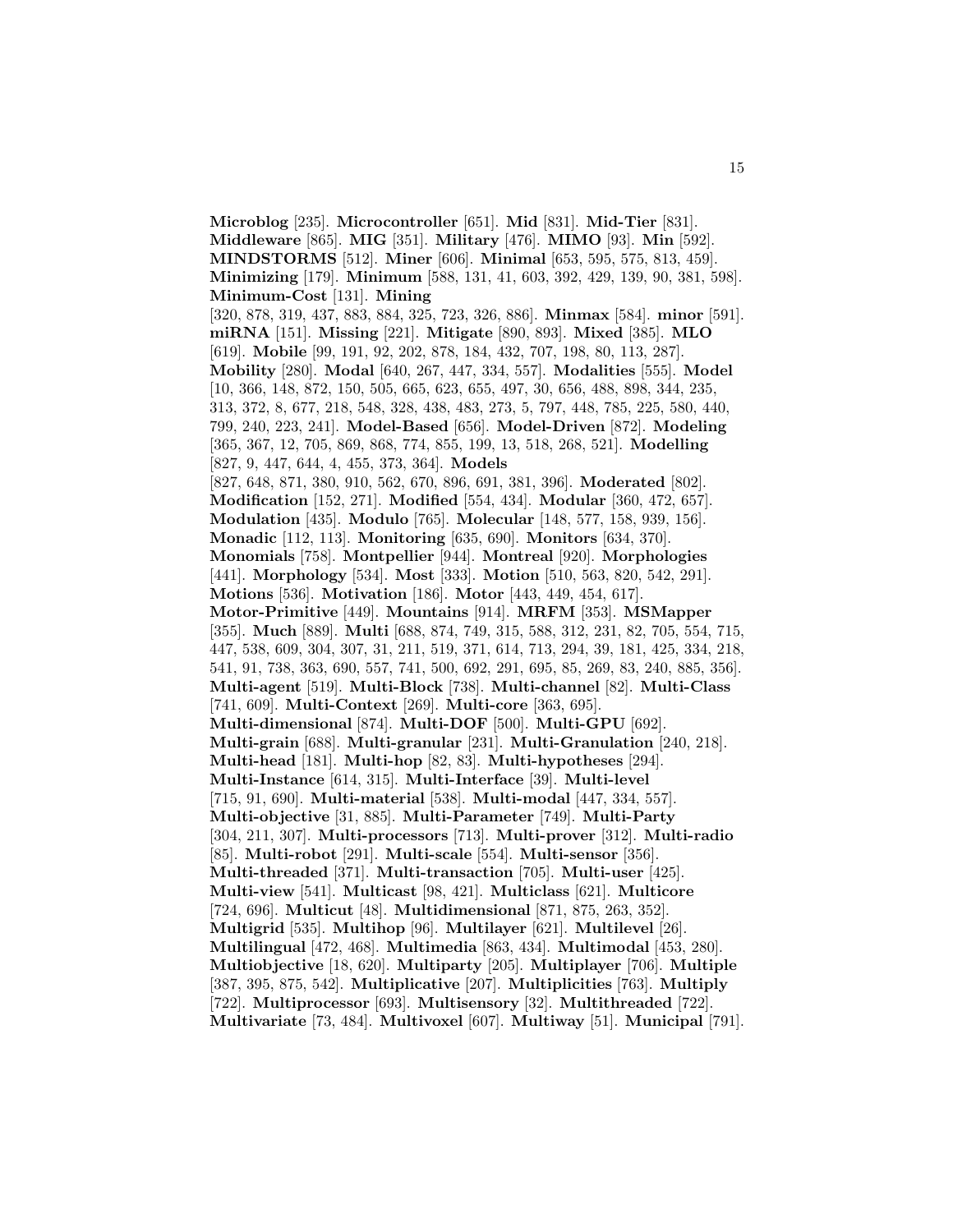**Microblog** [235]. **Microcontroller** [651]. **Mid** [831]. **Mid-Tier** [831]. **Middleware** [865]. **MIG** [351]. **Military** [476]. **MIMO** [93]. **Min** [592]. **MINDSTORMS** [512]. **Miner** [606]. **Minimal** [653, 595, 575, 813, 459]. **Minimizing** [179]. **Minimum** [588, 131, 41, 603, 392, 429, 139, 90, 381, 598]. **Minimum-Cost** [131]. **Mining** [320, 878, 319, 437, 883, 884, 325, 723, 326, 886]. **Minmax** [584]. **minor** [591]. **miRNA** [151]. **Missing** [221]. **Mitigate** [890, 893]. **Mixed** [385]. **MLO** [619]. **Mobile** [99, 191, 92, 202, 878, 184, 432, 707, 198, 80, 113, 287]. **Mobility** [280]. **Modal** [640, 267, 447, 334, 557]. **Modalities** [555]. **Model** [10, 366, 148, 872, 150, 505, 665, 623, 655, 497, 30, 656, 488, 898, 344, 235, 313, 372, 8, 677, 218, 548, 328, 438, 483, 273, 5, 797, 448, 785, 225, 580, 440, 799, 240, 223, 241]. **Model-Based** [656]. **Model-Driven** [872]. **Modeling** [365, 367, 12, 705, 869, 868, 774, 855, 199, 13, 518, 268, 521]. **Modelling** [827, 9, 447, 644, 4, 455, 373, 364]. **Models** [827, 648, 871, 380, 910, 562, 670, 896, 691, 381, 396]. **Moderated** [802]. **Modification** [152, 271]. **Modified** [554, 434]. **Modular** [360, 472, 657]. **Modulation** [435]. **Modulo** [765]. **Molecular** [148, 577, 158, 939, 156]. **Monadic** [112, 113]. **Monitoring** [635, 690]. **Monitors** [634, 370]. **Monomials** [758]. **Montpellier** [944]. **Montreal** [920]. **Morphologies** [441]. **Morphology** [534]. **Most** [333]. **Motion** [510, 563, 820, 542, 291]. **Motions** [536]. **Motivation** [186]. **Motor** [443, 449, 454, 617]. **Motor-Primitive** [449]. **Mountains** [914]. **MRFM** [353]. **MSMapper** [355]. **Much** [889]. **Multi** [688, 874, 749, 315, 588, 312, 231, 82, 705, 554, 715, 447, 538, 609, 304, 307, 31, 211, 519, 371, 614, 713, 294, 39, 181, 425, 334, 218, 541, 91, 738, 363, 690, 557, 741, 500, 692, 291, 695, 85, 269, 83, 240, 885, 356]. **Multi-agent** [519]. **Multi-Block** [738]. **Multi-channel** [82]. **Multi-Class** [741, 609]. **Multi-Context** [269]. **Multi-core** [363, 695]. **Multi-dimensional** [874]. **Multi-DOF** [500]. **Multi-GPU** [692]. **Multi-grain** [688]. **Multi-granular** [231]. **Multi-Granulation** [240, 218]. **Multi-head** [181]. **Multi-hop** [82, 83]. **Multi-hypotheses** [294]. **Multi-Instance** [614, 315]. **Multi-Interface** [39]. **Multi-level** [715, 91, 690]. **Multi-material** [538]. **Multi-modal** [447, 334, 557]. **Multi-objective** [31, 885]. **Multi-Parameter** [749]. **Multi-Party** [304, 211, 307]. **Multi-processors** [713]. **Multi-prover** [312]. **Multi-radio** [85]. **Multi-robot** [291]. **Multi-scale** [554]. **Multi-sensor** [356]. **Multi-threaded** [371]. **Multi-transaction** [705]. **Multi-user** [425]. **Multi-view** [541]. **Multicast** [98, 421]. **Multiclass** [621]. **Multicore** [724, 696]. **Multicut** [48]. **Multidimensional** [871, 875, 263, 352]. **Multigrid** [535]. **Multihop** [96]. **Multilayer** [621]. **Multilevel** [26]. **Multilingual** [472, 468]. **Multimedia** [863, 434]. **Multimodal** [453, 280]. **Multiobjective** [18, 620]. **Multiparty** [205]. **Multiplayer** [706]. **Multiple** [387, 395, 875, 542]. **Multiplicative** [207]. **Multiplicities** [763]. **Multiply** [722]. **Multiprocessor** [693]. **Multisensory** [32]. **Multithreaded** [722]. **Multivariate** [73, 484]. **Multivoxel** [607]. **Multiway** [51]. **Municipal** [791].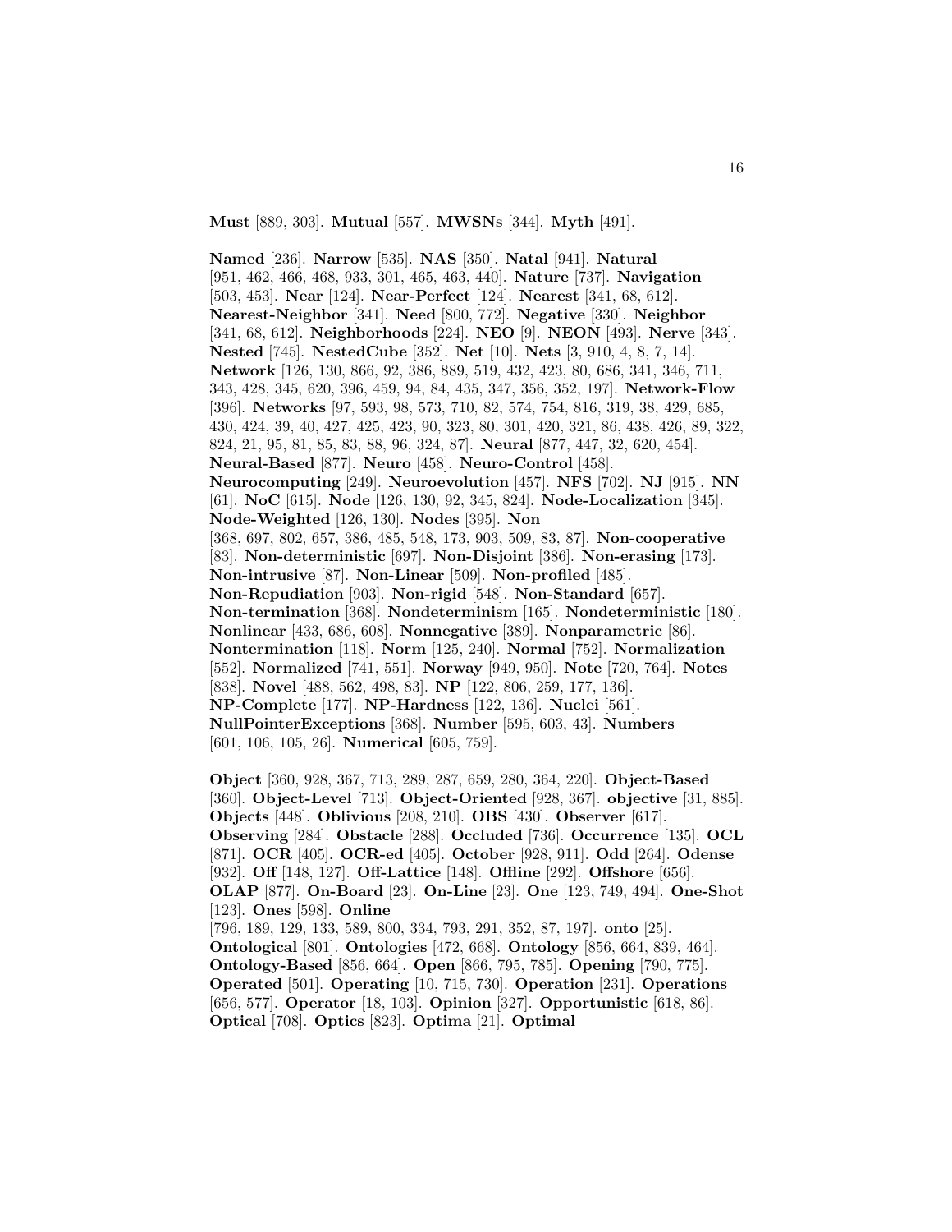**Must** [889, 303]. **Mutual** [557]. **MWSNs** [344]. **Myth** [491].

**Named** [236]. **Narrow** [535]. **NAS** [350]. **Natal** [941]. **Natural** [951, 462, 466, 468, 933, 301, 465, 463, 440]. **Nature** [737]. **Navigation** [503, 453]. **Near** [124]. **Near-Perfect** [124]. **Nearest** [341, 68, 612]. **Nearest-Neighbor** [341]. **Need** [800, 772]. **Negative** [330]. **Neighbor** [341, 68, 612]. **Neighborhoods** [224]. **NEO** [9]. **NEON** [493]. **Nerve** [343]. **Nested** [745]. **NestedCube** [352]. **Net** [10]. **Nets** [3, 910, 4, 8, 7, 14]. **Network** [126, 130, 866, 92, 386, 889, 519, 432, 423, 80, 686, 341, 346, 711, 343, 428, 345, 620, 396, 459, 94, 84, 435, 347, 356, 352, 197]. **Network-Flow** [396]. **Networks** [97, 593, 98, 573, 710, 82, 574, 754, 816, 319, 38, 429, 685, 430, 424, 39, 40, 427, 425, 423, 90, 323, 80, 301, 420, 321, 86, 438, 426, 89, 322, 824, 21, 95, 81, 85, 83, 88, 96, 324, 87]. **Neural** [877, 447, 32, 620, 454]. **Neural-Based** [877]. **Neuro** [458]. **Neuro-Control** [458]. **Neurocomputing** [249]. **Neuroevolution** [457]. **NFS** [702]. **NJ** [915]. **NN** [61]. **NoC** [615]. **Node** [126, 130, 92, 345, 824]. **Node-Localization** [345]. **Node-Weighted** [126, 130]. **Nodes** [395]. **Non** [368, 697, 802, 657, 386, 485, 548, 173, 903, 509, 83, 87]. **Non-cooperative** [83]. **Non-deterministic** [697]. **Non-Disjoint** [386]. **Non-erasing** [173]. **Non-intrusive** [87]. **Non-Linear** [509]. **Non-profiled** [485]. **Non-Repudiation** [903]. **Non-rigid** [548]. **Non-Standard** [657]. **Non-termination** [368]. **Nondeterminism** [165]. **Nondeterministic** [180]. **Nonlinear** [433, 686, 608]. **Nonnegative** [389]. **Nonparametric** [86]. **Nontermination** [118]. **Norm** [125, 240]. **Normal** [752]. **Normalization** [552]. **Normalized** [741, 551]. **Norway** [949, 950]. **Note** [720, 764]. **Notes** [838]. **Novel** [488, 562, 498, 83]. **NP** [122, 806, 259, 177, 136]. **NP-Complete** [177]. **NP-Hardness** [122, 136]. **Nuclei** [561]. **NullPointerExceptions** [368]. **Number** [595, 603, 43]. **Numbers** [601, 106, 105, 26]. **Numerical** [605, 759].

**Object** [360, 928, 367, 713, 289, 287, 659, 280, 364, 220]. **Object-Based** [360]. **Object-Level** [713]. **Object-Oriented** [928, 367]. **objective** [31, 885]. **Objects** [448]. **Oblivious** [208, 210]. **OBS** [430]. **Observer** [617]. **Observing** [284]. **Obstacle** [288]. **Occluded** [736]. **Occurrence** [135]. **OCL** [871]. **OCR** [405]. **OCR-ed** [405]. **October** [928, 911]. **Odd** [264]. **Odense** [932]. **Off** [148, 127]. **Off-Lattice** [148]. **Offline** [292]. **Offshore** [656]. **OLAP** [877]. **On-Board** [23]. **On-Line** [23]. **One** [123, 749, 494]. **One-Shot** [123]. **Ones** [598]. **Online** [796, 189, 129, 133, 589, 800, 334, 793, 291, 352, 87, 197]. **onto** [25]. **Ontological** [801]. **Ontologies** [472, 668]. **Ontology** [856, 664, 839, 464]. **Ontology-Based** [856, 664]. **Open** [866, 795, 785]. **Opening** [790, 775]. **Operated** [501]. **Operating** [10, 715, 730]. **Operation** [231]. **Operations** [656, 577]. **Operator** [18, 103]. **Opinion** [327]. **Opportunistic** [618, 86]. **Optical** [708]. **Optics** [823]. **Optima** [21]. **Optimal**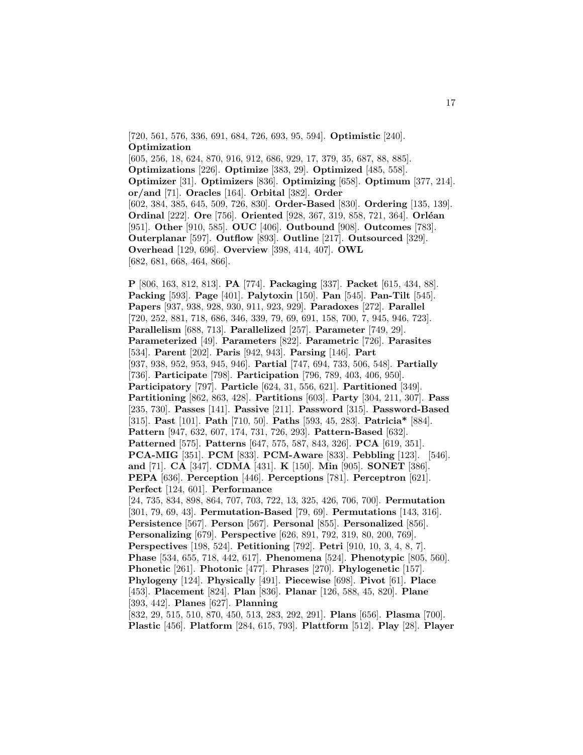[720, 561, 576, 336, 691, 684, 726, 693, 95, 594]. **Optimistic** [240]. **Optimization** [605, 256, 18, 624, 870, 916, 912, 686, 929, 17, 379, 35, 687, 88, 885]. **Optimizations** [226]. **Optimize** [383, 29]. **Optimized** [485, 558]. **Optimizer** [31]. **Optimizers** [836]. **Optimizing** [658]. **Optimum** [377, 214]. **or/and** [71]. **Oracles** [164]. **Orbital** [382]. **Order** [602, 384, 385, 645, 509, 726, 830]. **Order-Based** [830]. **Ordering** [135, 139]. **Ordinal** [222]. **Ore** [756]. **Oriented** [928, 367, 319, 858, 721, 364]. **Orléan** [951]. **Other** [910, 585]. **OUC** [406]. **Outbound** [908]. **Outcomes** [783]. **Outerplanar** [597]. **Outflow** [893]. **Outline** [217]. **Outsourced** [329]. **Overhead** [129, 696]. **Overview** [398, 414, 407]. **OWL** [682, 681, 668, 464, 866].

**P** [806, 163, 812, 813]. **PA** [774]. **Packaging** [337]. **Packet** [615, 434, 88]. **Packing** [593]. **Page** [401]. **Palytoxin** [150]. **Pan** [545]. **Pan-Tilt** [545]. **Papers** [937, 938, 928, 930, 911, 923, 929]. **Paradoxes** [272]. **Parallel** [720, 252, 881, 718, 686, 346, 339, 79, 69, 691, 158, 700, 7, 945, 946, 723]. **Parallelism** [688, 713]. **Parallelized** [257]. **Parameter** [749, 29]. **Parameterized** [49]. **Parameters** [822]. **Parametric** [726]. **Parasites** [534]. **Parent** [202]. **Paris** [942, 943]. **Parsing** [146]. **Part** [937, 938, 952, 953, 945, 946]. **Partial** [747, 694, 733, 506, 548]. **Partially** [736]. **Participate** [798]. **Participation** [796, 789, 403, 406, 950]. **Participatory** [797]. **Particle** [624, 31, 556, 621]. **Partitioned** [349]. **Partitioning** [862, 863, 428]. **Partitions** [603]. **Party** [304, 211, 307]. **Pass** [235, 730]. **Passes** [141]. **Passive** [211]. **Password** [315]. **Password-Based** [315]. **Past** [101]. **Path** [710, 50]. **Paths** [593, 45, 283]. **Patricia*** [884]. **Pattern** [947, 632, 607, 174, 731, 726, 293]. **Pattern-Based** [632]. **Patterned** [575]. **Patterns** [647, 575, 587, 843, 326]. **PCA** [619, 351]. **PCA-MIG** [351]. **PCM** [833]. **PCM-Aware** [833]. **Pebbling** [123]. [546]. **and** [71]. **CA** [347]. **CDMA** [431]. **K** [150]. **Min** [905]. **SONET** [386]. **PEPA** [636]. **Perception** [446]. **Perceptions** [781]. **Perceptron** [621]. **Perfect** [124, 601]. **Performance** [24, 735, 834, 898, 864, 707, 703, 722, 13, 325, 426, 706, 700]. **Permutation** [301, 79, 69, 43]. **Permutation-Based** [79, 69]. **Permutations** [143, 316]. **Persistence** [567]. **Person** [567]. **Personal** [855]. **Personalized** [856]. **Personalizing** [679]. **Perspective** [626, 891, 792, 319, 80, 200, 769]. **Perspectives** [198, 524]. **Petitioning** [792]. **Petri** [910, 10, 3, 4, 8, 7]. **Phase** [534, 655, 718, 442, 617]. **Phenomena** [524]. **Phenotypic** [805, 560]. **Phonetic** [261]. **Photonic** [477]. **Phrases** [270]. **Phylogenetic** [157]. **Phylogeny** [124]. **Physically** [491]. **Piecewise** [698]. **Pivot** [61]. **Place** [453]. **Placement** [824]. **Plan** [836]. **Planar** [126, 588, 45, 820]. **Plane** [393, 442]. **Planes** [627]. **Planning** [832, 29, 515, 510, 870, 450, 513, 283, 292, 291]. **Plans** [656]. **Plasma** [700]. **Plastic** [456]. **Platform** [284, 615, 793]. **Plattform** [512]. **Play** [28]. **Player**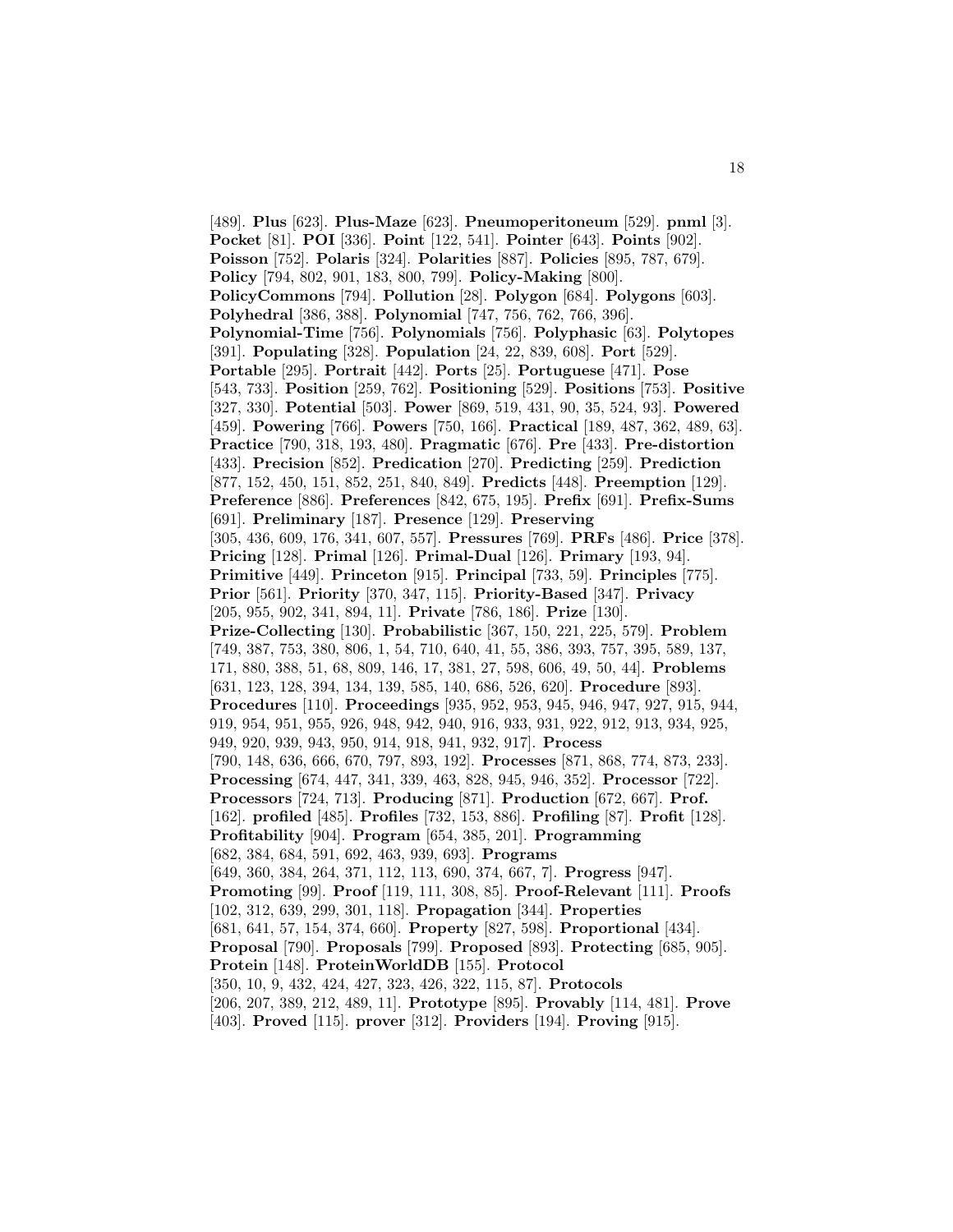[489]. **Plus** [623]. **Plus-Maze** [623]. **Pneumoperitoneum** [529]. **pnml** [3]. **Pocket** [81]. **POI** [336]. **Point** [122, 541]. **Pointer** [643]. **Points** [902]. **Poisson** [752]. **Polaris** [324]. **Polarities** [887]. **Policies** [895, 787, 679]. **Policy** [794, 802, 901, 183, 800, 799]. **Policy-Making** [800]. **PolicyCommons** [794]. **Pollution** [28]. **Polygon** [684]. **Polygons** [603]. **Polyhedral** [386, 388]. **Polynomial** [747, 756, 762, 766, 396]. **Polynomial-Time** [756]. **Polynomials** [756]. **Polyphasic** [63]. **Polytopes** [391]. **Populating** [328]. **Population** [24, 22, 839, 608]. **Port** [529]. **Portable** [295]. **Portrait** [442]. **Ports** [25]. **Portuguese** [471]. **Pose** [543, 733]. **Position** [259, 762]. **Positioning** [529]. **Positions** [753]. **Positive** [327, 330]. **Potential** [503]. **Power** [869, 519, 431, 90, 35, 524, 93]. **Powered** [459]. **Powering** [766]. **Powers** [750, 166]. **Practical** [189, 487, 362, 489, 63]. **Practice** [790, 318, 193, 480]. **Pragmatic** [676]. **Pre** [433]. **Pre-distortion** [433]. **Precision** [852]. **Predication** [270]. **Predicting** [259]. **Prediction** [877, 152, 450, 151, 852, 251, 840, 849]. **Predicts** [448]. **Preemption** [129]. **Preference** [886]. **Preferences** [842, 675, 195]. **Prefix** [691]. **Prefix-Sums** [691]. **Preliminary** [187]. **Presence** [129]. **Preserving** [305, 436, 609, 176, 341, 607, 557]. **Pressures** [769]. **PRFs** [486]. **Price** [378]. **Pricing** [128]. **Primal** [126]. **Primal-Dual** [126]. **Primary** [193, 94]. **Primitive** [449]. **Princeton** [915]. **Principal** [733, 59]. **Principles** [775]. **Prior** [561]. **Priority** [370, 347, 115]. **Priority-Based** [347]. **Privacy** [205, 955, 902, 341, 894, 11]. **Private** [786, 186]. **Prize** [130]. **Prize-Collecting** [130]. **Probabilistic** [367, 150, 221, 225, 579]. **Problem** [749, 387, 753, 380, 806, 1, 54, 710, 640, 41, 55, 386, 393, 757, 395, 589, 137, 171, 880, 388, 51, 68, 809, 146, 17, 381, 27, 598, 606, 49, 50, 44]. **Problems** [631, 123, 128, 394, 134, 139, 585, 140, 686, 526, 620]. **Procedure** [893]. **Procedures** [110]. **Proceedings** [935, 952, 953, 945, 946, 947, 927, 915, 944, 919, 954, 951, 955, 926, 948, 942, 940, 916, 933, 931, 922, 912, 913, 934, 925, 949, 920, 939, 943, 950, 914, 918, 941, 932, 917]. **Process** [790, 148, 636, 666, 670, 797, 893, 192]. **Processes** [871, 868, 774, 873, 233]. **Processing** [674, 447, 341, 339, 463, 828, 945, 946, 352]. **Processor** [722]. **Processors** [724, 713]. **Producing** [871]. **Production** [672, 667]. **Prof.** [162]. **profiled** [485]. **Profiles** [732, 153, 886]. **Profiling** [87]. **Profit** [128]. **Profitability** [904]. **Program** [654, 385, 201]. **Programming** [682, 384, 684, 591, 692, 463, 939, 693]. **Programs** [649, 360, 384, 264, 371, 112, 113, 690, 374, 667, 7]. **Progress** [947]. **Promoting** [99]. **Proof** [119, 111, 308, 85]. **Proof-Relevant** [111]. **Proofs** [102, 312, 639, 299, 301, 118]. **Propagation** [344]. **Properties** [681, 641, 57, 154, 374, 660]. **Property** [827, 598]. **Proportional** [434]. **Proposal** [790]. **Proposals** [799]. **Proposed** [893]. **Protecting** [685, 905]. **Protein** [148]. **ProteinWorldDB** [155]. **Protocol** [350, 10, 9, 432, 424, 427, 323, 426, 322, 115, 87]. **Protocols** [206, 207, 389, 212, 489, 11]. **Prototype** [895]. **Provably** [114, 481]. **Prove** [403]. **Proved** [115]. **prover** [312]. **Providers** [194]. **Proving** [915].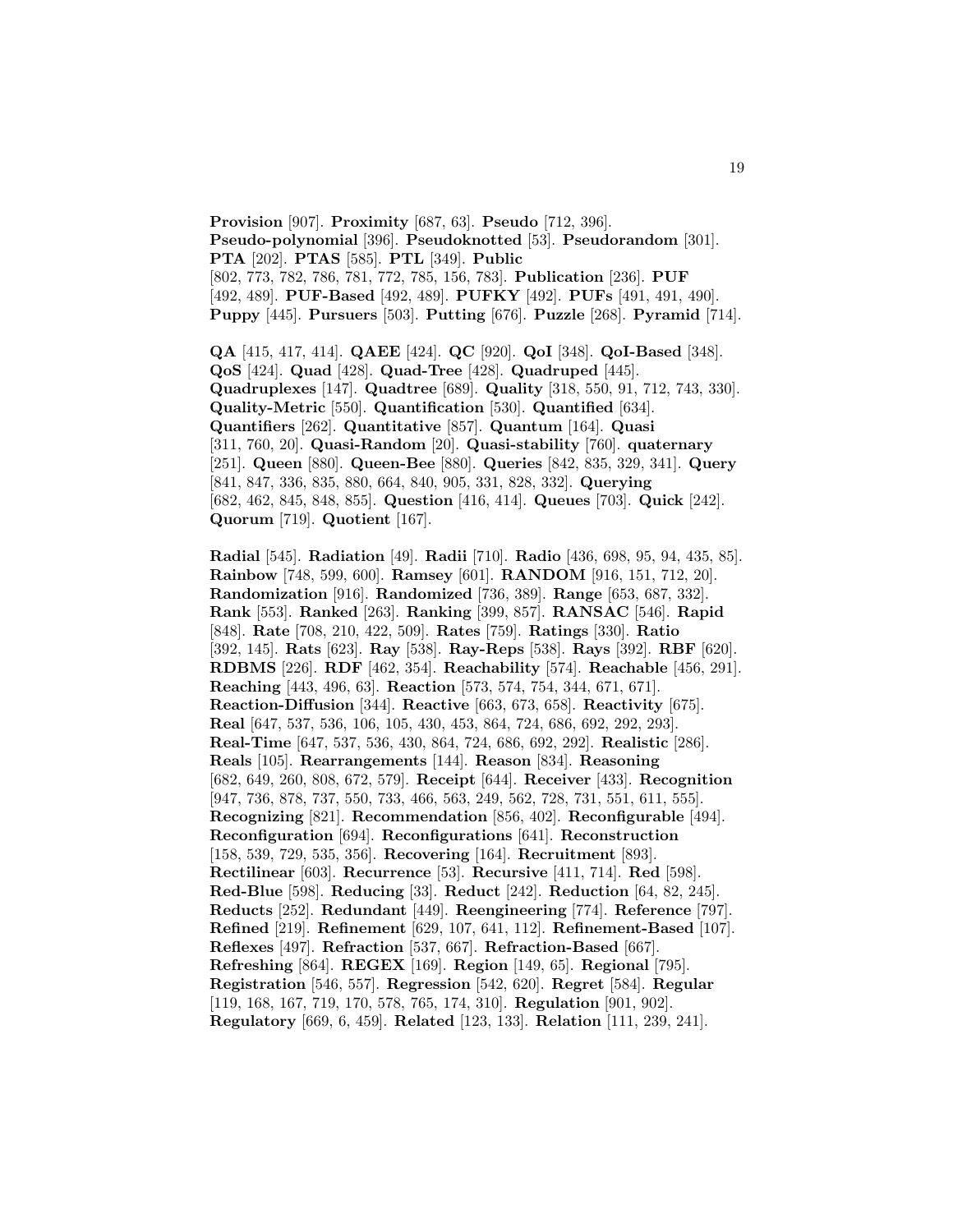**Provision** [907]. **Proximity** [687, 63]. **Pseudo** [712, 396]. **Pseudo-polynomial** [396]. **Pseudoknotted** [53]. **Pseudorandom** [301]. **PTA** [202]. **PTAS** [585]. **PTL** [349]. **Public** [802, 773, 782, 786, 781, 772, 785, 156, 783]. **Publication** [236]. **PUF** [492, 489]. **PUF-Based** [492, 489]. **PUFKY** [492]. **PUFs** [491, 491, 490]. **Puppy** [445]. **Pursuers** [503]. **Putting** [676]. **Puzzle** [268]. **Pyramid** [714].

**QA** [415, 417, 414]. **QAEE** [424]. **QC** [920]. **QoI** [348]. **QoI-Based** [348]. **QoS** [424]. **Quad** [428]. **Quad-Tree** [428]. **Quadruped** [445]. **Quadruplexes** [147]. **Quadtree** [689]. **Quality** [318, 550, 91, 712, 743, 330]. **Quality-Metric** [550]. **Quantification** [530]. **Quantified** [634]. **Quantifiers** [262]. **Quantitative** [857]. **Quantum** [164]. **Quasi** [311, 760, 20]. **Quasi-Random** [20]. **Quasi-stability** [760]. **quaternary** [251]. **Queen** [880]. **Queen-Bee** [880]. **Queries** [842, 835, 329, 341]. **Query** [841, 847, 336, 835, 880, 664, 840, 905, 331, 828, 332]. **Querying** [682, 462, 845, 848, 855]. **Question** [416, 414]. **Queues** [703]. **Quick** [242]. **Quorum** [719]. **Quotient** [167].

**Radial** [545]. **Radiation** [49]. **Radii** [710]. **Radio** [436, 698, 95, 94, 435, 85]. **Rainbow** [748, 599, 600]. **Ramsey** [601]. **RANDOM** [916, 151, 712, 20]. **Randomization** [916]. **Randomized** [736, 389]. **Range** [653, 687, 332]. **Rank** [553]. **Ranked** [263]. **Ranking** [399, 857]. **RANSAC** [546]. **Rapid** [848]. **Rate** [708, 210, 422, 509]. **Rates** [759]. **Ratings** [330]. **Ratio** [392, 145]. **Rats** [623]. **Ray** [538]. **Ray-Reps** [538]. **Rays** [392]. **RBF** [620]. **RDBMS** [226]. **RDF** [462, 354]. **Reachability** [574]. **Reachable** [456, 291]. **Reaching** [443, 496, 63]. **Reaction** [573, 574, 754, 344, 671, 671]. **Reaction-Diffusion** [344]. **Reactive** [663, 673, 658]. **Reactivity** [675]. **Real** [647, 537, 536, 106, 105, 430, 453, 864, 724, 686, 692, 292, 293]. **Real-Time** [647, 537, 536, 430, 864, 724, 686, 692, 292]. **Realistic** [286]. **Reals** [105]. **Rearrangements** [144]. **Reason** [834]. **Reasoning** [682, 649, 260, 808, 672, 579]. **Receipt** [644]. **Receiver** [433]. **Recognition** [947, 736, 878, 737, 550, 733, 466, 563, 249, 562, 728, 731, 551, 611, 555]. **Recognizing** [821]. **Recommendation** [856, 402]. **Reconfigurable** [494]. **Reconfiguration** [694]. **Reconfigurations** [641]. **Reconstruction** [158, 539, 729, 535, 356]. **Recovering** [164]. **Recruitment** [893]. **Rectilinear** [603]. **Recurrence** [53]. **Recursive** [411, 714]. **Red** [598]. **Red-Blue** [598]. **Reducing** [33]. **Reduct** [242]. **Reduction** [64, 82, 245]. **Reducts** [252]. **Redundant** [449]. **Reengineering** [774]. **Reference** [797]. **Refined** [219]. **Refinement** [629, 107, 641, 112]. **Refinement-Based** [107]. **Reflexes** [497]. **Refraction** [537, 667]. **Refraction-Based** [667]. **Refreshing** [864]. **REGEX** [169]. **Region** [149, 65]. **Regional** [795]. **Registration** [546, 557]. **Regression** [542, 620]. **Regret** [584]. **Regular** [119, 168, 167, 719, 170, 578, 765, 174, 310]. **Regulation** [901, 902]. **Regulatory** [669, 6, 459]. **Related** [123, 133]. **Relation** [111, 239, 241].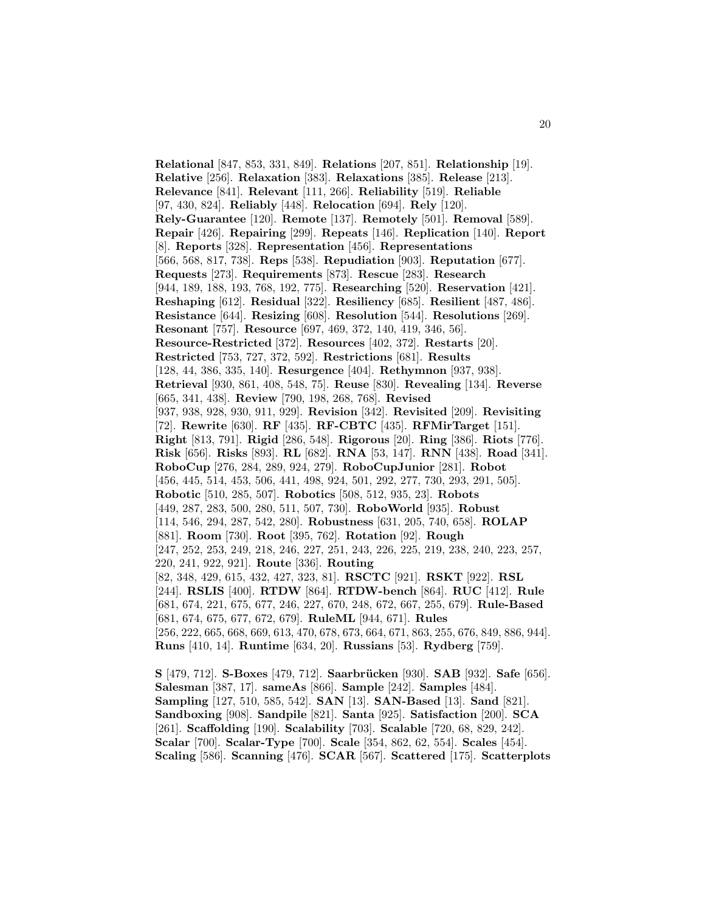**Relational** [847, 853, 331, 849]. **Relations** [207, 851]. **Relationship** [19]. **Relative** [256]. **Relaxation** [383]. **Relaxations** [385]. **Release** [213]. **Relevance** [841]. **Relevant** [111, 266]. **Reliability** [519]. **Reliable** [97, 430, 824]. **Reliably** [448]. **Relocation** [694]. **Rely** [120]. **Rely-Guarantee** [120]. **Remote** [137]. **Remotely** [501]. **Removal** [589]. **Repair** [426]. **Repairing** [299]. **Repeats** [146]. **Replication** [140]. **Report** [8]. **Reports** [328]. **Representation** [456]. **Representations** [566, 568, 817, 738]. **Reps** [538]. **Repudiation** [903]. **Reputation** [677]. **Requests** [273]. **Requirements** [873]. **Rescue** [283]. **Research** [944, 189, 188, 193, 768, 192, 775]. **Researching** [520]. **Reservation** [421]. **Reshaping** [612]. **Residual** [322]. **Resiliency** [685]. **Resilient** [487, 486]. **Resistance** [644]. **Resizing** [608]. **Resolution** [544]. **Resolutions** [269]. **Resonant** [757]. **Resource** [697, 469, 372, 140, 419, 346, 56]. **Resource-Restricted** [372]. **Resources** [402, 372]. **Restarts** [20]. **Restricted** [753, 727, 372, 592]. **Restrictions** [681]. **Results** [128, 44, 386, 335, 140]. **Resurgence** [404]. **Rethymnon** [937, 938]. **Retrieval** [930, 861, 408, 548, 75]. **Reuse** [830]. **Revealing** [134]. **Reverse** [665, 341, 438]. **Review** [790, 198, 268, 768]. **Revised** [937, 938, 928, 930, 911, 929]. **Revision** [342]. **Revisited** [209]. **Revisiting** [72]. **Rewrite** [630]. **RF** [435]. **RF-CBTC** [435]. **RFMirTarget** [151]. **Right** [813, 791]. **Rigid** [286, 548]. **Rigorous** [20]. **Ring** [386]. **Riots** [776]. **Risk** [656]. **Risks** [893]. **RL** [682]. **RNA** [53, 147]. **RNN** [438]. **Road** [341]. **RoboCup** [276, 284, 289, 924, 279]. **RoboCupJunior** [281]. **Robot** [456, 445, 514, 453, 506, 441, 498, 924, 501, 292, 277, 730, 293, 291, 505]. **Robotic** [510, 285, 507]. **Robotics** [508, 512, 935, 23]. **Robots** [449, 287, 283, 500, 280, 511, 507, 730]. **RoboWorld** [935]. **Robust** [114, 546, 294, 287, 542, 280]. **Robustness** [631, 205, 740, 658]. **ROLAP** [881]. **Room** [730]. **Root** [395, 762]. **Rotation** [92]. **Rough** [247, 252, 253, 249, 218, 246, 227, 251, 243, 226, 225, 219, 238, 240, 223, 257, 220, 241, 922, 921]. **Route** [336]. **Routing** [82, 348, 429, 615, 432, 427, 323, 81]. **RSCTC** [921]. **RSKT** [922]. **RSL** [244]. **RSLIS** [400]. **RTDW** [864]. **RTDW-bench** [864]. **RUC** [412]. **Rule** [681, 674, 221, 675, 677, 246, 227, 670, 248, 672, 667, 255, 679]. **Rule-Based** [681, 674, 675, 677, 672, 679]. **RuleML** [944, 671]. **Rules** [256, 222, 665, 668, 669, 613, 470, 678, 673, 664, 671, 863, 255, 676, 849, 886, 944]. **Runs** [410, 14]. **Runtime** [634, 20]. **Russians** [53]. **Rydberg** [759].

**S** [479, 712]. **S-Boxes** [479, 712]. **Saarbrücken** [930]. **SAB** [932]. **Safe** [656]. **Salesman** [387, 17]. **sameAs** [866]. **Sample** [242]. **Samples** [484]. **Sampling** [127, 510, 585, 542]. **SAN** [13]. **SAN-Based** [13]. **Sand** [821]. **Sandboxing** [908]. **Sandpile** [821]. **Santa** [925]. **Satisfaction** [200]. **SCA** [261]. **Scaffolding** [190]. **Scalability** [703]. **Scalable** [720, 68, 829, 242]. **Scalar** [700]. **Scalar-Type** [700]. **Scale** [354, 862, 62, 554]. **Scales** [454]. **Scaling** [586]. **Scanning** [476]. **SCAR** [567]. **Scattered** [175]. **Scatterplots**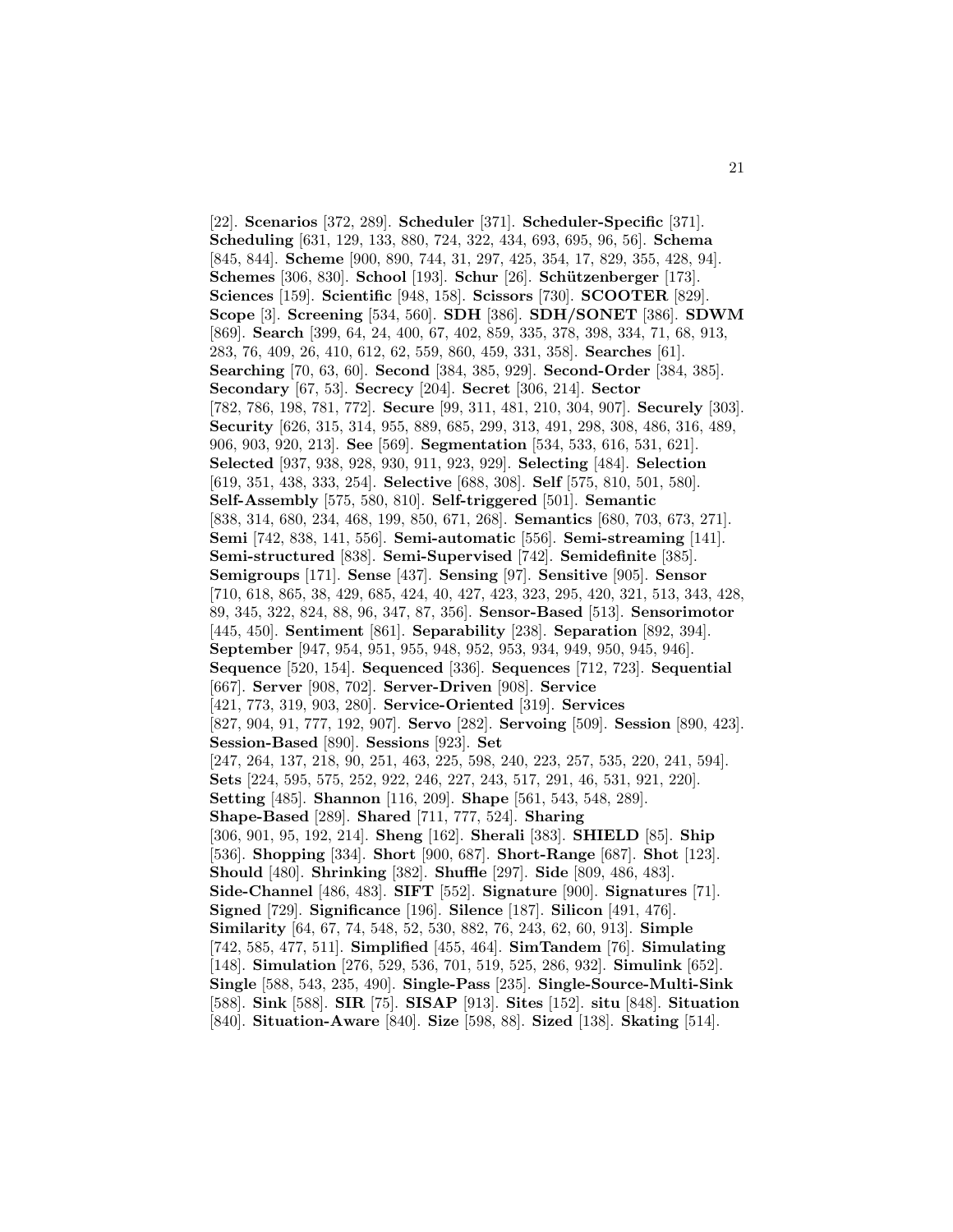[22]. **Scenarios** [372, 289]. **Scheduler** [371]. **Scheduler-Specific** [371]. **Scheduling** [631, 129, 133, 880, 724, 322, 434, 693, 695, 96, 56]. **Schema** [845, 844]. **Scheme** [900, 890, 744, 31, 297, 425, 354, 17, 829, 355, 428, 94]. **Schemes** [306, 830]. **School** [193]. **Schur** [26]. **Schützenberger** [173]. **Sciences** [159]. **Scientific** [948, 158]. **Scissors** [730]. **SCOOTER** [829]. **Scope** [3]. **Screening** [534, 560]. **SDH** [386]. **SDH/SONET** [386]. **SDWM** [869]. **Search** [399, 64, 24, 400, 67, 402, 859, 335, 378, 398, 334, 71, 68, 913, 283, 76, 409, 26, 410, 612, 62, 559, 860, 459, 331, 358]. **Searches** [61]. **Searching** [70, 63, 60]. **Second** [384, 385, 929]. **Second-Order** [384, 385]. **Secondary** [67, 53]. **Secrecy** [204]. **Secret** [306, 214]. **Sector** [782, 786, 198, 781, 772]. **Secure** [99, 311, 481, 210, 304, 907]. **Securely** [303]. **Security** [626, 315, 314, 955, 889, 685, 299, 313, 491, 298, 308, 486, 316, 489, 906, 903, 920, 213]. **See** [569]. **Segmentation** [534, 533, 616, 531, 621]. **Selected** [937, 938, 928, 930, 911, 923, 929]. **Selecting** [484]. **Selection** [619, 351, 438, 333, 254]. **Selective** [688, 308]. **Self** [575, 810, 501, 580]. **Self-Assembly** [575, 580, 810]. **Self-triggered** [501]. **Semantic** [838, 314, 680, 234, 468, 199, 850, 671, 268]. **Semantics** [680, 703, 673, 271]. **Semi** [742, 838, 141, 556]. **Semi-automatic** [556]. **Semi-streaming** [141]. **Semi-structured** [838]. **Semi-Supervised** [742]. **Semidefinite** [385]. **Semigroups** [171]. **Sense** [437]. **Sensing** [97]. **Sensitive** [905]. **Sensor** [710, 618, 865, 38, 429, 685, 424, 40, 427, 423, 323, 295, 420, 321, 513, 343, 428, 89, 345, 322, 824, 88, 96, 347, 87, 356]. **Sensor-Based** [513]. **Sensorimotor** [445, 450]. **Sentiment** [861]. **Separability** [238]. **Separation** [892, 394]. **September** [947, 954, 951, 955, 948, 952, 953, 934, 949, 950, 945, 946]. **Sequence** [520, 154]. **Sequenced** [336]. **Sequences** [712, 723]. **Sequential** [667]. **Server** [908, 702]. **Server-Driven** [908]. **Service** [421, 773, 319, 903, 280]. **Service-Oriented** [319]. **Services** [827, 904, 91, 777, 192, 907]. **Servo** [282]. **Servoing** [509]. **Session** [890, 423]. **Session-Based** [890]. **Sessions** [923]. **Set** [247, 264, 137, 218, 90, 251, 463, 225, 598, 240, 223, 257, 535, 220, 241, 594]. **Sets** [224, 595, 575, 252, 922, 246, 227, 243, 517, 291, 46, 531, 921, 220]. **Setting** [485]. **Shannon** [116, 209]. **Shape** [561, 543, 548, 289]. **Shape-Based** [289]. **Shared** [711, 777, 524]. **Sharing** [306, 901, 95, 192, 214]. **Sheng** [162]. **Sherali** [383]. **SHIELD** [85]. **Ship** [536]. **Shopping** [334]. **Short** [900, 687]. **Short-Range** [687]. **Shot** [123]. **Should** [480]. **Shrinking** [382]. **Shuffle** [297]. **Side** [809, 486, 483]. **Side-Channel** [486, 483]. **SIFT** [552]. **Signature** [900]. **Signatures** [71]. **Signed** [729]. **Significance** [196]. **Silence** [187]. **Silicon** [491, 476]. **Similarity** [64, 67, 74, 548, 52, 530, 882, 76, 243, 62, 60, 913]. **Simple** [742, 585, 477, 511]. **Simplified** [455, 464]. **SimTandem** [76]. **Simulating** [148]. **Simulation** [276, 529, 536, 701, 519, 525, 286, 932]. **Simulink** [652]. **Single** [588, 543, 235, 490]. **Single-Pass** [235]. **Single-Source-Multi-Sink** [588]. **Sink** [588]. **SIR** [75]. **SISAP** [913]. **Sites** [152]. **situ** [848]. **Situation** [840]. **Situation-Aware** [840]. **Size** [598, 88]. **Sized** [138]. **Skating** [514].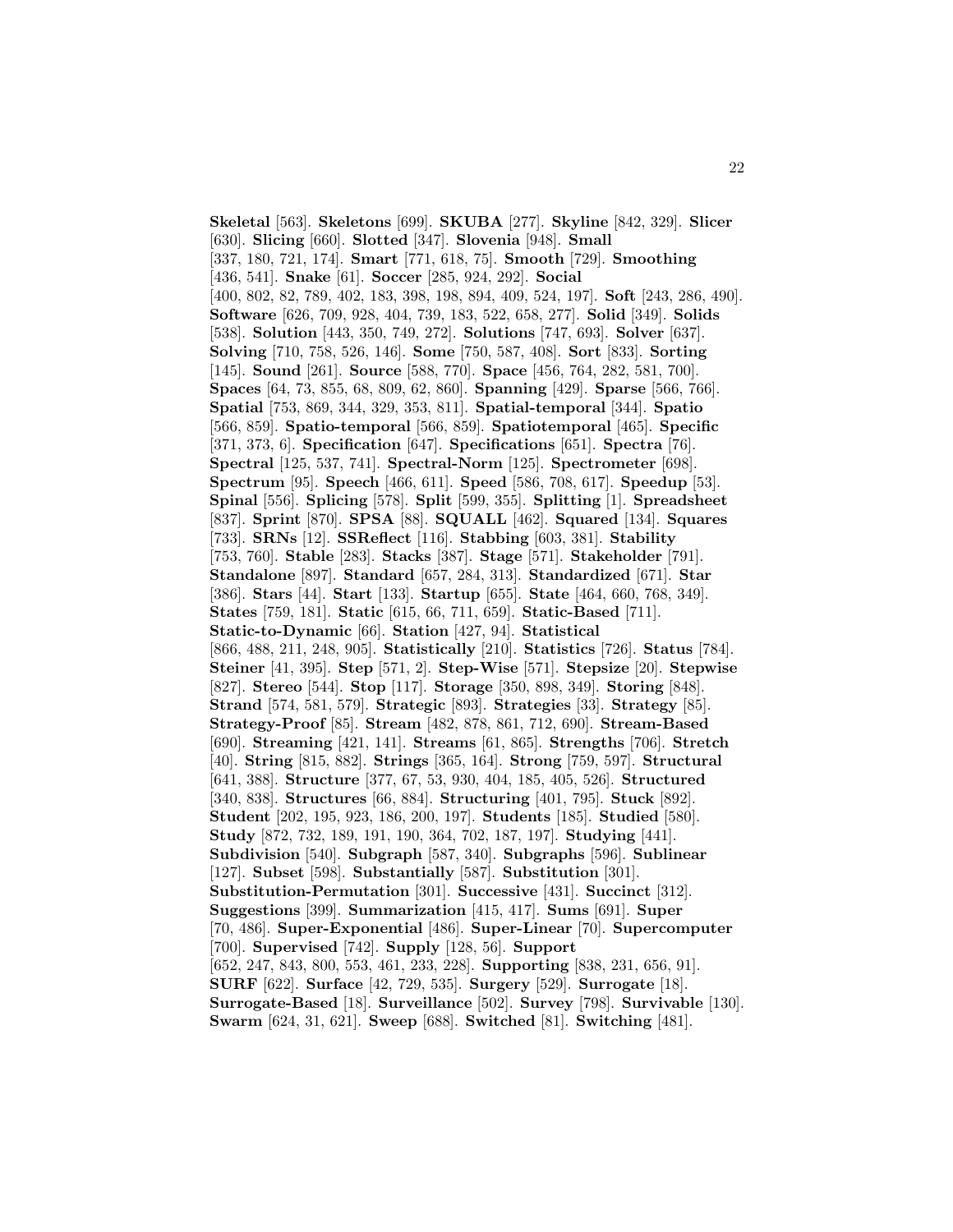**Skeletal** [563]. **Skeletons** [699]. **SKUBA** [277]. **Skyline** [842, 329]. **Slicer** [630]. **Slicing** [660]. **Slotted** [347]. **Slovenia** [948]. **Small** [337, 180, 721, 174]. **Smart** [771, 618, 75]. **Smooth** [729]. **Smoothing** [436, 541]. **Snake** [61]. **Soccer** [285, 924, 292]. **Social** [400, 802, 82, 789, 402, 183, 398, 198, 894, 409, 524, 197]. **Soft** [243, 286, 490]. **Software** [626, 709, 928, 404, 739, 183, 522, 658, 277]. **Solid** [349]. **Solids** [538]. **Solution** [443, 350, 749, 272]. **Solutions** [747, 693]. **Solver** [637]. **Solving** [710, 758, 526, 146]. **Some** [750, 587, 408]. **Sort** [833]. **Sorting** [145]. **Sound** [261]. **Source** [588, 770]. **Space** [456, 764, 282, 581, 700]. **Spaces** [64, 73, 855, 68, 809, 62, 860]. **Spanning** [429]. **Sparse** [566, 766]. **Spatial** [753, 869, 344, 329, 353, 811]. **Spatial-temporal** [344]. **Spatio** [566, 859]. **Spatio-temporal** [566, 859]. **Spatiotemporal** [465]. **Specific** [371, 373, 6]. **Specification** [647]. **Specifications** [651]. **Spectra** [76]. **Spectral** [125, 537, 741]. **Spectral-Norm** [125]. **Spectrometer** [698]. **Spectrum** [95]. **Speech** [466, 611]. **Speed** [586, 708, 617]. **Speedup** [53]. **Spinal** [556]. **Splicing** [578]. **Split** [599, 355]. **Splitting** [1]. **Spreadsheet** [837]. **Sprint** [870]. **SPSA** [88]. **SQUALL** [462]. **Squared** [134]. **Squares** [733]. **SRNs** [12]. **SSReflect** [116]. **Stabbing** [603, 381]. **Stability** [753, 760]. **Stable** [283]. **Stacks** [387]. **Stage** [571]. **Stakeholder** [791]. **Standalone** [897]. **Standard** [657, 284, 313]. **Standardized** [671]. **Star** [386]. **Stars** [44]. **Start** [133]. **Startup** [655]. **State** [464, 660, 768, 349]. **States** [759, 181]. **Static** [615, 66, 711, 659]. **Static-Based** [711]. **Static-to-Dynamic** [66]. **Station** [427, 94]. **Statistical** [866, 488, 211, 248, 905]. **Statistically** [210]. **Statistics** [726]. **Status** [784]. **Steiner** [41, 395]. **Step** [571, 2]. **Step-Wise** [571]. **Stepsize** [20]. **Stepwise** [827]. **Stereo** [544]. **Stop** [117]. **Storage** [350, 898, 349]. **Storing** [848]. **Strand** [574, 581, 579]. **Strategic** [893]. **Strategies** [33]. **Strategy** [85]. **Strategy-Proof** [85]. **Stream** [482, 878, 861, 712, 690]. **Stream-Based** [690]. **Streaming** [421, 141]. **Streams** [61, 865]. **Strengths** [706]. **Stretch** [40]. **String** [815, 882]. **Strings** [365, 164]. **Strong** [759, 597]. **Structural** [641, 388]. **Structure** [377, 67, 53, 930, 404, 185, 405, 526]. **Structured** [340, 838]. **Structures** [66, 884]. **Structuring** [401, 795]. **Stuck** [892]. **Student** [202, 195, 923, 186, 200, 197]. **Students** [185]. **Studied** [580]. **Study** [872, 732, 189, 191, 190, 364, 702, 187, 197]. **Studying** [441]. **Subdivision** [540]. **Subgraph** [587, 340]. **Subgraphs** [596]. **Sublinear** [127]. **Subset** [598]. **Substantially** [587]. **Substitution** [301]. **Substitution-Permutation** [301]. **Successive** [431]. **Succinct** [312]. **Suggestions** [399]. **Summarization** [415, 417]. **Sums** [691]. **Super** [70, 486]. **Super-Exponential** [486]. **Super-Linear** [70]. **Supercomputer** [700]. **Supervised** [742]. **Supply** [128, 56]. **Support** [652, 247, 843, 800, 553, 461, 233, 228]. **Supporting** [838, 231, 656, 91]. **SURF** [622]. **Surface** [42, 729, 535]. **Surgery** [529]. **Surrogate** [18]. **Surrogate-Based** [18]. **Surveillance** [502]. **Survey** [798]. **Survivable** [130]. **Swarm** [624, 31, 621]. **Sweep** [688]. **Switched** [81]. **Switching** [481].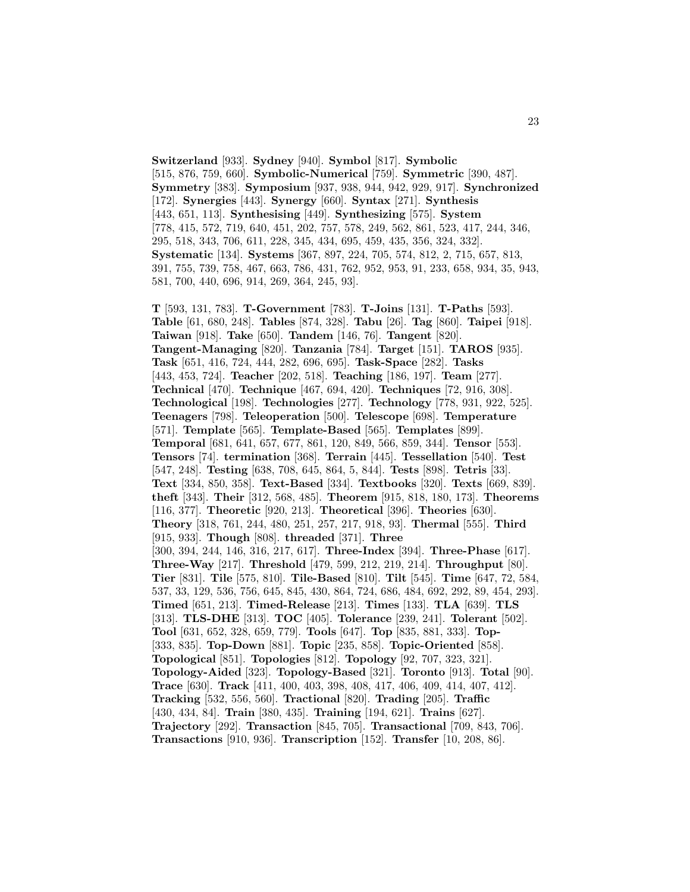**Switzerland** [933]. **Sydney** [940]. **Symbol** [817]. **Symbolic** [515, 876, 759, 660]. **Symbolic-Numerical** [759]. **Symmetric** [390, 487]. **Symmetry** [383]. **Symposium** [937, 938, 944, 942, 929, 917]. **Synchronized** [172]. **Synergies** [443]. **Synergy** [660]. **Syntax** [271]. **Synthesis** [443, 651, 113]. **Synthesising** [449]. **Synthesizing** [575]. **System** [778, 415, 572, 719, 640, 451, 202, 757, 578, 249, 562, 861, 523, 417, 244, 346, 295, 518, 343, 706, 611, 228, 345, 434, 695, 459, 435, 356, 324, 332]. **Systematic** [134]. **Systems** [367, 897, 224, 705, 574, 812, 2, 715, 657, 813, 391, 755, 739, 758, 467, 663, 786, 431, 762, 952, 953, 91, 233, 658, 934, 35, 943, 581, 700, 440, 696, 914, 269, 364, 245, 93].

**T** [593, 131, 783]. **T-Government** [783]. **T-Joins** [131]. **T-Paths** [593]. **Table** [61, 680, 248]. **Tables** [874, 328]. **Tabu** [26]. **Tag** [860]. **Taipei** [918]. **Taiwan** [918]. **Take** [650]. **Tandem** [146, 76]. **Tangent** [820]. **Tangent-Managing** [820]. **Tanzania** [784]. **Target** [151]. **TAROS** [935]. **Task** [651, 416, 724, 444, 282, 696, 695]. **Task-Space** [282]. **Tasks** [443, 453, 724]. **Teacher** [202, 518]. **Teaching** [186, 197]. **Team** [277]. **Technical** [470]. **Technique** [467, 694, 420]. **Techniques** [72, 916, 308]. **Technological** [198]. **Technologies** [277]. **Technology** [778, 931, 922, 525]. **Teenagers** [798]. **Teleoperation** [500]. **Telescope** [698]. **Temperature** [571]. **Template** [565]. **Template-Based** [565]. **Templates** [899]. **Temporal** [681, 641, 657, 677, 861, 120, 849, 566, 859, 344]. **Tensor** [553]. **Tensors** [74]. **termination** [368]. **Terrain** [445]. **Tessellation** [540]. **Test** [547, 248]. **Testing** [638, 708, 645, 864, 5, 844]. **Tests** [898]. **Tetris** [33]. **Text** [334, 850, 358]. **Text-Based** [334]. **Textbooks** [320]. **Texts** [669, 839]. **theft** [343]. **Their** [312, 568, 485]. **Theorem** [915, 818, 180, 173]. **Theorems** [116, 377]. **Theoretic** [920, 213]. **Theoretical** [396]. **Theories** [630]. **Theory** [318, 761, 244, 480, 251, 257, 217, 918, 93]. **Thermal** [555]. **Third** [915, 933]. **Though** [808]. **threaded** [371]. **Three** [300, 394, 244, 146, 316, 217, 617]. **Three-Index** [394]. **Three-Phase** [617]. **Three-Way** [217]. **Threshold** [479, 599, 212, 219, 214]. **Throughput** [80]. **Tier** [831]. **Tile** [575, 810]. **Tile-Based** [810]. **Tilt** [545]. **Time** [647, 72, 584, 537, 33, 129, 536, 756, 645, 845, 430, 864, 724, 686, 484, 692, 292, 89, 454, 293]. **Timed** [651, 213]. **Timed-Release** [213]. **Times** [133]. **TLA** [639]. **TLS** [313]. **TLS-DHE** [313]. **TOC** [405]. **Tolerance** [239, 241]. **Tolerant** [502]. **Tool** [631, 652, 328, 659, 779]. **Tools** [647]. **Top** [835, 881, 333]. **Top-** [333, 835]. **Top-Down** [881]. **Topic** [235, 858]. **Topic-Oriented** [858]. **Topological** [851]. **Topologies** [812]. **Topology** [92, 707, 323, 321]. **Topology-Aided** [323]. **Topology-Based** [321]. **Toronto** [913]. **Total** [90]. **Trace** [630]. **Track** [411, 400, 403, 398, 408, 417, 406, 409, 414, 407, 412]. **Tracking** [532, 556, 560]. **Tractional** [820]. **Trading** [205]. **Traffic** [430, 434, 84]. **Train** [380, 435]. **Training** [194, 621]. **Trains** [627]. **Trajectory** [292]. **Transaction** [845, 705]. **Transactional** [709, 843, 706]. **Transactions** [910, 936]. **Transcription** [152]. **Transfer** [10, 208, 86].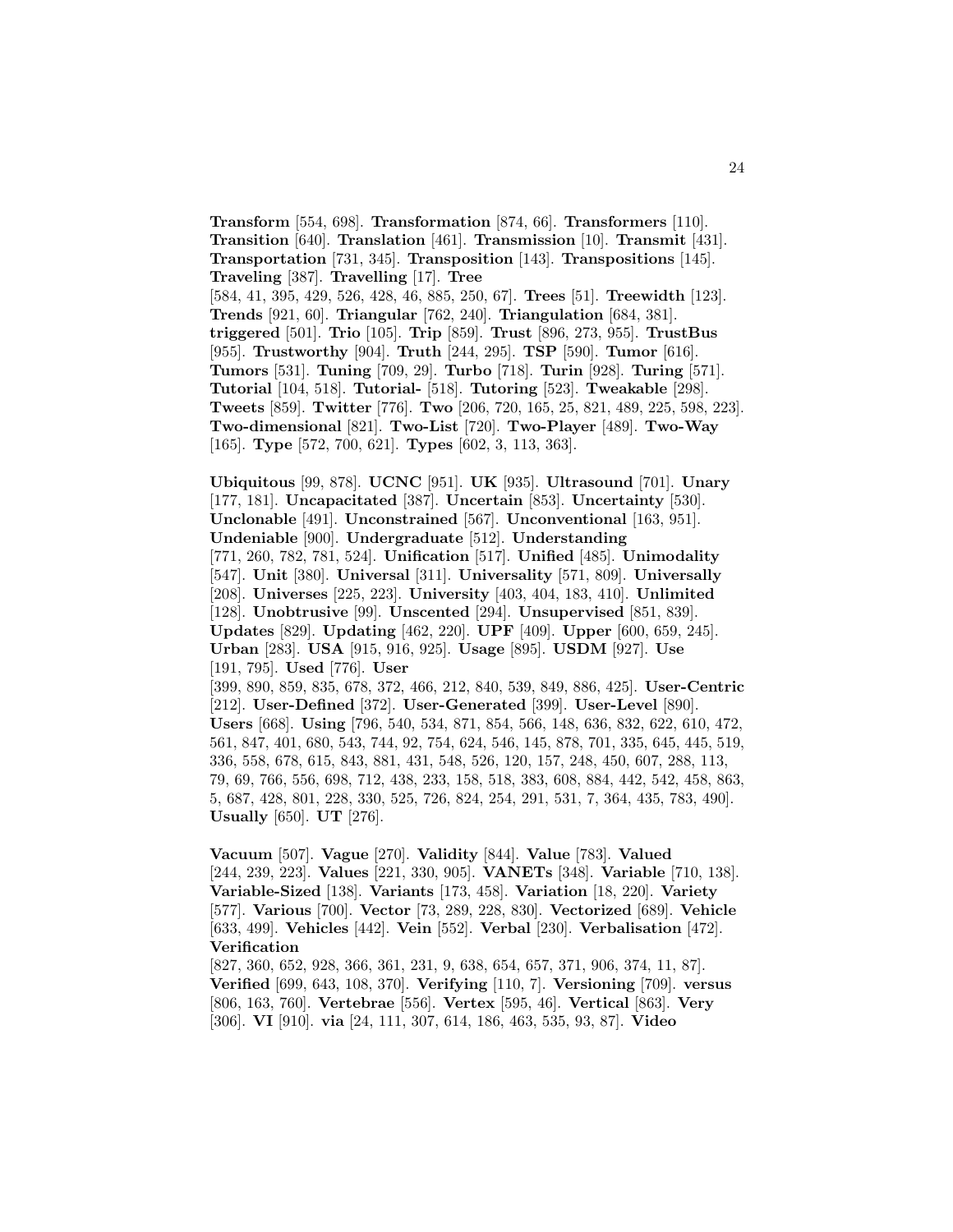**Transform** [554, 698]. **Transformation** [874, 66]. **Transformers** [110]. **Transition** [640]. **Translation** [461]. **Transmission** [10]. **Transmit** [431]. **Transportation** [731, 345]. **Transposition** [143]. **Transpositions** [145]. **Traveling** [387]. **Travelling** [17]. **Tree** [584, 41, 395, 429, 526, 428, 46, 885, 250, 67]. **Trees** [51]. **Treewidth** [123]. **Trends** [921, 60]. **Triangular** [762, 240]. **Triangulation** [684, 381]. **triggered** [501]. **Trio** [105]. **Trip** [859]. **Trust** [896, 273, 955]. **TrustBus** [955]. **Trustworthy** [904]. **Truth** [244, 295]. **TSP** [590]. **Tumor** [616]. **Tumors** [531]. **Tuning** [709, 29]. **Turbo** [718]. **Turin** [928]. **Turing** [571]. **Tutorial** [104, 518]. **Tutorial-** [518]. **Tutoring** [523]. **Tweakable** [298]. **Tweets** [859]. **Twitter** [776]. **Two** [206, 720, 165, 25, 821, 489, 225, 598, 223]. **Two-dimensional** [821]. **Two-List** [720]. **Two-Player** [489]. **Two-Way** [165]. **Type** [572, 700, 621]. **Types** [602, 3, 113, 363].

**Ubiquitous** [99, 878]. **UCNC** [951]. **UK** [935]. **Ultrasound** [701]. **Unary** [177, 181]. **Uncapacitated** [387]. **Uncertain** [853]. **Uncertainty** [530]. **Unclonable** [491]. **Unconstrained** [567]. **Unconventional** [163, 951]. **Undeniable** [900]. **Undergraduate** [512]. **Understanding** [771, 260, 782, 781, 524]. **Unification** [517]. **Unified** [485]. **Unimodality** [547]. **Unit** [380]. **Universal** [311]. **Universality** [571, 809]. **Universally** [208]. **Universes** [225, 223]. **University** [403, 404, 183, 410]. **Unlimited** [128]. **Unobtrusive** [99]. **Unscented** [294]. **Unsupervised** [851, 839]. **Updates** [829]. **Updating** [462, 220]. **UPF** [409]. **Upper** [600, 659, 245]. **Urban** [283]. **USA** [915, 916, 925]. **Usage** [895]. **USDM** [927]. **Use** [191, 795]. **Used** [776]. **User** [399, 890, 859, 835, 678, 372, 466, 212, 840, 539, 849, 886, 425]. **User-Centric** [212]. **User-Defined** [372]. **User-Generated** [399]. **User-Level** [890]. **Users** [668]. **Using** [796, 540, 534, 871, 854, 566, 148, 636, 832, 622, 610, 472, 561, 847, 401, 680, 543, 744, 92, 754, 624, 546, 145, 878, 701, 335, 645, 445, 519, 336, 558, 678, 615, 843, 881, 431, 548, 526, 120, 157, 248, 450, 607, 288, 113, 79, 69, 766, 556, 698, 712, 438, 233, 158, 518, 383, 608, 884, 442, 542, 458, 863, 5, 687, 428, 801, 228, 330, 525, 726, 824, 254, 291, 531, 7, 364, 435, 783, 490]. **Usually** [650]. **UT** [276].

**Vacuum** [507]. **Vague** [270]. **Validity** [844]. **Value** [783]. **Valued** [244, 239, 223]. **Values** [221, 330, 905]. **VANETs** [348]. **Variable** [710, 138]. **Variable-Sized** [138]. **Variants** [173, 458]. **Variation** [18, 220]. **Variety** [577]. **Various** [700]. **Vector** [73, 289, 228, 830]. **Vectorized** [689]. **Vehicle** [633, 499]. **Vehicles** [442]. **Vein** [552]. **Verbal** [230]. **Verbalisation** [472]. **Verification** [827, 360, 652, 928, 366, 361, 231, 9, 638, 654, 657, 371, 906, 374, 11, 87]. **Verified** [699, 643, 108, 370]. **Verifying** [110, 7]. **Versioning** [709]. **versus** [806, 163, 760]. **Vertebrae** [556]. **Vertex** [595, 46]. **Vertical** [863]. **Very** [306]. **VI** [910]. **via** [24, 111, 307, 614, 186, 463, 535, 93, 87]. **Video**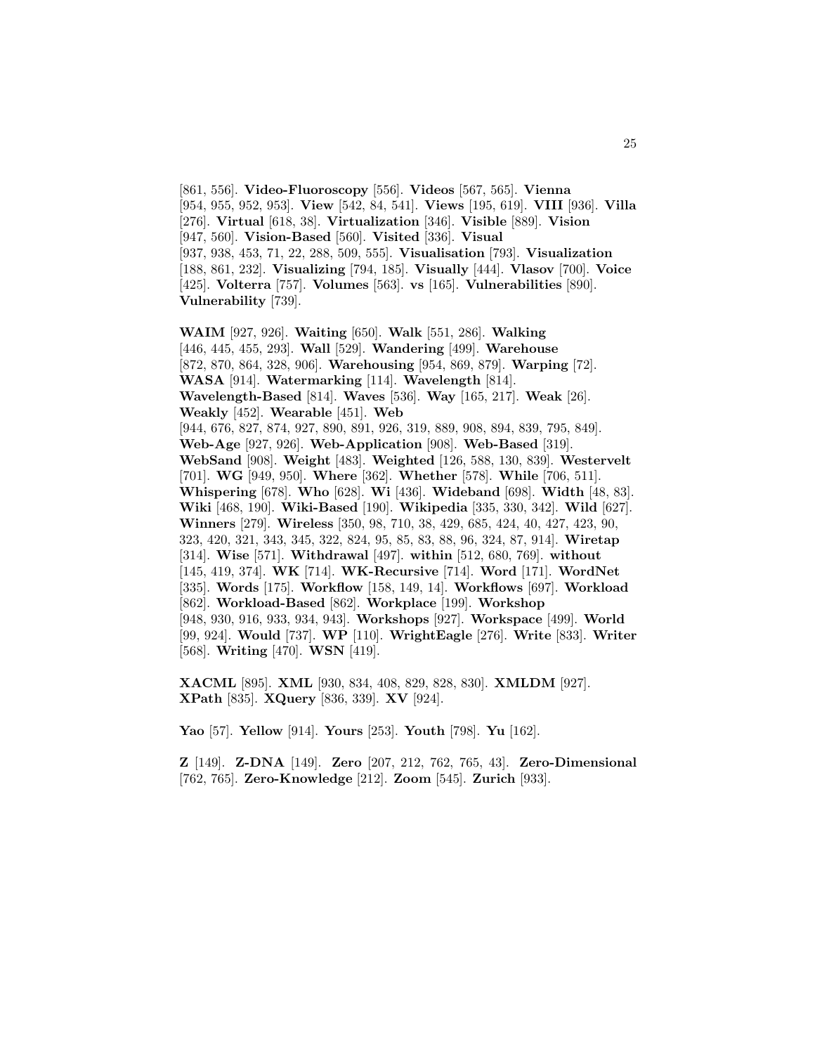[861, 556]. **Video-Fluoroscopy** [556]. **Videos** [567, 565]. **Vienna** [954, 955, 952, 953]. **View** [542, 84, 541]. **Views** [195, 619]. **VIII** [936]. **Villa** [276]. **Virtual** [618, 38]. **Virtualization** [346]. **Visible** [889]. **Vision** [947, 560]. **Vision-Based** [560]. **Visited** [336]. **Visual** [937, 938, 453, 71, 22, 288, 509, 555]. **Visualisation** [793]. **Visualization** [188, 861, 232]. **Visualizing** [794, 185]. **Visually** [444]. **Vlasov** [700]. **Voice** [425]. **Volterra** [757]. **Volumes** [563]. **vs** [165]. **Vulnerabilities** [890]. **Vulnerability** [739].

**WAIM** [927, 926]. **Waiting** [650]. **Walk** [551, 286]. **Walking** [446, 445, 455, 293]. **Wall** [529]. **Wandering** [499]. **Warehouse** [872, 870, 864, 328, 906]. **Warehousing** [954, 869, 879]. **Warping** [72]. **WASA** [914]. **Watermarking** [114]. **Wavelength** [814]. **Wavelength-Based** [814]. **Waves** [536]. **Way** [165, 217]. **Weak** [26]. **Weakly** [452]. **Wearable** [451]. **Web** [944, 676, 827, 874, 927, 890, 891, 926, 319, 889, 908, 894, 839, 795, 849]. **Web-Age** [927, 926]. **Web-Application** [908]. **Web-Based** [319]. **WebSand** [908]. **Weight** [483]. **Weighted** [126, 588, 130, 839]. **Westervelt** [701]. **WG** [949, 950]. **Where** [362]. **Whether** [578]. **While** [706, 511]. **Whispering** [678]. **Who** [628]. **Wi** [436]. **Wideband** [698]. **Width** [48, 83]. **Wiki** [468, 190]. **Wiki-Based** [190]. **Wikipedia** [335, 330, 342]. **Wild** [627]. **Winners** [279]. **Wireless** [350, 98, 710, 38, 429, 685, 424, 40, 427, 423, 90, 323, 420, 321, 343, 345, 322, 824, 95, 85, 83, 88, 96, 324, 87, 914]. **Wiretap** [314]. **Wise** [571]. **Withdrawal** [497]. **within** [512, 680, 769]. **without** [145, 419, 374]. **WK** [714]. **WK-Recursive** [714]. **Word** [171]. **WordNet** [335]. **Words** [175]. **Workflow** [158, 149, 14]. **Workflows** [697]. **Workload** [862]. **Workload-Based** [862]. **Workplace** [199]. **Workshop** [948, 930, 916, 933, 934, 943]. **Workshops** [927]. **Workspace** [499]. **World** [99, 924]. **Would** [737]. **WP** [110]. **WrightEagle** [276]. **Write** [833]. **Writer** [568]. **Writing** [470]. **WSN** [419].

**XACML** [895]. **XML** [930, 834, 408, 829, 828, 830]. **XMLDM** [927]. **XPath** [835]. **XQuery** [836, 339]. **XV** [924].

**Yao** [57]. **Yellow** [914]. **Yours** [253]. **Youth** [798]. **Yu** [162].

**Z** [149]. **Z-DNA** [149]. **Zero** [207, 212, 762, 765, 43]. **Zero-Dimensional** [762, 765]. **Zero-Knowledge** [212]. **Zoom** [545]. **Zurich** [933].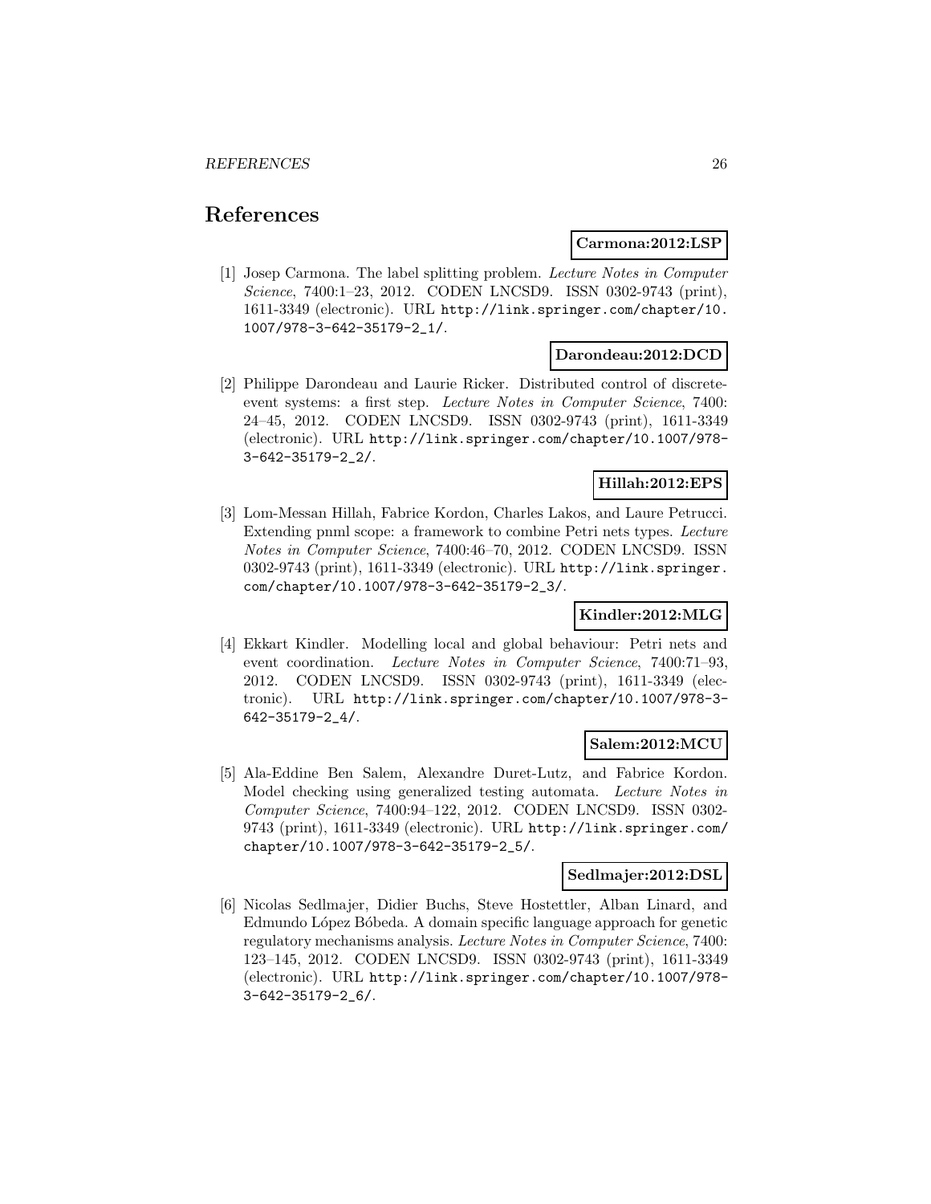# References

**Carmona:2012:LSP**

[1] Josep Carmona. The label splitting problem. *Lecture Notes in Computer Science*, 7400:1–23, 2012. CODEN LNCSD9. ISSN 0302-9743 (print), 1611-3349 (electronic). URL http://link.springer.com/chapter/10.1007/978-3-642-35179-2_1/.

**Darondeau:2012:DCD**

[2] Philippe Darondeau and Laurie Ricker. Distributed control of discrete-event systems: a first step. *Lecture Notes in Computer Science*, 7400: 24–45, 2012. CODEN LNCSD9. ISSN 0302-9743 (print), 1611-3349 (electronic). URL http://link.springer.com/chapter/10.1007/978-3-642-35179-2_2/.

**Hillah:2012:EPS**

[3] Lom-Messan Hillah, Fabrice Kordon, Charles Lakos, and Laure Petrucci. Extending pnml scope: a framework to combine Petri nets types. *Lecture Notes in Computer Science*, 7400:46–70, 2012. CODEN LNCSD9. ISSN 0302-9743 (print), 1611-3349 (electronic). URL http://link.springer.com/chapter/10.1007/978-3-642-35179-2_3/.

**Kindler:2012:MLG**

[4] Ekkart Kindler. Modelling local and global behaviour: Petri nets and event coordination. *Lecture Notes in Computer Science*, 7400:71–93, 2012. CODEN LNCSD9. ISSN 0302-9743 (print), 1611-3349 (electronic). URL http://link.springer.com/chapter/10.1007/978-3-642-35179-2_4/.

**Salem:2012:MCU**

[5] Ala-Eddine Ben Salem, Alexandre Duret-Lutz, and Fabrice Kordon. Model checking using generalized testing automata. *Lecture Notes in Computer Science*, 7400:94–122, 2012. CODEN LNCSD9. ISSN 0302-9743 (print), 1611-3349 (electronic). URL http://link.springer.com/chapter/10.1007/978-3-642-35179-2_5/.

**Sedlmajer:2012:DSL**

[6] Nicolas Sedlmajer, Didier Buchs, Steve Hostettler, Alban Linard, and Edmundo López Bóbeda. A domain specific language approach for genetic regulatory mechanisms analysis. *Lecture Notes in Computer Science*, 7400: 123–145, 2012. CODEN LNCSD9. ISSN 0302-9743 (print), 1611-3349 (electronic). URL http://link.springer.com/chapter/10.1007/978-3-642-35179-2_6/.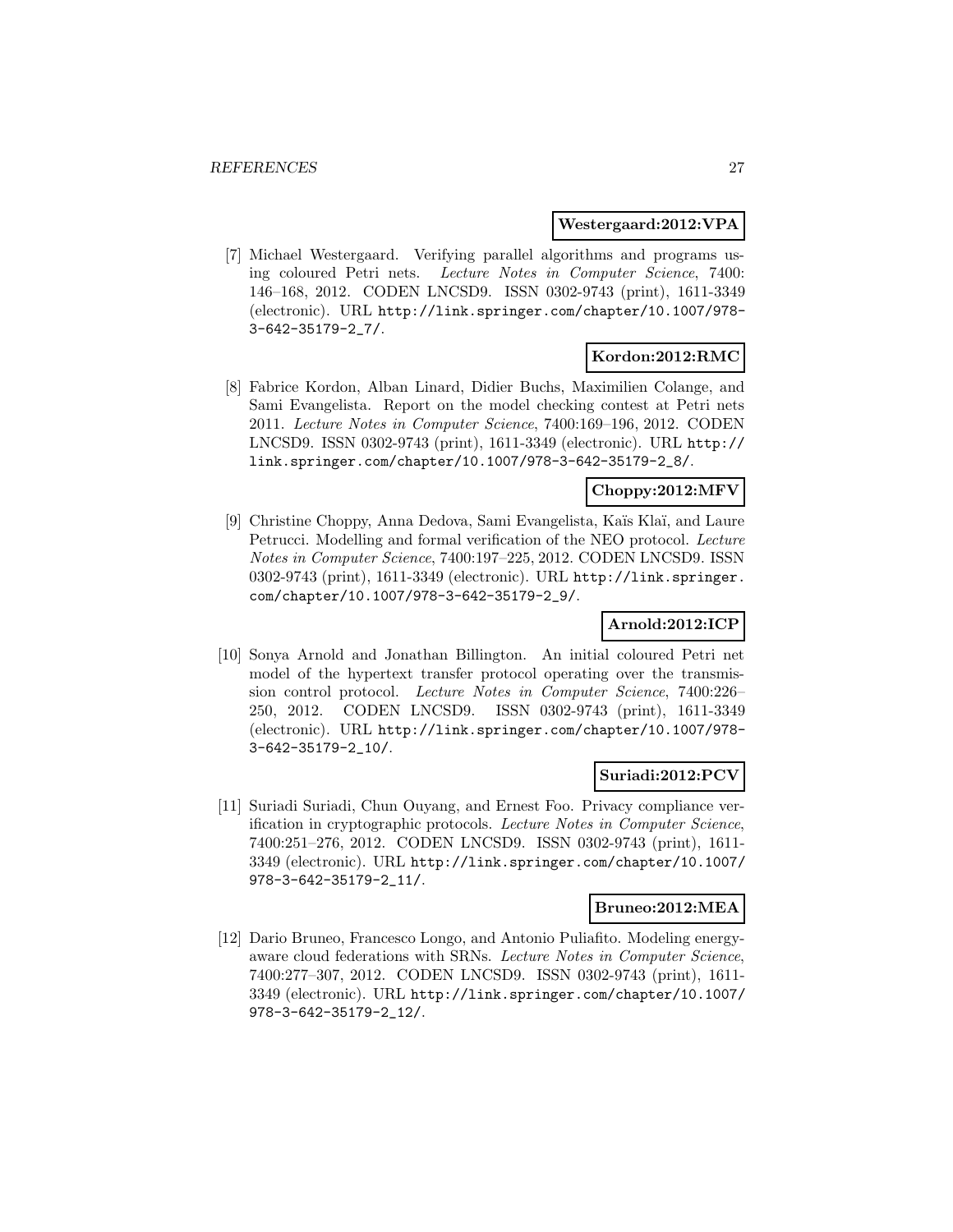**Westergaard:2012:VPA**

[7] Michael Westergaard. Verifying parallel algorithms and programs using coloured Petri nets. *Lecture Notes in Computer Science*, 7400: 146–168, 2012. CODEN LNCSD9. ISSN 0302-9743 (print), 1611-3349 (electronic). URL `http://link.springer.com/chapter/10.1007/978-3-642-35179-2_7/`.

**Kordon:2012:RMC**

[8] Fabrice Kordon, Alban Linard, Didier Buchs, Maximilien Colange, and Sami Evangelista. Report on the model checking contest at Petri nets 2011. *Lecture Notes in Computer Science*, 7400:169–196, 2012. CODEN LNCSD9. ISSN 0302-9743 (print), 1611-3349 (electronic). URL `http://link.springer.com/chapter/10.1007/978-3-642-35179-2_8/`.

**Choppy:2012:MFV**

[9] Christine Choppy, Anna Dedova, Sami Evangelista, Kaïs Klaï, and Laure Petrucci. Modelling and formal verification of the NEO protocol. *Lecture Notes in Computer Science*, 7400:197–225, 2012. CODEN LNCSD9. ISSN 0302-9743 (print), 1611-3349 (electronic). URL `http://link.springer.com/chapter/10.1007/978-3-642-35179-2_9/`.

**Arnold:2012:ICP**

[10] Sonya Arnold and Jonathan Billington. An initial coloured Petri net model of the hypertext transfer protocol operating over the transmission control protocol. *Lecture Notes in Computer Science*, 7400:226–250, 2012. CODEN LNCSD9. ISSN 0302-9743 (print), 1611-3349 (electronic). URL `http://link.springer.com/chapter/10.1007/978-3-642-35179-2_10/`.

**Suriadi:2012:PCV**

[11] Suriadi Suriadi, Chun Ouyang, and Ernest Foo. Privacy compliance verification in cryptographic protocols. *Lecture Notes in Computer Science*, 7400:251–276, 2012. CODEN LNCSD9. ISSN 0302-9743 (print), 1611-3349 (electronic). URL `http://link.springer.com/chapter/10.1007/978-3-642-35179-2_11/`.

**Bruneo:2012:MEA**

[12] Dario Bruneo, Francesco Longo, and Antonio Puliafito. Modeling energy-aware cloud federations with SRNs. *Lecture Notes in Computer Science*, 7400:277–307, 2012. CODEN LNCSD9. ISSN 0302-9743 (print), 1611-3349 (electronic). URL `http://link.springer.com/chapter/10.1007/978-3-642-35179-2_12/`.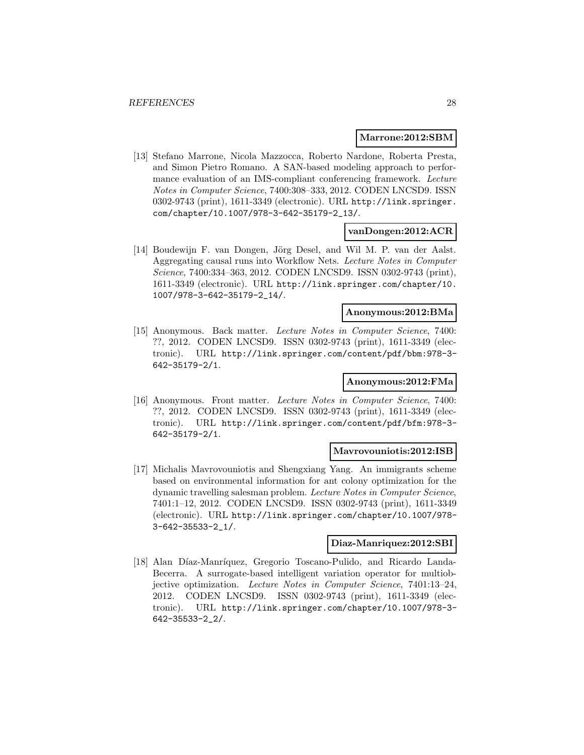**Marrone:2012:SBM**

[13] Stefano Marrone, Nicola Mazzocca, Roberto Nardone, Roberta Presta, and Simon Pietro Romano. A SAN-based modeling approach to performance evaluation of an IMS-compliant conferencing framework. *Lecture Notes in Computer Science*, 7400:308–333, 2012. CODEN LNCSD9. ISSN 0302-9743 (print), 1611-3349 (electronic). URL http://link.springer.com/chapter/10.1007/978-3-642-35179-2_13/.

**vanDongen:2012:ACR**

[14] Boudewijn F. van Dongen, Jörg Desel, and Wil M. P. van der Aalst. Aggregating causal runs into Workflow Nets. *Lecture Notes in Computer Science*, 7400:334–363, 2012. CODEN LNCSD9. ISSN 0302-9743 (print), 1611-3349 (electronic). URL http://link.springer.com/chapter/10.1007/978-3-642-35179-2_14/.

**Anonymous:2012:BMa**

[15] Anonymous. Back matter. *Lecture Notes in Computer Science*, 7400: ??, 2012. CODEN LNCSD9. ISSN 0302-9743 (print), 1611-3349 (electronic). URL http://link.springer.com/content/pdf/bbm:978-3-642-35179-2/1.

**Anonymous:2012:FMa**

[16] Anonymous. Front matter. *Lecture Notes in Computer Science*, 7400: ??, 2012. CODEN LNCSD9. ISSN 0302-9743 (print), 1611-3349 (electronic). URL http://link.springer.com/content/pdf/bfm:978-3-642-35179-2/1.

**Mavrovouniotis:2012:ISB**

[17] Michalis Mavrovouniotis and Shengxiang Yang. An immigrants scheme based on environmental information for ant colony optimization for the dynamic travelling salesman problem. *Lecture Notes in Computer Science*, 7401:1–12, 2012. CODEN LNCSD9. ISSN 0302-9743 (print), 1611-3349 (electronic). URL http://link.springer.com/chapter/10.1007/978-3-642-35533-2_1/.

**Diaz-Manriquez:2012:SBI**

[18] Alan Díaz-Manríquez, Gregorio Toscano-Pulido, and Ricardo Landa-Becerra. A surrogate-based intelligent variation operator for multiobjective optimization. *Lecture Notes in Computer Science*, 7401:13–24, 2012. CODEN LNCSD9. ISSN 0302-9743 (print), 1611-3349 (electronic). URL http://link.springer.com/chapter/10.1007/978-3-642-35533-2_2/.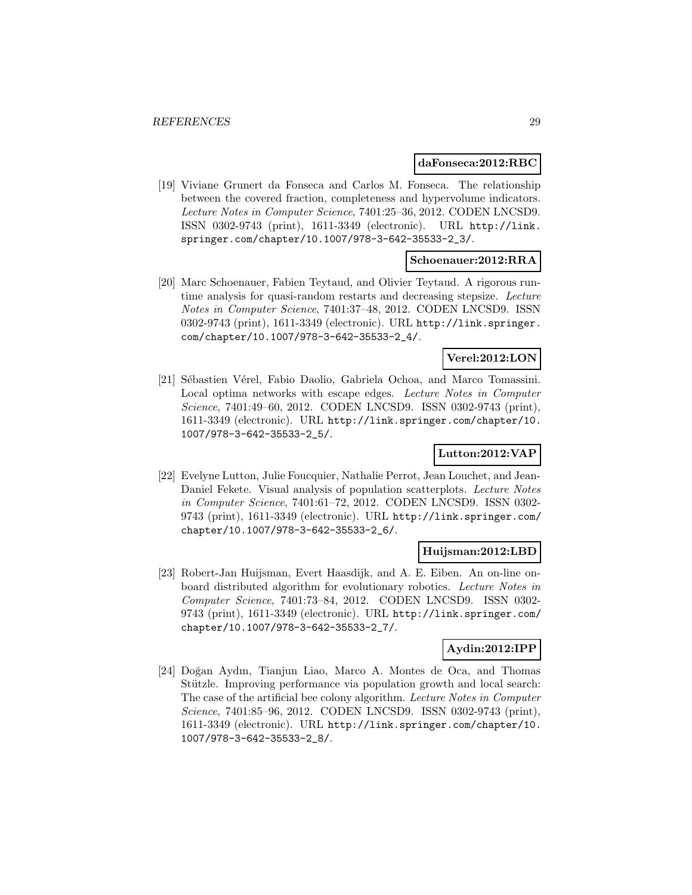**daFonseca:2012:RBC**

[19] Viviane Grunert da Fonseca and Carlos M. Fonseca. The relationship between the covered fraction, completeness and hypervolume indicators. *Lecture Notes in Computer Science*, 7401:25–36, 2012. CODEN LNCSD9. ISSN 0302-9743 (print), 1611-3349 (electronic). URL http://link.springer.com/chapter/10.1007/978-3-642-35533-2_3/.

**Schoenauer:2012:RRA**

[20] Marc Schoenauer, Fabien Teytaud, and Olivier Teytaud. A rigorous runtime analysis for quasi-random restarts and decreasing stepsize. *Lecture Notes in Computer Science*, 7401:37–48, 2012. CODEN LNCSD9. ISSN 0302-9743 (print), 1611-3349 (electronic). URL http://link.springer.com/chapter/10.1007/978-3-642-35533-2_4/.

**Verel:2012:LON**

[21] Sébastien Vérel, Fabio Daolio, Gabriela Ochoa, and Marco Tomassini. Local optima networks with escape edges. *Lecture Notes in Computer Science*, 7401:49–60, 2012. CODEN LNCSD9. ISSN 0302-9743 (print), 1611-3349 (electronic). URL http://link.springer.com/chapter/10.1007/978-3-642-35533-2_5/.

**Lutton:2012:VAP**

[22] Evelyne Lutton, Julie Foucquier, Nathalie Perrot, Jean Louchet, and Jean-Daniel Fekete. Visual analysis of population scatterplots. *Lecture Notes in Computer Science*, 7401:61–72, 2012. CODEN LNCSD9. ISSN 0302-9743 (print), 1611-3349 (electronic). URL http://link.springer.com/chapter/10.1007/978-3-642-35533-2_6/.

**Huijsman:2012:LBD**

[23] Robert-Jan Huijsman, Evert Haasdijk, and A. E. Eiben. An on-line on-board distributed algorithm for evolutionary robotics. *Lecture Notes in Computer Science*, 7401:73–84, 2012. CODEN LNCSD9. ISSN 0302-9743 (print), 1611-3349 (electronic). URL http://link.springer.com/chapter/10.1007/978-3-642-35533-2_7/.

**Aydin:2012:IPP**

[24] Doğan Aydın, Tianjun Liao, Marco A. Montes de Oca, and Thomas Stützle. Improving performance via population growth and local search: The case of the artificial bee colony algorithm. *Lecture Notes in Computer Science*, 7401:85–96, 2012. CODEN LNCSD9. ISSN 0302-9743 (print), 1611-3349 (electronic). URL http://link.springer.com/chapter/10.1007/978-3-642-35533-2_8/.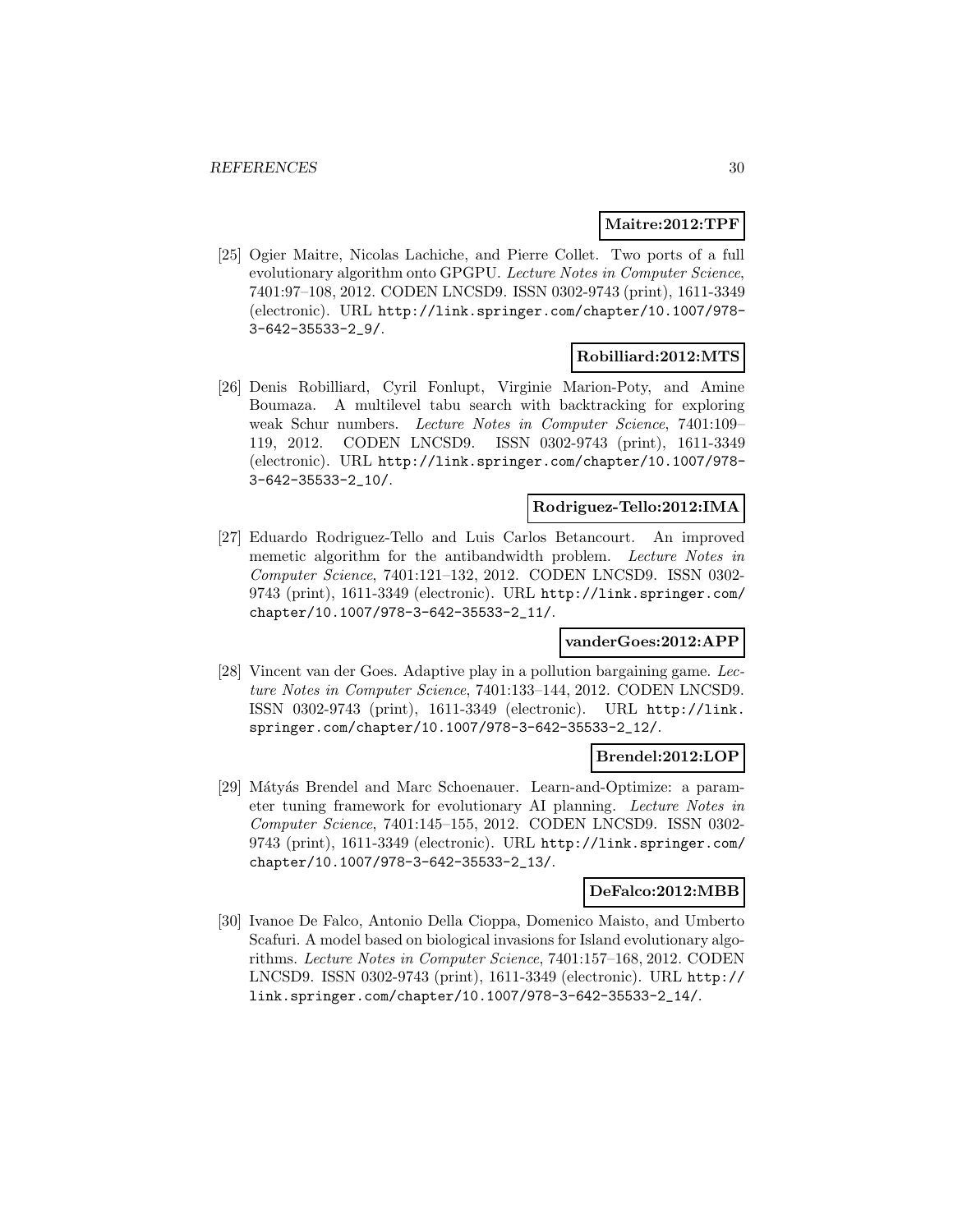**Maitre:2012:TPF**

[25] Ogier Maitre, Nicolas Lachiche, and Pierre Collet. Two ports of a full evolutionary algorithm onto GPGPU. *Lecture Notes in Computer Science*, 7401:97–108, 2012. CODEN LNCSD9. ISSN 0302-9743 (print), 1611-3349 (electronic). URL http://link.springer.com/chapter/10.1007/978-3-642-35533-2_9/.

**Robilliard:2012:MTS**

[26] Denis Robilliard, Cyril Fonlupt, Virginie Marion-Poty, and Amine Boumaza. A multilevel tabu search with backtracking for exploring weak Schur numbers. *Lecture Notes in Computer Science*, 7401:109–119, 2012. CODEN LNCSD9. ISSN 0302-9743 (print), 1611-3349 (electronic). URL http://link.springer.com/chapter/10.1007/978-3-642-35533-2_10/.

**Rodriguez-Tello:2012:IMA**

[27] Eduardo Rodriguez-Tello and Luis Carlos Betancourt. An improved memetic algorithm for the antibandwidth problem. *Lecture Notes in Computer Science*, 7401:121–132, 2012. CODEN LNCSD9. ISSN 0302-9743 (print), 1611-3349 (electronic). URL http://link.springer.com/chapter/10.1007/978-3-642-35533-2_11/.

**vanderGoes:2012:APP**

[28] Vincent van der Goes. Adaptive play in a pollution bargaining game. *Lecture Notes in Computer Science*, 7401:133–144, 2012. CODEN LNCSD9. ISSN 0302-9743 (print), 1611-3349 (electronic). URL http://link.springer.com/chapter/10.1007/978-3-642-35533-2_12/.

**Brendel:2012:LOP**

[29] Mátyás Brendel and Marc Schoenauer. Learn-and-Optimize: a parameter tuning framework for evolutionary AI planning. *Lecture Notes in Computer Science*, 7401:145–155, 2012. CODEN LNCSD9. ISSN 0302-9743 (print), 1611-3349 (electronic). URL http://link.springer.com/chapter/10.1007/978-3-642-35533-2_13/.

**DeFalco:2012:MBB**

[30] Ivanoe De Falco, Antonio Della Cioppa, Domenico Maisto, and Umberto Scafuri. A model based on biological invasions for Island evolutionary algorithms. *Lecture Notes in Computer Science*, 7401:157–168, 2012. CODEN LNCSD9. ISSN 0302-9743 (print), 1611-3349 (electronic). URL http://link.springer.com/chapter/10.1007/978-3-642-35533-2_14/.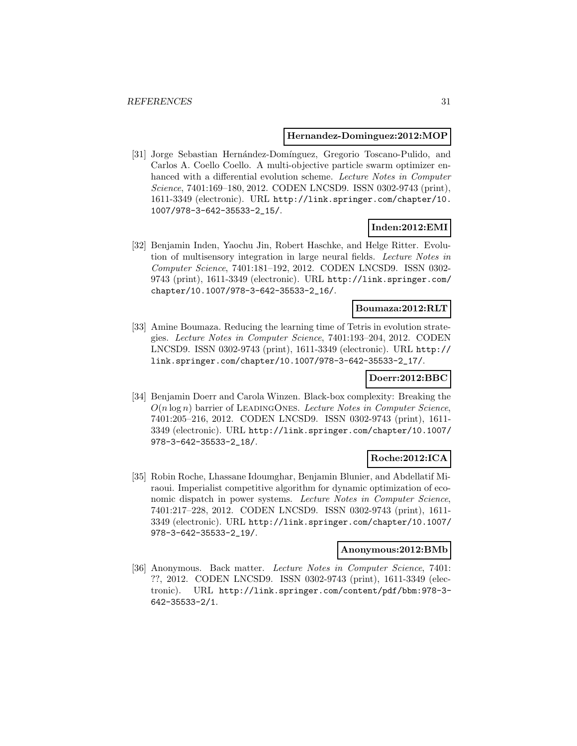**Hernandez-Dominguez:2012:MOP**

[31] Jorge Sebastian Hernández-Domínguez, Gregorio Toscano-Pulido, and Carlos A. Coello Coello. A multi-objective particle swarm optimizer enhanced with a differential evolution scheme. *Lecture Notes in Computer Science*, 7401:169–180, 2012. CODEN LNCSD9. ISSN 0302-9743 (print), 1611-3349 (electronic). URL `http://link.springer.com/chapter/10.1007/978-3-642-35533-2_15/`.

**Inden:2012:EMI**

[32] Benjamin Inden, Yaochu Jin, Robert Haschke, and Helge Ritter. Evolution of multisensory integration in large neural fields. *Lecture Notes in Computer Science*, 7401:181–192, 2012. CODEN LNCSD9. ISSN 0302-9743 (print), 1611-3349 (electronic). URL `http://link.springer.com/chapter/10.1007/978-3-642-35533-2_16/`.

**Boumaza:2012:RLT**

[33] Amine Boumaza. Reducing the learning time of Tetris in evolution strategies. *Lecture Notes in Computer Science*, 7401:193–204, 2012. CODEN LNCSD9. ISSN 0302-9743 (print), 1611-3349 (electronic). URL `http://link.springer.com/chapter/10.1007/978-3-642-35533-2_17/`.

**Doerr:2012:BBC**

[34] Benjamin Doerr and Carola Winzen. Black-box complexity: Breaking the $O(n \log n)$ barrier of LeadingOnes. *Lecture Notes in Computer Science*, 7401:205–216, 2012. CODEN LNCSD9. ISSN 0302-9743 (print), 1611-3349 (electronic). URL `http://link.springer.com/chapter/10.1007/978-3-642-35533-2_18/`.

**Roche:2012:ICA**

[35] Robin Roche, Lhassane Idoumghar, Benjamin Blunier, and Abdellatif Miraoui. Imperialist competitive algorithm for dynamic optimization of economic dispatch in power systems. *Lecture Notes in Computer Science*, 7401:217–228, 2012. CODEN LNCSD9. ISSN 0302-9743 (print), 1611-3349 (electronic). URL `http://link.springer.com/chapter/10.1007/978-3-642-35533-2_19/`.

**Anonymous:2012:BMb**

[36] Anonymous. Back matter. *Lecture Notes in Computer Science*, 7401: ??, 2012. CODEN LNCSD9. ISSN 0302-9743 (print), 1611-3349 (electronic). URL `http://link.springer.com/content/pdf/bbm:978-3-642-35533-2/1`.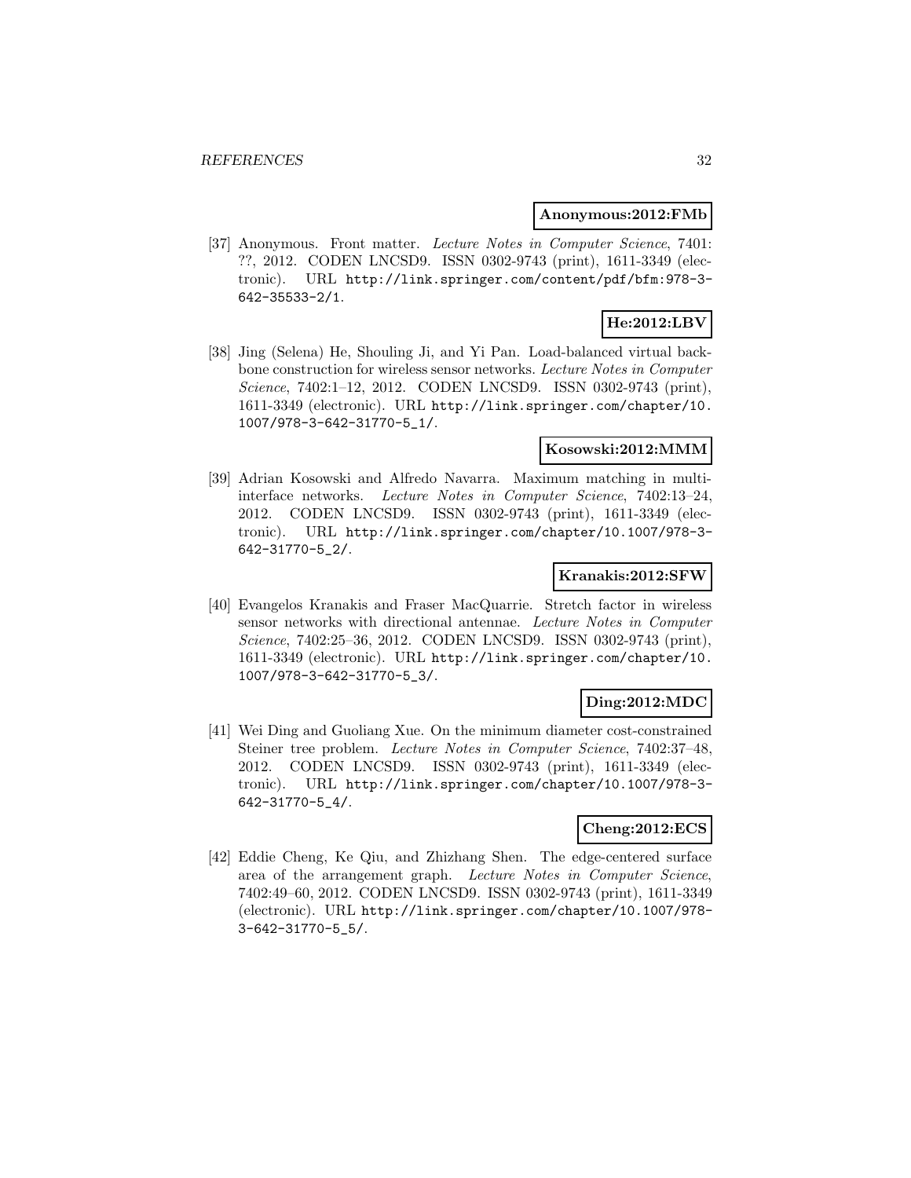**Anonymous:2012:FMb**

[37] Anonymous. Front matter. *Lecture Notes in Computer Science*, 7401: ??, 2012. CODEN LNCSD9. ISSN 0302-9743 (print), 1611-3349 (electronic). URL http://link.springer.com/content/pdf/bfm:978-3-642-35533-2/1.

**He:2012:LBV**

[38] Jing (Selena) He, Shouling Ji, and Yi Pan. Load-balanced virtual backbone construction for wireless sensor networks. *Lecture Notes in Computer Science*, 7402:1–12, 2012. CODEN LNCSD9. ISSN 0302-9743 (print), 1611-3349 (electronic). URL http://link.springer.com/chapter/10.1007/978-3-642-31770-5_1/.

**Kosowski:2012:MMM**

[39] Adrian Kosowski and Alfredo Navarra. Maximum matching in multi-interface networks. *Lecture Notes in Computer Science*, 7402:13–24, 2012. CODEN LNCSD9. ISSN 0302-9743 (print), 1611-3349 (electronic). URL http://link.springer.com/chapter/10.1007/978-3-642-31770-5_2/.

**Kranakis:2012:SFW**

[40] Evangelos Kranakis and Fraser MacQuarrie. Stretch factor in wireless sensor networks with directional antennae. *Lecture Notes in Computer Science*, 7402:25–36, 2012. CODEN LNCSD9. ISSN 0302-9743 (print), 1611-3349 (electronic). URL http://link.springer.com/chapter/10.1007/978-3-642-31770-5_3/.

**Ding:2012:MDC**

[41] Wei Ding and Guoliang Xue. On the minimum diameter cost-constrained Steiner tree problem. *Lecture Notes in Computer Science*, 7402:37–48, 2012. CODEN LNCSD9. ISSN 0302-9743 (print), 1611-3349 (electronic). URL http://link.springer.com/chapter/10.1007/978-3-642-31770-5_4/.

**Cheng:2012:ECS**

[42] Eddie Cheng, Ke Qiu, and Zhizhang Shen. The edge-centered surface area of the arrangement graph. *Lecture Notes in Computer Science*, 7402:49–60, 2012. CODEN LNCSD9. ISSN 0302-9743 (print), 1611-3349 (electronic). URL http://link.springer.com/chapter/10.1007/978-3-642-31770-5_5/.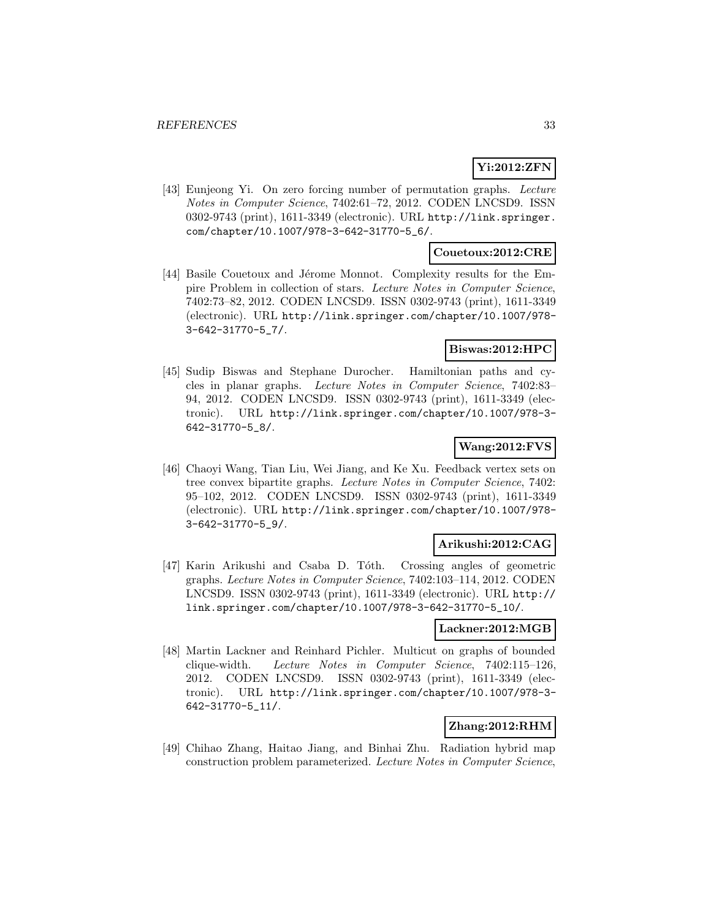**Yi:2012:ZFN**

[43] Eunjeong Yi. On zero forcing number of permutation graphs. *Lecture Notes in Computer Science*, 7402:61–72, 2012. CODEN LNCSD9. ISSN 0302-9743 (print), 1611-3349 (electronic). URL http://link.springer.com/chapter/10.1007/978-3-642-31770-5_6/.

**Couetoux:2012:CRE**

[44] Basile Couetoux and Jérome Monnot. Complexity results for the Empire Problem in collection of stars. *Lecture Notes in Computer Science*, 7402:73–82, 2012. CODEN LNCSD9. ISSN 0302-9743 (print), 1611-3349 (electronic). URL http://link.springer.com/chapter/10.1007/978-3-642-31770-5_7/.

**Biswas:2012:HPC**

[45] Sudip Biswas and Stephane Durocher. Hamiltonian paths and cycles in planar graphs. *Lecture Notes in Computer Science*, 7402:83–94, 2012. CODEN LNCSD9. ISSN 0302-9743 (print), 1611-3349 (electronic). URL http://link.springer.com/chapter/10.1007/978-3-642-31770-5_8/.

**Wang:2012:FVS**

[46] Chaoyi Wang, Tian Liu, Wei Jiang, and Ke Xu. Feedback vertex sets on tree convex bipartite graphs. *Lecture Notes in Computer Science*, 7402: 95–102, 2012. CODEN LNCSD9. ISSN 0302-9743 (print), 1611-3349 (electronic). URL http://link.springer.com/chapter/10.1007/978-3-642-31770-5_9/.

**Arikushi:2012:CAG**

[47] Karin Arikushi and Csaba D. Tóth. Crossing angles of geometric graphs. *Lecture Notes in Computer Science*, 7402:103–114, 2012. CODEN LNCSD9. ISSN 0302-9743 (print), 1611-3349 (electronic). URL http://link.springer.com/chapter/10.1007/978-3-642-31770-5_10/.

**Lackner:2012:MGB**

[48] Martin Lackner and Reinhard Pichler. Multicut on graphs of bounded clique-width. *Lecture Notes in Computer Science*, 7402:115–126, 2012. CODEN LNCSD9. ISSN 0302-9743 (print), 1611-3349 (electronic). URL http://link.springer.com/chapter/10.1007/978-3-642-31770-5_11/.

**Zhang:2012:RHM**

[49] Chihao Zhang, Haitao Jiang, and Binhai Zhu. Radiation hybrid map construction problem parameterized. *Lecture Notes in Computer Science*,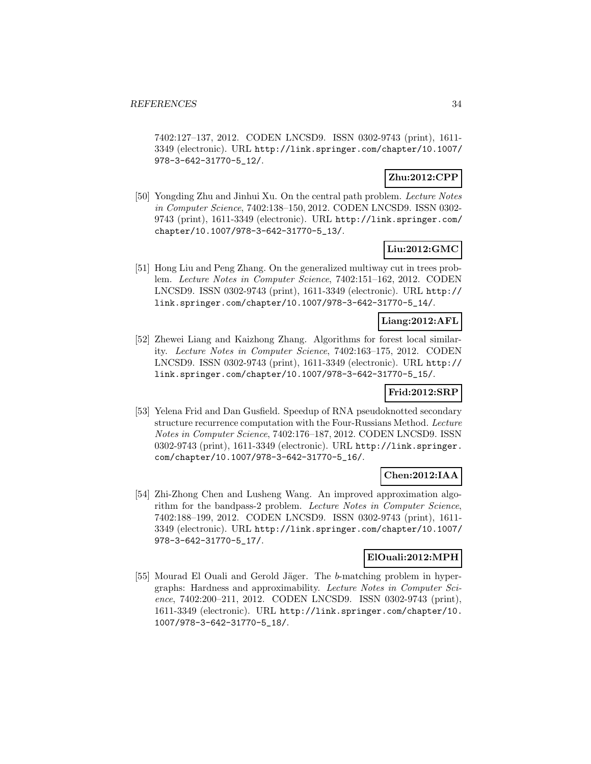7402:127–137, 2012. CODEN LNCSD9. ISSN 0302-9743 (print), 1611-3349 (electronic). URL http://link.springer.com/chapter/10.1007/978-3-642-31770-5_12/.

**Zhu:2012:CPP**

[50] Yongding Zhu and Jinhui Xu. On the central path problem. *Lecture Notes in Computer Science*, 7402:138–150, 2012. CODEN LNCSD9. ISSN 0302-9743 (print), 1611-3349 (electronic). URL http://link.springer.com/chapter/10.1007/978-3-642-31770-5_13/.

**Liu:2012:GMC**

[51] Hong Liu and Peng Zhang. On the generalized multiway cut in trees problem. *Lecture Notes in Computer Science*, 7402:151–162, 2012. CODEN LNCSD9. ISSN 0302-9743 (print), 1611-3349 (electronic). URL http://link.springer.com/chapter/10.1007/978-3-642-31770-5_14/.

**Liang:2012:AFL**

[52] Zhewei Liang and Kaizhong Zhang. Algorithms for forest local similarity. *Lecture Notes in Computer Science*, 7402:163–175, 2012. CODEN LNCSD9. ISSN 0302-9743 (print), 1611-3349 (electronic). URL http://link.springer.com/chapter/10.1007/978-3-642-31770-5_15/.

**Frid:2012:SRP**

[53] Yelena Frid and Dan Gusfield. Speedup of RNA pseudoknotted secondary structure recurrence computation with the Four-Russians Method. *Lecture Notes in Computer Science*, 7402:176–187, 2012. CODEN LNCSD9. ISSN 0302-9743 (print), 1611-3349 (electronic). URL http://link.springer.com/chapter/10.1007/978-3-642-31770-5_16/.

**Chen:2012:IAA**

[54] Zhi-Zhong Chen and Lusheng Wang. An improved approximation algorithm for the bandpass-2 problem. *Lecture Notes in Computer Science*, 7402:188–199, 2012. CODEN LNCSD9. ISSN 0302-9743 (print), 1611-3349 (electronic). URL http://link.springer.com/chapter/10.1007/978-3-642-31770-5_17/.

**ElOuali:2012:MPH**

[55] Mourad El Ouali and Gerold Jäger. The $b$-matching problem in hypergraphs: Hardness and approximability. *Lecture Notes in Computer Science*, 7402:200–211, 2012. CODEN LNCSD9. ISSN 0302-9743 (print), 1611-3349 (electronic). URL http://link.springer.com/chapter/10.1007/978-3-642-31770-5_18/.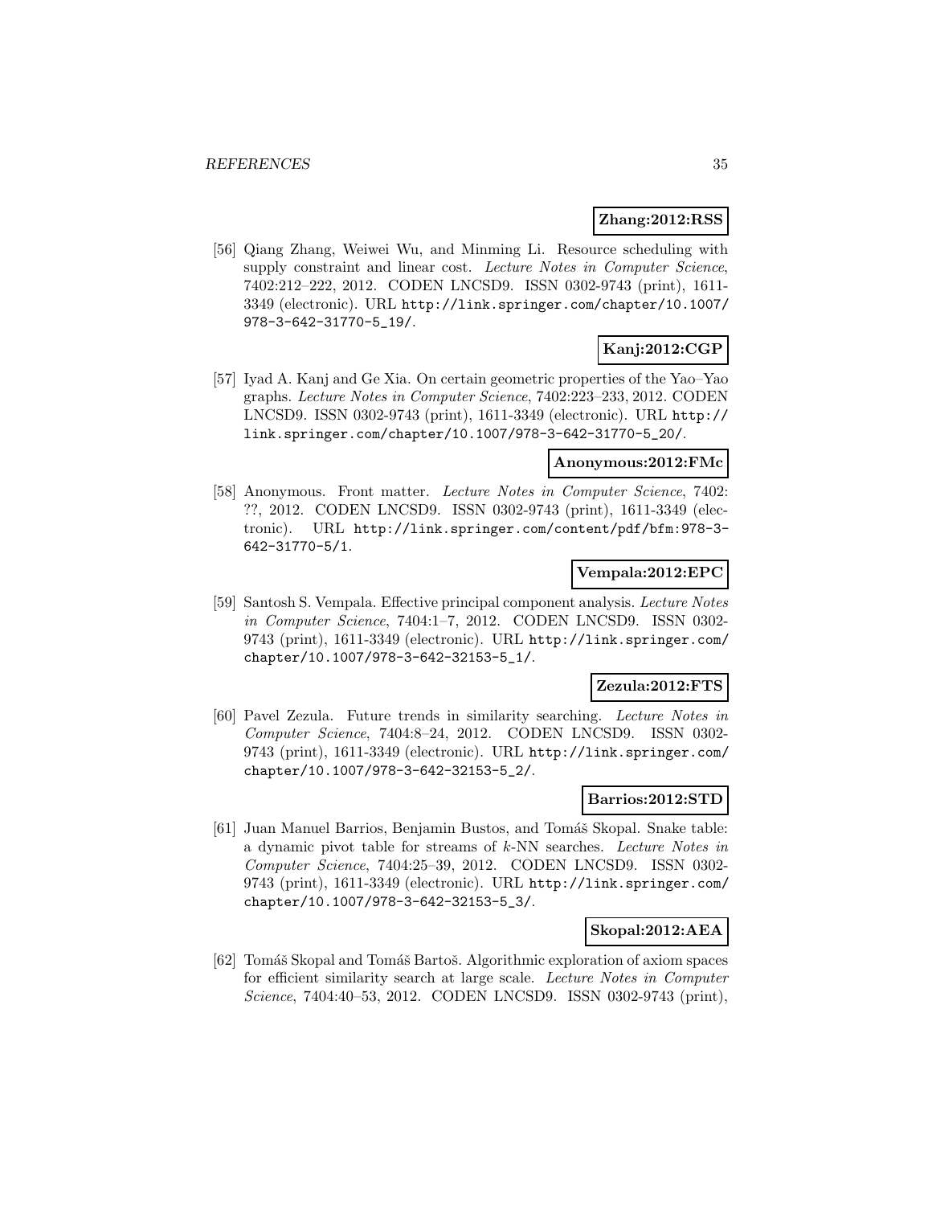**Zhang:2012:RSS**

[56] Qiang Zhang, Weiwei Wu, and Minming Li. Resource scheduling with supply constraint and linear cost. *Lecture Notes in Computer Science*, 7402:212–222, 2012. CODEN LNCSD9. ISSN 0302-9743 (print), 1611-3349 (electronic). URL http://link.springer.com/chapter/10.1007/978-3-642-31770-5_19/.

**Kanj:2012:CGP**

[57] Iyad A. Kanj and Ge Xia. On certain geometric properties of the Yao–Yao graphs. *Lecture Notes in Computer Science*, 7402:223–233, 2012. CODEN LNCSD9. ISSN 0302-9743 (print), 1611-3349 (electronic). URL http://link.springer.com/chapter/10.1007/978-3-642-31770-5_20/.

**Anonymous:2012:FMc**

[58] Anonymous. Front matter. *Lecture Notes in Computer Science*, 7402: ??, 2012. CODEN LNCSD9. ISSN 0302-9743 (print), 1611-3349 (electronic). URL http://link.springer.com/content/pdf/bfm:978-3-642-31770-5/1.

**Vempala:2012:EPC**

[59] Santosh S. Vempala. Effective principal component analysis. *Lecture Notes in Computer Science*, 7404:1–7, 2012. CODEN LNCSD9. ISSN 0302-9743 (print), 1611-3349 (electronic). URL http://link.springer.com/chapter/10.1007/978-3-642-32153-5_1/.

**Zezula:2012:FTS**

[60] Pavel Zezula. Future trends in similarity searching. *Lecture Notes in Computer Science*, 7404:8–24, 2012. CODEN LNCSD9. ISSN 0302-9743 (print), 1611-3349 (electronic). URL http://link.springer.com/chapter/10.1007/978-3-642-32153-5_2/.

**Barrios:2012:STD**

[61] Juan Manuel Barrios, Benjamin Bustos, and Tomáš Skopal. Snake table: a dynamic pivot table for streams of $k$-NN searches. *Lecture Notes in Computer Science*, 7404:25–39, 2012. CODEN LNCSD9. ISSN 0302-9743 (print), 1611-3349 (electronic). URL http://link.springer.com/chapter/10.1007/978-3-642-32153-5_3/.

**Skopal:2012:AEA**

[62] Tomáš Skopal and Tomáš Bartoš. Algorithmic exploration of axiom spaces for efficient similarity search at large scale. *Lecture Notes in Computer Science*, 7404:40–53, 2012. CODEN LNCSD9. ISSN 0302-9743 (print),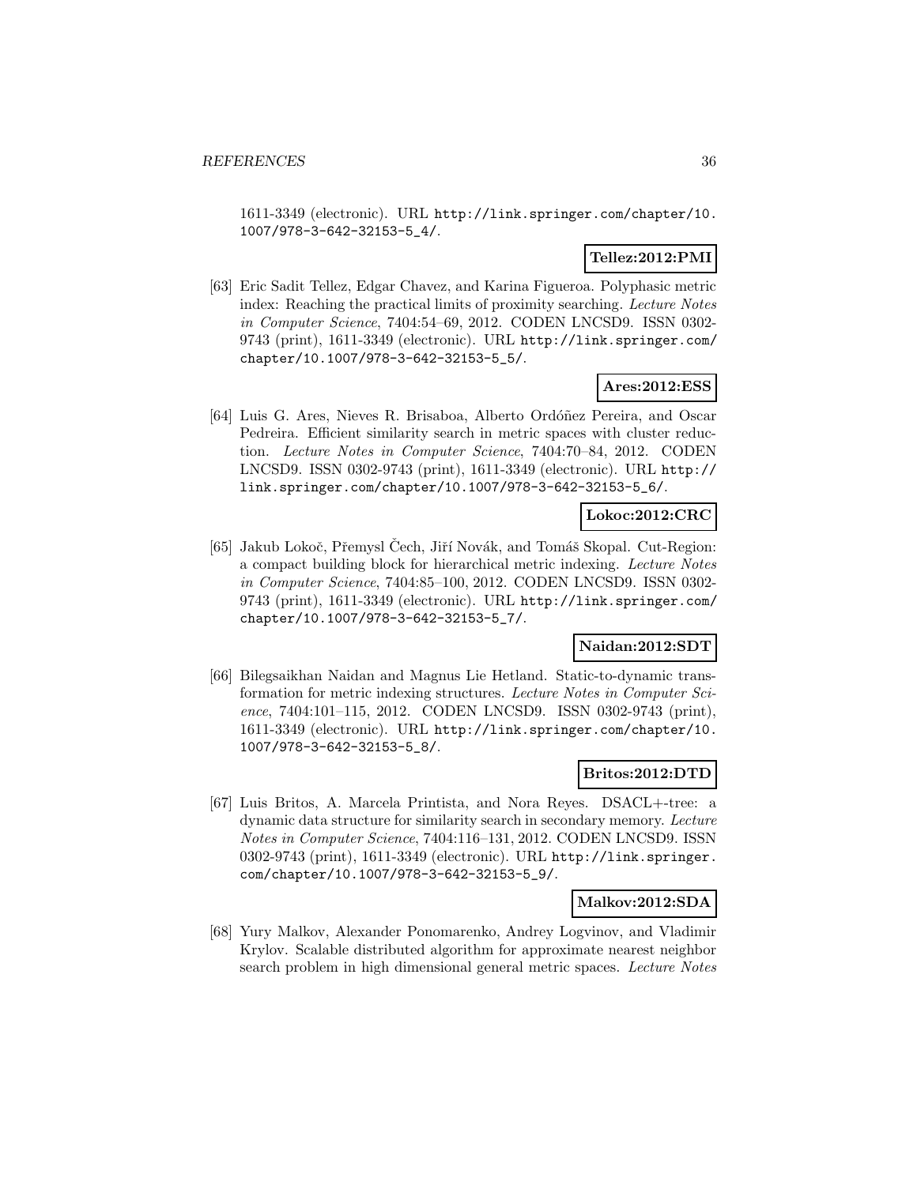1611-3349 (electronic). URL http://link.springer.com/chapter/10.1007/978-3-642-32153-5_4/.

**Tellez:2012:PMI**

[63] Eric Sadit Tellez, Edgar Chavez, and Karina Figueroa. Polyphasic metric index: Reaching the practical limits of proximity searching. *Lecture Notes in Computer Science*, 7404:54–69, 2012. CODEN LNCSD9. ISSN 0302-9743 (print), 1611-3349 (electronic). URL http://link.springer.com/chapter/10.1007/978-3-642-32153-5_5/.

**Ares:2012:ESS**

[64] Luis G. Ares, Nieves R. Brisaboa, Alberto Ordóñez Pereira, and Oscar Pedreira. Efficient similarity search in metric spaces with cluster reduction. *Lecture Notes in Computer Science*, 7404:70–84, 2012. CODEN LNCSD9. ISSN 0302-9743 (print), 1611-3349 (electronic). URL http://link.springer.com/chapter/10.1007/978-3-642-32153-5_6/.

**Lokoc:2012:CRC**

[65] Jakub Lokoč, Přemysl Čech, Jiří Novák, and Tomáš Skopal. Cut-Region: a compact building block for hierarchical metric indexing. *Lecture Notes in Computer Science*, 7404:85–100, 2012. CODEN LNCSD9. ISSN 0302-9743 (print), 1611-3349 (electronic). URL http://link.springer.com/chapter/10.1007/978-3-642-32153-5_7/.

**Naidan:2012:SDT**

[66] Bilegsaikhan Naidan and Magnus Lie Hetland. Static-to-dynamic transformation for metric indexing structures. *Lecture Notes in Computer Science*, 7404:101–115, 2012. CODEN LNCSD9. ISSN 0302-9743 (print), 1611-3349 (electronic). URL http://link.springer.com/chapter/10.1007/978-3-642-32153-5_8/.

**Britos:2012:DTD**

[67] Luis Britos, A. Marcela Printista, and Nora Reyes. DSACL+-tree: a dynamic data structure for similarity search in secondary memory. *Lecture Notes in Computer Science*, 7404:116–131, 2012. CODEN LNCSD9. ISSN 0302-9743 (print), 1611-3349 (electronic). URL http://link.springer.com/chapter/10.1007/978-3-642-32153-5_9/.

**Malkov:2012:SDA**

[68] Yury Malkov, Alexander Ponomarenko, Andrey Logvinov, and Vladimir Krylov. Scalable distributed algorithm for approximate nearest neighbor search problem in high dimensional general metric spaces. *Lecture Notes*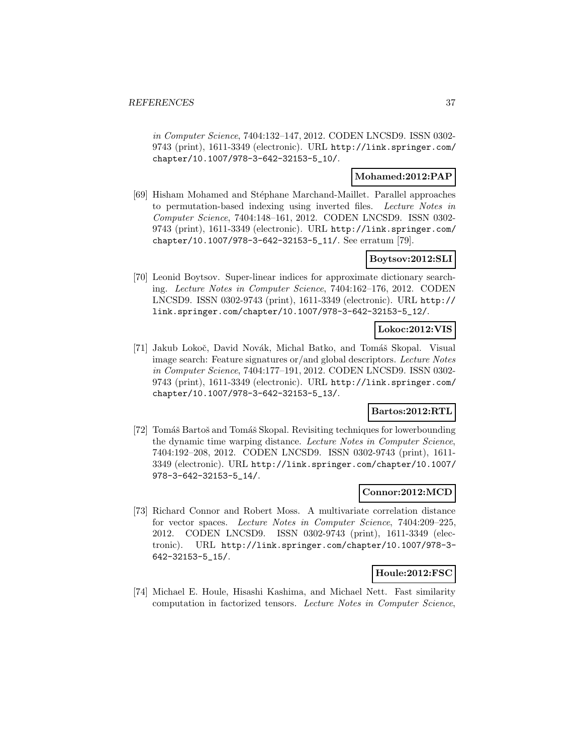*in Computer Science*, 7404:132–147, 2012. CODEN LNCSD9. ISSN 0302-9743 (print), 1611-3349 (electronic). URL http://link.springer.com/chapter/10.1007/978-3-642-32153-5_10/.

**Mohamed:2012:PAP**

[69] Hisham Mohamed and Stéphane Marchand-Maillet. Parallel approaches to permutation-based indexing using inverted files. *Lecture Notes in Computer Science*, 7404:148–161, 2012. CODEN LNCSD9. ISSN 0302-9743 (print), 1611-3349 (electronic). URL http://link.springer.com/chapter/10.1007/978-3-642-32153-5_11/. See erratum [79].

**Boytsov:2012:SLI**

[70] Leonid Boytsov. Super-linear indices for approximate dictionary searching. *Lecture Notes in Computer Science*, 7404:162–176, 2012. CODEN LNCSD9. ISSN 0302-9743 (print), 1611-3349 (electronic). URL http://link.springer.com/chapter/10.1007/978-3-642-32153-5_12/.

**Lokoc:2012:VIS**

[71] Jakub Lokoč, David Novák, Michal Batko, and Tomáš Skopal. Visual image search: Feature signatures or/and global descriptors. *Lecture Notes in Computer Science*, 7404:177–191, 2012. CODEN LNCSD9. ISSN 0302-9743 (print), 1611-3349 (electronic). URL http://link.springer.com/chapter/10.1007/978-3-642-32153-5_13/.

**Bartos:2012:RTL**

[72] Tomáš Bartoš and Tomáš Skopal. Revisiting techniques for lowerbounding the dynamic time warping distance. *Lecture Notes in Computer Science*, 7404:192–208, 2012. CODEN LNCSD9. ISSN 0302-9743 (print), 1611-3349 (electronic). URL http://link.springer.com/chapter/10.1007/978-3-642-32153-5_14/.

**Connor:2012:MCD**

[73] Richard Connor and Robert Moss. A multivariate correlation distance for vector spaces. *Lecture Notes in Computer Science*, 7404:209–225, 2012. CODEN LNCSD9. ISSN 0302-9743 (print), 1611-3349 (electronic). URL http://link.springer.com/chapter/10.1007/978-3-642-32153-5_15/.

**Houle:2012:FSC**

[74] Michael E. Houle, Hisashi Kashima, and Michael Nett. Fast similarity computation in factorized tensors. *Lecture Notes in Computer Science*,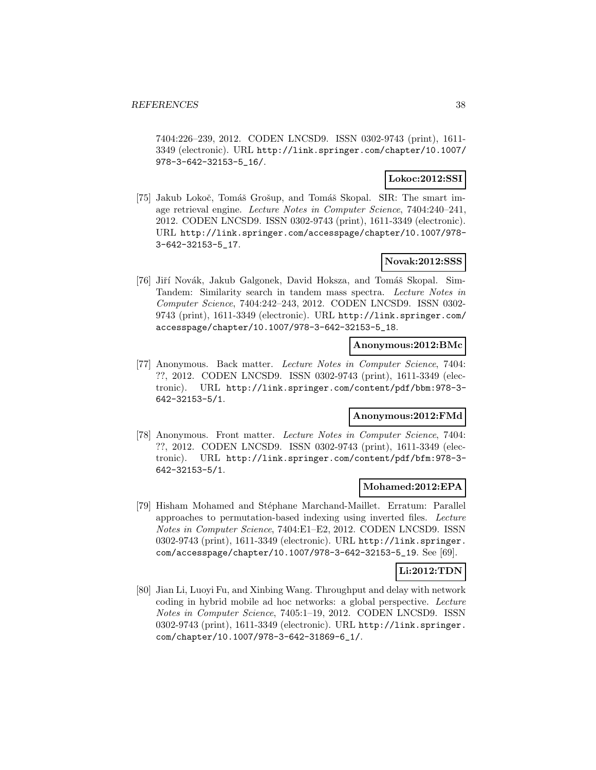7404:226–239, 2012. CODEN LNCSD9. ISSN 0302-9743 (print), 1611-3349 (electronic). URL http://link.springer.com/chapter/10.1007/978-3-642-32153-5_16/.

**Lokoc:2012:SSI**

[75] Jakub Lokoč, Tomáš Grošup, and Tomáš Skopal. SIR: The smart image retrieval engine. *Lecture Notes in Computer Science*, 7404:240–241, 2012. CODEN LNCSD9. ISSN 0302-9743 (print), 1611-3349 (electronic). URL http://link.springer.com/accesspage/chapter/10.1007/978-3-642-32153-5_17.

**Novak:2012:SSS**

[76] Jiří Novák, Jakub Galgonek, David Hoksza, and Tomáš Skopal. SimTandem: Similarity search in tandem mass spectra. *Lecture Notes in Computer Science*, 7404:242–243, 2012. CODEN LNCSD9. ISSN 0302-9743 (print), 1611-3349 (electronic). URL http://link.springer.com/accesspage/chapter/10.1007/978-3-642-32153-5_18.

**Anonymous:2012:BMc**

[77] Anonymous. Back matter. *Lecture Notes in Computer Science*, 7404: ??, 2012. CODEN LNCSD9. ISSN 0302-9743 (print), 1611-3349 (electronic). URL http://link.springer.com/content/pdf/bbm:978-3-642-32153-5/1.

**Anonymous:2012:FMd**

[78] Anonymous. Front matter. *Lecture Notes in Computer Science*, 7404: ??, 2012. CODEN LNCSD9. ISSN 0302-9743 (print), 1611-3349 (electronic). URL http://link.springer.com/content/pdf/bfm:978-3-642-32153-5/1.

**Mohamed:2012:EPA**

[79] Hisham Mohamed and Stéphane Marchand-Maillet. Erratum: Parallel approaches to permutation-based indexing using inverted files. *Lecture Notes in Computer Science*, 7404:E1–E2, 2012. CODEN LNCSD9. ISSN 0302-9743 (print), 1611-3349 (electronic). URL http://link.springer.com/accesspage/chapter/10.1007/978-3-642-32153-5_19. See [69].

**Li:2012:TDN**

[80] Jian Li, Luoyi Fu, and Xinbing Wang. Throughput and delay with network coding in hybrid mobile ad hoc networks: a global perspective. *Lecture Notes in Computer Science*, 7405:1–19, 2012. CODEN LNCSD9. ISSN 0302-9743 (print), 1611-3349 (electronic). URL http://link.springer.com/chapter/10.1007/978-3-642-31869-6_1/.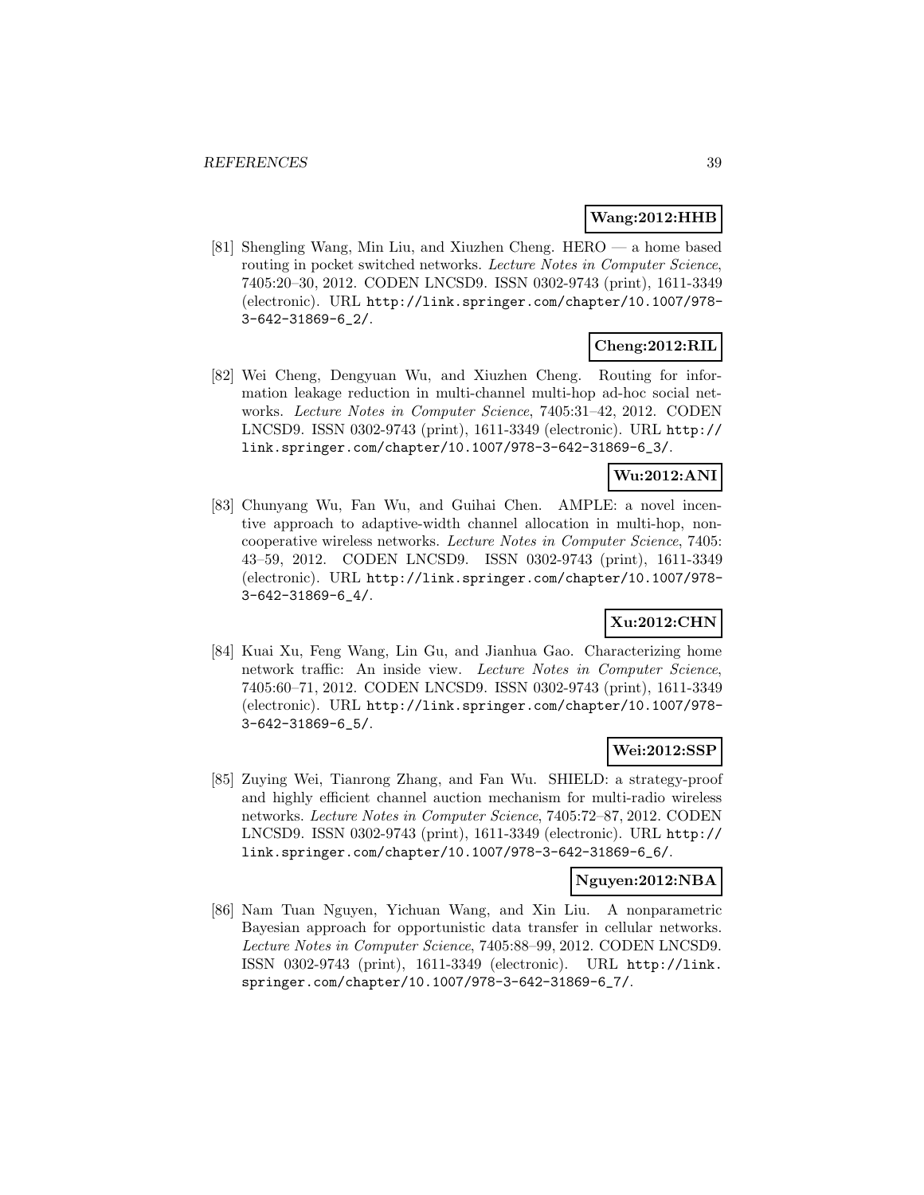**Wang:2012:HHB**

[81] Shengling Wang, Min Liu, and Xiuzhen Cheng. HERO — a home based routing in pocket switched networks. *Lecture Notes in Computer Science*, 7405:20–30, 2012. CODEN LNCSD9. ISSN 0302-9743 (print), 1611-3349 (electronic). URL `http://link.springer.com/chapter/10.1007/978-3-642-31869-6_2/`.

**Cheng:2012:RIL**

[82] Wei Cheng, Dengyuan Wu, and Xiuzhen Cheng. Routing for information leakage reduction in multi-channel multi-hop ad-hoc social networks. *Lecture Notes in Computer Science*, 7405:31–42, 2012. CODEN LNCSD9. ISSN 0302-9743 (print), 1611-3349 (electronic). URL `http://link.springer.com/chapter/10.1007/978-3-642-31869-6_3/`.

**Wu:2012:ANI**

[83] Chunyang Wu, Fan Wu, and Guihai Chen. AMPLE: a novel incentive approach to adaptive-width channel allocation in multi-hop, non-cooperative wireless networks. *Lecture Notes in Computer Science*, 7405: 43–59, 2012. CODEN LNCSD9. ISSN 0302-9743 (print), 1611-3349 (electronic). URL `http://link.springer.com/chapter/10.1007/978-3-642-31869-6_4/`.

**Xu:2012:CHN**

[84] Kuai Xu, Feng Wang, Lin Gu, and Jianhua Gao. Characterizing home network traffic: An inside view. *Lecture Notes in Computer Science*, 7405:60–71, 2012. CODEN LNCSD9. ISSN 0302-9743 (print), 1611-3349 (electronic). URL `http://link.springer.com/chapter/10.1007/978-3-642-31869-6_5/`.

**Wei:2012:SSP**

[85] Zuying Wei, Tianrong Zhang, and Fan Wu. SHIELD: a strategy-proof and highly efficient channel auction mechanism for multi-radio wireless networks. *Lecture Notes in Computer Science*, 7405:72–87, 2012. CODEN LNCSD9. ISSN 0302-9743 (print), 1611-3349 (electronic). URL `http://link.springer.com/chapter/10.1007/978-3-642-31869-6_6/`.

**Nguyen:2012:NBA**

[86] Nam Tuan Nguyen, Yichuan Wang, and Xin Liu. A nonparametric Bayesian approach for opportunistic data transfer in cellular networks. *Lecture Notes in Computer Science*, 7405:88–99, 2012. CODEN LNCSD9. ISSN 0302-9743 (print), 1611-3349 (electronic). URL `http://link.springer.com/chapter/10.1007/978-3-642-31869-6_7/`.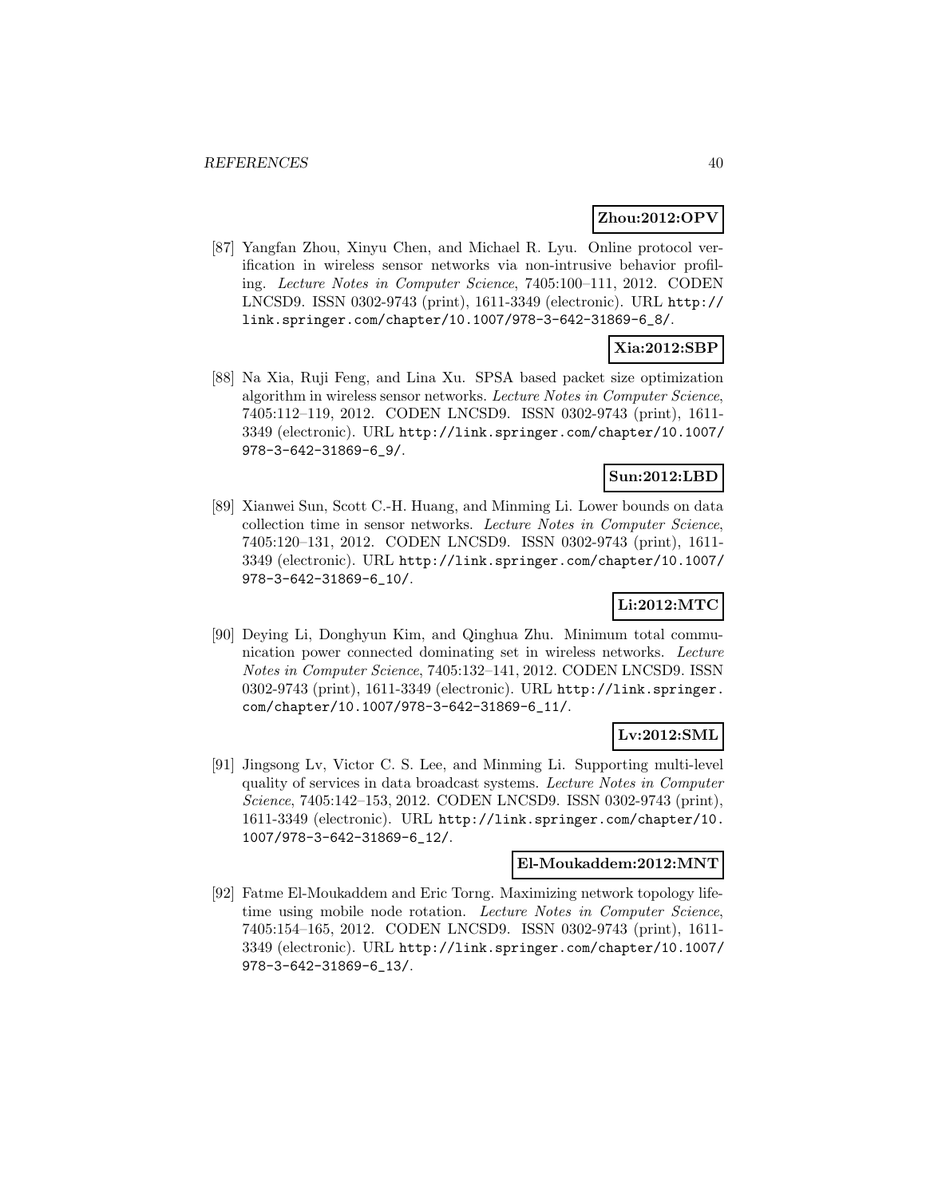**Zhou:2012:OPV**

[87] Yangfan Zhou, Xinyu Chen, and Michael R. Lyu. Online protocol verification in wireless sensor networks via non-intrusive behavior profiling. *Lecture Notes in Computer Science*, 7405:100–111, 2012. CODEN LNCSD9. ISSN 0302-9743 (print), 1611-3349 (electronic). URL http://link.springer.com/chapter/10.1007/978-3-642-31869-6_8/.

**Xia:2012:SBP**

[88] Na Xia, Ruji Feng, and Lina Xu. SPSA based packet size optimization algorithm in wireless sensor networks. *Lecture Notes in Computer Science*, 7405:112–119, 2012. CODEN LNCSD9. ISSN 0302-9743 (print), 1611-3349 (electronic). URL http://link.springer.com/chapter/10.1007/978-3-642-31869-6_9/.

**Sun:2012:LBD**

[89] Xianwei Sun, Scott C.-H. Huang, and Minming Li. Lower bounds on data collection time in sensor networks. *Lecture Notes in Computer Science*, 7405:120–131, 2012. CODEN LNCSD9. ISSN 0302-9743 (print), 1611-3349 (electronic). URL http://link.springer.com/chapter/10.1007/978-3-642-31869-6_10/.

**Li:2012:MTC**

[90] Deying Li, Donghyun Kim, and Qinghua Zhu. Minimum total communication power connected dominating set in wireless networks. *Lecture Notes in Computer Science*, 7405:132–141, 2012. CODEN LNCSD9. ISSN 0302-9743 (print), 1611-3349 (electronic). URL http://link.springer.com/chapter/10.1007/978-3-642-31869-6_11/.

**Lv:2012:SML**

[91] Jingsong Lv, Victor C. S. Lee, and Minming Li. Supporting multi-level quality of services in data broadcast systems. *Lecture Notes in Computer Science*, 7405:142–153, 2012. CODEN LNCSD9. ISSN 0302-9743 (print), 1611-3349 (electronic). URL http://link.springer.com/chapter/10.1007/978-3-642-31869-6_12/.

**El-Moukaddem:2012:MNT**

[92] Fatme El-Moukaddem and Eric Torng. Maximizing network topology lifetime using mobile node rotation. *Lecture Notes in Computer Science*, 7405:154–165, 2012. CODEN LNCSD9. ISSN 0302-9743 (print), 1611-3349 (electronic). URL http://link.springer.com/chapter/10.1007/978-3-642-31869-6_13/.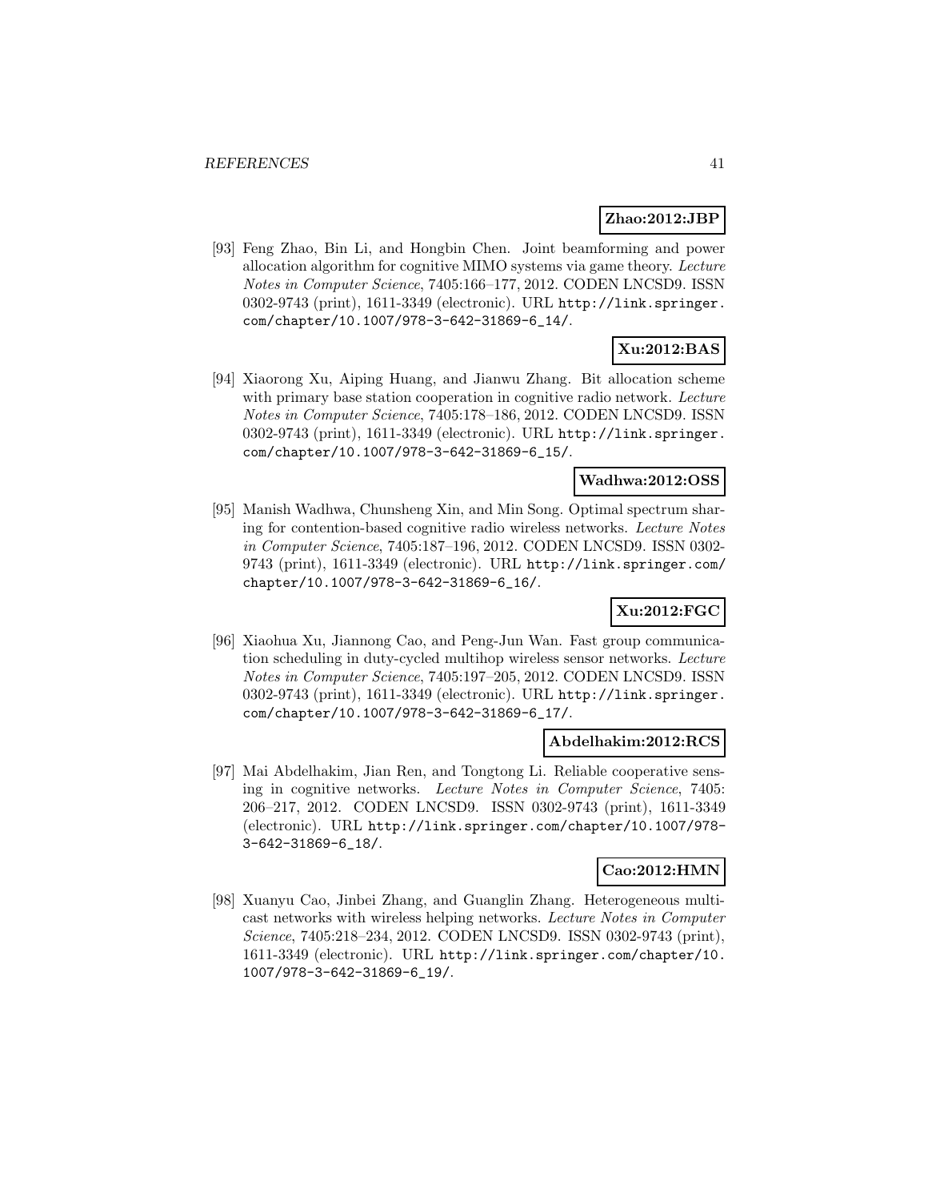**Zhao:2012:JBP**

[93] Feng Zhao, Bin Li, and Hongbin Chen. Joint beamforming and power allocation algorithm for cognitive MIMO systems via game theory. *Lecture Notes in Computer Science*, 7405:166–177, 2012. CODEN LNCSD9. ISSN 0302-9743 (print), 1611-3349 (electronic). URL http://link.springer.com/chapter/10.1007/978-3-642-31869-6_14/.

**Xu:2012:BAS**

[94] Xiaorong Xu, Aiping Huang, and Jianwu Zhang. Bit allocation scheme with primary base station cooperation in cognitive radio network. *Lecture Notes in Computer Science*, 7405:178–186, 2012. CODEN LNCSD9. ISSN 0302-9743 (print), 1611-3349 (electronic). URL http://link.springer.com/chapter/10.1007/978-3-642-31869-6_15/.

**Wadhwa:2012:OSS**

[95] Manish Wadhwa, Chunsheng Xin, and Min Song. Optimal spectrum sharing for contention-based cognitive radio wireless networks. *Lecture Notes in Computer Science*, 7405:187–196, 2012. CODEN LNCSD9. ISSN 0302-9743 (print), 1611-3349 (electronic). URL http://link.springer.com/chapter/10.1007/978-3-642-31869-6_16/.

**Xu:2012:FGC**

[96] Xiaohua Xu, Jiannong Cao, and Peng-Jun Wan. Fast group communication scheduling in duty-cycled multihop wireless sensor networks. *Lecture Notes in Computer Science*, 7405:197–205, 2012. CODEN LNCSD9. ISSN 0302-9743 (print), 1611-3349 (electronic). URL http://link.springer.com/chapter/10.1007/978-3-642-31869-6_17/.

**Abdelhakim:2012:RCS**

[97] Mai Abdelhakim, Jian Ren, and Tongtong Li. Reliable cooperative sensing in cognitive networks. *Lecture Notes in Computer Science*, 7405: 206–217, 2012. CODEN LNCSD9. ISSN 0302-9743 (print), 1611-3349 (electronic). URL http://link.springer.com/chapter/10.1007/978-3-642-31869-6_18/.

**Cao:2012:HMN**

[98] Xuanyu Cao, Jinbei Zhang, and Guanglin Zhang. Heterogeneous multicast networks with wireless helping networks. *Lecture Notes in Computer Science*, 7405:218–234, 2012. CODEN LNCSD9. ISSN 0302-9743 (print), 1611-3349 (electronic). URL http://link.springer.com/chapter/10.1007/978-3-642-31869-6_19/.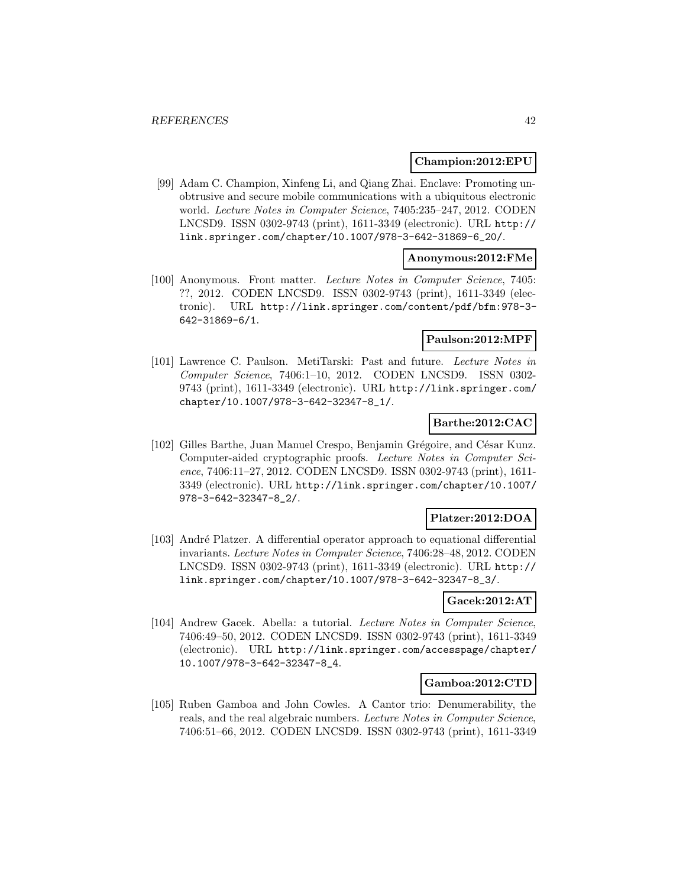**Champion:2012:EPU**

[99] Adam C. Champion, Xinfeng Li, and Qiang Zhai. Enclave: Promoting unobtrusive and secure mobile communications with a ubiquitous electronic world. *Lecture Notes in Computer Science*, 7405:235–247, 2012. CODEN LNCSD9. ISSN 0302-9743 (print), 1611-3349 (electronic). URL http://link.springer.com/chapter/10.1007/978-3-642-31869-6_20/.

**Anonymous:2012:FMe**

[100] Anonymous. Front matter. *Lecture Notes in Computer Science*, 7405: ??, 2012. CODEN LNCSD9. ISSN 0302-9743 (print), 1611-3349 (electronic). URL http://link.springer.com/content/pdf/bfm:978-3-642-31869-6/1.

**Paulson:2012:MPF**

[101] Lawrence C. Paulson. MetiTarski: Past and future. *Lecture Notes in Computer Science*, 7406:1–10, 2012. CODEN LNCSD9. ISSN 0302-9743 (print), 1611-3349 (electronic). URL http://link.springer.com/chapter/10.1007/978-3-642-32347-8_1/.

**Barthe:2012:CAC**

[102] Gilles Barthe, Juan Manuel Crespo, Benjamin Grégoire, and César Kunz. Computer-aided cryptographic proofs. *Lecture Notes in Computer Science*, 7406:11–27, 2012. CODEN LNCSD9. ISSN 0302-9743 (print), 1611-3349 (electronic). URL http://link.springer.com/chapter/10.1007/978-3-642-32347-8_2/.

**Platzer:2012:DOA**

[103] André Platzer. A differential operator approach to equational differential invariants. *Lecture Notes in Computer Science*, 7406:28–48, 2012. CODEN LNCSD9. ISSN 0302-9743 (print), 1611-3349 (electronic). URL http://link.springer.com/chapter/10.1007/978-3-642-32347-8_3/.

**Gacek:2012:AT**

[104] Andrew Gacek. Abella: a tutorial. *Lecture Notes in Computer Science*, 7406:49–50, 2012. CODEN LNCSD9. ISSN 0302-9743 (print), 1611-3349 (electronic). URL http://link.springer.com/accesspage/chapter/10.1007/978-3-642-32347-8_4.

**Gamboa:2012:CTD**

[105] Ruben Gamboa and John Cowles. A Cantor trio: Denumerability, the reals, and the real algebraic numbers. *Lecture Notes in Computer Science*, 7406:51–66, 2012. CODEN LNCSD9. ISSN 0302-9743 (print), 1611-3349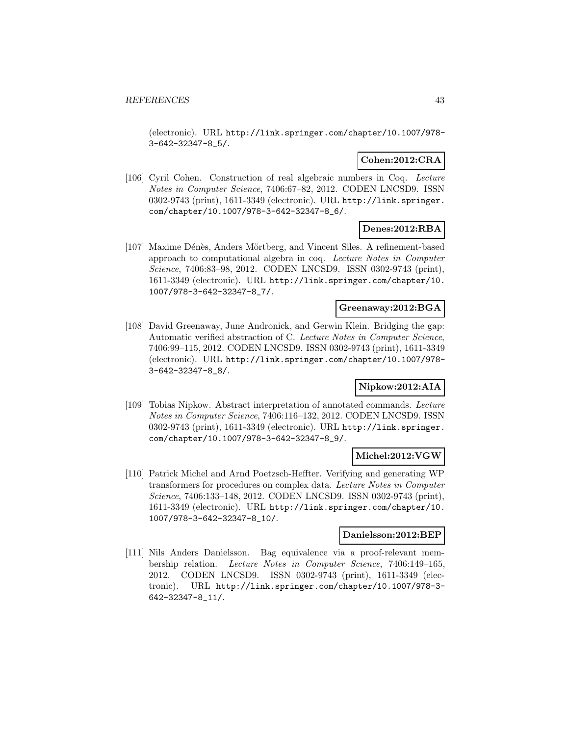(electronic). URL http://link.springer.com/chapter/10.1007/978-3-642-32347-8_5/.

**Cohen:2012:CRA**

[106] Cyril Cohen. Construction of real algebraic numbers in Coq. *Lecture Notes in Computer Science*, 7406:67–82, 2012. CODEN LNCSD9. ISSN 0302-9743 (print), 1611-3349 (electronic). URL http://link.springer.com/chapter/10.1007/978-3-642-32347-8_6/.

**Denes:2012:RBA**

[107] Maxime Dénès, Anders Mörtberg, and Vincent Siles. A refinement-based approach to computational algebra in coq. *Lecture Notes in Computer Science*, 7406:83–98, 2012. CODEN LNCSD9. ISSN 0302-9743 (print), 1611-3349 (electronic). URL http://link.springer.com/chapter/10.1007/978-3-642-32347-8_7/.

**Greenaway:2012:BGA**

[108] David Greenaway, June Andronick, and Gerwin Klein. Bridging the gap: Automatic verified abstraction of C. *Lecture Notes in Computer Science*, 7406:99–115, 2012. CODEN LNCSD9. ISSN 0302-9743 (print), 1611-3349 (electronic). URL http://link.springer.com/chapter/10.1007/978-3-642-32347-8_8/.

**Nipkow:2012:AIA**

[109] Tobias Nipkow. Abstract interpretation of annotated commands. *Lecture Notes in Computer Science*, 7406:116–132, 2012. CODEN LNCSD9. ISSN 0302-9743 (print), 1611-3349 (electronic). URL http://link.springer.com/chapter/10.1007/978-3-642-32347-8_9/.

**Michel:2012:VGW**

[110] Patrick Michel and Arnd Poetzsch-Heffter. Verifying and generating WP transformers for procedures on complex data. *Lecture Notes in Computer Science*, 7406:133–148, 2012. CODEN LNCSD9. ISSN 0302-9743 (print), 1611-3349 (electronic). URL http://link.springer.com/chapter/10.1007/978-3-642-32347-8_10/.

**Danielsson:2012:BEP**

[111] Nils Anders Danielsson. Bag equivalence via a proof-relevant membership relation. *Lecture Notes in Computer Science*, 7406:149–165, 2012. CODEN LNCSD9. ISSN 0302-9743 (print), 1611-3349 (electronic). URL http://link.springer.com/chapter/10.1007/978-3-642-32347-8_11/.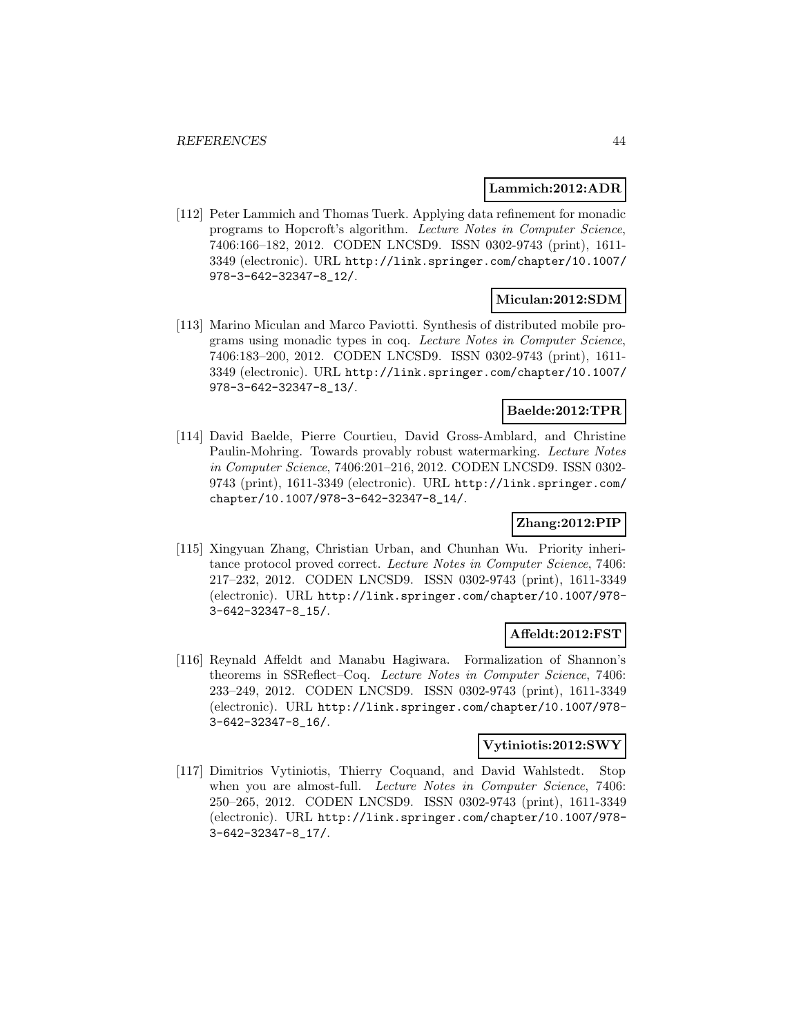**Lammich:2012:ADR**

[112] Peter Lammich and Thomas Tuerk. Applying data refinement for monadic programs to Hopcroft's algorithm. *Lecture Notes in Computer Science*, 7406:166–182, 2012. CODEN LNCSD9. ISSN 0302-9743 (print), 1611-3349 (electronic). URL http://link.springer.com/chapter/10.1007/978-3-642-32347-8_12/.

**Miculan:2012:SDM**

[113] Marino Miculan and Marco Paviotti. Synthesis of distributed mobile programs using monadic types in coq. *Lecture Notes in Computer Science*, 7406:183–200, 2012. CODEN LNCSD9. ISSN 0302-9743 (print), 1611-3349 (electronic). URL http://link.springer.com/chapter/10.1007/978-3-642-32347-8_13/.

**Baelde:2012:TPR**

[114] David Baelde, Pierre Courtieu, David Gross-Amblard, and Christine Paulin-Mohring. Towards provably robust watermarking. *Lecture Notes in Computer Science*, 7406:201–216, 2012. CODEN LNCSD9. ISSN 0302-9743 (print), 1611-3349 (electronic). URL http://link.springer.com/chapter/10.1007/978-3-642-32347-8_14/.

**Zhang:2012:PIP**

[115] Xingyuan Zhang, Christian Urban, and Chunhan Wu. Priority inheritance protocol proved correct. *Lecture Notes in Computer Science*, 7406: 217–232, 2012. CODEN LNCSD9. ISSN 0302-9743 (print), 1611-3349 (electronic). URL http://link.springer.com/chapter/10.1007/978-3-642-32347-8_15/.

**Affeldt:2012:FST**

[116] Reynald Affeldt and Manabu Hagiwara. Formalization of Shannon's theorems in SSReflect–Coq. *Lecture Notes in Computer Science*, 7406: 233–249, 2012. CODEN LNCSD9. ISSN 0302-9743 (print), 1611-3349 (electronic). URL http://link.springer.com/chapter/10.1007/978-3-642-32347-8_16/.

**Vytiniotis:2012:SWY**

[117] Dimitrios Vytiniotis, Thierry Coquand, and David Wahlstedt. Stop when you are almost-full. *Lecture Notes in Computer Science*, 7406: 250–265, 2012. CODEN LNCSD9. ISSN 0302-9743 (print), 1611-3349 (electronic). URL http://link.springer.com/chapter/10.1007/978-3-642-32347-8_17/.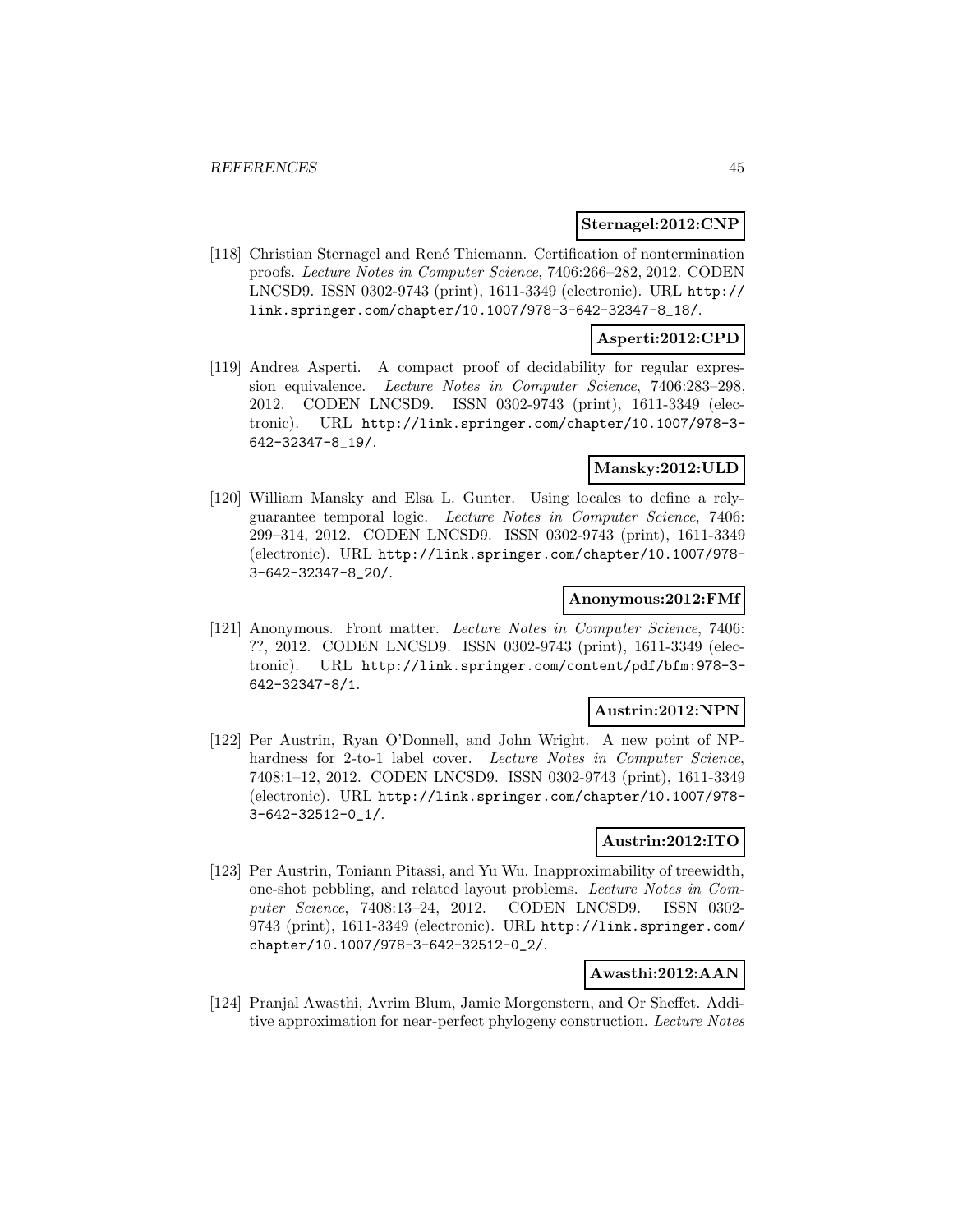**Sternagel:2012:CNP**

[118] Christian Sternagel and René Thiemann. Certification of nontermination proofs. *Lecture Notes in Computer Science*, 7406:266–282, 2012. CODEN LNCSD9. ISSN 0302-9743 (print), 1611-3349 (electronic). URL http://link.springer.com/chapter/10.1007/978-3-642-32347-8_18/.

**Asperti:2012:CPD**

[119] Andrea Asperti. A compact proof of decidability for regular expression equivalence. *Lecture Notes in Computer Science*, 7406:283–298, 2012. CODEN LNCSD9. ISSN 0302-9743 (print), 1611-3349 (electronic). URL http://link.springer.com/chapter/10.1007/978-3-642-32347-8_19/.

**Mansky:2012:ULD**

[120] William Mansky and Elsa L. Gunter. Using locales to define a rely-guarantee temporal logic. *Lecture Notes in Computer Science*, 7406: 299–314, 2012. CODEN LNCSD9. ISSN 0302-9743 (print), 1611-3349 (electronic). URL http://link.springer.com/chapter/10.1007/978-3-642-32347-8_20/.

**Anonymous:2012:FMf**

[121] Anonymous. Front matter. *Lecture Notes in Computer Science*, 7406: ??, 2012. CODEN LNCSD9. ISSN 0302-9743 (print), 1611-3349 (electronic). URL http://link.springer.com/content/pdf/bfm:978-3-642-32347-8/1.

**Austrin:2012:NPN**

[122] Per Austrin, Ryan O'Donnell, and John Wright. A new point of NP-hardness for 2-to-1 label cover. *Lecture Notes in Computer Science*, 7408:1–12, 2012. CODEN LNCSD9. ISSN 0302-9743 (print), 1611-3349 (electronic). URL http://link.springer.com/chapter/10.1007/978-3-642-32512-0_1/.

**Austrin:2012:ITO**

[123] Per Austrin, Toniann Pitassi, and Yu Wu. Inapproximability of treewidth, one-shot pebbling, and related layout problems. *Lecture Notes in Computer Science*, 7408:13–24, 2012. CODEN LNCSD9. ISSN 0302-9743 (print), 1611-3349 (electronic). URL http://link.springer.com/chapter/10.1007/978-3-642-32512-0_2/.

**Awasthi:2012:AAN**

[124] Pranjal Awasthi, Avrim Blum, Jamie Morgenstern, and Or Sheffet. Additive approximation for near-perfect phylogeny construction. *Lecture Notes*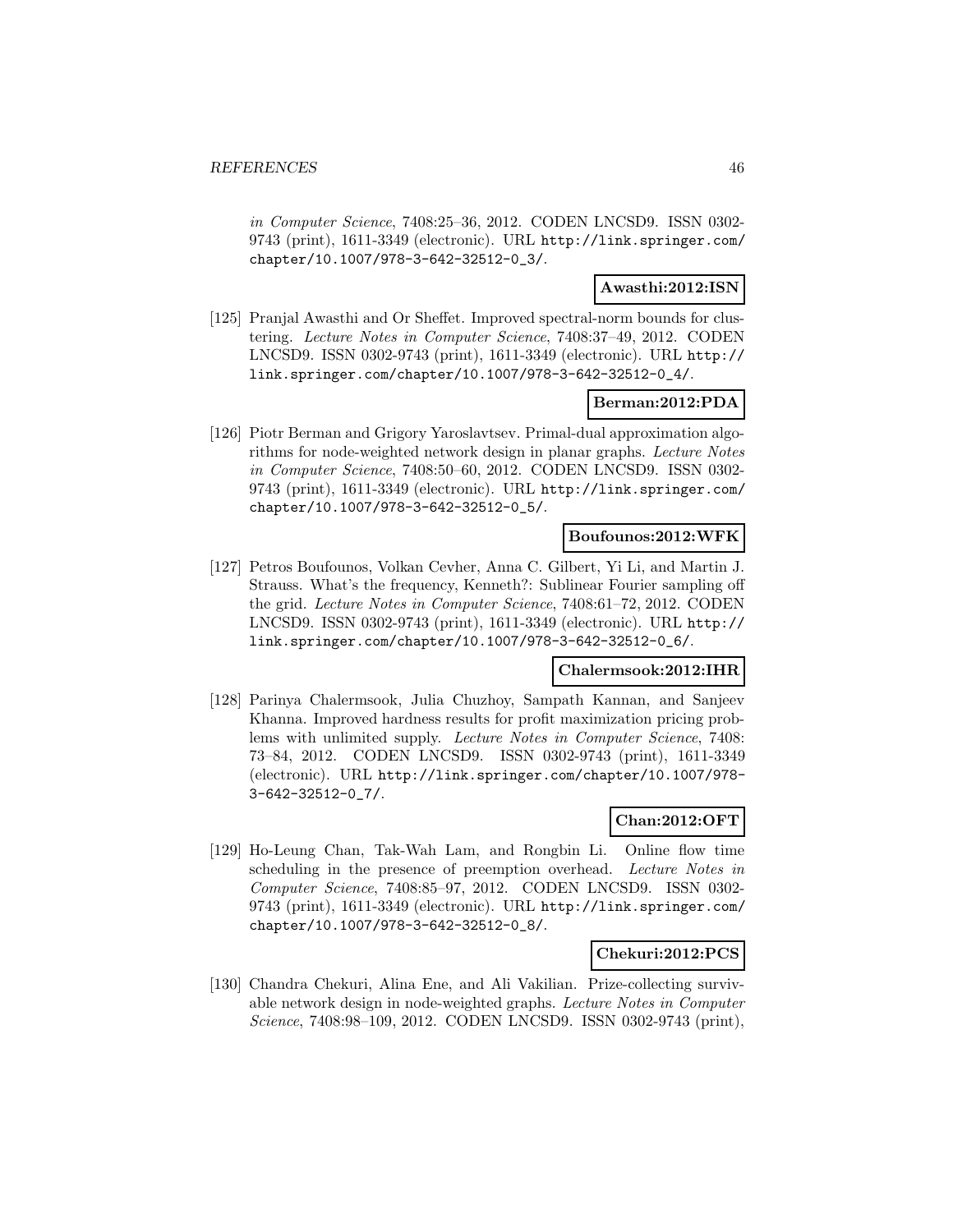*in Computer Science*, 7408:25–36, 2012. CODEN LNCSD9. ISSN 0302-9743 (print), 1611-3349 (electronic). URL http://link.springer.com/chapter/10.1007/978-3-642-32512-0_3/.

**Awasthi:2012:ISN**

[125] Pranjal Awasthi and Or Sheffet. Improved spectral-norm bounds for clustering. *Lecture Notes in Computer Science*, 7408:37–49, 2012. CODEN LNCSD9. ISSN 0302-9743 (print), 1611-3349 (electronic). URL http://link.springer.com/chapter/10.1007/978-3-642-32512-0_4/.

**Berman:2012:PDA**

[126] Piotr Berman and Grigory Yaroslavtsev. Primal-dual approximation algorithms for node-weighted network design in planar graphs. *Lecture Notes in Computer Science*, 7408:50–60, 2012. CODEN LNCSD9. ISSN 0302-9743 (print), 1611-3349 (electronic). URL http://link.springer.com/chapter/10.1007/978-3-642-32512-0_5/.

**Boufounos:2012:WFK**

[127] Petros Boufounos, Volkan Cevher, Anna C. Gilbert, Yi Li, and Martin J. Strauss. What's the frequency, Kenneth?: Sublinear Fourier sampling off the grid. *Lecture Notes in Computer Science*, 7408:61–72, 2012. CODEN LNCSD9. ISSN 0302-9743 (print), 1611-3349 (electronic). URL http://link.springer.com/chapter/10.1007/978-3-642-32512-0_6/.

**Chalermsook:2012:IHR**

[128] Parinya Chalermsook, Julia Chuzhoy, Sampath Kannan, and Sanjeev Khanna. Improved hardness results for profit maximization pricing problems with unlimited supply. *Lecture Notes in Computer Science*, 7408: 73–84, 2012. CODEN LNCSD9. ISSN 0302-9743 (print), 1611-3349 (electronic). URL http://link.springer.com/chapter/10.1007/978-3-642-32512-0_7/.

**Chan:2012:OFT**

[129] Ho-Leung Chan, Tak-Wah Lam, and Rongbin Li. Online flow time scheduling in the presence of preemption overhead. *Lecture Notes in Computer Science*, 7408:85–97, 2012. CODEN LNCSD9. ISSN 0302-9743 (print), 1611-3349 (electronic). URL http://link.springer.com/chapter/10.1007/978-3-642-32512-0_8/.

**Chekuri:2012:PCS**

[130] Chandra Chekuri, Alina Ene, and Ali Vakilian. Prize-collecting survivable network design in node-weighted graphs. *Lecture Notes in Computer Science*, 7408:98–109, 2012. CODEN LNCSD9. ISSN 0302-9743 (print),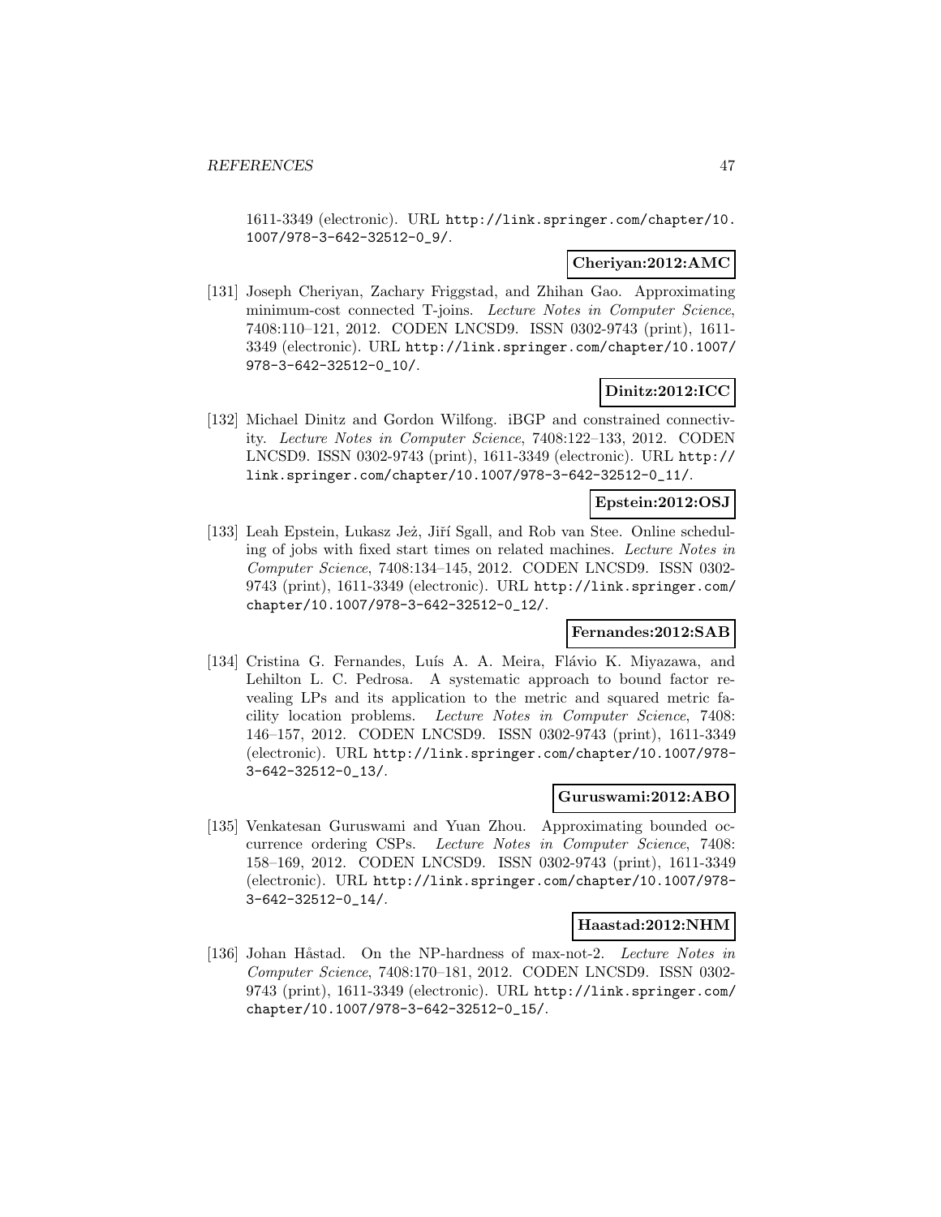1611-3349 (electronic). URL http://link.springer.com/chapter/10.1007/978-3-642-32512-0_9/.

**Cheriyan:2012:AMC**

[131] Joseph Cheriyan, Zachary Friggstad, and Zhihan Gao. Approximating minimum-cost connected T-joins. *Lecture Notes in Computer Science*, 7408:110–121, 2012. CODEN LNCSD9. ISSN 0302-9743 (print), 1611-3349 (electronic). URL http://link.springer.com/chapter/10.1007/978-3-642-32512-0_10/.

**Dinitz:2012:ICC**

[132] Michael Dinitz and Gordon Wilfong. iBGP and constrained connectivity. *Lecture Notes in Computer Science*, 7408:122–133, 2012. CODEN LNCSD9. ISSN 0302-9743 (print), 1611-3349 (electronic). URL http://link.springer.com/chapter/10.1007/978-3-642-32512-0_11/.

**Epstein:2012:OSJ**

[133] Leah Epstein, Łukasz Jeż, Jiří Sgall, and Rob van Stee. Online scheduling of jobs with fixed start times on related machines. *Lecture Notes in Computer Science*, 7408:134–145, 2012. CODEN LNCSD9. ISSN 0302-9743 (print), 1611-3349 (electronic). URL http://link.springer.com/chapter/10.1007/978-3-642-32512-0_12/.

**Fernandes:2012:SAB**

[134] Cristina G. Fernandes, Luís A. A. Meira, Flávio K. Miyazawa, and Lehilton L. C. Pedrosa. A systematic approach to bound factor revealing LPs and its application to the metric and squared metric facility location problems. *Lecture Notes in Computer Science*, 7408: 146–157, 2012. CODEN LNCSD9. ISSN 0302-9743 (print), 1611-3349 (electronic). URL http://link.springer.com/chapter/10.1007/978-3-642-32512-0_13/.

**Guruswami:2012:ABO**

[135] Venkatesan Guruswami and Yuan Zhou. Approximating bounded occurrence ordering CSPs. *Lecture Notes in Computer Science*, 7408: 158–169, 2012. CODEN LNCSD9. ISSN 0302-9743 (print), 1611-3349 (electronic). URL http://link.springer.com/chapter/10.1007/978-3-642-32512-0_14/.

**Haastad:2012:NHM**

[136] Johan Håstad. On the NP-hardness of max-not-2. *Lecture Notes in Computer Science*, 7408:170–181, 2012. CODEN LNCSD9. ISSN 0302-9743 (print), 1611-3349 (electronic). URL http://link.springer.com/chapter/10.1007/978-3-642-32512-0_15/.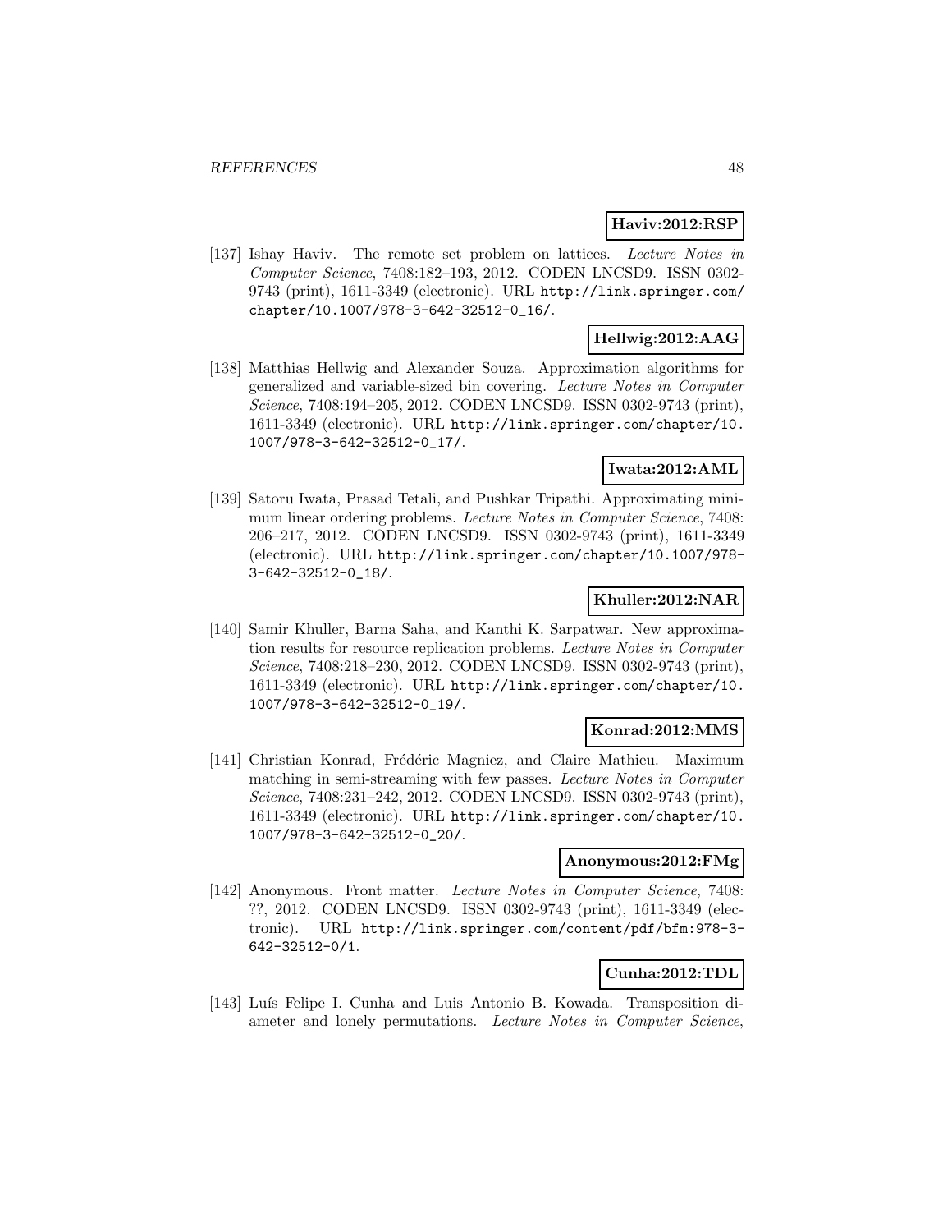**Haviv:2012:RSP**

[137] Ishay Haviv. The remote set problem on lattices. *Lecture Notes in Computer Science*, 7408:182–193, 2012. CODEN LNCSD9. ISSN 0302-9743 (print), 1611-3349 (electronic). URL http://link.springer.com/chapter/10.1007/978-3-642-32512-0_16/.

**Hellwig:2012:AAG**

[138] Matthias Hellwig and Alexander Souza. Approximation algorithms for generalized and variable-sized bin covering. *Lecture Notes in Computer Science*, 7408:194–205, 2012. CODEN LNCSD9. ISSN 0302-9743 (print), 1611-3349 (electronic). URL http://link.springer.com/chapter/10.1007/978-3-642-32512-0_17/.

**Iwata:2012:AML**

[139] Satoru Iwata, Prasad Tetali, and Pushkar Tripathi. Approximating minimum linear ordering problems. *Lecture Notes in Computer Science*, 7408:206–217, 2012. CODEN LNCSD9. ISSN 0302-9743 (print), 1611-3349 (electronic). URL http://link.springer.com/chapter/10.1007/978-3-642-32512-0_18/.

**Khuller:2012:NAR**

[140] Samir Khuller, Barna Saha, and Kanthi K. Sarpatwar. New approximation results for resource replication problems. *Lecture Notes in Computer Science*, 7408:218–230, 2012. CODEN LNCSD9. ISSN 0302-9743 (print), 1611-3349 (electronic). URL http://link.springer.com/chapter/10.1007/978-3-642-32512-0_19/.

**Konrad:2012:MMS**

[141] Christian Konrad, Frédéric Magniez, and Claire Mathieu. Maximum matching in semi-streaming with few passes. *Lecture Notes in Computer Science*, 7408:231–242, 2012. CODEN LNCSD9. ISSN 0302-9743 (print), 1611-3349 (electronic). URL http://link.springer.com/chapter/10.1007/978-3-642-32512-0_20/.

**Anonymous:2012:FMg**

[142] Anonymous. Front matter. *Lecture Notes in Computer Science*, 7408: ??, 2012. CODEN LNCSD9. ISSN 0302-9743 (print), 1611-3349 (electronic). URL http://link.springer.com/content/pdf/bfm:978-3-642-32512-0/1.

**Cunha:2012:TDL**

[143] Luís Felipe I. Cunha and Luis Antonio B. Kowada. Transposition diameter and lonely permutations. *Lecture Notes in Computer Science*,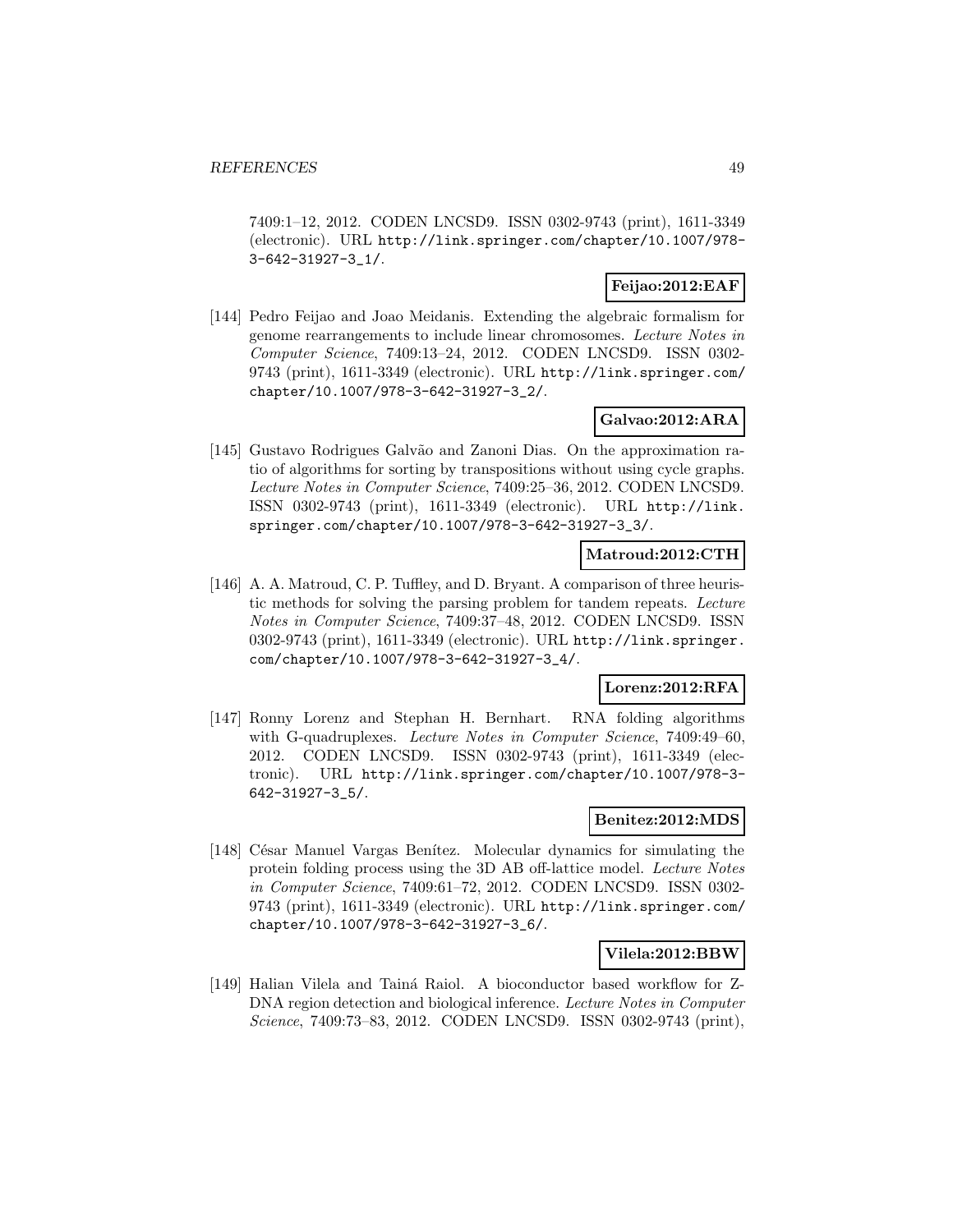7409:1–12, 2012. CODEN LNCSD9. ISSN 0302-9743 (print), 1611-3349 (electronic). URL http://link.springer.com/chapter/10.1007/978-3-642-31927-3_1/.

**Feijao:2012:EAF**

[144] Pedro Feijao and Joao Meidanis. Extending the algebraic formalism for genome rearrangements to include linear chromosomes. *Lecture Notes in Computer Science*, 7409:13–24, 2012. CODEN LNCSD9. ISSN 0302-9743 (print), 1611-3349 (electronic). URL http://link.springer.com/chapter/10.1007/978-3-642-31927-3_2/.

**Galvao:2012:ARA**

[145] Gustavo Rodrigues Galvão and Zanoni Dias. On the approximation ratio of algorithms for sorting by transpositions without using cycle graphs. *Lecture Notes in Computer Science*, 7409:25–36, 2012. CODEN LNCSD9. ISSN 0302-9743 (print), 1611-3349 (electronic). URL http://link.springer.com/chapter/10.1007/978-3-642-31927-3_3/.

**Matroud:2012:CTH**

[146] A. A. Matroud, C. P. Tuffley, and D. Bryant. A comparison of three heuristic methods for solving the parsing problem for tandem repeats. *Lecture Notes in Computer Science*, 7409:37–48, 2012. CODEN LNCSD9. ISSN 0302-9743 (print), 1611-3349 (electronic). URL http://link.springer.com/chapter/10.1007/978-3-642-31927-3_4/.

**Lorenz:2012:RFA**

[147] Ronny Lorenz and Stephan H. Bernhart. RNA folding algorithms with G-quadruplexes. *Lecture Notes in Computer Science*, 7409:49–60, 2012. CODEN LNCSD9. ISSN 0302-9743 (print), 1611-3349 (electronic). URL http://link.springer.com/chapter/10.1007/978-3-642-31927-3_5/.

**Benitez:2012:MDS**

[148] César Manuel Vargas Benítez. Molecular dynamics for simulating the protein folding process using the 3D AB off-lattice model. *Lecture Notes in Computer Science*, 7409:61–72, 2012. CODEN LNCSD9. ISSN 0302-9743 (print), 1611-3349 (electronic). URL http://link.springer.com/chapter/10.1007/978-3-642-31927-3_6/.

**Vilela:2012:BBW**

[149] Halian Vilela and Tainá Raiol. A bioconductor based workflow for Z-DNA region detection and biological inference. *Lecture Notes in Computer Science*, 7409:73–83, 2012. CODEN LNCSD9. ISSN 0302-9743 (print),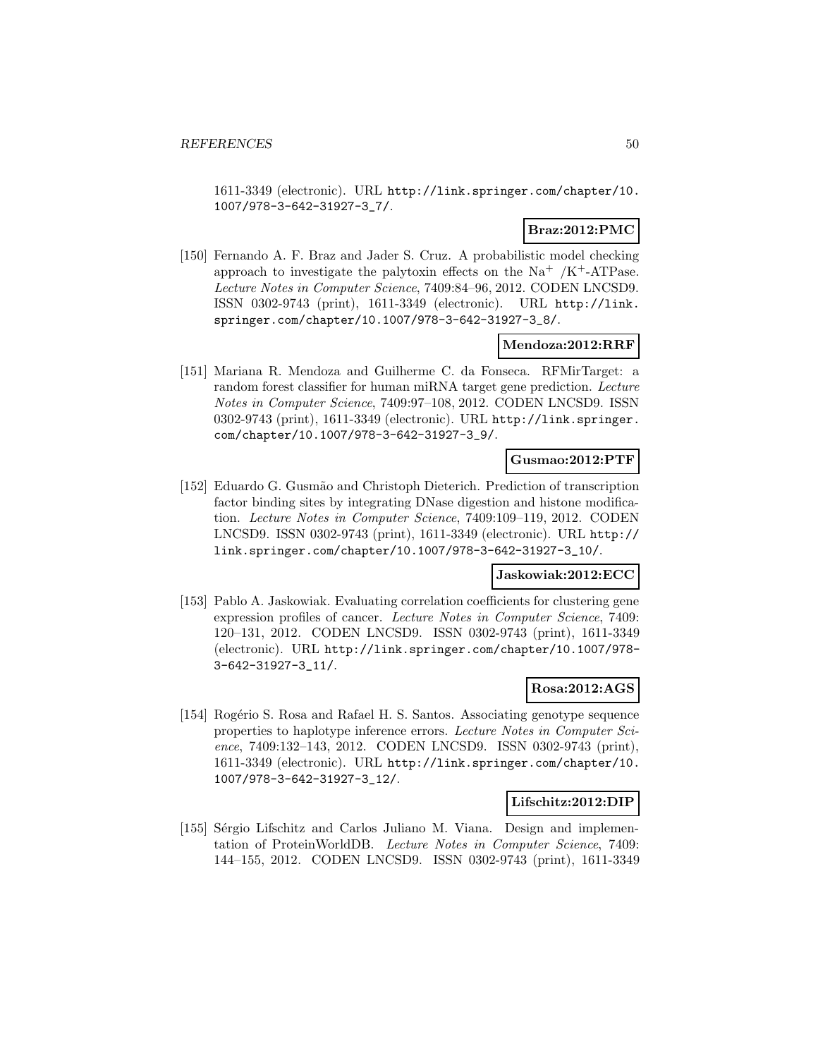1611-3349 (electronic). URL http://link.springer.com/chapter/10.1007/978-3-642-31927-3_7/.

**Braz:2012:PMC**

[150] Fernando A. F. Braz and Jader S. Cruz. A probabilistic model checking approach to investigate the palytoxin effects on the $Na^+$ /$K^+$-ATPase. *Lecture Notes in Computer Science*, 7409:84–96, 2012. CODEN LNCSD9. ISSN 0302-9743 (print), 1611-3349 (electronic). URL http://link.springer.com/chapter/10.1007/978-3-642-31927-3_8/.

**Mendoza:2012:RRF**

[151] Mariana R. Mendoza and Guilherme C. da Fonseca. RFMirTarget: a random forest classifier for human miRNA target gene prediction. *Lecture Notes in Computer Science*, 7409:97–108, 2012. CODEN LNCSD9. ISSN 0302-9743 (print), 1611-3349 (electronic). URL http://link.springer.com/chapter/10.1007/978-3-642-31927-3_9/.

**Gusmao:2012:PTF**

[152] Eduardo G. Gusmão and Christoph Dieterich. Prediction of transcription factor binding sites by integrating DNase digestion and histone modification. *Lecture Notes in Computer Science*, 7409:109–119, 2012. CODEN LNCSD9. ISSN 0302-9743 (print), 1611-3349 (electronic). URL http://link.springer.com/chapter/10.1007/978-3-642-31927-3_10/.

**Jaskowiak:2012:ECC**

[153] Pablo A. Jaskowiak. Evaluating correlation coefficients for clustering gene expression profiles of cancer. *Lecture Notes in Computer Science*, 7409:120–131, 2012. CODEN LNCSD9. ISSN 0302-9743 (print), 1611-3349 (electronic). URL http://link.springer.com/chapter/10.1007/978-3-642-31927-3_11/.

**Rosa:2012:AGS**

[154] Rogério S. Rosa and Rafael H. S. Santos. Associating genotype sequence properties to haplotype inference errors. *Lecture Notes in Computer Science*, 7409:132–143, 2012. CODEN LNCSD9. ISSN 0302-9743 (print), 1611-3349 (electronic). URL http://link.springer.com/chapter/10.1007/978-3-642-31927-3_12/.

**Lifschitz:2012:DIP**

[155] Sérgio Lifschitz and Carlos Juliano M. Viana. Design and implementation of ProteinWorldDB. *Lecture Notes in Computer Science*, 7409:144–155, 2012. CODEN LNCSD9. ISSN 0302-9743 (print), 1611-3349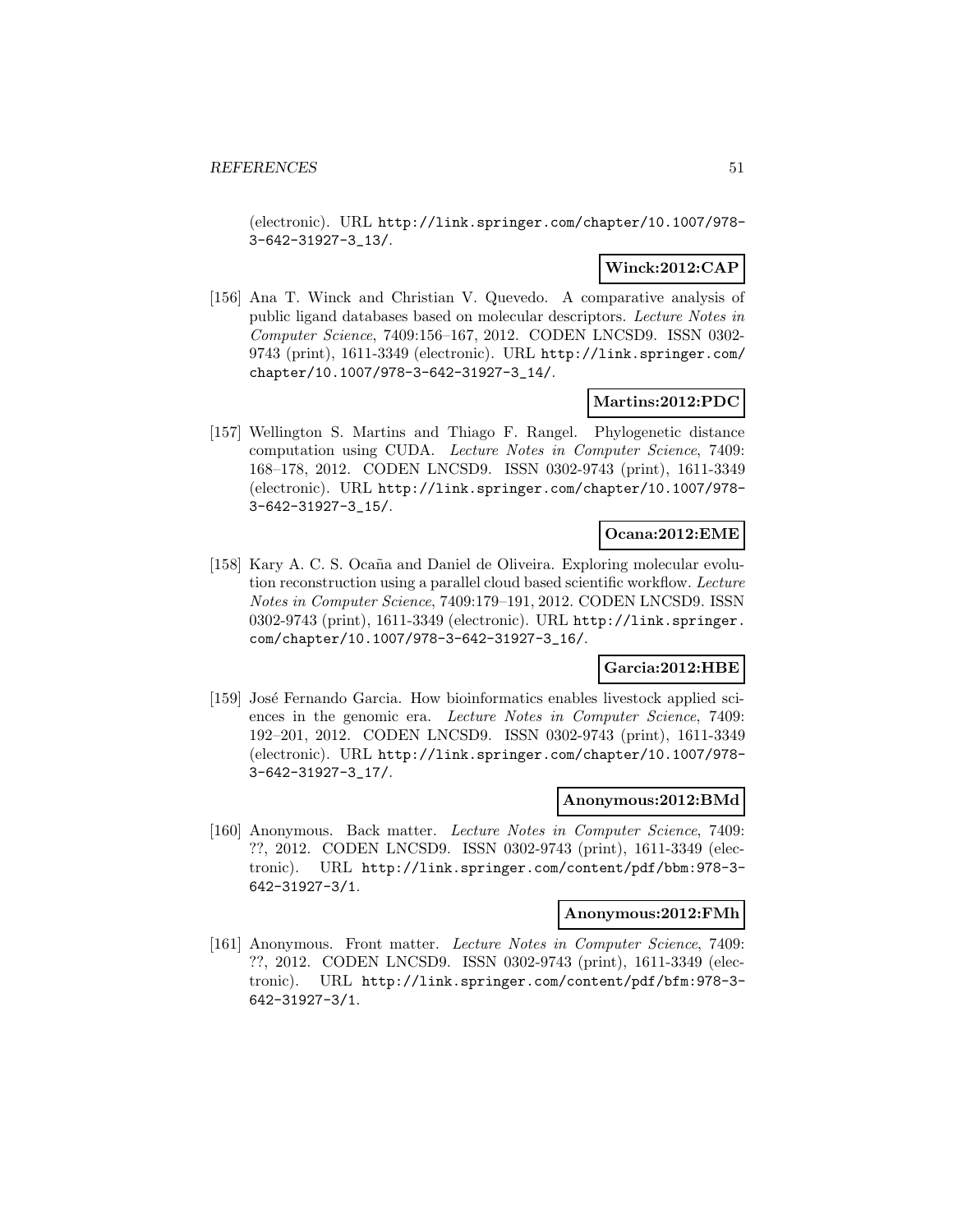(electronic). URL http://link.springer.com/chapter/10.1007/978-3-642-31927-3_13/.

**Winck:2012:CAP**

[156] Ana T. Winck and Christian V. Quevedo. A comparative analysis of public ligand databases based on molecular descriptors. *Lecture Notes in Computer Science*, 7409:156–167, 2012. CODEN LNCSD9. ISSN 0302-9743 (print), 1611-3349 (electronic). URL http://link.springer.com/chapter/10.1007/978-3-642-31927-3_14/.

**Martins:2012:PDC**

[157] Wellington S. Martins and Thiago F. Rangel. Phylogenetic distance computation using CUDA. *Lecture Notes in Computer Science*, 7409: 168–178, 2012. CODEN LNCSD9. ISSN 0302-9743 (print), 1611-3349 (electronic). URL http://link.springer.com/chapter/10.1007/978-3-642-31927-3_15/.

**Ocana:2012:EME**

[158] Kary A. C. S. Ocaña and Daniel de Oliveira. Exploring molecular evolution reconstruction using a parallel cloud based scientific workflow. *Lecture Notes in Computer Science*, 7409:179–191, 2012. CODEN LNCSD9. ISSN 0302-9743 (print), 1611-3349 (electronic). URL http://link.springer.com/chapter/10.1007/978-3-642-31927-3_16/.

**Garcia:2012:HBE**

[159] José Fernando Garcia. How bioinformatics enables livestock applied sciences in the genomic era. *Lecture Notes in Computer Science*, 7409: 192–201, 2012. CODEN LNCSD9. ISSN 0302-9743 (print), 1611-3349 (electronic). URL http://link.springer.com/chapter/10.1007/978-3-642-31927-3_17/.

**Anonymous:2012:BMd**

[160] Anonymous. Back matter. *Lecture Notes in Computer Science*, 7409: ??, 2012. CODEN LNCSD9. ISSN 0302-9743 (print), 1611-3349 (electronic). URL http://link.springer.com/content/pdf/bbm:978-3-642-31927-3/1.

**Anonymous:2012:FMh**

[161] Anonymous. Front matter. *Lecture Notes in Computer Science*, 7409: ??, 2012. CODEN LNCSD9. ISSN 0302-9743 (print), 1611-3349 (electronic). URL http://link.springer.com/content/pdf/bfm:978-3-642-31927-3/1.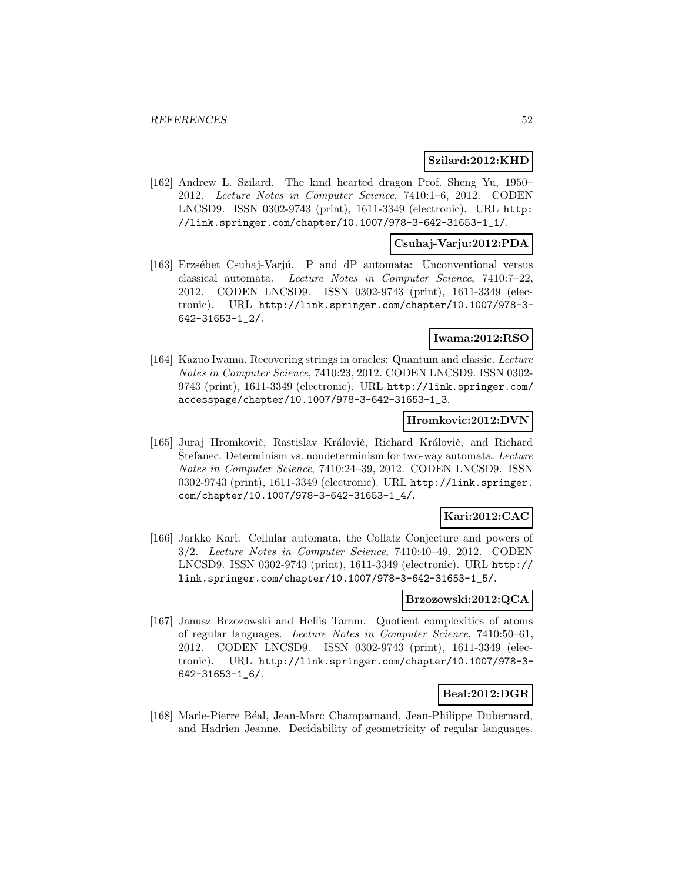**Szilard:2012:KHD**

[162] Andrew L. Szilard. The kind hearted dragon Prof. Sheng Yu, 1950–2012. *Lecture Notes in Computer Science*, 7410:1–6, 2012. CODEN LNCSD9. ISSN 0302-9743 (print), 1611-3349 (electronic). URL `http://link.springer.com/chapter/10.1007/978-3-642-31653-1_1/`.

**Csuhaj-Varju:2012:PDA**

[163] Erzsébet Csuhaj-Varjú. P and dP automata: Unconventional versus classical automata. *Lecture Notes in Computer Science*, 7410:7–22, 2012. CODEN LNCSD9. ISSN 0302-9743 (print), 1611-3349 (electronic). URL `http://link.springer.com/chapter/10.1007/978-3-642-31653-1_2/`.

**Iwama:2012:RSO**

[164] Kazuo Iwama. Recovering strings in oracles: Quantum and classic. *Lecture Notes in Computer Science*, 7410:23, 2012. CODEN LNCSD9. ISSN 0302-9743 (print), 1611-3349 (electronic). URL `http://link.springer.com/accesspage/chapter/10.1007/978-3-642-31653-1_3`.

**Hromkovic:2012:DVN**

[165] Juraj Hromkovič, Rastislav Královič, Richard Královič, and Richard Štefanec. Determinism vs. nondeterminism for two-way automata. *Lecture Notes in Computer Science*, 7410:24–39, 2012. CODEN LNCSD9. ISSN 0302-9743 (print), 1611-3349 (electronic). URL `http://link.springer.com/chapter/10.1007/978-3-642-31653-1_4/`.

**Kari:2012:CAC**

[166] Jarkko Kari. Cellular automata, the Collatz Conjecture and powers of 3/2. *Lecture Notes in Computer Science*, 7410:40–49, 2012. CODEN LNCSD9. ISSN 0302-9743 (print), 1611-3349 (electronic). URL `http://link.springer.com/chapter/10.1007/978-3-642-31653-1_5/`.

**Brzozowski:2012:QCA**

[167] Janusz Brzozowski and Hellis Tamm. Quotient complexities of atoms of regular languages. *Lecture Notes in Computer Science*, 7410:50–61, 2012. CODEN LNCSD9. ISSN 0302-9743 (print), 1611-3349 (electronic). URL `http://link.springer.com/chapter/10.1007/978-3-642-31653-1_6/`.

**Beal:2012:DGR**

[168] Marie-Pierre Béal, Jean-Marc Champarnaud, Jean-Philippe Dubernard, and Hadrien Jeanne. Decidability of geometricity of regular languages.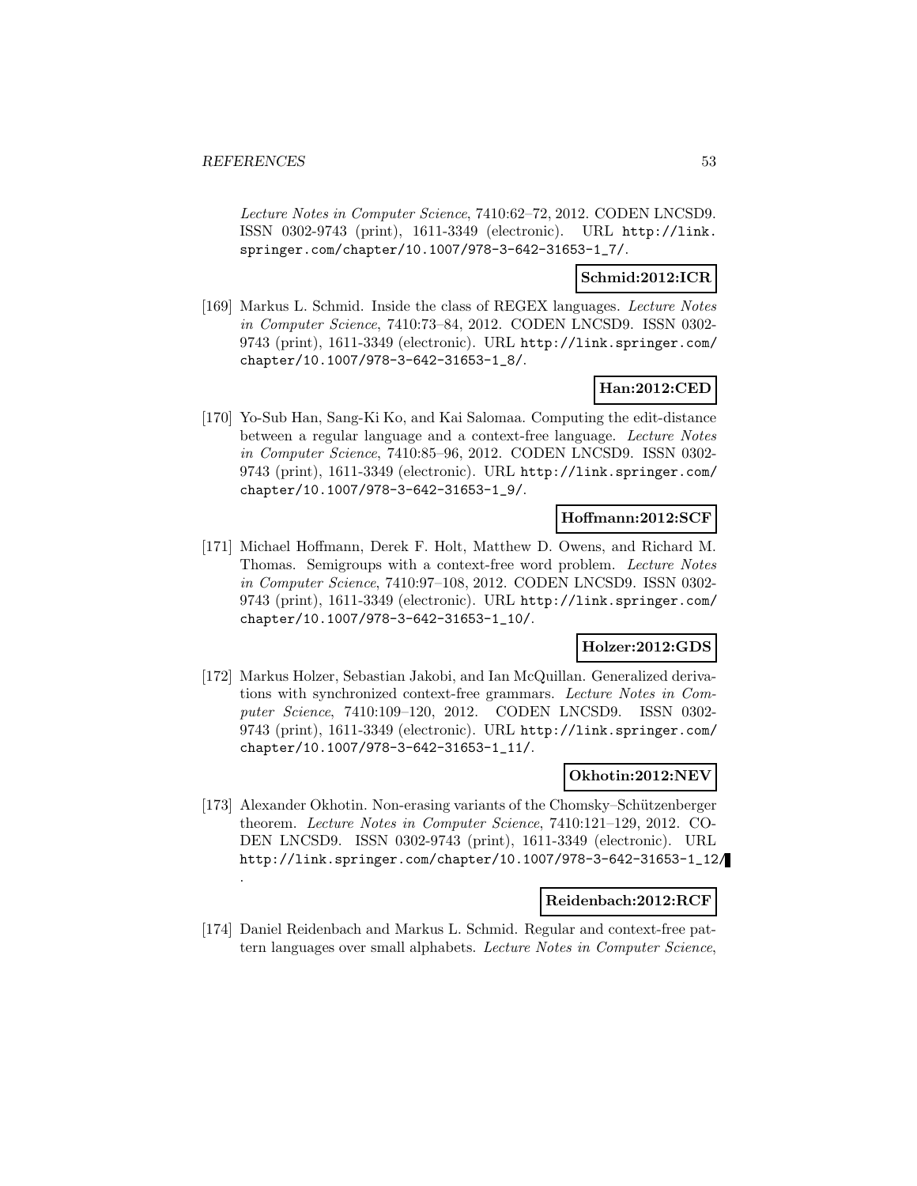*Lecture Notes in Computer Science*, 7410:62–72, 2012. CODEN LNCSD9. ISSN 0302-9743 (print), 1611-3349 (electronic). URL http://link.springer.com/chapter/10.1007/978-3-642-31653-1_7/.

**Schmid:2012:ICR**

[169] Markus L. Schmid. Inside the class of REGEX languages. *Lecture Notes in Computer Science*, 7410:73–84, 2012. CODEN LNCSD9. ISSN 0302-9743 (print), 1611-3349 (electronic). URL http://link.springer.com/chapter/10.1007/978-3-642-31653-1_8/.

**Han:2012:CED**

[170] Yo-Sub Han, Sang-Ki Ko, and Kai Salomaa. Computing the edit-distance between a regular language and a context-free language. *Lecture Notes in Computer Science*, 7410:85–96, 2012. CODEN LNCSD9. ISSN 0302-9743 (print), 1611-3349 (electronic). URL http://link.springer.com/chapter/10.1007/978-3-642-31653-1_9/.

**Hoffmann:2012:SCF**

[171] Michael Hoffmann, Derek F. Holt, Matthew D. Owens, and Richard M. Thomas. Semigroups with a context-free word problem. *Lecture Notes in Computer Science*, 7410:97–108, 2012. CODEN LNCSD9. ISSN 0302-9743 (print), 1611-3349 (electronic). URL http://link.springer.com/chapter/10.1007/978-3-642-31653-1_10/.

**Holzer:2012:GDS**

[172] Markus Holzer, Sebastian Jakobi, and Ian McQuillan. Generalized derivations with synchronized context-free grammars. *Lecture Notes in Computer Science*, 7410:109–120, 2012. CODEN LNCSD9. ISSN 0302-9743 (print), 1611-3349 (electronic). URL http://link.springer.com/chapter/10.1007/978-3-642-31653-1_11/.

**Okhotin:2012:NEV**

[173] Alexander Okhotin. Non-erasing variants of the Chomsky–Schützenberger theorem. *Lecture Notes in Computer Science*, 7410:121–129, 2012. CODEN LNCSD9. ISSN 0302-9743 (print), 1611-3349 (electronic). URL http://link.springer.com/chapter/10.1007/978-3-642-31653-1_12/.

**Reidenbach:2012:RCF**

[174] Daniel Reidenbach and Markus L. Schmid. Regular and context-free pattern languages over small alphabets. *Lecture Notes in Computer Science*,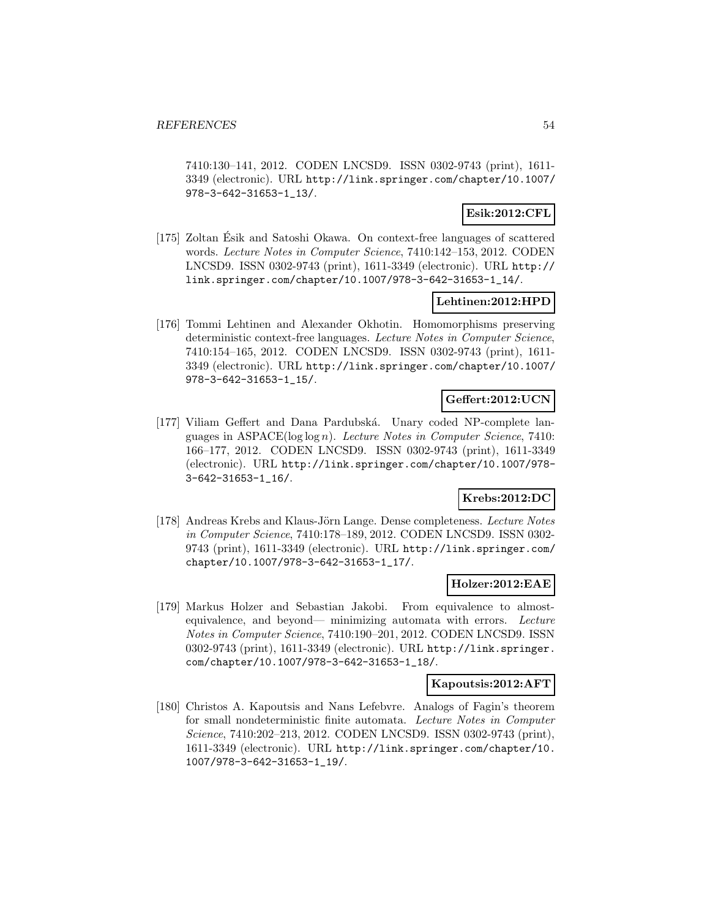7410:130–141, 2012. CODEN LNCSD9. ISSN 0302-9743 (print), 1611-3349 (electronic). URL http://link.springer.com/chapter/10.1007/978-3-642-31653-1_13/.

**Esik:2012:CFL**

[175] Zoltan Ésik and Satoshi Okawa. On context-free languages of scattered words. *Lecture Notes in Computer Science*, 7410:142–153, 2012. CODEN LNCSD9. ISSN 0302-9743 (print), 1611-3349 (electronic). URL http://link.springer.com/chapter/10.1007/978-3-642-31653-1_14/.

**Lehtinen:2012:HPD**

[176] Tommi Lehtinen and Alexander Okhotin. Homomorphisms preserving deterministic context-free languages. *Lecture Notes in Computer Science*, 7410:154–165, 2012. CODEN LNCSD9. ISSN 0302-9743 (print), 1611-3349 (electronic). URL http://link.springer.com/chapter/10.1007/978-3-642-31653-1_15/.

**Geffert:2012:UCN**

[177] Viliam Geffert and Dana Pardubská. Unary coded NP-complete languages in ASPACE($\log \log n$). *Lecture Notes in Computer Science*, 7410: 166–177, 2012. CODEN LNCSD9. ISSN 0302-9743 (print), 1611-3349 (electronic). URL http://link.springer.com/chapter/10.1007/978-3-642-31653-1_16/.

**Krebs:2012:DC**

[178] Andreas Krebs and Klaus-Jörn Lange. Dense completeness. *Lecture Notes in Computer Science*, 7410:178–189, 2012. CODEN LNCSD9. ISSN 0302-9743 (print), 1611-3349 (electronic). URL http://link.springer.com/chapter/10.1007/978-3-642-31653-1_17/.

**Holzer:2012:EAE**

[179] Markus Holzer and Sebastian Jakobi. From equivalence to almost-equivalence, and beyond— minimizing automata with errors. *Lecture Notes in Computer Science*, 7410:190–201, 2012. CODEN LNCSD9. ISSN 0302-9743 (print), 1611-3349 (electronic). URL http://link.springer.com/chapter/10.1007/978-3-642-31653-1_18/.

**Kapoutsis:2012:AFT**

[180] Christos A. Kapoutsis and Nans Lefebvre. Analogs of Fagin's theorem for small nondeterministic finite automata. *Lecture Notes in Computer Science*, 7410:202–213, 2012. CODEN LNCSD9. ISSN 0302-9743 (print), 1611-3349 (electronic). URL http://link.springer.com/chapter/10.1007/978-3-642-31653-1_19/.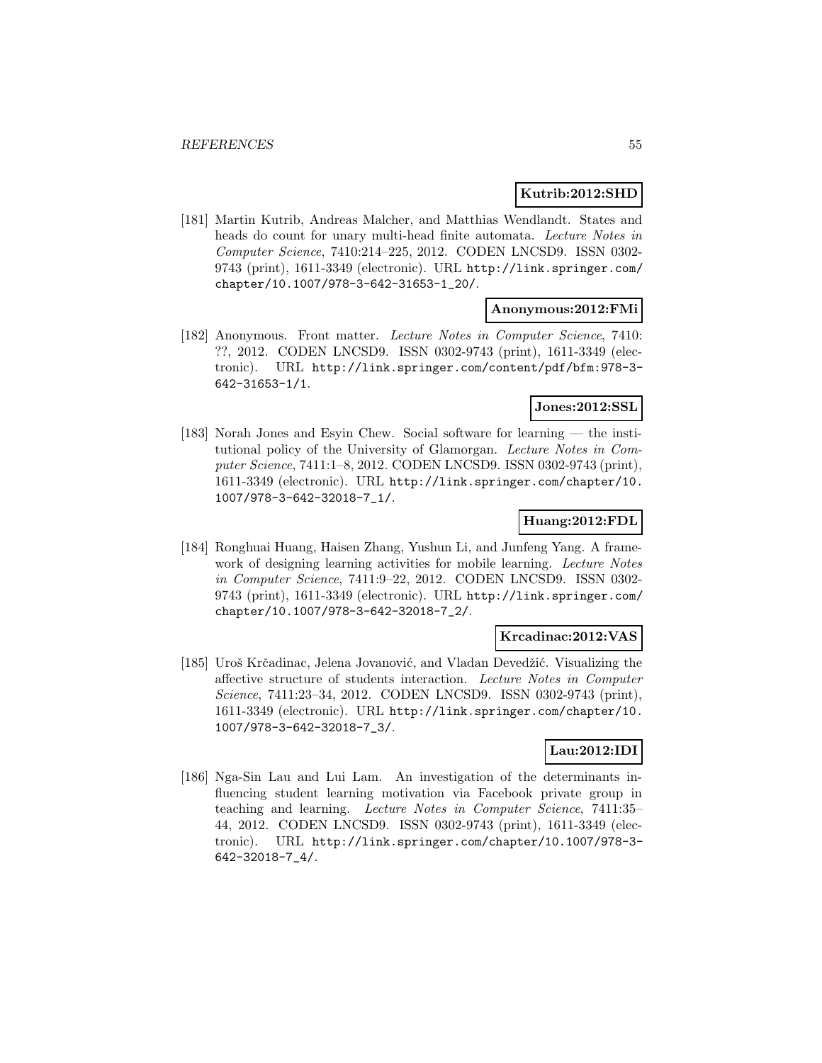**Kutrib:2012:SHD**

[181] Martin Kutrib, Andreas Malcher, and Matthias Wendlandt. States and heads do count for unary multi-head finite automata. *Lecture Notes in Computer Science*, 7410:214–225, 2012. CODEN LNCSD9. ISSN 0302-9743 (print), 1611-3349 (electronic). URL http://link.springer.com/chapter/10.1007/978-3-642-31653-1_20/.

**Anonymous:2012:FMi**

[182] Anonymous. Front matter. *Lecture Notes in Computer Science*, 7410: ??, 2012. CODEN LNCSD9. ISSN 0302-9743 (print), 1611-3349 (electronic). URL http://link.springer.com/content/pdf/bfm:978-3-642-31653-1/1.

**Jones:2012:SSL**

[183] Norah Jones and Esyin Chew. Social software for learning — the institutional policy of the University of Glamorgan. *Lecture Notes in Computer Science*, 7411:1–8, 2012. CODEN LNCSD9. ISSN 0302-9743 (print), 1611-3349 (electronic). URL http://link.springer.com/chapter/10.1007/978-3-642-32018-7_1/.

**Huang:2012:FDL**

[184] Ronghuai Huang, Haisen Zhang, Yushun Li, and Junfeng Yang. A framework of designing learning activities for mobile learning. *Lecture Notes in Computer Science*, 7411:9–22, 2012. CODEN LNCSD9. ISSN 0302-9743 (print), 1611-3349 (electronic). URL http://link.springer.com/chapter/10.1007/978-3-642-32018-7_2/.

**Krcadinac:2012:VAS**

[185] Uroš Krčadinac, Jelena Jovanović, and Vladan Devedžić. Visualizing the affective structure of students interaction. *Lecture Notes in Computer Science*, 7411:23–34, 2012. CODEN LNCSD9. ISSN 0302-9743 (print), 1611-3349 (electronic). URL http://link.springer.com/chapter/10.1007/978-3-642-32018-7_3/.

**Lau:2012:IDI**

[186] Nga-Sin Lau and Lui Lam. An investigation of the determinants influencing student learning motivation via Facebook private group in teaching and learning. *Lecture Notes in Computer Science*, 7411:35–44, 2012. CODEN LNCSD9. ISSN 0302-9743 (print), 1611-3349 (electronic). URL http://link.springer.com/chapter/10.1007/978-3-642-32018-7_4/.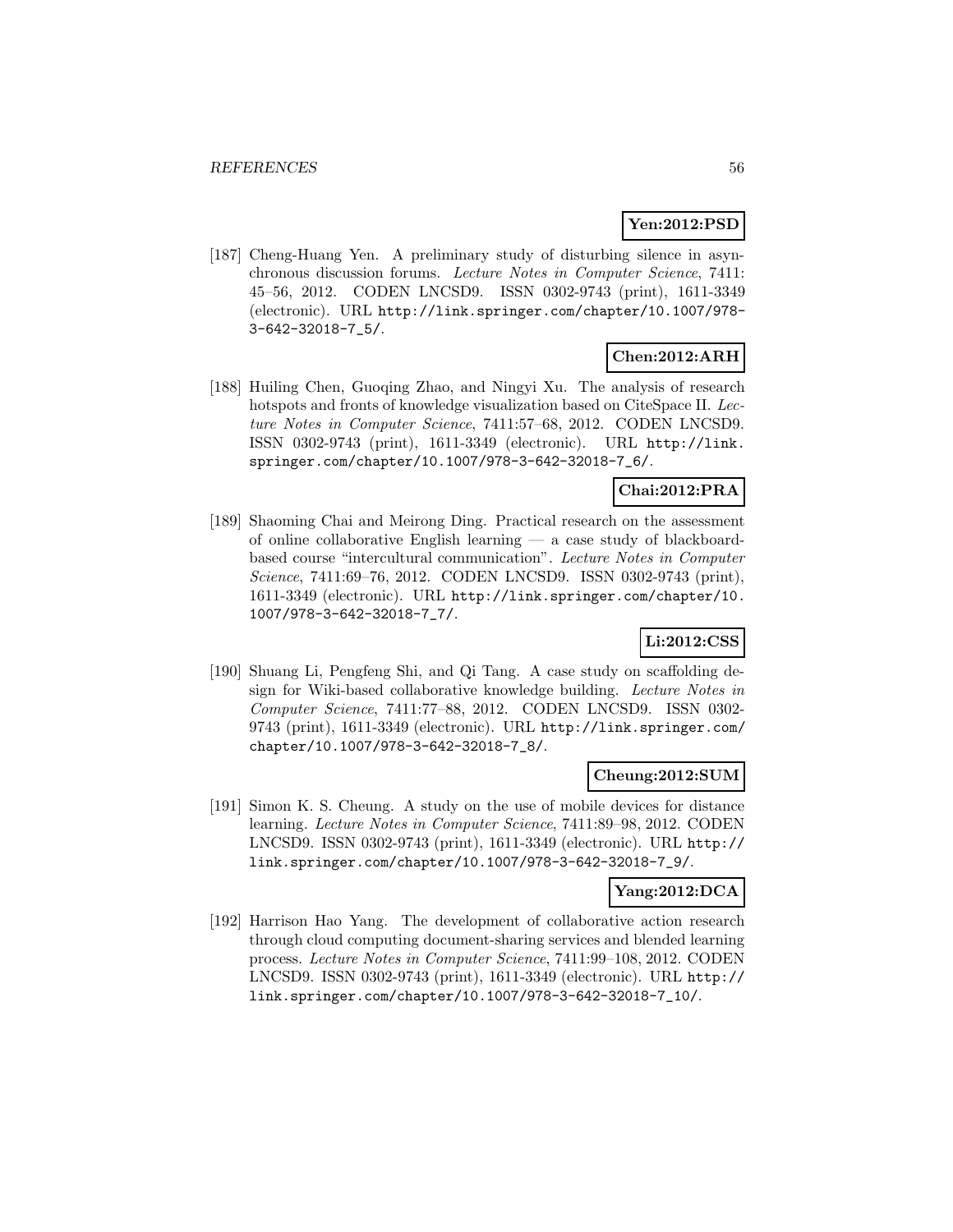**Yen:2012:PSD**

[187] Cheng-Huang Yen. A preliminary study of disturbing silence in asynchronous discussion forums. *Lecture Notes in Computer Science*, 7411: 45–56, 2012. CODEN LNCSD9. ISSN 0302-9743 (print), 1611-3349 (electronic). URL http://link.springer.com/chapter/10.1007/978-3-642-32018-7_5/.

**Chen:2012:ARH**

[188] Huiling Chen, Guoqing Zhao, and Ningyi Xu. The analysis of research hotspots and fronts of knowledge visualization based on CiteSpace II. *Lecture Notes in Computer Science*, 7411:57–68, 2012. CODEN LNCSD9. ISSN 0302-9743 (print), 1611-3349 (electronic). URL http://link.springer.com/chapter/10.1007/978-3-642-32018-7_6/.

**Chai:2012:PRA**

[189] Shaoming Chai and Meirong Ding. Practical research on the assessment of online collaborative English learning — a case study of blackboard-based course "intercultural communication". *Lecture Notes in Computer Science*, 7411:69–76, 2012. CODEN LNCSD9. ISSN 0302-9743 (print), 1611-3349 (electronic). URL http://link.springer.com/chapter/10.1007/978-3-642-32018-7_7/.

**Li:2012:CSS**

[190] Shuang Li, Pengfeng Shi, and Qi Tang. A case study on scaffolding design for Wiki-based collaborative knowledge building. *Lecture Notes in Computer Science*, 7411:77–88, 2012. CODEN LNCSD9. ISSN 0302-9743 (print), 1611-3349 (electronic). URL http://link.springer.com/chapter/10.1007/978-3-642-32018-7_8/.

**Cheung:2012:SUM**

[191] Simon K. S. Cheung. A study on the use of mobile devices for distance learning. *Lecture Notes in Computer Science*, 7411:89–98, 2012. CODEN LNCSD9. ISSN 0302-9743 (print), 1611-3349 (electronic). URL http://link.springer.com/chapter/10.1007/978-3-642-32018-7_9/.

**Yang:2012:DCA**

[192] Harrison Hao Yang. The development of collaborative action research through cloud computing document-sharing services and blended learning process. *Lecture Notes in Computer Science*, 7411:99–108, 2012. CODEN LNCSD9. ISSN 0302-9743 (print), 1611-3349 (electronic). URL http://link.springer.com/chapter/10.1007/978-3-642-32018-7_10/.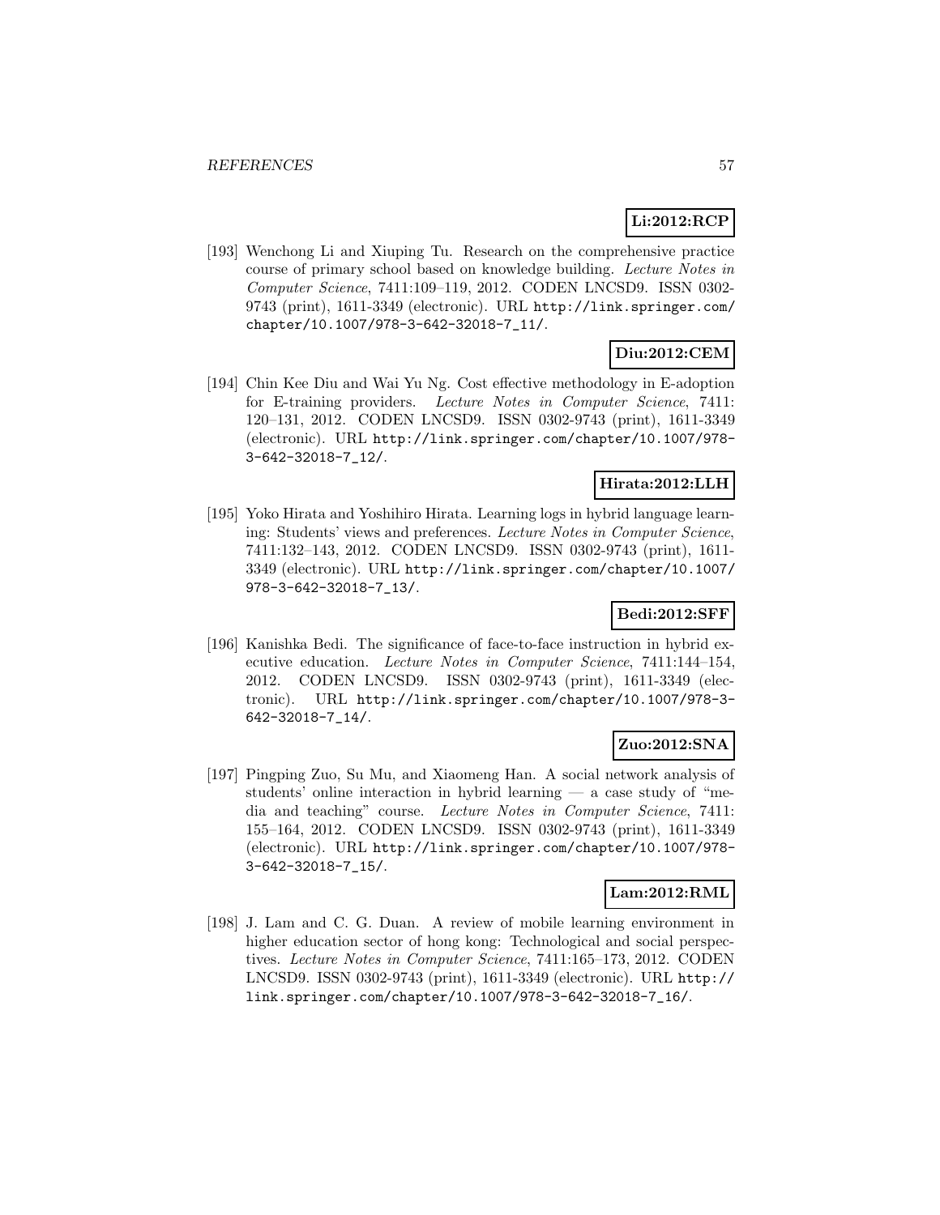**Li:2012:RCP**

[193] Wenchong Li and Xiuping Tu. Research on the comprehensive practice course of primary school based on knowledge building. *Lecture Notes in Computer Science*, 7411:109–119, 2012. CODEN LNCSD9. ISSN 0302-9743 (print), 1611-3349 (electronic). URL http://link.springer.com/chapter/10.1007/978-3-642-32018-7_11/.

**Diu:2012:CEM**

[194] Chin Kee Diu and Wai Yu Ng. Cost effective methodology in E-adoption for E-training providers. *Lecture Notes in Computer Science*, 7411: 120–131, 2012. CODEN LNCSD9. ISSN 0302-9743 (print), 1611-3349 (electronic). URL http://link.springer.com/chapter/10.1007/978-3-642-32018-7_12/.

**Hirata:2012:LLH**

[195] Yoko Hirata and Yoshihiro Hirata. Learning logs in hybrid language learning: Students' views and preferences. *Lecture Notes in Computer Science*, 7411:132–143, 2012. CODEN LNCSD9. ISSN 0302-9743 (print), 1611-3349 (electronic). URL http://link.springer.com/chapter/10.1007/978-3-642-32018-7_13/.

**Bedi:2012:SFF**

[196] Kanishka Bedi. The significance of face-to-face instruction in hybrid executive education. *Lecture Notes in Computer Science*, 7411:144–154, 2012. CODEN LNCSD9. ISSN 0302-9743 (print), 1611-3349 (electronic). URL http://link.springer.com/chapter/10.1007/978-3-642-32018-7_14/.

**Zuo:2012:SNA**

[197] Pingping Zuo, Su Mu, and Xiaomeng Han. A social network analysis of students' online interaction in hybrid learning — a case study of "media and teaching" course. *Lecture Notes in Computer Science*, 7411: 155–164, 2012. CODEN LNCSD9. ISSN 0302-9743 (print), 1611-3349 (electronic). URL http://link.springer.com/chapter/10.1007/978-3-642-32018-7_15/.

**Lam:2012:RML**

[198] J. Lam and C. G. Duan. A review of mobile learning environment in higher education sector of hong kong: Technological and social perspectives. *Lecture Notes in Computer Science*, 7411:165–173, 2012. CODEN LNCSD9. ISSN 0302-9743 (print), 1611-3349 (electronic). URL http://link.springer.com/chapter/10.1007/978-3-642-32018-7_16/.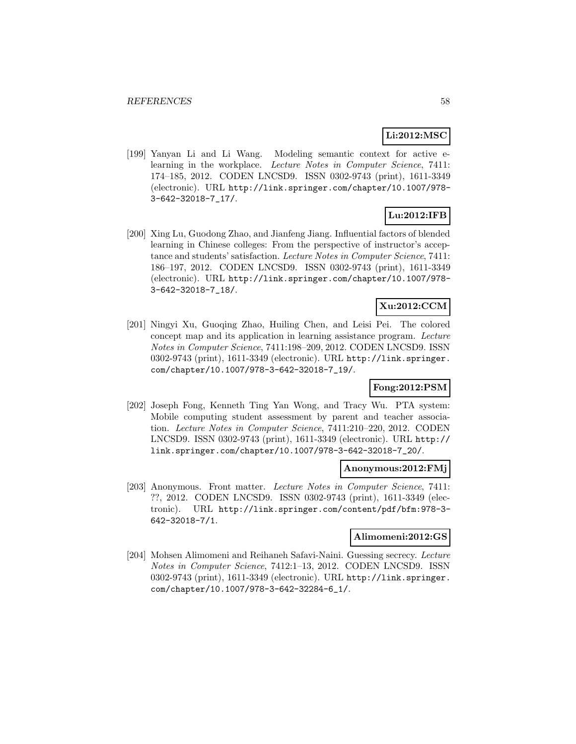**Li:2012:MSC**

[199] Yanyan Li and Li Wang. Modeling semantic context for active e-learning in the workplace. *Lecture Notes in Computer Science*, 7411: 174–185, 2012. CODEN LNCSD9. ISSN 0302-9743 (print), 1611-3349 (electronic). URL http://link.springer.com/chapter/10.1007/978-3-642-32018-7_17/.

**Lu:2012:IFB**

[200] Xing Lu, Guodong Zhao, and Jianfeng Jiang. Influential factors of blended learning in Chinese colleges: From the perspective of instructor's acceptance and students' satisfaction. *Lecture Notes in Computer Science*, 7411: 186–197, 2012. CODEN LNCSD9. ISSN 0302-9743 (print), 1611-3349 (electronic). URL http://link.springer.com/chapter/10.1007/978-3-642-32018-7_18/.

**Xu:2012:CCM**

[201] Ningyi Xu, Guoqing Zhao, Huiling Chen, and Leisi Pei. The colored concept map and its application in learning assistance program. *Lecture Notes in Computer Science*, 7411:198–209, 2012. CODEN LNCSD9. ISSN 0302-9743 (print), 1611-3349 (electronic). URL http://link.springer.com/chapter/10.1007/978-3-642-32018-7_19/.

**Fong:2012:PSM**

[202] Joseph Fong, Kenneth Ting Yan Wong, and Tracy Wu. PTA system: Mobile computing student assessment by parent and teacher association. *Lecture Notes in Computer Science*, 7411:210–220, 2012. CODEN LNCSD9. ISSN 0302-9743 (print), 1611-3349 (electronic). URL http://link.springer.com/chapter/10.1007/978-3-642-32018-7_20/.

**Anonymous:2012:FMj**

[203] Anonymous. Front matter. *Lecture Notes in Computer Science*, 7411: ??, 2012. CODEN LNCSD9. ISSN 0302-9743 (print), 1611-3349 (electronic). URL http://link.springer.com/content/pdf/bfm:978-3-642-32018-7/1.

**Alimomeni:2012:GS**

[204] Mohsen Alimomeni and Reihaneh Safavi-Naini. Guessing secrecy. *Lecture Notes in Computer Science*, 7412:1–13, 2012. CODEN LNCSD9. ISSN 0302-9743 (print), 1611-3349 (electronic). URL http://link.springer.com/chapter/10.1007/978-3-642-32284-6_1/.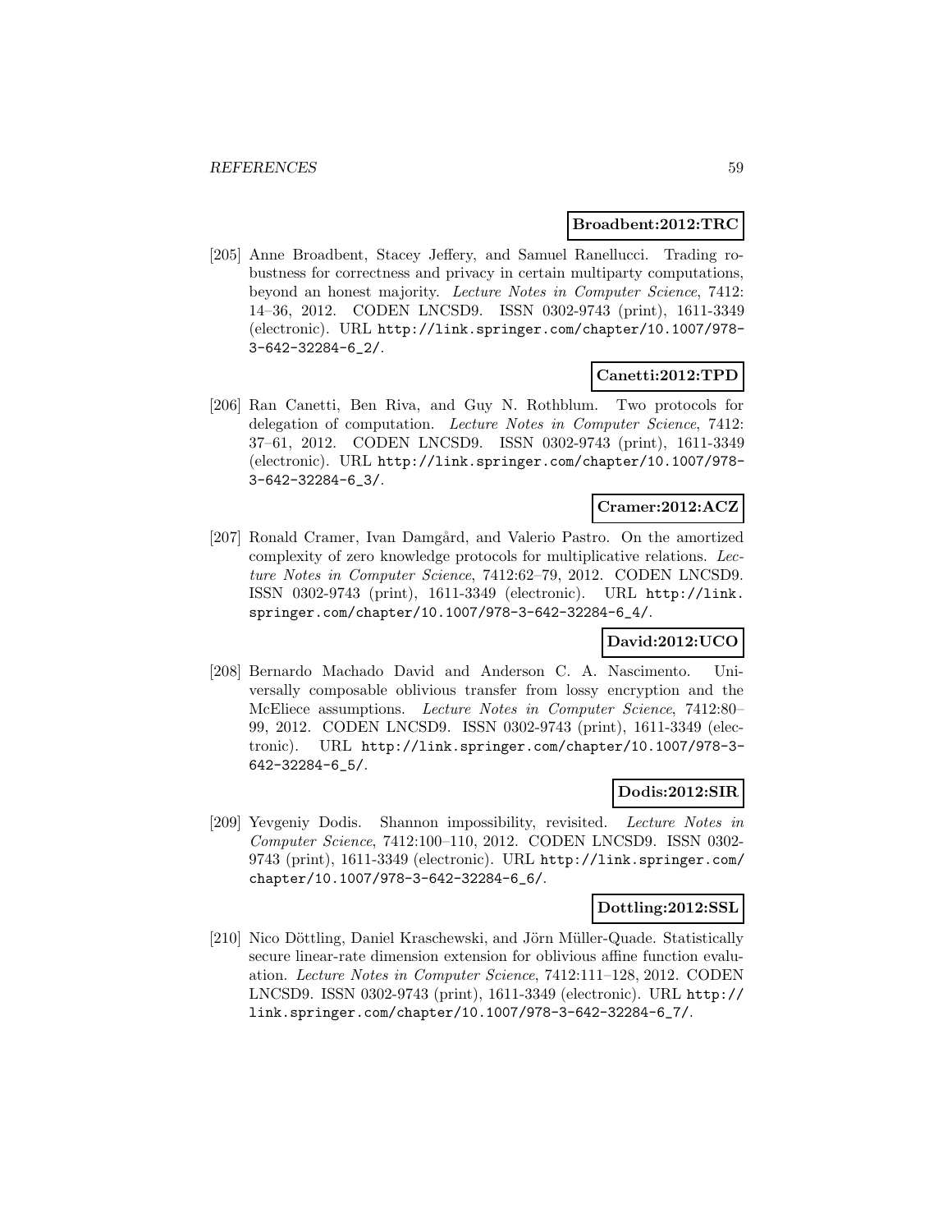**Broadbent:2012:TRC**

[205] Anne Broadbent, Stacey Jeffery, and Samuel Ranellucci. Trading robustness for correctness and privacy in certain multiparty computations, beyond an honest majority. *Lecture Notes in Computer Science*, 7412: 14–36, 2012. CODEN LNCSD9. ISSN 0302-9743 (print), 1611-3349 (electronic). URL http://link.springer.com/chapter/10.1007/978-3-642-32284-6_2/.

**Canetti:2012:TPD**

[206] Ran Canetti, Ben Riva, and Guy N. Rothblum. Two protocols for delegation of computation. *Lecture Notes in Computer Science*, 7412: 37–61, 2012. CODEN LNCSD9. ISSN 0302-9743 (print), 1611-3349 (electronic). URL http://link.springer.com/chapter/10.1007/978-3-642-32284-6_3/.

**Cramer:2012:ACZ**

[207] Ronald Cramer, Ivan Damgård, and Valerio Pastro. On the amortized complexity of zero knowledge protocols for multiplicative relations. *Lecture Notes in Computer Science*, 7412:62–79, 2012. CODEN LNCSD9. ISSN 0302-9743 (print), 1611-3349 (electronic). URL http://link.springer.com/chapter/10.1007/978-3-642-32284-6_4/.

**David:2012:UCO**

[208] Bernardo Machado David and Anderson C. A. Nascimento. Universally composable oblivious transfer from lossy encryption and the McEliece assumptions. *Lecture Notes in Computer Science*, 7412:80–99, 2012. CODEN LNCSD9. ISSN 0302-9743 (print), 1611-3349 (electronic). URL http://link.springer.com/chapter/10.1007/978-3-642-32284-6_5/.

**Dodis:2012:SIR**

[209] Yevgeniy Dodis. Shannon impossibility, revisited. *Lecture Notes in Computer Science*, 7412:100–110, 2012. CODEN LNCSD9. ISSN 0302-9743 (print), 1611-3349 (electronic). URL http://link.springer.com/chapter/10.1007/978-3-642-32284-6_6/.

**Dottling:2012:SSL**

[210] Nico Döttling, Daniel Kraschewski, and Jörn Müller-Quade. Statistically secure linear-rate dimension extension for oblivious affine function evaluation. *Lecture Notes in Computer Science*, 7412:111–128, 2012. CODEN LNCSD9. ISSN 0302-9743 (print), 1611-3349 (electronic). URL http://link.springer.com/chapter/10.1007/978-3-642-32284-6_7/.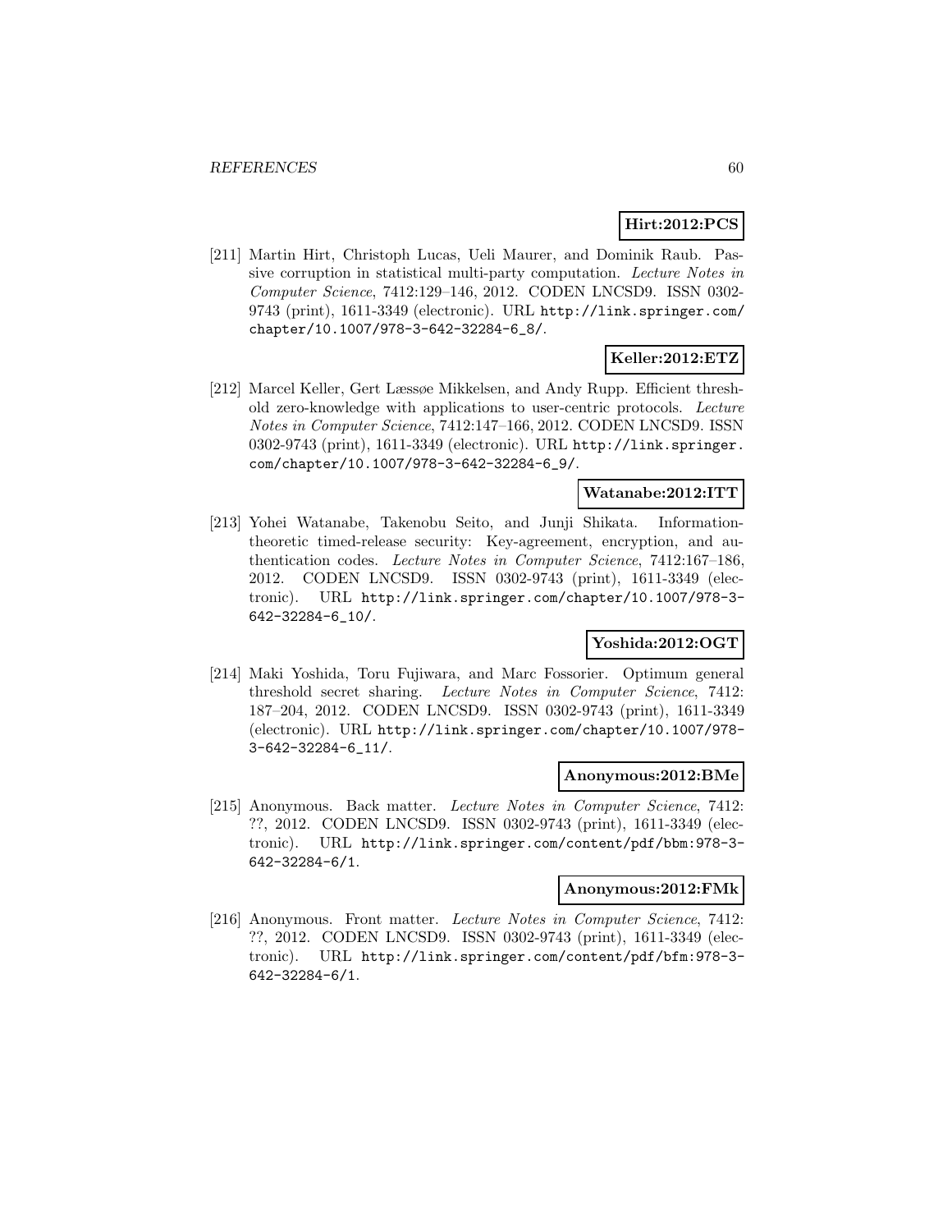**Hirt:2012:PCS**

[211] Martin Hirt, Christoph Lucas, Ueli Maurer, and Dominik Raub. Passive corruption in statistical multi-party computation. *Lecture Notes in Computer Science*, 7412:129–146, 2012. CODEN LNCSD9. ISSN 0302-9743 (print), 1611-3349 (electronic). URL http://link.springer.com/chapter/10.1007/978-3-642-32284-6_8/.

**Keller:2012:ETZ**

[212] Marcel Keller, Gert Læssøe Mikkelsen, and Andy Rupp. Efficient threshold zero-knowledge with applications to user-centric protocols. *Lecture Notes in Computer Science*, 7412:147–166, 2012. CODEN LNCSD9. ISSN 0302-9743 (print), 1611-3349 (electronic). URL http://link.springer.com/chapter/10.1007/978-3-642-32284-6_9/.

**Watanabe:2012:ITT**

[213] Yohei Watanabe, Takenobu Seito, and Junji Shikata. Information-theoretic timed-release security: Key-agreement, encryption, and authentication codes. *Lecture Notes in Computer Science*, 7412:167–186, 2012. CODEN LNCSD9. ISSN 0302-9743 (print), 1611-3349 (electronic). URL http://link.springer.com/chapter/10.1007/978-3-642-32284-6_10/.

**Yoshida:2012:OGT**

[214] Maki Yoshida, Toru Fujiwara, and Marc Fossorier. Optimum general threshold secret sharing. *Lecture Notes in Computer Science*, 7412: 187–204, 2012. CODEN LNCSD9. ISSN 0302-9743 (print), 1611-3349 (electronic). URL http://link.springer.com/chapter/10.1007/978-3-642-32284-6_11/.

**Anonymous:2012:BMe**

[215] Anonymous. Back matter. *Lecture Notes in Computer Science*, 7412: ??, 2012. CODEN LNCSD9. ISSN 0302-9743 (print), 1611-3349 (electronic). URL http://link.springer.com/content/pdf/bbm:978-3-642-32284-6/1.

**Anonymous:2012:FMk**

[216] Anonymous. Front matter. *Lecture Notes in Computer Science*, 7412: ??, 2012. CODEN LNCSD9. ISSN 0302-9743 (print), 1611-3349 (electronic). URL http://link.springer.com/content/pdf/bfm:978-3-642-32284-6/1.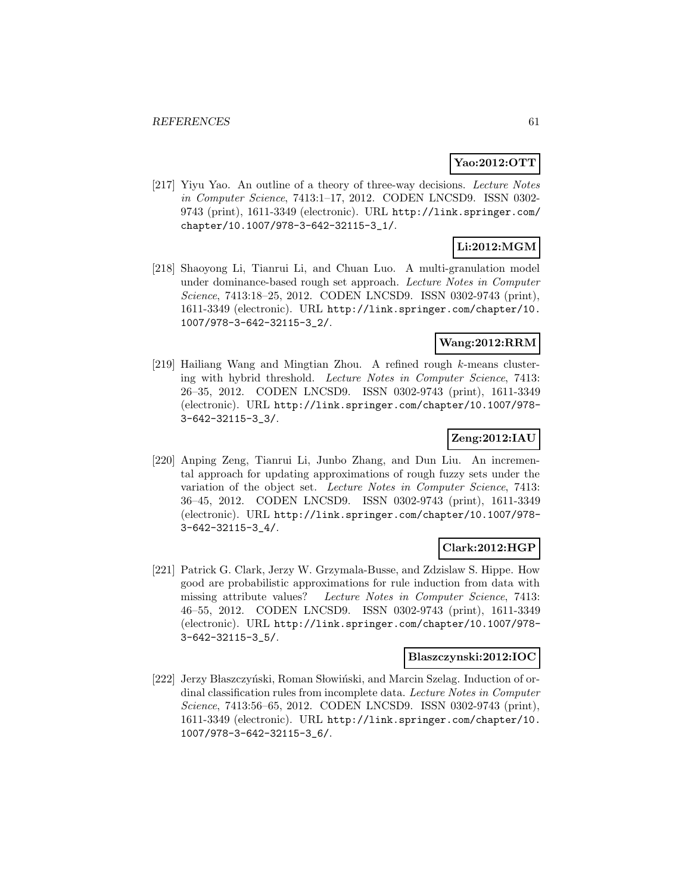**Yao:2012:OTT**

[217] Yiyu Yao. An outline of a theory of three-way decisions. *Lecture Notes in Computer Science*, 7413:1–17, 2012. CODEN LNCSD9. ISSN 0302-9743 (print), 1611-3349 (electronic). URL http://link.springer.com/chapter/10.1007/978-3-642-32115-3_1/.

**Li:2012:MGM**

[218] Shaoyong Li, Tianrui Li, and Chuan Luo. A multi-granulation model under dominance-based rough set approach. *Lecture Notes in Computer Science*, 7413:18–25, 2012. CODEN LNCSD9. ISSN 0302-9743 (print), 1611-3349 (electronic). URL http://link.springer.com/chapter/10.1007/978-3-642-32115-3_2/.

**Wang:2012:RRM**

[219] Hailiang Wang and Mingtian Zhou. A refined rough $k$-means clustering with hybrid threshold. *Lecture Notes in Computer Science*, 7413: 26–35, 2012. CODEN LNCSD9. ISSN 0302-9743 (print), 1611-3349 (electronic). URL http://link.springer.com/chapter/10.1007/978-3-642-32115-3_3/.

**Zeng:2012:IAU**

[220] Anping Zeng, Tianrui Li, Junbo Zhang, and Dun Liu. An incremental approach for updating approximations of rough fuzzy sets under the variation of the object set. *Lecture Notes in Computer Science*, 7413: 36–45, 2012. CODEN LNCSD9. ISSN 0302-9743 (print), 1611-3349 (electronic). URL http://link.springer.com/chapter/10.1007/978-3-642-32115-3_4/.

**Clark:2012:HGP**

[221] Patrick G. Clark, Jerzy W. Grzymala-Busse, and Zdzislaw S. Hippe. How good are probabilistic approximations for rule induction from data with missing attribute values? *Lecture Notes in Computer Science*, 7413: 46–55, 2012. CODEN LNCSD9. ISSN 0302-9743 (print), 1611-3349 (electronic). URL http://link.springer.com/chapter/10.1007/978-3-642-32115-3_5/.

**Blaszczynski:2012:IOC**

[222] Jerzy Błaszczyński, Roman Słowiński, and Marcin Szelag. Induction of ordinal classification rules from incomplete data. *Lecture Notes in Computer Science*, 7413:56–65, 2012. CODEN LNCSD9. ISSN 0302-9743 (print), 1611-3349 (electronic). URL http://link.springer.com/chapter/10.1007/978-3-642-32115-3_6/.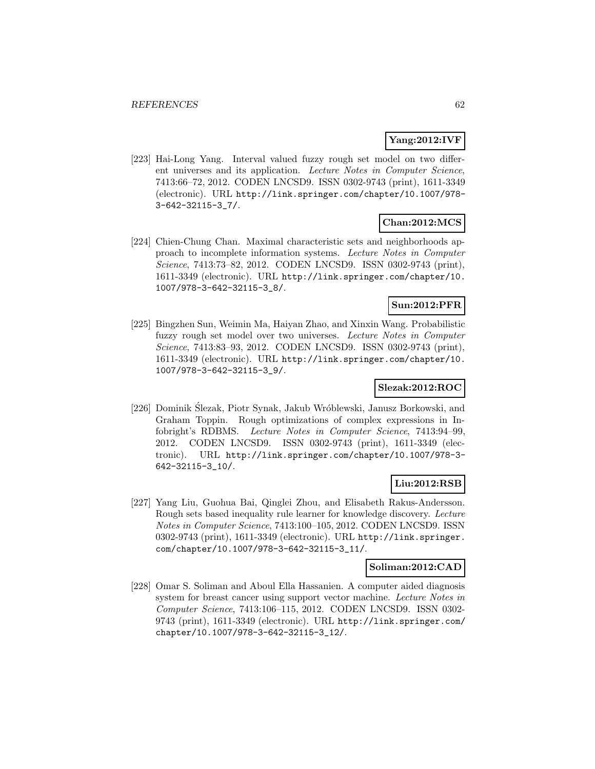**Yang:2012:IVF**

[223] Hai-Long Yang. Interval valued fuzzy rough set model on two different universes and its application. *Lecture Notes in Computer Science*, 7413:66–72, 2012. CODEN LNCSD9. ISSN 0302-9743 (print), 1611-3349 (electronic). URL `http://link.springer.com/chapter/10.1007/978-3-642-32115-3_7/`.

**Chan:2012:MCS**

[224] Chien-Chung Chan. Maximal characteristic sets and neighborhoods approach to incomplete information systems. *Lecture Notes in Computer Science*, 7413:73–82, 2012. CODEN LNCSD9. ISSN 0302-9743 (print), 1611-3349 (electronic). URL `http://link.springer.com/chapter/10.1007/978-3-642-32115-3_8/`.

**Sun:2012:PFR**

[225] Bingzhen Sun, Weimin Ma, Haiyan Zhao, and Xinxin Wang. Probabilistic fuzzy rough set model over two universes. *Lecture Notes in Computer Science*, 7413:83–93, 2012. CODEN LNCSD9. ISSN 0302-9743 (print), 1611-3349 (electronic). URL `http://link.springer.com/chapter/10.1007/978-3-642-32115-3_9/`.

**Slezak:2012:ROC**

[226] Dominik Ślezak, Piotr Synak, Jakub Wróblewski, Janusz Borkowski, and Graham Toppin. Rough optimizations of complex expressions in Infobright's RDBMS. *Lecture Notes in Computer Science*, 7413:94–99, 2012. CODEN LNCSD9. ISSN 0302-9743 (print), 1611-3349 (electronic). URL `http://link.springer.com/chapter/10.1007/978-3-642-32115-3_10/`.

**Liu:2012:RSB**

[227] Yang Liu, Guohua Bai, Qinglei Zhou, and Elisabeth Rakus-Andersson. Rough sets based inequality rule learner for knowledge discovery. *Lecture Notes in Computer Science*, 7413:100–105, 2012. CODEN LNCSD9. ISSN 0302-9743 (print), 1611-3349 (electronic). URL `http://link.springer.com/chapter/10.1007/978-3-642-32115-3_11/`.

**Soliman:2012:CAD**

[228] Omar S. Soliman and Aboul Ella Hassanien. A computer aided diagnosis system for breast cancer using support vector machine. *Lecture Notes in Computer Science*, 7413:106–115, 2012. CODEN LNCSD9. ISSN 0302-9743 (print), 1611-3349 (electronic). URL `http://link.springer.com/chapter/10.1007/978-3-642-32115-3_12/`.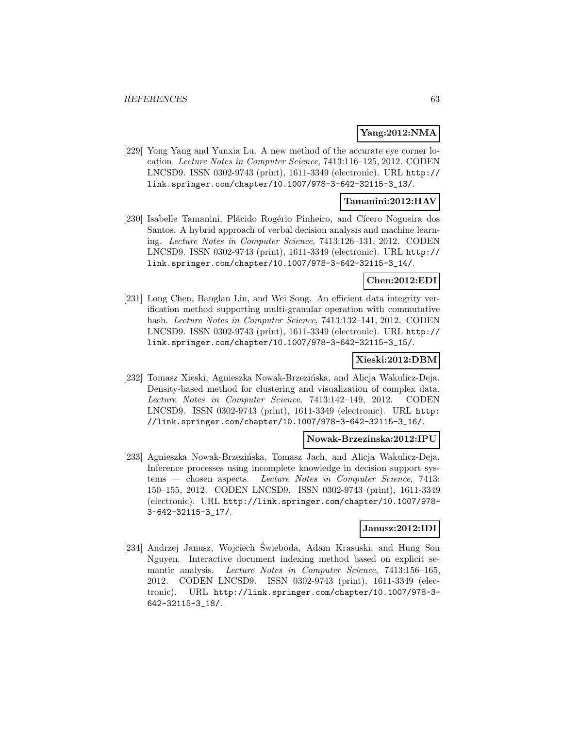**Yang:2012:NMA**

[229] Yong Yang and Yunxia Lu. A new method of the accurate eye corner location. *Lecture Notes in Computer Science*, 7413:116–125, 2012. CODEN LNCSD9. ISSN 0302-9743 (print), 1611-3349 (electronic). URL http://link.springer.com/chapter/10.1007/978-3-642-32115-3_13/.

**Tamanini:2012:HAV**

[230] Isabelle Tamanini, Plácido Rogério Pinheiro, and Cícero Nogueira dos Santos. A hybrid approach of verbal decision analysis and machine learning. *Lecture Notes in Computer Science*, 7413:126–131, 2012. CODEN LNCSD9. ISSN 0302-9743 (print), 1611-3349 (electronic). URL http://link.springer.com/chapter/10.1007/978-3-642-32115-3_14/.

**Chen:2012:EDI**

[231] Long Chen, Banglan Liu, and Wei Song. An efficient data integrity verification method supporting multi-granular operation with commutative hash. *Lecture Notes in Computer Science*, 7413:132–141, 2012. CODEN LNCSD9. ISSN 0302-9743 (print), 1611-3349 (electronic). URL http://link.springer.com/chapter/10.1007/978-3-642-32115-3_15/.

**Xieski:2012:DBM**

[232] Tomasz Xieski, Agnieszka Nowak-Brzezińska, and Alicja Wakulicz-Deja. Density-based method for clustering and visualization of complex data. *Lecture Notes in Computer Science*, 7413:142–149, 2012. CODEN LNCSD9. ISSN 0302-9743 (print), 1611-3349 (electronic). URL http://link.springer.com/chapter/10.1007/978-3-642-32115-3_16/.

**Nowak-Brzezinska:2012:IPU**

[233] Agnieszka Nowak-Brzezińska, Tomasz Jach, and Alicja Wakulicz-Deja. Inference processes using incomplete knowledge in decision support systems — chosen aspects. *Lecture Notes in Computer Science*, 7413:150–155, 2012. CODEN LNCSD9. ISSN 0302-9743 (print), 1611-3349 (electronic). URL http://link.springer.com/chapter/10.1007/978-3-642-32115-3_17/.

**Janusz:2012:IDI**

[234] Andrzej Janusz, Wojciech Świeboda, Adam Krasuski, and Hung Son Nguyen. Interactive document indexing method based on explicit semantic analysis. *Lecture Notes in Computer Science*, 7413:156–165, 2012. CODEN LNCSD9. ISSN 0302-9743 (print), 1611-3349 (electronic). URL http://link.springer.com/chapter/10.1007/978-3-642-32115-3_18/.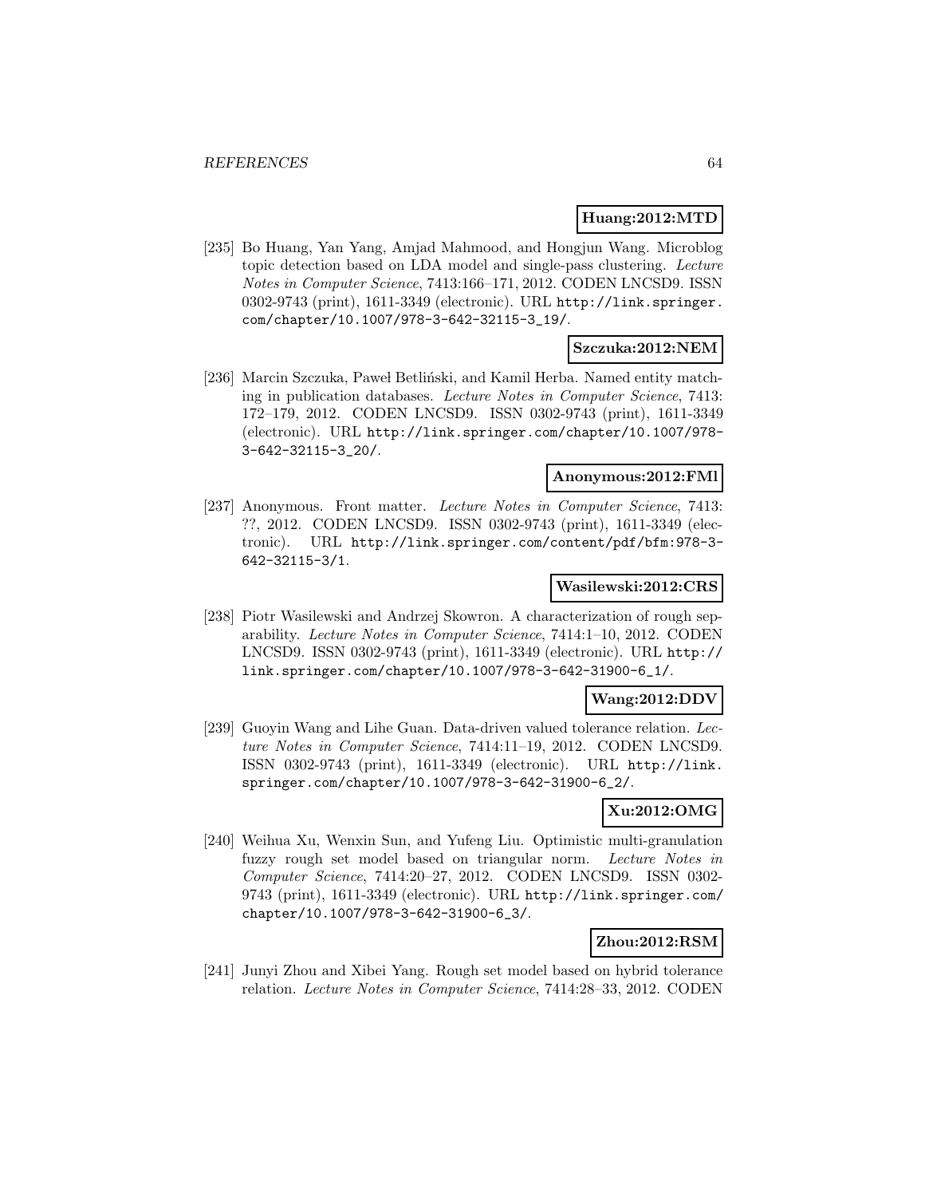**Huang:2012:MTD**

[235] Bo Huang, Yan Yang, Amjad Mahmood, and Hongjun Wang. Microblog topic detection based on LDA model and single-pass clustering. *Lecture Notes in Computer Science*, 7413:166–171, 2012. CODEN LNCSD9. ISSN 0302-9743 (print), 1611-3349 (electronic). URL http://link.springer.com/chapter/10.1007/978-3-642-32115-3_19/.

**Szczuka:2012:NEM**

[236] Marcin Szczuka, Paweł Betliński, and Kamil Herba. Named entity matching in publication databases. *Lecture Notes in Computer Science*, 7413: 172–179, 2012. CODEN LNCSD9. ISSN 0302-9743 (print), 1611-3349 (electronic). URL http://link.springer.com/chapter/10.1007/978-3-642-32115-3_20/.

**Anonymous:2012:FMl**

[237] Anonymous. Front matter. *Lecture Notes in Computer Science*, 7413: ??, 2012. CODEN LNCSD9. ISSN 0302-9743 (print), 1611-3349 (electronic). URL http://link.springer.com/content/pdf/bfm:978-3-642-32115-3/1.

**Wasilewski:2012:CRS**

[238] Piotr Wasilewski and Andrzej Skowron. A characterization of rough separability. *Lecture Notes in Computer Science*, 7414:1–10, 2012. CODEN LNCSD9. ISSN 0302-9743 (print), 1611-3349 (electronic). URL http://link.springer.com/chapter/10.1007/978-3-642-31900-6_1/.

**Wang:2012:DDV**

[239] Guoyin Wang and Lihe Guan. Data-driven valued tolerance relation. *Lecture Notes in Computer Science*, 7414:11–19, 2012. CODEN LNCSD9. ISSN 0302-9743 (print), 1611-3349 (electronic). URL http://link.springer.com/chapter/10.1007/978-3-642-31900-6_2/.

**Xu:2012:OMG**

[240] Weihua Xu, Wenxin Sun, and Yufeng Liu. Optimistic multi-granulation fuzzy rough set model based on triangular norm. *Lecture Notes in Computer Science*, 7414:20–27, 2012. CODEN LNCSD9. ISSN 0302-9743 (print), 1611-3349 (electronic). URL http://link.springer.com/chapter/10.1007/978-3-642-31900-6_3/.

**Zhou:2012:RSM**

[241] Junyi Zhou and Xibei Yang. Rough set model based on hybrid tolerance relation. *Lecture Notes in Computer Science*, 7414:28–33, 2012. CODEN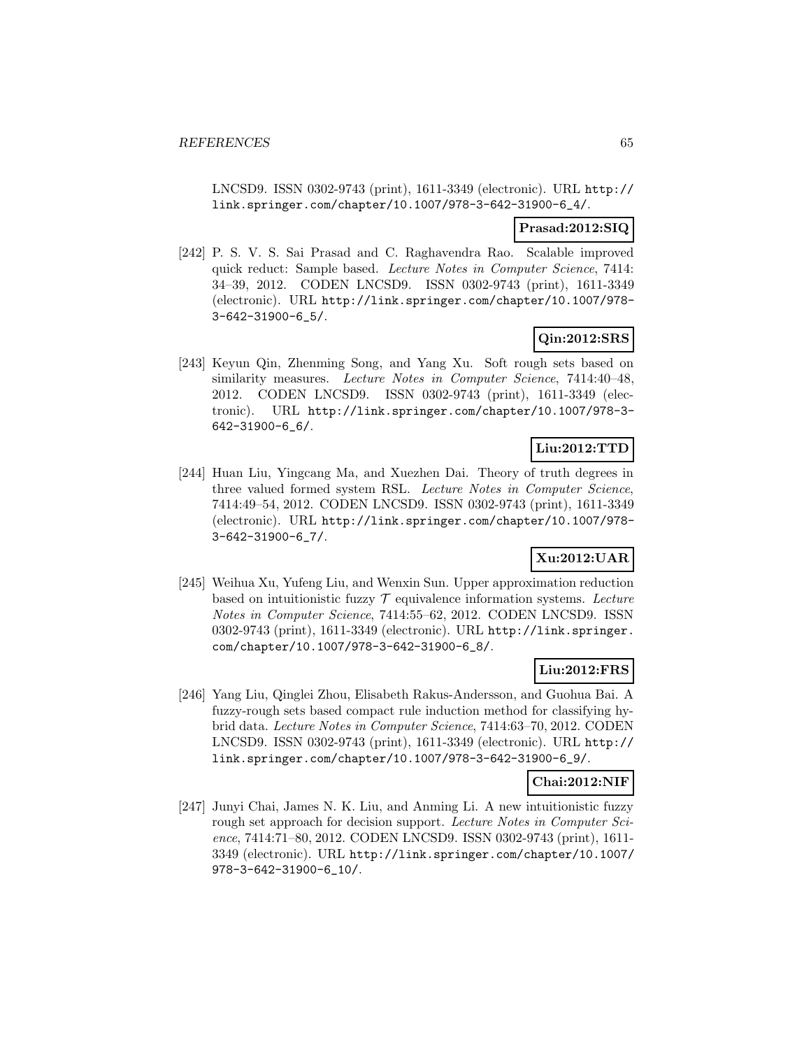LNCSD9. ISSN 0302-9743 (print), 1611-3349 (electronic). URL http://link.springer.com/chapter/10.1007/978-3-642-31900-6_4/.

**Prasad:2012:SIQ**

[242] P. S. V. S. Sai Prasad and C. Raghavendra Rao. Scalable improved quick reduct: Sample based. *Lecture Notes in Computer Science*, 7414: 34–39, 2012. CODEN LNCSD9. ISSN 0302-9743 (print), 1611-3349 (electronic). URL http://link.springer.com/chapter/10.1007/978-3-642-31900-6_5/.

**Qin:2012:SRS**

[243] Keyun Qin, Zhenming Song, and Yang Xu. Soft rough sets based on similarity measures. *Lecture Notes in Computer Science*, 7414:40–48, 2012. CODEN LNCSD9. ISSN 0302-9743 (print), 1611-3349 (electronic). URL http://link.springer.com/chapter/10.1007/978-3-642-31900-6_6/.

**Liu:2012:TTD**

[244] Huan Liu, Yingcang Ma, and Xuezhen Dai. Theory of truth degrees in three valued formed system RSL. *Lecture Notes in Computer Science*, 7414:49–54, 2012. CODEN LNCSD9. ISSN 0302-9743 (print), 1611-3349 (electronic). URL http://link.springer.com/chapter/10.1007/978-3-642-31900-6_7/.

**Xu:2012:UAR**

[245] Weihua Xu, Yufeng Liu, and Wenxin Sun. Upper approximation reduction based on intuitionistic fuzzy $\mathcal{T}$ equivalence information systems. *Lecture Notes in Computer Science*, 7414:55–62, 2012. CODEN LNCSD9. ISSN 0302-9743 (print), 1611-3349 (electronic). URL http://link.springer.com/chapter/10.1007/978-3-642-31900-6_8/.

**Liu:2012:FRS**

[246] Yang Liu, Qinglei Zhou, Elisabeth Rakus-Andersson, and Guohua Bai. A fuzzy-rough sets based compact rule induction method for classifying hybrid data. *Lecture Notes in Computer Science*, 7414:63–70, 2012. CODEN LNCSD9. ISSN 0302-9743 (print), 1611-3349 (electronic). URL http://link.springer.com/chapter/10.1007/978-3-642-31900-6_9/.

**Chai:2012:NIF**

[247] Junyi Chai, James N. K. Liu, and Anming Li. A new intuitionistic fuzzy rough set approach for decision support. *Lecture Notes in Computer Science*, 7414:71–80, 2012. CODEN LNCSD9. ISSN 0302-9743 (print), 1611-3349 (electronic). URL http://link.springer.com/chapter/10.1007/978-3-642-31900-6_10/.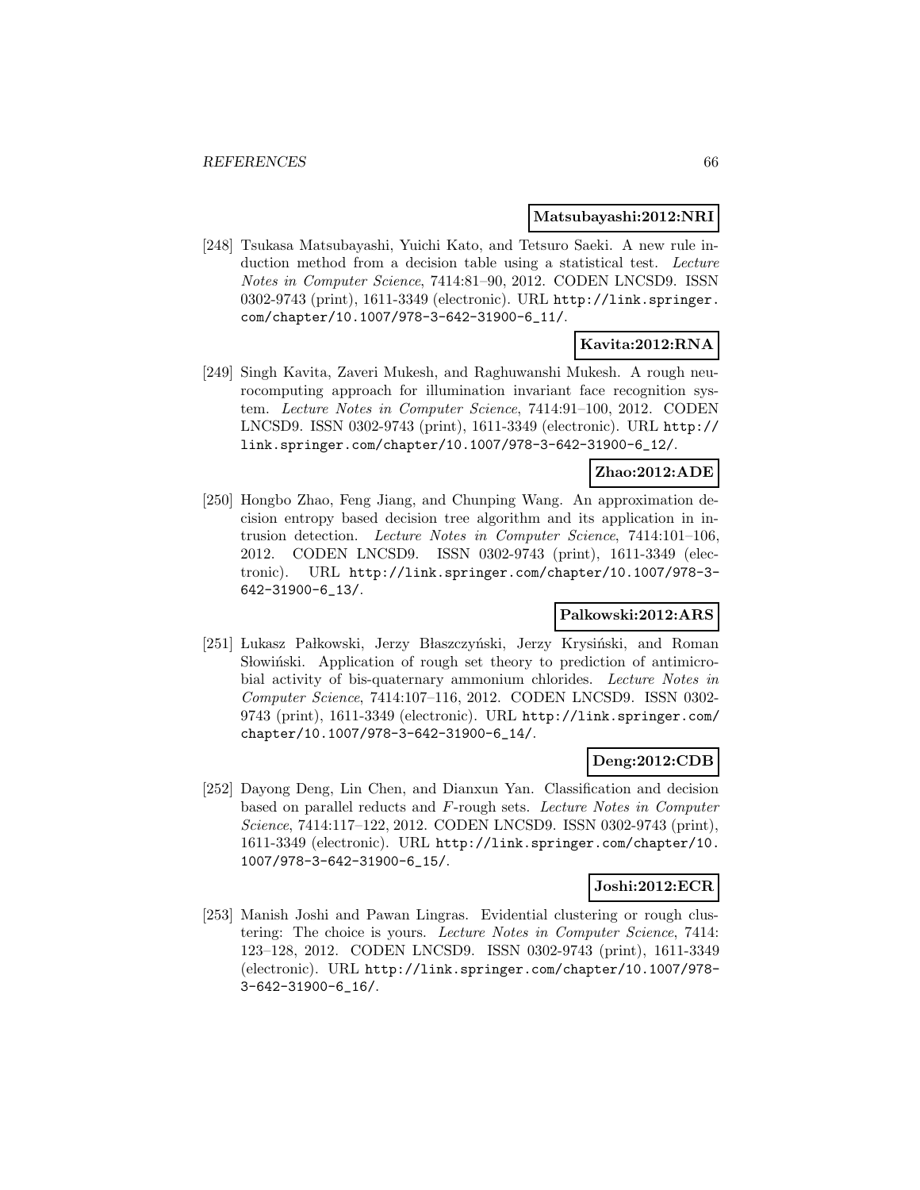**Matsubayashi:2012:NRI**

[248] Tsukasa Matsubayashi, Yuichi Kato, and Tetsuro Saeki. A new rule induction method from a decision table using a statistical test. *Lecture Notes in Computer Science*, 7414:81–90, 2012. CODEN LNCSD9. ISSN 0302-9743 (print), 1611-3349 (electronic). URL http://link.springer.com/chapter/10.1007/978-3-642-31900-6_11/.

**Kavita:2012:RNA**

[249] Singh Kavita, Zaveri Mukesh, and Raghuwanshi Mukesh. A rough neurocomputing approach for illumination invariant face recognition system. *Lecture Notes in Computer Science*, 7414:91–100, 2012. CODEN LNCSD9. ISSN 0302-9743 (print), 1611-3349 (electronic). URL http://link.springer.com/chapter/10.1007/978-3-642-31900-6_12/.

**Zhao:2012:ADE**

[250] Hongbo Zhao, Feng Jiang, and Chunping Wang. An approximation decision entropy based decision tree algorithm and its application in intrusion detection. *Lecture Notes in Computer Science*, 7414:101–106, 2012. CODEN LNCSD9. ISSN 0302-9743 (print), 1611-3349 (electronic). URL http://link.springer.com/chapter/10.1007/978-3-642-31900-6_13/.

**Palkowski:2012:ARS**

[251] Łukasz Pałkowski, Jerzy Błaszczyński, Jerzy Krysiński, and Roman Słowiński. Application of rough set theory to prediction of antimicrobial activity of bis-quaternary ammonium chlorides. *Lecture Notes in Computer Science*, 7414:107–116, 2012. CODEN LNCSD9. ISSN 0302-9743 (print), 1611-3349 (electronic). URL http://link.springer.com/chapter/10.1007/978-3-642-31900-6_14/.

**Deng:2012:CDB**

[252] Dayong Deng, Lin Chen, and Dianxun Yan. Classification and decision based on parallel reducts and $F$-rough sets. *Lecture Notes in Computer Science*, 7414:117–122, 2012. CODEN LNCSD9. ISSN 0302-9743 (print), 1611-3349 (electronic). URL http://link.springer.com/chapter/10.1007/978-3-642-31900-6_15/.

**Joshi:2012:ECR**

[253] Manish Joshi and Pawan Lingras. Evidential clustering or rough clustering: The choice is yours. *Lecture Notes in Computer Science*, 7414:123–128, 2012. CODEN LNCSD9. ISSN 0302-9743 (print), 1611-3349 (electronic). URL http://link.springer.com/chapter/10.1007/978-3-642-31900-6_16/.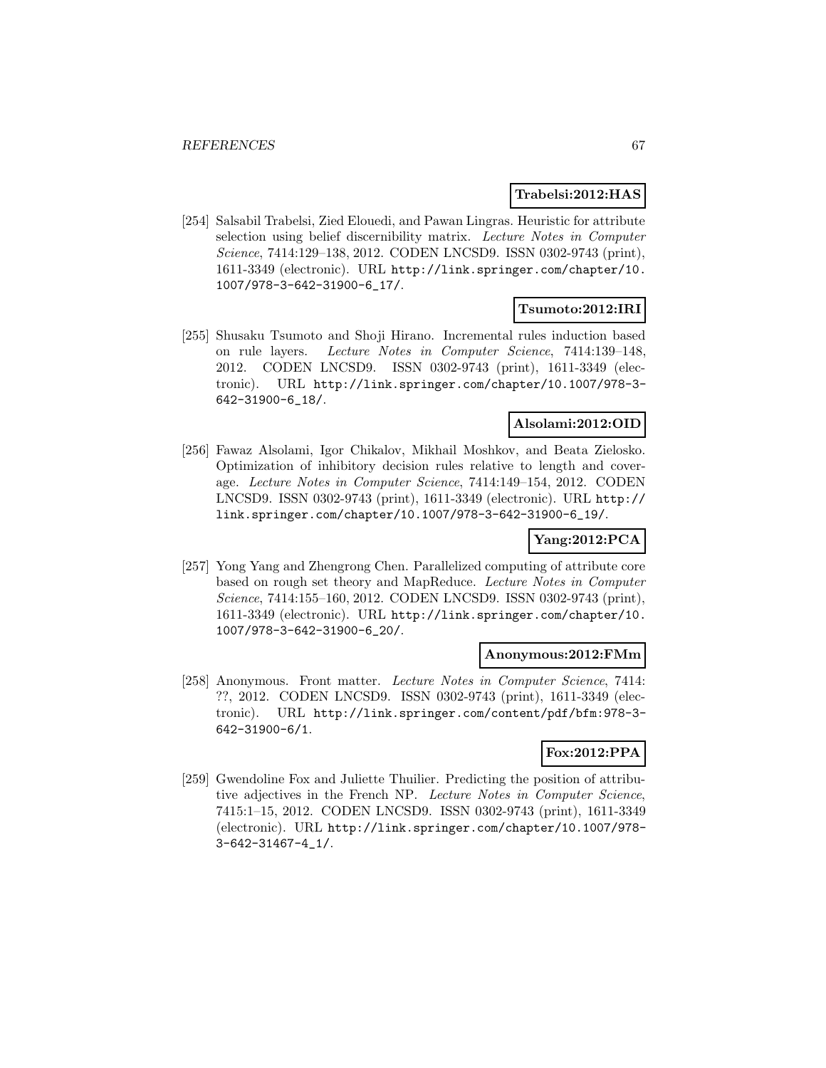**Trabelsi:2012:HAS**

[254] Salsabil Trabelsi, Zied Elouedi, and Pawan Lingras. Heuristic for attribute selection using belief discernibility matrix. *Lecture Notes in Computer Science*, 7414:129–138, 2012. CODEN LNCSD9. ISSN 0302-9743 (print), 1611-3349 (electronic). URL http://link.springer.com/chapter/10.1007/978-3-642-31900-6_17/.

**Tsumoto:2012:IRI**

[255] Shusaku Tsumoto and Shoji Hirano. Incremental rules induction based on rule layers. *Lecture Notes in Computer Science*, 7414:139–148, 2012. CODEN LNCSD9. ISSN 0302-9743 (print), 1611-3349 (electronic). URL http://link.springer.com/chapter/10.1007/978-3-642-31900-6_18/.

**Alsolami:2012:OID**

[256] Fawaz Alsolami, Igor Chikalov, Mikhail Moshkov, and Beata Zielosko. Optimization of inhibitory decision rules relative to length and coverage. *Lecture Notes in Computer Science*, 7414:149–154, 2012. CODEN LNCSD9. ISSN 0302-9743 (print), 1611-3349 (electronic). URL http://link.springer.com/chapter/10.1007/978-3-642-31900-6_19/.

**Yang:2012:PCA**

[257] Yong Yang and Zhengrong Chen. Parallelized computing of attribute core based on rough set theory and MapReduce. *Lecture Notes in Computer Science*, 7414:155–160, 2012. CODEN LNCSD9. ISSN 0302-9743 (print), 1611-3349 (electronic). URL http://link.springer.com/chapter/10.1007/978-3-642-31900-6_20/.

**Anonymous:2012:FMm**

[258] Anonymous. Front matter. *Lecture Notes in Computer Science*, 7414: ??, 2012. CODEN LNCSD9. ISSN 0302-9743 (print), 1611-3349 (electronic). URL http://link.springer.com/content/pdf/bfm:978-3-642-31900-6/1.

**Fox:2012:PPA**

[259] Gwendoline Fox and Juliette Thuilier. Predicting the position of attributive adjectives in the French NP. *Lecture Notes in Computer Science*, 7415:1–15, 2012. CODEN LNCSD9. ISSN 0302-9743 (print), 1611-3349 (electronic). URL http://link.springer.com/chapter/10.1007/978-3-642-31467-4_1/.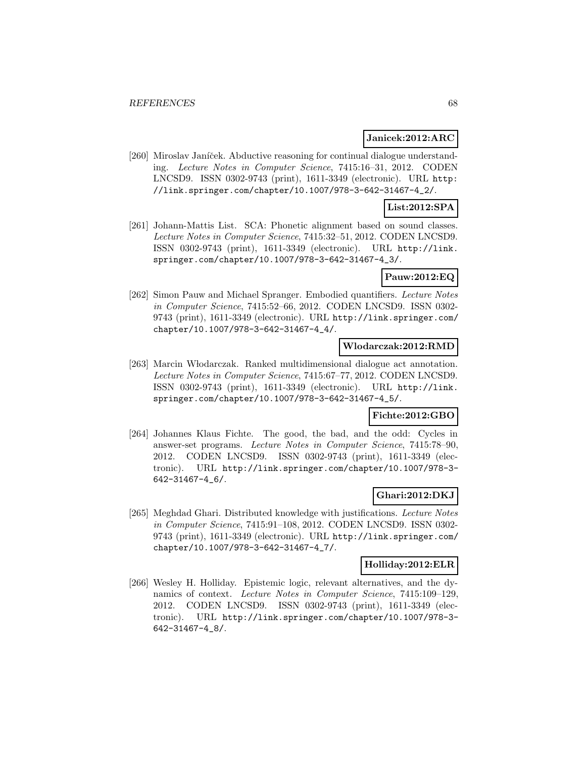**Janicek:2012:ARC**

[260] Miroslav Janíček. Abductive reasoning for continual dialogue understanding. *Lecture Notes in Computer Science*, 7415:16–31, 2012. CODEN LNCSD9. ISSN 0302-9743 (print), 1611-3349 (electronic). URL http://link.springer.com/chapter/10.1007/978-3-642-31467-4_2/.

**List:2012:SPA**

[261] Johann-Mattis List. SCA: Phonetic alignment based on sound classes. *Lecture Notes in Computer Science*, 7415:32–51, 2012. CODEN LNCSD9. ISSN 0302-9743 (print), 1611-3349 (electronic). URL http://link.springer.com/chapter/10.1007/978-3-642-31467-4_3/.

**Pauw:2012:EQ**

[262] Simon Pauw and Michael Spranger. Embodied quantifiers. *Lecture Notes in Computer Science*, 7415:52–66, 2012. CODEN LNCSD9. ISSN 0302-9743 (print), 1611-3349 (electronic). URL http://link.springer.com/chapter/10.1007/978-3-642-31467-4_4/.

**Wlodarczak:2012:RMD**

[263] Marcin Włodarczak. Ranked multidimensional dialogue act annotation. *Lecture Notes in Computer Science*, 7415:67–77, 2012. CODEN LNCSD9. ISSN 0302-9743 (print), 1611-3349 (electronic). URL http://link.springer.com/chapter/10.1007/978-3-642-31467-4_5/.

**Fichte:2012:GBO**

[264] Johannes Klaus Fichte. The good, the bad, and the odd: Cycles in answer-set programs. *Lecture Notes in Computer Science*, 7415:78–90, 2012. CODEN LNCSD9. ISSN 0302-9743 (print), 1611-3349 (electronic). URL http://link.springer.com/chapter/10.1007/978-3-642-31467-4_6/.

**Ghari:2012:DKJ**

[265] Meghdad Ghari. Distributed knowledge with justifications. *Lecture Notes in Computer Science*, 7415:91–108, 2012. CODEN LNCSD9. ISSN 0302-9743 (print), 1611-3349 (electronic). URL http://link.springer.com/chapter/10.1007/978-3-642-31467-4_7/.

**Holliday:2012:ELR**

[266] Wesley H. Holliday. Epistemic logic, relevant alternatives, and the dynamics of context. *Lecture Notes in Computer Science*, 7415:109–129, 2012. CODEN LNCSD9. ISSN 0302-9743 (print), 1611-3349 (electronic). URL http://link.springer.com/chapter/10.1007/978-3-642-31467-4_8/.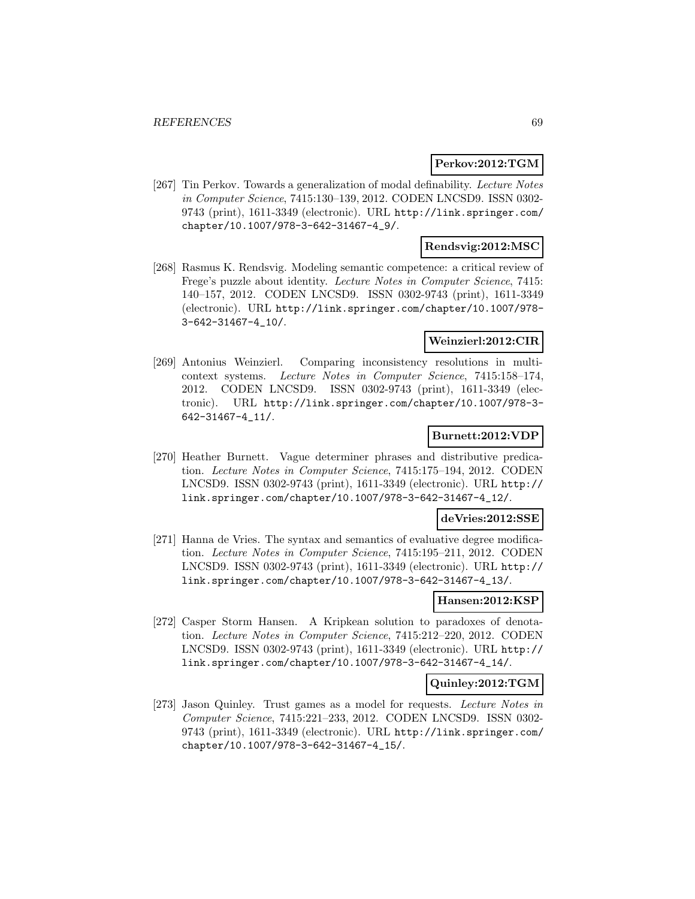**Perkov:2012:TGM**

[267] Tin Perkov. Towards a generalization of modal definability. *Lecture Notes in Computer Science*, 7415:130–139, 2012. CODEN LNCSD9. ISSN 0302-9743 (print), 1611-3349 (electronic). URL http://link.springer.com/chapter/10.1007/978-3-642-31467-4_9/.

**Rendsvig:2012:MSC**

[268] Rasmus K. Rendsvig. Modeling semantic competence: a critical review of Frege's puzzle about identity. *Lecture Notes in Computer Science*, 7415: 140–157, 2012. CODEN LNCSD9. ISSN 0302-9743 (print), 1611-3349 (electronic). URL http://link.springer.com/chapter/10.1007/978-3-642-31467-4_10/.

**Weinzierl:2012:CIR**

[269] Antonius Weinzierl. Comparing inconsistency resolutions in multi-context systems. *Lecture Notes in Computer Science*, 7415:158–174, 2012. CODEN LNCSD9. ISSN 0302-9743 (print), 1611-3349 (electronic). URL http://link.springer.com/chapter/10.1007/978-3-642-31467-4_11/.

**Burnett:2012:VDP**

[270] Heather Burnett. Vague determiner phrases and distributive predication. *Lecture Notes in Computer Science*, 7415:175–194, 2012. CODEN LNCSD9. ISSN 0302-9743 (print), 1611-3349 (electronic). URL http://link.springer.com/chapter/10.1007/978-3-642-31467-4_12/.

**deVries:2012:SSE**

[271] Hanna de Vries. The syntax and semantics of evaluative degree modification. *Lecture Notes in Computer Science*, 7415:195–211, 2012. CODEN LNCSD9. ISSN 0302-9743 (print), 1611-3349 (electronic). URL http://link.springer.com/chapter/10.1007/978-3-642-31467-4_13/.

**Hansen:2012:KSP**

[272] Casper Storm Hansen. A Kripkean solution to paradoxes of denotation. *Lecture Notes in Computer Science*, 7415:212–220, 2012. CODEN LNCSD9. ISSN 0302-9743 (print), 1611-3349 (electronic). URL http://link.springer.com/chapter/10.1007/978-3-642-31467-4_14/.

**Quinley:2012:TGM**

[273] Jason Quinley. Trust games as a model for requests. *Lecture Notes in Computer Science*, 7415:221–233, 2012. CODEN LNCSD9. ISSN 0302-9743 (print), 1611-3349 (electronic). URL http://link.springer.com/chapter/10.1007/978-3-642-31467-4_15/.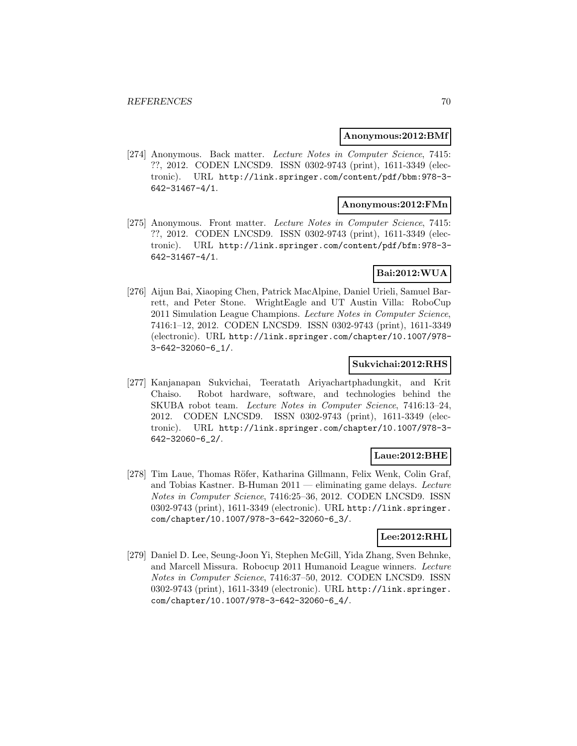**Anonymous:2012:BMf**

[274] Anonymous. Back matter. *Lecture Notes in Computer Science*, 7415: ??, 2012. CODEN LNCSD9. ISSN 0302-9743 (print), 1611-3349 (electronic). URL http://link.springer.com/content/pdf/bbm:978-3-642-31467-4/1.

**Anonymous:2012:FMn**

[275] Anonymous. Front matter. *Lecture Notes in Computer Science*, 7415: ??, 2012. CODEN LNCSD9. ISSN 0302-9743 (print), 1611-3349 (electronic). URL http://link.springer.com/content/pdf/bfm:978-3-642-31467-4/1.

**Bai:2012:WUA**

[276] Aijun Bai, Xiaoping Chen, Patrick MacAlpine, Daniel Urieli, Samuel Barrett, and Peter Stone. WrightEagle and UT Austin Villa: RoboCup 2011 Simulation League Champions. *Lecture Notes in Computer Science*, 7416:1–12, 2012. CODEN LNCSD9. ISSN 0302-9743 (print), 1611-3349 (electronic). URL http://link.springer.com/chapter/10.1007/978-3-642-32060-6_1/.

**Sukvichai:2012:RHS**

[277] Kanjanapan Sukvichai, Teeratath Ariyachartphadungkit, and Krit Chaiso. Robot hardware, software, and technologies behind the SKUBA robot team. *Lecture Notes in Computer Science*, 7416:13–24, 2012. CODEN LNCSD9. ISSN 0302-9743 (print), 1611-3349 (electronic). URL http://link.springer.com/chapter/10.1007/978-3-642-32060-6_2/.

**Laue:2012:BHE**

[278] Tim Laue, Thomas Röfer, Katharina Gillmann, Felix Wenk, Colin Graf, and Tobias Kastner. B-Human 2011 — eliminating game delays. *Lecture Notes in Computer Science*, 7416:25–36, 2012. CODEN LNCSD9. ISSN 0302-9743 (print), 1611-3349 (electronic). URL http://link.springer.com/chapter/10.1007/978-3-642-32060-6_3/.

**Lee:2012:RHL**

[279] Daniel D. Lee, Seung-Joon Yi, Stephen McGill, Yida Zhang, Sven Behnke, and Marcell Missura. Robocup 2011 Humanoid League winners. *Lecture Notes in Computer Science*, 7416:37–50, 2012. CODEN LNCSD9. ISSN 0302-9743 (print), 1611-3349 (electronic). URL http://link.springer.com/chapter/10.1007/978-3-642-32060-6_4/.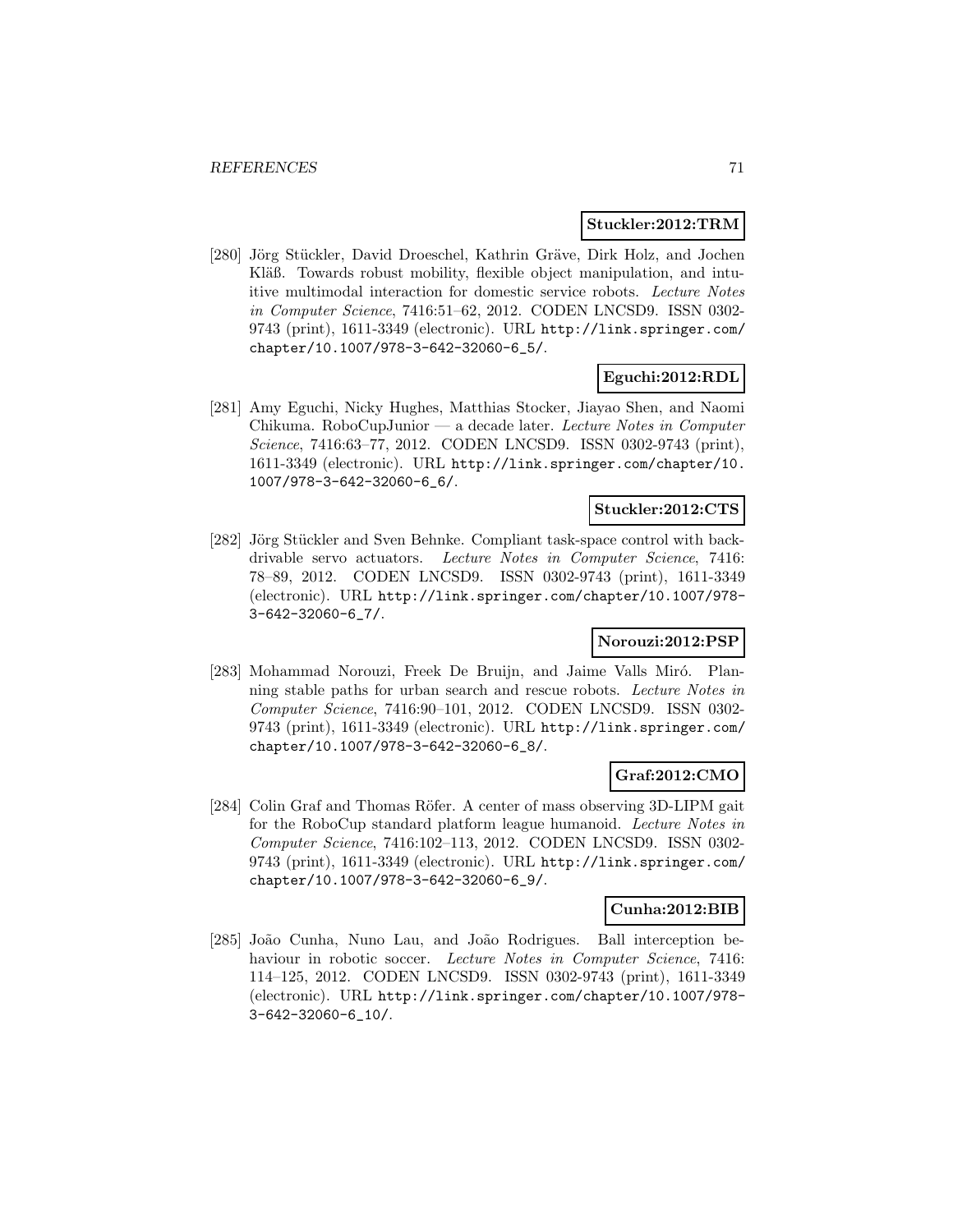**Stuckler:2012:TRM**

[280] Jörg Stückler, David Droeschel, Kathrin Gräve, Dirk Holz, and Jochen Kläß. Towards robust mobility, flexible object manipulation, and intuitive multimodal interaction for domestic service robots. *Lecture Notes in Computer Science*, 7416:51–62, 2012. CODEN LNCSD9. ISSN 0302-9743 (print), 1611-3349 (electronic). URL http://link.springer.com/chapter/10.1007/978-3-642-32060-6_5/.

**Eguchi:2012:RDL**

[281] Amy Eguchi, Nicky Hughes, Matthias Stocker, Jiayao Shen, and Naomi Chikuma. RoboCupJunior — a decade later. *Lecture Notes in Computer Science*, 7416:63–77, 2012. CODEN LNCSD9. ISSN 0302-9743 (print), 1611-3349 (electronic). URL http://link.springer.com/chapter/10.1007/978-3-642-32060-6_6/.

**Stuckler:2012:CTS**

[282] Jörg Stückler and Sven Behnke. Compliant task-space control with back-drivable servo actuators. *Lecture Notes in Computer Science*, 7416: 78–89, 2012. CODEN LNCSD9. ISSN 0302-9743 (print), 1611-3349 (electronic). URL http://link.springer.com/chapter/10.1007/978-3-642-32060-6_7/.

**Norouzi:2012:PSP**

[283] Mohammad Norouzi, Freek De Bruijn, and Jaime Valls Miró. Planning stable paths for urban search and rescue robots. *Lecture Notes in Computer Science*, 7416:90–101, 2012. CODEN LNCSD9. ISSN 0302-9743 (print), 1611-3349 (electronic). URL http://link.springer.com/chapter/10.1007/978-3-642-32060-6_8/.

**Graf:2012:CMO**

[284] Colin Graf and Thomas Röfer. A center of mass observing 3D-LIPM gait for the RoboCup standard platform league humanoid. *Lecture Notes in Computer Science*, 7416:102–113, 2012. CODEN LNCSD9. ISSN 0302-9743 (print), 1611-3349 (electronic). URL http://link.springer.com/chapter/10.1007/978-3-642-32060-6_9/.

**Cunha:2012:BIB**

[285] João Cunha, Nuno Lau, and João Rodrigues. Ball interception behaviour in robotic soccer. *Lecture Notes in Computer Science*, 7416: 114–125, 2012. CODEN LNCSD9. ISSN 0302-9743 (print), 1611-3349 (electronic). URL http://link.springer.com/chapter/10.1007/978-3-642-32060-6_10/.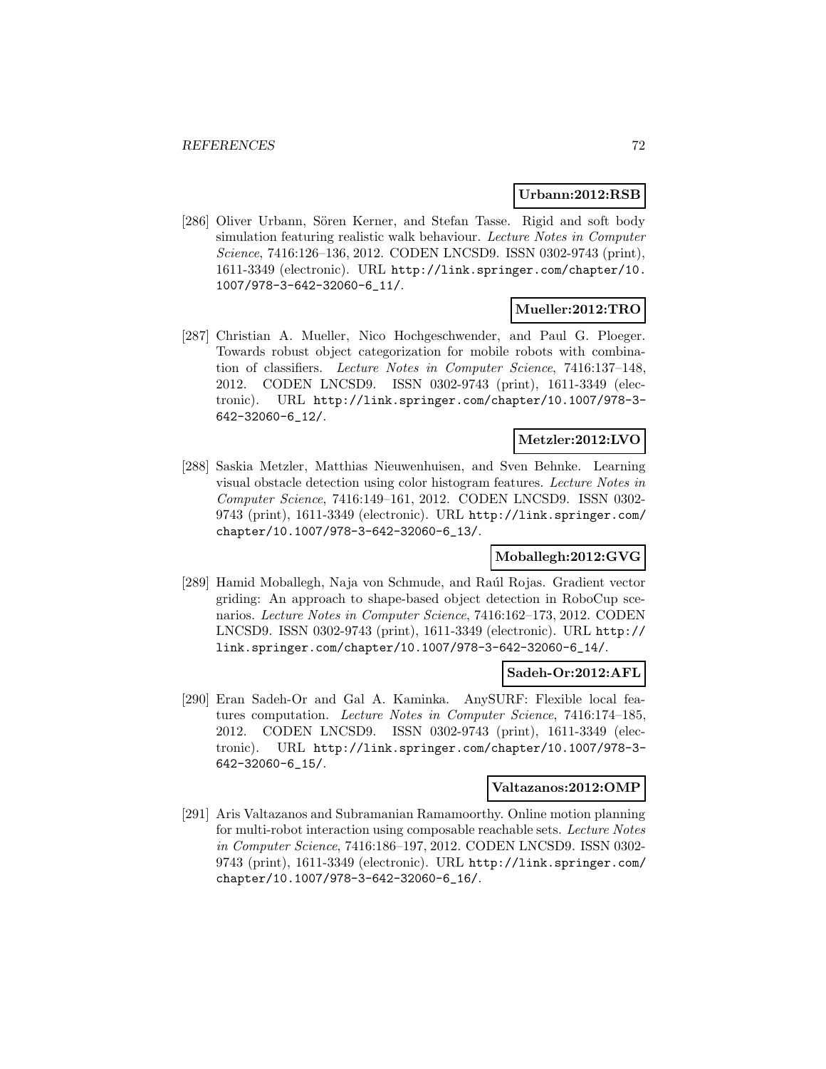**Urbann:2012:RSB**

[286] Oliver Urbann, Sören Kerner, and Stefan Tasse. Rigid and soft body simulation featuring realistic walk behaviour. *Lecture Notes in Computer Science*, 7416:126–136, 2012. CODEN LNCSD9. ISSN 0302-9743 (print), 1611-3349 (electronic). URL http://link.springer.com/chapter/10.1007/978-3-642-32060-6_11/.

**Mueller:2012:TRO**

[287] Christian A. Mueller, Nico Hochgeschwender, and Paul G. Ploeger. Towards robust object categorization for mobile robots with combination of classifiers. *Lecture Notes in Computer Science*, 7416:137–148, 2012. CODEN LNCSD9. ISSN 0302-9743 (print), 1611-3349 (electronic). URL http://link.springer.com/chapter/10.1007/978-3-642-32060-6_12/.

**Metzler:2012:LVO**

[288] Saskia Metzler, Matthias Nieuwenhuisen, and Sven Behnke. Learning visual obstacle detection using color histogram features. *Lecture Notes in Computer Science*, 7416:149–161, 2012. CODEN LNCSD9. ISSN 0302-9743 (print), 1611-3349 (electronic). URL http://link.springer.com/chapter/10.1007/978-3-642-32060-6_13/.

**Moballegh:2012:GVG**

[289] Hamid Moballegh, Naja von Schmude, and Raúl Rojas. Gradient vector griding: An approach to shape-based object detection in RoboCup scenarios. *Lecture Notes in Computer Science*, 7416:162–173, 2012. CODEN LNCSD9. ISSN 0302-9743 (print), 1611-3349 (electronic). URL http://link.springer.com/chapter/10.1007/978-3-642-32060-6_14/.

**Sadeh-Or:2012:AFL**

[290] Eran Sadeh-Or and Gal A. Kaminka. AnySURF: Flexible local features computation. *Lecture Notes in Computer Science*, 7416:174–185, 2012. CODEN LNCSD9. ISSN 0302-9743 (print), 1611-3349 (electronic). URL http://link.springer.com/chapter/10.1007/978-3-642-32060-6_15/.

**Valtazanos:2012:OMP**

[291] Aris Valtazanos and Subramanian Ramamoorthy. Online motion planning for multi-robot interaction using composable reachable sets. *Lecture Notes in Computer Science*, 7416:186–197, 2012. CODEN LNCSD9. ISSN 0302-9743 (print), 1611-3349 (electronic). URL http://link.springer.com/chapter/10.1007/978-3-642-32060-6_16/.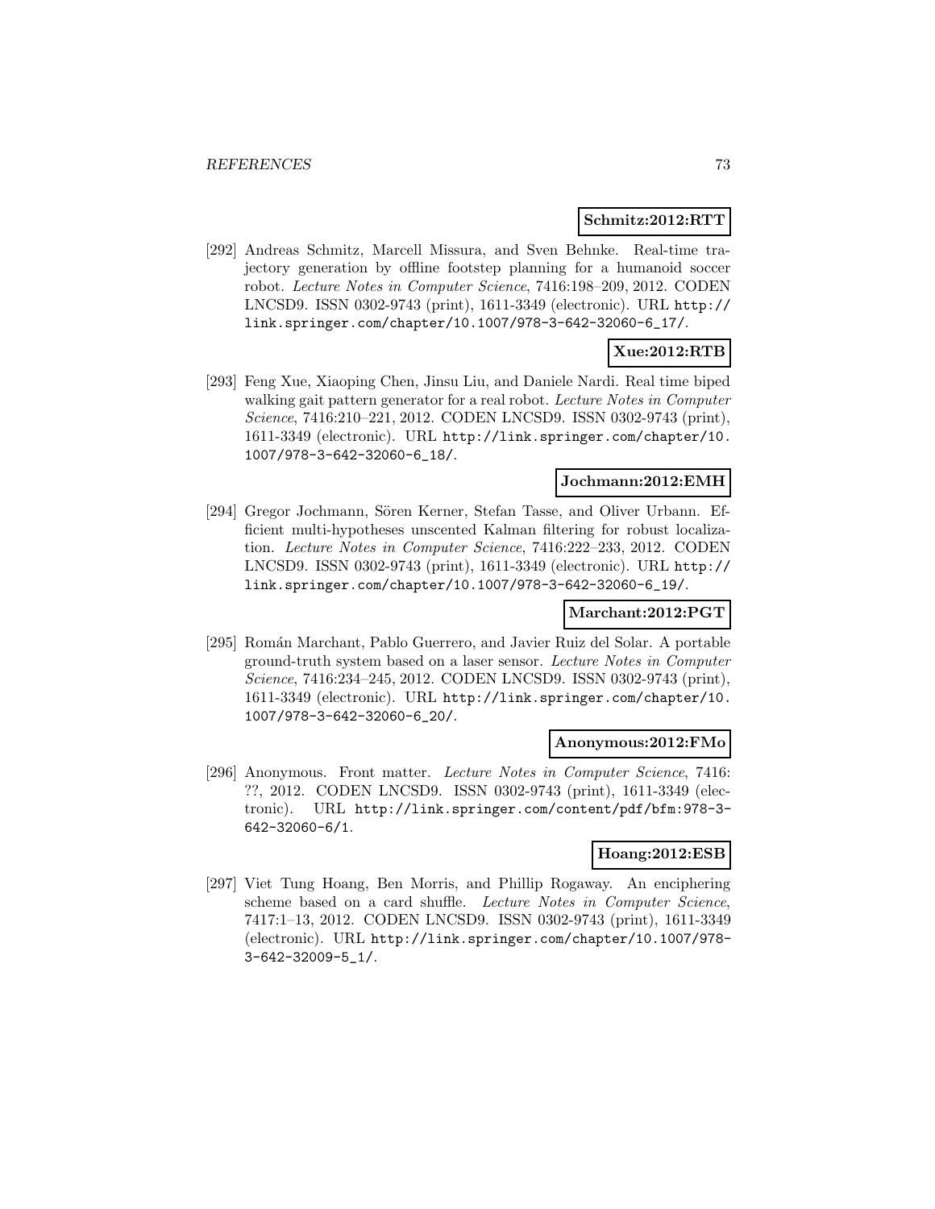**Schmitz:2012:RTT**

[292] Andreas Schmitz, Marcell Missura, and Sven Behnke. Real-time trajectory generation by offline footstep planning for a humanoid soccer robot. *Lecture Notes in Computer Science*, 7416:198–209, 2012. CODEN LNCSD9. ISSN 0302-9743 (print), 1611-3349 (electronic). URL http://link.springer.com/chapter/10.1007/978-3-642-32060-6_17/.

**Xue:2012:RTB**

[293] Feng Xue, Xiaoping Chen, Jinsu Liu, and Daniele Nardi. Real time biped walking gait pattern generator for a real robot. *Lecture Notes in Computer Science*, 7416:210–221, 2012. CODEN LNCSD9. ISSN 0302-9743 (print), 1611-3349 (electronic). URL http://link.springer.com/chapter/10.1007/978-3-642-32060-6_18/.

**Jochmann:2012:EMH**

[294] Gregor Jochmann, Sören Kerner, Stefan Tasse, and Oliver Urbann. Efficient multi-hypotheses unscented Kalman filtering for robust localization. *Lecture Notes in Computer Science*, 7416:222–233, 2012. CODEN LNCSD9. ISSN 0302-9743 (print), 1611-3349 (electronic). URL http://link.springer.com/chapter/10.1007/978-3-642-32060-6_19/.

**Marchant:2012:PGT**

[295] Román Marchant, Pablo Guerrero, and Javier Ruiz del Solar. A portable ground-truth system based on a laser sensor. *Lecture Notes in Computer Science*, 7416:234–245, 2012. CODEN LNCSD9. ISSN 0302-9743 (print), 1611-3349 (electronic). URL http://link.springer.com/chapter/10.1007/978-3-642-32060-6_20/.

**Anonymous:2012:FMo**

[296] Anonymous. Front matter. *Lecture Notes in Computer Science*, 7416: ??, 2012. CODEN LNCSD9. ISSN 0302-9743 (print), 1611-3349 (electronic). URL http://link.springer.com/content/pdf/bfm:978-3-642-32060-6/1.

**Hoang:2012:ESB**

[297] Viet Tung Hoang, Ben Morris, and Phillip Rogaway. An enciphering scheme based on a card shuffle. *Lecture Notes in Computer Science*, 7417:1–13, 2012. CODEN LNCSD9. ISSN 0302-9743 (print), 1611-3349 (electronic). URL http://link.springer.com/chapter/10.1007/978-3-642-32009-5_1/.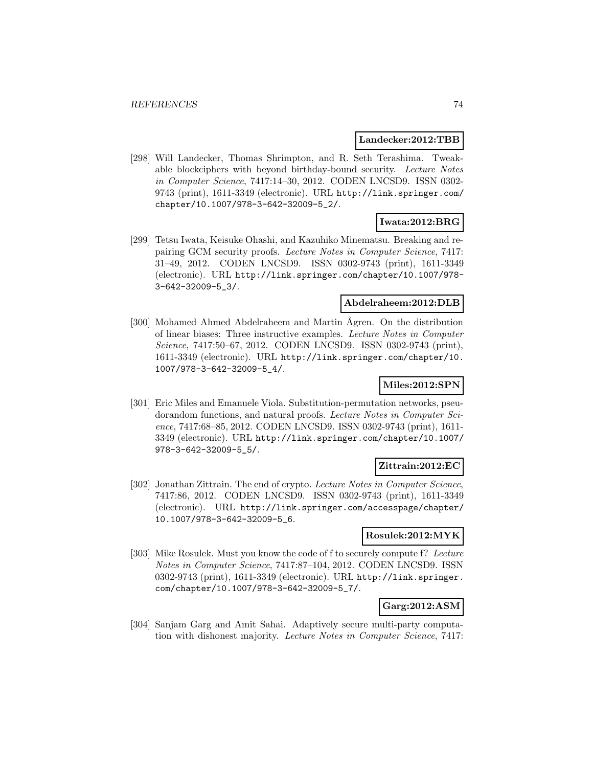**Landecker:2012:TBB**

[298] Will Landecker, Thomas Shrimpton, and R. Seth Terashima. Tweakable blockciphers with beyond birthday-bound security. *Lecture Notes in Computer Science*, 7417:14–30, 2012. CODEN LNCSD9. ISSN 0302-9743 (print), 1611-3349 (electronic). URL http://link.springer.com/chapter/10.1007/978-3-642-32009-5_2/.

**Iwata:2012:BRG**

[299] Tetsu Iwata, Keisuke Ohashi, and Kazuhiko Minematsu. Breaking and repairing GCM security proofs. *Lecture Notes in Computer Science*, 7417: 31–49, 2012. CODEN LNCSD9. ISSN 0302-9743 (print), 1611-3349 (electronic). URL http://link.springer.com/chapter/10.1007/978-3-642-32009-5_3/.

**Abdelraheem:2012:DLB**

[300] Mohamed Ahmed Abdelraheem and Martin Ågren. On the distribution of linear biases: Three instructive examples. *Lecture Notes in Computer Science*, 7417:50–67, 2012. CODEN LNCSD9. ISSN 0302-9743 (print), 1611-3349 (electronic). URL http://link.springer.com/chapter/10.1007/978-3-642-32009-5_4/.

**Miles:2012:SPN**

[301] Eric Miles and Emanuele Viola. Substitution-permutation networks, pseudorandom functions, and natural proofs. *Lecture Notes in Computer Science*, 7417:68–85, 2012. CODEN LNCSD9. ISSN 0302-9743 (print), 1611-3349 (electronic). URL http://link.springer.com/chapter/10.1007/978-3-642-32009-5_5/.

**Zittrain:2012:EC**

[302] Jonathan Zittrain. The end of crypto. *Lecture Notes in Computer Science*, 7417:86, 2012. CODEN LNCSD9. ISSN 0302-9743 (print), 1611-3349 (electronic). URL http://link.springer.com/accesspage/chapter/10.1007/978-3-642-32009-5_6.

**Rosulek:2012:MYK**

[303] Mike Rosulek. Must you know the code of f to securely compute f? *Lecture Notes in Computer Science*, 7417:87–104, 2012. CODEN LNCSD9. ISSN 0302-9743 (print), 1611-3349 (electronic). URL http://link.springer.com/chapter/10.1007/978-3-642-32009-5_7/.

**Garg:2012:ASM**

[304] Sanjam Garg and Amit Sahai. Adaptively secure multi-party computation with dishonest majority. *Lecture Notes in Computer Science*, 7417: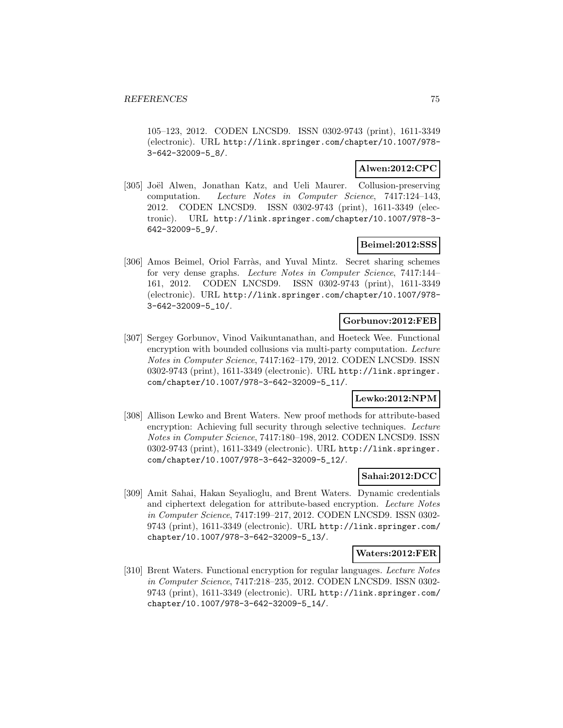105–123, 2012. CODEN LNCSD9. ISSN 0302-9743 (print), 1611-3349 (electronic). URL http://link.springer.com/chapter/10.1007/978-3-642-32009-5_8/.

**Alwen:2012:CPC**

[305] Joël Alwen, Jonathan Katz, and Ueli Maurer. Collusion-preserving computation. *Lecture Notes in Computer Science*, 7417:124–143, 2012. CODEN LNCSD9. ISSN 0302-9743 (print), 1611-3349 (electronic). URL http://link.springer.com/chapter/10.1007/978-3-642-32009-5_9/.

**Beimel:2012:SSS**

[306] Amos Beimel, Oriol Farràs, and Yuval Mintz. Secret sharing schemes for very dense graphs. *Lecture Notes in Computer Science*, 7417:144–161, 2012. CODEN LNCSD9. ISSN 0302-9743 (print), 1611-3349 (electronic). URL http://link.springer.com/chapter/10.1007/978-3-642-32009-5_10/.

**Gorbunov:2012:FEB**

[307] Sergey Gorbunov, Vinod Vaikuntanathan, and Hoeteck Wee. Functional encryption with bounded collusions via multi-party computation. *Lecture Notes in Computer Science*, 7417:162–179, 2012. CODEN LNCSD9. ISSN 0302-9743 (print), 1611-3349 (electronic). URL http://link.springer.com/chapter/10.1007/978-3-642-32009-5_11/.

**Lewko:2012:NPM**

[308] Allison Lewko and Brent Waters. New proof methods for attribute-based encryption: Achieving full security through selective techniques. *Lecture Notes in Computer Science*, 7417:180–198, 2012. CODEN LNCSD9. ISSN 0302-9743 (print), 1611-3349 (electronic). URL http://link.springer.com/chapter/10.1007/978-3-642-32009-5_12/.

**Sahai:2012:DCC**

[309] Amit Sahai, Hakan Seyalioglu, and Brent Waters. Dynamic credentials and ciphertext delegation for attribute-based encryption. *Lecture Notes in Computer Science*, 7417:199–217, 2012. CODEN LNCSD9. ISSN 0302-9743 (print), 1611-3349 (electronic). URL http://link.springer.com/chapter/10.1007/978-3-642-32009-5_13/.

**Waters:2012:FER**

[310] Brent Waters. Functional encryption for regular languages. *Lecture Notes in Computer Science*, 7417:218–235, 2012. CODEN LNCSD9. ISSN 0302-9743 (print), 1611-3349 (electronic). URL http://link.springer.com/chapter/10.1007/978-3-642-32009-5_14/.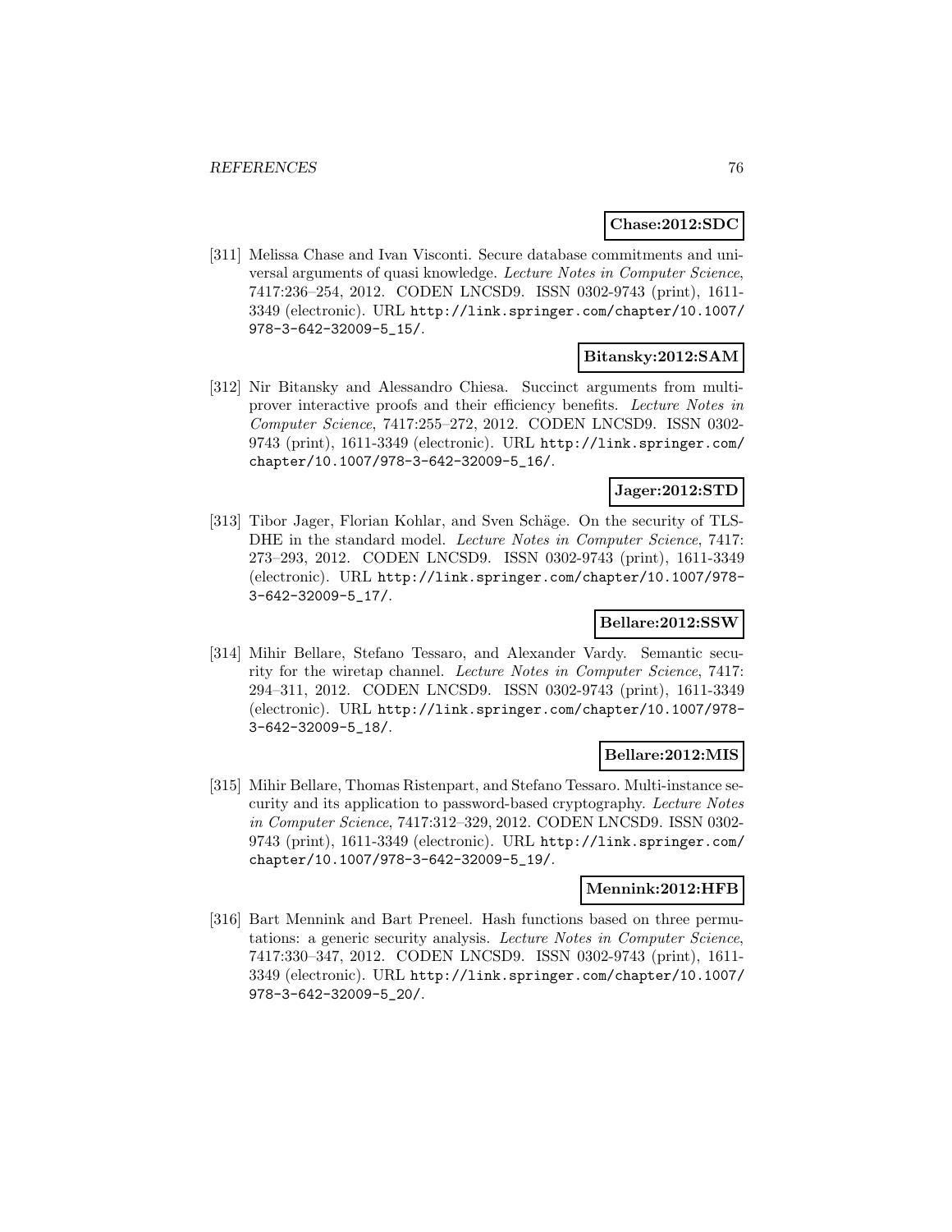**Chase:2012:SDC**

[311] Melissa Chase and Ivan Visconti. Secure database commitments and universal arguments of quasi knowledge. *Lecture Notes in Computer Science*, 7417:236–254, 2012. CODEN LNCSD9. ISSN 0302-9743 (print), 1611-3349 (electronic). URL http://link.springer.com/chapter/10.1007/978-3-642-32009-5_15/.

**Bitansky:2012:SAM**

[312] Nir Bitansky and Alessandro Chiesa. Succinct arguments from multi-prover interactive proofs and their efficiency benefits. *Lecture Notes in Computer Science*, 7417:255–272, 2012. CODEN LNCSD9. ISSN 0302-9743 (print), 1611-3349 (electronic). URL http://link.springer.com/chapter/10.1007/978-3-642-32009-5_16/.

**Jager:2012:STD**

[313] Tibor Jager, Florian Kohlar, and Sven Schäge. On the security of TLS-DHE in the standard model. *Lecture Notes in Computer Science*, 7417:273–293, 2012. CODEN LNCSD9. ISSN 0302-9743 (print), 1611-3349 (electronic). URL http://link.springer.com/chapter/10.1007/978-3-642-32009-5_17/.

**Bellare:2012:SSW**

[314] Mihir Bellare, Stefano Tessaro, and Alexander Vardy. Semantic security for the wiretap channel. *Lecture Notes in Computer Science*, 7417:294–311, 2012. CODEN LNCSD9. ISSN 0302-9743 (print), 1611-3349 (electronic). URL http://link.springer.com/chapter/10.1007/978-3-642-32009-5_18/.

**Bellare:2012:MIS**

[315] Mihir Bellare, Thomas Ristenpart, and Stefano Tessaro. Multi-instance security and its application to password-based cryptography. *Lecture Notes in Computer Science*, 7417:312–329, 2012. CODEN LNCSD9. ISSN 0302-9743 (print), 1611-3349 (electronic). URL http://link.springer.com/chapter/10.1007/978-3-642-32009-5_19/.

**Mennink:2012:HFB**

[316] Bart Mennink and Bart Preneel. Hash functions based on three permutations: a generic security analysis. *Lecture Notes in Computer Science*, 7417:330–347, 2012. CODEN LNCSD9. ISSN 0302-9743 (print), 1611-3349 (electronic). URL http://link.springer.com/chapter/10.1007/978-3-642-32009-5_20/.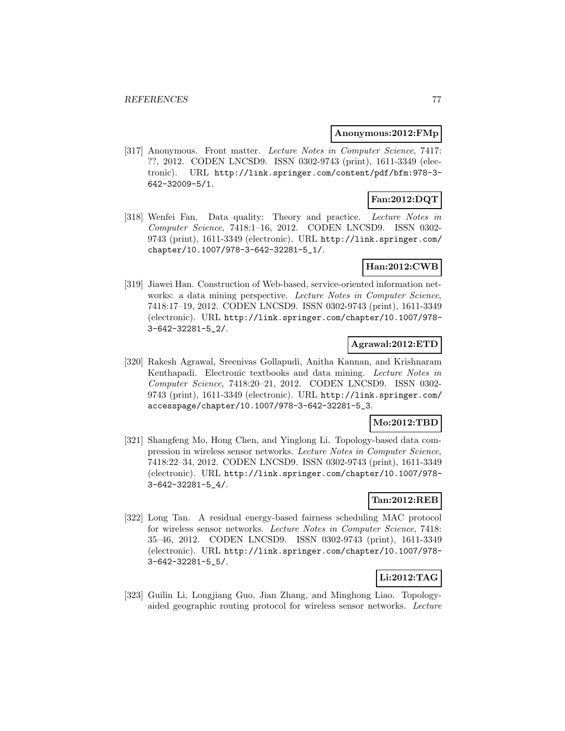**Anonymous:2012:FMp**

[317] Anonymous. Front matter. *Lecture Notes in Computer Science*, 7417: ??, 2012. CODEN LNCSD9. ISSN 0302-9743 (print), 1611-3349 (electronic). URL http://link.springer.com/content/pdf/bfm:978-3-642-32009-5/1.

**Fan:2012:DQT**

[318] Wenfei Fan. Data quality: Theory and practice. *Lecture Notes in Computer Science*, 7418:1–16, 2012. CODEN LNCSD9. ISSN 0302-9743 (print), 1611-3349 (electronic). URL http://link.springer.com/chapter/10.1007/978-3-642-32281-5_1/.

**Han:2012:CWB**

[319] Jiawei Han. Construction of Web-based, service-oriented information networks: a data mining perspective. *Lecture Notes in Computer Science*, 7418:17–19, 2012. CODEN LNCSD9. ISSN 0302-9743 (print), 1611-3349 (electronic). URL http://link.springer.com/chapter/10.1007/978-3-642-32281-5_2/.

**Agrawal:2012:ETD**

[320] Rakesh Agrawal, Sreenivas Gollapudi, Anitha Kannan, and Krishnaram Kenthapadi. Electronic textbooks and data mining. *Lecture Notes in Computer Science*, 7418:20–21, 2012. CODEN LNCSD9. ISSN 0302-9743 (print), 1611-3349 (electronic). URL http://link.springer.com/accesspage/chapter/10.1007/978-3-642-32281-5_3.

**Mo:2012:TBD**

[321] Shangfeng Mo, Hong Chen, and Yinglong Li. Topology-based data compression in wireless sensor networks. *Lecture Notes in Computer Science*, 7418:22–34, 2012. CODEN LNCSD9. ISSN 0302-9743 (print), 1611-3349 (electronic). URL http://link.springer.com/chapter/10.1007/978-3-642-32281-5_4/.

**Tan:2012:REB**

[322] Long Tan. A residual energy-based fairness scheduling MAC protocol for wireless sensor networks. *Lecture Notes in Computer Science*, 7418: 35–46, 2012. CODEN LNCSD9. ISSN 0302-9743 (print), 1611-3349 (electronic). URL http://link.springer.com/chapter/10.1007/978-3-642-32281-5_5/.

**Li:2012:TAG**

[323] Guilin Li, Longjiang Guo, Jian Zhang, and Minghong Liao. Topology-aided geographic routing protocol for wireless sensor networks. *Lecture*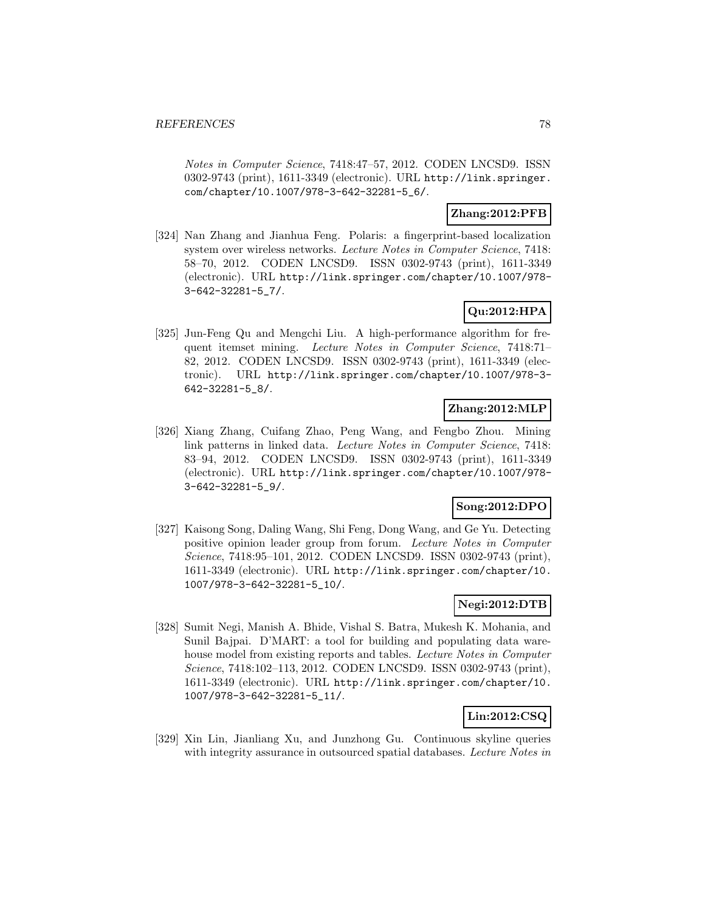*Notes in Computer Science*, 7418:47–57, 2012. CODEN LNCSD9. ISSN 0302-9743 (print), 1611-3349 (electronic). URL http://link.springer.com/chapter/10.1007/978-3-642-32281-5_6/.

**Zhang:2012:PFB**

[324] Nan Zhang and Jianhua Feng. Polaris: a fingerprint-based localization system over wireless networks. *Lecture Notes in Computer Science*, 7418: 58–70, 2012. CODEN LNCSD9. ISSN 0302-9743 (print), 1611-3349 (electronic). URL http://link.springer.com/chapter/10.1007/978-3-642-32281-5_7/.

**Qu:2012:HPA**

[325] Jun-Feng Qu and Mengchi Liu. A high-performance algorithm for frequent itemset mining. *Lecture Notes in Computer Science*, 7418:71–82, 2012. CODEN LNCSD9. ISSN 0302-9743 (print), 1611-3349 (electronic). URL http://link.springer.com/chapter/10.1007/978-3-642-32281-5_8/.

**Zhang:2012:MLP**

[326] Xiang Zhang, Cuifang Zhao, Peng Wang, and Fengbo Zhou. Mining link patterns in linked data. *Lecture Notes in Computer Science*, 7418: 83–94, 2012. CODEN LNCSD9. ISSN 0302-9743 (print), 1611-3349 (electronic). URL http://link.springer.com/chapter/10.1007/978-3-642-32281-5_9/.

**Song:2012:DPO**

[327] Kaisong Song, Daling Wang, Shi Feng, Dong Wang, and Ge Yu. Detecting positive opinion leader group from forum. *Lecture Notes in Computer Science*, 7418:95–101, 2012. CODEN LNCSD9. ISSN 0302-9743 (print), 1611-3349 (electronic). URL http://link.springer.com/chapter/10.1007/978-3-642-32281-5_10/.

**Negi:2012:DTB**

[328] Sumit Negi, Manish A. Bhide, Vishal S. Batra, Mukesh K. Mohania, and Sunil Bajpai. D'MART: a tool for building and populating data warehouse model from existing reports and tables. *Lecture Notes in Computer Science*, 7418:102–113, 2012. CODEN LNCSD9. ISSN 0302-9743 (print), 1611-3349 (electronic). URL http://link.springer.com/chapter/10.1007/978-3-642-32281-5_11/.

**Lin:2012:CSQ**

[329] Xin Lin, Jianliang Xu, and Junzhong Gu. Continuous skyline queries with integrity assurance in outsourced spatial databases. *Lecture Notes in*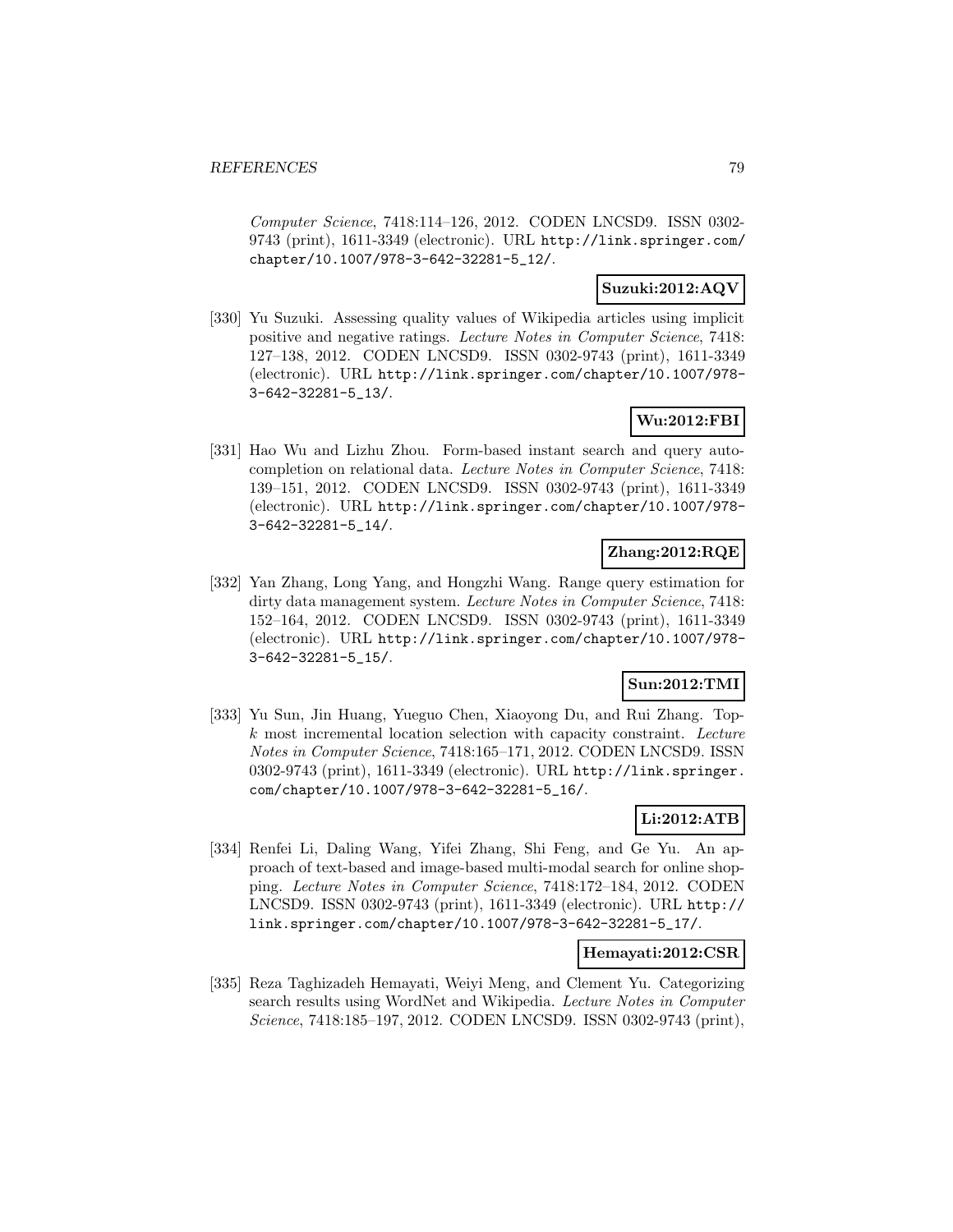*Computer Science*, 7418:114–126, 2012. CODEN LNCSD9. ISSN 0302-9743 (print), 1611-3349 (electronic). URL http://link.springer.com/chapter/10.1007/978-3-642-32281-5_12/.

**Suzuki:2012:AQV**

[330] Yu Suzuki. Assessing quality values of Wikipedia articles using implicit positive and negative ratings. *Lecture Notes in Computer Science*, 7418: 127–138, 2012. CODEN LNCSD9. ISSN 0302-9743 (print), 1611-3349 (electronic). URL http://link.springer.com/chapter/10.1007/978-3-642-32281-5_13/.

**Wu:2012:FBI**

[331] Hao Wu and Lizhu Zhou. Form-based instant search and query autocompletion on relational data. *Lecture Notes in Computer Science*, 7418: 139–151, 2012. CODEN LNCSD9. ISSN 0302-9743 (print), 1611-3349 (electronic). URL http://link.springer.com/chapter/10.1007/978-3-642-32281-5_14/.

**Zhang:2012:RQE**

[332] Yan Zhang, Long Yang, and Hongzhi Wang. Range query estimation for dirty data management system. *Lecture Notes in Computer Science*, 7418: 152–164, 2012. CODEN LNCSD9. ISSN 0302-9743 (print), 1611-3349 (electronic). URL http://link.springer.com/chapter/10.1007/978-3-642-32281-5_15/.

**Sun:2012:TMI**

[333] Yu Sun, Jin Huang, Yueguo Chen, Xiaoyong Du, and Rui Zhang. Top-$k$ most incremental location selection with capacity constraint. *Lecture Notes in Computer Science*, 7418:165–171, 2012. CODEN LNCSD9. ISSN 0302-9743 (print), 1611-3349 (electronic). URL http://link.springer.com/chapter/10.1007/978-3-642-32281-5_16/.

**Li:2012:ATB**

[334] Renfei Li, Daling Wang, Yifei Zhang, Shi Feng, and Ge Yu. An approach of text-based and image-based multi-modal search for online shopping. *Lecture Notes in Computer Science*, 7418:172–184, 2012. CODEN LNCSD9. ISSN 0302-9743 (print), 1611-3349 (electronic). URL http://link.springer.com/chapter/10.1007/978-3-642-32281-5_17/.

**Hemayati:2012:CSR**

[335] Reza Taghizadeh Hemayati, Weiyi Meng, and Clement Yu. Categorizing search results using WordNet and Wikipedia. *Lecture Notes in Computer Science*, 7418:185–197, 2012. CODEN LNCSD9. ISSN 0302-9743 (print),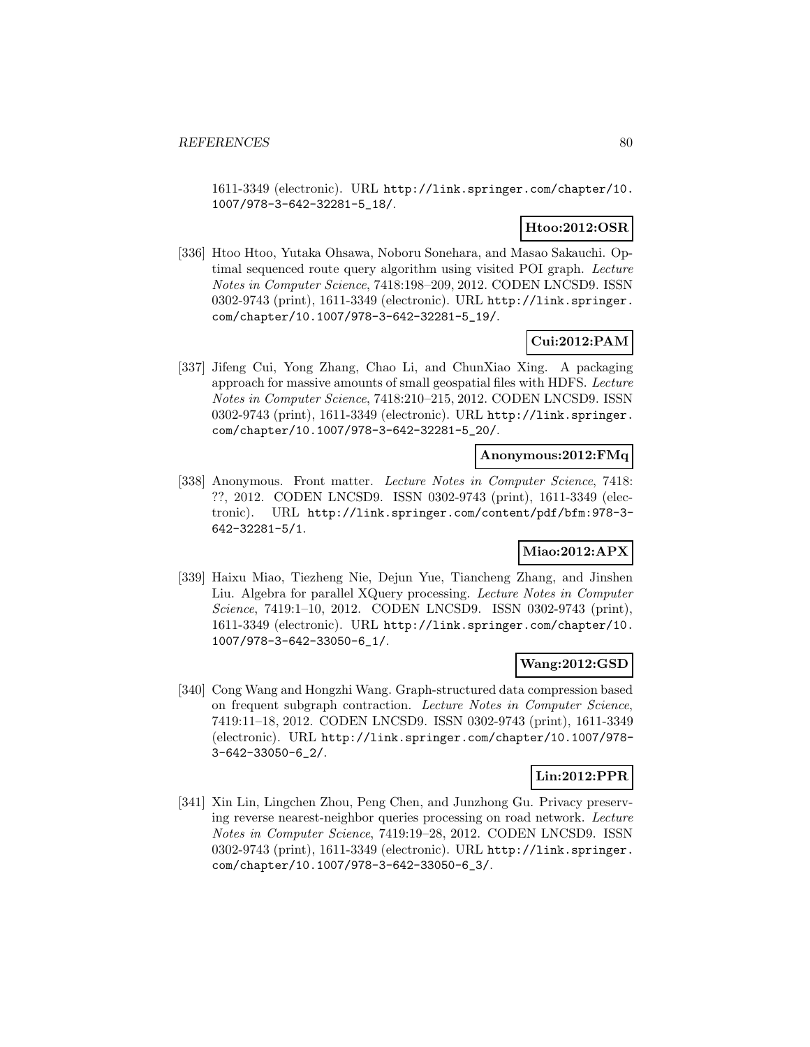1611-3349 (electronic). URL http://link.springer.com/chapter/10.1007/978-3-642-32281-5_18/.

**Htoo:2012:OSR**

[336] Htoo Htoo, Yutaka Ohsawa, Noboru Sonehara, and Masao Sakauchi. Optimal sequenced route query algorithm using visited POI graph. *Lecture Notes in Computer Science*, 7418:198–209, 2012. CODEN LNCSD9. ISSN 0302-9743 (print), 1611-3349 (electronic). URL http://link.springer.com/chapter/10.1007/978-3-642-32281-5_19/.

**Cui:2012:PAM**

[337] Jifeng Cui, Yong Zhang, Chao Li, and ChunXiao Xing. A packaging approach for massive amounts of small geospatial files with HDFS. *Lecture Notes in Computer Science*, 7418:210–215, 2012. CODEN LNCSD9. ISSN 0302-9743 (print), 1611-3349 (electronic). URL http://link.springer.com/chapter/10.1007/978-3-642-32281-5_20/.

**Anonymous:2012:FMq**

[338] Anonymous. Front matter. *Lecture Notes in Computer Science*, 7418: ??, 2012. CODEN LNCSD9. ISSN 0302-9743 (print), 1611-3349 (electronic). URL http://link.springer.com/content/pdf/bfm:978-3-642-32281-5/1.

**Miao:2012:APX**

[339] Haixu Miao, Tiezheng Nie, Dejun Yue, Tiancheng Zhang, and Jinshen Liu. Algebra for parallel XQuery processing. *Lecture Notes in Computer Science*, 7419:1–10, 2012. CODEN LNCSD9. ISSN 0302-9743 (print), 1611-3349 (electronic). URL http://link.springer.com/chapter/10.1007/978-3-642-33050-6_1/.

**Wang:2012:GSD**

[340] Cong Wang and Hongzhi Wang. Graph-structured data compression based on frequent subgraph contraction. *Lecture Notes in Computer Science*, 7419:11–18, 2012. CODEN LNCSD9. ISSN 0302-9743 (print), 1611-3349 (electronic). URL http://link.springer.com/chapter/10.1007/978-3-642-33050-6_2/.

**Lin:2012:PPR**

[341] Xin Lin, Lingchen Zhou, Peng Chen, and Junzhong Gu. Privacy preserving reverse nearest-neighbor queries processing on road network. *Lecture Notes in Computer Science*, 7419:19–28, 2012. CODEN LNCSD9. ISSN 0302-9743 (print), 1611-3349 (electronic). URL http://link.springer.com/chapter/10.1007/978-3-642-33050-6_3/.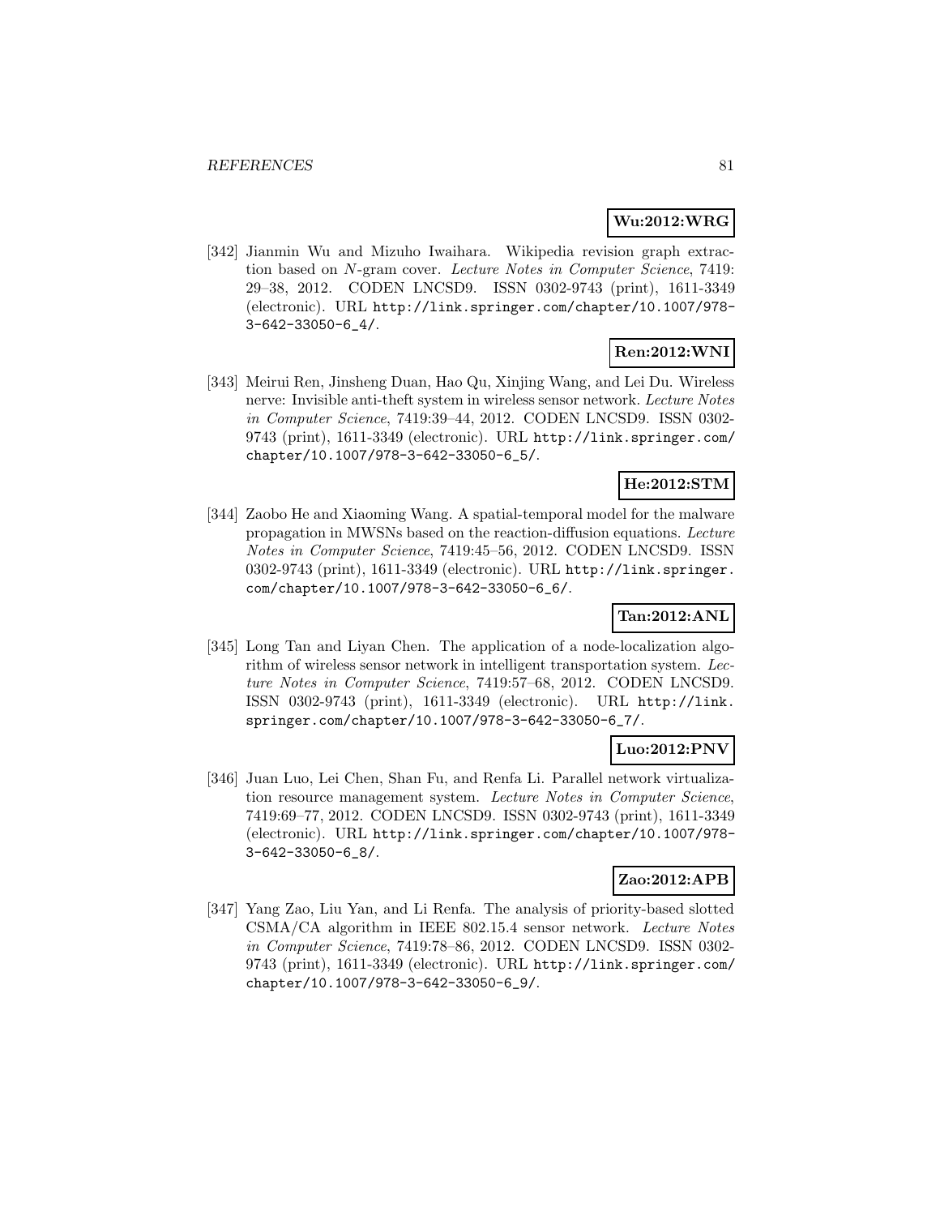**Wu:2012:WRG**

[342] Jianmin Wu and Mizuho Iwaihara. Wikipedia revision graph extraction based on *N*-gram cover. *Lecture Notes in Computer Science*, 7419: 29–38, 2012. CODEN LNCSD9. ISSN 0302-9743 (print), 1611-3349 (electronic). URL http://link.springer.com/chapter/10.1007/978-3-642-33050-6_4/.

**Ren:2012:WNI**

[343] Meirui Ren, Jinsheng Duan, Hao Qu, Xinjing Wang, and Lei Du. Wireless nerve: Invisible anti-theft system in wireless sensor network. *Lecture Notes in Computer Science*, 7419:39–44, 2012. CODEN LNCSD9. ISSN 0302-9743 (print), 1611-3349 (electronic). URL http://link.springer.com/chapter/10.1007/978-3-642-33050-6_5/.

**He:2012:STM**

[344] Zaobo He and Xiaoming Wang. A spatial-temporal model for the malware propagation in MWSNs based on the reaction-diffusion equations. *Lecture Notes in Computer Science*, 7419:45–56, 2012. CODEN LNCSD9. ISSN 0302-9743 (print), 1611-3349 (electronic). URL http://link.springer.com/chapter/10.1007/978-3-642-33050-6_6/.

**Tan:2012:ANL**

[345] Long Tan and Liyan Chen. The application of a node-localization algorithm of wireless sensor network in intelligent transportation system. *Lecture Notes in Computer Science*, 7419:57–68, 2012. CODEN LNCSD9. ISSN 0302-9743 (print), 1611-3349 (electronic). URL http://link.springer.com/chapter/10.1007/978-3-642-33050-6_7/.

**Luo:2012:PNV**

[346] Juan Luo, Lei Chen, Shan Fu, and Renfa Li. Parallel network virtualization resource management system. *Lecture Notes in Computer Science*, 7419:69–77, 2012. CODEN LNCSD9. ISSN 0302-9743 (print), 1611-3349 (electronic). URL http://link.springer.com/chapter/10.1007/978-3-642-33050-6_8/.

**Zao:2012:APB**

[347] Yang Zao, Liu Yan, and Li Renfa. The analysis of priority-based slotted CSMA/CA algorithm in IEEE 802.15.4 sensor network. *Lecture Notes in Computer Science*, 7419:78–86, 2012. CODEN LNCSD9. ISSN 0302-9743 (print), 1611-3349 (electronic). URL http://link.springer.com/chapter/10.1007/978-3-642-33050-6_9/.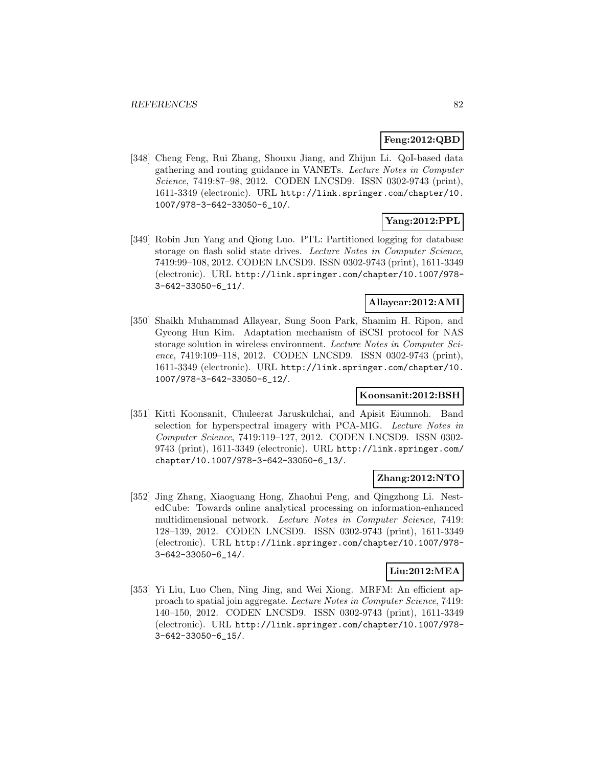**Feng:2012:QBD**

[348] Cheng Feng, Rui Zhang, Shouxu Jiang, and Zhijun Li. QoI-based data gathering and routing guidance in VANETs. *Lecture Notes in Computer Science*, 7419:87–98, 2012. CODEN LNCSD9. ISSN 0302-9743 (print), 1611-3349 (electronic). URL http://link.springer.com/chapter/10.1007/978-3-642-33050-6_10/.

**Yang:2012:PPL**

[349] Robin Jun Yang and Qiong Luo. PTL: Partitioned logging for database storage on flash solid state drives. *Lecture Notes in Computer Science*, 7419:99–108, 2012. CODEN LNCSD9. ISSN 0302-9743 (print), 1611-3349 (electronic). URL http://link.springer.com/chapter/10.1007/978-3-642-33050-6_11/.

**Allayear:2012:AMI**

[350] Shaikh Muhammad Allayear, Sung Soon Park, Shamim H. Ripon, and Gyeong Hun Kim. Adaptation mechanism of iSCSI protocol for NAS storage solution in wireless environment. *Lecture Notes in Computer Science*, 7419:109–118, 2012. CODEN LNCSD9. ISSN 0302-9743 (print), 1611-3349 (electronic). URL http://link.springer.com/chapter/10.1007/978-3-642-33050-6_12/.

**Koonsanit:2012:BSH**

[351] Kitti Koonsanit, Chuleerat Jaruskulchai, and Apisit Eiumnoh. Band selection for hyperspectral imagery with PCA-MIG. *Lecture Notes in Computer Science*, 7419:119–127, 2012. CODEN LNCSD9. ISSN 0302-9743 (print), 1611-3349 (electronic). URL http://link.springer.com/chapter/10.1007/978-3-642-33050-6_13/.

**Zhang:2012:NTO**

[352] Jing Zhang, Xiaoguang Hong, Zhaohui Peng, and Qingzhong Li. NestedCube: Towards online analytical processing on information-enhanced multidimensional network. *Lecture Notes in Computer Science*, 7419: 128–139, 2012. CODEN LNCSD9. ISSN 0302-9743 (print), 1611-3349 (electronic). URL http://link.springer.com/chapter/10.1007/978-3-642-33050-6_14/.

**Liu:2012:MEA**

[353] Yi Liu, Luo Chen, Ning Jing, and Wei Xiong. MRFM: An efficient approach to spatial join aggregate. *Lecture Notes in Computer Science*, 7419: 140–150, 2012. CODEN LNCSD9. ISSN 0302-9743 (print), 1611-3349 (electronic). URL http://link.springer.com/chapter/10.1007/978-3-642-33050-6_15/.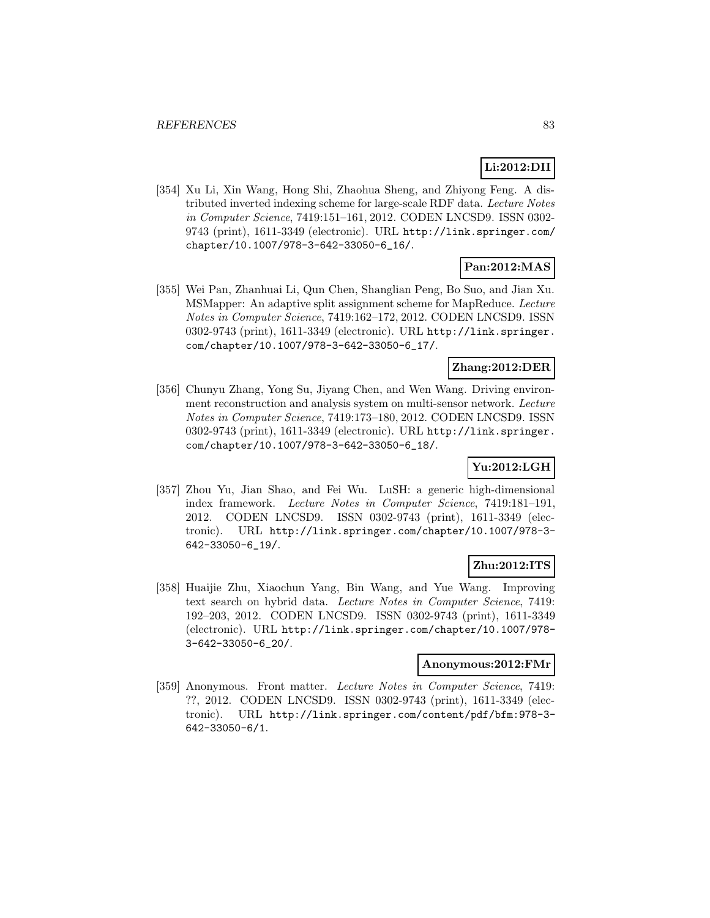**Li:2012:DII**

[354] Xu Li, Xin Wang, Hong Shi, Zhaohua Sheng, and Zhiyong Feng. A distributed inverted indexing scheme for large-scale RDF data. *Lecture Notes in Computer Science*, 7419:151–161, 2012. CODEN LNCSD9. ISSN 0302-9743 (print), 1611-3349 (electronic). URL `http://link.springer.com/chapter/10.1007/978-3-642-33050-6_16/`.

**Pan:2012:MAS**

[355] Wei Pan, Zhanhuai Li, Qun Chen, Shanglian Peng, Bo Suo, and Jian Xu. MSMapper: An adaptive split assignment scheme for MapReduce. *Lecture Notes in Computer Science*, 7419:162–172, 2012. CODEN LNCSD9. ISSN 0302-9743 (print), 1611-3349 (electronic). URL `http://link.springer.com/chapter/10.1007/978-3-642-33050-6_17/`.

**Zhang:2012:DER**

[356] Chunyu Zhang, Yong Su, Jiyang Chen, and Wen Wang. Driving environment reconstruction and analysis system on multi-sensor network. *Lecture Notes in Computer Science*, 7419:173–180, 2012. CODEN LNCSD9. ISSN 0302-9743 (print), 1611-3349 (electronic). URL `http://link.springer.com/chapter/10.1007/978-3-642-33050-6_18/`.

**Yu:2012:LGH**

[357] Zhou Yu, Jian Shao, and Fei Wu. LuSH: a generic high-dimensional index framework. *Lecture Notes in Computer Science*, 7419:181–191, 2012. CODEN LNCSD9. ISSN 0302-9743 (print), 1611-3349 (electronic). URL `http://link.springer.com/chapter/10.1007/978-3-642-33050-6_19/`.

**Zhu:2012:ITS**

[358] Huaijie Zhu, Xiaochun Yang, Bin Wang, and Yue Wang. Improving text search on hybrid data. *Lecture Notes in Computer Science*, 7419: 192–203, 2012. CODEN LNCSD9. ISSN 0302-9743 (print), 1611-3349 (electronic). URL `http://link.springer.com/chapter/10.1007/978-3-642-33050-6_20/`.

**Anonymous:2012:FMr**

[359] Anonymous. Front matter. *Lecture Notes in Computer Science*, 7419: ??, 2012. CODEN LNCSD9. ISSN 0302-9743 (print), 1611-3349 (electronic). URL `http://link.springer.com/content/pdf/bfm:978-3-642-33050-6/1`.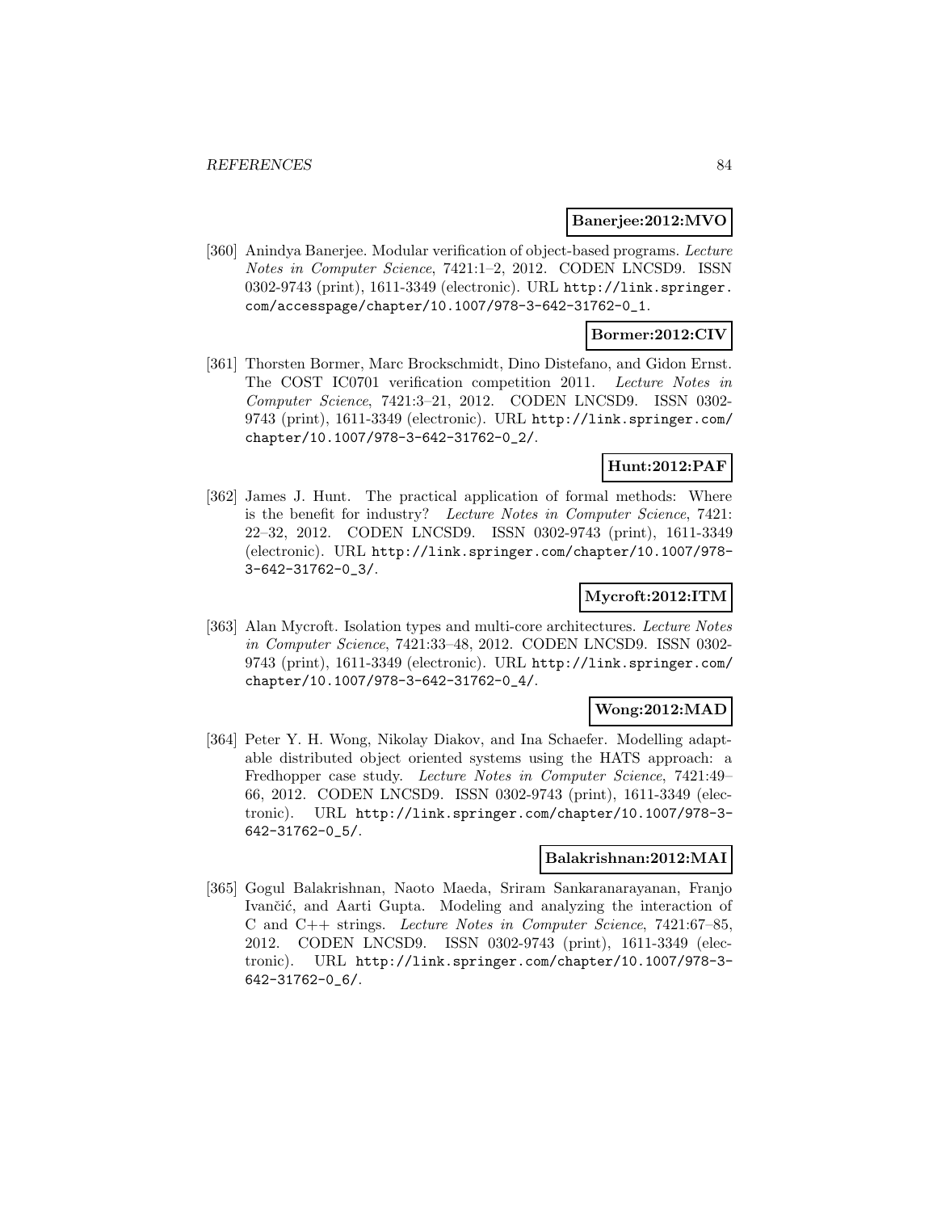**Banerjee:2012:MVO**

[360] Anindya Banerjee. Modular verification of object-based programs. *Lecture Notes in Computer Science*, 7421:1–2, 2012. CODEN LNCSD9. ISSN 0302-9743 (print), 1611-3349 (electronic). URL http://link.springer.com/accesspage/chapter/10.1007/978-3-642-31762-0_1.

**Bormer:2012:CIV**

[361] Thorsten Bormer, Marc Brockschmidt, Dino Distefano, and Gidon Ernst. The COST IC0701 verification competition 2011. *Lecture Notes in Computer Science*, 7421:3–21, 2012. CODEN LNCSD9. ISSN 0302-9743 (print), 1611-3349 (electronic). URL http://link.springer.com/chapter/10.1007/978-3-642-31762-0_2/.

**Hunt:2012:PAF**

[362] James J. Hunt. The practical application of formal methods: Where is the benefit for industry? *Lecture Notes in Computer Science*, 7421:22–32, 2012. CODEN LNCSD9. ISSN 0302-9743 (print), 1611-3349 (electronic). URL http://link.springer.com/chapter/10.1007/978-3-642-31762-0_3/.

**Mycroft:2012:ITM**

[363] Alan Mycroft. Isolation types and multi-core architectures. *Lecture Notes in Computer Science*, 7421:33–48, 2012. CODEN LNCSD9. ISSN 0302-9743 (print), 1611-3349 (electronic). URL http://link.springer.com/chapter/10.1007/978-3-642-31762-0_4/.

**Wong:2012:MAD**

[364] Peter Y. H. Wong, Nikolay Diakov, and Ina Schaefer. Modelling adaptable distributed object oriented systems using the HATS approach: a Fredhopper case study. *Lecture Notes in Computer Science*, 7421:49–66, 2012. CODEN LNCSD9. ISSN 0302-9743 (print), 1611-3349 (electronic). URL http://link.springer.com/chapter/10.1007/978-3-642-31762-0_5/.

**Balakrishnan:2012:MAI**

[365] Gogul Balakrishnan, Naoto Maeda, Sriram Sankaranarayanan, Franjo Ivančić, and Aarti Gupta. Modeling and analyzing the interaction of C and C++ strings. *Lecture Notes in Computer Science*, 7421:67–85, 2012. CODEN LNCSD9. ISSN 0302-9743 (print), 1611-3349 (electronic). URL http://link.springer.com/chapter/10.1007/978-3-642-31762-0_6/.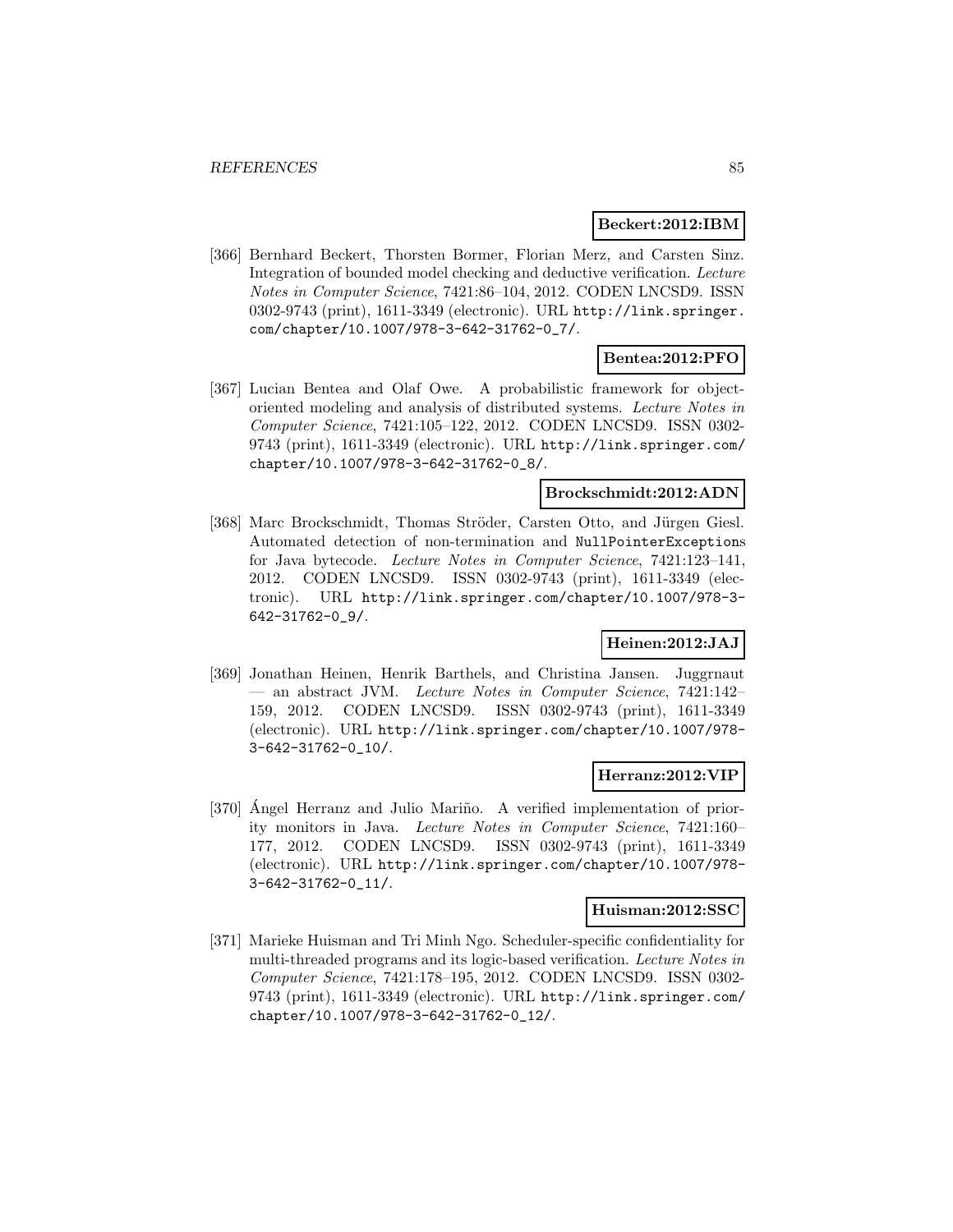**Beckert:2012:IBM**

[366] Bernhard Beckert, Thorsten Bormer, Florian Merz, and Carsten Sinz. Integration of bounded model checking and deductive verification. *Lecture Notes in Computer Science*, 7421:86–104, 2012. CODEN LNCSD9. ISSN 0302-9743 (print), 1611-3349 (electronic). URL `http://link.springer.com/chapter/10.1007/978-3-642-31762-0_7/`.

**Bentea:2012:PFO**

[367] Lucian Bentea and Olaf Owe. A probabilistic framework for object-oriented modeling and analysis of distributed systems. *Lecture Notes in Computer Science*, 7421:105–122, 2012. CODEN LNCSD9. ISSN 0302-9743 (print), 1611-3349 (electronic). URL `http://link.springer.com/chapter/10.1007/978-3-642-31762-0_8/`.

**Brockschmidt:2012:ADN**

[368] Marc Brockschmidt, Thomas Ströder, Carsten Otto, and Jürgen Giesl. Automated detection of non-termination and `NullPointerExceptions` for Java bytecode. *Lecture Notes in Computer Science*, 7421:123–141, 2012. CODEN LNCSD9. ISSN 0302-9743 (print), 1611-3349 (electronic). URL `http://link.springer.com/chapter/10.1007/978-3-642-31762-0_9/`.

**Heinen:2012:JAJ**

[369] Jonathan Heinen, Henrik Barthels, and Christina Jansen. Juggrnaut — an abstract JVM. *Lecture Notes in Computer Science*, 7421:142–159, 2012. CODEN LNCSD9. ISSN 0302-9743 (print), 1611-3349 (electronic). URL `http://link.springer.com/chapter/10.1007/978-3-642-31762-0_10/`.

**Herranz:2012:VIP**

[370] Ángel Herranz and Julio Mariño. A verified implementation of priority monitors in Java. *Lecture Notes in Computer Science*, 7421:160–177, 2012. CODEN LNCSD9. ISSN 0302-9743 (print), 1611-3349 (electronic). URL `http://link.springer.com/chapter/10.1007/978-3-642-31762-0_11/`.

**Huisman:2012:SSC**

[371] Marieke Huisman and Tri Minh Ngo. Scheduler-specific confidentiality for multi-threaded programs and its logic-based verification. *Lecture Notes in Computer Science*, 7421:178–195, 2012. CODEN LNCSD9. ISSN 0302-9743 (print), 1611-3349 (electronic). URL `http://link.springer.com/chapter/10.1007/978-3-642-31762-0_12/`.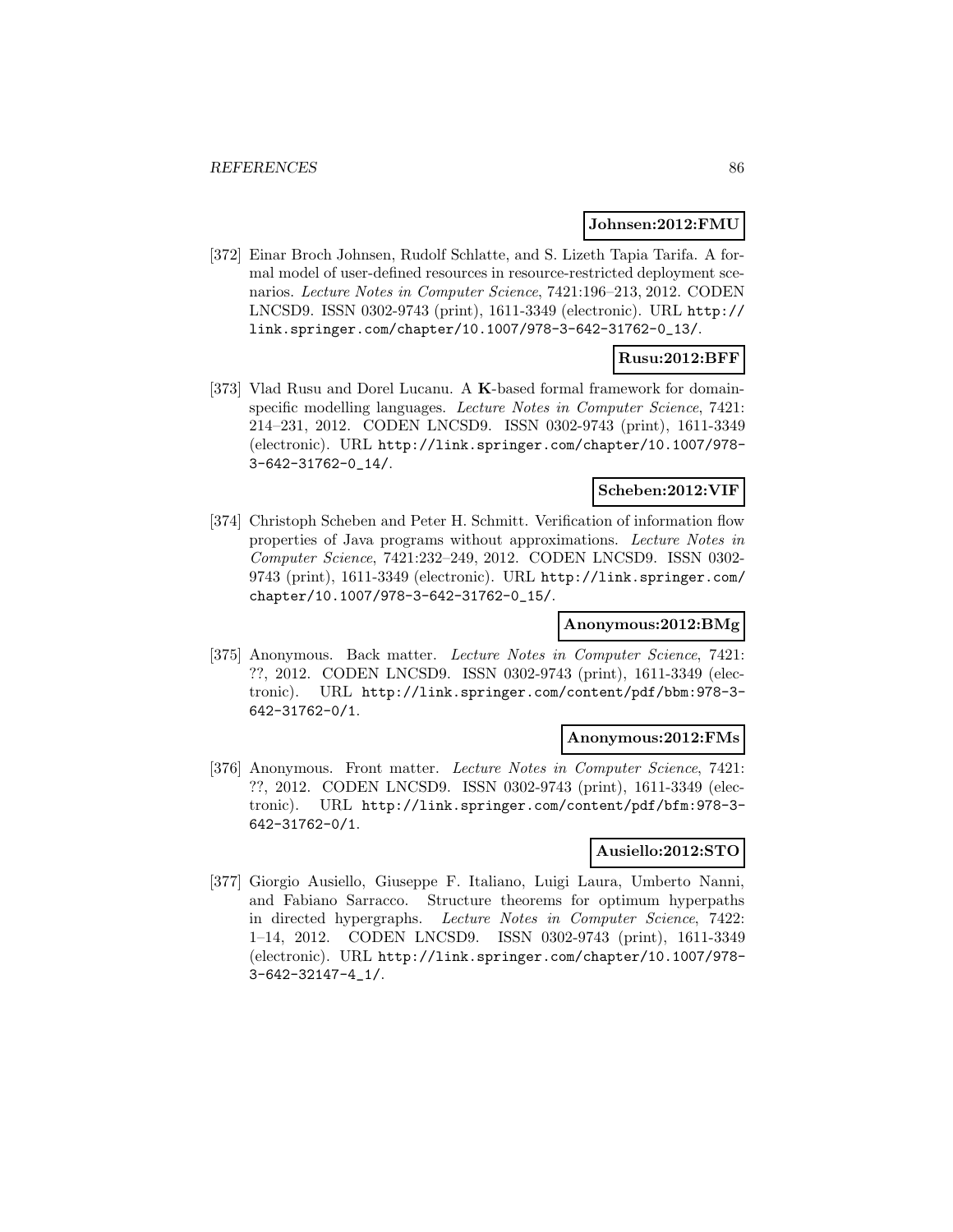**Johnsen:2012:FMU**

[372] Einar Broch Johnsen, Rudolf Schlatte, and S. Lizeth Tapia Tarifa. A formal model of user-defined resources in resource-restricted deployment scenarios. *Lecture Notes in Computer Science*, 7421:196–213, 2012. CODEN LNCSD9. ISSN 0302-9743 (print), 1611-3349 (electronic). URL http://link.springer.com/chapter/10.1007/978-3-642-31762-0_13/.

**Rusu:2012:BFF**

[373] Vlad Rusu and Dorel Lucanu. A **K**-based formal framework for domain-specific modelling languages. *Lecture Notes in Computer Science*, 7421: 214–231, 2012. CODEN LNCSD9. ISSN 0302-9743 (print), 1611-3349 (electronic). URL http://link.springer.com/chapter/10.1007/978-3-642-31762-0_14/.

**Scheben:2012:VIF**

[374] Christoph Scheben and Peter H. Schmitt. Verification of information flow properties of Java programs without approximations. *Lecture Notes in Computer Science*, 7421:232–249, 2012. CODEN LNCSD9. ISSN 0302-9743 (print), 1611-3349 (electronic). URL http://link.springer.com/chapter/10.1007/978-3-642-31762-0_15/.

**Anonymous:2012:BMg**

[375] Anonymous. Back matter. *Lecture Notes in Computer Science*, 7421: ??, 2012. CODEN LNCSD9. ISSN 0302-9743 (print), 1611-3349 (electronic). URL http://link.springer.com/content/pdf/bbm:978-3-642-31762-0/1.

**Anonymous:2012:FMs**

[376] Anonymous. Front matter. *Lecture Notes in Computer Science*, 7421: ??, 2012. CODEN LNCSD9. ISSN 0302-9743 (print), 1611-3349 (electronic). URL http://link.springer.com/content/pdf/bfm:978-3-642-31762-0/1.

**Ausiello:2012:STO**

[377] Giorgio Ausiello, Giuseppe F. Italiano, Luigi Laura, Umberto Nanni, and Fabiano Sarracco. Structure theorems for optimum hyperpaths in directed hypergraphs. *Lecture Notes in Computer Science*, 7422: 1–14, 2012. CODEN LNCSD9. ISSN 0302-9743 (print), 1611-3349 (electronic). URL http://link.springer.com/chapter/10.1007/978-3-642-32147-4_1/.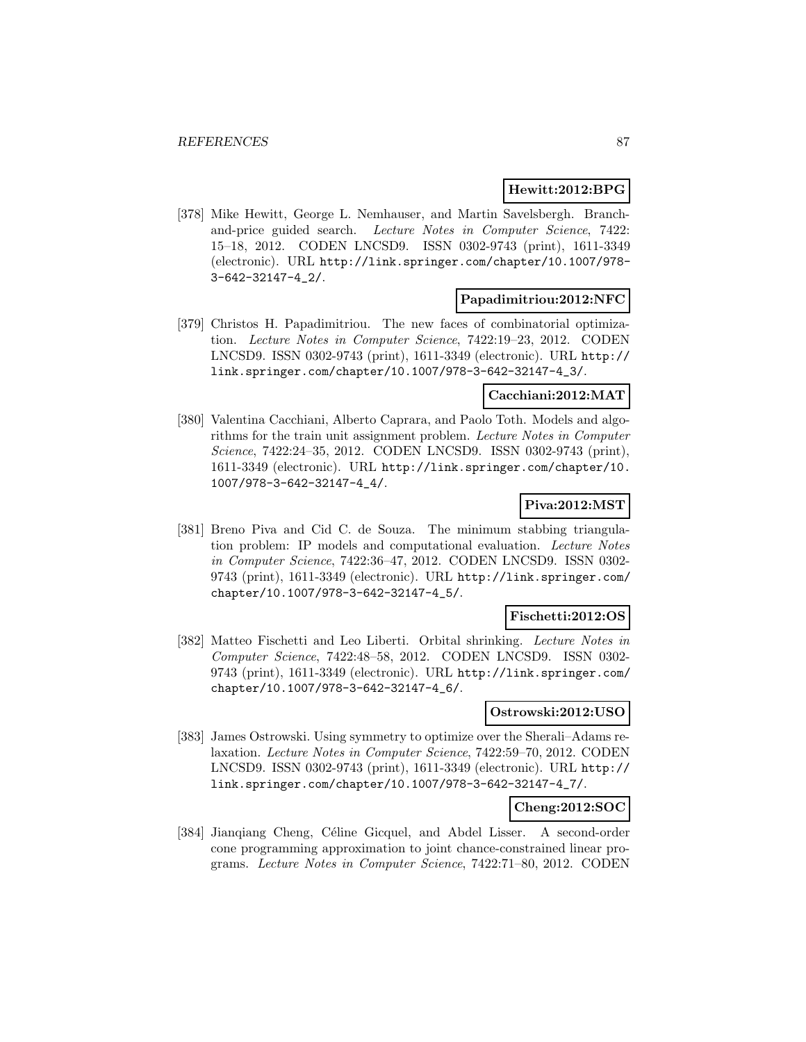**Hewitt:2012:BPG**

[378] Mike Hewitt, George L. Nemhauser, and Martin Savelsbergh. Branch-and-price guided search. *Lecture Notes in Computer Science*, 7422: 15–18, 2012. CODEN LNCSD9. ISSN 0302-9743 (print), 1611-3349 (electronic). URL http://link.springer.com/chapter/10.1007/978-3-642-32147-4_2/.

**Papadimitriou:2012:NFC**

[379] Christos H. Papadimitriou. The new faces of combinatorial optimization. *Lecture Notes in Computer Science*, 7422:19–23, 2012. CODEN LNCSD9. ISSN 0302-9743 (print), 1611-3349 (electronic). URL http://link.springer.com/chapter/10.1007/978-3-642-32147-4_3/.

**Cacchiani:2012:MAT**

[380] Valentina Cacchiani, Alberto Caprara, and Paolo Toth. Models and algorithms for the train unit assignment problem. *Lecture Notes in Computer Science*, 7422:24–35, 2012. CODEN LNCSD9. ISSN 0302-9743 (print), 1611-3349 (electronic). URL http://link.springer.com/chapter/10.1007/978-3-642-32147-4_4/.

**Piva:2012:MST**

[381] Breno Piva and Cid C. de Souza. The minimum stabbing triangulation problem: IP models and computational evaluation. *Lecture Notes in Computer Science*, 7422:36–47, 2012. CODEN LNCSD9. ISSN 0302-9743 (print), 1611-3349 (electronic). URL http://link.springer.com/chapter/10.1007/978-3-642-32147-4_5/.

**Fischetti:2012:OS**

[382] Matteo Fischetti and Leo Liberti. Orbital shrinking. *Lecture Notes in Computer Science*, 7422:48–58, 2012. CODEN LNCSD9. ISSN 0302-9743 (print), 1611-3349 (electronic). URL http://link.springer.com/chapter/10.1007/978-3-642-32147-4_6/.

**Ostrowski:2012:USO**

[383] James Ostrowski. Using symmetry to optimize over the Sherali–Adams relaxation. *Lecture Notes in Computer Science*, 7422:59–70, 2012. CODEN LNCSD9. ISSN 0302-9743 (print), 1611-3349 (electronic). URL http://link.springer.com/chapter/10.1007/978-3-642-32147-4_7/.

**Cheng:2012:SOC**

[384] Jianqiang Cheng, Céline Gicquel, and Abdel Lisser. A second-order cone programming approximation to joint chance-constrained linear programs. *Lecture Notes in Computer Science*, 7422:71–80, 2012. CODEN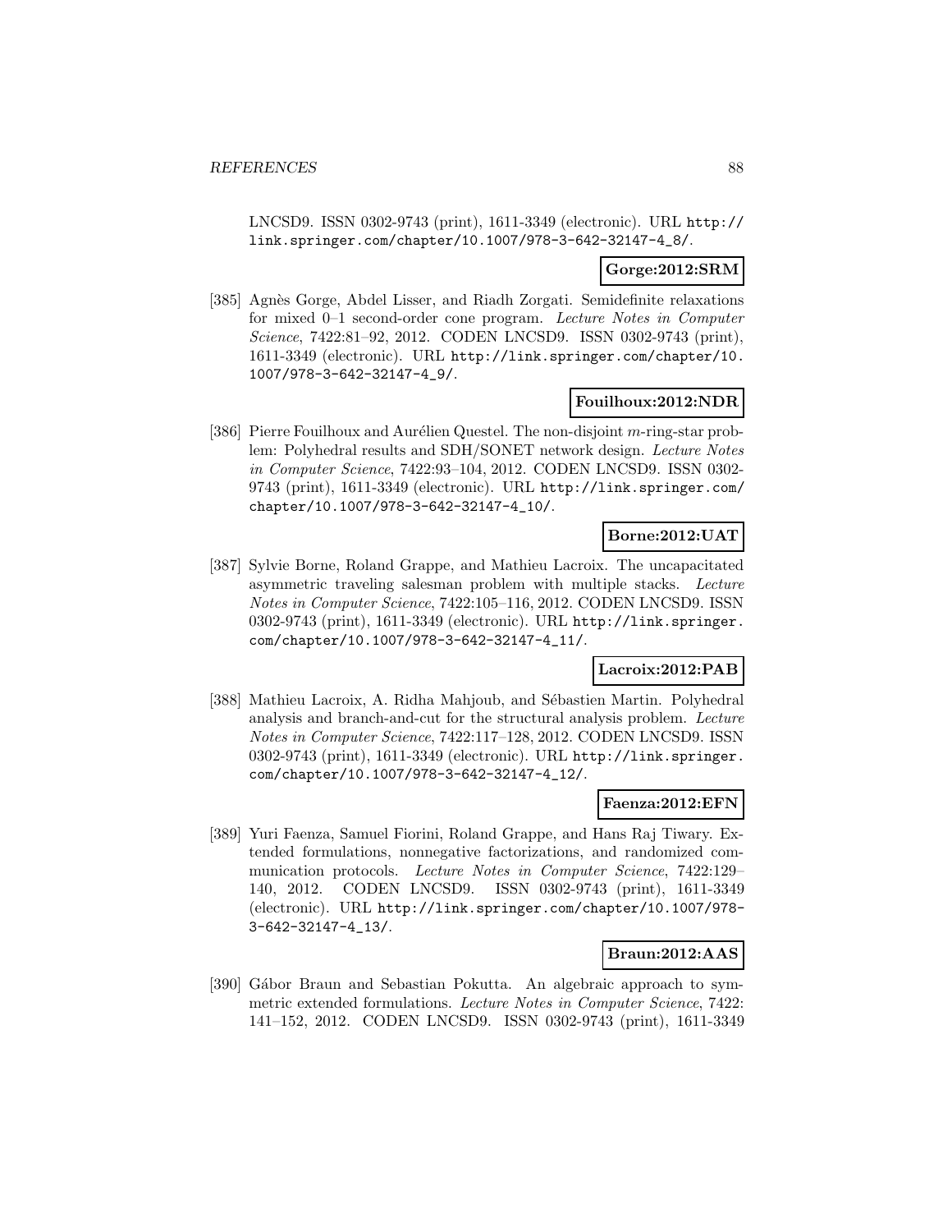LNCSD9. ISSN 0302-9743 (print), 1611-3349 (electronic). URL http://link.springer.com/chapter/10.1007/978-3-642-32147-4_8/.

**Gorge:2012:SRM**

[385] Agnès Gorge, Abdel Lisser, and Riadh Zorgati. Semidefinite relaxations for mixed 0–1 second-order cone program. *Lecture Notes in Computer Science*, 7422:81–92, 2012. CODEN LNCSD9. ISSN 0302-9743 (print), 1611-3349 (electronic). URL http://link.springer.com/chapter/10.1007/978-3-642-32147-4_9/.

**Fouilhoux:2012:NDR**

[386] Pierre Fouilhoux and Aurélien Questel. The non-disjoint $m$-ring-star problem: Polyhedral results and SDH/SONET network design. *Lecture Notes in Computer Science*, 7422:93–104, 2012. CODEN LNCSD9. ISSN 0302-9743 (print), 1611-3349 (electronic). URL http://link.springer.com/chapter/10.1007/978-3-642-32147-4_10/.

**Borne:2012:UAT**

[387] Sylvie Borne, Roland Grappe, and Mathieu Lacroix. The uncapacitated asymmetric traveling salesman problem with multiple stacks. *Lecture Notes in Computer Science*, 7422:105–116, 2012. CODEN LNCSD9. ISSN 0302-9743 (print), 1611-3349 (electronic). URL http://link.springer.com/chapter/10.1007/978-3-642-32147-4_11/.

**Lacroix:2012:PAB**

[388] Mathieu Lacroix, A. Ridha Mahjoub, and Sébastien Martin. Polyhedral analysis and branch-and-cut for the structural analysis problem. *Lecture Notes in Computer Science*, 7422:117–128, 2012. CODEN LNCSD9. ISSN 0302-9743 (print), 1611-3349 (electronic). URL http://link.springer.com/chapter/10.1007/978-3-642-32147-4_12/.

**Faenza:2012:EFN**

[389] Yuri Faenza, Samuel Fiorini, Roland Grappe, and Hans Raj Tiwary. Extended formulations, nonnegative factorizations, and randomized communication protocols. *Lecture Notes in Computer Science*, 7422:129–140, 2012. CODEN LNCSD9. ISSN 0302-9743 (print), 1611-3349 (electronic). URL http://link.springer.com/chapter/10.1007/978-3-642-32147-4_13/.

**Braun:2012:AAS**

[390] Gábor Braun and Sebastian Pokutta. An algebraic approach to symmetric extended formulations. *Lecture Notes in Computer Science*, 7422: 141–152, 2012. CODEN LNCSD9. ISSN 0302-9743 (print), 1611-3349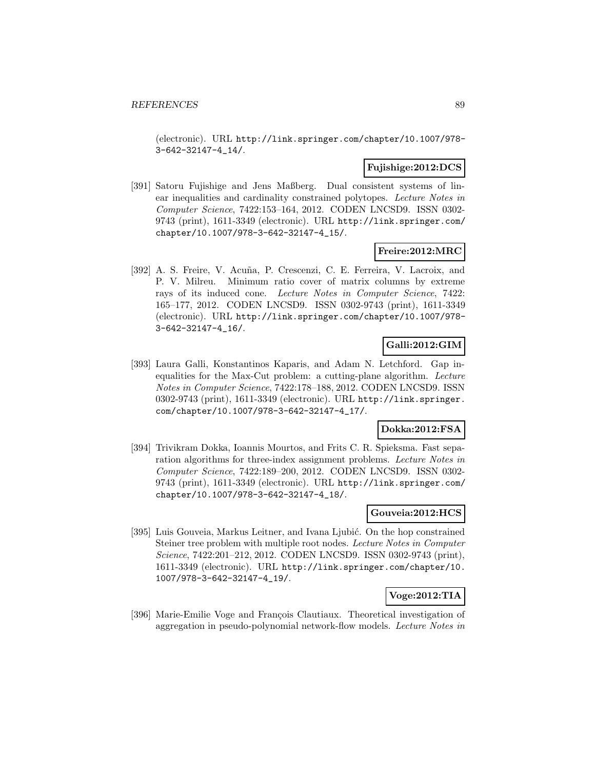(electronic). URL http://link.springer.com/chapter/10.1007/978-3-642-32147-4_14/.

**Fujishige:2012:DCS**

[391] Satoru Fujishige and Jens Maßberg. Dual consistent systems of linear inequalities and cardinality constrained polytopes. *Lecture Notes in Computer Science*, 7422:153–164, 2012. CODEN LNCSD9. ISSN 0302-9743 (print), 1611-3349 (electronic). URL http://link.springer.com/chapter/10.1007/978-3-642-32147-4_15/.

**Freire:2012:MRC**

[392] A. S. Freire, V. Acuña, P. Crescenzi, C. E. Ferreira, V. Lacroix, and P. V. Milreu. Minimum ratio cover of matrix columns by extreme rays of its induced cone. *Lecture Notes in Computer Science*, 7422: 165–177, 2012. CODEN LNCSD9. ISSN 0302-9743 (print), 1611-3349 (electronic). URL http://link.springer.com/chapter/10.1007/978-3-642-32147-4_16/.

**Galli:2012:GIM**

[393] Laura Galli, Konstantinos Kaparis, and Adam N. Letchford. Gap inequalities for the Max-Cut problem: a cutting-plane algorithm. *Lecture Notes in Computer Science*, 7422:178–188, 2012. CODEN LNCSD9. ISSN 0302-9743 (print), 1611-3349 (electronic). URL http://link.springer.com/chapter/10.1007/978-3-642-32147-4_17/.

**Dokka:2012:FSA**

[394] Trivikram Dokka, Ioannis Mourtos, and Frits C. R. Spieksma. Fast separation algorithms for three-index assignment problems. *Lecture Notes in Computer Science*, 7422:189–200, 2012. CODEN LNCSD9. ISSN 0302-9743 (print), 1611-3349 (electronic). URL http://link.springer.com/chapter/10.1007/978-3-642-32147-4_18/.

**Gouveia:2012:HCS**

[395] Luis Gouveia, Markus Leitner, and Ivana Ljubić. On the hop constrained Steiner tree problem with multiple root nodes. *Lecture Notes in Computer Science*, 7422:201–212, 2012. CODEN LNCSD9. ISSN 0302-9743 (print), 1611-3349 (electronic). URL http://link.springer.com/chapter/10.1007/978-3-642-32147-4_19/.

**Voge:2012:TIA**

[396] Marie-Emilie Voge and François Clautiaux. Theoretical investigation of aggregation in pseudo-polynomial network-flow models. *Lecture Notes in*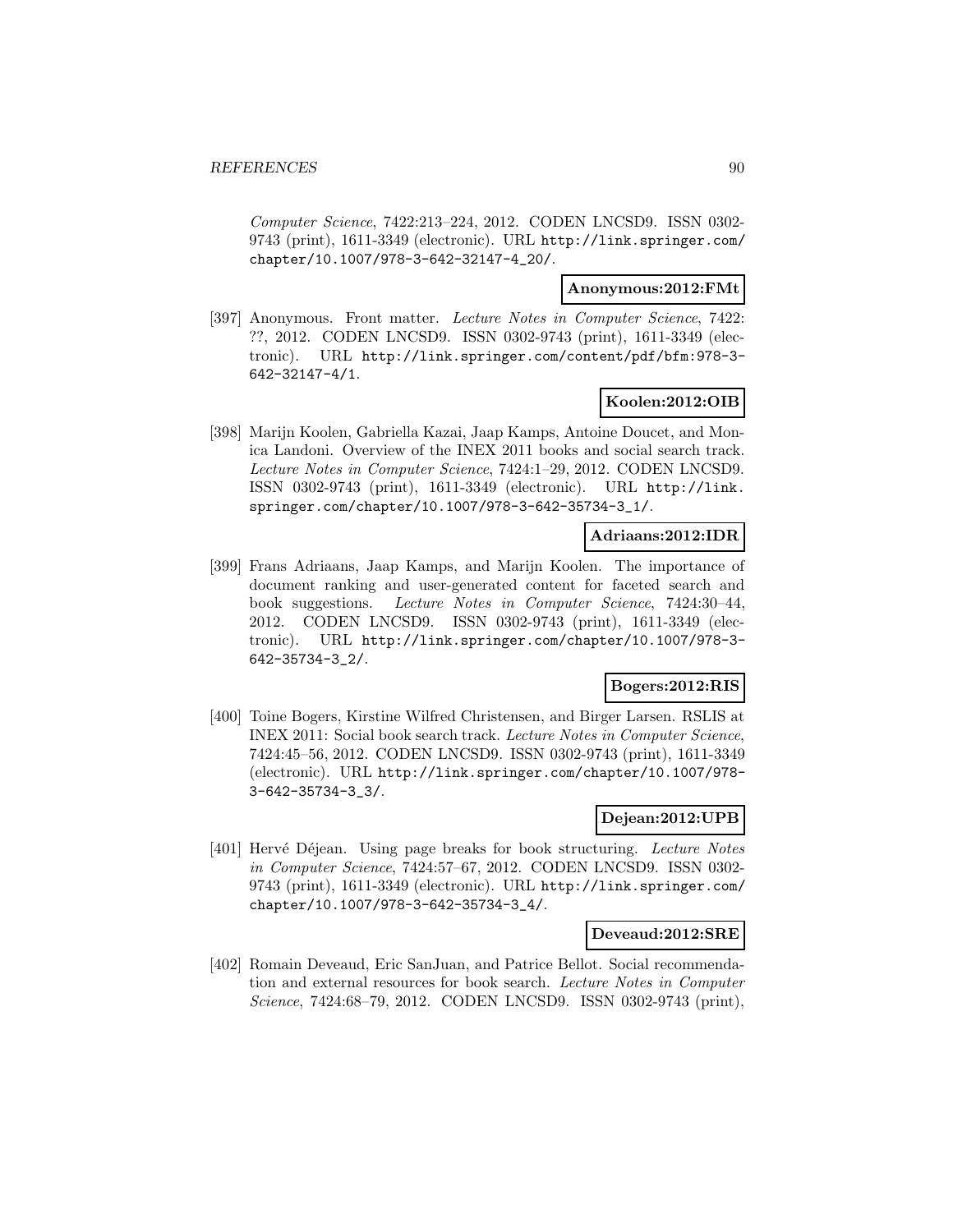*Computer Science*, 7422:213–224, 2012. CODEN LNCSD9. ISSN 0302-9743 (print), 1611-3349 (electronic). URL http://link.springer.com/chapter/10.1007/978-3-642-32147-4_20/.

**Anonymous:2012:FMt**

[397] Anonymous. Front matter. *Lecture Notes in Computer Science*, 7422: ??, 2012. CODEN LNCSD9. ISSN 0302-9743 (print), 1611-3349 (electronic). URL http://link.springer.com/content/pdf/bfm:978-3-642-32147-4/1.

**Koolen:2012:OIB**

[398] Marijn Koolen, Gabriella Kazai, Jaap Kamps, Antoine Doucet, and Monica Landoni. Overview of the INEX 2011 books and social search track. *Lecture Notes in Computer Science*, 7424:1–29, 2012. CODEN LNCSD9. ISSN 0302-9743 (print), 1611-3349 (electronic). URL http://link.springer.com/chapter/10.1007/978-3-642-35734-3_1/.

**Adriaans:2012:IDR**

[399] Frans Adriaans, Jaap Kamps, and Marijn Koolen. The importance of document ranking and user-generated content for faceted search and book suggestions. *Lecture Notes in Computer Science*, 7424:30–44, 2012. CODEN LNCSD9. ISSN 0302-9743 (print), 1611-3349 (electronic). URL http://link.springer.com/chapter/10.1007/978-3-642-35734-3_2/.

**Bogers:2012:RIS**

[400] Toine Bogers, Kirstine Wilfred Christensen, and Birger Larsen. RSLIS at INEX 2011: Social book search track. *Lecture Notes in Computer Science*, 7424:45–56, 2012. CODEN LNCSD9. ISSN 0302-9743 (print), 1611-3349 (electronic). URL http://link.springer.com/chapter/10.1007/978-3-642-35734-3_3/.

**Dejean:2012:UPB**

[401] Hervé Déjean. Using page breaks for book structuring. *Lecture Notes in Computer Science*, 7424:57–67, 2012. CODEN LNCSD9. ISSN 0302-9743 (print), 1611-3349 (electronic). URL http://link.springer.com/chapter/10.1007/978-3-642-35734-3_4/.

**Deveaud:2012:SRE**

[402] Romain Deveaud, Eric SanJuan, and Patrice Bellot. Social recommendation and external resources for book search. *Lecture Notes in Computer Science*, 7424:68–79, 2012. CODEN LNCSD9. ISSN 0302-9743 (print),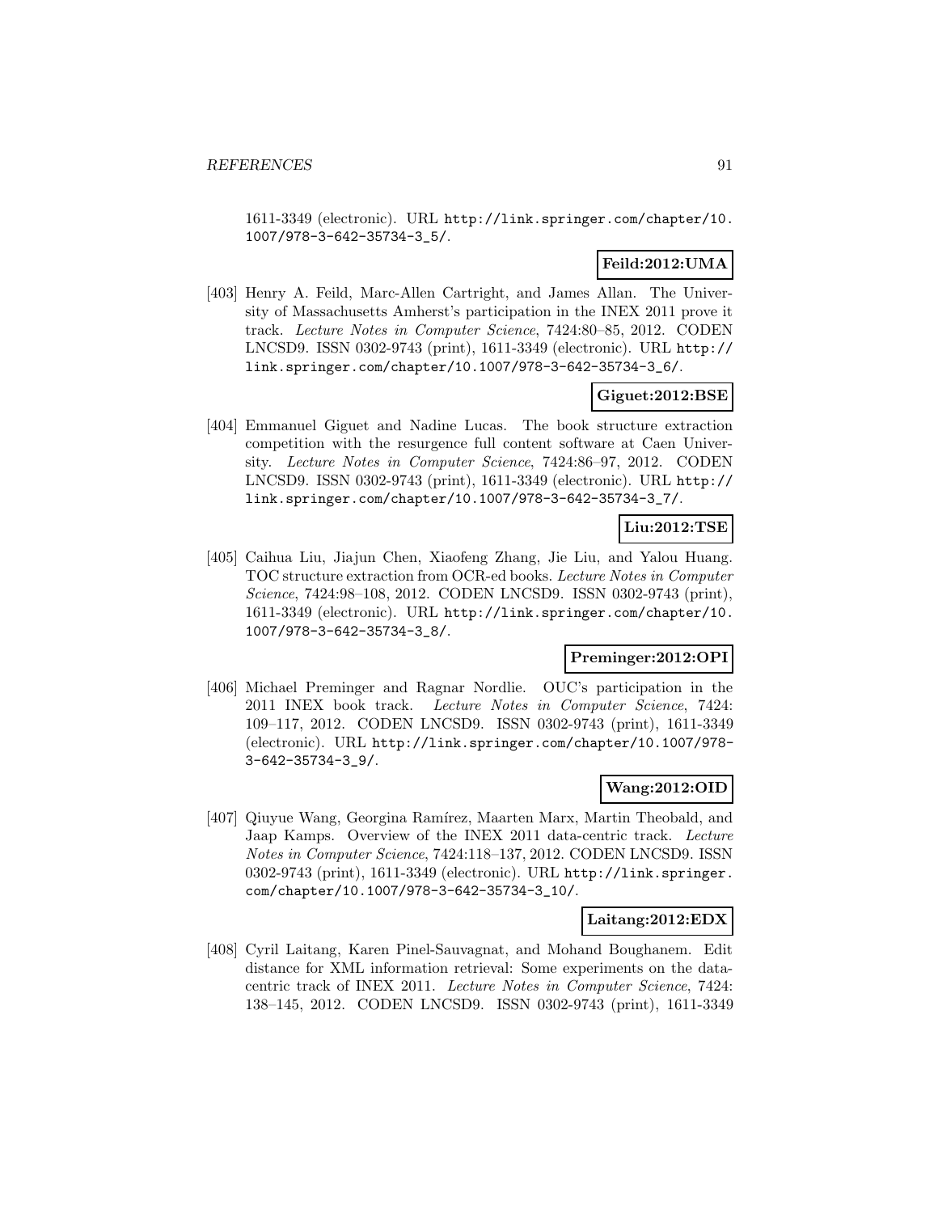1611-3349 (electronic). URL http://link.springer.com/chapter/10.1007/978-3-642-35734-3_5/.

**Feild:2012:UMA**

[403] Henry A. Feild, Marc-Allen Cartright, and James Allan. The University of Massachusetts Amherst's participation in the INEX 2011 prove it track. *Lecture Notes in Computer Science*, 7424:80–85, 2012. CODEN LNCSD9. ISSN 0302-9743 (print), 1611-3349 (electronic). URL http://link.springer.com/chapter/10.1007/978-3-642-35734-3_6/.

**Giguet:2012:BSE**

[404] Emmanuel Giguet and Nadine Lucas. The book structure extraction competition with the resurgence full content software at Caen University. *Lecture Notes in Computer Science*, 7424:86–97, 2012. CODEN LNCSD9. ISSN 0302-9743 (print), 1611-3349 (electronic). URL http://link.springer.com/chapter/10.1007/978-3-642-35734-3_7/.

**Liu:2012:TSE**

[405] Caihua Liu, Jiajun Chen, Xiaofeng Zhang, Jie Liu, and Yalou Huang. TOC structure extraction from OCR-ed books. *Lecture Notes in Computer Science*, 7424:98–108, 2012. CODEN LNCSD9. ISSN 0302-9743 (print), 1611-3349 (electronic). URL http://link.springer.com/chapter/10.1007/978-3-642-35734-3_8/.

**Preminger:2012:OPI**

[406] Michael Preminger and Ragnar Nordlie. OUC's participation in the 2011 INEX book track. *Lecture Notes in Computer Science*, 7424: 109–117, 2012. CODEN LNCSD9. ISSN 0302-9743 (print), 1611-3349 (electronic). URL http://link.springer.com/chapter/10.1007/978-3-642-35734-3_9/.

**Wang:2012:OID**

[407] Qiuyue Wang, Georgina Ramírez, Maarten Marx, Martin Theobald, and Jaap Kamps. Overview of the INEX 2011 data-centric track. *Lecture Notes in Computer Science*, 7424:118–137, 2012. CODEN LNCSD9. ISSN 0302-9743 (print), 1611-3349 (electronic). URL http://link.springer.com/chapter/10.1007/978-3-642-35734-3_10/.

**Laitang:2012:EDX**

[408] Cyril Laitang, Karen Pinel-Sauvagnat, and Mohand Boughanem. Edit distance for XML information retrieval: Some experiments on the datacentric track of INEX 2011. *Lecture Notes in Computer Science*, 7424: 138–145, 2012. CODEN LNCSD9. ISSN 0302-9743 (print), 1611-3349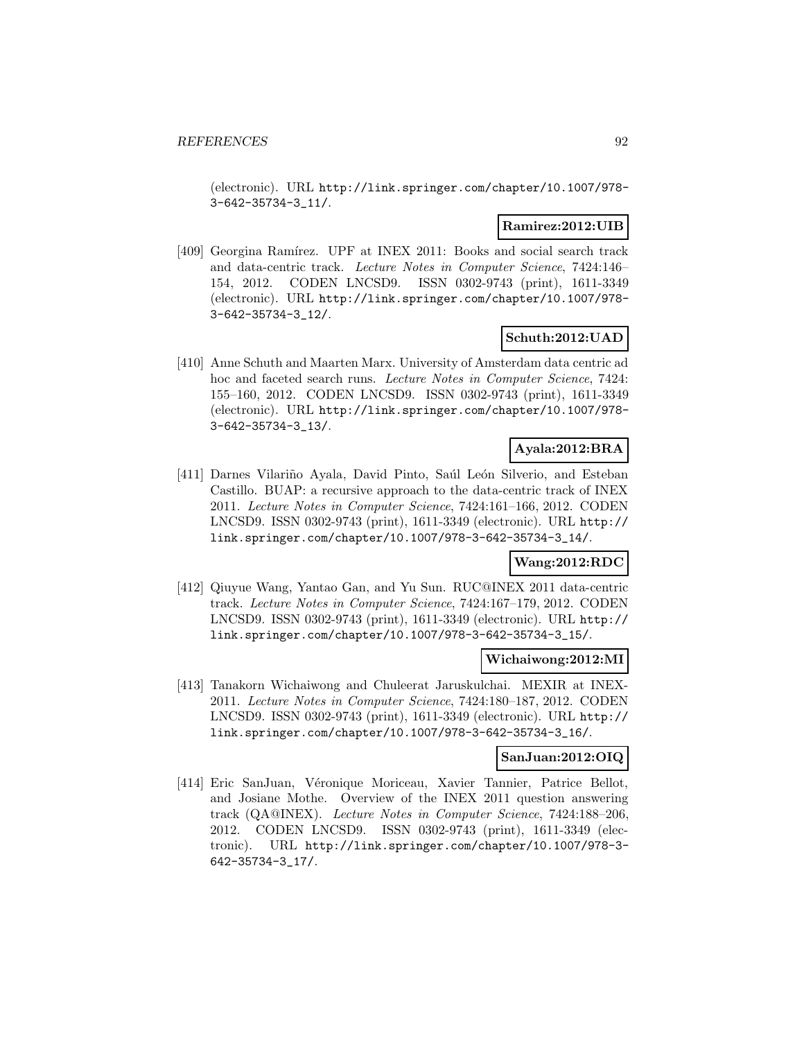(electronic). URL http://link.springer.com/chapter/10.1007/978-3-642-35734-3_11/.

**Ramirez:2012:UIB**

[409] Georgina Ramírez. UPF at INEX 2011: Books and social search track and data-centric track. *Lecture Notes in Computer Science*, 7424:146–154, 2012. CODEN LNCSD9. ISSN 0302-9743 (print), 1611-3349 (electronic). URL http://link.springer.com/chapter/10.1007/978-3-642-35734-3_12/.

**Schuth:2012:UAD**

[410] Anne Schuth and Maarten Marx. University of Amsterdam data centric ad hoc and faceted search runs. *Lecture Notes in Computer Science*, 7424:155–160, 2012. CODEN LNCSD9. ISSN 0302-9743 (print), 1611-3349 (electronic). URL http://link.springer.com/chapter/10.1007/978-3-642-35734-3_13/.

**Ayala:2012:BRA**

[411] Darnes Vilariño Ayala, David Pinto, Saúl León Silverio, and Esteban Castillo. BUAP: a recursive approach to the data-centric track of INEX 2011. *Lecture Notes in Computer Science*, 7424:161–166, 2012. CODEN LNCSD9. ISSN 0302-9743 (print), 1611-3349 (electronic). URL http://link.springer.com/chapter/10.1007/978-3-642-35734-3_14/.

**Wang:2012:RDC**

[412] Qiuyue Wang, Yantao Gan, and Yu Sun. RUC@INEX 2011 data-centric track. *Lecture Notes in Computer Science*, 7424:167–179, 2012. CODEN LNCSD9. ISSN 0302-9743 (print), 1611-3349 (electronic). URL http://link.springer.com/chapter/10.1007/978-3-642-35734-3_15/.

**Wichaiwong:2012:MI**

[413] Tanakorn Wichaiwong and Chuleerat Jaruskulchai. MEXIR at INEX-2011. *Lecture Notes in Computer Science*, 7424:180–187, 2012. CODEN LNCSD9. ISSN 0302-9743 (print), 1611-3349 (electronic). URL http://link.springer.com/chapter/10.1007/978-3-642-35734-3_16/.

**SanJuan:2012:OIQ**

[414] Eric SanJuan, Véronique Moriceau, Xavier Tannier, Patrice Bellot, and Josiane Mothe. Overview of the INEX 2011 question answering track (QA@INEX). *Lecture Notes in Computer Science*, 7424:188–206, 2012. CODEN LNCSD9. ISSN 0302-9743 (print), 1611-3349 (electronic). URL http://link.springer.com/chapter/10.1007/978-3-642-35734-3_17/.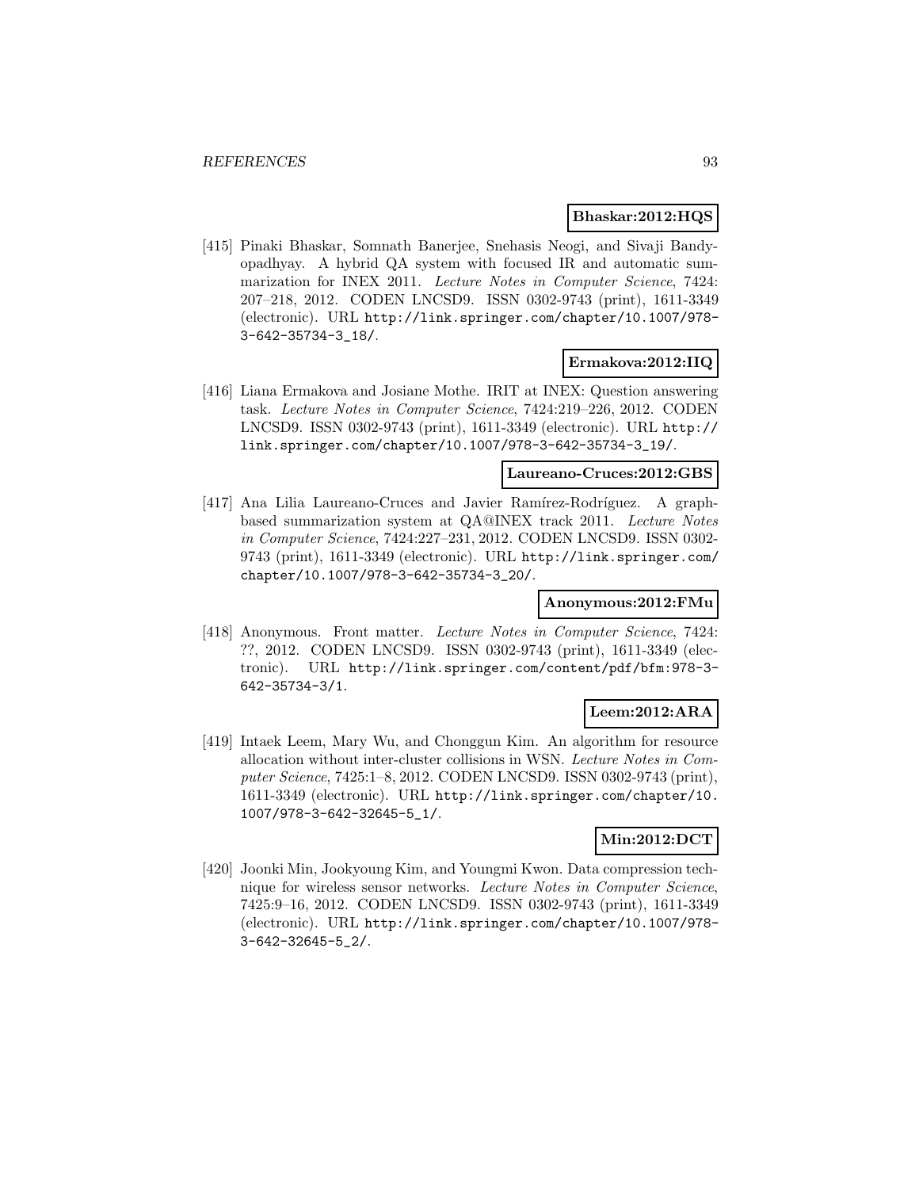**Bhaskar:2012:HQS**

[415] Pinaki Bhaskar, Somnath Banerjee, Snehasis Neogi, and Sivaji Bandyopadhyay. A hybrid QA system with focused IR and automatic summarization for INEX 2011. *Lecture Notes in Computer Science*, 7424: 207–218, 2012. CODEN LNCSD9. ISSN 0302-9743 (print), 1611-3349 (electronic). URL http://link.springer.com/chapter/10.1007/978-3-642-35734-3_18/.

**Ermakova:2012:IIQ**

[416] Liana Ermakova and Josiane Mothe. IRIT at INEX: Question answering task. *Lecture Notes in Computer Science*, 7424:219–226, 2012. CODEN LNCSD9. ISSN 0302-9743 (print), 1611-3349 (electronic). URL http://link.springer.com/chapter/10.1007/978-3-642-35734-3_19/.

**Laureano-Cruces:2012:GBS**

[417] Ana Lilia Laureano-Cruces and Javier Ramírez-Rodríguez. A graph-based summarization system at QA@INEX track 2011. *Lecture Notes in Computer Science*, 7424:227–231, 2012. CODEN LNCSD9. ISSN 0302-9743 (print), 1611-3349 (electronic). URL http://link.springer.com/chapter/10.1007/978-3-642-35734-3_20/.

**Anonymous:2012:FMu**

[418] Anonymous. Front matter. *Lecture Notes in Computer Science*, 7424: ??, 2012. CODEN LNCSD9. ISSN 0302-9743 (print), 1611-3349 (electronic). URL http://link.springer.com/content/pdf/bfm:978-3-642-35734-3/1.

**Leem:2012:ARA**

[419] Intaek Leem, Mary Wu, and Chonggun Kim. An algorithm for resource allocation without inter-cluster collisions in WSN. *Lecture Notes in Computer Science*, 7425:1–8, 2012. CODEN LNCSD9. ISSN 0302-9743 (print), 1611-3349 (electronic). URL http://link.springer.com/chapter/10.1007/978-3-642-32645-5_1/.

**Min:2012:DCT**

[420] Joonki Min, Jookyoung Kim, and Youngmi Kwon. Data compression technique for wireless sensor networks. *Lecture Notes in Computer Science*, 7425:9–16, 2012. CODEN LNCSD9. ISSN 0302-9743 (print), 1611-3349 (electronic). URL http://link.springer.com/chapter/10.1007/978-3-642-32645-5_2/.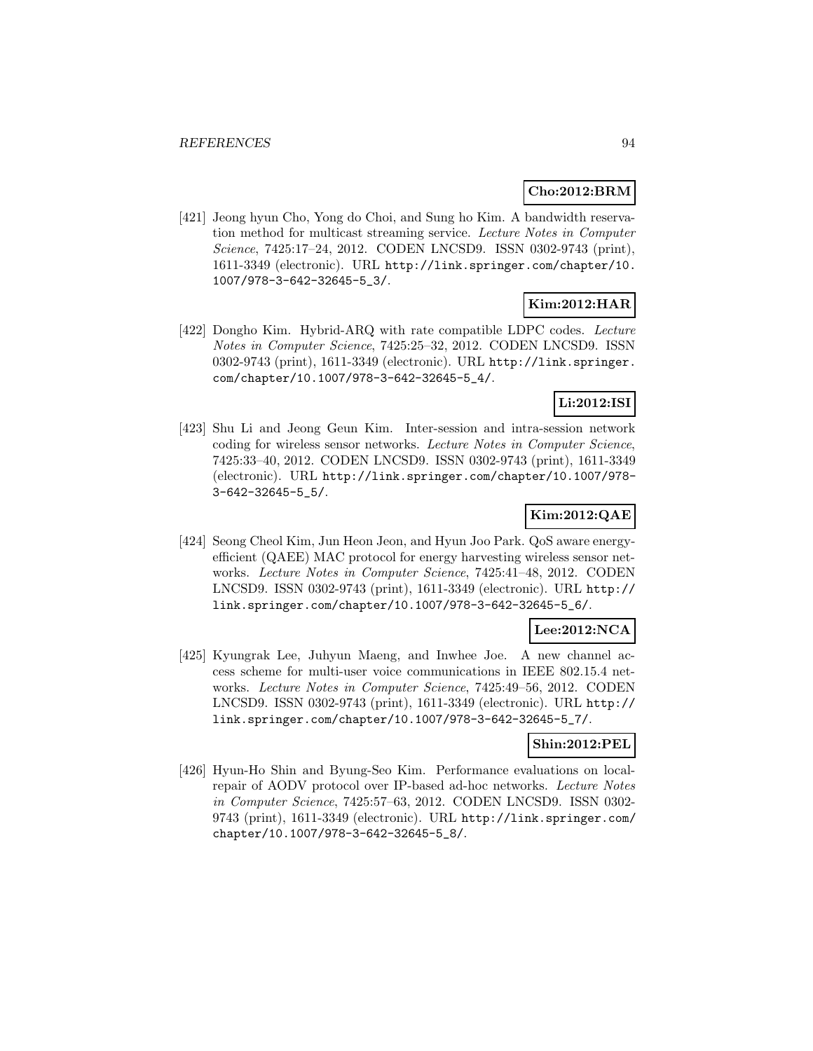**Cho:2012:BRM**

[421] Jeong hyun Cho, Yong do Choi, and Sung ho Kim. A bandwidth reservation method for multicast streaming service. *Lecture Notes in Computer Science*, 7425:17–24, 2012. CODEN LNCSD9. ISSN 0302-9743 (print), 1611-3349 (electronic). URL http://link.springer.com/chapter/10.1007/978-3-642-32645-5_3/.

**Kim:2012:HAR**

[422] Dongho Kim. Hybrid-ARQ with rate compatible LDPC codes. *Lecture Notes in Computer Science*, 7425:25–32, 2012. CODEN LNCSD9. ISSN 0302-9743 (print), 1611-3349 (electronic). URL http://link.springer.com/chapter/10.1007/978-3-642-32645-5_4/.

**Li:2012:ISI**

[423] Shu Li and Jeong Geun Kim. Inter-session and intra-session network coding for wireless sensor networks. *Lecture Notes in Computer Science*, 7425:33–40, 2012. CODEN LNCSD9. ISSN 0302-9743 (print), 1611-3349 (electronic). URL http://link.springer.com/chapter/10.1007/978-3-642-32645-5_5/.

**Kim:2012:QAE**

[424] Seong Cheol Kim, Jun Heon Jeon, and Hyun Joo Park. QoS aware energy-efficient (QAEE) MAC protocol for energy harvesting wireless sensor networks. *Lecture Notes in Computer Science*, 7425:41–48, 2012. CODEN LNCSD9. ISSN 0302-9743 (print), 1611-3349 (electronic). URL http://link.springer.com/chapter/10.1007/978-3-642-32645-5_6/.

**Lee:2012:NCA**

[425] Kyungrak Lee, Juhyun Maeng, and Inwhee Joe. A new channel access scheme for multi-user voice communications in IEEE 802.15.4 networks. *Lecture Notes in Computer Science*, 7425:49–56, 2012. CODEN LNCSD9. ISSN 0302-9743 (print), 1611-3349 (electronic). URL http://link.springer.com/chapter/10.1007/978-3-642-32645-5_7/.

**Shin:2012:PEL**

[426] Hyun-Ho Shin and Byung-Seo Kim. Performance evaluations on local-repair of AODV protocol over IP-based ad-hoc networks. *Lecture Notes in Computer Science*, 7425:57–63, 2012. CODEN LNCSD9. ISSN 0302-9743 (print), 1611-3349 (electronic). URL http://link.springer.com/chapter/10.1007/978-3-642-32645-5_8/.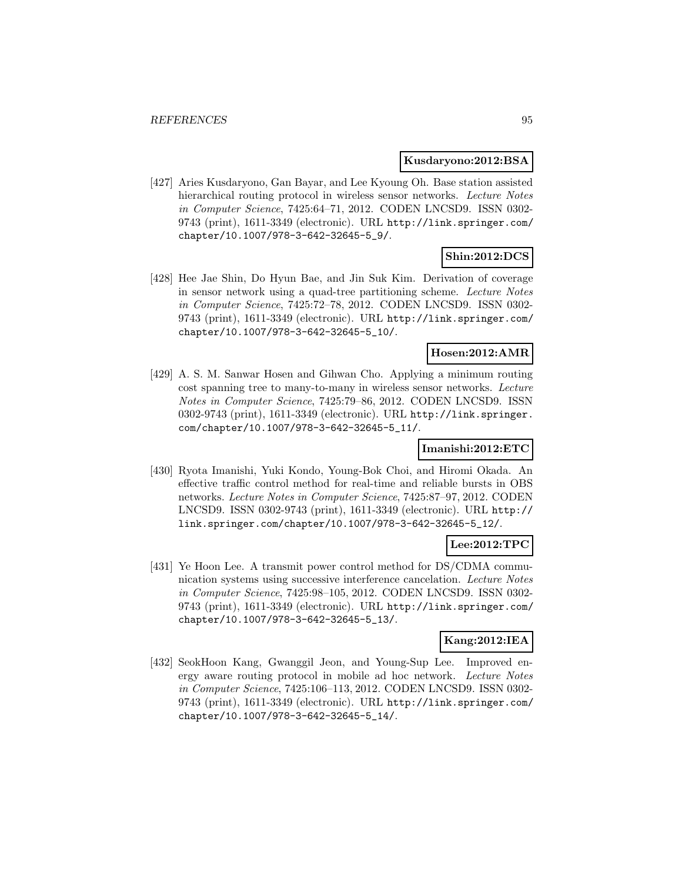**Kusdaryono:2012:BSA**

[427] Aries Kusdaryono, Gan Bayar, and Lee Kyoung Oh. Base station assisted hierarchical routing protocol in wireless sensor networks. *Lecture Notes in Computer Science*, 7425:64–71, 2012. CODEN LNCSD9. ISSN 0302-9743 (print), 1611-3349 (electronic). URL http://link.springer.com/chapter/10.1007/978-3-642-32645-5_9/.

**Shin:2012:DCS**

[428] Hee Jae Shin, Do Hyun Bae, and Jin Suk Kim. Derivation of coverage in sensor network using a quad-tree partitioning scheme. *Lecture Notes in Computer Science*, 7425:72–78, 2012. CODEN LNCSD9. ISSN 0302-9743 (print), 1611-3349 (electronic). URL http://link.springer.com/chapter/10.1007/978-3-642-32645-5_10/.

**Hosen:2012:AMR**

[429] A. S. M. Sanwar Hosen and Gihwan Cho. Applying a minimum routing cost spanning tree to many-to-many in wireless sensor networks. *Lecture Notes in Computer Science*, 7425:79–86, 2012. CODEN LNCSD9. ISSN 0302-9743 (print), 1611-3349 (electronic). URL http://link.springer.com/chapter/10.1007/978-3-642-32645-5_11/.

**Imanishi:2012:ETC**

[430] Ryota Imanishi, Yuki Kondo, Young-Bok Choi, and Hiromi Okada. An effective traffic control method for real-time and reliable bursts in OBS networks. *Lecture Notes in Computer Science*, 7425:87–97, 2012. CODEN LNCSD9. ISSN 0302-9743 (print), 1611-3349 (electronic). URL http://link.springer.com/chapter/10.1007/978-3-642-32645-5_12/.

**Lee:2012:TPC**

[431] Ye Hoon Lee. A transmit power control method for DS/CDMA communication systems using successive interference cancelation. *Lecture Notes in Computer Science*, 7425:98–105, 2012. CODEN LNCSD9. ISSN 0302-9743 (print), 1611-3349 (electronic). URL http://link.springer.com/chapter/10.1007/978-3-642-32645-5_13/.

**Kang:2012:IEA**

[432] SeokHoon Kang, Gwanggil Jeon, and Young-Sup Lee. Improved energy aware routing protocol in mobile ad hoc network. *Lecture Notes in Computer Science*, 7425:106–113, 2012. CODEN LNCSD9. ISSN 0302-9743 (print), 1611-3349 (electronic). URL http://link.springer.com/chapter/10.1007/978-3-642-32645-5_14/.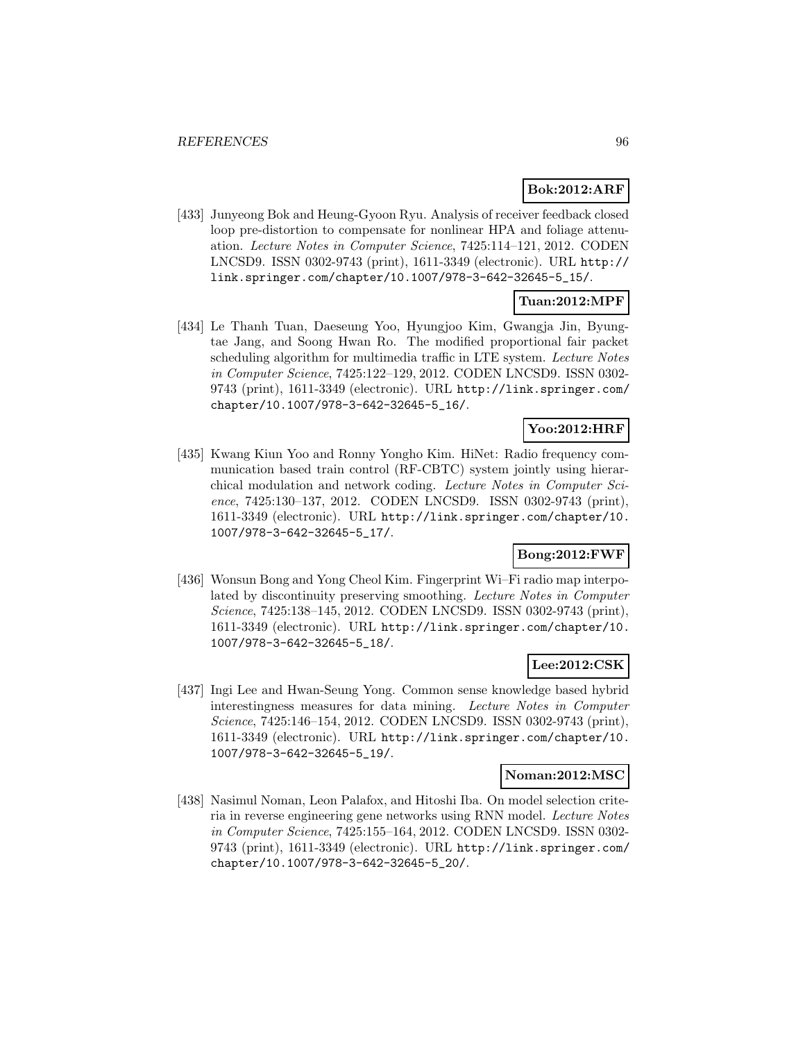**Bok:2012:ARF**

[433] Junyeong Bok and Heung-Gyoon Ryu. Analysis of receiver feedback closed loop pre-distortion to compensate for nonlinear HPA and foliage attenuation. *Lecture Notes in Computer Science*, 7425:114–121, 2012. CODEN LNCSD9. ISSN 0302-9743 (print), 1611-3349 (electronic). URL `http://link.springer.com/chapter/10.1007/978-3-642-32645-5_15/`.

**Tuan:2012:MPF**

[434] Le Thanh Tuan, Daeseung Yoo, Hyungjoo Kim, Gwangja Jin, Byungtae Jang, and Soong Hwan Ro. The modified proportional fair packet scheduling algorithm for multimedia traffic in LTE system. *Lecture Notes in Computer Science*, 7425:122–129, 2012. CODEN LNCSD9. ISSN 0302-9743 (print), 1611-3349 (electronic). URL `http://link.springer.com/chapter/10.1007/978-3-642-32645-5_16/`.

**Yoo:2012:HRF**

[435] Kwang Kiun Yoo and Ronny Yongho Kim. HiNet: Radio frequency communication based train control (RF-CBTC) system jointly using hierarchical modulation and network coding. *Lecture Notes in Computer Science*, 7425:130–137, 2012. CODEN LNCSD9. ISSN 0302-9743 (print), 1611-3349 (electronic). URL `http://link.springer.com/chapter/10.1007/978-3-642-32645-5_17/`.

**Bong:2012:FWF**

[436] Wonsun Bong and Yong Cheol Kim. Fingerprint Wi–Fi radio map interpolated by discontinuity preserving smoothing. *Lecture Notes in Computer Science*, 7425:138–145, 2012. CODEN LNCSD9. ISSN 0302-9743 (print), 1611-3349 (electronic). URL `http://link.springer.com/chapter/10.1007/978-3-642-32645-5_18/`.

**Lee:2012:CSK**

[437] Ingi Lee and Hwan-Seung Yong. Common sense knowledge based hybrid interestingness measures for data mining. *Lecture Notes in Computer Science*, 7425:146–154, 2012. CODEN LNCSD9. ISSN 0302-9743 (print), 1611-3349 (electronic). URL `http://link.springer.com/chapter/10.1007/978-3-642-32645-5_19/`.

**Noman:2012:MSC**

[438] Nasimul Noman, Leon Palafox, and Hitoshi Iba. On model selection criteria in reverse engineering gene networks using RNN model. *Lecture Notes in Computer Science*, 7425:155–164, 2012. CODEN LNCSD9. ISSN 0302-9743 (print), 1611-3349 (electronic). URL `http://link.springer.com/chapter/10.1007/978-3-642-32645-5_20/`.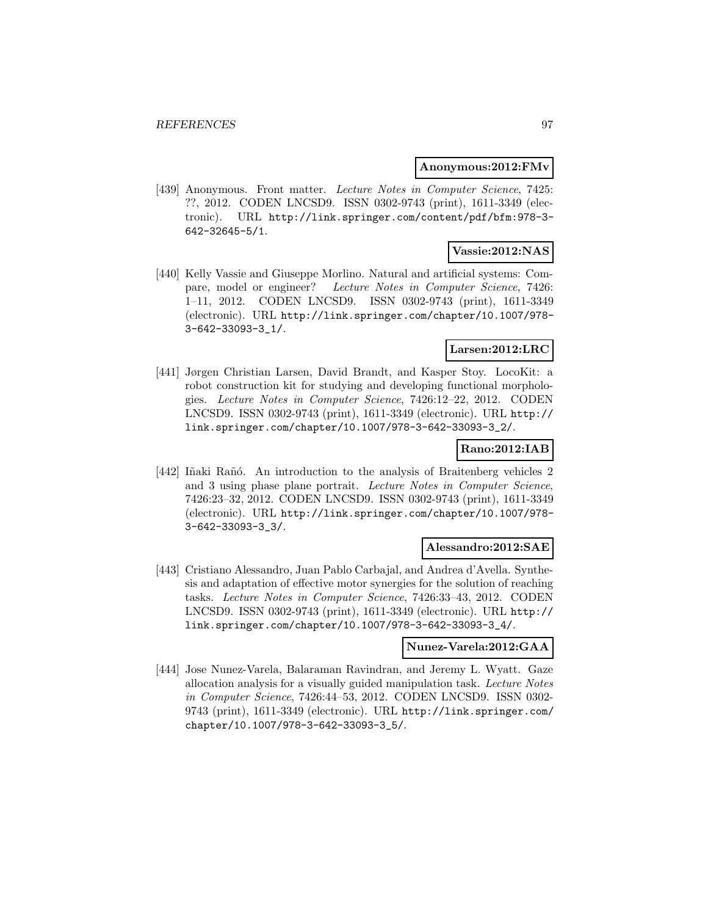**Anonymous:2012:FMv**

[439] Anonymous. Front matter. *Lecture Notes in Computer Science*, 7425: ??, 2012. CODEN LNCSD9. ISSN 0302-9743 (print), 1611-3349 (electronic). URL http://link.springer.com/content/pdf/bfm:978-3-642-32645-5/1.

**Vassie:2012:NAS**

[440] Kelly Vassie and Giuseppe Morlino. Natural and artificial systems: Compare, model or engineer? *Lecture Notes in Computer Science*, 7426: 1–11, 2012. CODEN LNCSD9. ISSN 0302-9743 (print), 1611-3349 (electronic). URL http://link.springer.com/chapter/10.1007/978-3-642-33093-3_1/.

**Larsen:2012:LRC**

[441] Jørgen Christian Larsen, David Brandt, and Kasper Stoy. LocoKit: a robot construction kit for studying and developing functional morphologies. *Lecture Notes in Computer Science*, 7426:12–22, 2012. CODEN LNCSD9. ISSN 0302-9743 (print), 1611-3349 (electronic). URL http://link.springer.com/chapter/10.1007/978-3-642-33093-3_2/.

**Rano:2012:IAB**

[442] Iñaki Rañó. An introduction to the analysis of Braitenberg vehicles 2 and 3 using phase plane portrait. *Lecture Notes in Computer Science*, 7426:23–32, 2012. CODEN LNCSD9. ISSN 0302-9743 (print), 1611-3349 (electronic). URL http://link.springer.com/chapter/10.1007/978-3-642-33093-3_3/.

**Alessandro:2012:SAE**

[443] Cristiano Alessandro, Juan Pablo Carbajal, and Andrea d'Avella. Synthesis and adaptation of effective motor synergies for the solution of reaching tasks. *Lecture Notes in Computer Science*, 7426:33–43, 2012. CODEN LNCSD9. ISSN 0302-9743 (print), 1611-3349 (electronic). URL http://link.springer.com/chapter/10.1007/978-3-642-33093-3_4/.

**Nunez-Varela:2012:GAA**

[444] Jose Nunez-Varela, Balaraman Ravindran, and Jeremy L. Wyatt. Gaze allocation analysis for a visually guided manipulation task. *Lecture Notes in Computer Science*, 7426:44–53, 2012. CODEN LNCSD9. ISSN 0302-9743 (print), 1611-3349 (electronic). URL http://link.springer.com/chapter/10.1007/978-3-642-33093-3_5/.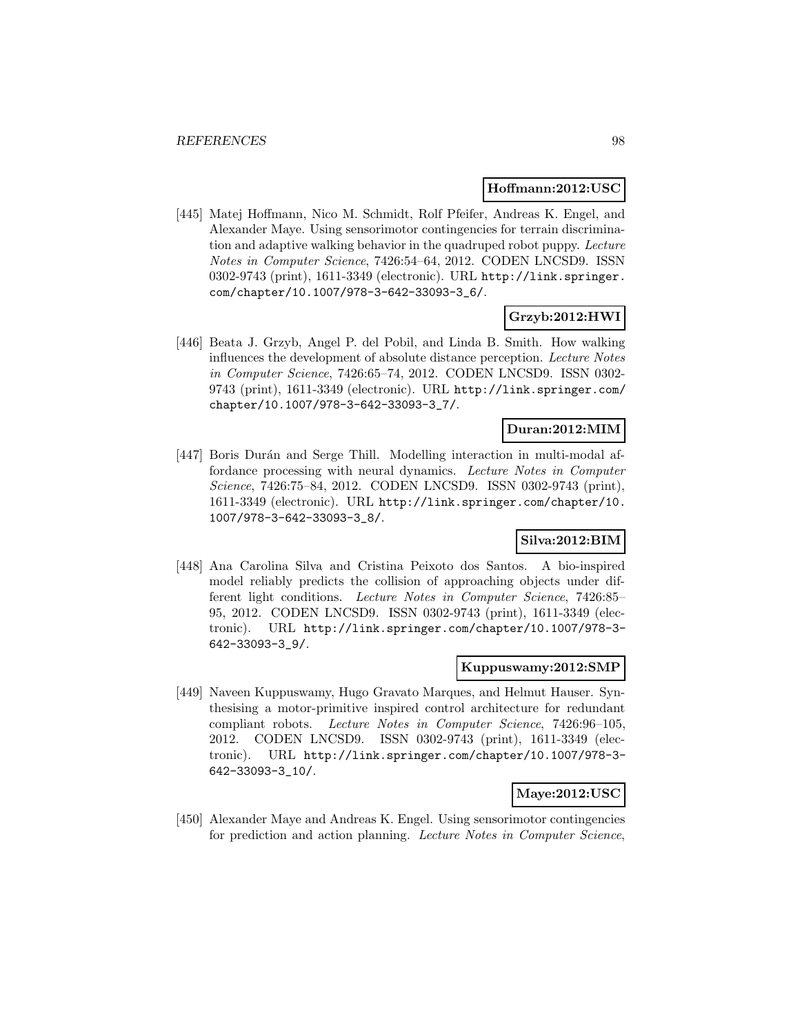**Hoffmann:2012:USC**

[445] Matej Hoffmann, Nico M. Schmidt, Rolf Pfeifer, Andreas K. Engel, and Alexander Maye. Using sensorimotor contingencies for terrain discrimination and adaptive walking behavior in the quadruped robot puppy. *Lecture Notes in Computer Science*, 7426:54–64, 2012. CODEN LNCSD9. ISSN 0302-9743 (print), 1611-3349 (electronic). URL `http://link.springer.com/chapter/10.1007/978-3-642-33093-3_6/`.

**Grzyb:2012:HWI**

[446] Beata J. Grzyb, Angel P. del Pobil, and Linda B. Smith. How walking influences the development of absolute distance perception. *Lecture Notes in Computer Science*, 7426:65–74, 2012. CODEN LNCSD9. ISSN 0302-9743 (print), 1611-3349 (electronic). URL `http://link.springer.com/chapter/10.1007/978-3-642-33093-3_7/`.

**Duran:2012:MIM**

[447] Boris Durán and Serge Thill. Modelling interaction in multi-modal affordance processing with neural dynamics. *Lecture Notes in Computer Science*, 7426:75–84, 2012. CODEN LNCSD9. ISSN 0302-9743 (print), 1611-3349 (electronic). URL `http://link.springer.com/chapter/10.1007/978-3-642-33093-3_8/`.

**Silva:2012:BIM**

[448] Ana Carolina Silva and Cristina Peixoto dos Santos. A bio-inspired model reliably predicts the collision of approaching objects under different light conditions. *Lecture Notes in Computer Science*, 7426:85–95, 2012. CODEN LNCSD9. ISSN 0302-9743 (print), 1611-3349 (electronic). URL `http://link.springer.com/chapter/10.1007/978-3-642-33093-3_9/`.

**Kuppuswamy:2012:SMP**

[449] Naveen Kuppuswamy, Hugo Gravato Marques, and Helmut Hauser. Synthesising a motor-primitive inspired control architecture for redundant compliant robots. *Lecture Notes in Computer Science*, 7426:96–105, 2012. CODEN LNCSD9. ISSN 0302-9743 (print), 1611-3349 (electronic). URL `http://link.springer.com/chapter/10.1007/978-3-642-33093-3_10/`.

**Maye:2012:USC**

[450] Alexander Maye and Andreas K. Engel. Using sensorimotor contingencies for prediction and action planning. *Lecture Notes in Computer Science*,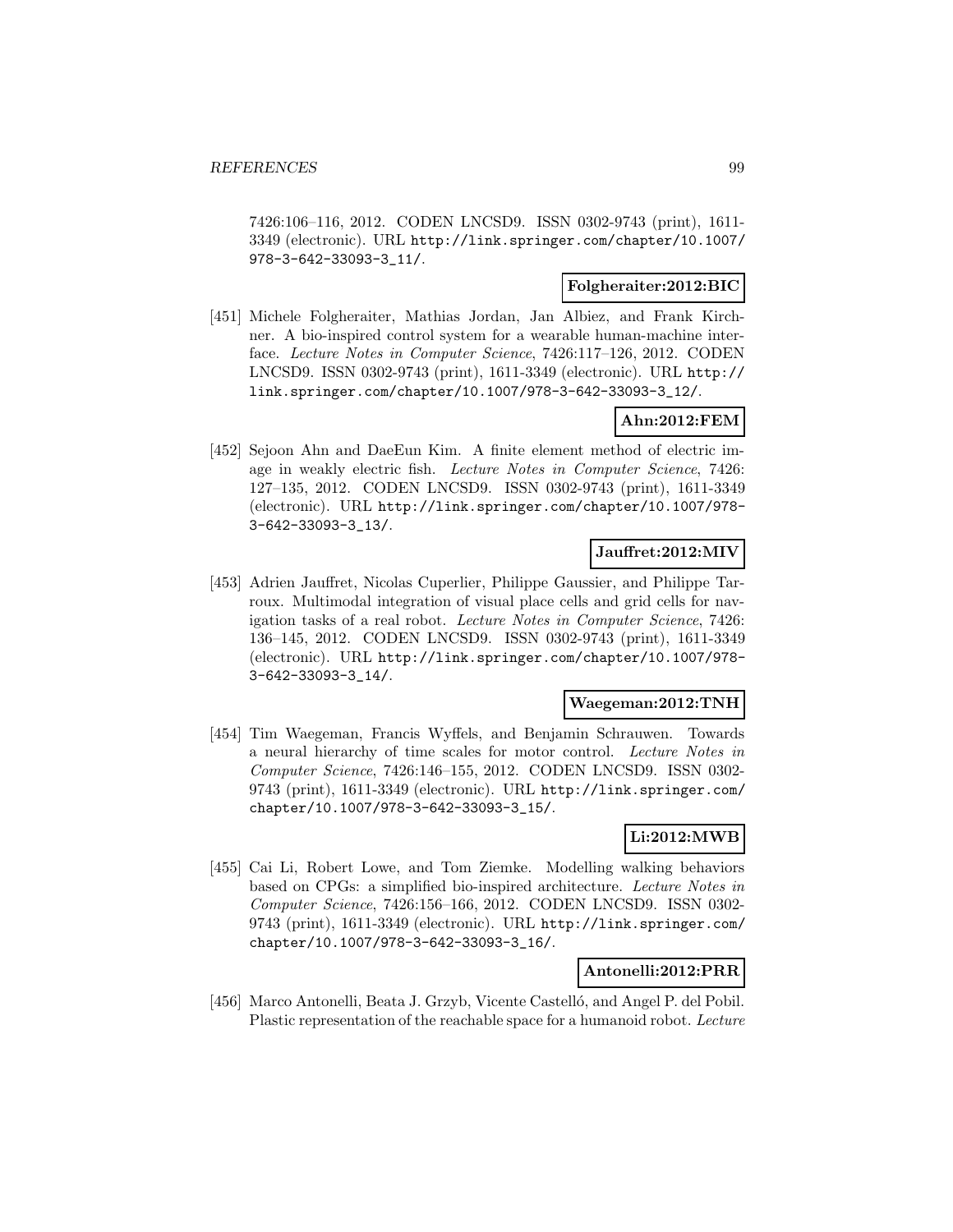7426:106–116, 2012. CODEN LNCSD9. ISSN 0302-9743 (print), 1611-3349 (electronic). URL http://link.springer.com/chapter/10.1007/978-3-642-33093-3_11/.

**Folgheraiter:2012:BIC**

[451] Michele Folgheraiter, Mathias Jordan, Jan Albiez, and Frank Kirchner. A bio-inspired control system for a wearable human-machine interface. *Lecture Notes in Computer Science*, 7426:117–126, 2012. CODEN LNCSD9. ISSN 0302-9743 (print), 1611-3349 (electronic). URL http://link.springer.com/chapter/10.1007/978-3-642-33093-3_12/.

**Ahn:2012:FEM**

[452] Sejoon Ahn and DaeEun Kim. A finite element method of electric image in weakly electric fish. *Lecture Notes in Computer Science*, 7426:127–135, 2012. CODEN LNCSD9. ISSN 0302-9743 (print), 1611-3349 (electronic). URL http://link.springer.com/chapter/10.1007/978-3-642-33093-3_13/.

**Jauffret:2012:MIV**

[453] Adrien Jauffret, Nicolas Cuperlier, Philippe Gaussier, and Philippe Tarroux. Multimodal integration of visual place cells and grid cells for navigation tasks of a real robot. *Lecture Notes in Computer Science*, 7426:136–145, 2012. CODEN LNCSD9. ISSN 0302-9743 (print), 1611-3349 (electronic). URL http://link.springer.com/chapter/10.1007/978-3-642-33093-3_14/.

**Waegeman:2012:TNH**

[454] Tim Waegeman, Francis Wyffels, and Benjamin Schrauwen. Towards a neural hierarchy of time scales for motor control. *Lecture Notes in Computer Science*, 7426:146–155, 2012. CODEN LNCSD9. ISSN 0302-9743 (print), 1611-3349 (electronic). URL http://link.springer.com/chapter/10.1007/978-3-642-33093-3_15/.

**Li:2012:MWB**

[455] Cai Li, Robert Lowe, and Tom Ziemke. Modelling walking behaviors based on CPGs: a simplified bio-inspired architecture. *Lecture Notes in Computer Science*, 7426:156–166, 2012. CODEN LNCSD9. ISSN 0302-9743 (print), 1611-3349 (electronic). URL http://link.springer.com/chapter/10.1007/978-3-642-33093-3_16/.

**Antonelli:2012:PRR**

[456] Marco Antonelli, Beata J. Grzyb, Vicente Castelló, and Angel P. del Pobil. Plastic representation of the reachable space for a humanoid robot. *Lecture*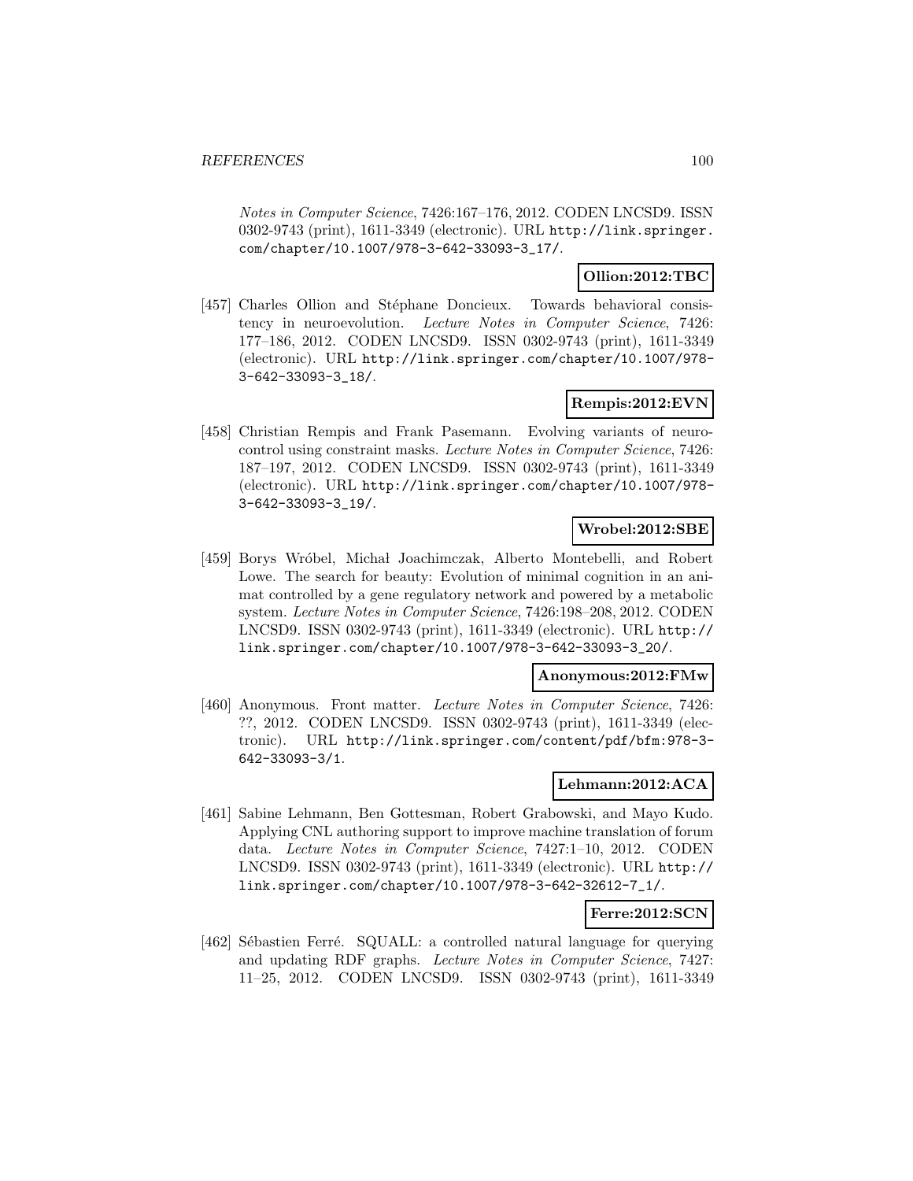*Notes in Computer Science*, 7426:167–176, 2012. CODEN LNCSD9. ISSN 0302-9743 (print), 1611-3349 (electronic). URL http://link.springer.com/chapter/10.1007/978-3-642-33093-3_17/.

**Ollion:2012:TBC**

[457] Charles Ollion and Stéphane Doncieux. Towards behavioral consistency in neuroevolution. *Lecture Notes in Computer Science*, 7426: 177–186, 2012. CODEN LNCSD9. ISSN 0302-9743 (print), 1611-3349 (electronic). URL http://link.springer.com/chapter/10.1007/978-3-642-33093-3_18/.

**Rempis:2012:EVN**

[458] Christian Rempis and Frank Pasemann. Evolving variants of neurocontrol using constraint masks. *Lecture Notes in Computer Science*, 7426: 187–197, 2012. CODEN LNCSD9. ISSN 0302-9743 (print), 1611-3349 (electronic). URL http://link.springer.com/chapter/10.1007/978-3-642-33093-3_19/.

**Wrobel:2012:SBE**

[459] Borys Wróbel, Michał Joachimczak, Alberto Montebelli, and Robert Lowe. The search for beauty: Evolution of minimal cognition in an animat controlled by a gene regulatory network and powered by a metabolic system. *Lecture Notes in Computer Science*, 7426:198–208, 2012. CODEN LNCSD9. ISSN 0302-9743 (print), 1611-3349 (electronic). URL http://link.springer.com/chapter/10.1007/978-3-642-33093-3_20/.

**Anonymous:2012:FMw**

[460] Anonymous. Front matter. *Lecture Notes in Computer Science*, 7426: ??, 2012. CODEN LNCSD9. ISSN 0302-9743 (print), 1611-3349 (electronic). URL http://link.springer.com/content/pdf/bfm:978-3-642-33093-3/1.

**Lehmann:2012:ACA**

[461] Sabine Lehmann, Ben Gottesman, Robert Grabowski, and Mayo Kudo. Applying CNL authoring support to improve machine translation of forum data. *Lecture Notes in Computer Science*, 7427:1–10, 2012. CODEN LNCSD9. ISSN 0302-9743 (print), 1611-3349 (electronic). URL http://link.springer.com/chapter/10.1007/978-3-642-32612-7_1/.

**Ferre:2012:SCN**

[462] Sébastien Ferré. SQUALL: a controlled natural language for querying and updating RDF graphs. *Lecture Notes in Computer Science*, 7427: 11–25, 2012. CODEN LNCSD9. ISSN 0302-9743 (print), 1611-3349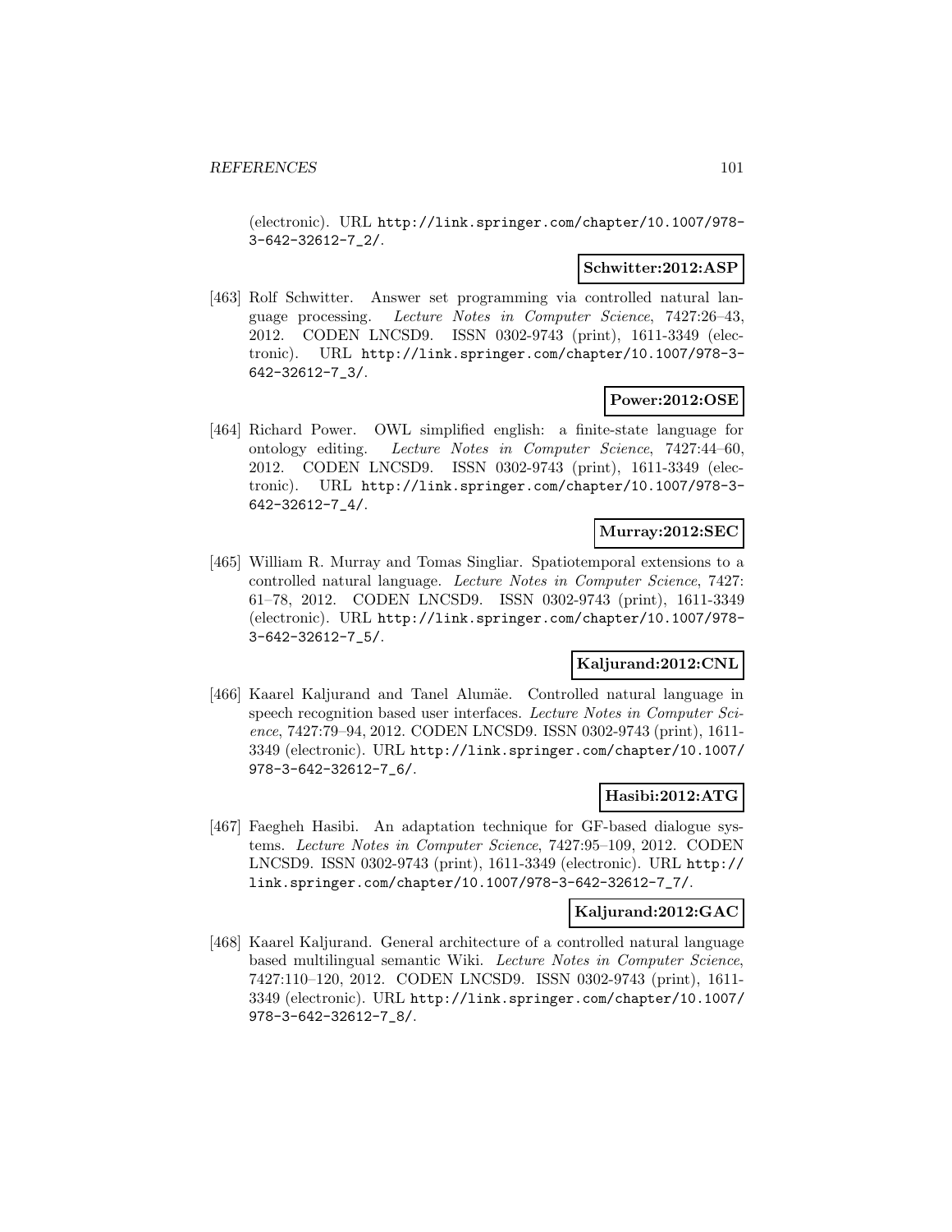(electronic). URL http://link.springer.com/chapter/10.1007/978-3-642-32612-7_2/.

**Schwitter:2012:ASP**

[463] Rolf Schwitter. Answer set programming via controlled natural language processing. *Lecture Notes in Computer Science*, 7427:26–43, 2012. CODEN LNCSD9. ISSN 0302-9743 (print), 1611-3349 (electronic). URL http://link.springer.com/chapter/10.1007/978-3-642-32612-7_3/.

**Power:2012:OSE**

[464] Richard Power. OWL simplified english: a finite-state language for ontology editing. *Lecture Notes in Computer Science*, 7427:44–60, 2012. CODEN LNCSD9. ISSN 0302-9743 (print), 1611-3349 (electronic). URL http://link.springer.com/chapter/10.1007/978-3-642-32612-7_4/.

**Murray:2012:SEC**

[465] William R. Murray and Tomas Singliar. Spatiotemporal extensions to a controlled natural language. *Lecture Notes in Computer Science*, 7427: 61–78, 2012. CODEN LNCSD9. ISSN 0302-9743 (print), 1611-3349 (electronic). URL http://link.springer.com/chapter/10.1007/978-3-642-32612-7_5/.

**Kaljurand:2012:CNL**

[466] Kaarel Kaljurand and Tanel Alumäe. Controlled natural language in speech recognition based user interfaces. *Lecture Notes in Computer Science*, 7427:79–94, 2012. CODEN LNCSD9. ISSN 0302-9743 (print), 1611-3349 (electronic). URL http://link.springer.com/chapter/10.1007/978-3-642-32612-7_6/.

**Hasibi:2012:ATG**

[467] Faegheh Hasibi. An adaptation technique for GF-based dialogue systems. *Lecture Notes in Computer Science*, 7427:95–109, 2012. CODEN LNCSD9. ISSN 0302-9743 (print), 1611-3349 (electronic). URL http://link.springer.com/chapter/10.1007/978-3-642-32612-7_7/.

**Kaljurand:2012:GAC**

[468] Kaarel Kaljurand. General architecture of a controlled natural language based multilingual semantic Wiki. *Lecture Notes in Computer Science*, 7427:110–120, 2012. CODEN LNCSD9. ISSN 0302-9743 (print), 1611-3349 (electronic). URL http://link.springer.com/chapter/10.1007/978-3-642-32612-7_8/.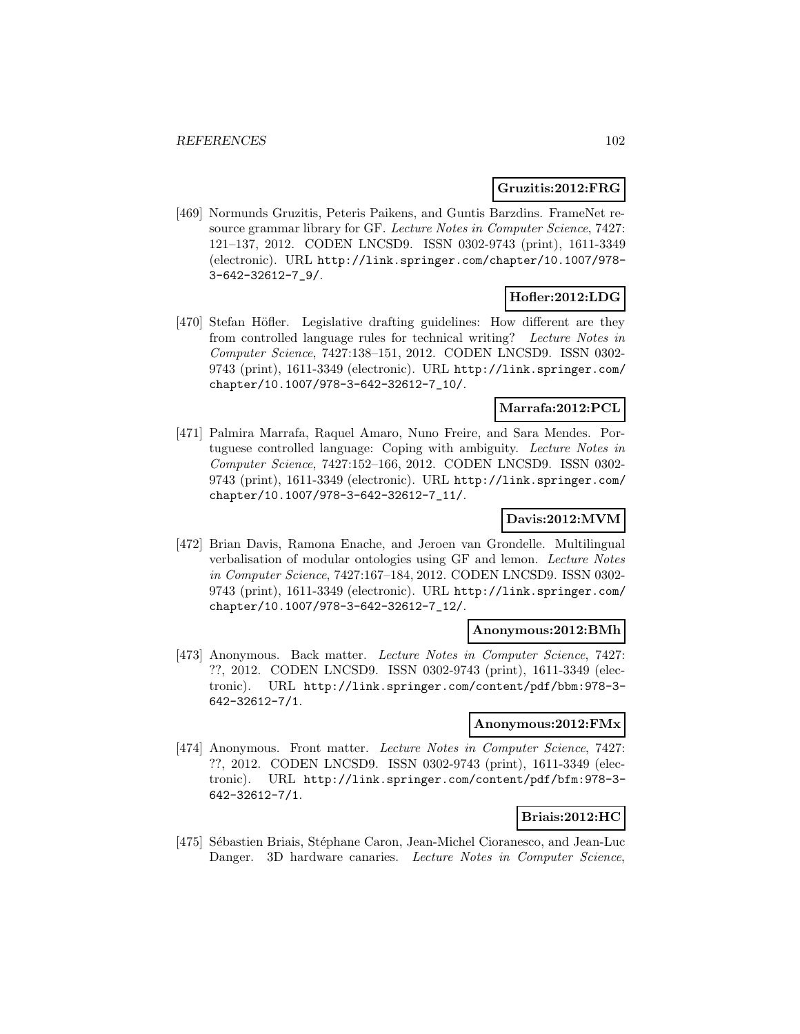**Gruzitis:2012:FRG**

[469] Normunds Gruzitis, Peteris Paikens, and Guntis Barzdins. FrameNet resource grammar library for GF. *Lecture Notes in Computer Science*, 7427: 121–137, 2012. CODEN LNCSD9. ISSN 0302-9743 (print), 1611-3349 (electronic). URL http://link.springer.com/chapter/10.1007/978-3-642-32612-7_9/.

**Hofler:2012:LDG**

[470] Stefan Höfler. Legislative drafting guidelines: How different are they from controlled language rules for technical writing? *Lecture Notes in Computer Science*, 7427:138–151, 2012. CODEN LNCSD9. ISSN 0302-9743 (print), 1611-3349 (electronic). URL http://link.springer.com/chapter/10.1007/978-3-642-32612-7_10/.

**Marrafa:2012:PCL**

[471] Palmira Marrafa, Raquel Amaro, Nuno Freire, and Sara Mendes. Portuguese controlled language: Coping with ambiguity. *Lecture Notes in Computer Science*, 7427:152–166, 2012. CODEN LNCSD9. ISSN 0302-9743 (print), 1611-3349 (electronic). URL http://link.springer.com/chapter/10.1007/978-3-642-32612-7_11/.

**Davis:2012:MVM**

[472] Brian Davis, Ramona Enache, and Jeroen van Grondelle. Multilingual verbalisation of modular ontologies using GF and lemon. *Lecture Notes in Computer Science*, 7427:167–184, 2012. CODEN LNCSD9. ISSN 0302-9743 (print), 1611-3349 (electronic). URL http://link.springer.com/chapter/10.1007/978-3-642-32612-7_12/.

**Anonymous:2012:BMh**

[473] Anonymous. Back matter. *Lecture Notes in Computer Science*, 7427: ??, 2012. CODEN LNCSD9. ISSN 0302-9743 (print), 1611-3349 (electronic). URL http://link.springer.com/content/pdf/bbm:978-3-642-32612-7/1.

**Anonymous:2012:FMx**

[474] Anonymous. Front matter. *Lecture Notes in Computer Science*, 7427: ??, 2012. CODEN LNCSD9. ISSN 0302-9743 (print), 1611-3349 (electronic). URL http://link.springer.com/content/pdf/bfm:978-3-642-32612-7/1.

**Briais:2012:HC**

[475] Sébastien Briais, Stéphane Caron, Jean-Michel Cioranesco, and Jean-Luc Danger. 3D hardware canaries. *Lecture Notes in Computer Science*,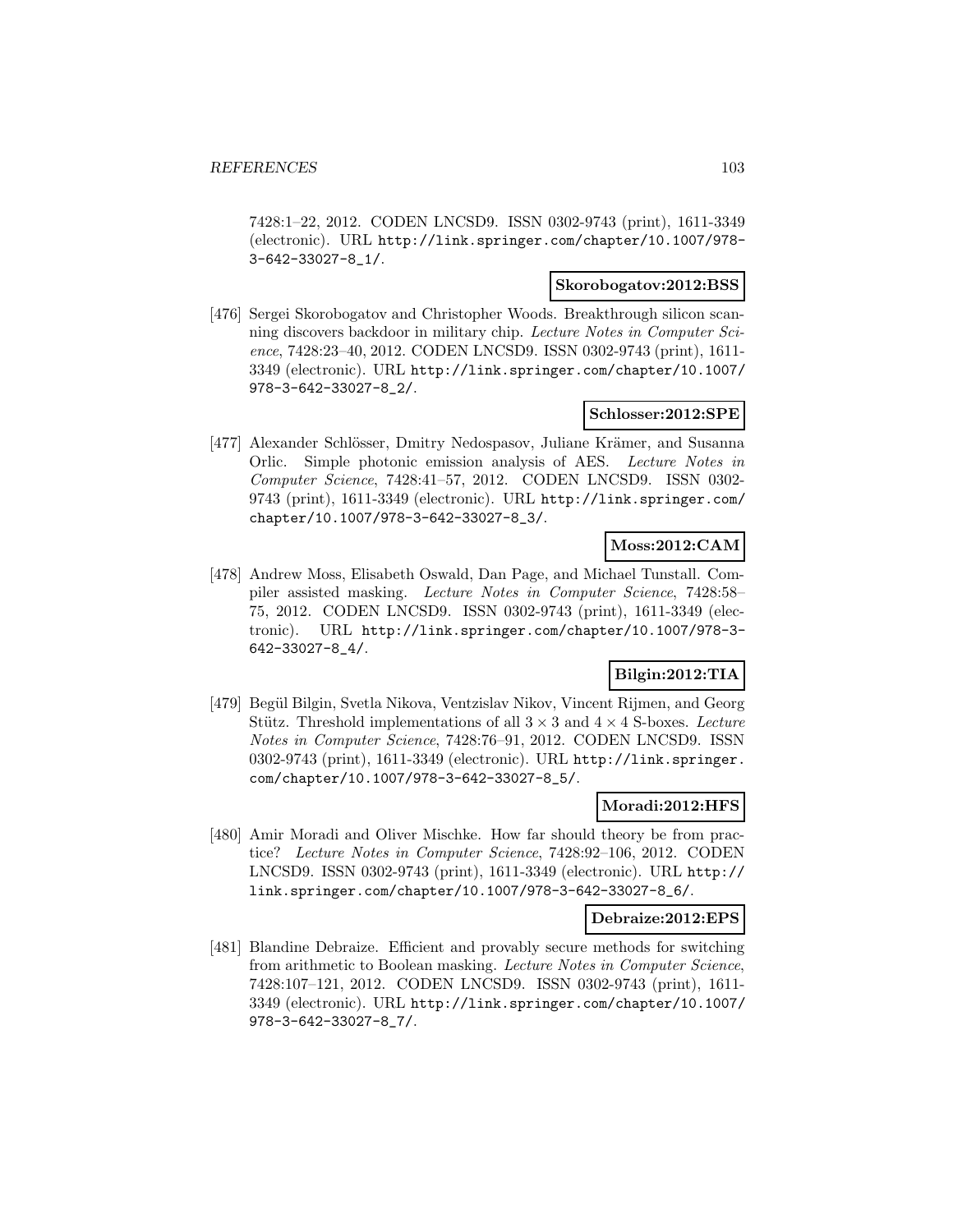7428:1–22, 2012. CODEN LNCSD9. ISSN 0302-9743 (print), 1611-3349 (electronic). URL http://link.springer.com/chapter/10.1007/978-3-642-33027-8_1/.

**Skorobogatov:2012:BSS**

[476] Sergei Skorobogatov and Christopher Woods. Breakthrough silicon scanning discovers backdoor in military chip. *Lecture Notes in Computer Science*, 7428:23–40, 2012. CODEN LNCSD9. ISSN 0302-9743 (print), 1611-3349 (electronic). URL http://link.springer.com/chapter/10.1007/978-3-642-33027-8_2/.

**Schlosser:2012:SPE**

[477] Alexander Schlösser, Dmitry Nedospasov, Juliane Krämer, and Susanna Orlic. Simple photonic emission analysis of AES. *Lecture Notes in Computer Science*, 7428:41–57, 2012. CODEN LNCSD9. ISSN 0302-9743 (print), 1611-3349 (electronic). URL http://link.springer.com/chapter/10.1007/978-3-642-33027-8_3/.

**Moss:2012:CAM**

[478] Andrew Moss, Elisabeth Oswald, Dan Page, and Michael Tunstall. Compiler assisted masking. *Lecture Notes in Computer Science*, 7428:58–75, 2012. CODEN LNCSD9. ISSN 0302-9743 (print), 1611-3349 (electronic). URL http://link.springer.com/chapter/10.1007/978-3-642-33027-8_4/.

**Bilgin:2012:TIA**

[479] Begül Bilgin, Svetla Nikova, Ventzislav Nikov, Vincent Rijmen, and Georg Stütz. Threshold implementations of all $3 \times 3$ and $4 \times 4$ S-boxes. *Lecture Notes in Computer Science*, 7428:76–91, 2012. CODEN LNCSD9. ISSN 0302-9743 (print), 1611-3349 (electronic). URL http://link.springer.com/chapter/10.1007/978-3-642-33027-8_5/.

**Moradi:2012:HFS**

[480] Amir Moradi and Oliver Mischke. How far should theory be from practice? *Lecture Notes in Computer Science*, 7428:92–106, 2012. CODEN LNCSD9. ISSN 0302-9743 (print), 1611-3349 (electronic). URL http://link.springer.com/chapter/10.1007/978-3-642-33027-8_6/.

**Debraize:2012:EPS**

[481] Blandine Debraize. Efficient and provably secure methods for switching from arithmetic to Boolean masking. *Lecture Notes in Computer Science*, 7428:107–121, 2012. CODEN LNCSD9. ISSN 0302-9743 (print), 1611-3349 (electronic). URL http://link.springer.com/chapter/10.1007/978-3-642-33027-8_7/.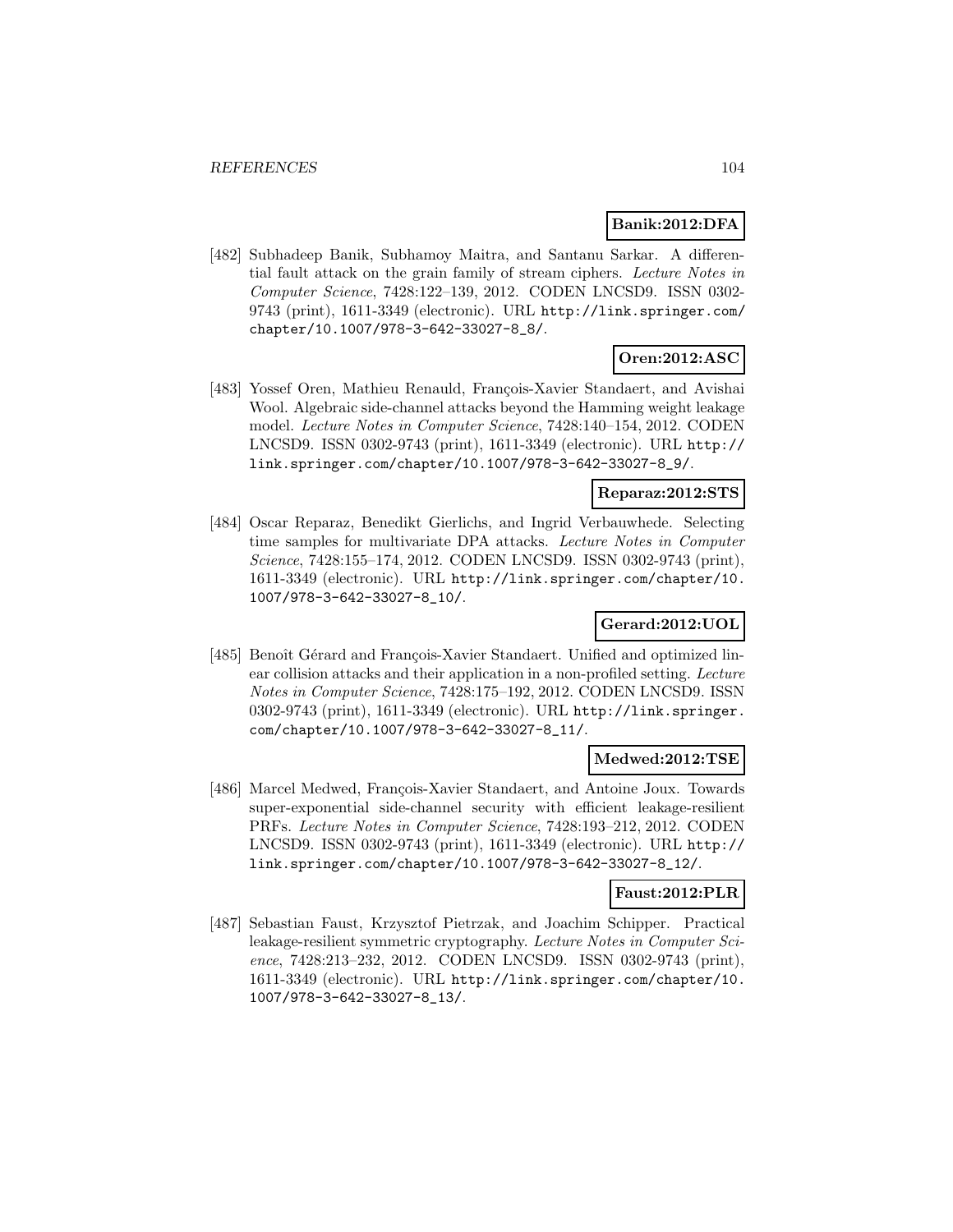**Banik:2012:DFA**

[482] Subhadeep Banik, Subhamoy Maitra, and Santanu Sarkar. A differential fault attack on the grain family of stream ciphers. *Lecture Notes in Computer Science*, 7428:122–139, 2012. CODEN LNCSD9. ISSN 0302-9743 (print), 1611-3349 (electronic). URL http://link.springer.com/chapter/10.1007/978-3-642-33027-8_8/.

**Oren:2012:ASC**

[483] Yossef Oren, Mathieu Renauld, François-Xavier Standaert, and Avishai Wool. Algebraic side-channel attacks beyond the Hamming weight leakage model. *Lecture Notes in Computer Science*, 7428:140–154, 2012. CODEN LNCSD9. ISSN 0302-9743 (print), 1611-3349 (electronic). URL http://link.springer.com/chapter/10.1007/978-3-642-33027-8_9/.

**Reparaz:2012:STS**

[484] Oscar Reparaz, Benedikt Gierlichs, and Ingrid Verbauwhede. Selecting time samples for multivariate DPA attacks. *Lecture Notes in Computer Science*, 7428:155–174, 2012. CODEN LNCSD9. ISSN 0302-9743 (print), 1611-3349 (electronic). URL http://link.springer.com/chapter/10.1007/978-3-642-33027-8_10/.

**Gerard:2012:UOL**

[485] Benoît Gérard and François-Xavier Standaert. Unified and optimized linear collision attacks and their application in a non-profiled setting. *Lecture Notes in Computer Science*, 7428:175–192, 2012. CODEN LNCSD9. ISSN 0302-9743 (print), 1611-3349 (electronic). URL http://link.springer.com/chapter/10.1007/978-3-642-33027-8_11/.

**Medwed:2012:TSE**

[486] Marcel Medwed, François-Xavier Standaert, and Antoine Joux. Towards super-exponential side-channel security with efficient leakage-resilient PRFs. *Lecture Notes in Computer Science*, 7428:193–212, 2012. CODEN LNCSD9. ISSN 0302-9743 (print), 1611-3349 (electronic). URL http://link.springer.com/chapter/10.1007/978-3-642-33027-8_12/.

**Faust:2012:PLR**

[487] Sebastian Faust, Krzysztof Pietrzak, and Joachim Schipper. Practical leakage-resilient symmetric cryptography. *Lecture Notes in Computer Science*, 7428:213–232, 2012. CODEN LNCSD9. ISSN 0302-9743 (print), 1611-3349 (electronic). URL http://link.springer.com/chapter/10.1007/978-3-642-33027-8_13/.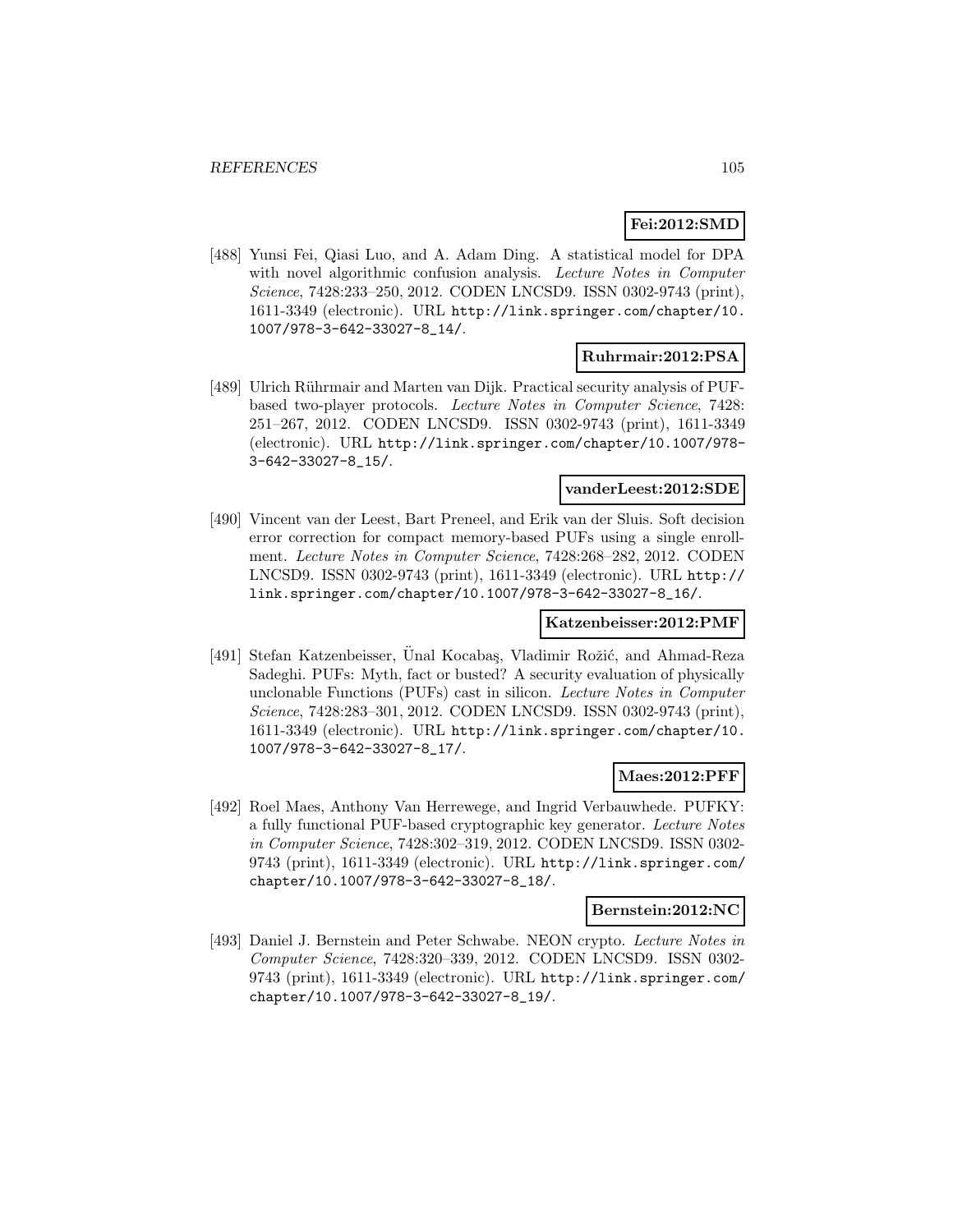**Fei:2012:SMD**

[488] Yunsi Fei, Qiasi Luo, and A. Adam Ding. A statistical model for DPA with novel algorithmic confusion analysis. *Lecture Notes in Computer Science*, 7428:233–250, 2012. CODEN LNCSD9. ISSN 0302-9743 (print), 1611-3349 (electronic). URL http://link.springer.com/chapter/10.1007/978-3-642-33027-8_14/.

**Ruhrmair:2012:PSA**

[489] Ulrich Rührmair and Marten van Dijk. Practical security analysis of PUF-based two-player protocols. *Lecture Notes in Computer Science*, 7428:251–267, 2012. CODEN LNCSD9. ISSN 0302-9743 (print), 1611-3349 (electronic). URL http://link.springer.com/chapter/10.1007/978-3-642-33027-8_15/.

**vanderLeest:2012:SDE**

[490] Vincent van der Leest, Bart Preneel, and Erik van der Sluis. Soft decision error correction for compact memory-based PUFs using a single enrollment. *Lecture Notes in Computer Science*, 7428:268–282, 2012. CODEN LNCSD9. ISSN 0302-9743 (print), 1611-3349 (electronic). URL http://link.springer.com/chapter/10.1007/978-3-642-33027-8_16/.

**Katzenbeisser:2012:PMF**

[491] Stefan Katzenbeisser, Ünal Kocabaş, Vladimir Rožić, and Ahmad-Reza Sadeghi. PUFs: Myth, fact or busted? A security evaluation of physically unclonable Functions (PUFs) cast in silicon. *Lecture Notes in Computer Science*, 7428:283–301, 2012. CODEN LNCSD9. ISSN 0302-9743 (print), 1611-3349 (electronic). URL http://link.springer.com/chapter/10.1007/978-3-642-33027-8_17/.

**Maes:2012:PFF**

[492] Roel Maes, Anthony Van Herrewege, and Ingrid Verbauwhede. PUFKY: a fully functional PUF-based cryptographic key generator. *Lecture Notes in Computer Science*, 7428:302–319, 2012. CODEN LNCSD9. ISSN 0302-9743 (print), 1611-3349 (electronic). URL http://link.springer.com/chapter/10.1007/978-3-642-33027-8_18/.

**Bernstein:2012:NC**

[493] Daniel J. Bernstein and Peter Schwabe. NEON crypto. *Lecture Notes in Computer Science*, 7428:320–339, 2012. CODEN LNCSD9. ISSN 0302-9743 (print), 1611-3349 (electronic). URL http://link.springer.com/chapter/10.1007/978-3-642-33027-8_19/.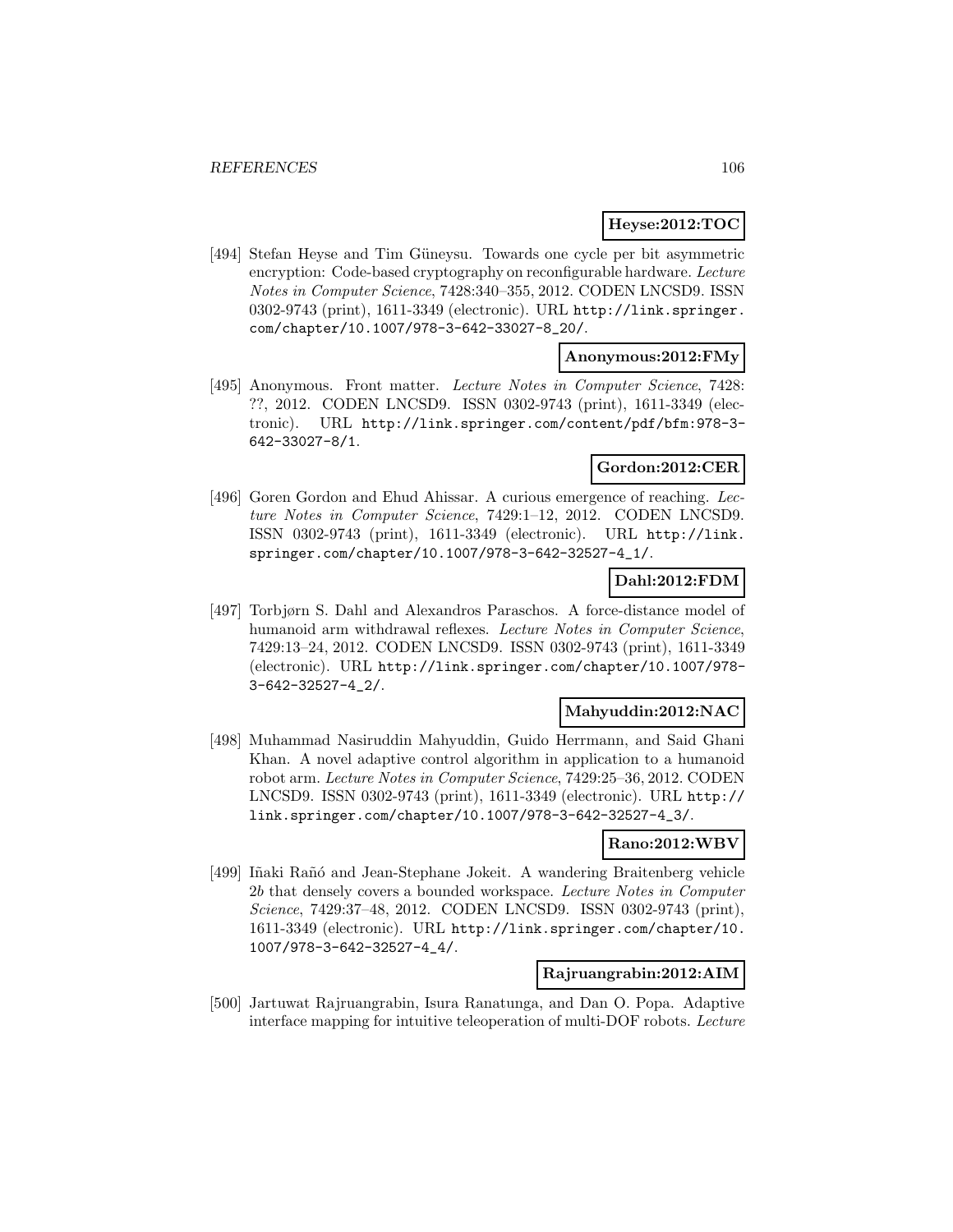**Heyse:2012:TOC**

[494] Stefan Heyse and Tim Güneysu. Towards one cycle per bit asymmetric encryption: Code-based cryptography on reconfigurable hardware. *Lecture Notes in Computer Science*, 7428:340–355, 2012. CODEN LNCSD9. ISSN 0302-9743 (print), 1611-3349 (electronic). URL http://link.springer.com/chapter/10.1007/978-3-642-33027-8_20/.

**Anonymous:2012:FMy**

[495] Anonymous. Front matter. *Lecture Notes in Computer Science*, 7428: ??, 2012. CODEN LNCSD9. ISSN 0302-9743 (print), 1611-3349 (electronic). URL http://link.springer.com/content/pdf/bfm:978-3-642-33027-8/1.

**Gordon:2012:CER**

[496] Goren Gordon and Ehud Ahissar. A curious emergence of reaching. *Lecture Notes in Computer Science*, 7429:1–12, 2012. CODEN LNCSD9. ISSN 0302-9743 (print), 1611-3349 (electronic). URL http://link.springer.com/chapter/10.1007/978-3-642-32527-4_1/.

**Dahl:2012:FDM**

[497] Torbjørn S. Dahl and Alexandros Paraschos. A force-distance model of humanoid arm withdrawal reflexes. *Lecture Notes in Computer Science*, 7429:13–24, 2012. CODEN LNCSD9. ISSN 0302-9743 (print), 1611-3349 (electronic). URL http://link.springer.com/chapter/10.1007/978-3-642-32527-4_2/.

**Mahyuddin:2012:NAC**

[498] Muhammad Nasiruddin Mahyuddin, Guido Herrmann, and Said Ghani Khan. A novel adaptive control algorithm in application to a humanoid robot arm. *Lecture Notes in Computer Science*, 7429:25–36, 2012. CODEN LNCSD9. ISSN 0302-9743 (print), 1611-3349 (electronic). URL http://link.springer.com/chapter/10.1007/978-3-642-32527-4_3/.

**Rano:2012:WBV**

[499] Iñaki Rañó and Jean-Stephane Jokeit. A wandering Braitenberg vehicle 2*b* that densely covers a bounded workspace. *Lecture Notes in Computer Science*, 7429:37–48, 2012. CODEN LNCSD9. ISSN 0302-9743 (print), 1611-3349 (electronic). URL http://link.springer.com/chapter/10.1007/978-3-642-32527-4_4/.

**Rajruangrabin:2012:AIM**

[500] Jartuwat Rajruangrabin, Isura Ranatunga, and Dan O. Popa. Adaptive interface mapping for intuitive teleoperation of multi-DOF robots. *Lecture*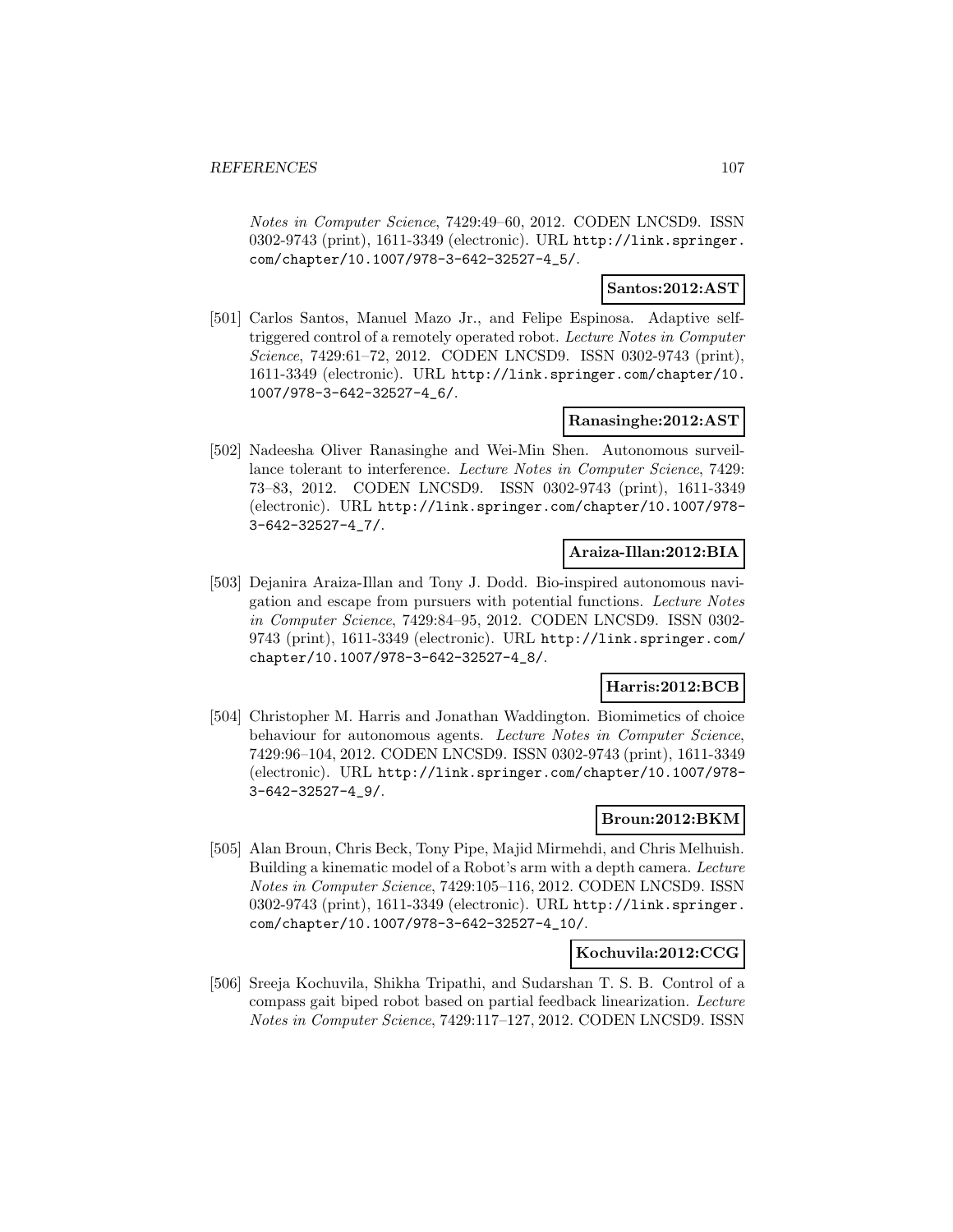*Notes in Computer Science*, 7429:49–60, 2012. CODEN LNCSD9. ISSN 0302-9743 (print), 1611-3349 (electronic). URL http://link.springer.com/chapter/10.1007/978-3-642-32527-4_5/.

**Santos:2012:AST**

[501] Carlos Santos, Manuel Mazo Jr., and Felipe Espinosa. Adaptive self-triggered control of a remotely operated robot. *Lecture Notes in Computer Science*, 7429:61–72, 2012. CODEN LNCSD9. ISSN 0302-9743 (print), 1611-3349 (electronic). URL http://link.springer.com/chapter/10.1007/978-3-642-32527-4_6/.

**Ranasinghe:2012:AST**

[502] Nadeesha Oliver Ranasinghe and Wei-Min Shen. Autonomous surveillance tolerant to interference. *Lecture Notes in Computer Science*, 7429: 73–83, 2012. CODEN LNCSD9. ISSN 0302-9743 (print), 1611-3349 (electronic). URL http://link.springer.com/chapter/10.1007/978-3-642-32527-4_7/.

**Araiza-Illan:2012:BIA**

[503] Dejanira Araiza-Illan and Tony J. Dodd. Bio-inspired autonomous navigation and escape from pursuers with potential functions. *Lecture Notes in Computer Science*, 7429:84–95, 2012. CODEN LNCSD9. ISSN 0302-9743 (print), 1611-3349 (electronic). URL http://link.springer.com/chapter/10.1007/978-3-642-32527-4_8/.

**Harris:2012:BCB**

[504] Christopher M. Harris and Jonathan Waddington. Biomimetics of choice behaviour for autonomous agents. *Lecture Notes in Computer Science*, 7429:96–104, 2012. CODEN LNCSD9. ISSN 0302-9743 (print), 1611-3349 (electronic). URL http://link.springer.com/chapter/10.1007/978-3-642-32527-4_9/.

**Broun:2012:BKM**

[505] Alan Broun, Chris Beck, Tony Pipe, Majid Mirmehdi, and Chris Melhuish. Building a kinematic model of a Robot's arm with a depth camera. *Lecture Notes in Computer Science*, 7429:105–116, 2012. CODEN LNCSD9. ISSN 0302-9743 (print), 1611-3349 (electronic). URL http://link.springer.com/chapter/10.1007/978-3-642-32527-4_10/.

**Kochuvila:2012:CCG**

[506] Sreeja Kochuvila, Shikha Tripathi, and Sudarshan T. S. B. Control of a compass gait biped robot based on partial feedback linearization. *Lecture Notes in Computer Science*, 7429:117–127, 2012. CODEN LNCSD9. ISSN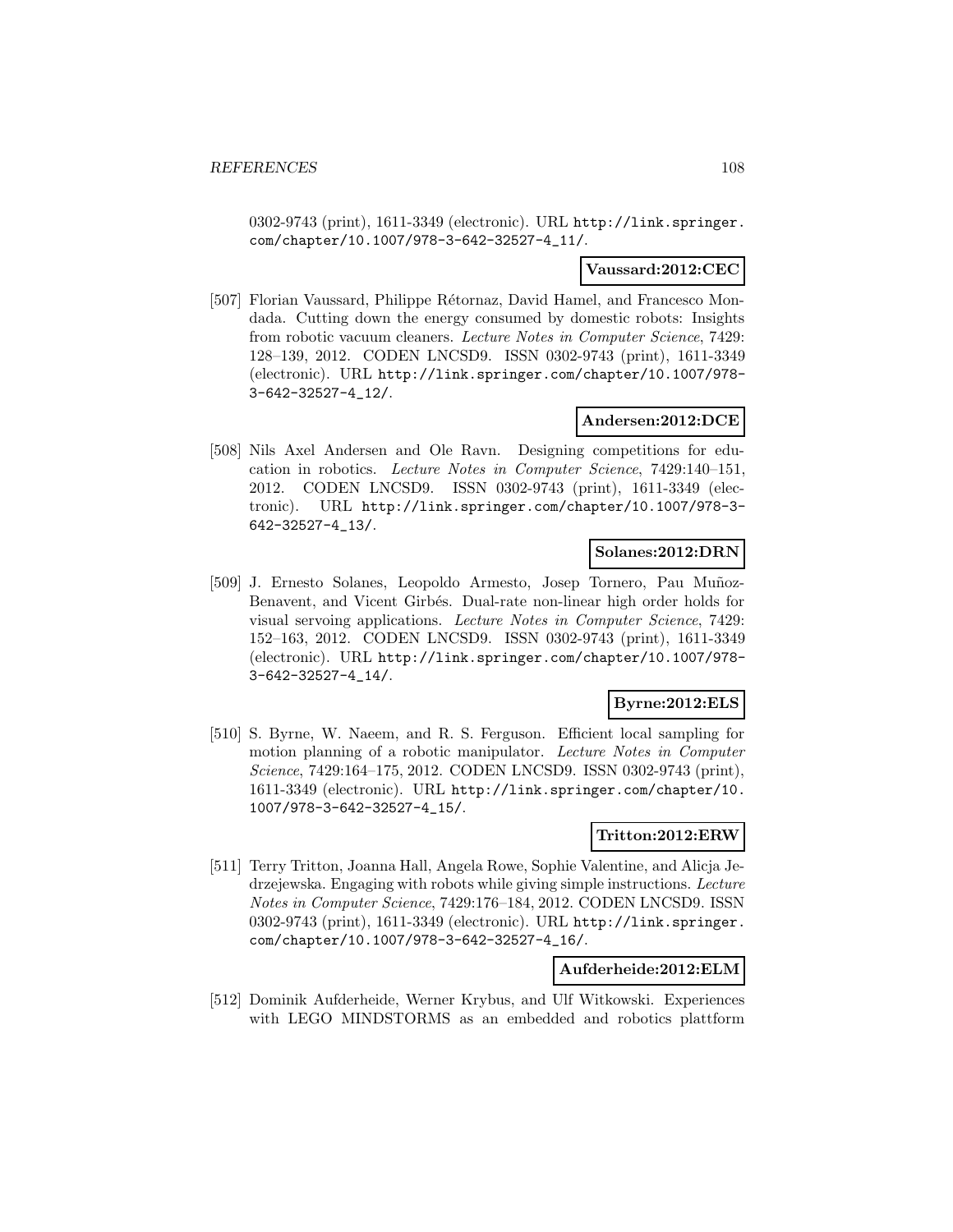0302-9743 (print), 1611-3349 (electronic). URL http://link.springer.com/chapter/10.1007/978-3-642-32527-4_11/.

**Vaussard:2012:CEC**

[507] Florian Vaussard, Philippe Rétornaz, David Hamel, and Francesco Mondada. Cutting down the energy consumed by domestic robots: Insights from robotic vacuum cleaners. *Lecture Notes in Computer Science*, 7429: 128–139, 2012. CODEN LNCSD9. ISSN 0302-9743 (print), 1611-3349 (electronic). URL http://link.springer.com/chapter/10.1007/978-3-642-32527-4_12/.

**Andersen:2012:DCE**

[508] Nils Axel Andersen and Ole Ravn. Designing competitions for education in robotics. *Lecture Notes in Computer Science*, 7429:140–151, 2012. CODEN LNCSD9. ISSN 0302-9743 (print), 1611-3349 (electronic). URL http://link.springer.com/chapter/10.1007/978-3-642-32527-4_13/.

**Solanes:2012:DRN**

[509] J. Ernesto Solanes, Leopoldo Armesto, Josep Tornero, Pau Muñoz-Benavent, and Vicent Girbés. Dual-rate non-linear high order holds for visual servoing applications. *Lecture Notes in Computer Science*, 7429: 152–163, 2012. CODEN LNCSD9. ISSN 0302-9743 (print), 1611-3349 (electronic). URL http://link.springer.com/chapter/10.1007/978-3-642-32527-4_14/.

**Byrne:2012:ELS**

[510] S. Byrne, W. Naeem, and R. S. Ferguson. Efficient local sampling for motion planning of a robotic manipulator. *Lecture Notes in Computer Science*, 7429:164–175, 2012. CODEN LNCSD9. ISSN 0302-9743 (print), 1611-3349 (electronic). URL http://link.springer.com/chapter/10.1007/978-3-642-32527-4_15/.

**Tritton:2012:ERW**

[511] Terry Tritton, Joanna Hall, Angela Rowe, Sophie Valentine, and Alicja Jedrzejewska. Engaging with robots while giving simple instructions. *Lecture Notes in Computer Science*, 7429:176–184, 2012. CODEN LNCSD9. ISSN 0302-9743 (print), 1611-3349 (electronic). URL http://link.springer.com/chapter/10.1007/978-3-642-32527-4_16/.

**Aufderheide:2012:ELM**

[512] Dominik Aufderheide, Werner Krybus, and Ulf Witkowski. Experiences with LEGO MINDSTORMS as an embedded and robotics plattform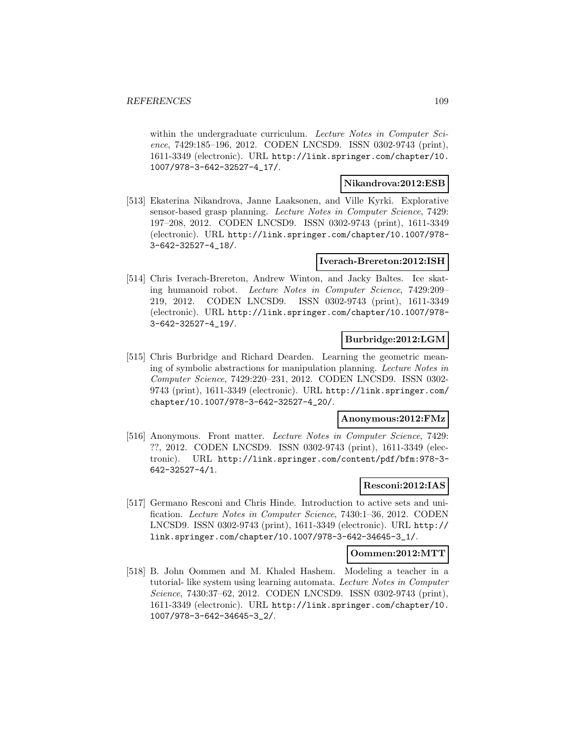within the undergraduate curriculum. *Lecture Notes in Computer Science*, 7429:185–196, 2012. CODEN LNCSD9. ISSN 0302-9743 (print), 1611-3349 (electronic). URL http://link.springer.com/chapter/10.1007/978-3-642-32527-4_17/.

**Nikandrova:2012:ESB**

[513] Ekaterina Nikandrova, Janne Laaksonen, and Ville Kyrki. Explorative sensor-based grasp planning. *Lecture Notes in Computer Science*, 7429: 197–208, 2012. CODEN LNCSD9. ISSN 0302-9743 (print), 1611-3349 (electronic). URL http://link.springer.com/chapter/10.1007/978-3-642-32527-4_18/.

**Iverach-Brereton:2012:ISH**

[514] Chris Iverach-Brereton, Andrew Winton, and Jacky Baltes. Ice skating humanoid robot. *Lecture Notes in Computer Science*, 7429:209–219, 2012. CODEN LNCSD9. ISSN 0302-9743 (print), 1611-3349 (electronic). URL http://link.springer.com/chapter/10.1007/978-3-642-32527-4_19/.

**Burbridge:2012:LGM**

[515] Chris Burbridge and Richard Dearden. Learning the geometric meaning of symbolic abstractions for manipulation planning. *Lecture Notes in Computer Science*, 7429:220–231, 2012. CODEN LNCSD9. ISSN 0302-9743 (print), 1611-3349 (electronic). URL http://link.springer.com/chapter/10.1007/978-3-642-32527-4_20/.

**Anonymous:2012:FMz**

[516] Anonymous. Front matter. *Lecture Notes in Computer Science*, 7429: ??, 2012. CODEN LNCSD9. ISSN 0302-9743 (print), 1611-3349 (electronic). URL http://link.springer.com/content/pdf/bfm:978-3-642-32527-4/1.

**Resconi:2012:IAS**

[517] Germano Resconi and Chris Hinde. Introduction to active sets and unification. *Lecture Notes in Computer Science*, 7430:1–36, 2012. CODEN LNCSD9. ISSN 0302-9743 (print), 1611-3349 (electronic). URL http://link.springer.com/chapter/10.1007/978-3-642-34645-3_1/.

**Oommen:2012:MTT**

[518] B. John Oommen and M. Khaled Hashem. Modeling a teacher in a tutorial- like system using learning automata. *Lecture Notes in Computer Science*, 7430:37–62, 2012. CODEN LNCSD9. ISSN 0302-9743 (print), 1611-3349 (electronic). URL http://link.springer.com/chapter/10.1007/978-3-642-34645-3_2/.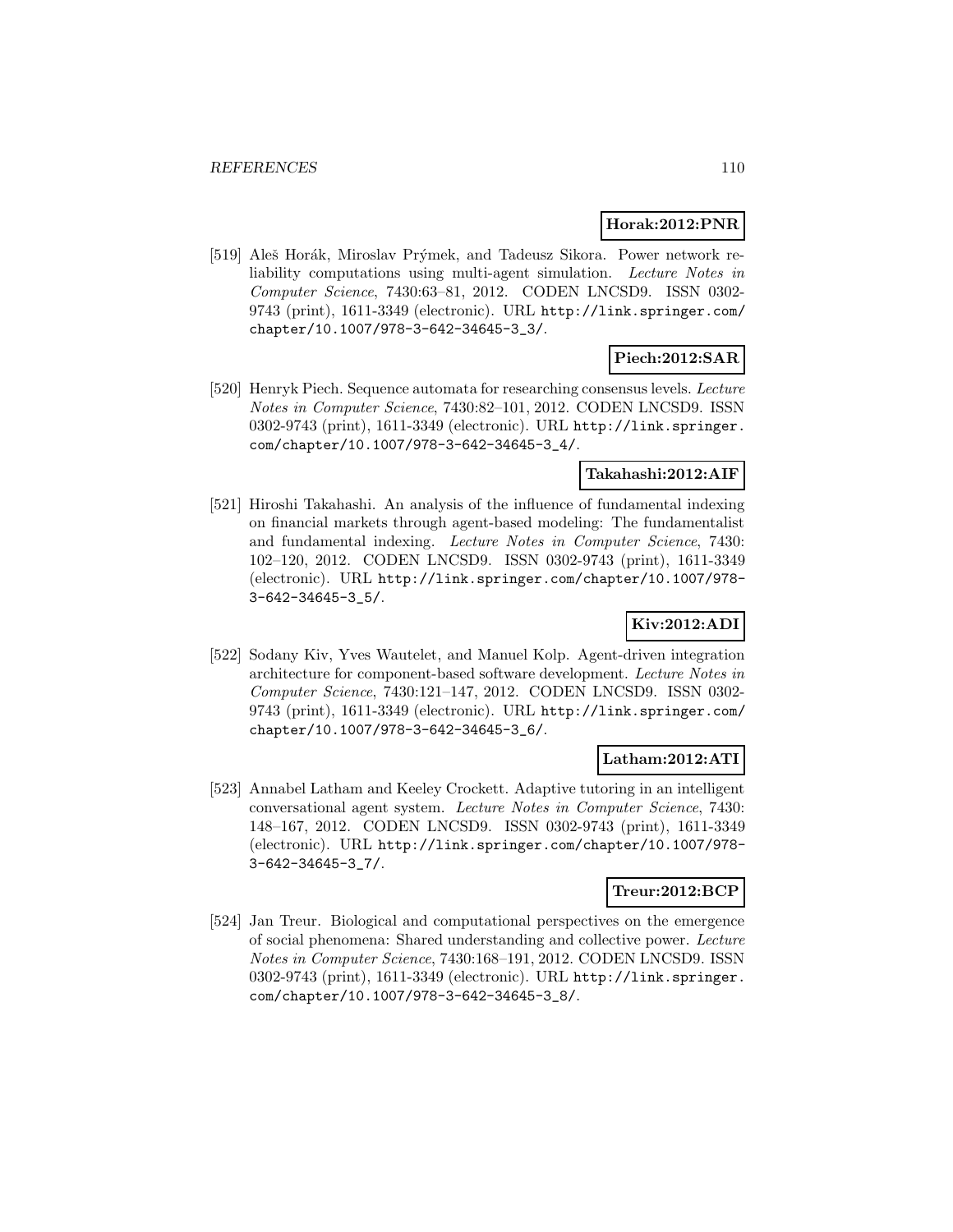**Horak:2012:PNR**

[519] Aleš Horák, Miroslav Prýmek, and Tadeusz Sikora. Power network reliability computations using multi-agent simulation. *Lecture Notes in Computer Science*, 7430:63–81, 2012. CODEN LNCSD9. ISSN 0302-9743 (print), 1611-3349 (electronic). URL http://link.springer.com/chapter/10.1007/978-3-642-34645-3_3/.

**Piech:2012:SAR**

[520] Henryk Piech. Sequence automata for researching consensus levels. *Lecture Notes in Computer Science*, 7430:82–101, 2012. CODEN LNCSD9. ISSN 0302-9743 (print), 1611-3349 (electronic). URL http://link.springer.com/chapter/10.1007/978-3-642-34645-3_4/.

**Takahashi:2012:AIF**

[521] Hiroshi Takahashi. An analysis of the influence of fundamental indexing on financial markets through agent-based modeling: The fundamentalist and fundamental indexing. *Lecture Notes in Computer Science*, 7430: 102–120, 2012. CODEN LNCSD9. ISSN 0302-9743 (print), 1611-3349 (electronic). URL http://link.springer.com/chapter/10.1007/978-3-642-34645-3_5/.

**Kiv:2012:ADI**

[522] Sodany Kiv, Yves Wautelet, and Manuel Kolp. Agent-driven integration architecture for component-based software development. *Lecture Notes in Computer Science*, 7430:121–147, 2012. CODEN LNCSD9. ISSN 0302-9743 (print), 1611-3349 (electronic). URL http://link.springer.com/chapter/10.1007/978-3-642-34645-3_6/.

**Latham:2012:ATI**

[523] Annabel Latham and Keeley Crockett. Adaptive tutoring in an intelligent conversational agent system. *Lecture Notes in Computer Science*, 7430: 148–167, 2012. CODEN LNCSD9. ISSN 0302-9743 (print), 1611-3349 (electronic). URL http://link.springer.com/chapter/10.1007/978-3-642-34645-3_7/.

**Treur:2012:BCP**

[524] Jan Treur. Biological and computational perspectives on the emergence of social phenomena: Shared understanding and collective power. *Lecture Notes in Computer Science*, 7430:168–191, 2012. CODEN LNCSD9. ISSN 0302-9743 (print), 1611-3349 (electronic). URL http://link.springer.com/chapter/10.1007/978-3-642-34645-3_8/.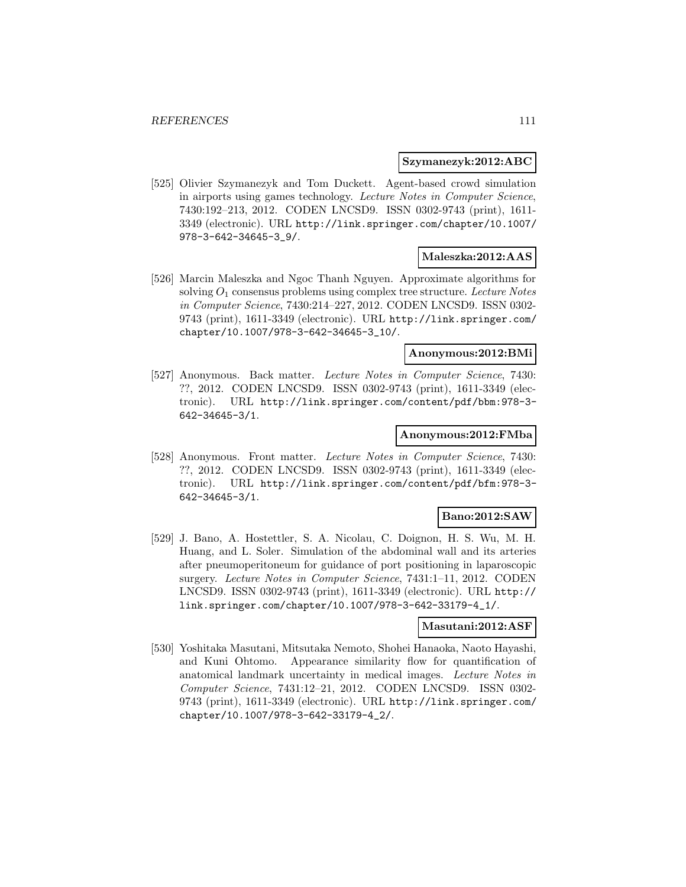**Szymanezyk:2012:ABC**

[525] Olivier Szymanezyk and Tom Duckett. Agent-based crowd simulation in airports using games technology. *Lecture Notes in Computer Science*, 7430:192–213, 2012. CODEN LNCSD9. ISSN 0302-9743 (print), 1611-3349 (electronic). URL http://link.springer.com/chapter/10.1007/978-3-642-34645-3_9/.

**Maleszka:2012:AAS**

[526] Marcin Maleszka and Ngoc Thanh Nguyen. Approximate algorithms for solving $O_1$ consensus problems using complex tree structure. *Lecture Notes in Computer Science*, 7430:214–227, 2012. CODEN LNCSD9. ISSN 0302-9743 (print), 1611-3349 (electronic). URL http://link.springer.com/chapter/10.1007/978-3-642-34645-3_10/.

**Anonymous:2012:BMi**

[527] Anonymous. Back matter. *Lecture Notes in Computer Science*, 7430: ??, 2012. CODEN LNCSD9. ISSN 0302-9743 (print), 1611-3349 (electronic). URL http://link.springer.com/content/pdf/bbm:978-3-642-34645-3/1.

**Anonymous:2012:FMba**

[528] Anonymous. Front matter. *Lecture Notes in Computer Science*, 7430: ??, 2012. CODEN LNCSD9. ISSN 0302-9743 (print), 1611-3349 (electronic). URL http://link.springer.com/content/pdf/bfm:978-3-642-34645-3/1.

**Bano:2012:SAW**

[529] J. Bano, A. Hostettler, S. A. Nicolau, C. Doignon, H. S. Wu, M. H. Huang, and L. Soler. Simulation of the abdominal wall and its arteries after pneumoperitoneum for guidance of port positioning in laparoscopic surgery. *Lecture Notes in Computer Science*, 7431:1–11, 2012. CODEN LNCSD9. ISSN 0302-9743 (print), 1611-3349 (electronic). URL http://link.springer.com/chapter/10.1007/978-3-642-33179-4_1/.

**Masutani:2012:ASF**

[530] Yoshitaka Masutani, Mitsutaka Nemoto, Shohei Hanaoka, Naoto Hayashi, and Kuni Ohtomo. Appearance similarity flow for quantification of anatomical landmark uncertainty in medical images. *Lecture Notes in Computer Science*, 7431:12–21, 2012. CODEN LNCSD9. ISSN 0302-9743 (print), 1611-3349 (electronic). URL http://link.springer.com/chapter/10.1007/978-3-642-33179-4_2/.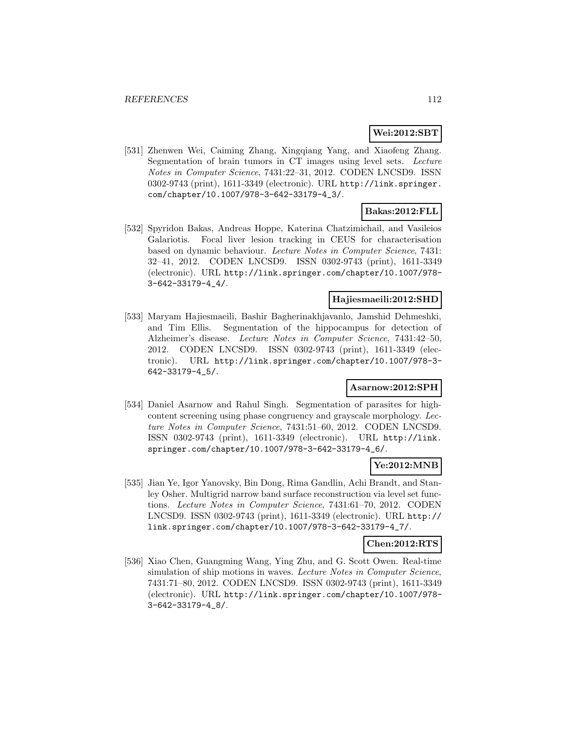**Wei:2012:SBT**

[531] Zhenwen Wei, Caiming Zhang, Xingqiang Yang, and Xiaofeng Zhang. Segmentation of brain tumors in CT images using level sets. *Lecture Notes in Computer Science*, 7431:22–31, 2012. CODEN LNCSD9. ISSN 0302-9743 (print), 1611-3349 (electronic). URL http://link.springer.com/chapter/10.1007/978-3-642-33179-4_3/.

**Bakas:2012:FLL**

[532] Spyridon Bakas, Andreas Hoppe, Katerina Chatzimichail, and Vasileios Galariotis. Focal liver lesion tracking in CEUS for characterisation based on dynamic behaviour. *Lecture Notes in Computer Science*, 7431: 32–41, 2012. CODEN LNCSD9. ISSN 0302-9743 (print), 1611-3349 (electronic). URL http://link.springer.com/chapter/10.1007/978-3-642-33179-4_4/.

**Hajiesmaeili:2012:SHD**

[533] Maryam Hajiesmaeili, Bashir Bagherinakhjavanlo, Jamshid Dehmeshki, and Tim Ellis. Segmentation of the hippocampus for detection of Alzheimer's disease. *Lecture Notes in Computer Science*, 7431:42–50, 2012. CODEN LNCSD9. ISSN 0302-9743 (print), 1611-3349 (electronic). URL http://link.springer.com/chapter/10.1007/978-3-642-33179-4_5/.

**Asarnow:2012:SPH**

[534] Daniel Asarnow and Rahul Singh. Segmentation of parasites for high-content screening using phase congruency and grayscale morphology. *Lecture Notes in Computer Science*, 7431:51–60, 2012. CODEN LNCSD9. ISSN 0302-9743 (print), 1611-3349 (electronic). URL http://link.springer.com/chapter/10.1007/978-3-642-33179-4_6/.

**Ye:2012:MNB**

[535] Jian Ye, Igor Yanovsky, Bin Dong, Rima Gandlin, Achi Brandt, and Stanley Osher. Multigrid narrow band surface reconstruction via level set functions. *Lecture Notes in Computer Science*, 7431:61–70, 2012. CODEN LNCSD9. ISSN 0302-9743 (print), 1611-3349 (electronic). URL http://link.springer.com/chapter/10.1007/978-3-642-33179-4_7/.

**Chen:2012:RTS**

[536] Xiao Chen, Guangming Wang, Ying Zhu, and G. Scott Owen. Real-time simulation of ship motions in waves. *Lecture Notes in Computer Science*, 7431:71–80, 2012. CODEN LNCSD9. ISSN 0302-9743 (print), 1611-3349 (electronic). URL http://link.springer.com/chapter/10.1007/978-3-642-33179-4_8/.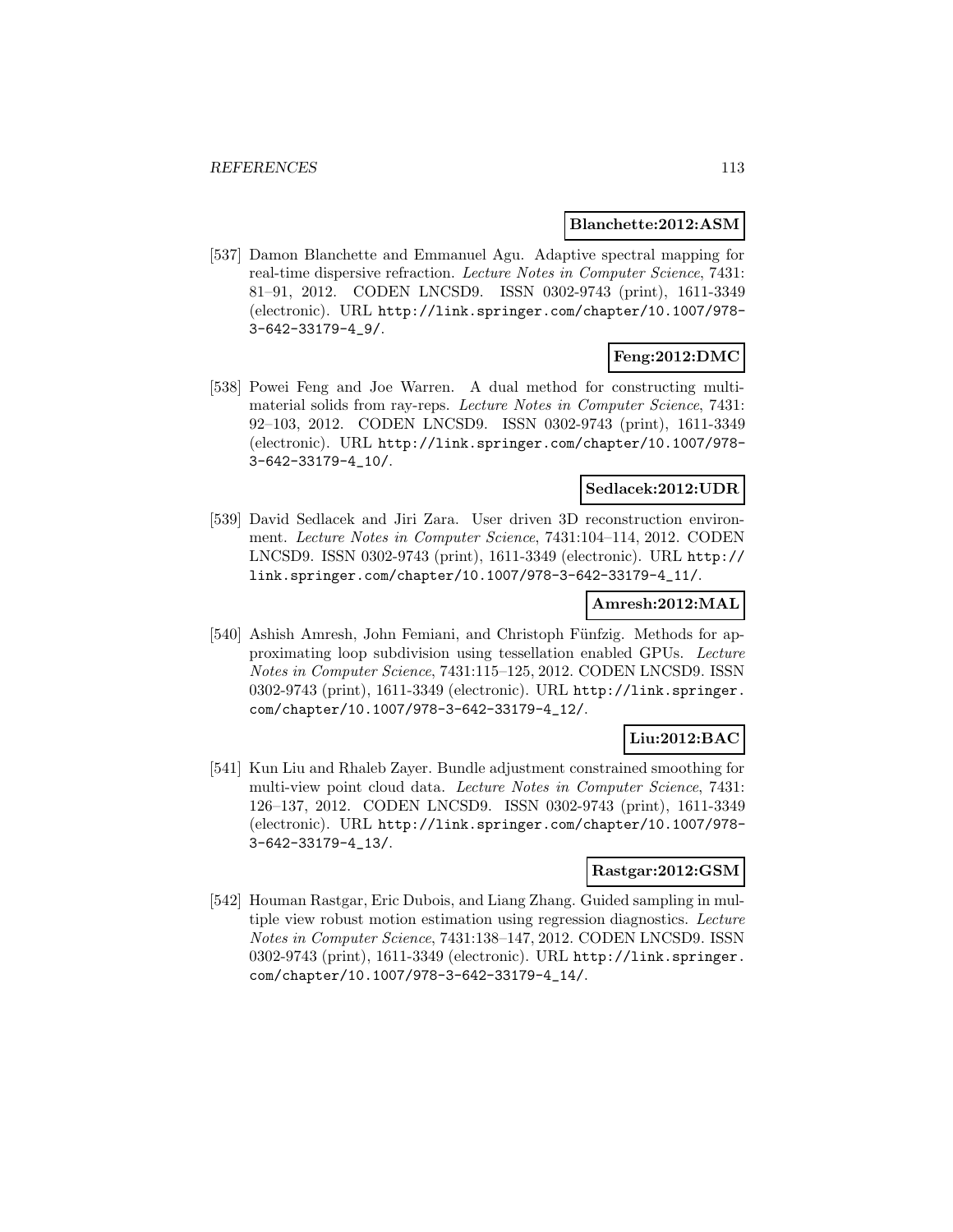**Blanchette:2012:ASM**

[537] Damon Blanchette and Emmanuel Agu. Adaptive spectral mapping for real-time dispersive refraction. *Lecture Notes in Computer Science*, 7431: 81–91, 2012. CODEN LNCSD9. ISSN 0302-9743 (print), 1611-3349 (electronic). URL `http://link.springer.com/chapter/10.1007/978-3-642-33179-4_9/`.

**Feng:2012:DMC**

[538] Powei Feng and Joe Warren. A dual method for constructing multi-material solids from ray-reps. *Lecture Notes in Computer Science*, 7431: 92–103, 2012. CODEN LNCSD9. ISSN 0302-9743 (print), 1611-3349 (electronic). URL `http://link.springer.com/chapter/10.1007/978-3-642-33179-4_10/`.

**Sedlacek:2012:UDR**

[539] David Sedlacek and Jiri Zara. User driven 3D reconstruction environment. *Lecture Notes in Computer Science*, 7431:104–114, 2012. CODEN LNCSD9. ISSN 0302-9743 (print), 1611-3349 (electronic). URL `http://link.springer.com/chapter/10.1007/978-3-642-33179-4_11/`.

**Amresh:2012:MAL**

[540] Ashish Amresh, John Femiani, and Christoph Fünfzig. Methods for approximating loop subdivision using tessellation enabled GPUs. *Lecture Notes in Computer Science*, 7431:115–125, 2012. CODEN LNCSD9. ISSN 0302-9743 (print), 1611-3349 (electronic). URL `http://link.springer.com/chapter/10.1007/978-3-642-33179-4_12/`.

**Liu:2012:BAC**

[541] Kun Liu and Rhaleb Zayer. Bundle adjustment constrained smoothing for multi-view point cloud data. *Lecture Notes in Computer Science*, 7431: 126–137, 2012. CODEN LNCSD9. ISSN 0302-9743 (print), 1611-3349 (electronic). URL `http://link.springer.com/chapter/10.1007/978-3-642-33179-4_13/`.

**Rastgar:2012:GSM**

[542] Houman Rastgar, Eric Dubois, and Liang Zhang. Guided sampling in multiple view robust motion estimation using regression diagnostics. *Lecture Notes in Computer Science*, 7431:138–147, 2012. CODEN LNCSD9. ISSN 0302-9743 (print), 1611-3349 (electronic). URL `http://link.springer.com/chapter/10.1007/978-3-642-33179-4_14/`.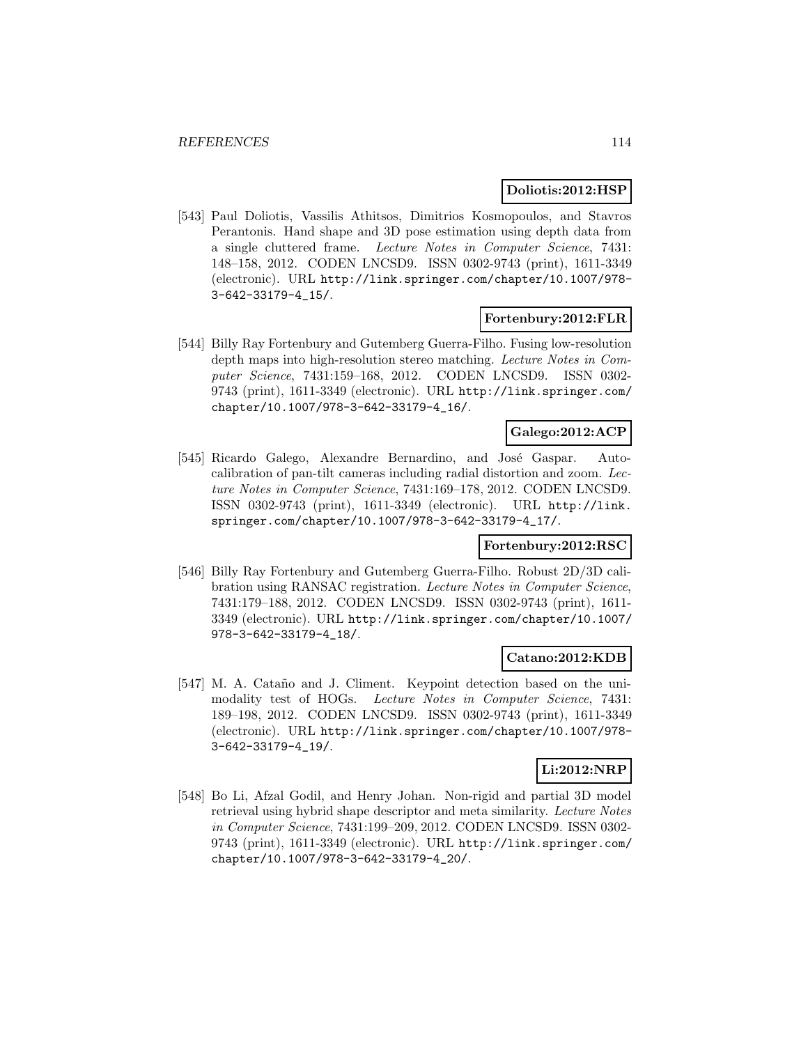**Doliotis:2012:HSP**

[543] Paul Doliotis, Vassilis Athitsos, Dimitrios Kosmopoulos, and Stavros Perantonis. Hand shape and 3D pose estimation using depth data from a single cluttered frame. *Lecture Notes in Computer Science*, 7431: 148–158, 2012. CODEN LNCSD9. ISSN 0302-9743 (print), 1611-3349 (electronic). URL http://link.springer.com/chapter/10.1007/978-3-642-33179-4_15/.

**Fortenbury:2012:FLR**

[544] Billy Ray Fortenbury and Gutemberg Guerra-Filho. Fusing low-resolution depth maps into high-resolution stereo matching. *Lecture Notes in Computer Science*, 7431:159–168, 2012. CODEN LNCSD9. ISSN 0302-9743 (print), 1611-3349 (electronic). URL http://link.springer.com/chapter/10.1007/978-3-642-33179-4_16/.

**Galego:2012:ACP**

[545] Ricardo Galego, Alexandre Bernardino, and José Gaspar. Autocalibration of pan-tilt cameras including radial distortion and zoom. *Lecture Notes in Computer Science*, 7431:169–178, 2012. CODEN LNCSD9. ISSN 0302-9743 (print), 1611-3349 (electronic). URL http://link.springer.com/chapter/10.1007/978-3-642-33179-4_17/.

**Fortenbury:2012:RSC**

[546] Billy Ray Fortenbury and Gutemberg Guerra-Filho. Robust 2D/3D calibration using RANSAC registration. *Lecture Notes in Computer Science*, 7431:179–188, 2012. CODEN LNCSD9. ISSN 0302-9743 (print), 1611-3349 (electronic). URL http://link.springer.com/chapter/10.1007/978-3-642-33179-4_18/.

**Catano:2012:KDB**

[547] M. A. Cataño and J. Climent. Keypoint detection based on the unimodality test of HOGs. *Lecture Notes in Computer Science*, 7431: 189–198, 2012. CODEN LNCSD9. ISSN 0302-9743 (print), 1611-3349 (electronic). URL http://link.springer.com/chapter/10.1007/978-3-642-33179-4_19/.

**Li:2012:NRP**

[548] Bo Li, Afzal Godil, and Henry Johan. Non-rigid and partial 3D model retrieval using hybrid shape descriptor and meta similarity. *Lecture Notes in Computer Science*, 7431:199–209, 2012. CODEN LNCSD9. ISSN 0302-9743 (print), 1611-3349 (electronic). URL http://link.springer.com/chapter/10.1007/978-3-642-33179-4_20/.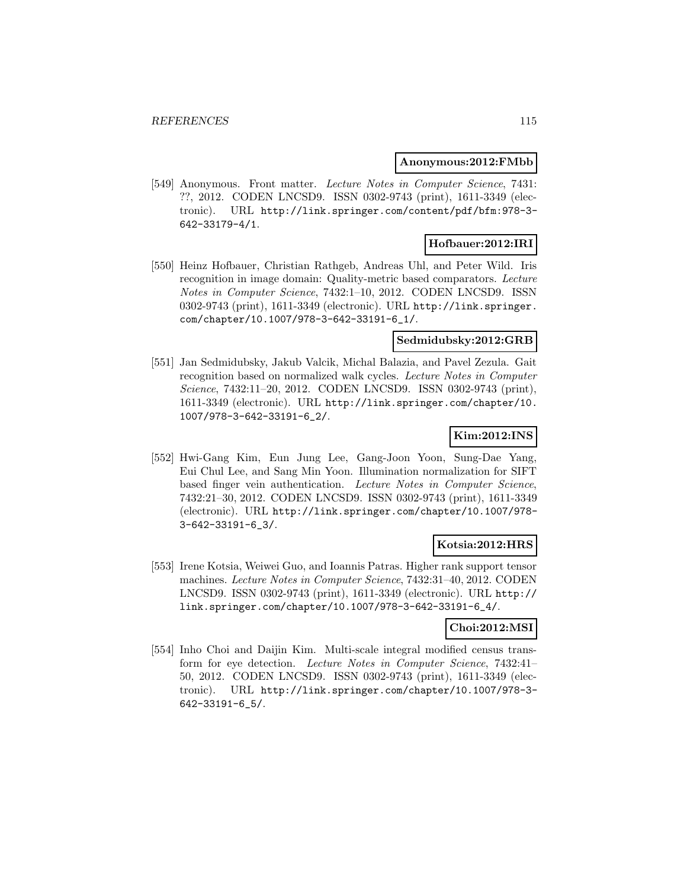**Anonymous:2012:FMbb**

[549] Anonymous. Front matter. *Lecture Notes in Computer Science*, 7431: ??, 2012. CODEN LNCSD9. ISSN 0302-9743 (print), 1611-3349 (electronic). URL http://link.springer.com/content/pdf/bfm:978-3-642-33179-4/1.

**Hofbauer:2012:IRI**

[550] Heinz Hofbauer, Christian Rathgeb, Andreas Uhl, and Peter Wild. Iris recognition in image domain: Quality-metric based comparators. *Lecture Notes in Computer Science*, 7432:1–10, 2012. CODEN LNCSD9. ISSN 0302-9743 (print), 1611-3349 (electronic). URL http://link.springer.com/chapter/10.1007/978-3-642-33191-6_1/.

**Sedmidubsky:2012:GRB**

[551] Jan Sedmidubsky, Jakub Valcik, Michal Balazia, and Pavel Zezula. Gait recognition based on normalized walk cycles. *Lecture Notes in Computer Science*, 7432:11–20, 2012. CODEN LNCSD9. ISSN 0302-9743 (print), 1611-3349 (electronic). URL http://link.springer.com/chapter/10.1007/978-3-642-33191-6_2/.

**Kim:2012:INS**

[552] Hwi-Gang Kim, Eun Jung Lee, Gang-Joon Yoon, Sung-Dae Yang, Eui Chul Lee, and Sang Min Yoon. Illumination normalization for SIFT based finger vein authentication. *Lecture Notes in Computer Science*, 7432:21–30, 2012. CODEN LNCSD9. ISSN 0302-9743 (print), 1611-3349 (electronic). URL http://link.springer.com/chapter/10.1007/978-3-642-33191-6_3/.

**Kotsia:2012:HRS**

[553] Irene Kotsia, Weiwei Guo, and Ioannis Patras. Higher rank support tensor machines. *Lecture Notes in Computer Science*, 7432:31–40, 2012. CODEN LNCSD9. ISSN 0302-9743 (print), 1611-3349 (electronic). URL http://link.springer.com/chapter/10.1007/978-3-642-33191-6_4/.

**Choi:2012:MSI**

[554] Inho Choi and Daijin Kim. Multi-scale integral modified census transform for eye detection. *Lecture Notes in Computer Science*, 7432:41–50, 2012. CODEN LNCSD9. ISSN 0302-9743 (print), 1611-3349 (electronic). URL http://link.springer.com/chapter/10.1007/978-3-642-33191-6_5/.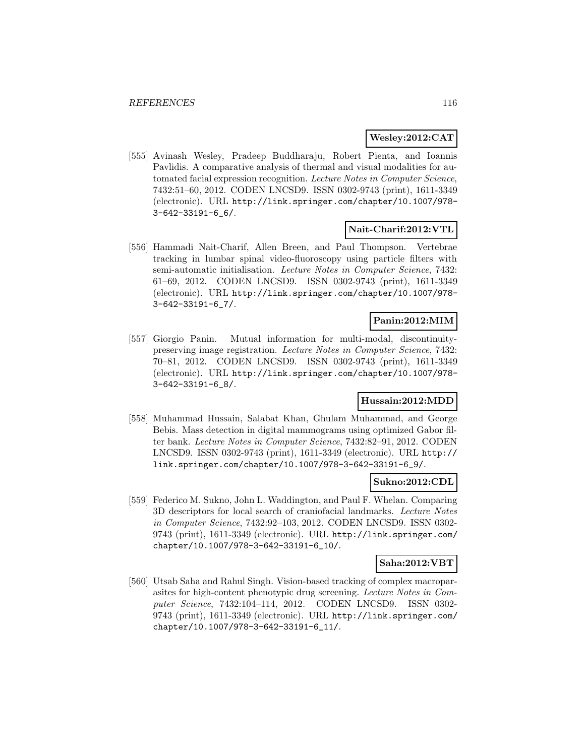**Wesley:2012:CAT**

[555] Avinash Wesley, Pradeep Buddharaju, Robert Pienta, and Ioannis Pavlidis. A comparative analysis of thermal and visual modalities for automated facial expression recognition. *Lecture Notes in Computer Science*, 7432:51–60, 2012. CODEN LNCSD9. ISSN 0302-9743 (print), 1611-3349 (electronic). URL `http://link.springer.com/chapter/10.1007/978-3-642-33191-6_6/`.

**Nait-Charif:2012:VTL**

[556] Hammadi Nait-Charif, Allen Breen, and Paul Thompson. Vertebrae tracking in lumbar spinal video-fluoroscopy using particle filters with semi-automatic initialisation. *Lecture Notes in Computer Science*, 7432: 61–69, 2012. CODEN LNCSD9. ISSN 0302-9743 (print), 1611-3349 (electronic). URL `http://link.springer.com/chapter/10.1007/978-3-642-33191-6_7/`.

**Panin:2012:MIM**

[557] Giorgio Panin. Mutual information for multi-modal, discontinuity-preserving image registration. *Lecture Notes in Computer Science*, 7432: 70–81, 2012. CODEN LNCSD9. ISSN 0302-9743 (print), 1611-3349 (electronic). URL `http://link.springer.com/chapter/10.1007/978-3-642-33191-6_8/`.

**Hussain:2012:MDD**

[558] Muhammad Hussain, Salabat Khan, Ghulam Muhammad, and George Bebis. Mass detection in digital mammograms using optimized Gabor filter bank. *Lecture Notes in Computer Science*, 7432:82–91, 2012. CODEN LNCSD9. ISSN 0302-9743 (print), 1611-3349 (electronic). URL `http://link.springer.com/chapter/10.1007/978-3-642-33191-6_9/`.

**Sukno:2012:CDL**

[559] Federico M. Sukno, John L. Waddington, and Paul F. Whelan. Comparing 3D descriptors for local search of craniofacial landmarks. *Lecture Notes in Computer Science*, 7432:92–103, 2012. CODEN LNCSD9. ISSN 0302-9743 (print), 1611-3349 (electronic). URL `http://link.springer.com/chapter/10.1007/978-3-642-33191-6_10/`.

**Saha:2012:VBT**

[560] Utsab Saha and Rahul Singh. Vision-based tracking of complex macroparasites for high-content phenotypic drug screening. *Lecture Notes in Computer Science*, 7432:104–114, 2012. CODEN LNCSD9. ISSN 0302-9743 (print), 1611-3349 (electronic). URL `http://link.springer.com/chapter/10.1007/978-3-642-33191-6_11/`.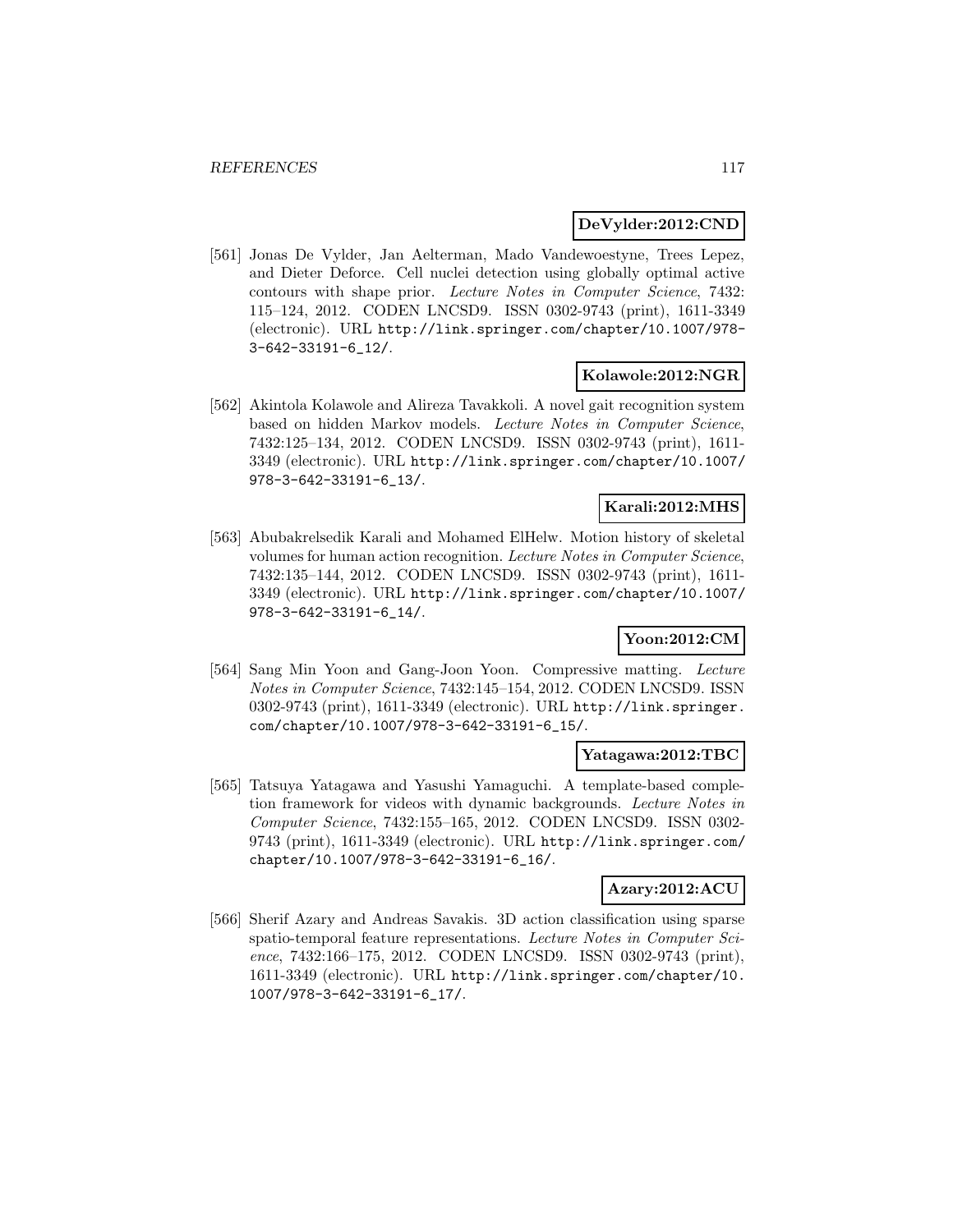**DeVylder:2012:CND**

[561] Jonas De Vylder, Jan Aelterman, Mado Vandewoestyne, Trees Lepez, and Dieter Deforce. Cell nuclei detection using globally optimal active contours with shape prior. *Lecture Notes in Computer Science*, 7432: 115–124, 2012. CODEN LNCSD9. ISSN 0302-9743 (print), 1611-3349 (electronic). URL http://link.springer.com/chapter/10.1007/978-3-642-33191-6_12/.

**Kolawole:2012:NGR**

[562] Akintola Kolawole and Alireza Tavakkoli. A novel gait recognition system based on hidden Markov models. *Lecture Notes in Computer Science*, 7432:125–134, 2012. CODEN LNCSD9. ISSN 0302-9743 (print), 1611-3349 (electronic). URL http://link.springer.com/chapter/10.1007/978-3-642-33191-6_13/.

**Karali:2012:MHS**

[563] Abubakrelsedik Karali and Mohamed ElHelw. Motion history of skeletal volumes for human action recognition. *Lecture Notes in Computer Science*, 7432:135–144, 2012. CODEN LNCSD9. ISSN 0302-9743 (print), 1611-3349 (electronic). URL http://link.springer.com/chapter/10.1007/978-3-642-33191-6_14/.

**Yoon:2012:CM**

[564] Sang Min Yoon and Gang-Joon Yoon. Compressive matting. *Lecture Notes in Computer Science*, 7432:145–154, 2012. CODEN LNCSD9. ISSN 0302-9743 (print), 1611-3349 (electronic). URL http://link.springer.com/chapter/10.1007/978-3-642-33191-6_15/.

**Yatagawa:2012:TBC**

[565] Tatsuya Yatagawa and Yasushi Yamaguchi. A template-based completion framework for videos with dynamic backgrounds. *Lecture Notes in Computer Science*, 7432:155–165, 2012. CODEN LNCSD9. ISSN 0302-9743 (print), 1611-3349 (electronic). URL http://link.springer.com/chapter/10.1007/978-3-642-33191-6_16/.

**Azary:2012:ACU**

[566] Sherif Azary and Andreas Savakis. 3D action classification using sparse spatio-temporal feature representations. *Lecture Notes in Computer Science*, 7432:166–175, 2012. CODEN LNCSD9. ISSN 0302-9743 (print), 1611-3349 (electronic). URL http://link.springer.com/chapter/10.1007/978-3-642-33191-6_17/.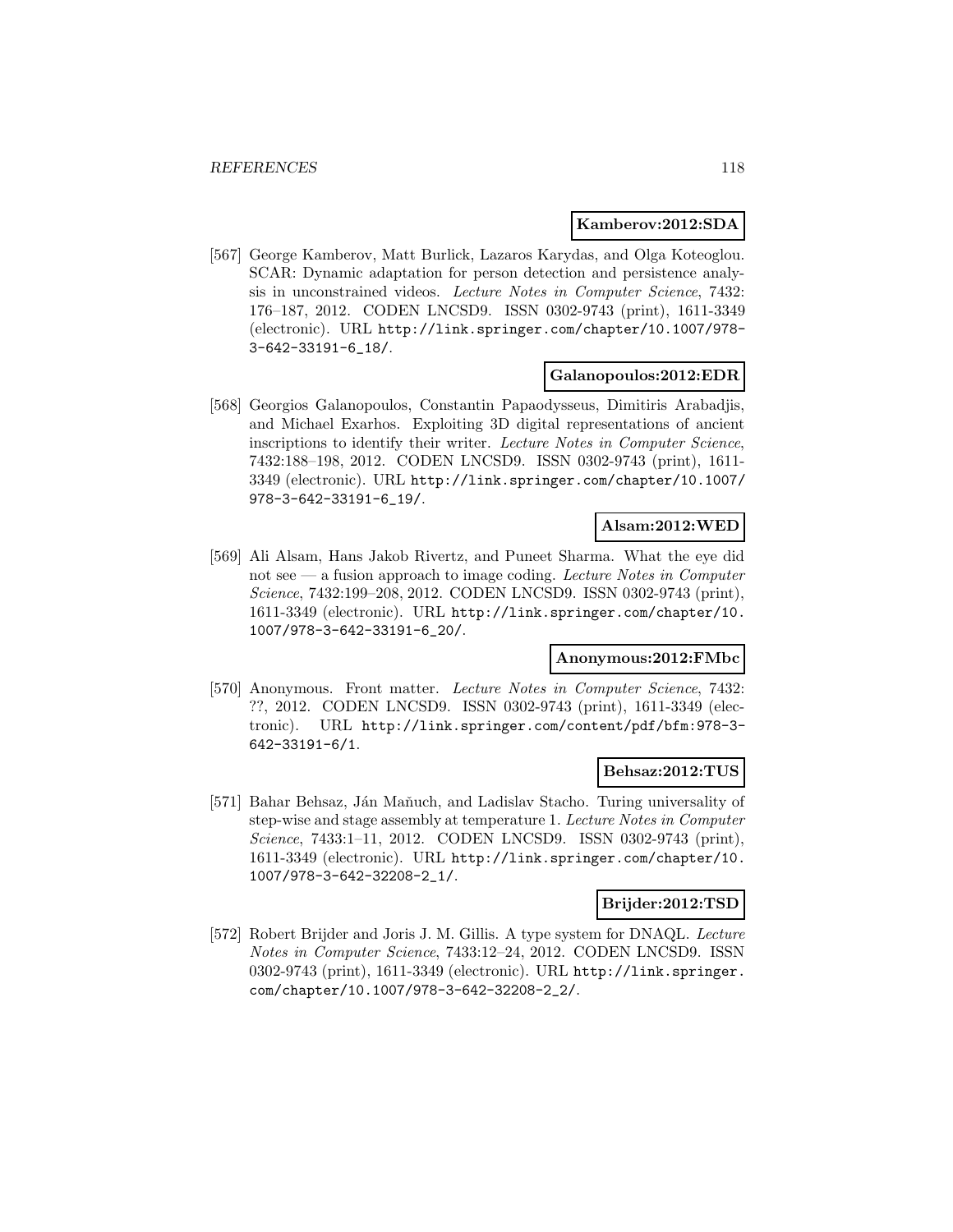**Kamberov:2012:SDA**

[567] George Kamberov, Matt Burlick, Lazaros Karydas, and Olga Koteoglou. SCAR: Dynamic adaptation for person detection and persistence analysis in unconstrained videos. *Lecture Notes in Computer Science*, 7432: 176–187, 2012. CODEN LNCSD9. ISSN 0302-9743 (print), 1611-3349 (electronic). URL `http://link.springer.com/chapter/10.1007/978-3-642-33191-6_18/`.

**Galanopoulos:2012:EDR**

[568] Georgios Galanopoulos, Constantin Papaodysseus, Dimitiris Arabadjis, and Michael Exarhos. Exploiting 3D digital representations of ancient inscriptions to identify their writer. *Lecture Notes in Computer Science*, 7432:188–198, 2012. CODEN LNCSD9. ISSN 0302-9743 (print), 1611-3349 (electronic). URL `http://link.springer.com/chapter/10.1007/978-3-642-33191-6_19/`.

**Alsam:2012:WED**

[569] Ali Alsam, Hans Jakob Rivertz, and Puneet Sharma. What the eye did not see — a fusion approach to image coding. *Lecture Notes in Computer Science*, 7432:199–208, 2012. CODEN LNCSD9. ISSN 0302-9743 (print), 1611-3349 (electronic). URL `http://link.springer.com/chapter/10.1007/978-3-642-33191-6_20/`.

**Anonymous:2012:FMbc**

[570] Anonymous. Front matter. *Lecture Notes in Computer Science*, 7432: ??, 2012. CODEN LNCSD9. ISSN 0302-9743 (print), 1611-3349 (electronic). URL `http://link.springer.com/content/pdf/bfm:978-3-642-33191-6/1`.

**Behsaz:2012:TUS**

[571] Bahar Behsaz, Ján Maňuch, and Ladislav Stacho. Turing universality of step-wise and stage assembly at temperature 1. *Lecture Notes in Computer Science*, 7433:1–11, 2012. CODEN LNCSD9. ISSN 0302-9743 (print), 1611-3349 (electronic). URL `http://link.springer.com/chapter/10.1007/978-3-642-32208-2_1/`.

**Brijder:2012:TSD**

[572] Robert Brijder and Joris J. M. Gillis. A type system for DNAQL. *Lecture Notes in Computer Science*, 7433:12–24, 2012. CODEN LNCSD9. ISSN 0302-9743 (print), 1611-3349 (electronic). URL `http://link.springer.com/chapter/10.1007/978-3-642-32208-2_2/`.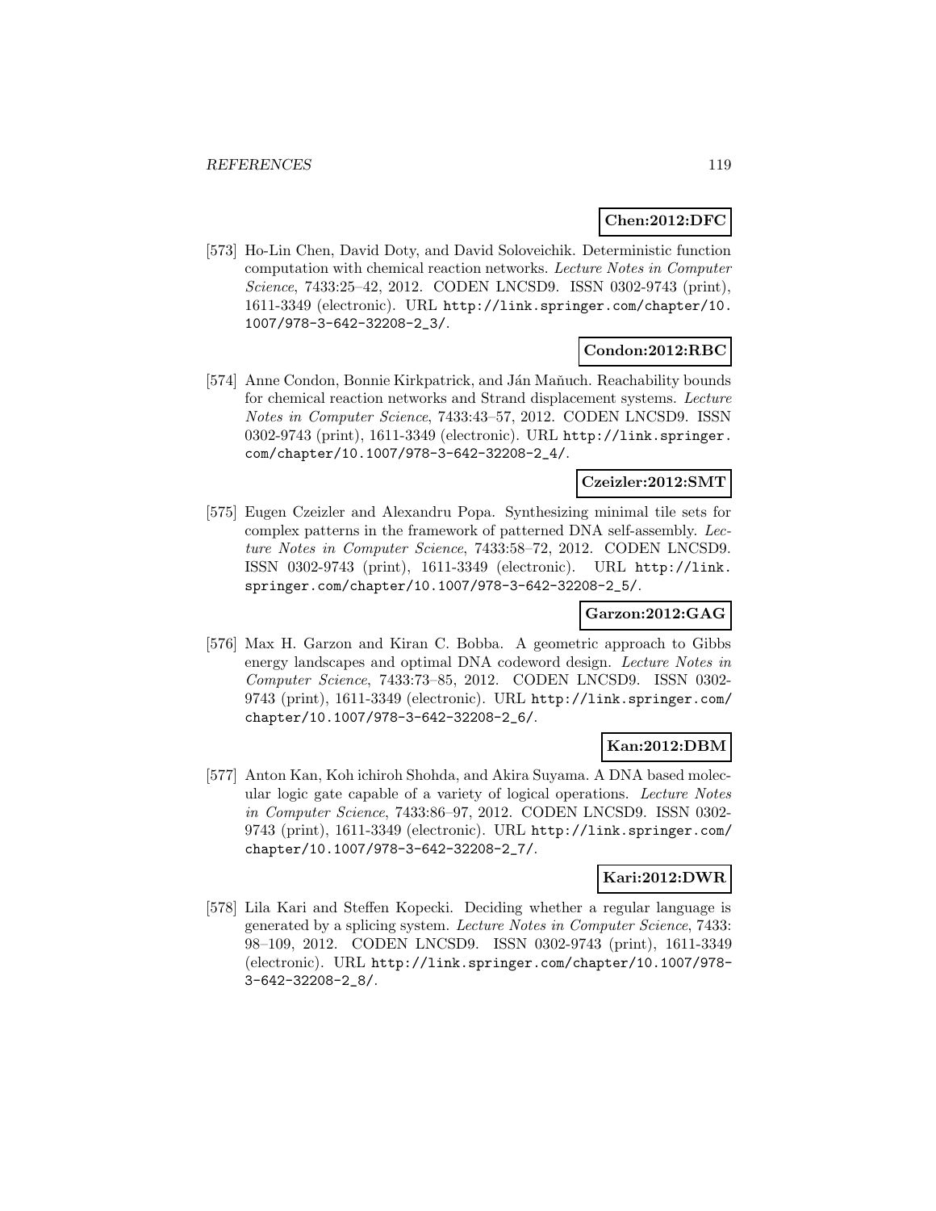**Chen:2012:DFC**

[573] Ho-Lin Chen, David Doty, and David Soloveichik. Deterministic function computation with chemical reaction networks. *Lecture Notes in Computer Science*, 7433:25–42, 2012. CODEN LNCSD9. ISSN 0302-9743 (print), 1611-3349 (electronic). URL http://link.springer.com/chapter/10.1007/978-3-642-32208-2_3/.

**Condon:2012:RBC**

[574] Anne Condon, Bonnie Kirkpatrick, and Ján Maňuch. Reachability bounds for chemical reaction networks and Strand displacement systems. *Lecture Notes in Computer Science*, 7433:43–57, 2012. CODEN LNCSD9. ISSN 0302-9743 (print), 1611-3349 (electronic). URL http://link.springer.com/chapter/10.1007/978-3-642-32208-2_4/.

**Czeizler:2012:SMT**

[575] Eugen Czeizler and Alexandru Popa. Synthesizing minimal tile sets for complex patterns in the framework of patterned DNA self-assembly. *Lecture Notes in Computer Science*, 7433:58–72, 2012. CODEN LNCSD9. ISSN 0302-9743 (print), 1611-3349 (electronic). URL http://link.springer.com/chapter/10.1007/978-3-642-32208-2_5/.

**Garzon:2012:GAG**

[576] Max H. Garzon and Kiran C. Bobba. A geometric approach to Gibbs energy landscapes and optimal DNA codeword design. *Lecture Notes in Computer Science*, 7433:73–85, 2012. CODEN LNCSD9. ISSN 0302-9743 (print), 1611-3349 (electronic). URL http://link.springer.com/chapter/10.1007/978-3-642-32208-2_6/.

**Kan:2012:DBM**

[577] Anton Kan, Koh ichiroh Shohda, and Akira Suyama. A DNA based molecular logic gate capable of a variety of logical operations. *Lecture Notes in Computer Science*, 7433:86–97, 2012. CODEN LNCSD9. ISSN 0302-9743 (print), 1611-3349 (electronic). URL http://link.springer.com/chapter/10.1007/978-3-642-32208-2_7/.

**Kari:2012:DWR**

[578] Lila Kari and Steffen Kopecki. Deciding whether a regular language is generated by a splicing system. *Lecture Notes in Computer Science*, 7433: 98–109, 2012. CODEN LNCSD9. ISSN 0302-9743 (print), 1611-3349 (electronic). URL http://link.springer.com/chapter/10.1007/978-3-642-32208-2_8/.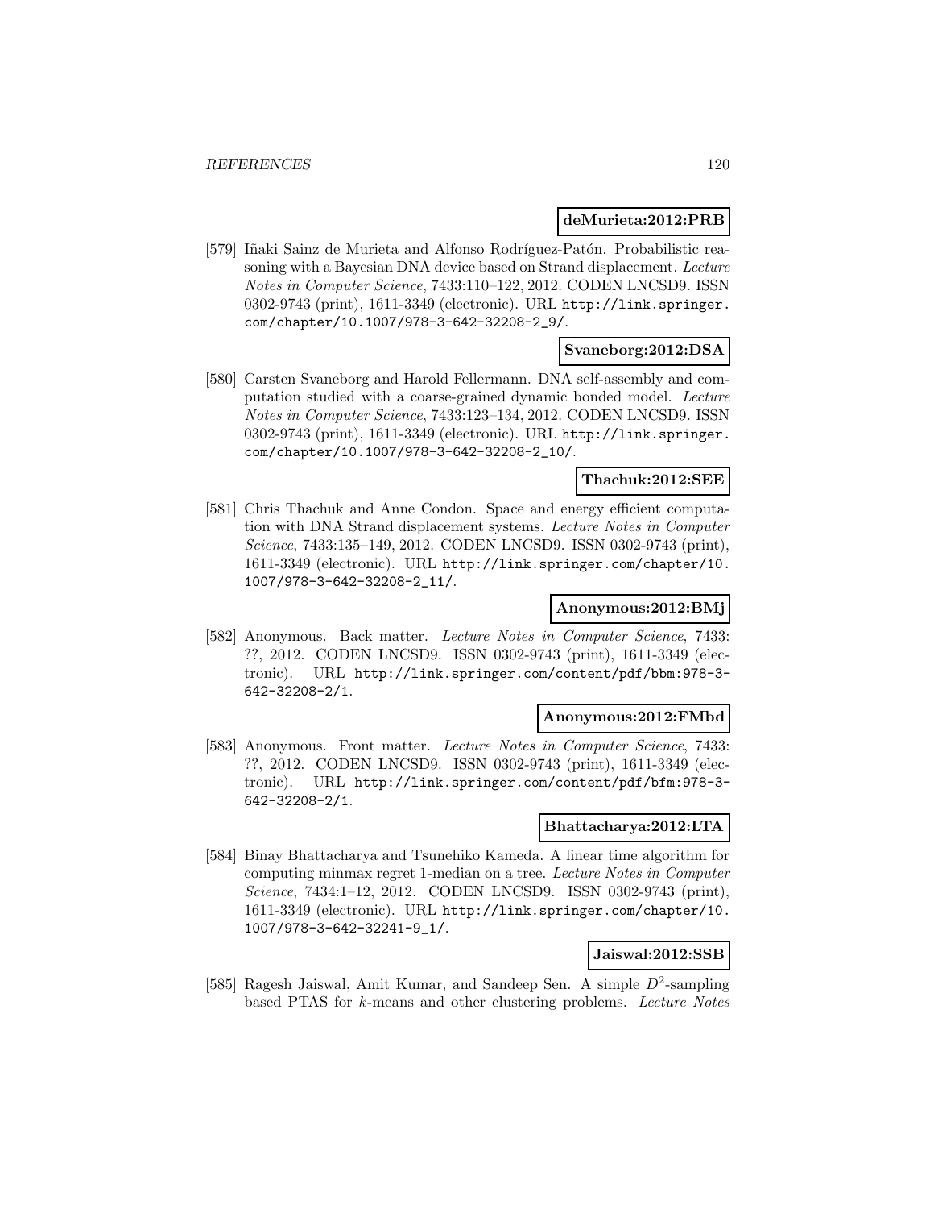**deMurieta:2012:PRB**

[579] Iñaki Sainz de Murieta and Alfonso Rodríguez-Patón. Probabilistic reasoning with a Bayesian DNA device based on Strand displacement. *Lecture Notes in Computer Science*, 7433:110–122, 2012. CODEN LNCSD9. ISSN 0302-9743 (print), 1611-3349 (electronic). URL http://link.springer.com/chapter/10.1007/978-3-642-32208-2_9/.

**Svaneborg:2012:DSA**

[580] Carsten Svaneborg and Harold Fellermann. DNA self-assembly and computation studied with a coarse-grained dynamic bonded model. *Lecture Notes in Computer Science*, 7433:123–134, 2012. CODEN LNCSD9. ISSN 0302-9743 (print), 1611-3349 (electronic). URL http://link.springer.com/chapter/10.1007/978-3-642-32208-2_10/.

**Thachuk:2012:SEE**

[581] Chris Thachuk and Anne Condon. Space and energy efficient computation with DNA Strand displacement systems. *Lecture Notes in Computer Science*, 7433:135–149, 2012. CODEN LNCSD9. ISSN 0302-9743 (print), 1611-3349 (electronic). URL http://link.springer.com/chapter/10.1007/978-3-642-32208-2_11/.

**Anonymous:2012:BMj**

[582] Anonymous. Back matter. *Lecture Notes in Computer Science*, 7433: ??, 2012. CODEN LNCSD9. ISSN 0302-9743 (print), 1611-3349 (electronic). URL http://link.springer.com/content/pdf/bbm:978-3-642-32208-2/1.

**Anonymous:2012:FMbd**

[583] Anonymous. Front matter. *Lecture Notes in Computer Science*, 7433: ??, 2012. CODEN LNCSD9. ISSN 0302-9743 (print), 1611-3349 (electronic). URL http://link.springer.com/content/pdf/bfm:978-3-642-32208-2/1.

**Bhattacharya:2012:LTA**

[584] Binay Bhattacharya and Tsunehiko Kameda. A linear time algorithm for computing minmax regret 1-median on a tree. *Lecture Notes in Computer Science*, 7434:1–12, 2012. CODEN LNCSD9. ISSN 0302-9743 (print), 1611-3349 (electronic). URL http://link.springer.com/chapter/10.1007/978-3-642-32241-9_1/.

**Jaiswal:2012:SSB**

[585] Ragesh Jaiswal, Amit Kumar, and Sandeep Sen. A simple $D^2$-sampling based PTAS for $k$-means and other clustering problems. *Lecture Notes*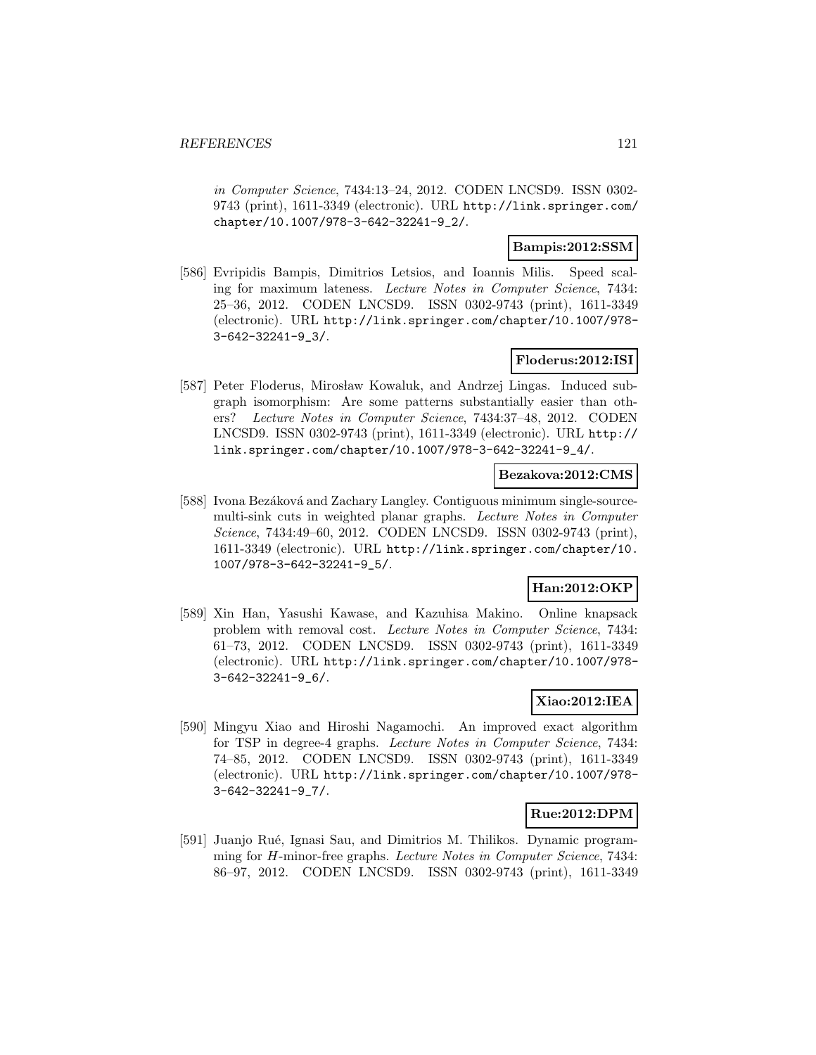*in Computer Science*, 7434:13–24, 2012. CODEN LNCSD9. ISSN 0302-9743 (print), 1611-3349 (electronic). URL http://link.springer.com/chapter/10.1007/978-3-642-32241-9_2/.

**Bampis:2012:SSM**

[586] Evripidis Bampis, Dimitrios Letsios, and Ioannis Milis. Speed scaling for maximum lateness. *Lecture Notes in Computer Science*, 7434: 25–36, 2012. CODEN LNCSD9. ISSN 0302-9743 (print), 1611-3349 (electronic). URL http://link.springer.com/chapter/10.1007/978-3-642-32241-9_3/.

**Floderus:2012:ISI**

[587] Peter Floderus, Mirosław Kowaluk, and Andrzej Lingas. Induced subgraph isomorphism: Are some patterns substantially easier than others? *Lecture Notes in Computer Science*, 7434:37–48, 2012. CODEN LNCSD9. ISSN 0302-9743 (print), 1611-3349 (electronic). URL http://link.springer.com/chapter/10.1007/978-3-642-32241-9_4/.

**Bezakova:2012:CMS**

[588] Ivona Bezáková and Zachary Langley. Contiguous minimum single-source-multi-sink cuts in weighted planar graphs. *Lecture Notes in Computer Science*, 7434:49–60, 2012. CODEN LNCSD9. ISSN 0302-9743 (print), 1611-3349 (electronic). URL http://link.springer.com/chapter/10.1007/978-3-642-32241-9_5/.

**Han:2012:OKP**

[589] Xin Han, Yasushi Kawase, and Kazuhisa Makino. Online knapsack problem with removal cost. *Lecture Notes in Computer Science*, 7434: 61–73, 2012. CODEN LNCSD9. ISSN 0302-9743 (print), 1611-3349 (electronic). URL http://link.springer.com/chapter/10.1007/978-3-642-32241-9_6/.

**Xiao:2012:IEA**

[590] Mingyu Xiao and Hiroshi Nagamochi. An improved exact algorithm for TSP in degree-4 graphs. *Lecture Notes in Computer Science*, 7434: 74–85, 2012. CODEN LNCSD9. ISSN 0302-9743 (print), 1611-3349 (electronic). URL http://link.springer.com/chapter/10.1007/978-3-642-32241-9_7/.

**Rue:2012:DPM**

[591] Juanjo Rué, Ignasi Sau, and Dimitrios M. Thilikos. Dynamic programming for $H$-minor-free graphs. *Lecture Notes in Computer Science*, 7434: 86–97, 2012. CODEN LNCSD9. ISSN 0302-9743 (print), 1611-3349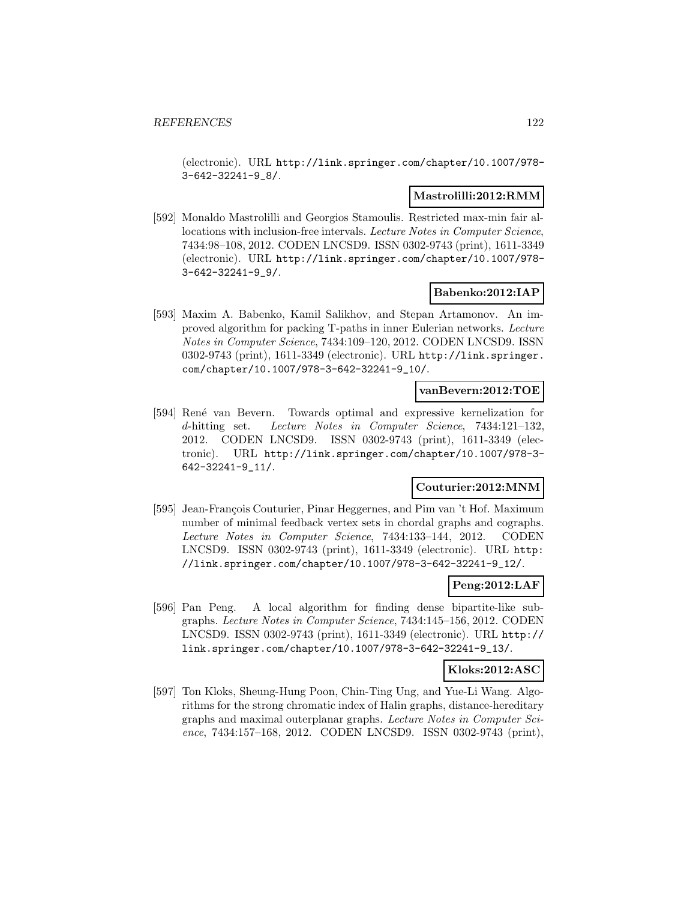(electronic). URL http://link.springer.com/chapter/10.1007/978-3-642-32241-9_8/.

**Mastrolilli:2012:RMM**

[592] Monaldo Mastrolilli and Georgios Stamoulis. Restricted max-min fair allocations with inclusion-free intervals. *Lecture Notes in Computer Science*, 7434:98–108, 2012. CODEN LNCSD9. ISSN 0302-9743 (print), 1611-3349 (electronic). URL http://link.springer.com/chapter/10.1007/978-3-642-32241-9_9/.

**Babenko:2012:IAP**

[593] Maxim A. Babenko, Kamil Salikhov, and Stepan Artamonov. An improved algorithm for packing T-paths in inner Eulerian networks. *Lecture Notes in Computer Science*, 7434:109–120, 2012. CODEN LNCSD9. ISSN 0302-9743 (print), 1611-3349 (electronic). URL http://link.springer.com/chapter/10.1007/978-3-642-32241-9_10/.

**vanBevern:2012:TOE**

[594] René van Bevern. Towards optimal and expressive kernelization for $d$-hitting set. *Lecture Notes in Computer Science*, 7434:121–132, 2012. CODEN LNCSD9. ISSN 0302-9743 (print), 1611-3349 (electronic). URL http://link.springer.com/chapter/10.1007/978-3-642-32241-9_11/.

**Couturier:2012:MNM**

[595] Jean-François Couturier, Pinar Heggernes, and Pim van 't Hof. Maximum number of minimal feedback vertex sets in chordal graphs and cographs. *Lecture Notes in Computer Science*, 7434:133–144, 2012. CODEN LNCSD9. ISSN 0302-9743 (print), 1611-3349 (electronic). URL http://link.springer.com/chapter/10.1007/978-3-642-32241-9_12/.

**Peng:2012:LAF**

[596] Pan Peng. A local algorithm for finding dense bipartite-like subgraphs. *Lecture Notes in Computer Science*, 7434:145–156, 2012. CODEN LNCSD9. ISSN 0302-9743 (print), 1611-3349 (electronic). URL http://link.springer.com/chapter/10.1007/978-3-642-32241-9_13/.

**Kloks:2012:ASC**

[597] Ton Kloks, Sheung-Hung Poon, Chin-Ting Ung, and Yue-Li Wang. Algorithms for the strong chromatic index of Halin graphs, distance-hereditary graphs and maximal outerplanar graphs. *Lecture Notes in Computer Science*, 7434:157–168, 2012. CODEN LNCSD9. ISSN 0302-9743 (print),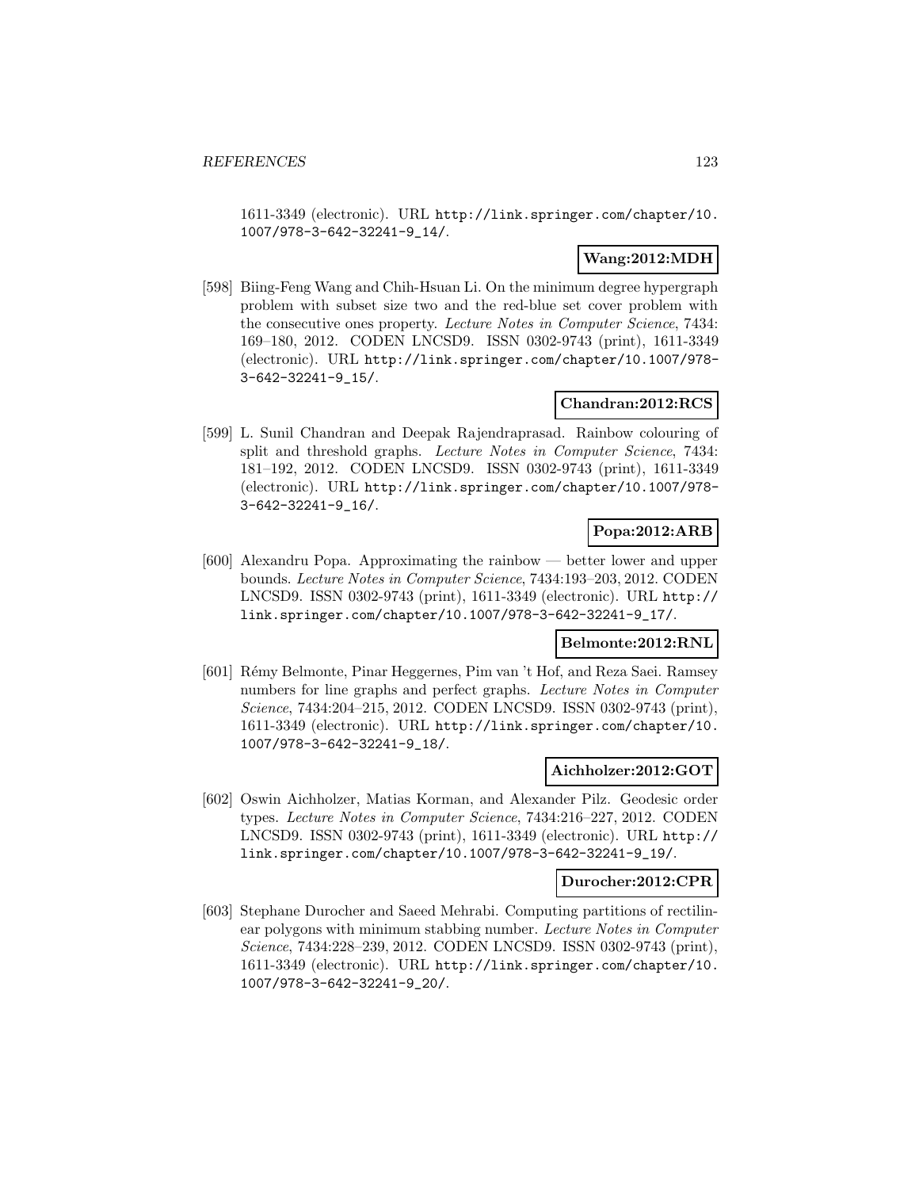1611-3349 (electronic). URL http://link.springer.com/chapter/10.1007/978-3-642-32241-9_14/.

**Wang:2012:MDH**

[598] Biing-Feng Wang and Chih-Hsuan Li. On the minimum degree hypergraph problem with subset size two and the red-blue set cover problem with the consecutive ones property. *Lecture Notes in Computer Science*, 7434: 169–180, 2012. CODEN LNCSD9. ISSN 0302-9743 (print), 1611-3349 (electronic). URL http://link.springer.com/chapter/10.1007/978-3-642-32241-9_15/.

**Chandran:2012:RCS**

[599] L. Sunil Chandran and Deepak Rajendraprasad. Rainbow colouring of split and threshold graphs. *Lecture Notes in Computer Science*, 7434: 181–192, 2012. CODEN LNCSD9. ISSN 0302-9743 (print), 1611-3349 (electronic). URL http://link.springer.com/chapter/10.1007/978-3-642-32241-9_16/.

**Popa:2012:ARB**

[600] Alexandru Popa. Approximating the rainbow — better lower and upper bounds. *Lecture Notes in Computer Science*, 7434:193–203, 2012. CODEN LNCSD9. ISSN 0302-9743 (print), 1611-3349 (electronic). URL http://link.springer.com/chapter/10.1007/978-3-642-32241-9_17/.

**Belmonte:2012:RNL**

[601] Rémy Belmonte, Pinar Heggernes, Pim van 't Hof, and Reza Saei. Ramsey numbers for line graphs and perfect graphs. *Lecture Notes in Computer Science*, 7434:204–215, 2012. CODEN LNCSD9. ISSN 0302-9743 (print), 1611-3349 (electronic). URL http://link.springer.com/chapter/10.1007/978-3-642-32241-9_18/.

**Aichholzer:2012:GOT**

[602] Oswin Aichholzer, Matias Korman, and Alexander Pilz. Geodesic order types. *Lecture Notes in Computer Science*, 7434:216–227, 2012. CODEN LNCSD9. ISSN 0302-9743 (print), 1611-3349 (electronic). URL http://link.springer.com/chapter/10.1007/978-3-642-32241-9_19/.

**Durocher:2012:CPR**

[603] Stephane Durocher and Saeed Mehrabi. Computing partitions of rectilinear polygons with minimum stabbing number. *Lecture Notes in Computer Science*, 7434:228–239, 2012. CODEN LNCSD9. ISSN 0302-9743 (print), 1611-3349 (electronic). URL http://link.springer.com/chapter/10.1007/978-3-642-32241-9_20/.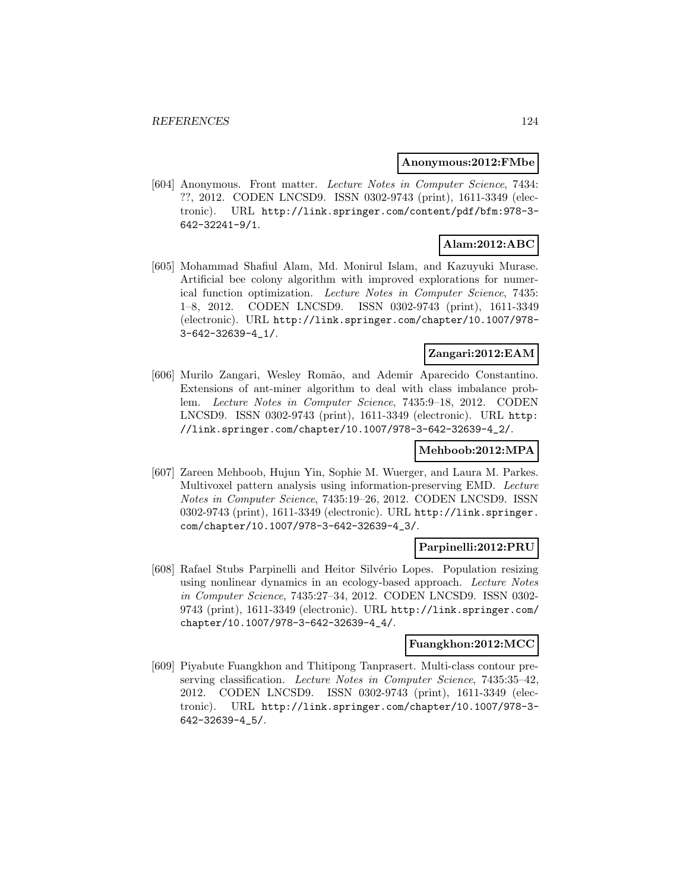**Anonymous:2012:FMbe**

[604] Anonymous. Front matter. *Lecture Notes in Computer Science*, 7434: ??, 2012. CODEN LNCSD9. ISSN 0302-9743 (print), 1611-3349 (electronic). URL http://link.springer.com/content/pdf/bfm:978-3-642-32241-9/1.

**Alam:2012:ABC**

[605] Mohammad Shafiul Alam, Md. Monirul Islam, and Kazuyuki Murase. Artificial bee colony algorithm with improved explorations for numerical function optimization. *Lecture Notes in Computer Science*, 7435: 1–8, 2012. CODEN LNCSD9. ISSN 0302-9743 (print), 1611-3349 (electronic). URL http://link.springer.com/chapter/10.1007/978-3-642-32639-4_1/.

**Zangari:2012:EAM**

[606] Murilo Zangari, Wesley Romão, and Ademir Aparecido Constantino. Extensions of ant-miner algorithm to deal with class imbalance problem. *Lecture Notes in Computer Science*, 7435:9–18, 2012. CODEN LNCSD9. ISSN 0302-9743 (print), 1611-3349 (electronic). URL http://link.springer.com/chapter/10.1007/978-3-642-32639-4_2/.

**Mehboob:2012:MPA**

[607] Zareen Mehboob, Hujun Yin, Sophie M. Wuerger, and Laura M. Parkes. Multivoxel pattern analysis using information-preserving EMD. *Lecture Notes in Computer Science*, 7435:19–26, 2012. CODEN LNCSD9. ISSN 0302-9743 (print), 1611-3349 (electronic). URL http://link.springer.com/chapter/10.1007/978-3-642-32639-4_3/.

**Parpinelli:2012:PRU**

[608] Rafael Stubs Parpinelli and Heitor Silvério Lopes. Population resizing using nonlinear dynamics in an ecology-based approach. *Lecture Notes in Computer Science*, 7435:27–34, 2012. CODEN LNCSD9. ISSN 0302-9743 (print), 1611-3349 (electronic). URL http://link.springer.com/chapter/10.1007/978-3-642-32639-4_4/.

**Fuangkhon:2012:MCC**

[609] Piyabute Fuangkhon and Thitipong Tanprasert. Multi-class contour preserving classification. *Lecture Notes in Computer Science*, 7435:35–42, 2012. CODEN LNCSD9. ISSN 0302-9743 (print), 1611-3349 (electronic). URL http://link.springer.com/chapter/10.1007/978-3-642-32639-4_5/.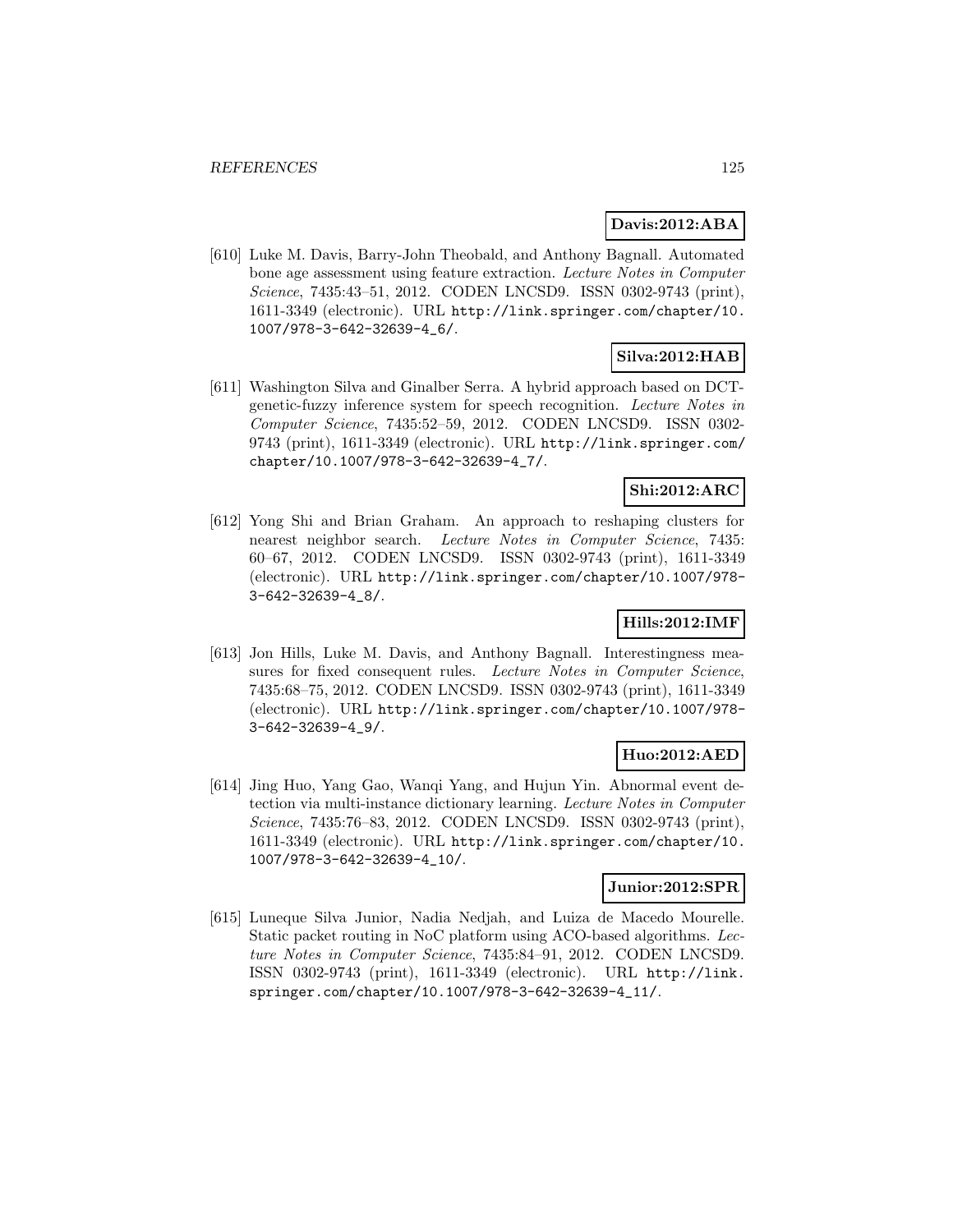**Davis:2012:ABA**

[610] Luke M. Davis, Barry-John Theobald, and Anthony Bagnall. Automated bone age assessment using feature extraction. *Lecture Notes in Computer Science*, 7435:43–51, 2012. CODEN LNCSD9. ISSN 0302-9743 (print), 1611-3349 (electronic). URL http://link.springer.com/chapter/10.1007/978-3-642-32639-4_6/.

**Silva:2012:HAB**

[611] Washington Silva and Ginalber Serra. A hybrid approach based on DCT-genetic-fuzzy inference system for speech recognition. *Lecture Notes in Computer Science*, 7435:52–59, 2012. CODEN LNCSD9. ISSN 0302-9743 (print), 1611-3349 (electronic). URL http://link.springer.com/chapter/10.1007/978-3-642-32639-4_7/.

**Shi:2012:ARC**

[612] Yong Shi and Brian Graham. An approach to reshaping clusters for nearest neighbor search. *Lecture Notes in Computer Science*, 7435:60–67, 2012. CODEN LNCSD9. ISSN 0302-9743 (print), 1611-3349 (electronic). URL http://link.springer.com/chapter/10.1007/978-3-642-32639-4_8/.

**Hills:2012:IMF**

[613] Jon Hills, Luke M. Davis, and Anthony Bagnall. Interestingness measures for fixed consequent rules. *Lecture Notes in Computer Science*, 7435:68–75, 2012. CODEN LNCSD9. ISSN 0302-9743 (print), 1611-3349 (electronic). URL http://link.springer.com/chapter/10.1007/978-3-642-32639-4_9/.

**Huo:2012:AED**

[614] Jing Huo, Yang Gao, Wanqi Yang, and Hujun Yin. Abnormal event detection via multi-instance dictionary learning. *Lecture Notes in Computer Science*, 7435:76–83, 2012. CODEN LNCSD9. ISSN 0302-9743 (print), 1611-3349 (electronic). URL http://link.springer.com/chapter/10.1007/978-3-642-32639-4_10/.

**Junior:2012:SPR**

[615] Luneque Silva Junior, Nadia Nedjah, and Luiza de Macedo Mourelle. Static packet routing in NoC platform using ACO-based algorithms. *Lecture Notes in Computer Science*, 7435:84–91, 2012. CODEN LNCSD9. ISSN 0302-9743 (print), 1611-3349 (electronic). URL http://link.springer.com/chapter/10.1007/978-3-642-32639-4_11/.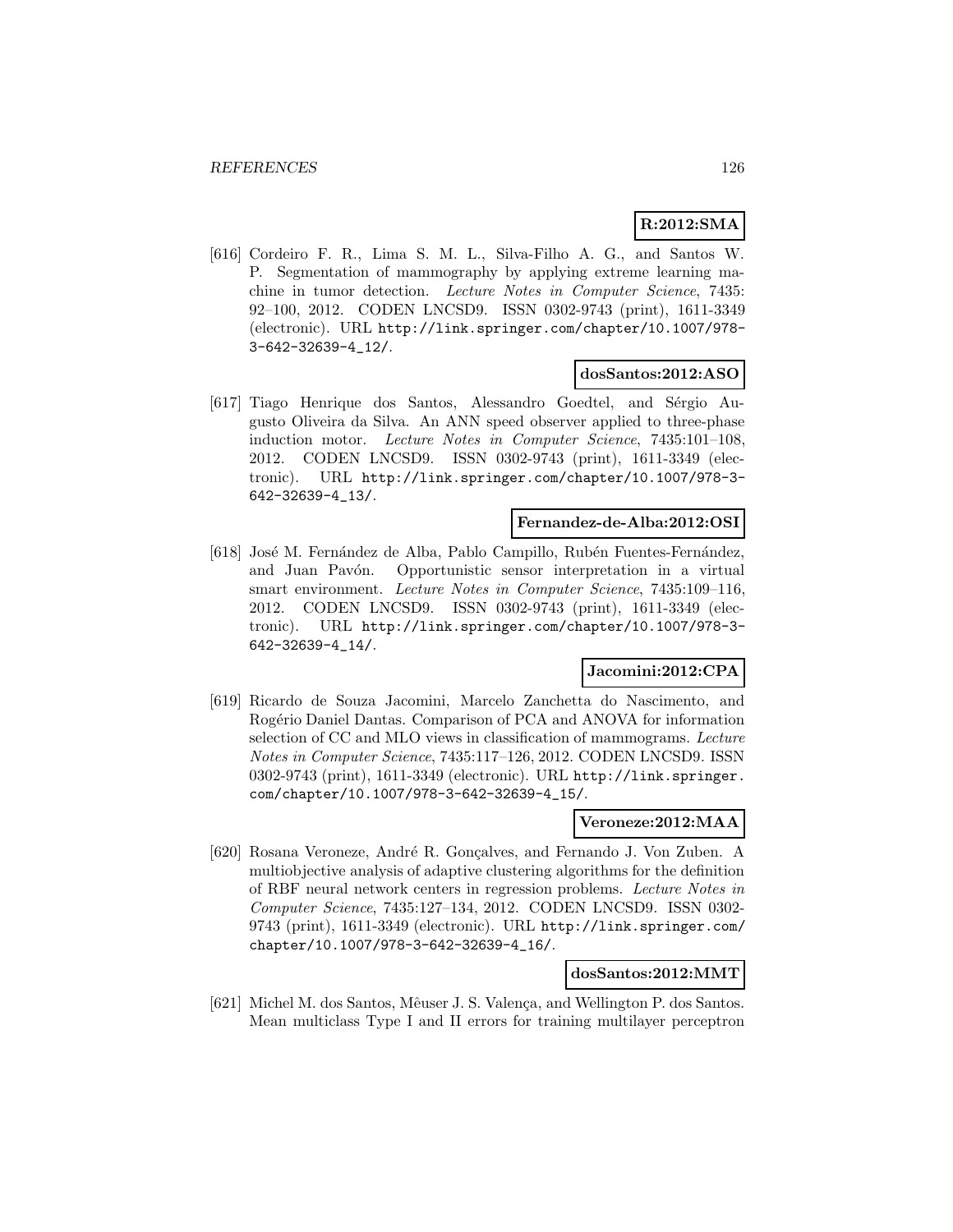**R:2012:SMA**

[616] Cordeiro F. R., Lima S. M. L., Silva-Filho A. G., and Santos W. P. Segmentation of mammography by applying extreme learning machine in tumor detection. *Lecture Notes in Computer Science*, 7435: 92–100, 2012. CODEN LNCSD9. ISSN 0302-9743 (print), 1611-3349 (electronic). URL http://link.springer.com/chapter/10.1007/978-3-642-32639-4_12/.

**dosSantos:2012:ASO**

[617] Tiago Henrique dos Santos, Alessandro Goedtel, and Sérgio Augusto Oliveira da Silva. An ANN speed observer applied to three-phase induction motor. *Lecture Notes in Computer Science*, 7435:101–108, 2012. CODEN LNCSD9. ISSN 0302-9743 (print), 1611-3349 (electronic). URL http://link.springer.com/chapter/10.1007/978-3-642-32639-4_13/.

**Fernandez-de-Alba:2012:OSI**

[618] José M. Fernández de Alba, Pablo Campillo, Rubén Fuentes-Fernández, and Juan Pavón. Opportunistic sensor interpretation in a virtual smart environment. *Lecture Notes in Computer Science*, 7435:109–116, 2012. CODEN LNCSD9. ISSN 0302-9743 (print), 1611-3349 (electronic). URL http://link.springer.com/chapter/10.1007/978-3-642-32639-4_14/.

**Jacomini:2012:CPA**

[619] Ricardo de Souza Jacomini, Marcelo Zanchetta do Nascimento, and Rogério Daniel Dantas. Comparison of PCA and ANOVA for information selection of CC and MLO views in classification of mammograms. *Lecture Notes in Computer Science*, 7435:117–126, 2012. CODEN LNCSD9. ISSN 0302-9743 (print), 1611-3349 (electronic). URL http://link.springer.com/chapter/10.1007/978-3-642-32639-4_15/.

**Veroneze:2012:MAA**

[620] Rosana Veroneze, André R. Gonçalves, and Fernando J. Von Zuben. A multiobjective analysis of adaptive clustering algorithms for the definition of RBF neural network centers in regression problems. *Lecture Notes in Computer Science*, 7435:127–134, 2012. CODEN LNCSD9. ISSN 0302-9743 (print), 1611-3349 (electronic). URL http://link.springer.com/chapter/10.1007/978-3-642-32639-4_16/.

**dosSantos:2012:MMT**

[621] Michel M. dos Santos, Mêuser J. S. Valença, and Wellington P. dos Santos. Mean multiclass Type I and II errors for training multilayer perceptron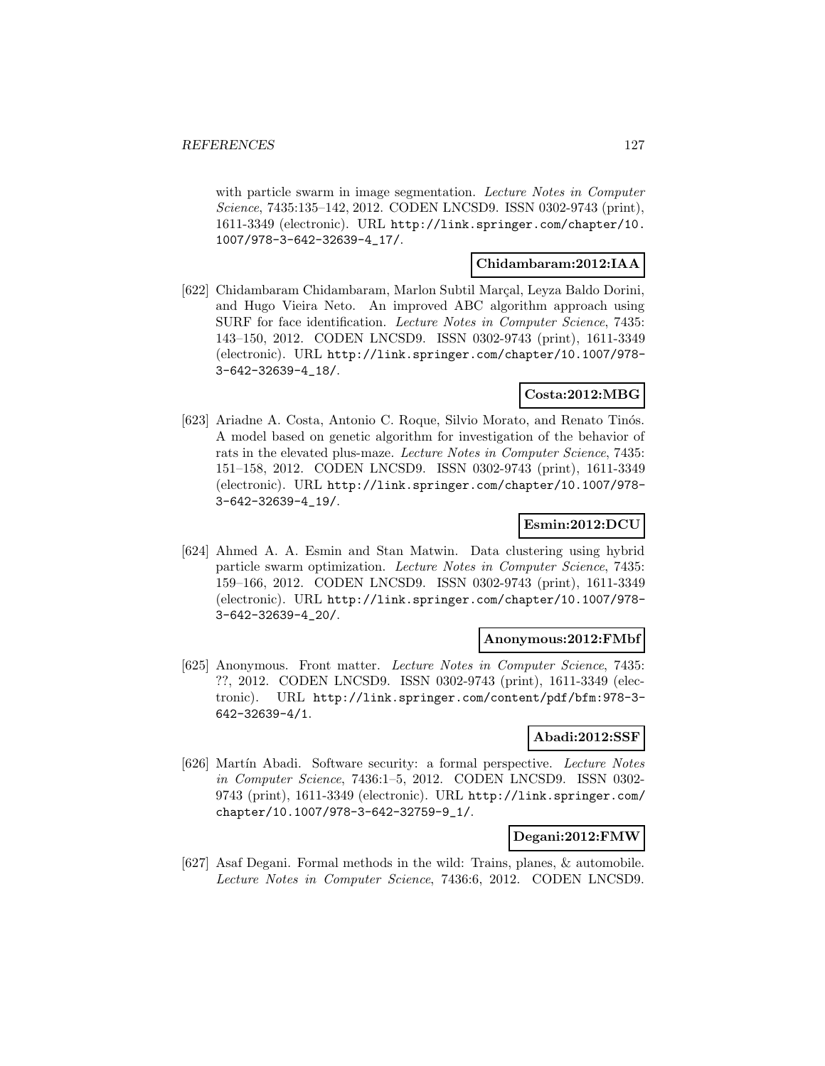with particle swarm in image segmentation. *Lecture Notes in Computer Science*, 7435:135–142, 2012. CODEN LNCSD9. ISSN 0302-9743 (print), 1611-3349 (electronic). URL http://link.springer.com/chapter/10.1007/978-3-642-32639-4_17/.

**Chidambaram:2012:IAA**

[622] Chidambaram Chidambaram, Marlon Subtil Marçal, Leyza Baldo Dorini, and Hugo Vieira Neto. An improved ABC algorithm approach using SURF for face identification. *Lecture Notes in Computer Science*, 7435: 143–150, 2012. CODEN LNCSD9. ISSN 0302-9743 (print), 1611-3349 (electronic). URL http://link.springer.com/chapter/10.1007/978-3-642-32639-4_18/.

**Costa:2012:MBG**

[623] Ariadne A. Costa, Antonio C. Roque, Silvio Morato, and Renato Tinós. A model based on genetic algorithm for investigation of the behavior of rats in the elevated plus-maze. *Lecture Notes in Computer Science*, 7435: 151–158, 2012. CODEN LNCSD9. ISSN 0302-9743 (print), 1611-3349 (electronic). URL http://link.springer.com/chapter/10.1007/978-3-642-32639-4_19/.

**Esmin:2012:DCU**

[624] Ahmed A. A. Esmin and Stan Matwin. Data clustering using hybrid particle swarm optimization. *Lecture Notes in Computer Science*, 7435: 159–166, 2012. CODEN LNCSD9. ISSN 0302-9743 (print), 1611-3349 (electronic). URL http://link.springer.com/chapter/10.1007/978-3-642-32639-4_20/.

**Anonymous:2012:FMbf**

[625] Anonymous. Front matter. *Lecture Notes in Computer Science*, 7435: ??, 2012. CODEN LNCSD9. ISSN 0302-9743 (print), 1611-3349 (electronic). URL http://link.springer.com/content/pdf/bfm:978-3-642-32639-4/1.

**Abadi:2012:SSF**

[626] Martín Abadi. Software security: a formal perspective. *Lecture Notes in Computer Science*, 7436:1–5, 2012. CODEN LNCSD9. ISSN 0302-9743 (print), 1611-3349 (electronic). URL http://link.springer.com/chapter/10.1007/978-3-642-32759-9_1/.

**Degani:2012:FMW**

[627] Asaf Degani. Formal methods in the wild: Trains, planes, & automobile. *Lecture Notes in Computer Science*, 7436:6, 2012. CODEN LNCSD9.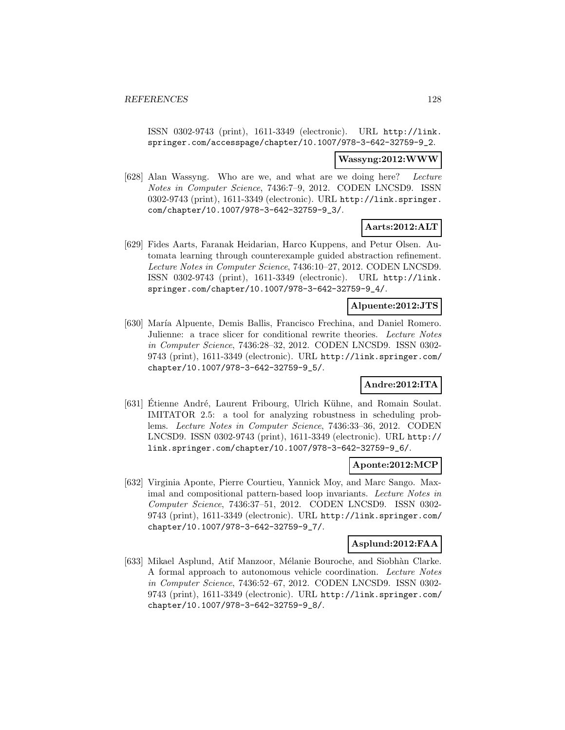ISSN 0302-9743 (print), 1611-3349 (electronic). URL http://link.springer.com/accesspage/chapter/10.1007/978-3-642-32759-9_2.

**Wassyng:2012:WWW**

[628] Alan Wassyng. Who are we, and what are we doing here? *Lecture Notes in Computer Science*, 7436:7–9, 2012. CODEN LNCSD9. ISSN 0302-9743 (print), 1611-3349 (electronic). URL http://link.springer.com/chapter/10.1007/978-3-642-32759-9_3/.

**Aarts:2012:ALT**

[629] Fides Aarts, Faranak Heidarian, Harco Kuppens, and Petur Olsen. Automata learning through counterexample guided abstraction refinement. *Lecture Notes in Computer Science*, 7436:10–27, 2012. CODEN LNCSD9. ISSN 0302-9743 (print), 1611-3349 (electronic). URL http://link.springer.com/chapter/10.1007/978-3-642-32759-9_4/.

**Alpuente:2012:JTS**

[630] María Alpuente, Demis Ballis, Francisco Frechina, and Daniel Romero. Julienne: a trace slicer for conditional rewrite theories. *Lecture Notes in Computer Science*, 7436:28–32, 2012. CODEN LNCSD9. ISSN 0302-9743 (print), 1611-3349 (electronic). URL http://link.springer.com/chapter/10.1007/978-3-642-32759-9_5/.

**Andre:2012:ITA**

[631] Étienne André, Laurent Fribourg, Ulrich Kühne, and Romain Soulat. IMITATOR 2.5: a tool for analyzing robustness in scheduling problems. *Lecture Notes in Computer Science*, 7436:33–36, 2012. CODEN LNCSD9. ISSN 0302-9743 (print), 1611-3349 (electronic). URL http://link.springer.com/chapter/10.1007/978-3-642-32759-9_6/.

**Aponte:2012:MCP**

[632] Virginia Aponte, Pierre Courtieu, Yannick Moy, and Marc Sango. Maximal and compositional pattern-based loop invariants. *Lecture Notes in Computer Science*, 7436:37–51, 2012. CODEN LNCSD9. ISSN 0302-9743 (print), 1611-3349 (electronic). URL http://link.springer.com/chapter/10.1007/978-3-642-32759-9_7/.

**Asplund:2012:FAA**

[633] Mikael Asplund, Atif Manzoor, Mélanie Bouroche, and Siobhàn Clarke. A formal approach to autonomous vehicle coordination. *Lecture Notes in Computer Science*, 7436:52–67, 2012. CODEN LNCSD9. ISSN 0302-9743 (print), 1611-3349 (electronic). URL http://link.springer.com/chapter/10.1007/978-3-642-32759-9_8/.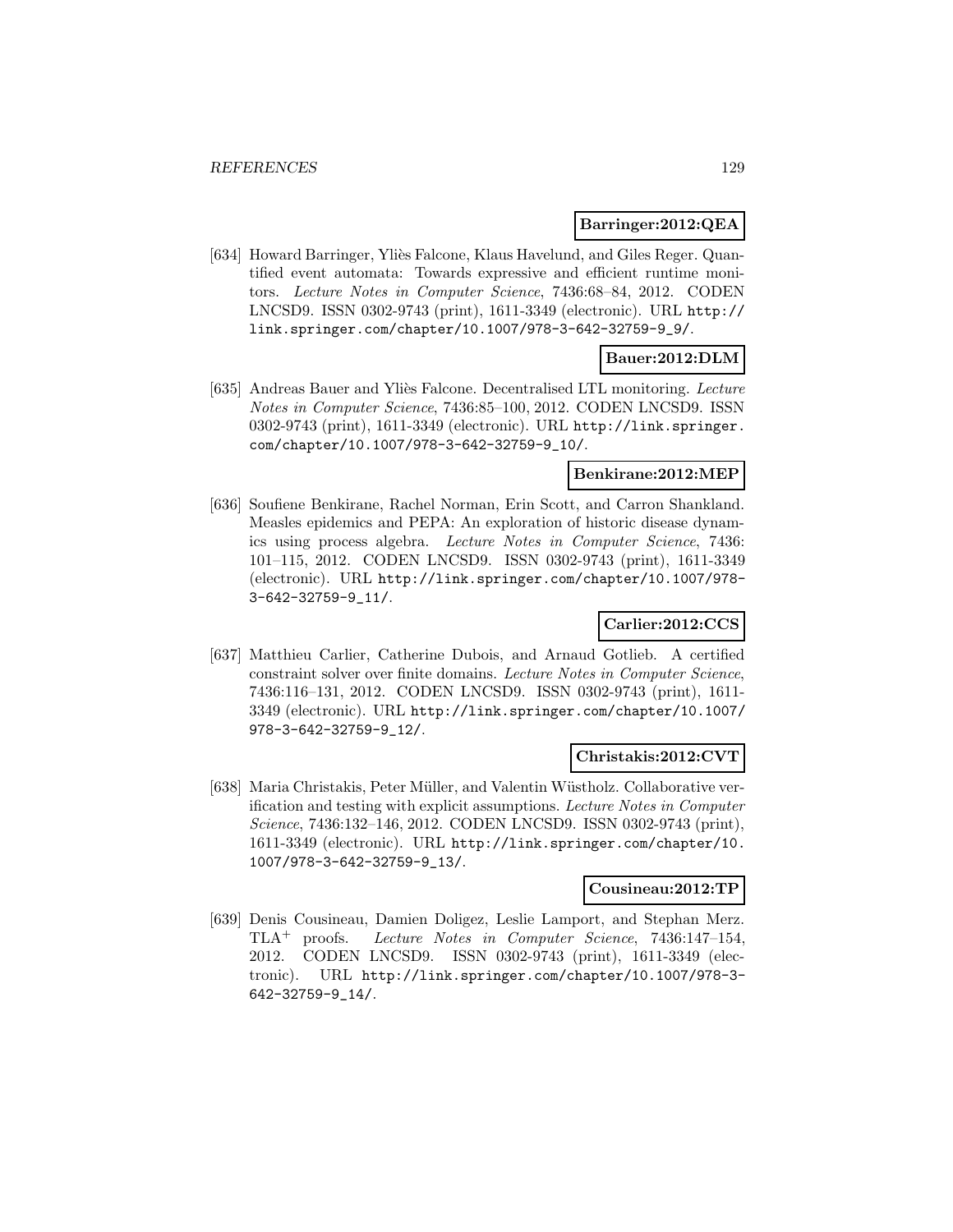**Barringer:2012:QEA**

[634] Howard Barringer, Yliès Falcone, Klaus Havelund, and Giles Reger. Quantified event automata: Towards expressive and efficient runtime monitors. *Lecture Notes in Computer Science*, 7436:68–84, 2012. CODEN LNCSD9. ISSN 0302-9743 (print), 1611-3349 (electronic). URL http://link.springer.com/chapter/10.1007/978-3-642-32759-9_9/.

**Bauer:2012:DLM**

[635] Andreas Bauer and Yliès Falcone. Decentralised LTL monitoring. *Lecture Notes in Computer Science*, 7436:85–100, 2012. CODEN LNCSD9. ISSN 0302-9743 (print), 1611-3349 (electronic). URL http://link.springer.com/chapter/10.1007/978-3-642-32759-9_10/.

**Benkirane:2012:MEP**

[636] Soufiene Benkirane, Rachel Norman, Erin Scott, and Carron Shankland. Measles epidemics and PEPA: An exploration of historic disease dynamics using process algebra. *Lecture Notes in Computer Science*, 7436: 101–115, 2012. CODEN LNCSD9. ISSN 0302-9743 (print), 1611-3349 (electronic). URL http://link.springer.com/chapter/10.1007/978-3-642-32759-9_11/.

**Carlier:2012:CCS**

[637] Matthieu Carlier, Catherine Dubois, and Arnaud Gotlieb. A certified constraint solver over finite domains. *Lecture Notes in Computer Science*, 7436:116–131, 2012. CODEN LNCSD9. ISSN 0302-9743 (print), 1611-3349 (electronic). URL http://link.springer.com/chapter/10.1007/978-3-642-32759-9_12/.

**Christakis:2012:CVT**

[638] Maria Christakis, Peter Müller, and Valentin Wüstholz. Collaborative verification and testing with explicit assumptions. *Lecture Notes in Computer Science*, 7436:132–146, 2012. CODEN LNCSD9. ISSN 0302-9743 (print), 1611-3349 (electronic). URL http://link.springer.com/chapter/10.1007/978-3-642-32759-9_13/.

**Cousineau:2012:TP**

[639] Denis Cousineau, Damien Doligez, Leslie Lamport, and Stephan Merz. $TLA^+$ proofs. *Lecture Notes in Computer Science*, 7436:147–154, 2012. CODEN LNCSD9. ISSN 0302-9743 (print), 1611-3349 (electronic). URL http://link.springer.com/chapter/10.1007/978-3-642-32759-9_14/.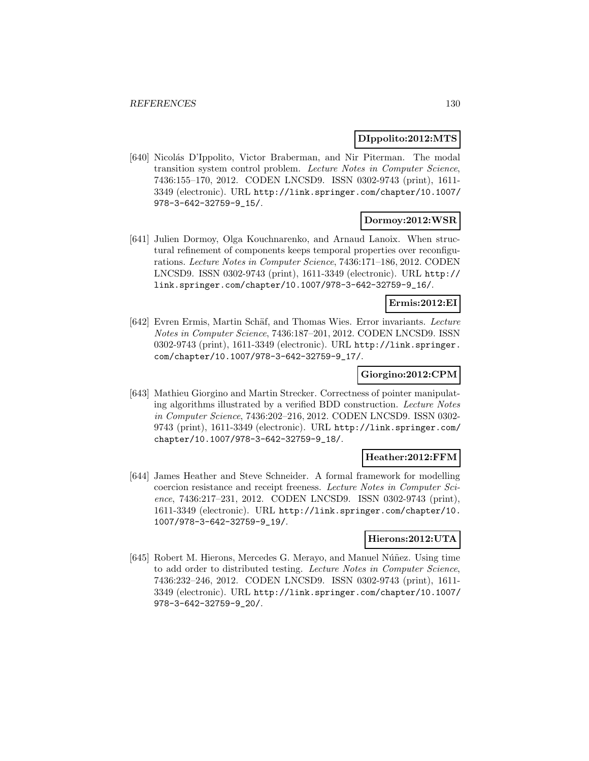**DIppolito:2012:MTS**

[640] Nicolás D'Ippolito, Victor Braberman, and Nir Piterman. The modal transition system control problem. *Lecture Notes in Computer Science*, 7436:155–170, 2012. CODEN LNCSD9. ISSN 0302-9743 (print), 1611-3349 (electronic). URL http://link.springer.com/chapter/10.1007/978-3-642-32759-9_15/.

**Dormoy:2012:WSR**

[641] Julien Dormoy, Olga Kouchnarenko, and Arnaud Lanoix. When structural refinement of components keeps temporal properties over reconfigurations. *Lecture Notes in Computer Science*, 7436:171–186, 2012. CODEN LNCSD9. ISSN 0302-9743 (print), 1611-3349 (electronic). URL http://link.springer.com/chapter/10.1007/978-3-642-32759-9_16/.

**Ermis:2012:EI**

[642] Evren Ermis, Martin Schäf, and Thomas Wies. Error invariants. *Lecture Notes in Computer Science*, 7436:187–201, 2012. CODEN LNCSD9. ISSN 0302-9743 (print), 1611-3349 (electronic). URL http://link.springer.com/chapter/10.1007/978-3-642-32759-9_17/.

**Giorgino:2012:CPM**

[643] Mathieu Giorgino and Martin Strecker. Correctness of pointer manipulating algorithms illustrated by a verified BDD construction. *Lecture Notes in Computer Science*, 7436:202–216, 2012. CODEN LNCSD9. ISSN 0302-9743 (print), 1611-3349 (electronic). URL http://link.springer.com/chapter/10.1007/978-3-642-32759-9_18/.

**Heather:2012:FFM**

[644] James Heather and Steve Schneider. A formal framework for modelling coercion resistance and receipt freeness. *Lecture Notes in Computer Science*, 7436:217–231, 2012. CODEN LNCSD9. ISSN 0302-9743 (print), 1611-3349 (electronic). URL http://link.springer.com/chapter/10.1007/978-3-642-32759-9_19/.

**Hierons:2012:UTA**

[645] Robert M. Hierons, Mercedes G. Merayo, and Manuel Núñez. Using time to add order to distributed testing. *Lecture Notes in Computer Science*, 7436:232–246, 2012. CODEN LNCSD9. ISSN 0302-9743 (print), 1611-3349 (electronic). URL http://link.springer.com/chapter/10.1007/978-3-642-32759-9_20/.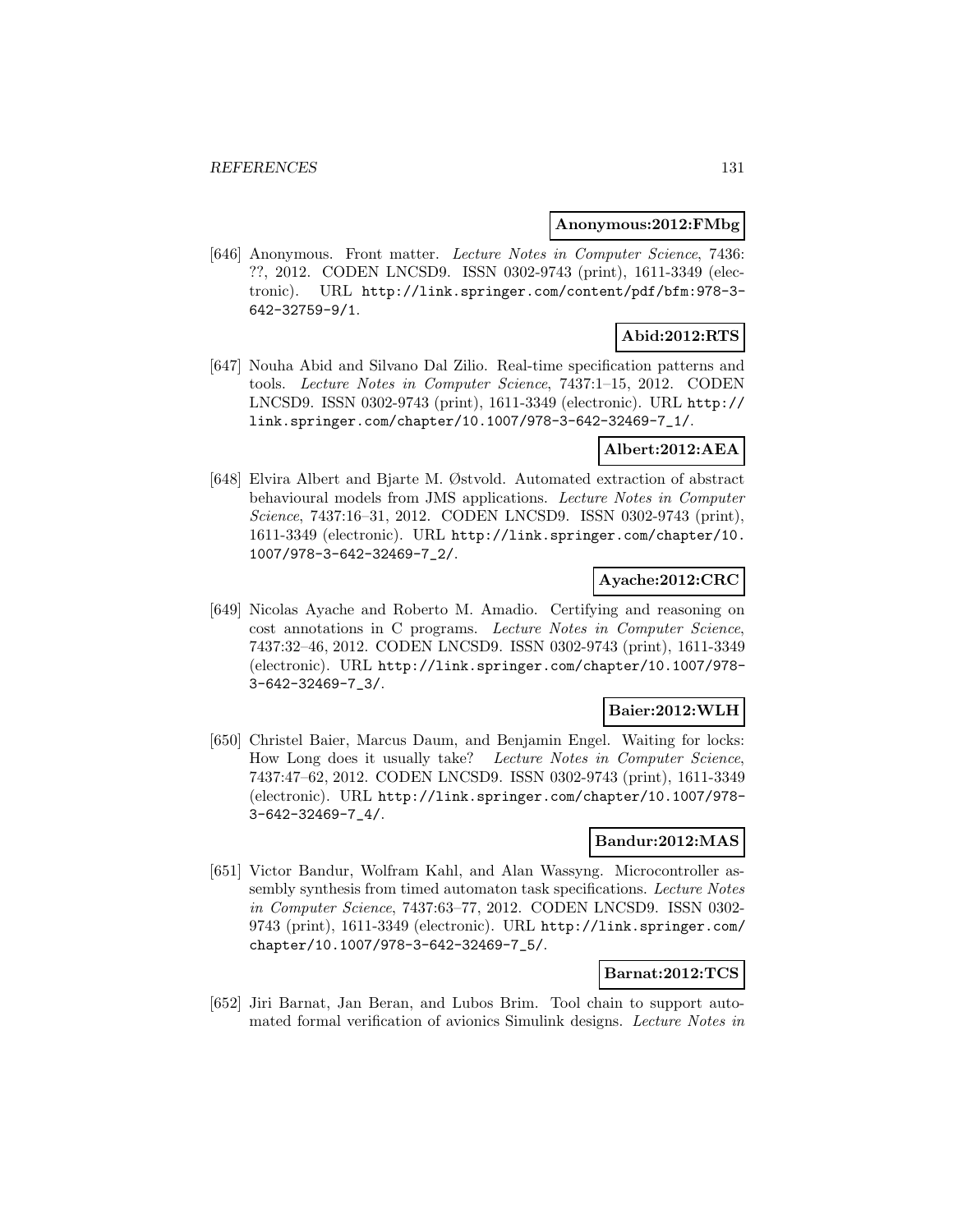**Anonymous:2012:FMbg**

[646] Anonymous. Front matter. *Lecture Notes in Computer Science*, 7436: ??, 2012. CODEN LNCSD9. ISSN 0302-9743 (print), 1611-3349 (electronic). URL http://link.springer.com/content/pdf/bfm:978-3-642-32759-9/1.

**Abid:2012:RTS**

[647] Nouha Abid and Silvano Dal Zilio. Real-time specification patterns and tools. *Lecture Notes in Computer Science*, 7437:1–15, 2012. CODEN LNCSD9. ISSN 0302-9743 (print), 1611-3349 (electronic). URL http://link.springer.com/chapter/10.1007/978-3-642-32469-7_1/.

**Albert:2012:AEA**

[648] Elvira Albert and Bjarte M. Østvold. Automated extraction of abstract behavioural models from JMS applications. *Lecture Notes in Computer Science*, 7437:16–31, 2012. CODEN LNCSD9. ISSN 0302-9743 (print), 1611-3349 (electronic). URL http://link.springer.com/chapter/10.1007/978-3-642-32469-7_2/.

**Ayache:2012:CRC**

[649] Nicolas Ayache and Roberto M. Amadio. Certifying and reasoning on cost annotations in C programs. *Lecture Notes in Computer Science*, 7437:32–46, 2012. CODEN LNCSD9. ISSN 0302-9743 (print), 1611-3349 (electronic). URL http://link.springer.com/chapter/10.1007/978-3-642-32469-7_3/.

**Baier:2012:WLH**

[650] Christel Baier, Marcus Daum, and Benjamin Engel. Waiting for locks: How Long does it usually take? *Lecture Notes in Computer Science*, 7437:47–62, 2012. CODEN LNCSD9. ISSN 0302-9743 (print), 1611-3349 (electronic). URL http://link.springer.com/chapter/10.1007/978-3-642-32469-7_4/.

**Bandur:2012:MAS**

[651] Victor Bandur, Wolfram Kahl, and Alan Wassyng. Microcontroller assembly synthesis from timed automaton task specifications. *Lecture Notes in Computer Science*, 7437:63–77, 2012. CODEN LNCSD9. ISSN 0302-9743 (print), 1611-3349 (electronic). URL http://link.springer.com/chapter/10.1007/978-3-642-32469-7_5/.

**Barnat:2012:TCS**

[652] Jiri Barnat, Jan Beran, and Lubos Brim. Tool chain to support automated formal verification of avionics Simulink designs. *Lecture Notes in*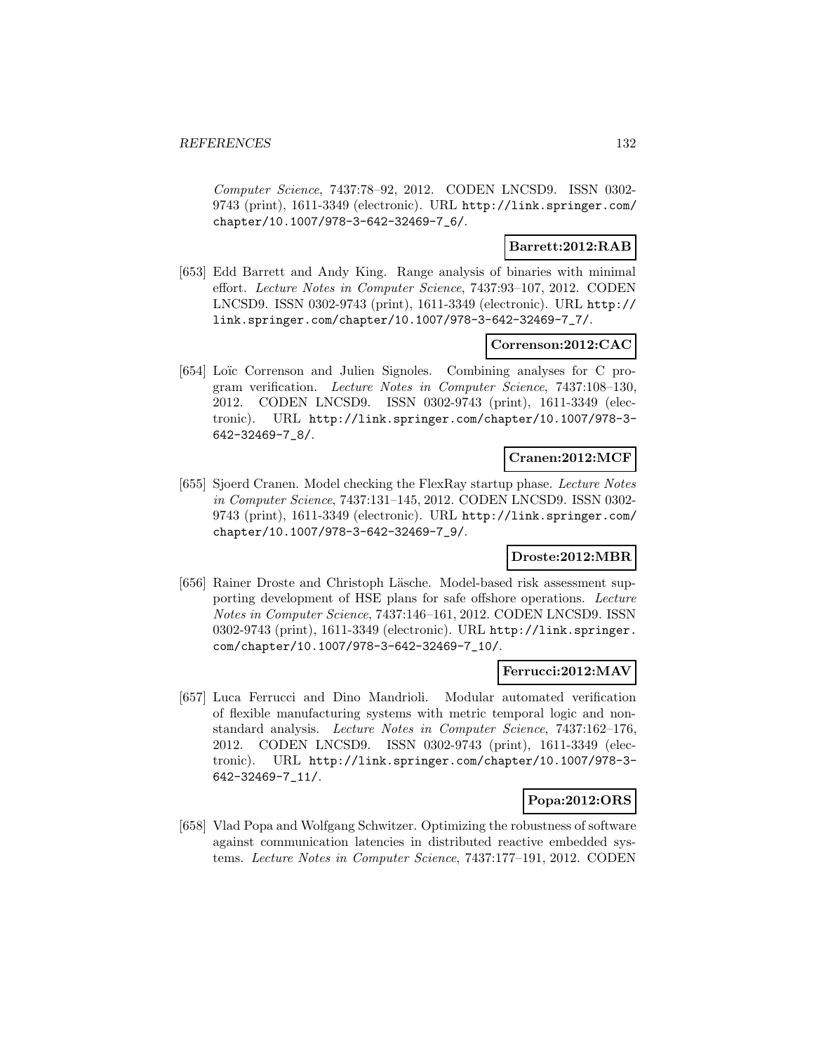*Computer Science*, 7437:78–92, 2012. CODEN LNCSD9. ISSN 0302-9743 (print), 1611-3349 (electronic). URL http://link.springer.com/chapter/10.1007/978-3-642-32469-7_6/.

**Barrett:2012:RAB**

[653] Edd Barrett and Andy King. Range analysis of binaries with minimal effort. *Lecture Notes in Computer Science*, 7437:93–107, 2012. CODEN LNCSD9. ISSN 0302-9743 (print), 1611-3349 (electronic). URL http://link.springer.com/chapter/10.1007/978-3-642-32469-7_7/.

**Correnson:2012:CAC**

[654] Loïc Correnson and Julien Signoles. Combining analyses for C program verification. *Lecture Notes in Computer Science*, 7437:108–130, 2012. CODEN LNCSD9. ISSN 0302-9743 (print), 1611-3349 (electronic). URL http://link.springer.com/chapter/10.1007/978-3-642-32469-7_8/.

**Cranen:2012:MCF**

[655] Sjoerd Cranen. Model checking the FlexRay startup phase. *Lecture Notes in Computer Science*, 7437:131–145, 2012. CODEN LNCSD9. ISSN 0302-9743 (print), 1611-3349 (electronic). URL http://link.springer.com/chapter/10.1007/978-3-642-32469-7_9/.

**Droste:2012:MBR**

[656] Rainer Droste and Christoph Läsche. Model-based risk assessment supporting development of HSE plans for safe offshore operations. *Lecture Notes in Computer Science*, 7437:146–161, 2012. CODEN LNCSD9. ISSN 0302-9743 (print), 1611-3349 (electronic). URL http://link.springer.com/chapter/10.1007/978-3-642-32469-7_10/.

**Ferrucci:2012:MAV**

[657] Luca Ferrucci and Dino Mandrioli. Modular automated verification of flexible manufacturing systems with metric temporal logic and nonstandard analysis. *Lecture Notes in Computer Science*, 7437:162–176, 2012. CODEN LNCSD9. ISSN 0302-9743 (print), 1611-3349 (electronic). URL http://link.springer.com/chapter/10.1007/978-3-642-32469-7_11/.

**Popa:2012:ORS**

[658] Vlad Popa and Wolfgang Schwitzer. Optimizing the robustness of software against communication latencies in distributed reactive embedded systems. *Lecture Notes in Computer Science*, 7437:177–191, 2012. CODEN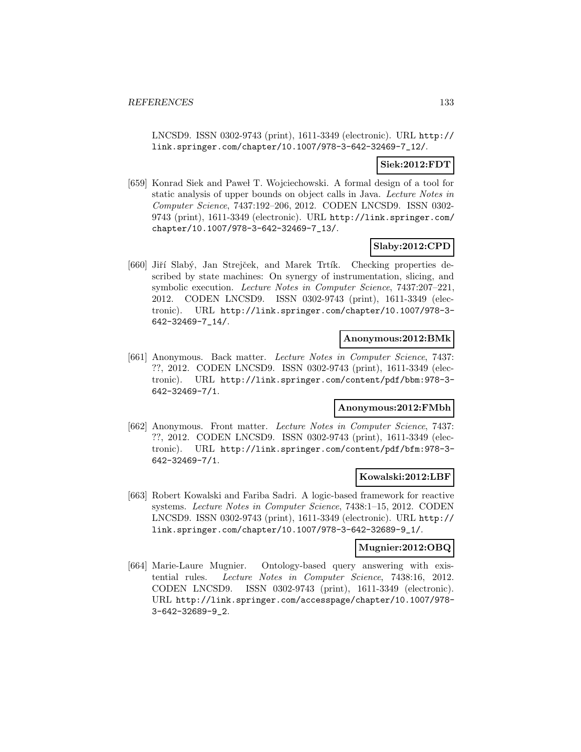LNCSD9. ISSN 0302-9743 (print), 1611-3349 (electronic). URL http://link.springer.com/chapter/10.1007/978-3-642-32469-7_12/.

**Siek:2012:FDT**

[659] Konrad Siek and Paweł T. Wojciechowski. A formal design of a tool for static analysis of upper bounds on object calls in Java. *Lecture Notes in Computer Science*, 7437:192–206, 2012. CODEN LNCSD9. ISSN 0302-9743 (print), 1611-3349 (electronic). URL http://link.springer.com/chapter/10.1007/978-3-642-32469-7_13/.

**Slaby:2012:CPD**

[660] Jiří Slabý, Jan Strejček, and Marek Trtík. Checking properties described by state machines: On synergy of instrumentation, slicing, and symbolic execution. *Lecture Notes in Computer Science*, 7437:207–221, 2012. CODEN LNCSD9. ISSN 0302-9743 (print), 1611-3349 (electronic). URL http://link.springer.com/chapter/10.1007/978-3-642-32469-7_14/.

**Anonymous:2012:BMk**

[661] Anonymous. Back matter. *Lecture Notes in Computer Science*, 7437: ??, 2012. CODEN LNCSD9. ISSN 0302-9743 (print), 1611-3349 (electronic). URL http://link.springer.com/content/pdf/bbm:978-3-642-32469-7/1.

**Anonymous:2012:FMbh**

[662] Anonymous. Front matter. *Lecture Notes in Computer Science*, 7437: ??, 2012. CODEN LNCSD9. ISSN 0302-9743 (print), 1611-3349 (electronic). URL http://link.springer.com/content/pdf/bfm:978-3-642-32469-7/1.

**Kowalski:2012:LBF**

[663] Robert Kowalski and Fariba Sadri. A logic-based framework for reactive systems. *Lecture Notes in Computer Science*, 7438:1–15, 2012. CODEN LNCSD9. ISSN 0302-9743 (print), 1611-3349 (electronic). URL http://link.springer.com/chapter/10.1007/978-3-642-32689-9_1/.

**Mugnier:2012:OBQ**

[664] Marie-Laure Mugnier. Ontology-based query answering with existential rules. *Lecture Notes in Computer Science*, 7438:16, 2012. CODEN LNCSD9. ISSN 0302-9743 (print), 1611-3349 (electronic). URL http://link.springer.com/accesspage/chapter/10.1007/978-3-642-32689-9_2.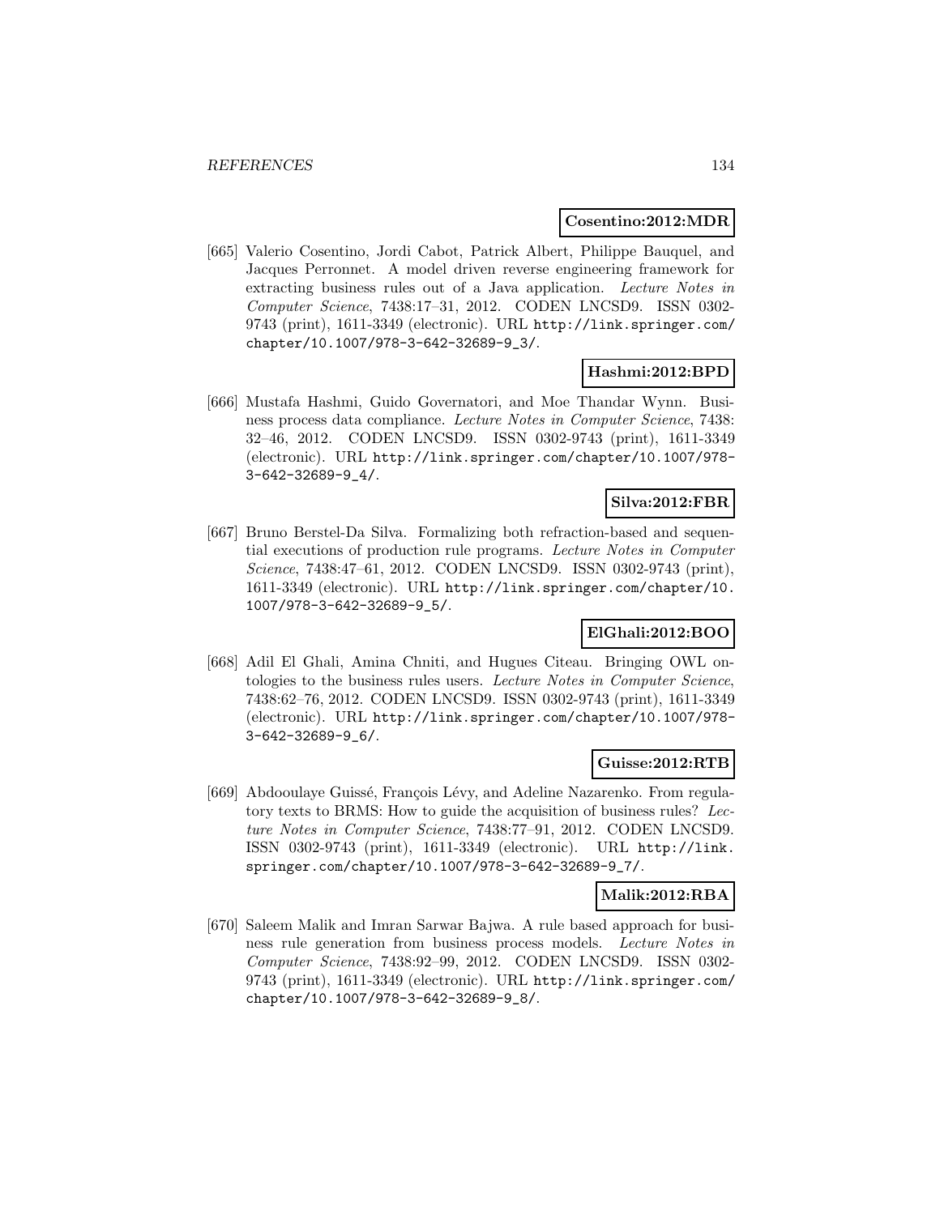**Cosentino:2012:MDR**

[665] Valerio Cosentino, Jordi Cabot, Patrick Albert, Philippe Bauquel, and Jacques Perronnet. A model driven reverse engineering framework for extracting business rules out of a Java application. *Lecture Notes in Computer Science*, 7438:17–31, 2012. CODEN LNCSD9. ISSN 0302-9743 (print), 1611-3349 (electronic). URL http://link.springer.com/chapter/10.1007/978-3-642-32689-9_3/.

**Hashmi:2012:BPD**

[666] Mustafa Hashmi, Guido Governatori, and Moe Thandar Wynn. Business process data compliance. *Lecture Notes in Computer Science*, 7438: 32–46, 2012. CODEN LNCSD9. ISSN 0302-9743 (print), 1611-3349 (electronic). URL http://link.springer.com/chapter/10.1007/978-3-642-32689-9_4/.

**Silva:2012:FBR**

[667] Bruno Berstel-Da Silva. Formalizing both refraction-based and sequential executions of production rule programs. *Lecture Notes in Computer Science*, 7438:47–61, 2012. CODEN LNCSD9. ISSN 0302-9743 (print), 1611-3349 (electronic). URL http://link.springer.com/chapter/10.1007/978-3-642-32689-9_5/.

**ElGhali:2012:BOO**

[668] Adil El Ghali, Amina Chniti, and Hugues Citeau. Bringing OWL ontologies to the business rules users. *Lecture Notes in Computer Science*, 7438:62–76, 2012. CODEN LNCSD9. ISSN 0302-9743 (print), 1611-3349 (electronic). URL http://link.springer.com/chapter/10.1007/978-3-642-32689-9_6/.

**Guisse:2012:RTB**

[669] Abdooulaye Guissé, François Lévy, and Adeline Nazarenko. From regulatory texts to BRMS: How to guide the acquisition of business rules? *Lecture Notes in Computer Science*, 7438:77–91, 2012. CODEN LNCSD9. ISSN 0302-9743 (print), 1611-3349 (electronic). URL http://link.springer.com/chapter/10.1007/978-3-642-32689-9_7/.

**Malik:2012:RBA**

[670] Saleem Malik and Imran Sarwar Bajwa. A rule based approach for business rule generation from business process models. *Lecture Notes in Computer Science*, 7438:92–99, 2012. CODEN LNCSD9. ISSN 0302-9743 (print), 1611-3349 (electronic). URL http://link.springer.com/chapter/10.1007/978-3-642-32689-9_8/.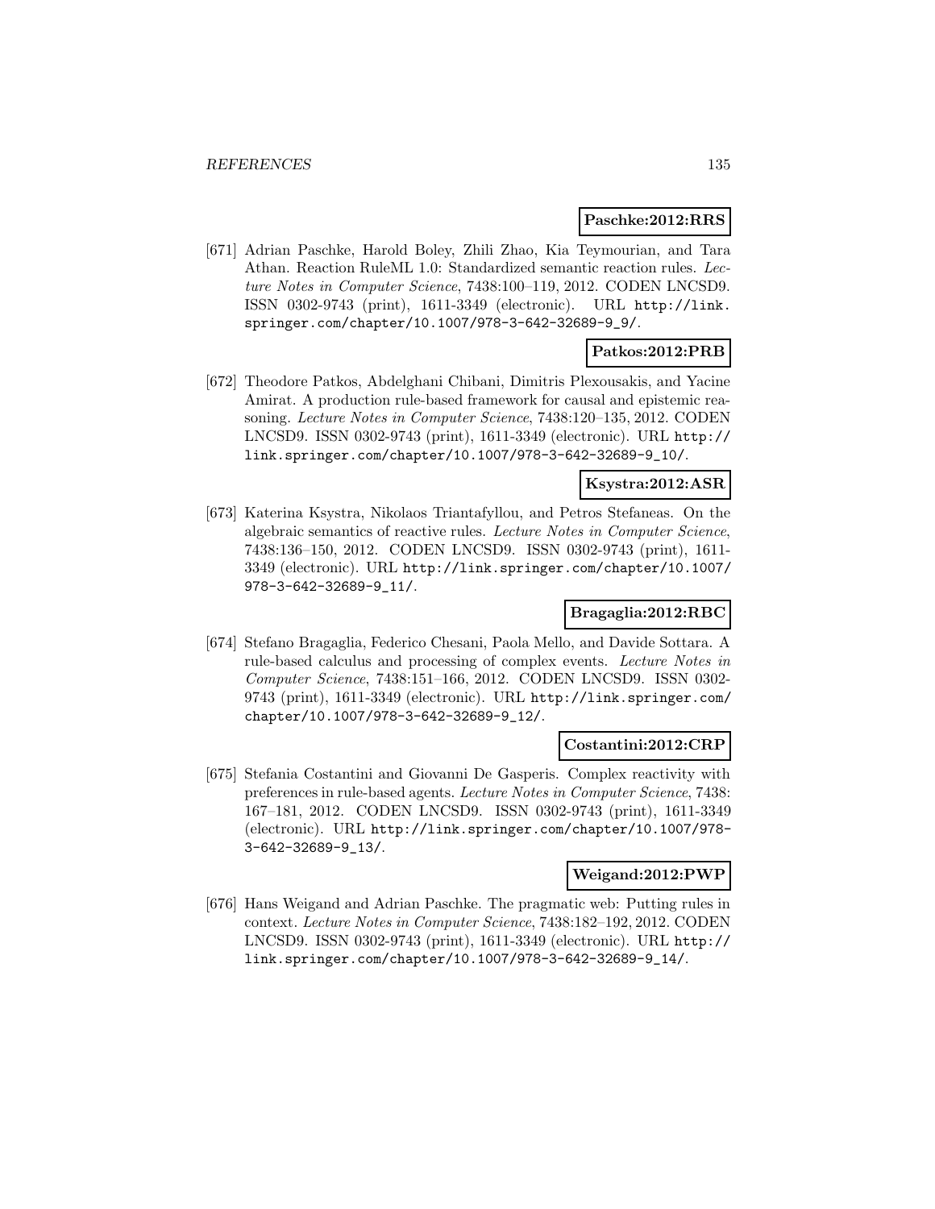**Paschke:2012:RRS**

[671] Adrian Paschke, Harold Boley, Zhili Zhao, Kia Teymourian, and Tara Athan. Reaction RuleML 1.0: Standardized semantic reaction rules. *Lecture Notes in Computer Science*, 7438:100–119, 2012. CODEN LNCSD9. ISSN 0302-9743 (print), 1611-3349 (electronic). URL http://link.springer.com/chapter/10.1007/978-3-642-32689-9_9/.

**Patkos:2012:PRB**

[672] Theodore Patkos, Abdelghani Chibani, Dimitris Plexousakis, and Yacine Amirat. A production rule-based framework for causal and epistemic reasoning. *Lecture Notes in Computer Science*, 7438:120–135, 2012. CODEN LNCSD9. ISSN 0302-9743 (print), 1611-3349 (electronic). URL http://link.springer.com/chapter/10.1007/978-3-642-32689-9_10/.

**Ksystra:2012:ASR**

[673] Katerina Ksystra, Nikolaos Triantafyllou, and Petros Stefaneas. On the algebraic semantics of reactive rules. *Lecture Notes in Computer Science*, 7438:136–150, 2012. CODEN LNCSD9. ISSN 0302-9743 (print), 1611-3349 (electronic). URL http://link.springer.com/chapter/10.1007/978-3-642-32689-9_11/.

**Bragaglia:2012:RBC**

[674] Stefano Bragaglia, Federico Chesani, Paola Mello, and Davide Sottara. A rule-based calculus and processing of complex events. *Lecture Notes in Computer Science*, 7438:151–166, 2012. CODEN LNCSD9. ISSN 0302-9743 (print), 1611-3349 (electronic). URL http://link.springer.com/chapter/10.1007/978-3-642-32689-9_12/.

**Costantini:2012:CRP**

[675] Stefania Costantini and Giovanni De Gasperis. Complex reactivity with preferences in rule-based agents. *Lecture Notes in Computer Science*, 7438: 167–181, 2012. CODEN LNCSD9. ISSN 0302-9743 (print), 1611-3349 (electronic). URL http://link.springer.com/chapter/10.1007/978-3-642-32689-9_13/.

**Weigand:2012:PWP**

[676] Hans Weigand and Adrian Paschke. The pragmatic web: Putting rules in context. *Lecture Notes in Computer Science*, 7438:182–192, 2012. CODEN LNCSD9. ISSN 0302-9743 (print), 1611-3349 (electronic). URL http://link.springer.com/chapter/10.1007/978-3-642-32689-9_14/.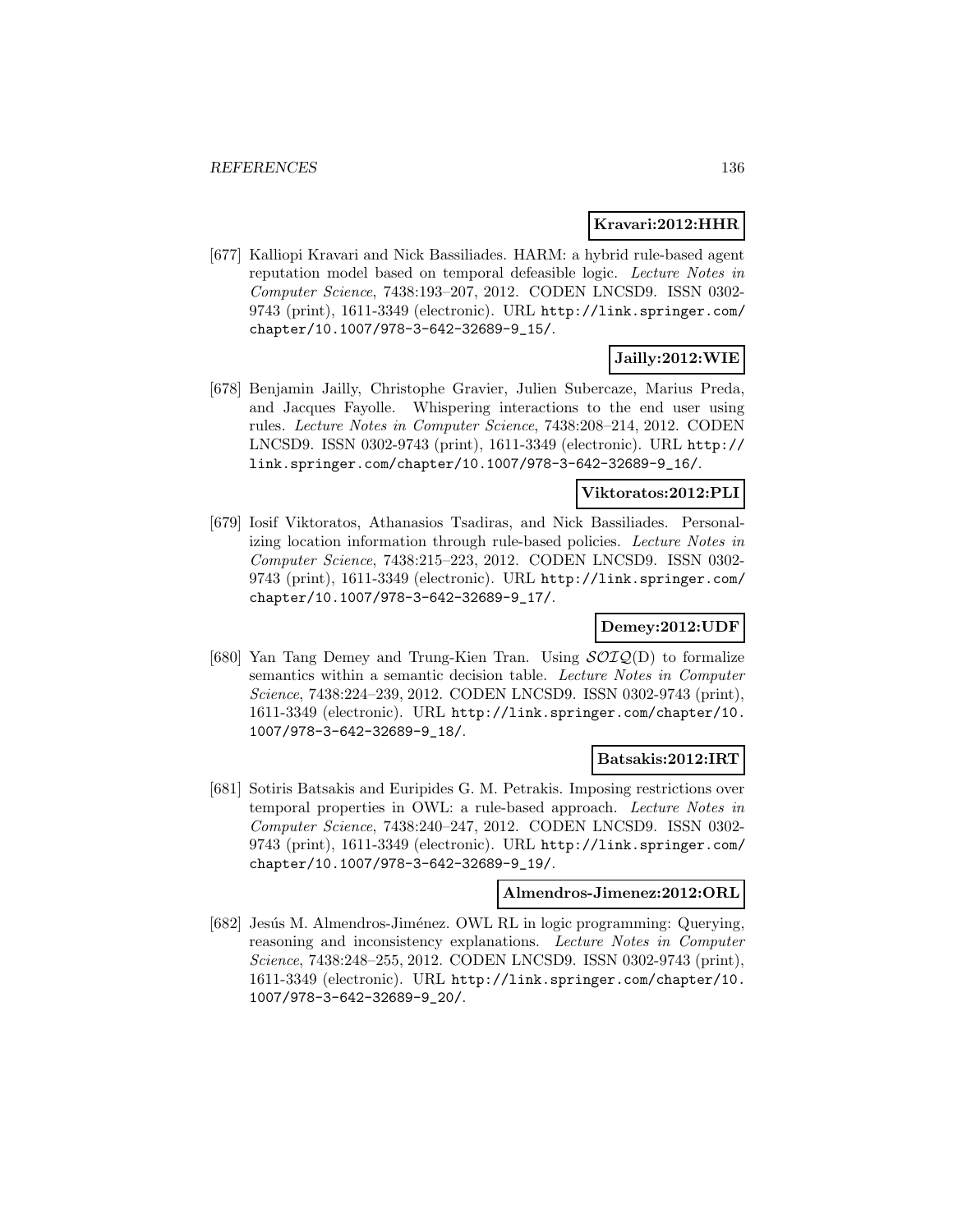**Kravari:2012:HHR**

[677] Kalliopi Kravari and Nick Bassiliades. HARM: a hybrid rule-based agent reputation model based on temporal defeasible logic. *Lecture Notes in Computer Science*, 7438:193–207, 2012. CODEN LNCSD9. ISSN 0302-9743 (print), 1611-3349 (electronic). URL http://link.springer.com/chapter/10.1007/978-3-642-32689-9_15/.

**Jailly:2012:WIE**

[678] Benjamin Jailly, Christophe Gravier, Julien Subercaze, Marius Preda, and Jacques Fayolle. Whispering interactions to the end user using rules. *Lecture Notes in Computer Science*, 7438:208–214, 2012. CODEN LNCSD9. ISSN 0302-9743 (print), 1611-3349 (electronic). URL http://link.springer.com/chapter/10.1007/978-3-642-32689-9_16/.

**Viktoratos:2012:PLI**

[679] Iosif Viktoratos, Athanasios Tsadiras, and Nick Bassiliades. Personalizing location information through rule-based policies. *Lecture Notes in Computer Science*, 7438:215–223, 2012. CODEN LNCSD9. ISSN 0302-9743 (print), 1611-3349 (electronic). URL http://link.springer.com/chapter/10.1007/978-3-642-32689-9_17/.

**Demey:2012:UDF**

[680] Yan Tang Demey and Trung-Kien Tran. Using $\mathcal{SOIQ}$(D) to formalize semantics within a semantic decision table. *Lecture Notes in Computer Science*, 7438:224–239, 2012. CODEN LNCSD9. ISSN 0302-9743 (print), 1611-3349 (electronic). URL http://link.springer.com/chapter/10.1007/978-3-642-32689-9_18/.

**Batsakis:2012:IRT**

[681] Sotiris Batsakis and Euripides G. M. Petrakis. Imposing restrictions over temporal properties in OWL: a rule-based approach. *Lecture Notes in Computer Science*, 7438:240–247, 2012. CODEN LNCSD9. ISSN 0302-9743 (print), 1611-3349 (electronic). URL http://link.springer.com/chapter/10.1007/978-3-642-32689-9_19/.

**Almendros-Jimenez:2012:ORL**

[682] Jesús M. Almendros-Jiménez. OWL RL in logic programming: Querying, reasoning and inconsistency explanations. *Lecture Notes in Computer Science*, 7438:248–255, 2012. CODEN LNCSD9. ISSN 0302-9743 (print), 1611-3349 (electronic). URL http://link.springer.com/chapter/10.1007/978-3-642-32689-9_20/.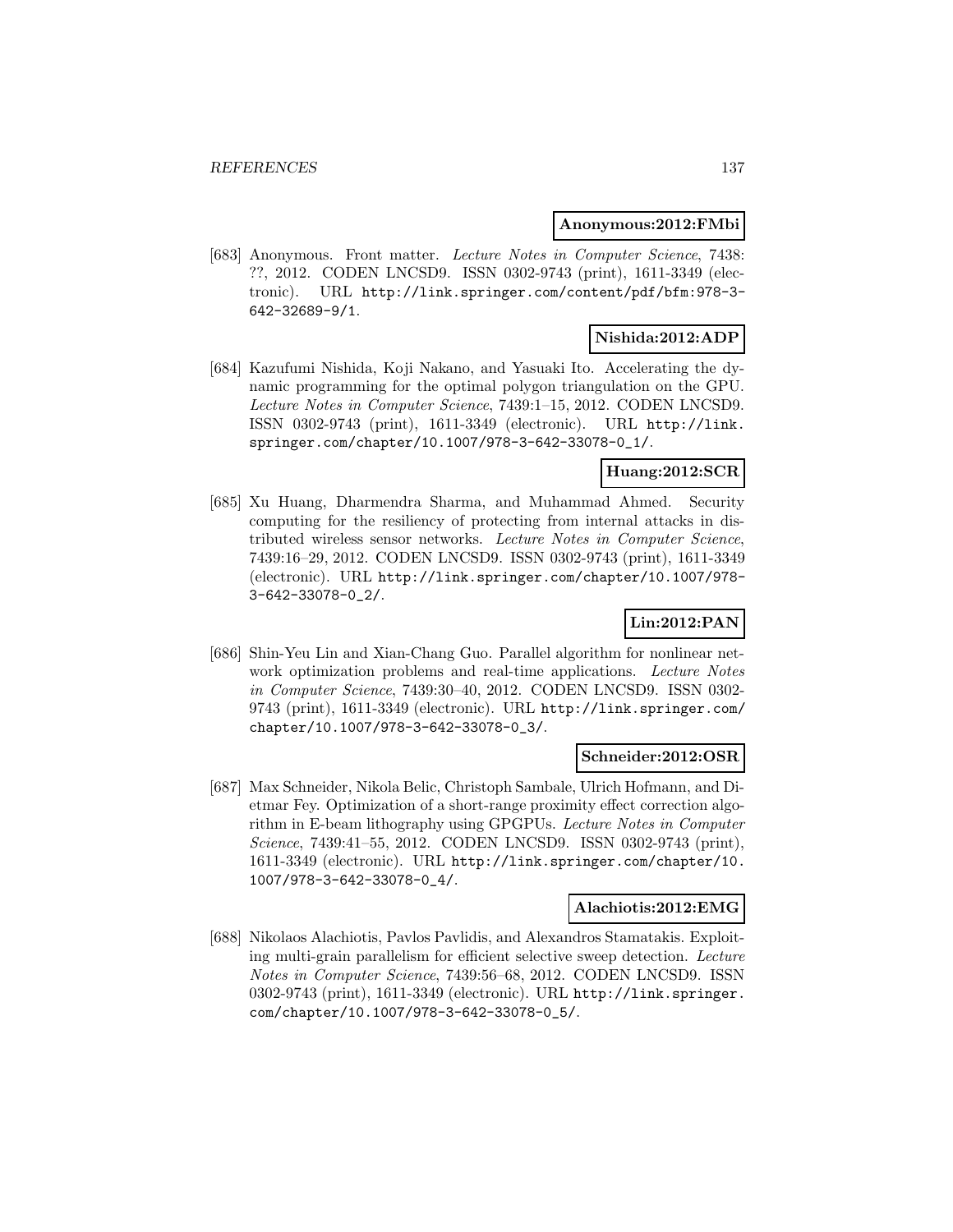**Anonymous:2012:FMbi**

[683] Anonymous. Front matter. *Lecture Notes in Computer Science*, 7438: ??, 2012. CODEN LNCSD9. ISSN 0302-9743 (print), 1611-3349 (electronic). URL http://link.springer.com/content/pdf/bfm:978-3-642-32689-9/1.

**Nishida:2012:ADP**

[684] Kazufumi Nishida, Koji Nakano, and Yasuaki Ito. Accelerating the dynamic programming for the optimal polygon triangulation on the GPU. *Lecture Notes in Computer Science*, 7439:1–15, 2012. CODEN LNCSD9. ISSN 0302-9743 (print), 1611-3349 (electronic). URL http://link.springer.com/chapter/10.1007/978-3-642-33078-0_1/.

**Huang:2012:SCR**

[685] Xu Huang, Dharmendra Sharma, and Muhammad Ahmed. Security computing for the resiliency of protecting from internal attacks in distributed wireless sensor networks. *Lecture Notes in Computer Science*, 7439:16–29, 2012. CODEN LNCSD9. ISSN 0302-9743 (print), 1611-3349 (electronic). URL http://link.springer.com/chapter/10.1007/978-3-642-33078-0_2/.

**Lin:2012:PAN**

[686] Shin-Yeu Lin and Xian-Chang Guo. Parallel algorithm for nonlinear network optimization problems and real-time applications. *Lecture Notes in Computer Science*, 7439:30–40, 2012. CODEN LNCSD9. ISSN 0302-9743 (print), 1611-3349 (electronic). URL http://link.springer.com/chapter/10.1007/978-3-642-33078-0_3/.

**Schneider:2012:OSR**

[687] Max Schneider, Nikola Belic, Christoph Sambale, Ulrich Hofmann, and Dietmar Fey. Optimization of a short-range proximity effect correction algorithm in E-beam lithography using GPGPUs. *Lecture Notes in Computer Science*, 7439:41–55, 2012. CODEN LNCSD9. ISSN 0302-9743 (print), 1611-3349 (electronic). URL http://link.springer.com/chapter/10.1007/978-3-642-33078-0_4/.

**Alachiotis:2012:EMG**

[688] Nikolaos Alachiotis, Pavlos Pavlidis, and Alexandros Stamatakis. Exploiting multi-grain parallelism for efficient selective sweep detection. *Lecture Notes in Computer Science*, 7439:56–68, 2012. CODEN LNCSD9. ISSN 0302-9743 (print), 1611-3349 (electronic). URL http://link.springer.com/chapter/10.1007/978-3-642-33078-0_5/.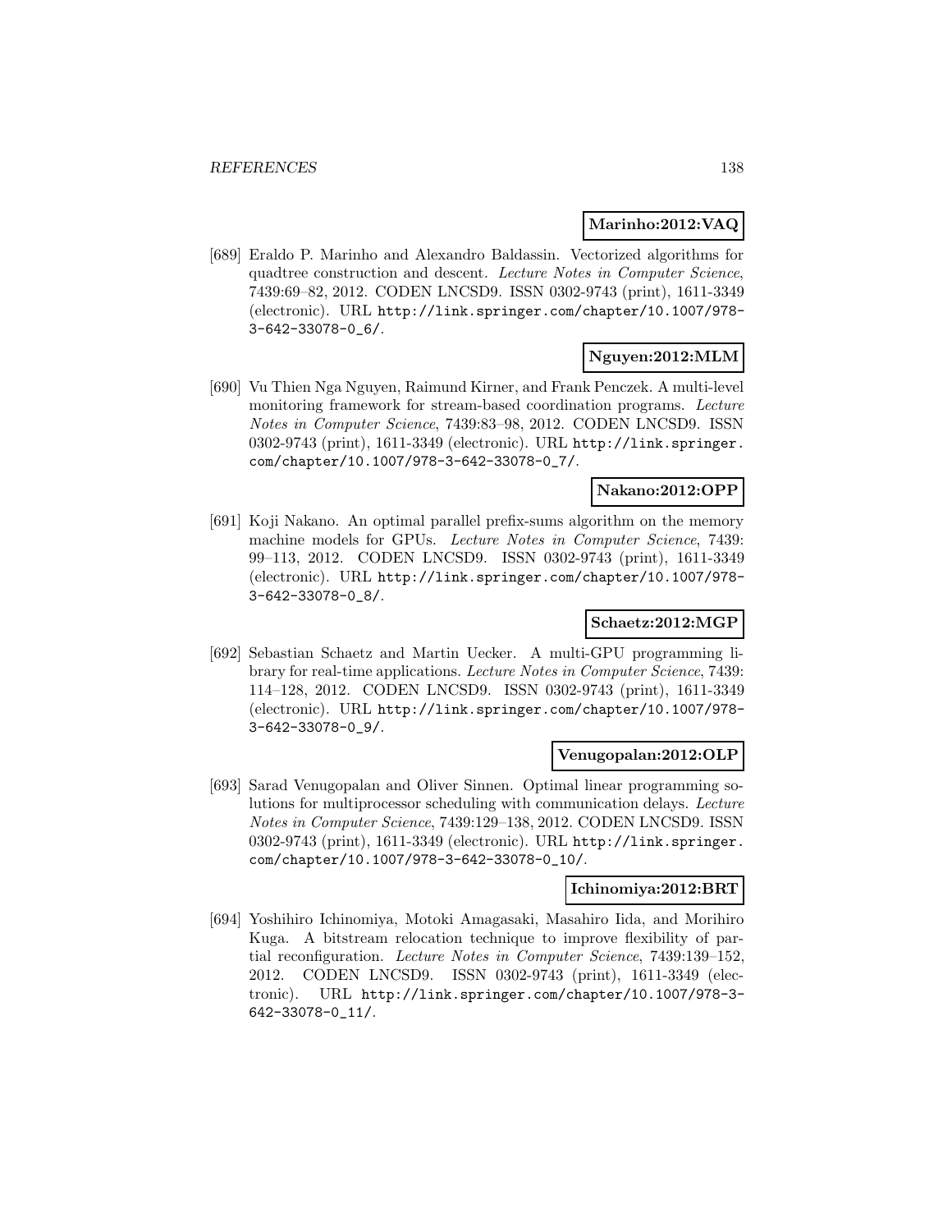**Marinho:2012:VAQ**

[689] Eraldo P. Marinho and Alexandro Baldassin. Vectorized algorithms for quadtree construction and descent. *Lecture Notes in Computer Science*, 7439:69–82, 2012. CODEN LNCSD9. ISSN 0302-9743 (print), 1611-3349 (electronic). URL http://link.springer.com/chapter/10.1007/978-3-642-33078-0_6/.

**Nguyen:2012:MLM**

[690] Vu Thien Nga Nguyen, Raimund Kirner, and Frank Penczek. A multi-level monitoring framework for stream-based coordination programs. *Lecture Notes in Computer Science*, 7439:83–98, 2012. CODEN LNCSD9. ISSN 0302-9743 (print), 1611-3349 (electronic). URL http://link.springer.com/chapter/10.1007/978-3-642-33078-0_7/.

**Nakano:2012:OPP**

[691] Koji Nakano. An optimal parallel prefix-sums algorithm on the memory machine models for GPUs. *Lecture Notes in Computer Science*, 7439: 99–113, 2012. CODEN LNCSD9. ISSN 0302-9743 (print), 1611-3349 (electronic). URL http://link.springer.com/chapter/10.1007/978-3-642-33078-0_8/.

**Schaetz:2012:MGP**

[692] Sebastian Schaetz and Martin Uecker. A multi-GPU programming library for real-time applications. *Lecture Notes in Computer Science*, 7439: 114–128, 2012. CODEN LNCSD9. ISSN 0302-9743 (print), 1611-3349 (electronic). URL http://link.springer.com/chapter/10.1007/978-3-642-33078-0_9/.

**Venugopalan:2012:OLP**

[693] Sarad Venugopalan and Oliver Sinnen. Optimal linear programming solutions for multiprocessor scheduling with communication delays. *Lecture Notes in Computer Science*, 7439:129–138, 2012. CODEN LNCSD9. ISSN 0302-9743 (print), 1611-3349 (electronic). URL http://link.springer.com/chapter/10.1007/978-3-642-33078-0_10/.

**Ichinomiya:2012:BRT**

[694] Yoshihiro Ichinomiya, Motoki Amagasaki, Masahiro Iida, and Morihiro Kuga. A bitstream relocation technique to improve flexibility of partial reconfiguration. *Lecture Notes in Computer Science*, 7439:139–152, 2012. CODEN LNCSD9. ISSN 0302-9743 (print), 1611-3349 (electronic). URL http://link.springer.com/chapter/10.1007/978-3-642-33078-0_11/.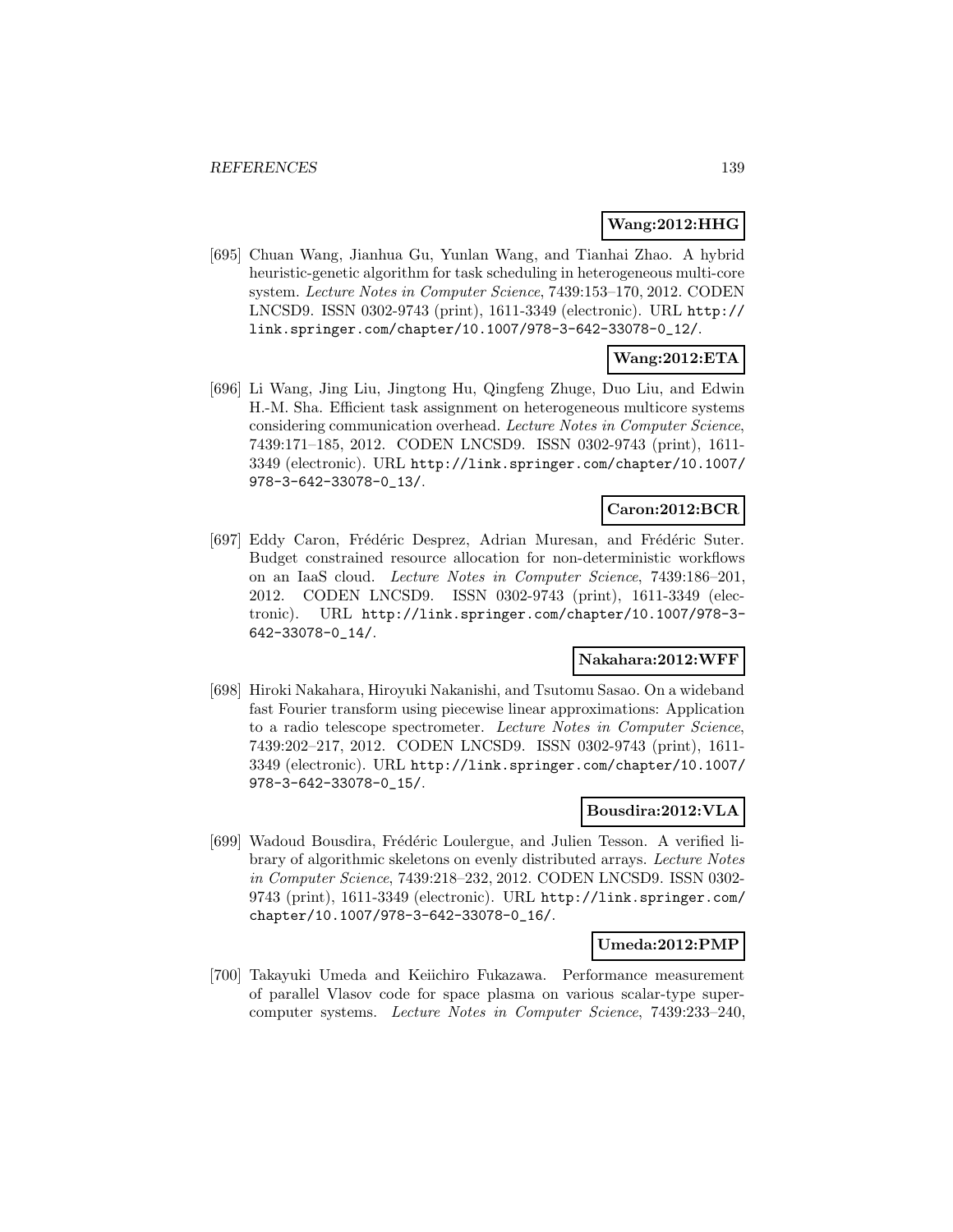**Wang:2012:HHG**

[695] Chuan Wang, Jianhua Gu, Yunlan Wang, and Tianhai Zhao. A hybrid heuristic-genetic algorithm for task scheduling in heterogeneous multi-core system. *Lecture Notes in Computer Science*, 7439:153–170, 2012. CODEN LNCSD9. ISSN 0302-9743 (print), 1611-3349 (electronic). URL http://link.springer.com/chapter/10.1007/978-3-642-33078-0_12/.

**Wang:2012:ETA**

[696] Li Wang, Jing Liu, Jingtong Hu, Qingfeng Zhuge, Duo Liu, and Edwin H.-M. Sha. Efficient task assignment on heterogeneous multicore systems considering communication overhead. *Lecture Notes in Computer Science*, 7439:171–185, 2012. CODEN LNCSD9. ISSN 0302-9743 (print), 1611-3349 (electronic). URL http://link.springer.com/chapter/10.1007/978-3-642-33078-0_13/.

**Caron:2012:BCR**

[697] Eddy Caron, Frédéric Desprez, Adrian Muresan, and Frédéric Suter. Budget constrained resource allocation for non-deterministic workflows on an IaaS cloud. *Lecture Notes in Computer Science*, 7439:186–201, 2012. CODEN LNCSD9. ISSN 0302-9743 (print), 1611-3349 (electronic). URL http://link.springer.com/chapter/10.1007/978-3-642-33078-0_14/.

**Nakahara:2012:WFF**

[698] Hiroki Nakahara, Hiroyuki Nakanishi, and Tsutomu Sasao. On a wideband fast Fourier transform using piecewise linear approximations: Application to a radio telescope spectrometer. *Lecture Notes in Computer Science*, 7439:202–217, 2012. CODEN LNCSD9. ISSN 0302-9743 (print), 1611-3349 (electronic). URL http://link.springer.com/chapter/10.1007/978-3-642-33078-0_15/.

**Bousdira:2012:VLA**

[699] Wadoud Bousdira, Frédéric Loulergue, and Julien Tesson. A verified library of algorithmic skeletons on evenly distributed arrays. *Lecture Notes in Computer Science*, 7439:218–232, 2012. CODEN LNCSD9. ISSN 0302-9743 (print), 1611-3349 (electronic). URL http://link.springer.com/chapter/10.1007/978-3-642-33078-0_16/.

**Umeda:2012:PMP**

[700] Takayuki Umeda and Keiichiro Fukazawa. Performance measurement of parallel Vlasov code for space plasma on various scalar-type supercomputer systems. *Lecture Notes in Computer Science*, 7439:233–240,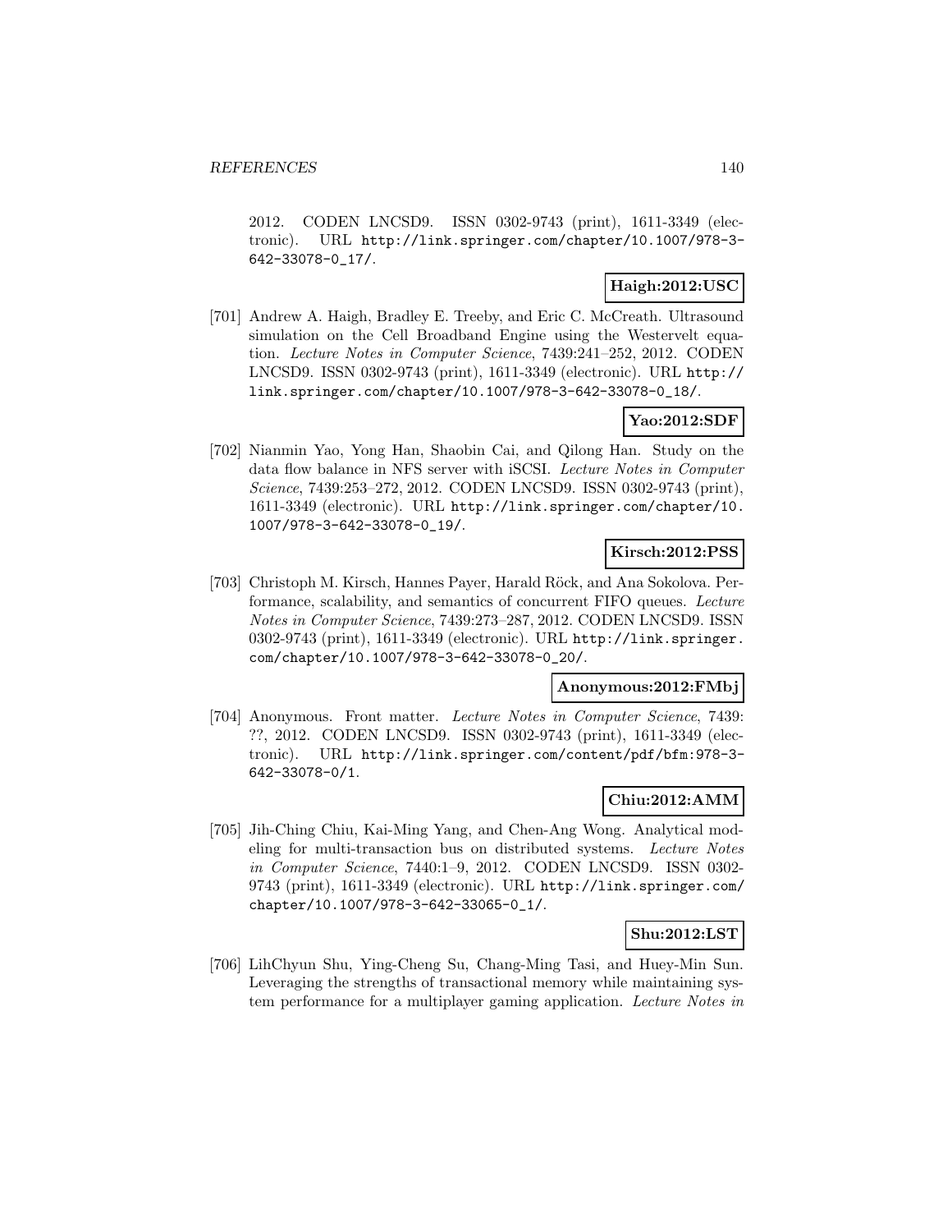2012. CODEN LNCSD9. ISSN 0302-9743 (print), 1611-3349 (electronic). URL http://link.springer.com/chapter/10.1007/978-3-642-33078-0_17/.

**Haigh:2012:USC**

[701] Andrew A. Haigh, Bradley E. Treeby, and Eric C. McCreath. Ultrasound simulation on the Cell Broadband Engine using the Westervelt equation. *Lecture Notes in Computer Science*, 7439:241–252, 2012. CODEN LNCSD9. ISSN 0302-9743 (print), 1611-3349 (electronic). URL http://link.springer.com/chapter/10.1007/978-3-642-33078-0_18/.

**Yao:2012:SDF**

[702] Nianmin Yao, Yong Han, Shaobin Cai, and Qilong Han. Study on the data flow balance in NFS server with iSCSI. *Lecture Notes in Computer Science*, 7439:253–272, 2012. CODEN LNCSD9. ISSN 0302-9743 (print), 1611-3349 (electronic). URL http://link.springer.com/chapter/10.1007/978-3-642-33078-0_19/.

**Kirsch:2012:PSS**

[703] Christoph M. Kirsch, Hannes Payer, Harald Röck, and Ana Sokolova. Performance, scalability, and semantics of concurrent FIFO queues. *Lecture Notes in Computer Science*, 7439:273–287, 2012. CODEN LNCSD9. ISSN 0302-9743 (print), 1611-3349 (electronic). URL http://link.springer.com/chapter/10.1007/978-3-642-33078-0_20/.

**Anonymous:2012:FMbj**

[704] Anonymous. Front matter. *Lecture Notes in Computer Science*, 7439: ??, 2012. CODEN LNCSD9. ISSN 0302-9743 (print), 1611-3349 (electronic). URL http://link.springer.com/content/pdf/bfm:978-3-642-33078-0/1.

**Chiu:2012:AMM**

[705] Jih-Ching Chiu, Kai-Ming Yang, and Chen-Ang Wong. Analytical modeling for multi-transaction bus on distributed systems. *Lecture Notes in Computer Science*, 7440:1–9, 2012. CODEN LNCSD9. ISSN 0302-9743 (print), 1611-3349 (electronic). URL http://link.springer.com/chapter/10.1007/978-3-642-33065-0_1/.

**Shu:2012:LST**

[706] LihChyun Shu, Ying-Cheng Su, Chang-Ming Tasi, and Huey-Min Sun. Leveraging the strengths of transactional memory while maintaining system performance for a multiplayer gaming application. *Lecture Notes in*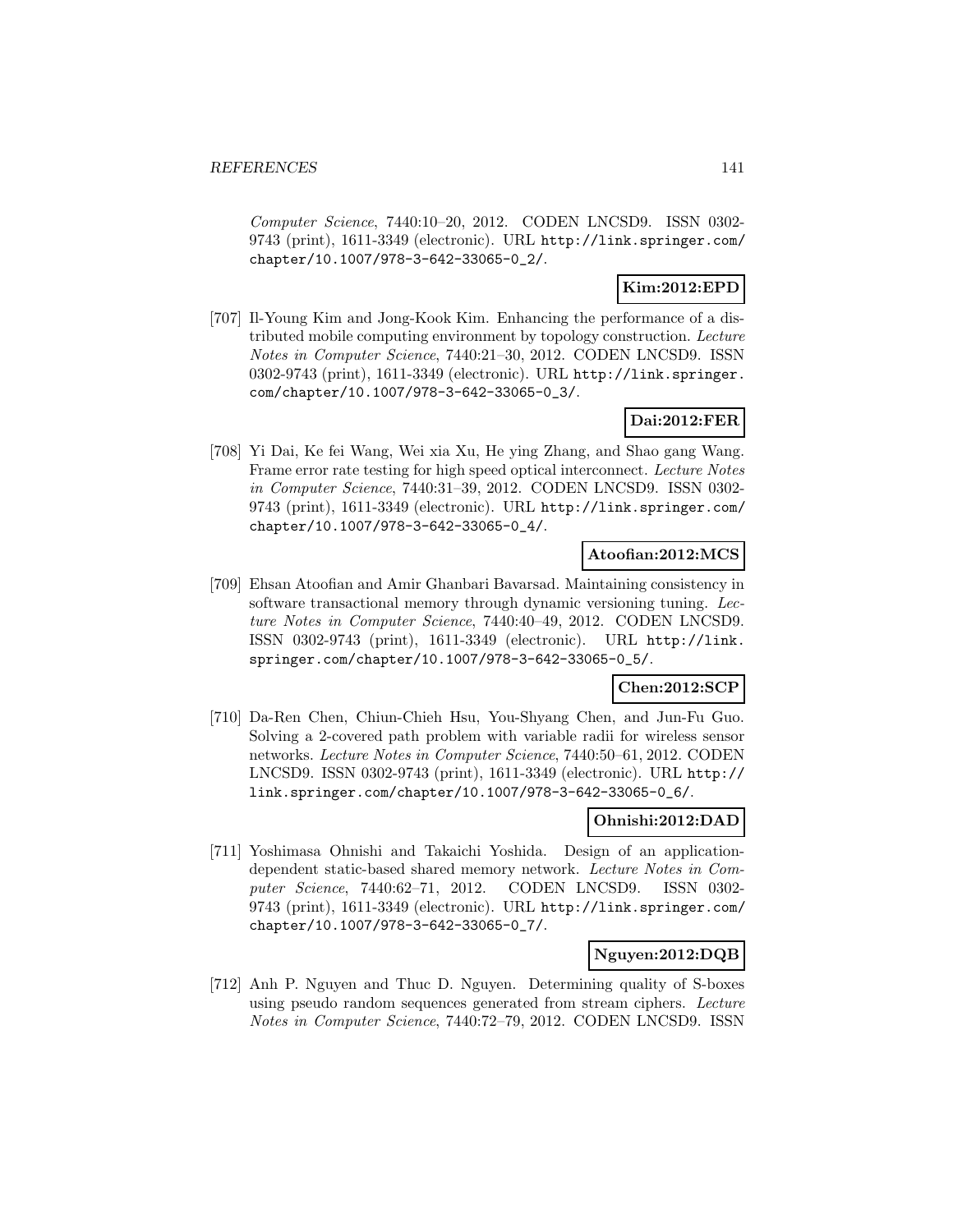*Computer Science*, 7440:10–20, 2012. CODEN LNCSD9. ISSN 0302-9743 (print), 1611-3349 (electronic). URL http://link.springer.com/chapter/10.1007/978-3-642-33065-0_2/.

**Kim:2012:EPD**

[707] Il-Young Kim and Jong-Kook Kim. Enhancing the performance of a distributed mobile computing environment by topology construction. *Lecture Notes in Computer Science*, 7440:21–30, 2012. CODEN LNCSD9. ISSN 0302-9743 (print), 1611-3349 (electronic). URL http://link.springer.com/chapter/10.1007/978-3-642-33065-0_3/.

**Dai:2012:FER**

[708] Yi Dai, Ke fei Wang, Wei xia Xu, He ying Zhang, and Shao gang Wang. Frame error rate testing for high speed optical interconnect. *Lecture Notes in Computer Science*, 7440:31–39, 2012. CODEN LNCSD9. ISSN 0302-9743 (print), 1611-3349 (electronic). URL http://link.springer.com/chapter/10.1007/978-3-642-33065-0_4/.

**Atoofian:2012:MCS**

[709] Ehsan Atoofian and Amir Ghanbari Bavarsad. Maintaining consistency in software transactional memory through dynamic versioning tuning. *Lecture Notes in Computer Science*, 7440:40–49, 2012. CODEN LNCSD9. ISSN 0302-9743 (print), 1611-3349 (electronic). URL http://link.springer.com/chapter/10.1007/978-3-642-33065-0_5/.

**Chen:2012:SCP**

[710] Da-Ren Chen, Chiun-Chieh Hsu, You-Shyang Chen, and Jun-Fu Guo. Solving a 2-covered path problem with variable radii for wireless sensor networks. *Lecture Notes in Computer Science*, 7440:50–61, 2012. CODEN LNCSD9. ISSN 0302-9743 (print), 1611-3349 (electronic). URL http://link.springer.com/chapter/10.1007/978-3-642-33065-0_6/.

**Ohnishi:2012:DAD**

[711] Yoshimasa Ohnishi and Takaichi Yoshida. Design of an application-dependent static-based shared memory network. *Lecture Notes in Computer Science*, 7440:62–71, 2012. CODEN LNCSD9. ISSN 0302-9743 (print), 1611-3349 (electronic). URL http://link.springer.com/chapter/10.1007/978-3-642-33065-0_7/.

**Nguyen:2012:DQB**

[712] Anh P. Nguyen and Thuc D. Nguyen. Determining quality of S-boxes using pseudo random sequences generated from stream ciphers. *Lecture Notes in Computer Science*, 7440:72–79, 2012. CODEN LNCSD9. ISSN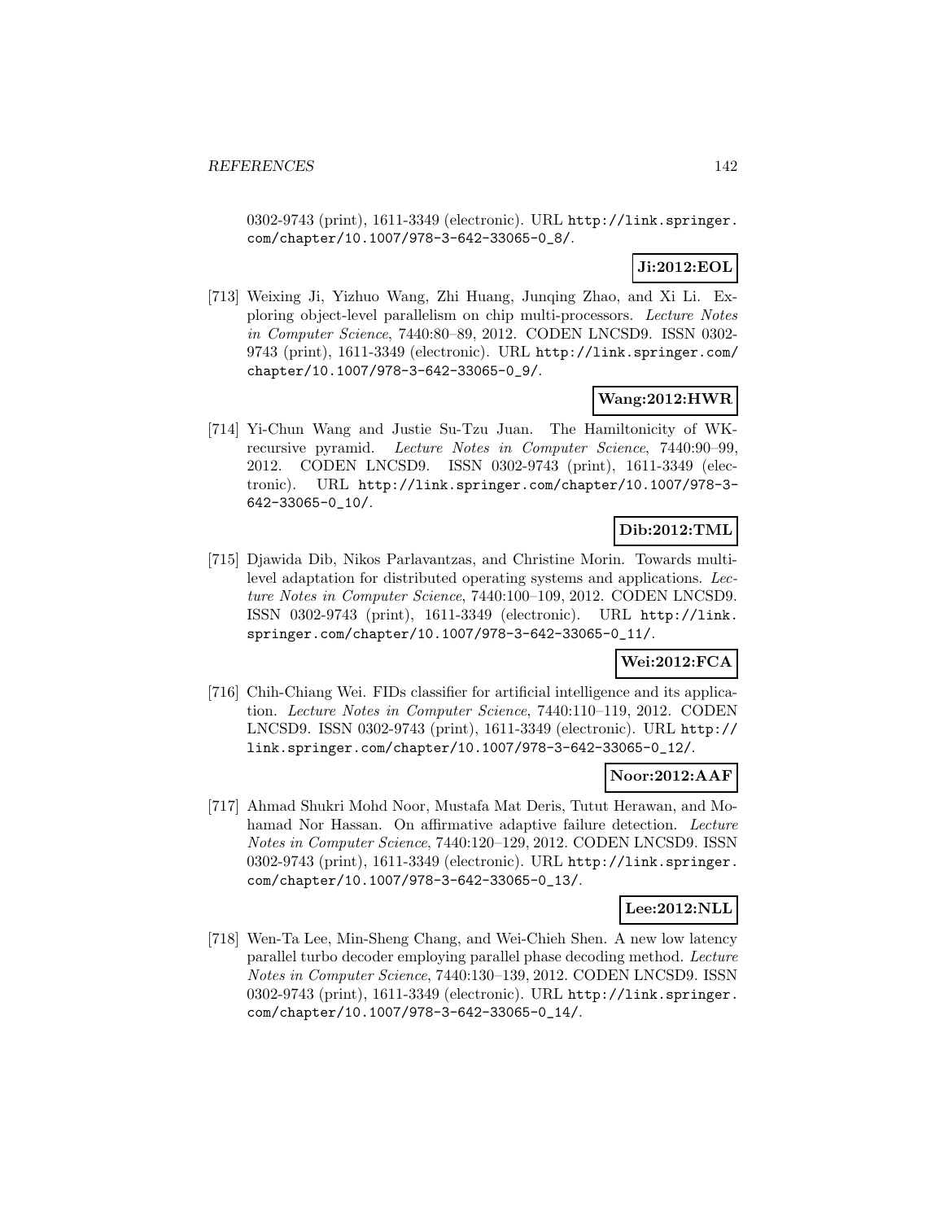0302-9743 (print), 1611-3349 (electronic). URL http://link.springer.com/chapter/10.1007/978-3-642-33065-0_8/.

**Ji:2012:EOL**

[713] Weixing Ji, Yizhuo Wang, Zhi Huang, Junqing Zhao, and Xi Li. Exploring object-level parallelism on chip multi-processors. *Lecture Notes in Computer Science*, 7440:80–89, 2012. CODEN LNCSD9. ISSN 0302-9743 (print), 1611-3349 (electronic). URL http://link.springer.com/chapter/10.1007/978-3-642-33065-0_9/.

**Wang:2012:HWR**

[714] Yi-Chun Wang and Justie Su-Tzu Juan. The Hamiltonicity of WK-recursive pyramid. *Lecture Notes in Computer Science*, 7440:90–99, 2012. CODEN LNCSD9. ISSN 0302-9743 (print), 1611-3349 (electronic). URL http://link.springer.com/chapter/10.1007/978-3-642-33065-0_10/.

**Dib:2012:TML**

[715] Djawida Dib, Nikos Parlavantzas, and Christine Morin. Towards multi-level adaptation for distributed operating systems and applications. *Lecture Notes in Computer Science*, 7440:100–109, 2012. CODEN LNCSD9. ISSN 0302-9743 (print), 1611-3349 (electronic). URL http://link.springer.com/chapter/10.1007/978-3-642-33065-0_11/.

**Wei:2012:FCA**

[716] Chih-Chiang Wei. FIDs classifier for artificial intelligence and its application. *Lecture Notes in Computer Science*, 7440:110–119, 2012. CODEN LNCSD9. ISSN 0302-9743 (print), 1611-3349 (electronic). URL http://link.springer.com/chapter/10.1007/978-3-642-33065-0_12/.

**Noor:2012:AAF**

[717] Ahmad Shukri Mohd Noor, Mustafa Mat Deris, Tutut Herawan, and Mohamad Nor Hassan. On affirmative adaptive failure detection. *Lecture Notes in Computer Science*, 7440:120–129, 2012. CODEN LNCSD9. ISSN 0302-9743 (print), 1611-3349 (electronic). URL http://link.springer.com/chapter/10.1007/978-3-642-33065-0_13/.

**Lee:2012:NLL**

[718] Wen-Ta Lee, Min-Sheng Chang, and Wei-Chieh Shen. A new low latency parallel turbo decoder employing parallel phase decoding method. *Lecture Notes in Computer Science*, 7440:130–139, 2012. CODEN LNCSD9. ISSN 0302-9743 (print), 1611-3349 (electronic). URL http://link.springer.com/chapter/10.1007/978-3-642-33065-0_14/.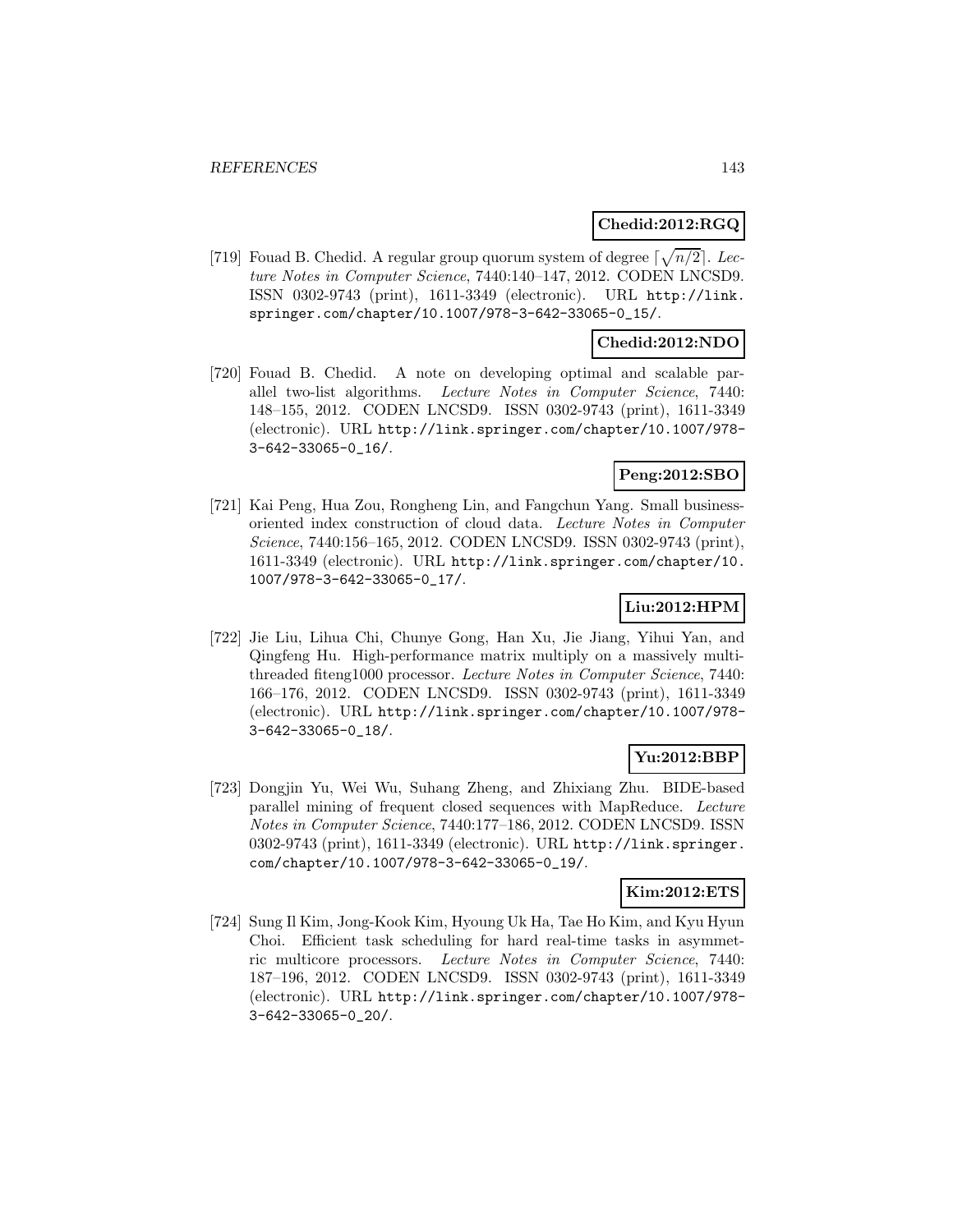**Chedid:2012:RGQ**

[719] Fouad B. Chedid. A regular group quorum system of degree $\lceil\sqrt{n/2}\rceil$. *Lecture Notes in Computer Science*, 7440:140–147, 2012. CODEN LNCSD9. ISSN 0302-9743 (print), 1611-3349 (electronic). URL http://link.springer.com/chapter/10.1007/978-3-642-33065-0_15/.

**Chedid:2012:NDO**

[720] Fouad B. Chedid. A note on developing optimal and scalable parallel two-list algorithms. *Lecture Notes in Computer Science*, 7440: 148–155, 2012. CODEN LNCSD9. ISSN 0302-9743 (print), 1611-3349 (electronic). URL http://link.springer.com/chapter/10.1007/978-3-642-33065-0_16/.

**Peng:2012:SBO**

[721] Kai Peng, Hua Zou, Rongheng Lin, and Fangchun Yang. Small business-oriented index construction of cloud data. *Lecture Notes in Computer Science*, 7440:156–165, 2012. CODEN LNCSD9. ISSN 0302-9743 (print), 1611-3349 (electronic). URL http://link.springer.com/chapter/10.1007/978-3-642-33065-0_17/.

**Liu:2012:HPM**

[722] Jie Liu, Lihua Chi, Chunye Gong, Han Xu, Jie Jiang, Yihui Yan, and Qingfeng Hu. High-performance matrix multiply on a massively multithreaded fiteng1000 processor. *Lecture Notes in Computer Science*, 7440: 166–176, 2012. CODEN LNCSD9. ISSN 0302-9743 (print), 1611-3349 (electronic). URL http://link.springer.com/chapter/10.1007/978-3-642-33065-0_18/.

**Yu:2012:BBP**

[723] Dongjin Yu, Wei Wu, Suhang Zheng, and Zhixiang Zhu. BIDE-based parallel mining of frequent closed sequences with MapReduce. *Lecture Notes in Computer Science*, 7440:177–186, 2012. CODEN LNCSD9. ISSN 0302-9743 (print), 1611-3349 (electronic). URL http://link.springer.com/chapter/10.1007/978-3-642-33065-0_19/.

**Kim:2012:ETS**

[724] Sung Il Kim, Jong-Kook Kim, Hyoung Uk Ha, Tae Ho Kim, and Kyu Hyun Choi. Efficient task scheduling for hard real-time tasks in asymmetric multicore processors. *Lecture Notes in Computer Science*, 7440: 187–196, 2012. CODEN LNCSD9. ISSN 0302-9743 (print), 1611-3349 (electronic). URL http://link.springer.com/chapter/10.1007/978-3-642-33065-0_20/.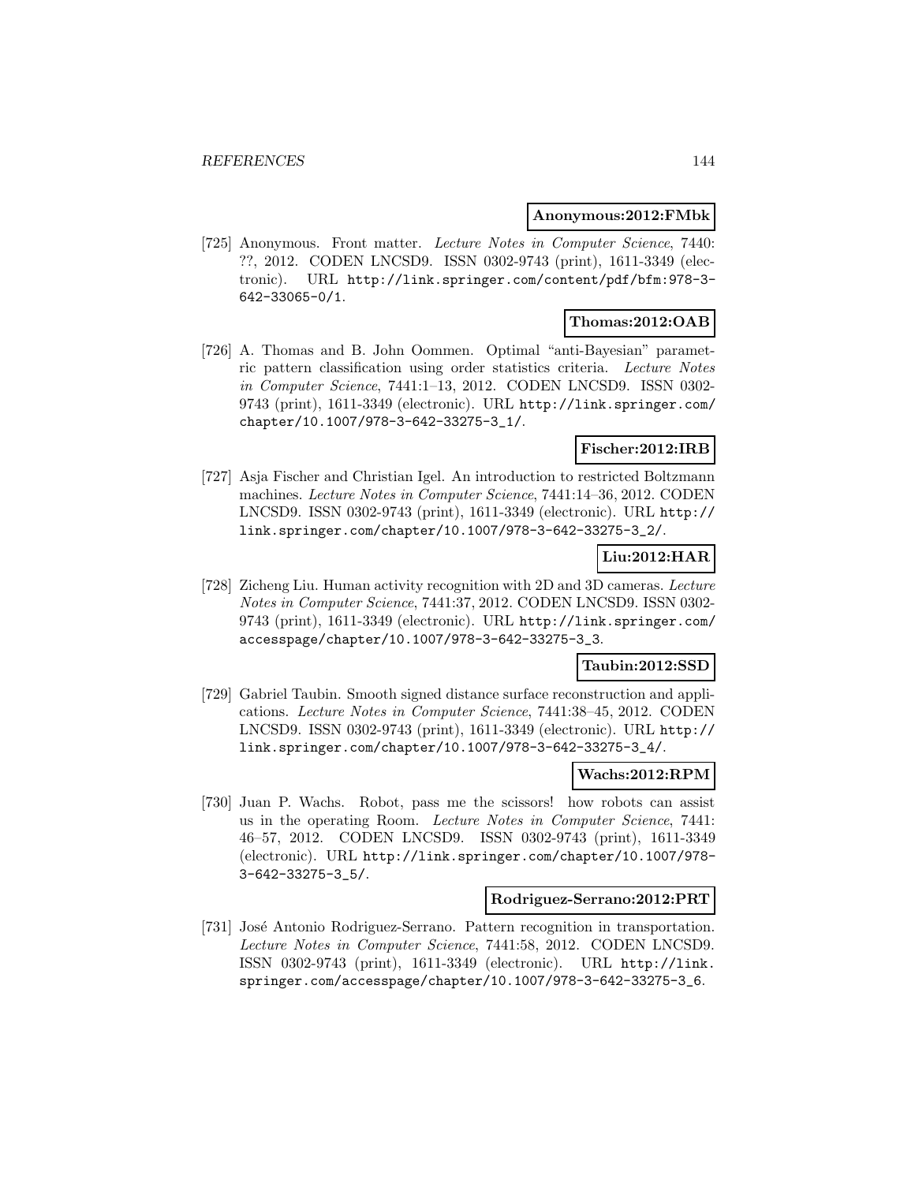**Anonymous:2012:FMbk**

[725] Anonymous. Front matter. *Lecture Notes in Computer Science*, 7440: ??, 2012. CODEN LNCSD9. ISSN 0302-9743 (print), 1611-3349 (electronic). URL http://link.springer.com/content/pdf/bfm:978-3-642-33065-0/1.

**Thomas:2012:OAB**

[726] A. Thomas and B. John Oommen. Optimal "anti-Bayesian" parametric pattern classification using order statistics criteria. *Lecture Notes in Computer Science*, 7441:1–13, 2012. CODEN LNCSD9. ISSN 0302-9743 (print), 1611-3349 (electronic). URL http://link.springer.com/chapter/10.1007/978-3-642-33275-3_1/.

**Fischer:2012:IRB**

[727] Asja Fischer and Christian Igel. An introduction to restricted Boltzmann machines. *Lecture Notes in Computer Science*, 7441:14–36, 2012. CODEN LNCSD9. ISSN 0302-9743 (print), 1611-3349 (electronic). URL http://link.springer.com/chapter/10.1007/978-3-642-33275-3_2/.

**Liu:2012:HAR**

[728] Zicheng Liu. Human activity recognition with 2D and 3D cameras. *Lecture Notes in Computer Science*, 7441:37, 2012. CODEN LNCSD9. ISSN 0302-9743 (print), 1611-3349 (electronic). URL http://link.springer.com/accesspage/chapter/10.1007/978-3-642-33275-3_3.

**Taubin:2012:SSD**

[729] Gabriel Taubin. Smooth signed distance surface reconstruction and applications. *Lecture Notes in Computer Science*, 7441:38–45, 2012. CODEN LNCSD9. ISSN 0302-9743 (print), 1611-3349 (electronic). URL http://link.springer.com/chapter/10.1007/978-3-642-33275-3_4/.

**Wachs:2012:RPM**

[730] Juan P. Wachs. Robot, pass me the scissors! how robots can assist us in the operating Room. *Lecture Notes in Computer Science*, 7441: 46–57, 2012. CODEN LNCSD9. ISSN 0302-9743 (print), 1611-3349 (electronic). URL http://link.springer.com/chapter/10.1007/978-3-642-33275-3_5/.

**Rodriguez-Serrano:2012:PRT**

[731] José Antonio Rodriguez-Serrano. Pattern recognition in transportation. *Lecture Notes in Computer Science*, 7441:58, 2012. CODEN LNCSD9. ISSN 0302-9743 (print), 1611-3349 (electronic). URL http://link.springer.com/accesspage/chapter/10.1007/978-3-642-33275-3_6.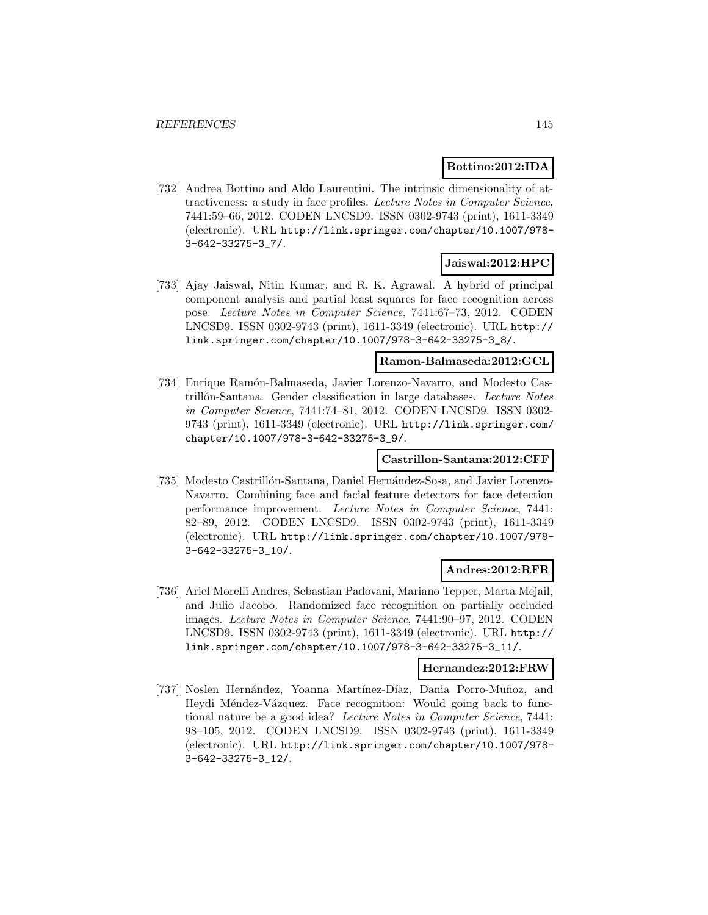**Bottino:2012:IDA**

[732] Andrea Bottino and Aldo Laurentini. The intrinsic dimensionality of attractiveness: a study in face profiles. *Lecture Notes in Computer Science*, 7441:59–66, 2012. CODEN LNCSD9. ISSN 0302-9743 (print), 1611-3349 (electronic). URL http://link.springer.com/chapter/10.1007/978-3-642-33275-3_7/.

**Jaiswal:2012:HPC**

[733] Ajay Jaiswal, Nitin Kumar, and R. K. Agrawal. A hybrid of principal component analysis and partial least squares for face recognition across pose. *Lecture Notes in Computer Science*, 7441:67–73, 2012. CODEN LNCSD9. ISSN 0302-9743 (print), 1611-3349 (electronic). URL http://link.springer.com/chapter/10.1007/978-3-642-33275-3_8/.

**Ramon-Balmaseda:2012:GCL**

[734] Enrique Ramón-Balmaseda, Javier Lorenzo-Navarro, and Modesto Castrillón-Santana. Gender classification in large databases. *Lecture Notes in Computer Science*, 7441:74–81, 2012. CODEN LNCSD9. ISSN 0302-9743 (print), 1611-3349 (electronic). URL http://link.springer.com/chapter/10.1007/978-3-642-33275-3_9/.

**Castrillon-Santana:2012:CFF**

[735] Modesto Castrillón-Santana, Daniel Hernández-Sosa, and Javier Lorenzo-Navarro. Combining face and facial feature detectors for face detection performance improvement. *Lecture Notes in Computer Science*, 7441: 82–89, 2012. CODEN LNCSD9. ISSN 0302-9743 (print), 1611-3349 (electronic). URL http://link.springer.com/chapter/10.1007/978-3-642-33275-3_10/.

**Andres:2012:RFR**

[736] Ariel Morelli Andres, Sebastian Padovani, Mariano Tepper, Marta Mejail, and Julio Jacobo. Randomized face recognition on partially occluded images. *Lecture Notes in Computer Science*, 7441:90–97, 2012. CODEN LNCSD9. ISSN 0302-9743 (print), 1611-3349 (electronic). URL http://link.springer.com/chapter/10.1007/978-3-642-33275-3_11/.

**Hernandez:2012:FRW**

[737] Noslen Hernández, Yoanna Martínez-Díaz, Dania Porro-Muñoz, and Heydi Méndez-Vázquez. Face recognition: Would going back to functional nature be a good idea? *Lecture Notes in Computer Science*, 7441: 98–105, 2012. CODEN LNCSD9. ISSN 0302-9743 (print), 1611-3349 (electronic). URL http://link.springer.com/chapter/10.1007/978-3-642-33275-3_12/.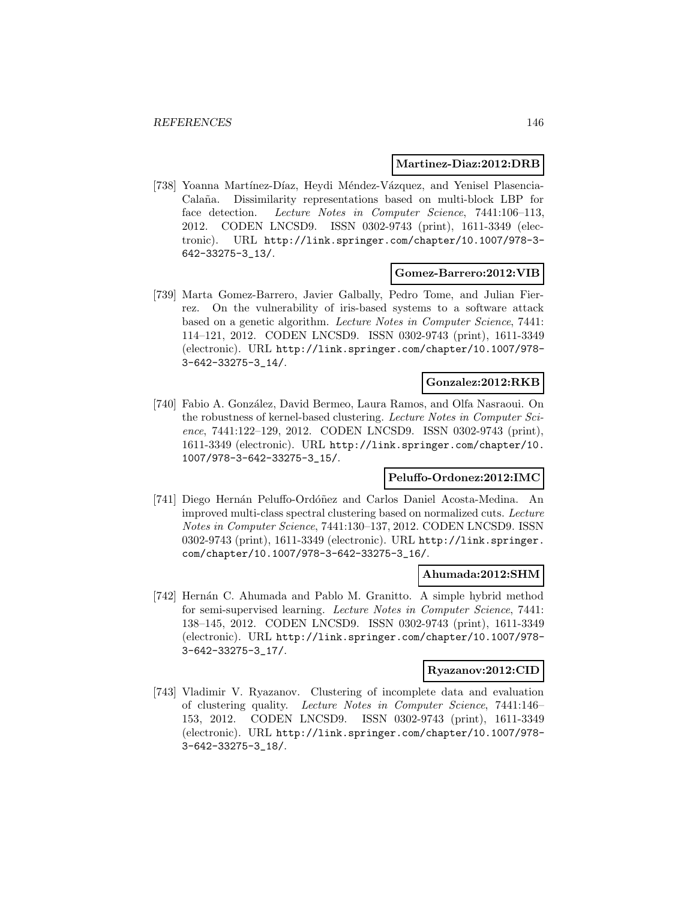**Martinez-Diaz:2012:DRB**

[738] Yoanna Martínez-Díaz, Heydi Méndez-Vázquez, and Yenisel Plasencia-Calaña. Dissimilarity representations based on multi-block LBP for face detection. *Lecture Notes in Computer Science*, 7441:106–113, 2012. CODEN LNCSD9. ISSN 0302-9743 (print), 1611-3349 (electronic). URL http://link.springer.com/chapter/10.1007/978-3-642-33275-3_13/.

**Gomez-Barrero:2012:VIB**

[739] Marta Gomez-Barrero, Javier Galbally, Pedro Tome, and Julian Fierrez. On the vulnerability of iris-based systems to a software attack based on a genetic algorithm. *Lecture Notes in Computer Science*, 7441: 114–121, 2012. CODEN LNCSD9. ISSN 0302-9743 (print), 1611-3349 (electronic). URL http://link.springer.com/chapter/10.1007/978-3-642-33275-3_14/.

**Gonzalez:2012:RKB**

[740] Fabio A. González, David Bermeo, Laura Ramos, and Olfa Nasraoui. On the robustness of kernel-based clustering. *Lecture Notes in Computer Science*, 7441:122–129, 2012. CODEN LNCSD9. ISSN 0302-9743 (print), 1611-3349 (electronic). URL http://link.springer.com/chapter/10.1007/978-3-642-33275-3_15/.

**Peluffo-Ordonez:2012:IMC**

[741] Diego Hernán Peluffo-Ordóñez and Carlos Daniel Acosta-Medina. An improved multi-class spectral clustering based on normalized cuts. *Lecture Notes in Computer Science*, 7441:130–137, 2012. CODEN LNCSD9. ISSN 0302-9743 (print), 1611-3349 (electronic). URL http://link.springer.com/chapter/10.1007/978-3-642-33275-3_16/.

**Ahumada:2012:SHM**

[742] Hernán C. Ahumada and Pablo M. Granitto. A simple hybrid method for semi-supervised learning. *Lecture Notes in Computer Science*, 7441: 138–145, 2012. CODEN LNCSD9. ISSN 0302-9743 (print), 1611-3349 (electronic). URL http://link.springer.com/chapter/10.1007/978-3-642-33275-3_17/.

**Ryazanov:2012:CID**

[743] Vladimir V. Ryazanov. Clustering of incomplete data and evaluation of clustering quality. *Lecture Notes in Computer Science*, 7441:146–153, 2012. CODEN LNCSD9. ISSN 0302-9743 (print), 1611-3349 (electronic). URL http://link.springer.com/chapter/10.1007/978-3-642-33275-3_18/.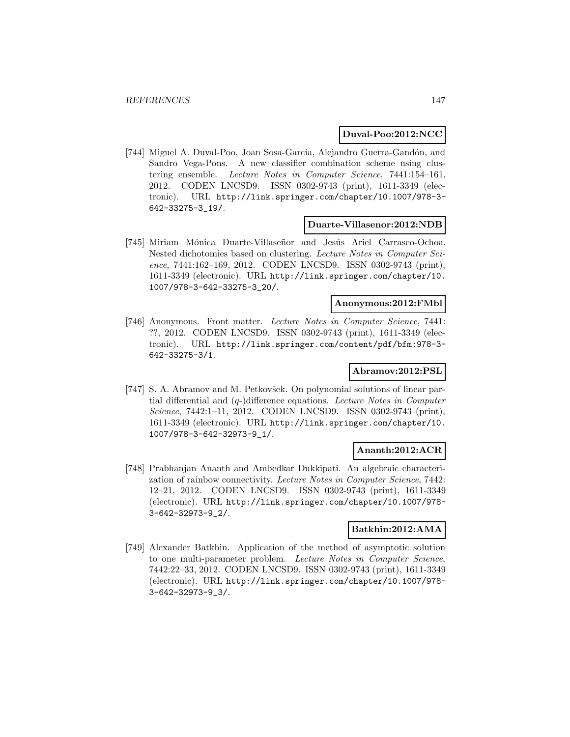**Duval-Poo:2012:NCC**

[744] Miguel A. Duval-Poo, Joan Sosa-García, Alejandro Guerra-Gandón, and Sandro Vega-Pons. A new classifier combination scheme using clustering ensemble. *Lecture Notes in Computer Science*, 7441:154–161, 2012. CODEN LNCSD9. ISSN 0302-9743 (print), 1611-3349 (electronic). URL http://link.springer.com/chapter/10.1007/978-3-642-33275-3_19/.

**Duarte-Villasenor:2012:NDB**

[745] Miriam Mónica Duarte-Villaseñor and Jesús Ariel Carrasco-Ochoa. Nested dichotomies based on clustering. *Lecture Notes in Computer Science*, 7441:162–169, 2012. CODEN LNCSD9. ISSN 0302-9743 (print), 1611-3349 (electronic). URL http://link.springer.com/chapter/10.1007/978-3-642-33275-3_20/.

**Anonymous:2012:FMbl**

[746] Anonymous. Front matter. *Lecture Notes in Computer Science*, 7441: ??, 2012. CODEN LNCSD9. ISSN 0302-9743 (print), 1611-3349 (electronic). URL http://link.springer.com/content/pdf/bfm:978-3-642-33275-3/1.

**Abramov:2012:PSL**

[747] S. A. Abramov and M. Petkovšek. On polynomial solutions of linear partial differential and ($q$-)difference equations. *Lecture Notes in Computer Science*, 7442:1–11, 2012. CODEN LNCSD9. ISSN 0302-9743 (print), 1611-3349 (electronic). URL http://link.springer.com/chapter/10.1007/978-3-642-32973-9_1/.

**Ananth:2012:ACR**

[748] Prabhanjan Ananth and Ambedkar Dukkipati. An algebraic characterization of rainbow connectivity. *Lecture Notes in Computer Science*, 7442: 12–21, 2012. CODEN LNCSD9. ISSN 0302-9743 (print), 1611-3349 (electronic). URL http://link.springer.com/chapter/10.1007/978-3-642-32973-9_2/.

**Batkhin:2012:AMA**

[749] Alexander Batkhin. Application of the method of asymptotic solution to one multi-parameter problem. *Lecture Notes in Computer Science*, 7442:22–33, 2012. CODEN LNCSD9. ISSN 0302-9743 (print), 1611-3349 (electronic). URL http://link.springer.com/chapter/10.1007/978-3-642-32973-9_3/.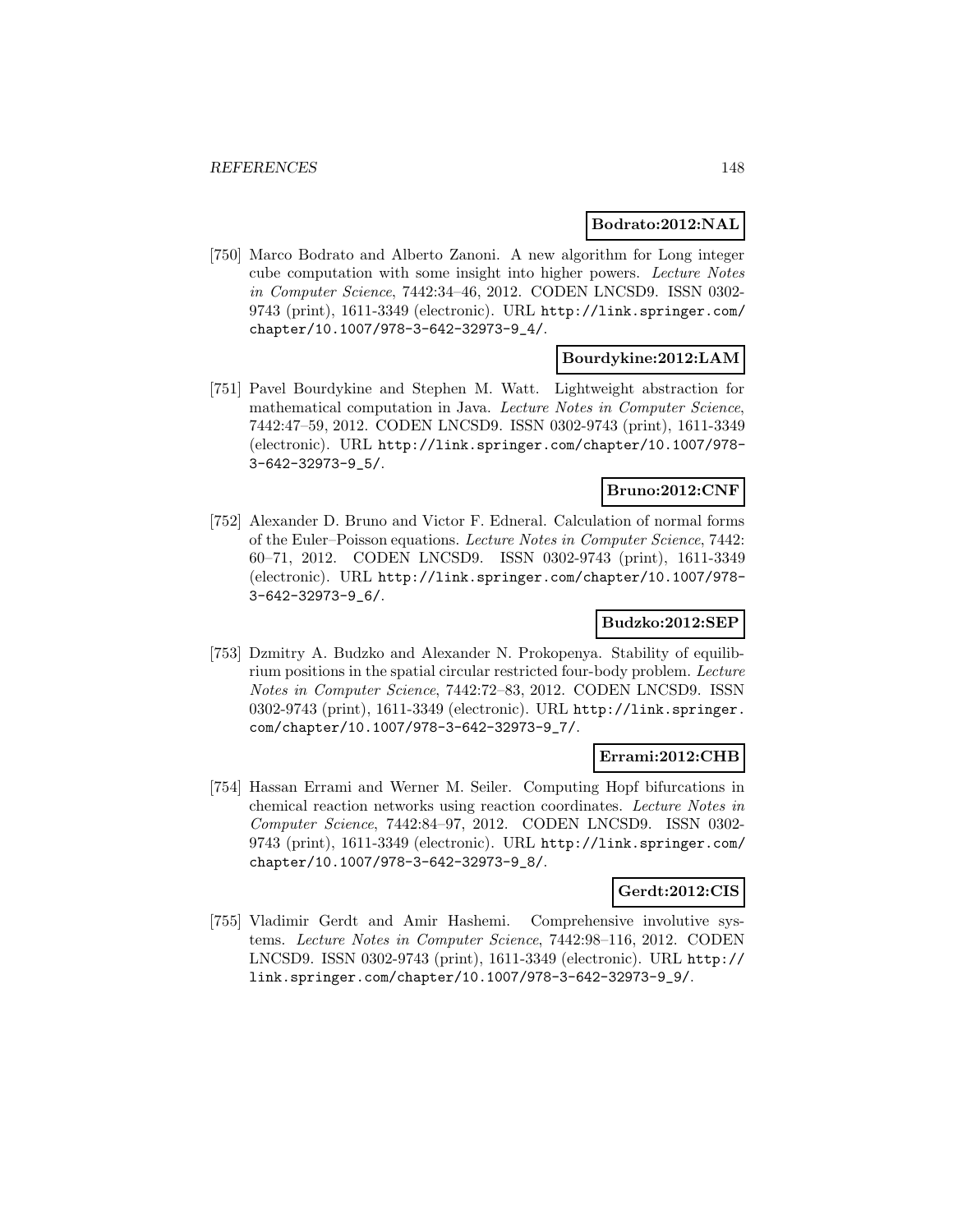**Bodrato:2012:NAL**

[750] Marco Bodrato and Alberto Zanoni. A new algorithm for Long integer cube computation with some insight into higher powers. *Lecture Notes in Computer Science*, 7442:34–46, 2012. CODEN LNCSD9. ISSN 0302-9743 (print), 1611-3349 (electronic). URL http://link.springer.com/chapter/10.1007/978-3-642-32973-9_4/.

**Bourdykine:2012:LAM**

[751] Pavel Bourdykine and Stephen M. Watt. Lightweight abstraction for mathematical computation in Java. *Lecture Notes in Computer Science*, 7442:47–59, 2012. CODEN LNCSD9. ISSN 0302-9743 (print), 1611-3349 (electronic). URL http://link.springer.com/chapter/10.1007/978-3-642-32973-9_5/.

**Bruno:2012:CNF**

[752] Alexander D. Bruno and Victor F. Edneral. Calculation of normal forms of the Euler–Poisson equations. *Lecture Notes in Computer Science*, 7442:60–71, 2012. CODEN LNCSD9. ISSN 0302-9743 (print), 1611-3349 (electronic). URL http://link.springer.com/chapter/10.1007/978-3-642-32973-9_6/.

**Budzko:2012:SEP**

[753] Dzmitry A. Budzko and Alexander N. Prokopenya. Stability of equilibrium positions in the spatial circular restricted four-body problem. *Lecture Notes in Computer Science*, 7442:72–83, 2012. CODEN LNCSD9. ISSN 0302-9743 (print), 1611-3349 (electronic). URL http://link.springer.com/chapter/10.1007/978-3-642-32973-9_7/.

**Errami:2012:CHB**

[754] Hassan Errami and Werner M. Seiler. Computing Hopf bifurcations in chemical reaction networks using reaction coordinates. *Lecture Notes in Computer Science*, 7442:84–97, 2012. CODEN LNCSD9. ISSN 0302-9743 (print), 1611-3349 (electronic). URL http://link.springer.com/chapter/10.1007/978-3-642-32973-9_8/.

**Gerdt:2012:CIS**

[755] Vladimir Gerdt and Amir Hashemi. Comprehensive involutive systems. *Lecture Notes in Computer Science*, 7442:98–116, 2012. CODEN LNCSD9. ISSN 0302-9743 (print), 1611-3349 (electronic). URL http://link.springer.com/chapter/10.1007/978-3-642-32973-9_9/.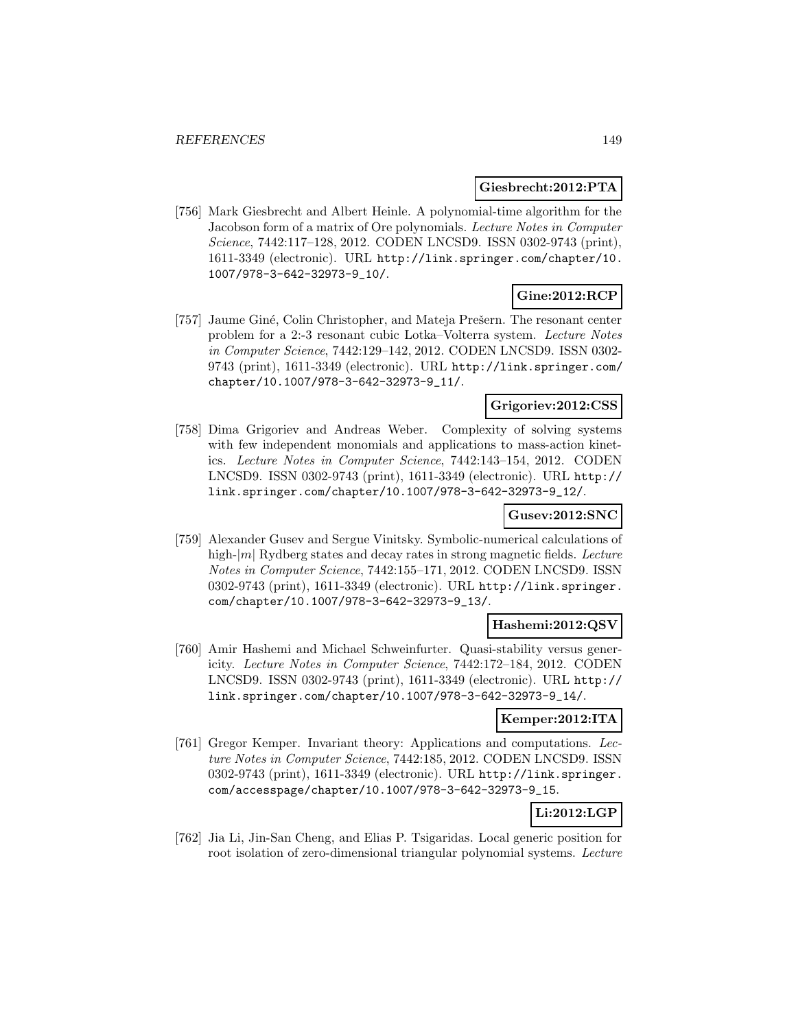**Giesbrecht:2012:PTA**

[756] Mark Giesbrecht and Albert Heinle. A polynomial-time algorithm for the Jacobson form of a matrix of Ore polynomials. *Lecture Notes in Computer Science*, 7442:117–128, 2012. CODEN LNCSD9. ISSN 0302-9743 (print), 1611-3349 (electronic). URL http://link.springer.com/chapter/10.1007/978-3-642-32973-9_10/.

**Gine:2012:RCP**

[757] Jaume Giné, Colin Christopher, and Mateja Prešern. The resonant center problem for a 2:-3 resonant cubic Lotka–Volterra system. *Lecture Notes in Computer Science*, 7442:129–142, 2012. CODEN LNCSD9. ISSN 0302-9743 (print), 1611-3349 (electronic). URL http://link.springer.com/chapter/10.1007/978-3-642-32973-9_11/.

**Grigoriev:2012:CSS**

[758] Dima Grigoriev and Andreas Weber. Complexity of solving systems with few independent monomials and applications to mass-action kinetics. *Lecture Notes in Computer Science*, 7442:143–154, 2012. CODEN LNCSD9. ISSN 0302-9743 (print), 1611-3349 (electronic). URL http://link.springer.com/chapter/10.1007/978-3-642-32973-9_12/.

**Gusev:2012:SNC**

[759] Alexander Gusev and Sergue Vinitsky. Symbolic-numerical calculations of high-$|m|$ Rydberg states and decay rates in strong magnetic fields. *Lecture Notes in Computer Science*, 7442:155–171, 2012. CODEN LNCSD9. ISSN 0302-9743 (print), 1611-3349 (electronic). URL http://link.springer.com/chapter/10.1007/978-3-642-32973-9_13/.

**Hashemi:2012:QSV**

[760] Amir Hashemi and Michael Schweinfurter. Quasi-stability versus genericity. *Lecture Notes in Computer Science*, 7442:172–184, 2012. CODEN LNCSD9. ISSN 0302-9743 (print), 1611-3349 (electronic). URL http://link.springer.com/chapter/10.1007/978-3-642-32973-9_14/.

**Kemper:2012:ITA**

[761] Gregor Kemper. Invariant theory: Applications and computations. *Lecture Notes in Computer Science*, 7442:185, 2012. CODEN LNCSD9. ISSN 0302-9743 (print), 1611-3349 (electronic). URL http://link.springer.com/accesspage/chapter/10.1007/978-3-642-32973-9_15.

**Li:2012:LGP**

[762] Jia Li, Jin-San Cheng, and Elias P. Tsigaridas. Local generic position for root isolation of zero-dimensional triangular polynomial systems. *Lecture*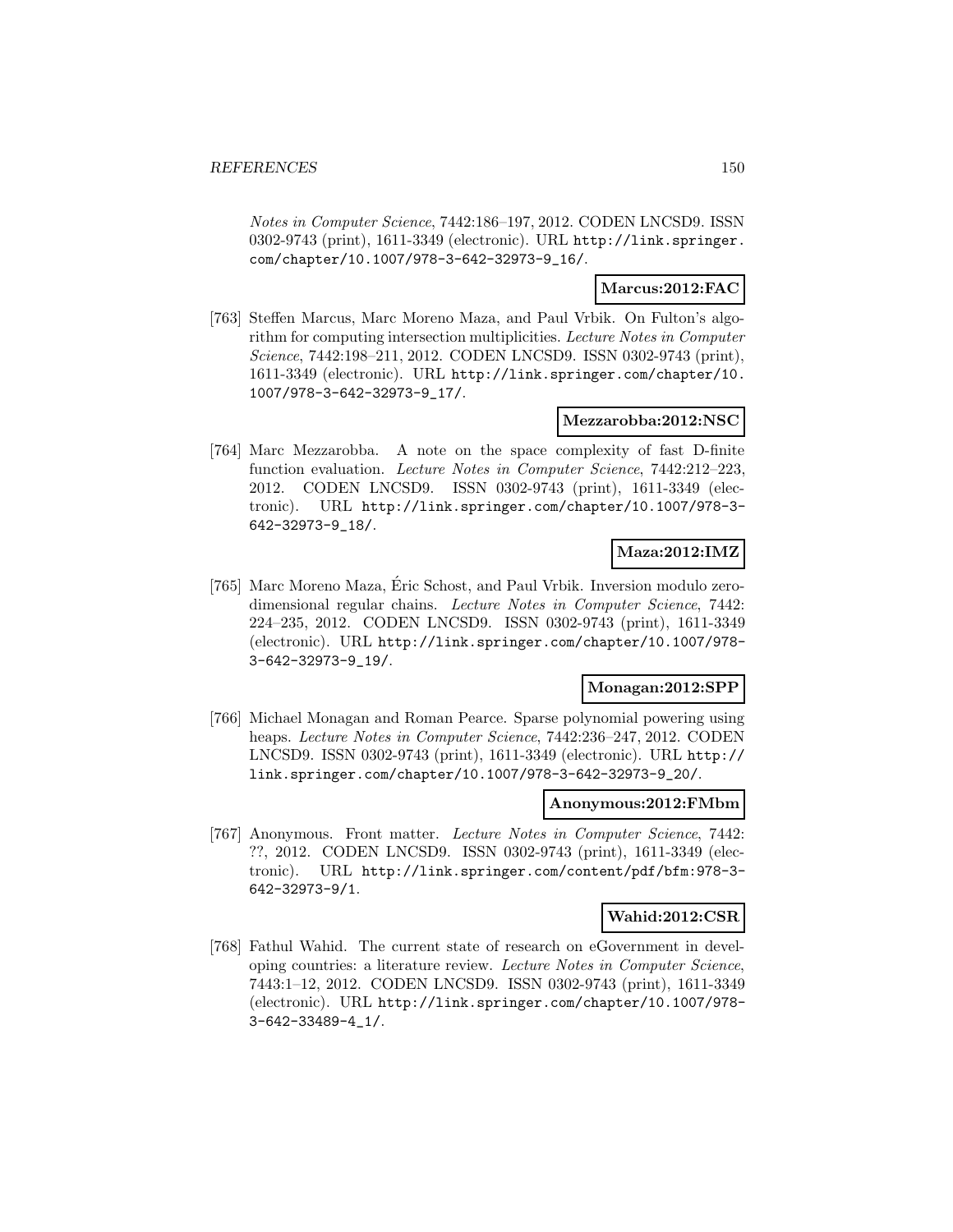*Notes in Computer Science*, 7442:186–197, 2012. CODEN LNCSD9. ISSN 0302-9743 (print), 1611-3349 (electronic). URL http://link.springer.com/chapter/10.1007/978-3-642-32973-9_16/.

**Marcus:2012:FAC**

[763] Steffen Marcus, Marc Moreno Maza, and Paul Vrbik. On Fulton's algorithm for computing intersection multiplicities. *Lecture Notes in Computer Science*, 7442:198–211, 2012. CODEN LNCSD9. ISSN 0302-9743 (print), 1611-3349 (electronic). URL http://link.springer.com/chapter/10.1007/978-3-642-32973-9_17/.

**Mezzarobba:2012:NSC**

[764] Marc Mezzarobba. A note on the space complexity of fast D-finite function evaluation. *Lecture Notes in Computer Science*, 7442:212–223, 2012. CODEN LNCSD9. ISSN 0302-9743 (print), 1611-3349 (electronic). URL http://link.springer.com/chapter/10.1007/978-3-642-32973-9_18/.

**Maza:2012:IMZ**

[765] Marc Moreno Maza, Éric Schost, and Paul Vrbik. Inversion modulo zero-dimensional regular chains. *Lecture Notes in Computer Science*, 7442: 224–235, 2012. CODEN LNCSD9. ISSN 0302-9743 (print), 1611-3349 (electronic). URL http://link.springer.com/chapter/10.1007/978-3-642-32973-9_19/.

**Monagan:2012:SPP**

[766] Michael Monagan and Roman Pearce. Sparse polynomial powering using heaps. *Lecture Notes in Computer Science*, 7442:236–247, 2012. CODEN LNCSD9. ISSN 0302-9743 (print), 1611-3349 (electronic). URL http://link.springer.com/chapter/10.1007/978-3-642-32973-9_20/.

**Anonymous:2012:FMbm**

[767] Anonymous. Front matter. *Lecture Notes in Computer Science*, 7442: ??, 2012. CODEN LNCSD9. ISSN 0302-9743 (print), 1611-3349 (electronic). URL http://link.springer.com/content/pdf/bfm:978-3-642-32973-9/1.

**Wahid:2012:CSR**

[768] Fathul Wahid. The current state of research on eGovernment in developing countries: a literature review. *Lecture Notes in Computer Science*, 7443:1–12, 2012. CODEN LNCSD9. ISSN 0302-9743 (print), 1611-3349 (electronic). URL http://link.springer.com/chapter/10.1007/978-3-642-33489-4_1/.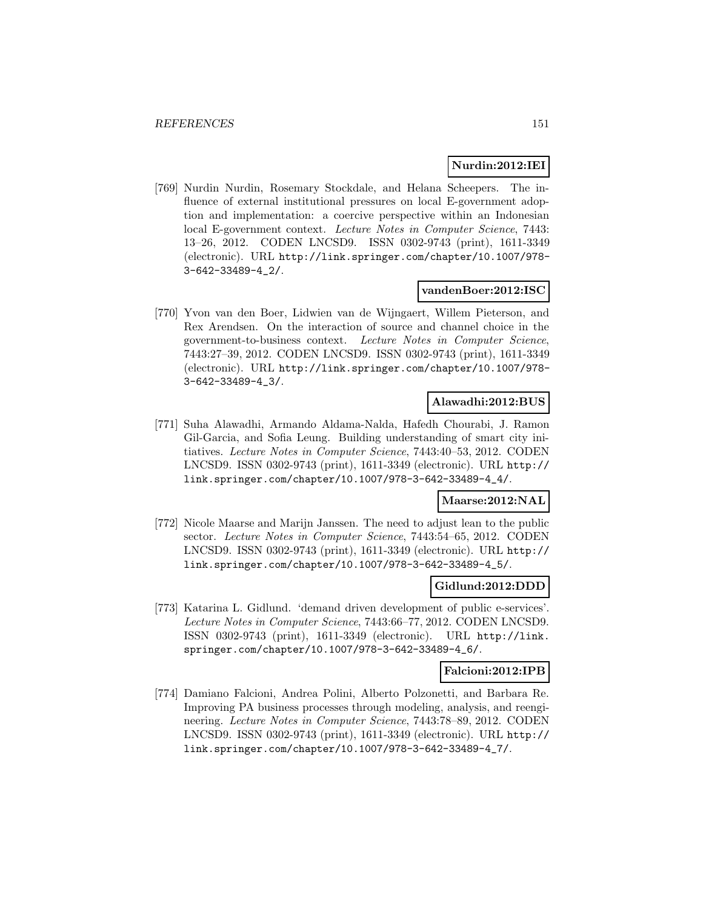**Nurdin:2012:IEI**

[769] Nurdin Nurdin, Rosemary Stockdale, and Helana Scheepers. The influence of external institutional pressures on local E-government adoption and implementation: a coercive perspective within an Indonesian local E-government context. *Lecture Notes in Computer Science*, 7443: 13–26, 2012. CODEN LNCSD9. ISSN 0302-9743 (print), 1611-3349 (electronic). URL http://link.springer.com/chapter/10.1007/978-3-642-33489-4_2/.

**vandenBoer:2012:ISC**

[770] Yvon van den Boer, Lidwien van de Wijngaert, Willem Pieterson, and Rex Arendsen. On the interaction of source and channel choice in the government-to-business context. *Lecture Notes in Computer Science*, 7443:27–39, 2012. CODEN LNCSD9. ISSN 0302-9743 (print), 1611-3349 (electronic). URL http://link.springer.com/chapter/10.1007/978-3-642-33489-4_3/.

**Alawadhi:2012:BUS**

[771] Suha Alawadhi, Armando Aldama-Nalda, Hafedh Chourabi, J. Ramon Gil-Garcia, and Sofia Leung. Building understanding of smart city initiatives. *Lecture Notes in Computer Science*, 7443:40–53, 2012. CODEN LNCSD9. ISSN 0302-9743 (print), 1611-3349 (electronic). URL http://link.springer.com/chapter/10.1007/978-3-642-33489-4_4/.

**Maarse:2012:NAL**

[772] Nicole Maarse and Marijn Janssen. The need to adjust lean to the public sector. *Lecture Notes in Computer Science*, 7443:54–65, 2012. CODEN LNCSD9. ISSN 0302-9743 (print), 1611-3349 (electronic). URL http://link.springer.com/chapter/10.1007/978-3-642-33489-4_5/.

**Gidlund:2012:DDD**

[773] Katarina L. Gidlund. 'demand driven development of public e-services'. *Lecture Notes in Computer Science*, 7443:66–77, 2012. CODEN LNCSD9. ISSN 0302-9743 (print), 1611-3349 (electronic). URL http://link.springer.com/chapter/10.1007/978-3-642-33489-4_6/.

**Falcioni:2012:IPB**

[774] Damiano Falcioni, Andrea Polini, Alberto Polzonetti, and Barbara Re. Improving PA business processes through modeling, analysis, and reengineering. *Lecture Notes in Computer Science*, 7443:78–89, 2012. CODEN LNCSD9. ISSN 0302-9743 (print), 1611-3349 (electronic). URL http://link.springer.com/chapter/10.1007/978-3-642-33489-4_7/.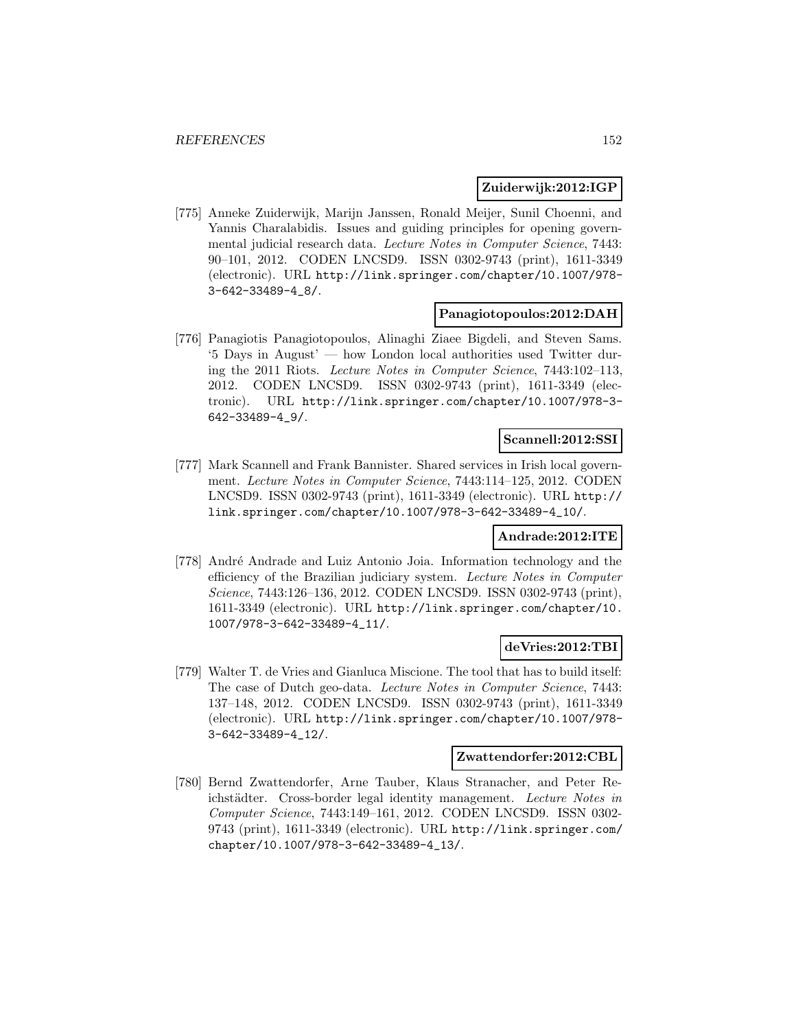**Zuiderwijk:2012:IGP**

[775] Anneke Zuiderwijk, Marijn Janssen, Ronald Meijer, Sunil Choenni, and Yannis Charalabidis. Issues and guiding principles for opening governmental judicial research data. *Lecture Notes in Computer Science*, 7443: 90–101, 2012. CODEN LNCSD9. ISSN 0302-9743 (print), 1611-3349 (electronic). URL http://link.springer.com/chapter/10.1007/978-3-642-33489-4_8/.

**Panagiotopoulos:2012:DAH**

[776] Panagiotis Panagiotopoulos, Alinaghi Ziaee Bigdeli, and Steven Sams. '5 Days in August' — how London local authorities used Twitter during the 2011 Riots. *Lecture Notes in Computer Science*, 7443:102–113, 2012. CODEN LNCSD9. ISSN 0302-9743 (print), 1611-3349 (electronic). URL http://link.springer.com/chapter/10.1007/978-3-642-33489-4_9/.

**Scannell:2012:SSI**

[777] Mark Scannell and Frank Bannister. Shared services in Irish local government. *Lecture Notes in Computer Science*, 7443:114–125, 2012. CODEN LNCSD9. ISSN 0302-9743 (print), 1611-3349 (electronic). URL http://link.springer.com/chapter/10.1007/978-3-642-33489-4_10/.

**Andrade:2012:ITE**

[778] André Andrade and Luiz Antonio Joia. Information technology and the efficiency of the Brazilian judiciary system. *Lecture Notes in Computer Science*, 7443:126–136, 2012. CODEN LNCSD9. ISSN 0302-9743 (print), 1611-3349 (electronic). URL http://link.springer.com/chapter/10.1007/978-3-642-33489-4_11/.

**deVries:2012:TBI**

[779] Walter T. de Vries and Gianluca Miscione. The tool that has to build itself: The case of Dutch geo-data. *Lecture Notes in Computer Science*, 7443: 137–148, 2012. CODEN LNCSD9. ISSN 0302-9743 (print), 1611-3349 (electronic). URL http://link.springer.com/chapter/10.1007/978-3-642-33489-4_12/.

**Zwattendorfer:2012:CBL**

[780] Bernd Zwattendorfer, Arne Tauber, Klaus Stranacher, and Peter Reichstädter. Cross-border legal identity management. *Lecture Notes in Computer Science*, 7443:149–161, 2012. CODEN LNCSD9. ISSN 0302-9743 (print), 1611-3349 (electronic). URL http://link.springer.com/chapter/10.1007/978-3-642-33489-4_13/.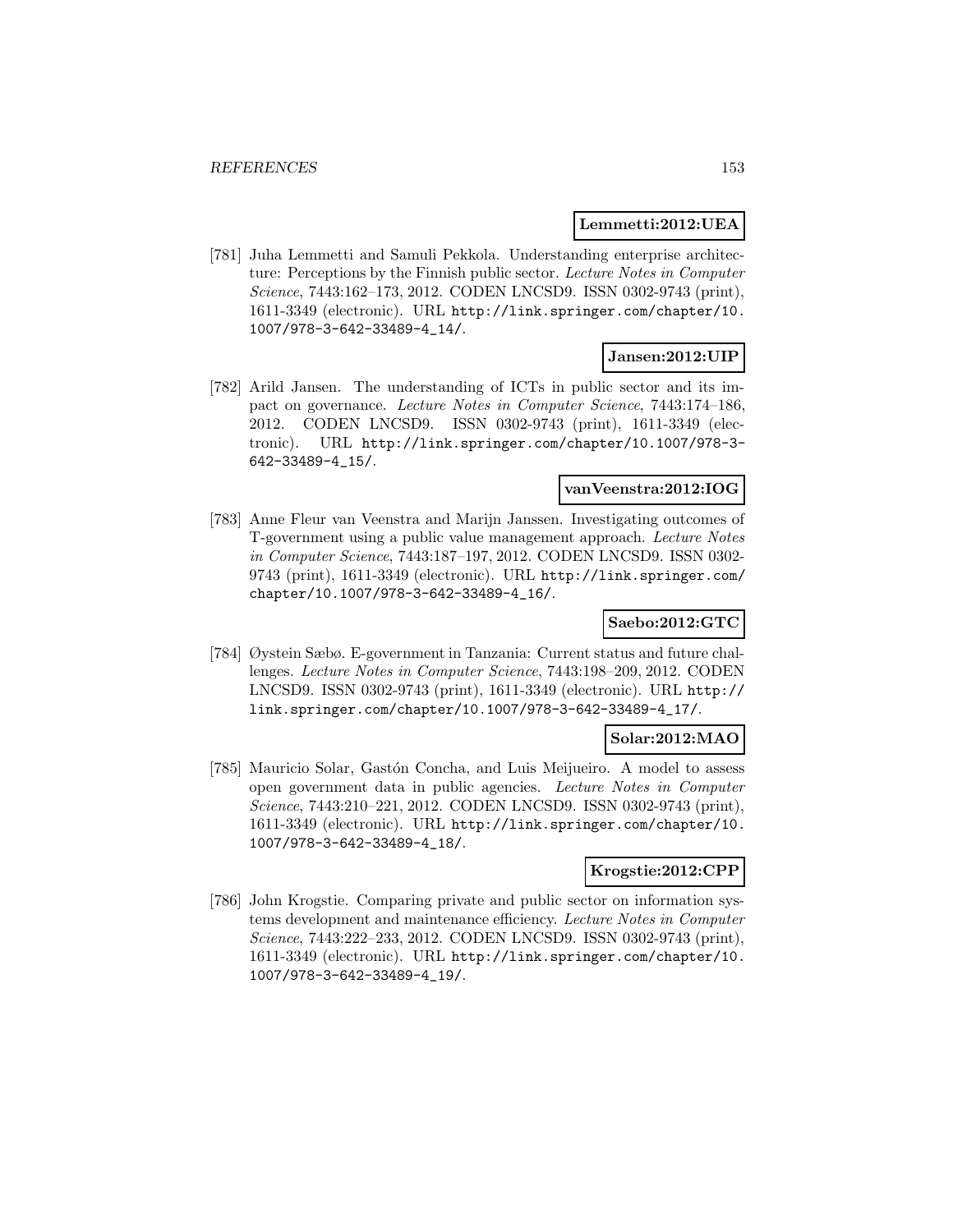**Lemmetti:2012:UEA**

[781] Juha Lemmetti and Samuli Pekkola. Understanding enterprise architecture: Perceptions by the Finnish public sector. *Lecture Notes in Computer Science*, 7443:162–173, 2012. CODEN LNCSD9. ISSN 0302-9743 (print), 1611-3349 (electronic). URL http://link.springer.com/chapter/10.1007/978-3-642-33489-4_14/.

**Jansen:2012:UIP**

[782] Arild Jansen. The understanding of ICTs in public sector and its impact on governance. *Lecture Notes in Computer Science*, 7443:174–186, 2012. CODEN LNCSD9. ISSN 0302-9743 (print), 1611-3349 (electronic). URL http://link.springer.com/chapter/10.1007/978-3-642-33489-4_15/.

**vanVeenstra:2012:IOG**

[783] Anne Fleur van Veenstra and Marijn Janssen. Investigating outcomes of T-government using a public value management approach. *Lecture Notes in Computer Science*, 7443:187–197, 2012. CODEN LNCSD9. ISSN 0302-9743 (print), 1611-3349 (electronic). URL http://link.springer.com/chapter/10.1007/978-3-642-33489-4_16/.

**Saebo:2012:GTC**

[784] Øystein Sæbø. E-government in Tanzania: Current status and future challenges. *Lecture Notes in Computer Science*, 7443:198–209, 2012. CODEN LNCSD9. ISSN 0302-9743 (print), 1611-3349 (electronic). URL http://link.springer.com/chapter/10.1007/978-3-642-33489-4_17/.

**Solar:2012:MAO**

[785] Mauricio Solar, Gastón Concha, and Luis Meijueiro. A model to assess open government data in public agencies. *Lecture Notes in Computer Science*, 7443:210–221, 2012. CODEN LNCSD9. ISSN 0302-9743 (print), 1611-3349 (electronic). URL http://link.springer.com/chapter/10.1007/978-3-642-33489-4_18/.

**Krogstie:2012:CPP**

[786] John Krogstie. Comparing private and public sector on information systems development and maintenance efficiency. *Lecture Notes in Computer Science*, 7443:222–233, 2012. CODEN LNCSD9. ISSN 0302-9743 (print), 1611-3349 (electronic). URL http://link.springer.com/chapter/10.1007/978-3-642-33489-4_19/.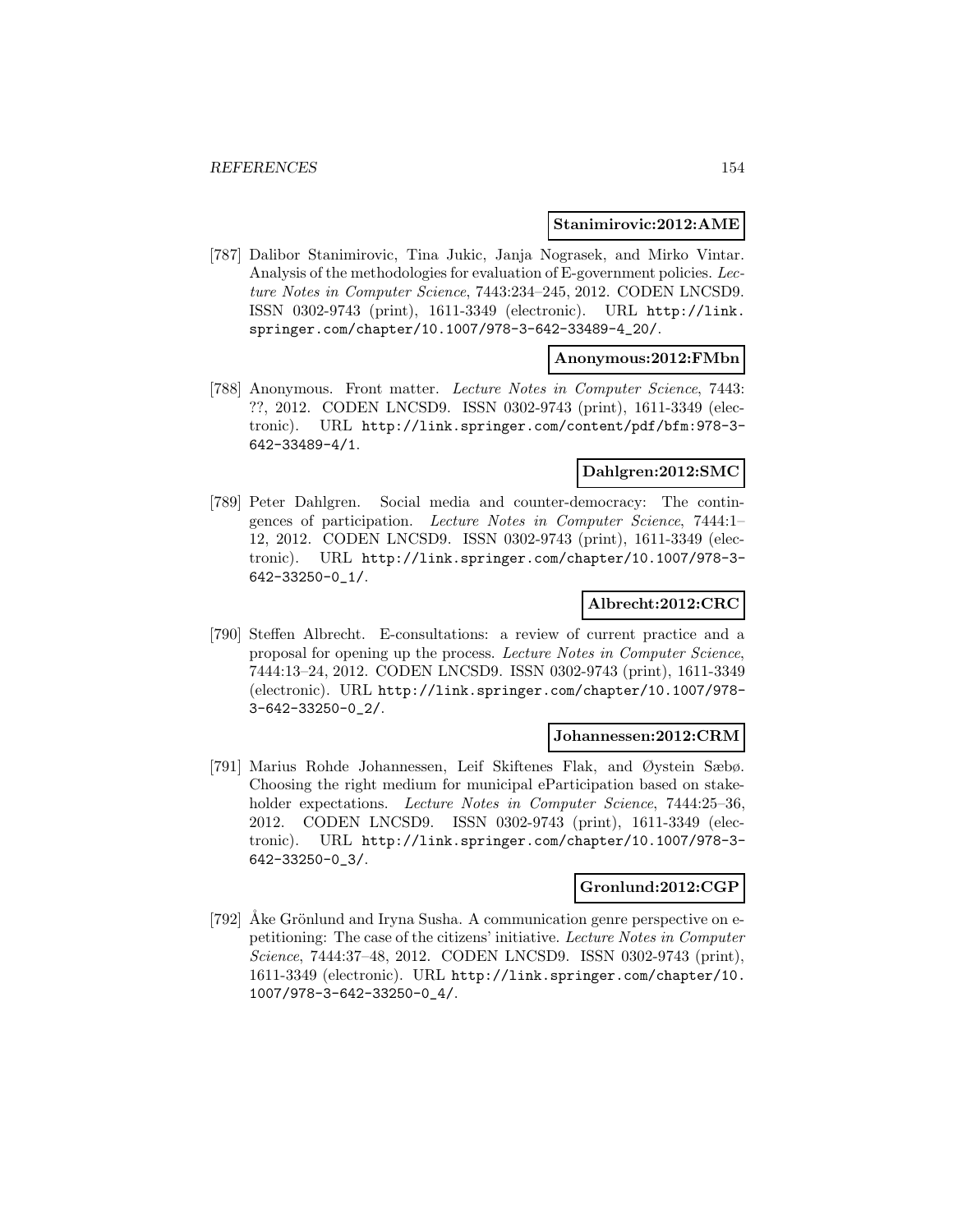**Stanimirovic:2012:AME**

[787] Dalibor Stanimirovic, Tina Jukic, Janja Nograsek, and Mirko Vintar. Analysis of the methodologies for evaluation of E-government policies. *Lecture Notes in Computer Science*, 7443:234–245, 2012. CODEN LNCSD9. ISSN 0302-9743 (print), 1611-3349 (electronic). URL http://link.springer.com/chapter/10.1007/978-3-642-33489-4_20/.

**Anonymous:2012:FMbn**

[788] Anonymous. Front matter. *Lecture Notes in Computer Science*, 7443: ??, 2012. CODEN LNCSD9. ISSN 0302-9743 (print), 1611-3349 (electronic). URL http://link.springer.com/content/pdf/bfm:978-3-642-33489-4/1.

**Dahlgren:2012:SMC**

[789] Peter Dahlgren. Social media and counter-democracy: The contingences of participation. *Lecture Notes in Computer Science*, 7444:1–12, 2012. CODEN LNCSD9. ISSN 0302-9743 (print), 1611-3349 (electronic). URL http://link.springer.com/chapter/10.1007/978-3-642-33250-0_1/.

**Albrecht:2012:CRC**

[790] Steffen Albrecht. E-consultations: a review of current practice and a proposal for opening up the process. *Lecture Notes in Computer Science*, 7444:13–24, 2012. CODEN LNCSD9. ISSN 0302-9743 (print), 1611-3349 (electronic). URL http://link.springer.com/chapter/10.1007/978-3-642-33250-0_2/.

**Johannessen:2012:CRM**

[791] Marius Rohde Johannessen, Leif Skiftenes Flak, and Øystein Sæbø. Choosing the right medium for municipal eParticipation based on stakeholder expectations. *Lecture Notes in Computer Science*, 7444:25–36, 2012. CODEN LNCSD9. ISSN 0302-9743 (print), 1611-3349 (electronic). URL http://link.springer.com/chapter/10.1007/978-3-642-33250-0_3/.

**Gronlund:2012:CGP**

[792] Åke Grönlund and Iryna Susha. A communication genre perspective on e-petitioning: The case of the citizens' initiative. *Lecture Notes in Computer Science*, 7444:37–48, 2012. CODEN LNCSD9. ISSN 0302-9743 (print), 1611-3349 (electronic). URL http://link.springer.com/chapter/10.1007/978-3-642-33250-0_4/.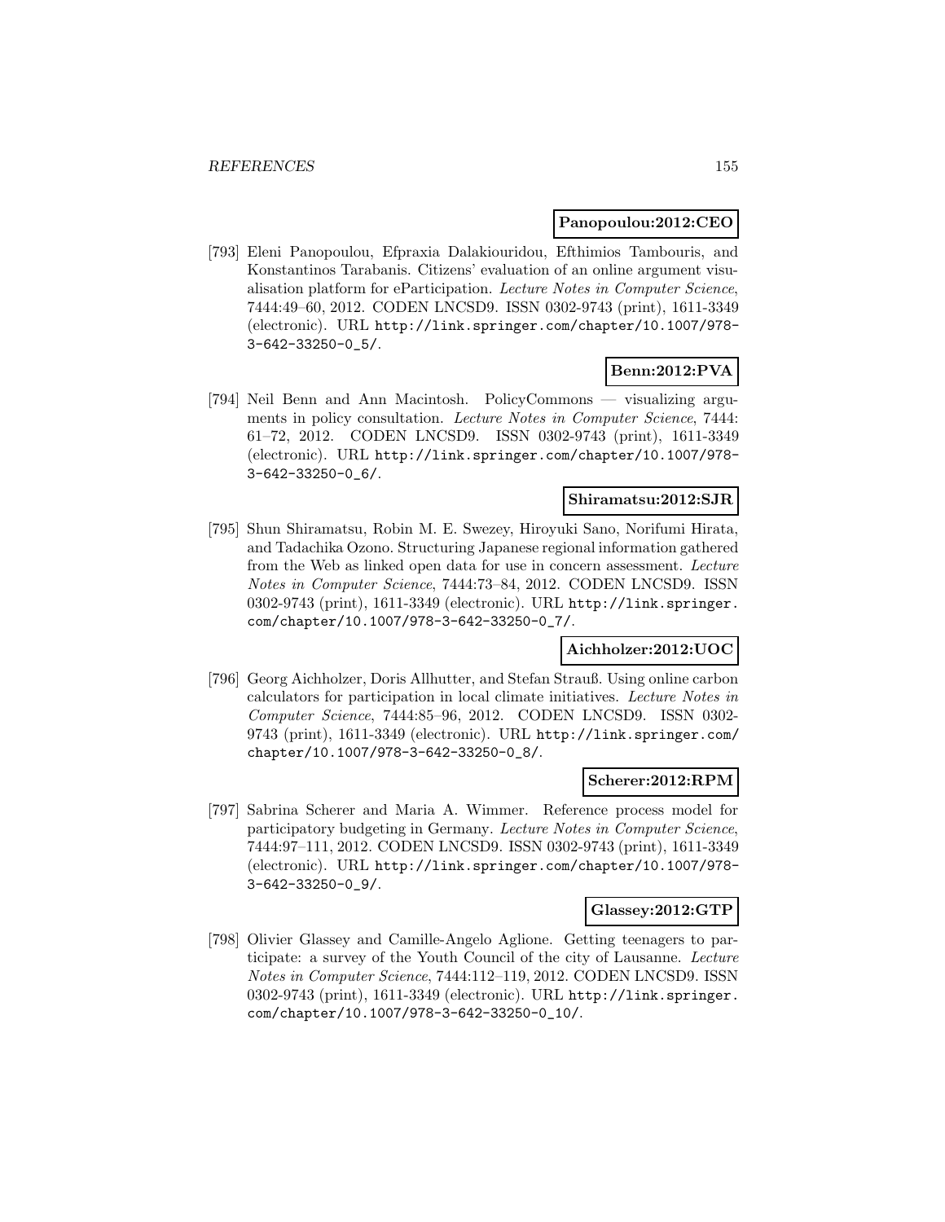**Panopoulou:2012:CEO**

[793] Eleni Panopoulou, Efpraxia Dalakiouridou, Efthimios Tambouris, and Konstantinos Tarabanis. Citizens' evaluation of an online argument visualisation platform for eParticipation. *Lecture Notes in Computer Science*, 7444:49–60, 2012. CODEN LNCSD9. ISSN 0302-9743 (print), 1611-3349 (electronic). URL http://link.springer.com/chapter/10.1007/978-3-642-33250-0_5/.

**Benn:2012:PVA**

[794] Neil Benn and Ann Macintosh. PolicyCommons — visualizing arguments in policy consultation. *Lecture Notes in Computer Science*, 7444:61–72, 2012. CODEN LNCSD9. ISSN 0302-9743 (print), 1611-3349 (electronic). URL http://link.springer.com/chapter/10.1007/978-3-642-33250-0_6/.

**Shiramatsu:2012:SJR**

[795] Shun Shiramatsu, Robin M. E. Swezey, Hiroyuki Sano, Norifumi Hirata, and Tadachika Ozono. Structuring Japanese regional information gathered from the Web as linked open data for use in concern assessment. *Lecture Notes in Computer Science*, 7444:73–84, 2012. CODEN LNCSD9. ISSN 0302-9743 (print), 1611-3349 (electronic). URL http://link.springer.com/chapter/10.1007/978-3-642-33250-0_7/.

**Aichholzer:2012:UOC**

[796] Georg Aichholzer, Doris Allhutter, and Stefan Strauß. Using online carbon calculators for participation in local climate initiatives. *Lecture Notes in Computer Science*, 7444:85–96, 2012. CODEN LNCSD9. ISSN 0302-9743 (print), 1611-3349 (electronic). URL http://link.springer.com/chapter/10.1007/978-3-642-33250-0_8/.

**Scherer:2012:RPM**

[797] Sabrina Scherer and Maria A. Wimmer. Reference process model for participatory budgeting in Germany. *Lecture Notes in Computer Science*, 7444:97–111, 2012. CODEN LNCSD9. ISSN 0302-9743 (print), 1611-3349 (electronic). URL http://link.springer.com/chapter/10.1007/978-3-642-33250-0_9/.

**Glassey:2012:GTP**

[798] Olivier Glassey and Camille-Angelo Aglione. Getting teenagers to participate: a survey of the Youth Council of the city of Lausanne. *Lecture Notes in Computer Science*, 7444:112–119, 2012. CODEN LNCSD9. ISSN 0302-9743 (print), 1611-3349 (electronic). URL http://link.springer.com/chapter/10.1007/978-3-642-33250-0_10/.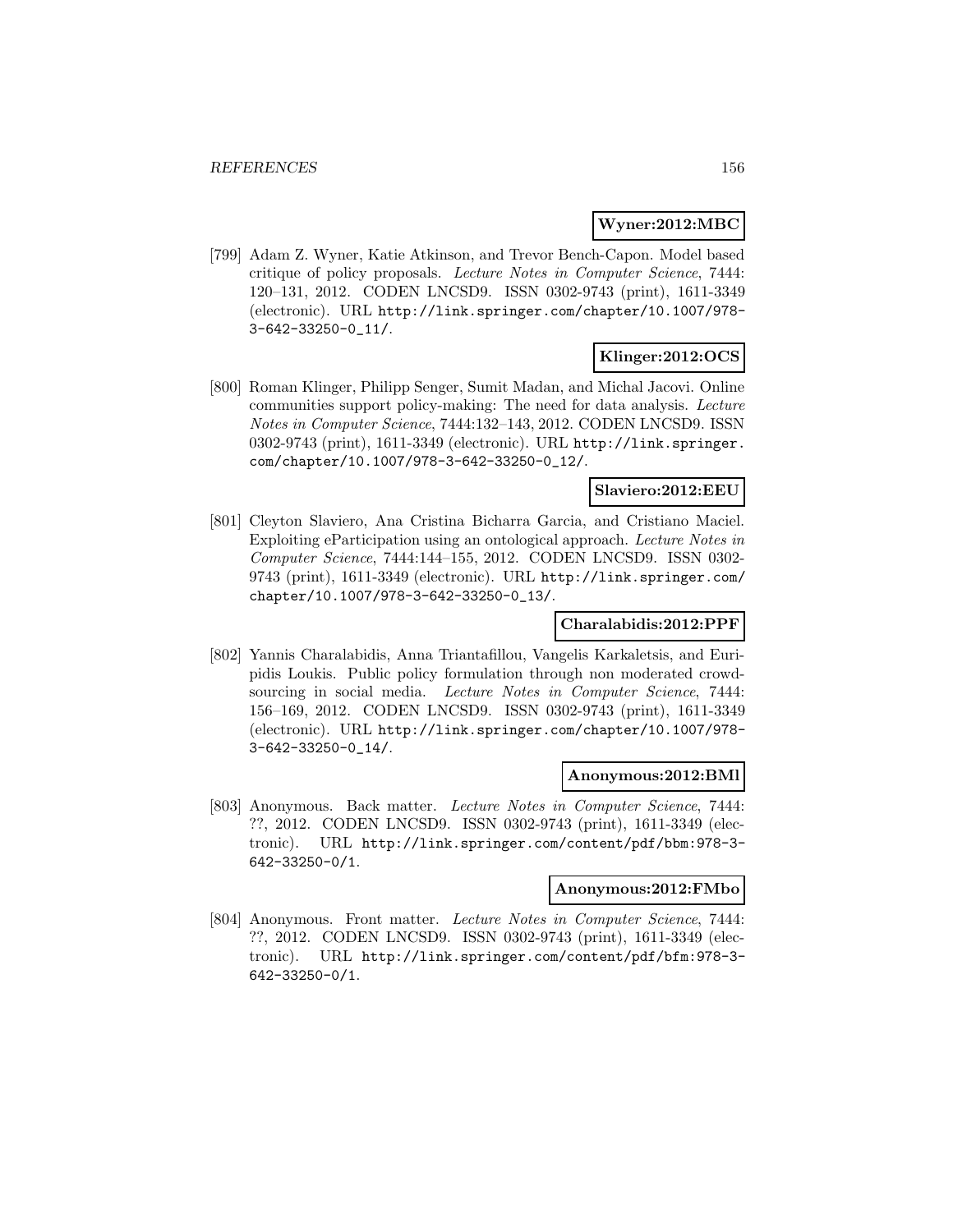**Wyner:2012:MBC**

[799] Adam Z. Wyner, Katie Atkinson, and Trevor Bench-Capon. Model based critique of policy proposals. *Lecture Notes in Computer Science*, 7444: 120–131, 2012. CODEN LNCSD9. ISSN 0302-9743 (print), 1611-3349 (electronic). URL `http://link.springer.com/chapter/10.1007/978-3-642-33250-0_11/`.

**Klinger:2012:OCS**

[800] Roman Klinger, Philipp Senger, Sumit Madan, and Michal Jacovi. Online communities support policy-making: The need for data analysis. *Lecture Notes in Computer Science*, 7444:132–143, 2012. CODEN LNCSD9. ISSN 0302-9743 (print), 1611-3349 (electronic). URL `http://link.springer.com/chapter/10.1007/978-3-642-33250-0_12/`.

**Slaviero:2012:EEU**

[801] Cleyton Slaviero, Ana Cristina Bicharra Garcia, and Cristiano Maciel. Exploiting eParticipation using an ontological approach. *Lecture Notes in Computer Science*, 7444:144–155, 2012. CODEN LNCSD9. ISSN 0302-9743 (print), 1611-3349 (electronic). URL `http://link.springer.com/chapter/10.1007/978-3-642-33250-0_13/`.

**Charalabidis:2012:PPF**

[802] Yannis Charalabidis, Anna Triantafillou, Vangelis Karkaletsis, and Euripidis Loukis. Public policy formulation through non moderated crowdsourcing in social media. *Lecture Notes in Computer Science*, 7444: 156–169, 2012. CODEN LNCSD9. ISSN 0302-9743 (print), 1611-3349 (electronic). URL `http://link.springer.com/chapter/10.1007/978-3-642-33250-0_14/`.

**Anonymous:2012:BMl**

[803] Anonymous. Back matter. *Lecture Notes in Computer Science*, 7444: ??, 2012. CODEN LNCSD9. ISSN 0302-9743 (print), 1611-3349 (electronic). URL `http://link.springer.com/content/pdf/bbm:978-3-642-33250-0/1`.

**Anonymous:2012:FMbo**

[804] Anonymous. Front matter. *Lecture Notes in Computer Science*, 7444: ??, 2012. CODEN LNCSD9. ISSN 0302-9743 (print), 1611-3349 (electronic). URL `http://link.springer.com/content/pdf/bfm:978-3-642-33250-0/1`.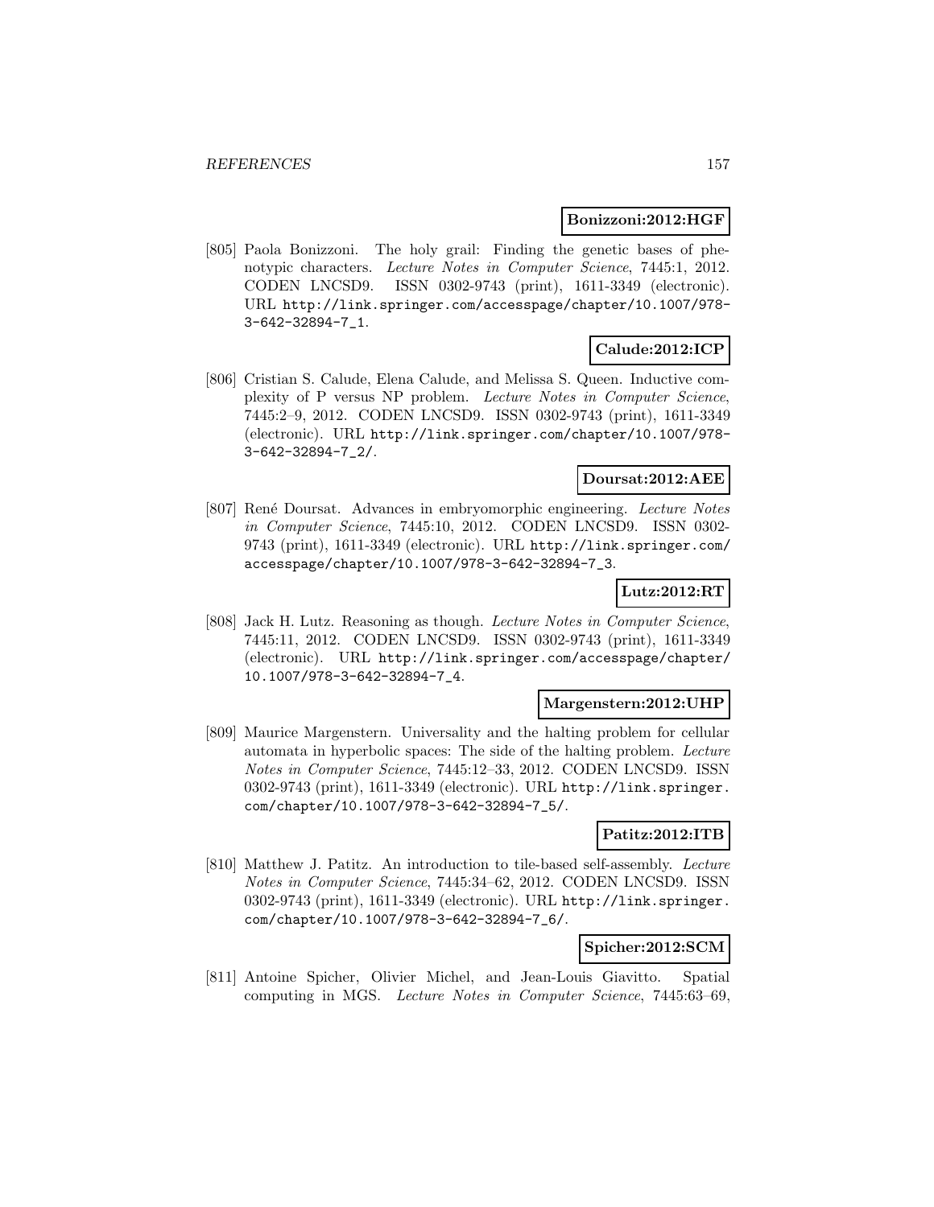**Bonizzoni:2012:HGF**

[805] Paola Bonizzoni. The holy grail: Finding the genetic bases of phenotypic characters. *Lecture Notes in Computer Science*, 7445:1, 2012. CODEN LNCSD9. ISSN 0302-9743 (print), 1611-3349 (electronic). URL http://link.springer.com/accesspage/chapter/10.1007/978-3-642-32894-7_1.

**Calude:2012:ICP**

[806] Cristian S. Calude, Elena Calude, and Melissa S. Queen. Inductive complexity of P versus NP problem. *Lecture Notes in Computer Science*, 7445:2–9, 2012. CODEN LNCSD9. ISSN 0302-9743 (print), 1611-3349 (electronic). URL http://link.springer.com/chapter/10.1007/978-3-642-32894-7_2/.

**Doursat:2012:AEE**

[807] René Doursat. Advances in embryomorphic engineering. *Lecture Notes in Computer Science*, 7445:10, 2012. CODEN LNCSD9. ISSN 0302-9743 (print), 1611-3349 (electronic). URL http://link.springer.com/accesspage/chapter/10.1007/978-3-642-32894-7_3.

**Lutz:2012:RT**

[808] Jack H. Lutz. Reasoning as though. *Lecture Notes in Computer Science*, 7445:11, 2012. CODEN LNCSD9. ISSN 0302-9743 (print), 1611-3349 (electronic). URL http://link.springer.com/accesspage/chapter/10.1007/978-3-642-32894-7_4.

**Margenstern:2012:UHP**

[809] Maurice Margenstern. Universality and the halting problem for cellular automata in hyperbolic spaces: The side of the halting problem. *Lecture Notes in Computer Science*, 7445:12–33, 2012. CODEN LNCSD9. ISSN 0302-9743 (print), 1611-3349 (electronic). URL http://link.springer.com/chapter/10.1007/978-3-642-32894-7_5/.

**Patitz:2012:ITB**

[810] Matthew J. Patitz. An introduction to tile-based self-assembly. *Lecture Notes in Computer Science*, 7445:34–62, 2012. CODEN LNCSD9. ISSN 0302-9743 (print), 1611-3349 (electronic). URL http://link.springer.com/chapter/10.1007/978-3-642-32894-7_6/.

**Spicher:2012:SCM**

[811] Antoine Spicher, Olivier Michel, and Jean-Louis Giavitto. Spatial computing in MGS. *Lecture Notes in Computer Science*, 7445:63–69,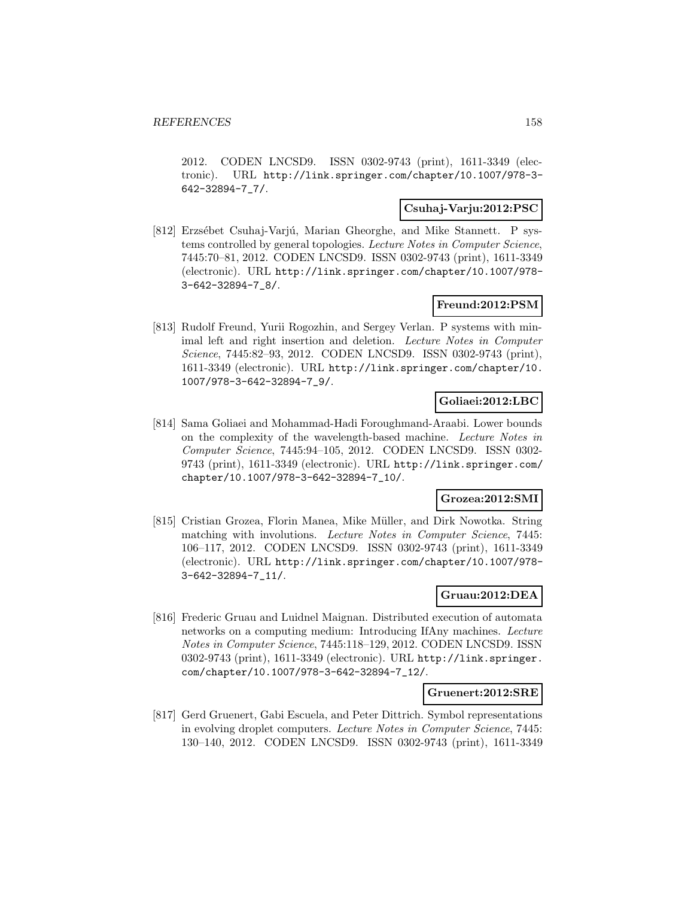2012. CODEN LNCSD9. ISSN 0302-9743 (print), 1611-3349 (electronic). URL http://link.springer.com/chapter/10.1007/978-3-642-32894-7_7/.

**Csuhaj-Varju:2012:PSC**

[812] Erzsébet Csuhaj-Varjú, Marian Gheorghe, and Mike Stannett. P systems controlled by general topologies. *Lecture Notes in Computer Science*, 7445:70–81, 2012. CODEN LNCSD9. ISSN 0302-9743 (print), 1611-3349 (electronic). URL http://link.springer.com/chapter/10.1007/978-3-642-32894-7_8/.

**Freund:2012:PSM**

[813] Rudolf Freund, Yurii Rogozhin, and Sergey Verlan. P systems with minimal left and right insertion and deletion. *Lecture Notes in Computer Science*, 7445:82–93, 2012. CODEN LNCSD9. ISSN 0302-9743 (print), 1611-3349 (electronic). URL http://link.springer.com/chapter/10.1007/978-3-642-32894-7_9/.

**Goliaei:2012:LBC**

[814] Sama Goliaei and Mohammad-Hadi Foroughmand-Araabi. Lower bounds on the complexity of the wavelength-based machine. *Lecture Notes in Computer Science*, 7445:94–105, 2012. CODEN LNCSD9. ISSN 0302-9743 (print), 1611-3349 (electronic). URL http://link.springer.com/chapter/10.1007/978-3-642-32894-7_10/.

**Grozea:2012:SMI**

[815] Cristian Grozea, Florin Manea, Mike Müller, and Dirk Nowotka. String matching with involutions. *Lecture Notes in Computer Science*, 7445: 106–117, 2012. CODEN LNCSD9. ISSN 0302-9743 (print), 1611-3349 (electronic). URL http://link.springer.com/chapter/10.1007/978-3-642-32894-7_11/.

**Gruau:2012:DEA**

[816] Frederic Gruau and Luidnel Maignan. Distributed execution of automata networks on a computing medium: Introducing IfAny machines. *Lecture Notes in Computer Science*, 7445:118–129, 2012. CODEN LNCSD9. ISSN 0302-9743 (print), 1611-3349 (electronic). URL http://link.springer.com/chapter/10.1007/978-3-642-32894-7_12/.

**Gruenert:2012:SRE**

[817] Gerd Gruenert, Gabi Escuela, and Peter Dittrich. Symbol representations in evolving droplet computers. *Lecture Notes in Computer Science*, 7445: 130–140, 2012. CODEN LNCSD9. ISSN 0302-9743 (print), 1611-3349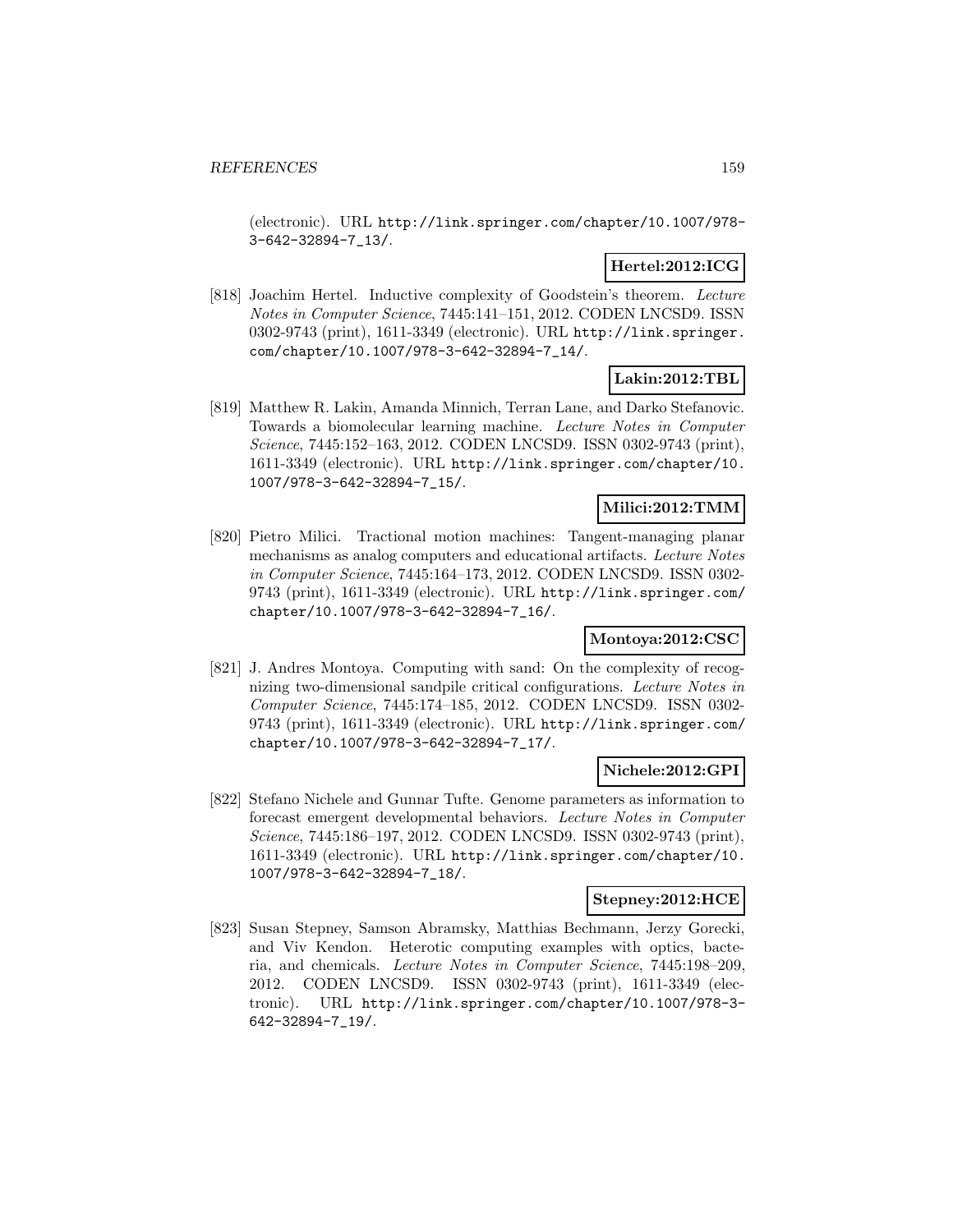(electronic). URL http://link.springer.com/chapter/10.1007/978-3-642-32894-7_13/.

**Hertel:2012:ICG**

[818] Joachim Hertel. Inductive complexity of Goodstein's theorem. *Lecture Notes in Computer Science*, 7445:141–151, 2012. CODEN LNCSD9. ISSN 0302-9743 (print), 1611-3349 (electronic). URL http://link.springer.com/chapter/10.1007/978-3-642-32894-7_14/.

**Lakin:2012:TBL**

[819] Matthew R. Lakin, Amanda Minnich, Terran Lane, and Darko Stefanovic. Towards a biomolecular learning machine. *Lecture Notes in Computer Science*, 7445:152–163, 2012. CODEN LNCSD9. ISSN 0302-9743 (print), 1611-3349 (electronic). URL http://link.springer.com/chapter/10.1007/978-3-642-32894-7_15/.

**Milici:2012:TMM**

[820] Pietro Milici. Tractional motion machines: Tangent-managing planar mechanisms as analog computers and educational artifacts. *Lecture Notes in Computer Science*, 7445:164–173, 2012. CODEN LNCSD9. ISSN 0302-9743 (print), 1611-3349 (electronic). URL http://link.springer.com/chapter/10.1007/978-3-642-32894-7_16/.

**Montoya:2012:CSC**

[821] J. Andres Montoya. Computing with sand: On the complexity of recognizing two-dimensional sandpile critical configurations. *Lecture Notes in Computer Science*, 7445:174–185, 2012. CODEN LNCSD9. ISSN 0302-9743 (print), 1611-3349 (electronic). URL http://link.springer.com/chapter/10.1007/978-3-642-32894-7_17/.

**Nichele:2012:GPI**

[822] Stefano Nichele and Gunnar Tufte. Genome parameters as information to forecast emergent developmental behaviors. *Lecture Notes in Computer Science*, 7445:186–197, 2012. CODEN LNCSD9. ISSN 0302-9743 (print), 1611-3349 (electronic). URL http://link.springer.com/chapter/10.1007/978-3-642-32894-7_18/.

**Stepney:2012:HCE**

[823] Susan Stepney, Samson Abramsky, Matthias Bechmann, Jerzy Gorecki, and Viv Kendon. Heterotic computing examples with optics, bacteria, and chemicals. *Lecture Notes in Computer Science*, 7445:198–209, 2012. CODEN LNCSD9. ISSN 0302-9743 (print), 1611-3349 (electronic). URL http://link.springer.com/chapter/10.1007/978-3-642-32894-7_19/.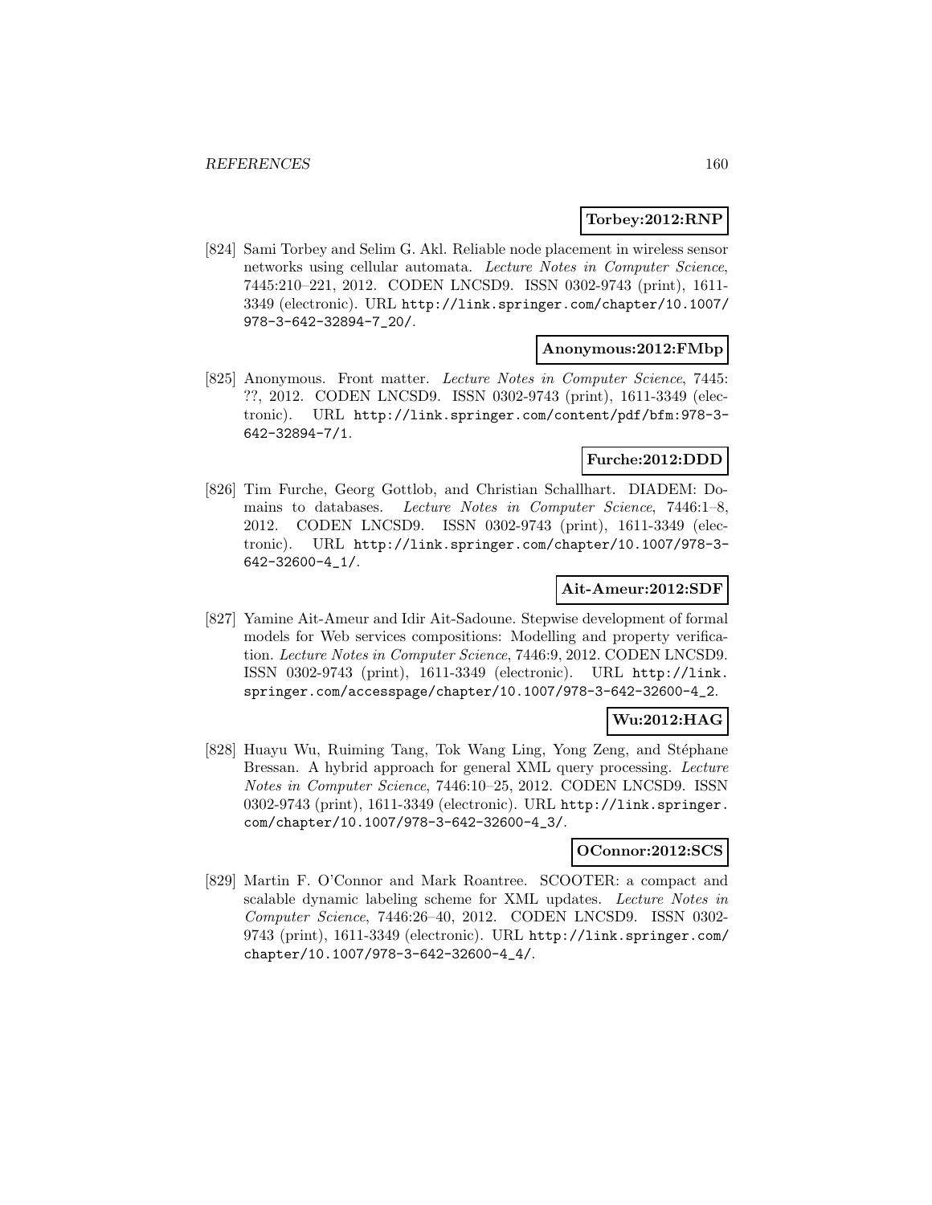**Torbey:2012:RNP**

[824] Sami Torbey and Selim G. Akl. Reliable node placement in wireless sensor networks using cellular automata. *Lecture Notes in Computer Science*, 7445:210–221, 2012. CODEN LNCSD9. ISSN 0302-9743 (print), 1611-3349 (electronic). URL http://link.springer.com/chapter/10.1007/978-3-642-32894-7_20/.

**Anonymous:2012:FMbp**

[825] Anonymous. Front matter. *Lecture Notes in Computer Science*, 7445: ??, 2012. CODEN LNCSD9. ISSN 0302-9743 (print), 1611-3349 (electronic). URL http://link.springer.com/content/pdf/bfm:978-3-642-32894-7/1.

**Furche:2012:DDD**

[826] Tim Furche, Georg Gottlob, and Christian Schallhart. DIADEM: Domains to databases. *Lecture Notes in Computer Science*, 7446:1–8, 2012. CODEN LNCSD9. ISSN 0302-9743 (print), 1611-3349 (electronic). URL http://link.springer.com/chapter/10.1007/978-3-642-32600-4_1/.

**Ait-Ameur:2012:SDF**

[827] Yamine Ait-Ameur and Idir Ait-Sadoune. Stepwise development of formal models for Web services compositions: Modelling and property verification. *Lecture Notes in Computer Science*, 7446:9, 2012. CODEN LNCSD9. ISSN 0302-9743 (print), 1611-3349 (electronic). URL http://link.springer.com/accesspage/chapter/10.1007/978-3-642-32600-4_2.

**Wu:2012:HAG**

[828] Huayu Wu, Ruiming Tang, Tok Wang Ling, Yong Zeng, and Stéphane Bressan. A hybrid approach for general XML query processing. *Lecture Notes in Computer Science*, 7446:10–25, 2012. CODEN LNCSD9. ISSN 0302-9743 (print), 1611-3349 (electronic). URL http://link.springer.com/chapter/10.1007/978-3-642-32600-4_3/.

**OConnor:2012:SCS**

[829] Martin F. O'Connor and Mark Roantree. SCOOTER: a compact and scalable dynamic labeling scheme for XML updates. *Lecture Notes in Computer Science*, 7446:26–40, 2012. CODEN LNCSD9. ISSN 0302-9743 (print), 1611-3349 (electronic). URL http://link.springer.com/chapter/10.1007/978-3-642-32600-4_4/.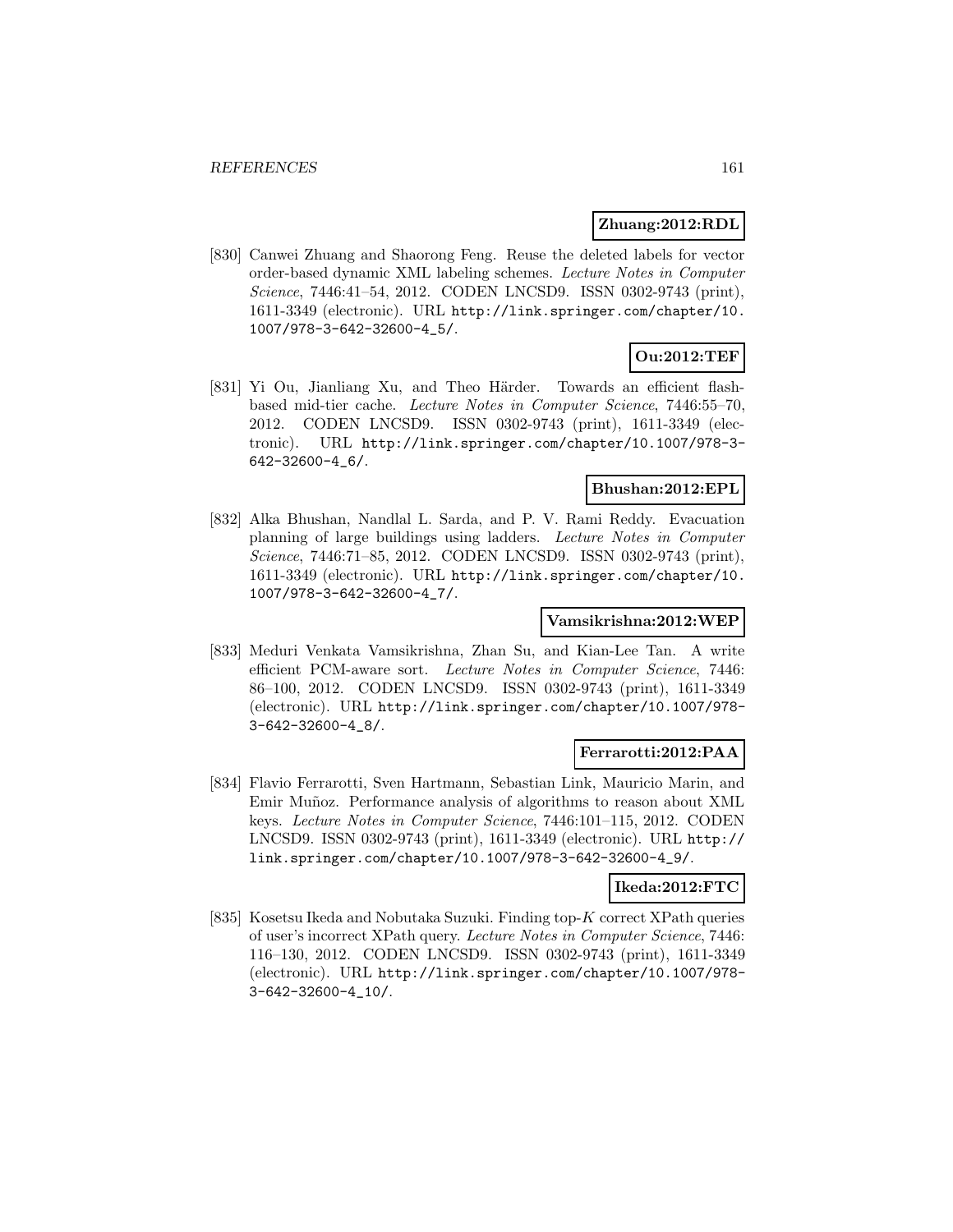**Zhuang:2012:RDL**

[830] Canwei Zhuang and Shaorong Feng. Reuse the deleted labels for vector order-based dynamic XML labeling schemes. *Lecture Notes in Computer Science*, 7446:41–54, 2012. CODEN LNCSD9. ISSN 0302-9743 (print), 1611-3349 (electronic). URL http://link.springer.com/chapter/10.1007/978-3-642-32600-4_5/.

**Ou:2012:TEF**

[831] Yi Ou, Jianliang Xu, and Theo Härder. Towards an efficient flash-based mid-tier cache. *Lecture Notes in Computer Science*, 7446:55–70, 2012. CODEN LNCSD9. ISSN 0302-9743 (print), 1611-3349 (electronic). URL http://link.springer.com/chapter/10.1007/978-3-642-32600-4_6/.

**Bhushan:2012:EPL**

[832] Alka Bhushan, Nandlal L. Sarda, and P. V. Rami Reddy. Evacuation planning of large buildings using ladders. *Lecture Notes in Computer Science*, 7446:71–85, 2012. CODEN LNCSD9. ISSN 0302-9743 (print), 1611-3349 (electronic). URL http://link.springer.com/chapter/10.1007/978-3-642-32600-4_7/.

**Vamsikrishna:2012:WEP**

[833] Meduri Venkata Vamsikrishna, Zhan Su, and Kian-Lee Tan. A write efficient PCM-aware sort. *Lecture Notes in Computer Science*, 7446: 86–100, 2012. CODEN LNCSD9. ISSN 0302-9743 (print), 1611-3349 (electronic). URL http://link.springer.com/chapter/10.1007/978-3-642-32600-4_8/.

**Ferrarotti:2012:PAA**

[834] Flavio Ferrarotti, Sven Hartmann, Sebastian Link, Mauricio Marin, and Emir Muñoz. Performance analysis of algorithms to reason about XML keys. *Lecture Notes in Computer Science*, 7446:101–115, 2012. CODEN LNCSD9. ISSN 0302-9743 (print), 1611-3349 (electronic). URL http://link.springer.com/chapter/10.1007/978-3-642-32600-4_9/.

**Ikeda:2012:FTC**

[835] Kosetsu Ikeda and Nobutaka Suzuki. Finding top-$K$ correct XPath queries of user's incorrect XPath query. *Lecture Notes in Computer Science*, 7446: 116–130, 2012. CODEN LNCSD9. ISSN 0302-9743 (print), 1611-3349 (electronic). URL http://link.springer.com/chapter/10.1007/978-3-642-32600-4_10/.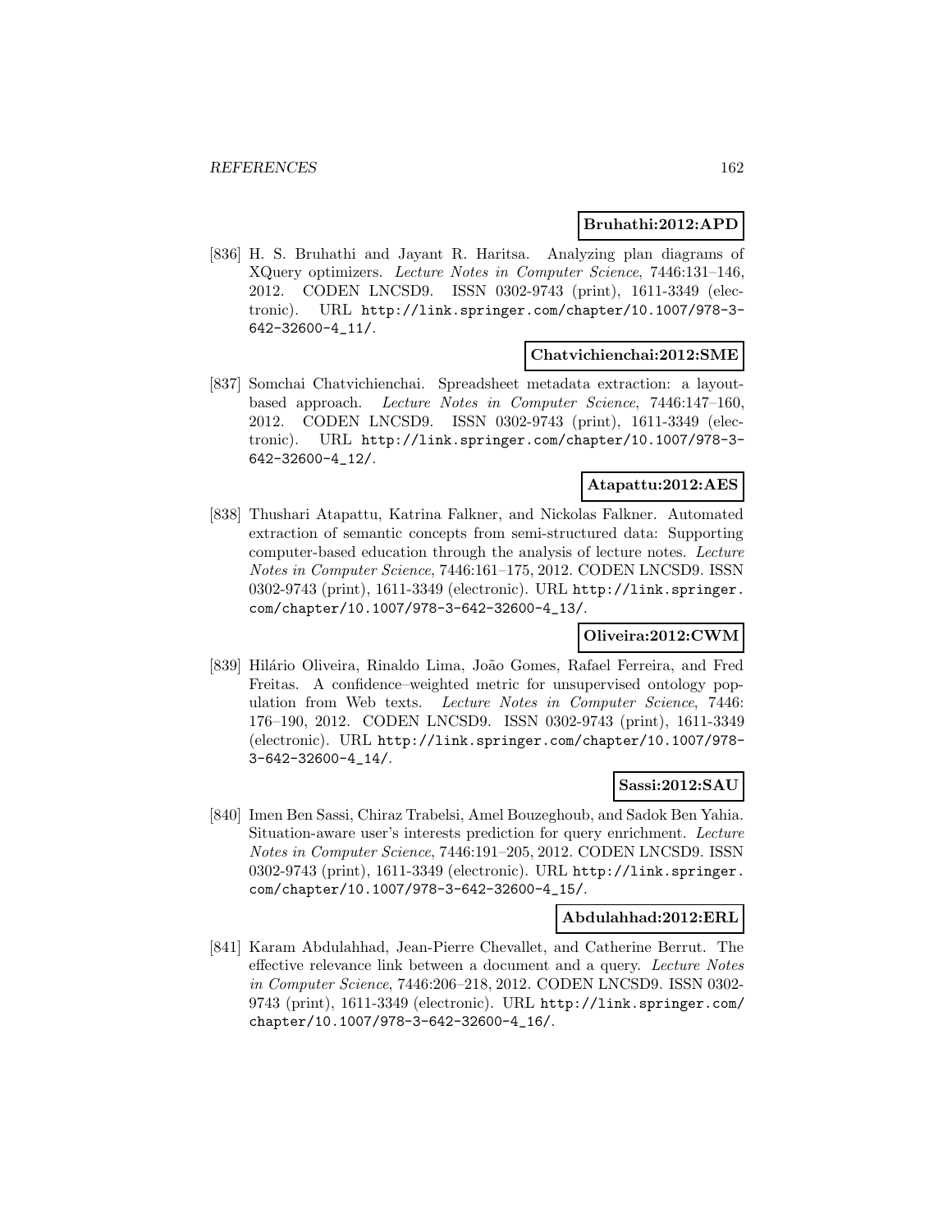**Bruhathi:2012:APD**

[836] H. S. Bruhathi and Jayant R. Haritsa. Analyzing plan diagrams of XQuery optimizers. *Lecture Notes in Computer Science*, 7446:131–146, 2012. CODEN LNCSD9. ISSN 0302-9743 (print), 1611-3349 (electronic). URL http://link.springer.com/chapter/10.1007/978-3-642-32600-4_11/.

**Chatvichienchai:2012:SME**

[837] Somchai Chatvichienchai. Spreadsheet metadata extraction: a layout-based approach. *Lecture Notes in Computer Science*, 7446:147–160, 2012. CODEN LNCSD9. ISSN 0302-9743 (print), 1611-3349 (electronic). URL http://link.springer.com/chapter/10.1007/978-3-642-32600-4_12/.

**Atapattu:2012:AES**

[838] Thushari Atapattu, Katrina Falkner, and Nickolas Falkner. Automated extraction of semantic concepts from semi-structured data: Supporting computer-based education through the analysis of lecture notes. *Lecture Notes in Computer Science*, 7446:161–175, 2012. CODEN LNCSD9. ISSN 0302-9743 (print), 1611-3349 (electronic). URL http://link.springer.com/chapter/10.1007/978-3-642-32600-4_13/.

**Oliveira:2012:CWM**

[839] Hilário Oliveira, Rinaldo Lima, João Gomes, Rafael Ferreira, and Fred Freitas. A confidence–weighted metric for unsupervised ontology population from Web texts. *Lecture Notes in Computer Science*, 7446: 176–190, 2012. CODEN LNCSD9. ISSN 0302-9743 (print), 1611-3349 (electronic). URL http://link.springer.com/chapter/10.1007/978-3-642-32600-4_14/.

**Sassi:2012:SAU**

[840] Imen Ben Sassi, Chiraz Trabelsi, Amel Bouzeghoub, and Sadok Ben Yahia. Situation-aware user's interests prediction for query enrichment. *Lecture Notes in Computer Science*, 7446:191–205, 2012. CODEN LNCSD9. ISSN 0302-9743 (print), 1611-3349 (electronic). URL http://link.springer.com/chapter/10.1007/978-3-642-32600-4_15/.

**Abdulahhad:2012:ERL**

[841] Karam Abdulahhad, Jean-Pierre Chevallet, and Catherine Berrut. The effective relevance link between a document and a query. *Lecture Notes in Computer Science*, 7446:206–218, 2012. CODEN LNCSD9. ISSN 0302-9743 (print), 1611-3349 (electronic). URL http://link.springer.com/chapter/10.1007/978-3-642-32600-4_16/.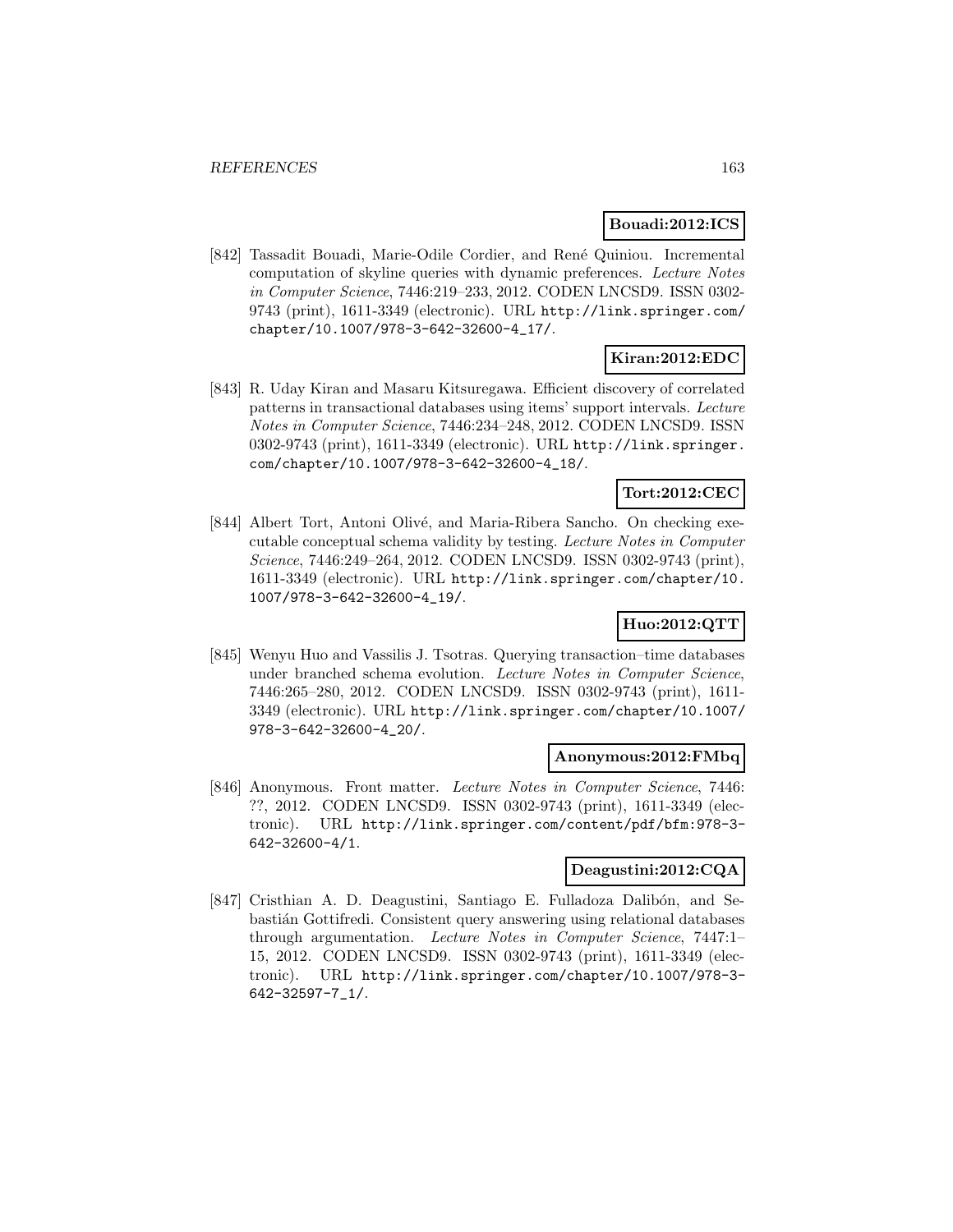**Bouadi:2012:ICS**

[842] Tassadit Bouadi, Marie-Odile Cordier, and René Quiniou. Incremental computation of skyline queries with dynamic preferences. *Lecture Notes in Computer Science*, 7446:219–233, 2012. CODEN LNCSD9. ISSN 0302-9743 (print), 1611-3349 (electronic). URL http://link.springer.com/chapter/10.1007/978-3-642-32600-4_17/.

**Kiran:2012:EDC**

[843] R. Uday Kiran and Masaru Kitsuregawa. Efficient discovery of correlated patterns in transactional databases using items' support intervals. *Lecture Notes in Computer Science*, 7446:234–248, 2012. CODEN LNCSD9. ISSN 0302-9743 (print), 1611-3349 (electronic). URL http://link.springer.com/chapter/10.1007/978-3-642-32600-4_18/.

**Tort:2012:CEC**

[844] Albert Tort, Antoni Olivé, and Maria-Ribera Sancho. On checking executable conceptual schema validity by testing. *Lecture Notes in Computer Science*, 7446:249–264, 2012. CODEN LNCSD9. ISSN 0302-9743 (print), 1611-3349 (electronic). URL http://link.springer.com/chapter/10.1007/978-3-642-32600-4_19/.

**Huo:2012:QTT**

[845] Wenyu Huo and Vassilis J. Tsotras. Querying transaction–time databases under branched schema evolution. *Lecture Notes in Computer Science*, 7446:265–280, 2012. CODEN LNCSD9. ISSN 0302-9743 (print), 1611-3349 (electronic). URL http://link.springer.com/chapter/10.1007/978-3-642-32600-4_20/.

**Anonymous:2012:FMbq**

[846] Anonymous. Front matter. *Lecture Notes in Computer Science*, 7446: ??, 2012. CODEN LNCSD9. ISSN 0302-9743 (print), 1611-3349 (electronic). URL http://link.springer.com/content/pdf/bfm:978-3-642-32600-4/1.

**Deagustini:2012:CQA**

[847] Cristhian A. D. Deagustini, Santiago E. Fulladoza Dalibón, and Sebastián Gottifredi. Consistent query answering using relational databases through argumentation. *Lecture Notes in Computer Science*, 7447:1–15, 2012. CODEN LNCSD9. ISSN 0302-9743 (print), 1611-3349 (electronic). URL http://link.springer.com/chapter/10.1007/978-3-642-32597-7_1/.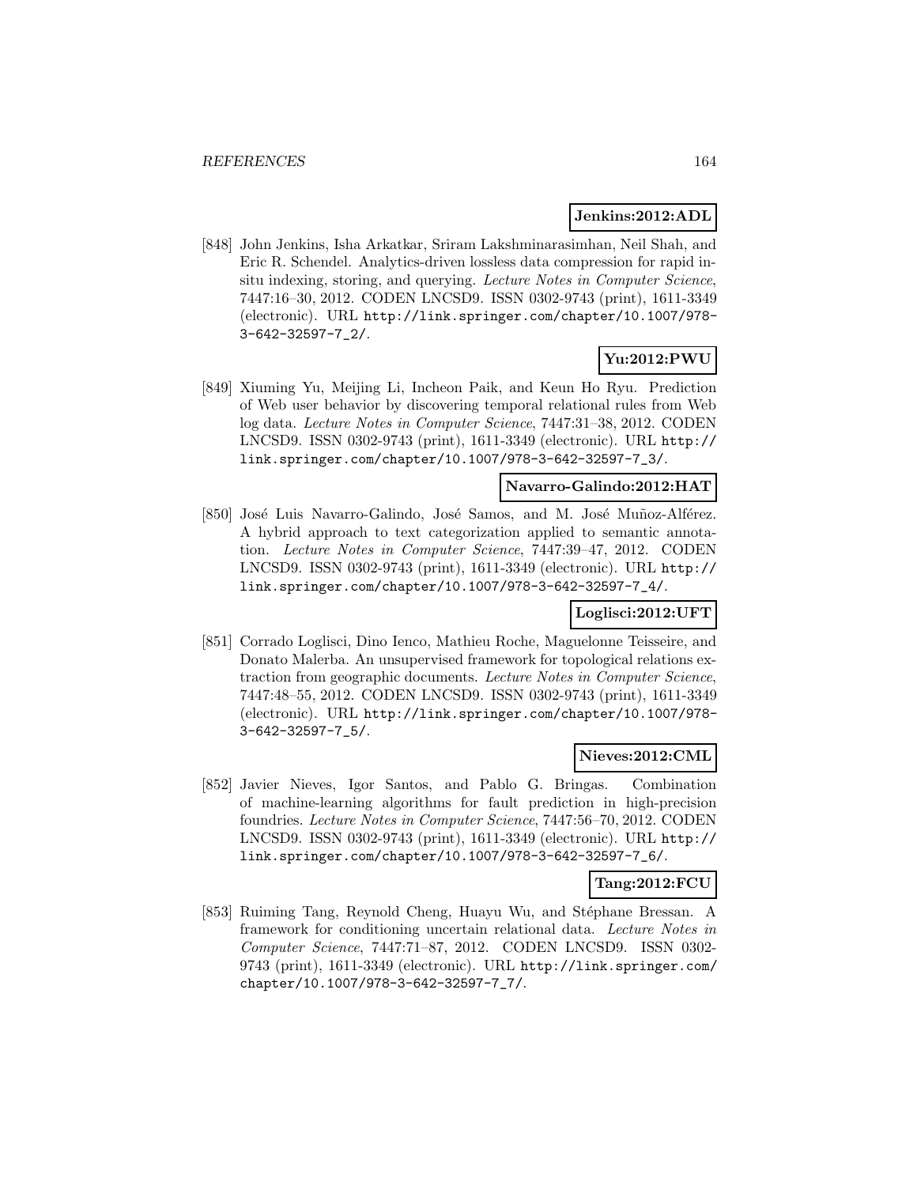**Jenkins:2012:ADL**

[848] John Jenkins, Isha Arkatkar, Sriram Lakshminarasimhan, Neil Shah, and Eric R. Schendel. Analytics-driven lossless data compression for rapid in-situ indexing, storing, and querying. *Lecture Notes in Computer Science*, 7447:16–30, 2012. CODEN LNCSD9. ISSN 0302-9743 (print), 1611-3349 (electronic). URL http://link.springer.com/chapter/10.1007/978-3-642-32597-7_2/.

**Yu:2012:PWU**

[849] Xiuming Yu, Meijing Li, Incheon Paik, and Keun Ho Ryu. Prediction of Web user behavior by discovering temporal relational rules from Web log data. *Lecture Notes in Computer Science*, 7447:31–38, 2012. CODEN LNCSD9. ISSN 0302-9743 (print), 1611-3349 (electronic). URL http://link.springer.com/chapter/10.1007/978-3-642-32597-7_3/.

**Navarro-Galindo:2012:HAT**

[850] José Luis Navarro-Galindo, José Samos, and M. José Muñoz-Alférez. A hybrid approach to text categorization applied to semantic annotation. *Lecture Notes in Computer Science*, 7447:39–47, 2012. CODEN LNCSD9. ISSN 0302-9743 (print), 1611-3349 (electronic). URL http://link.springer.com/chapter/10.1007/978-3-642-32597-7_4/.

**Loglisci:2012:UFT**

[851] Corrado Loglisci, Dino Ienco, Mathieu Roche, Maguelonne Teisseire, and Donato Malerba. An unsupervised framework for topological relations extraction from geographic documents. *Lecture Notes in Computer Science*, 7447:48–55, 2012. CODEN LNCSD9. ISSN 0302-9743 (print), 1611-3349 (electronic). URL http://link.springer.com/chapter/10.1007/978-3-642-32597-7_5/.

**Nieves:2012:CML**

[852] Javier Nieves, Igor Santos, and Pablo G. Bringas. Combination of machine-learning algorithms for fault prediction in high-precision foundries. *Lecture Notes in Computer Science*, 7447:56–70, 2012. CODEN LNCSD9. ISSN 0302-9743 (print), 1611-3349 (electronic). URL http://link.springer.com/chapter/10.1007/978-3-642-32597-7_6/.

**Tang:2012:FCU**

[853] Ruiming Tang, Reynold Cheng, Huayu Wu, and Stéphane Bressan. A framework for conditioning uncertain relational data. *Lecture Notes in Computer Science*, 7447:71–87, 2012. CODEN LNCSD9. ISSN 0302-9743 (print), 1611-3349 (electronic). URL http://link.springer.com/chapter/10.1007/978-3-642-32597-7_7/.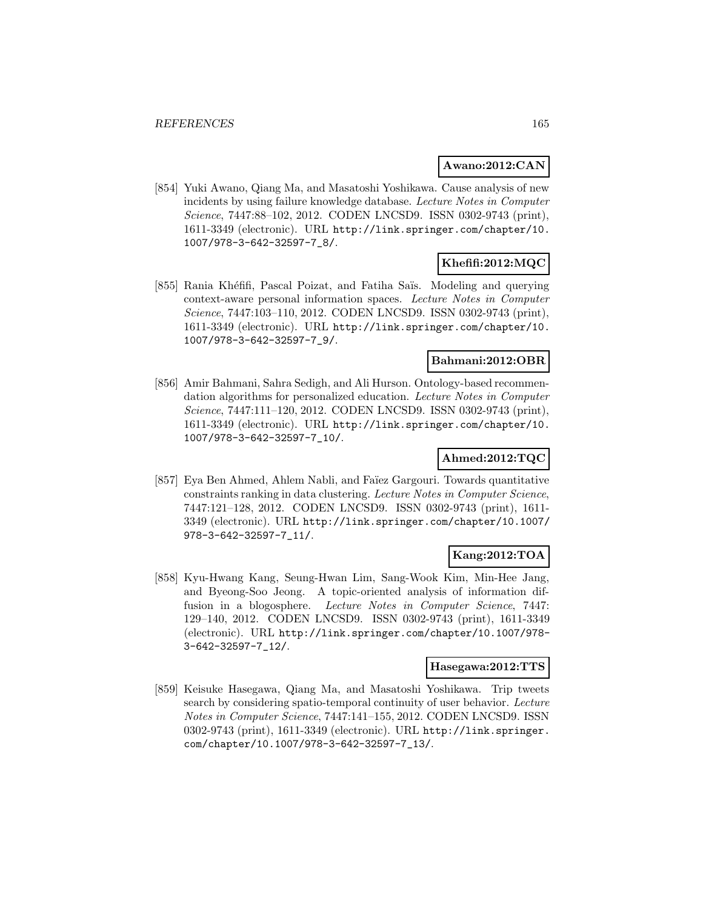**Awano:2012:CAN**

[854] Yuki Awano, Qiang Ma, and Masatoshi Yoshikawa. Cause analysis of new incidents by using failure knowledge database. *Lecture Notes in Computer Science*, 7447:88–102, 2012. CODEN LNCSD9. ISSN 0302-9743 (print), 1611-3349 (electronic). URL http://link.springer.com/chapter/10.1007/978-3-642-32597-7_8/.

**Khefifi:2012:MQC**

[855] Rania Khéfifi, Pascal Poizat, and Fatiha Saïs. Modeling and querying context-aware personal information spaces. *Lecture Notes in Computer Science*, 7447:103–110, 2012. CODEN LNCSD9. ISSN 0302-9743 (print), 1611-3349 (electronic). URL http://link.springer.com/chapter/10.1007/978-3-642-32597-7_9/.

**Bahmani:2012:OBR**

[856] Amir Bahmani, Sahra Sedigh, and Ali Hurson. Ontology-based recommendation algorithms for personalized education. *Lecture Notes in Computer Science*, 7447:111–120, 2012. CODEN LNCSD9. ISSN 0302-9743 (print), 1611-3349 (electronic). URL http://link.springer.com/chapter/10.1007/978-3-642-32597-7_10/.

**Ahmed:2012:TQC**

[857] Eya Ben Ahmed, Ahlem Nabli, and Faïez Gargouri. Towards quantitative constraints ranking in data clustering. *Lecture Notes in Computer Science*, 7447:121–128, 2012. CODEN LNCSD9. ISSN 0302-9743 (print), 1611-3349 (electronic). URL http://link.springer.com/chapter/10.1007/978-3-642-32597-7_11/.

**Kang:2012:TOA**

[858] Kyu-Hwang Kang, Seung-Hwan Lim, Sang-Wook Kim, Min-Hee Jang, and Byeong-Soo Jeong. A topic-oriented analysis of information diffusion in a blogosphere. *Lecture Notes in Computer Science*, 7447:129–140, 2012. CODEN LNCSD9. ISSN 0302-9743 (print), 1611-3349 (electronic). URL http://link.springer.com/chapter/10.1007/978-3-642-32597-7_12/.

**Hasegawa:2012:TTS**

[859] Keisuke Hasegawa, Qiang Ma, and Masatoshi Yoshikawa. Trip tweets search by considering spatio-temporal continuity of user behavior. *Lecture Notes in Computer Science*, 7447:141–155, 2012. CODEN LNCSD9. ISSN 0302-9743 (print), 1611-3349 (electronic). URL http://link.springer.com/chapter/10.1007/978-3-642-32597-7_13/.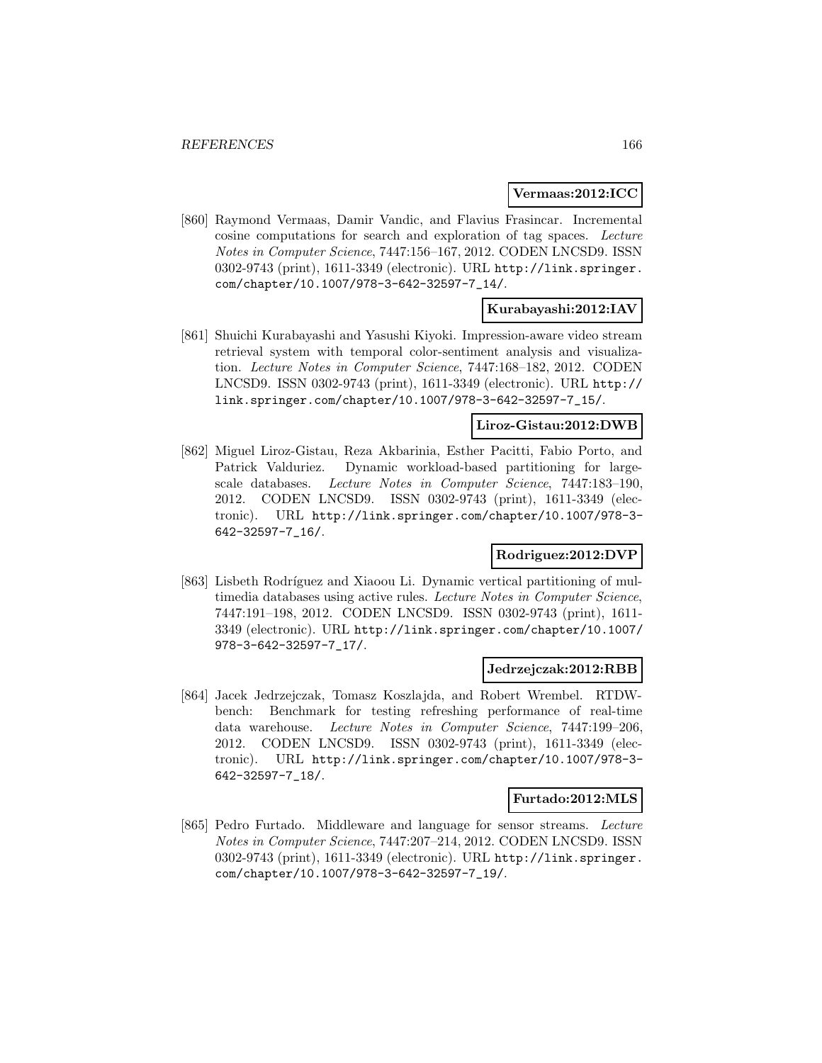**Vermaas:2012:ICC**

[860] Raymond Vermaas, Damir Vandic, and Flavius Frasincar. Incremental cosine computations for search and exploration of tag spaces. *Lecture Notes in Computer Science*, 7447:156–167, 2012. CODEN LNCSD9. ISSN 0302-9743 (print), 1611-3349 (electronic). URL http://link.springer.com/chapter/10.1007/978-3-642-32597-7_14/.

**Kurabayashi:2012:IAV**

[861] Shuichi Kurabayashi and Yasushi Kiyoki. Impression-aware video stream retrieval system with temporal color-sentiment analysis and visualization. *Lecture Notes in Computer Science*, 7447:168–182, 2012. CODEN LNCSD9. ISSN 0302-9743 (print), 1611-3349 (electronic). URL http://link.springer.com/chapter/10.1007/978-3-642-32597-7_15/.

**Liroz-Gistau:2012:DWB**

[862] Miguel Liroz-Gistau, Reza Akbarinia, Esther Pacitti, Fabio Porto, and Patrick Valduriez. Dynamic workload-based partitioning for large-scale databases. *Lecture Notes in Computer Science*, 7447:183–190, 2012. CODEN LNCSD9. ISSN 0302-9743 (print), 1611-3349 (electronic). URL http://link.springer.com/chapter/10.1007/978-3-642-32597-7_16/.

**Rodriguez:2012:DVP**

[863] Lisbeth Rodríguez and Xiaoou Li. Dynamic vertical partitioning of multimedia databases using active rules. *Lecture Notes in Computer Science*, 7447:191–198, 2012. CODEN LNCSD9. ISSN 0302-9743 (print), 1611-3349 (electronic). URL http://link.springer.com/chapter/10.1007/978-3-642-32597-7_17/.

**Jedrzejczak:2012:RBB**

[864] Jacek Jedrzejczak, Tomasz Koszlajda, and Robert Wrembel. RTDW-bench: Benchmark for testing refreshing performance of real-time data warehouse. *Lecture Notes in Computer Science*, 7447:199–206, 2012. CODEN LNCSD9. ISSN 0302-9743 (print), 1611-3349 (electronic). URL http://link.springer.com/chapter/10.1007/978-3-642-32597-7_18/.

**Furtado:2012:MLS**

[865] Pedro Furtado. Middleware and language for sensor streams. *Lecture Notes in Computer Science*, 7447:207–214, 2012. CODEN LNCSD9. ISSN 0302-9743 (print), 1611-3349 (electronic). URL http://link.springer.com/chapter/10.1007/978-3-642-32597-7_19/.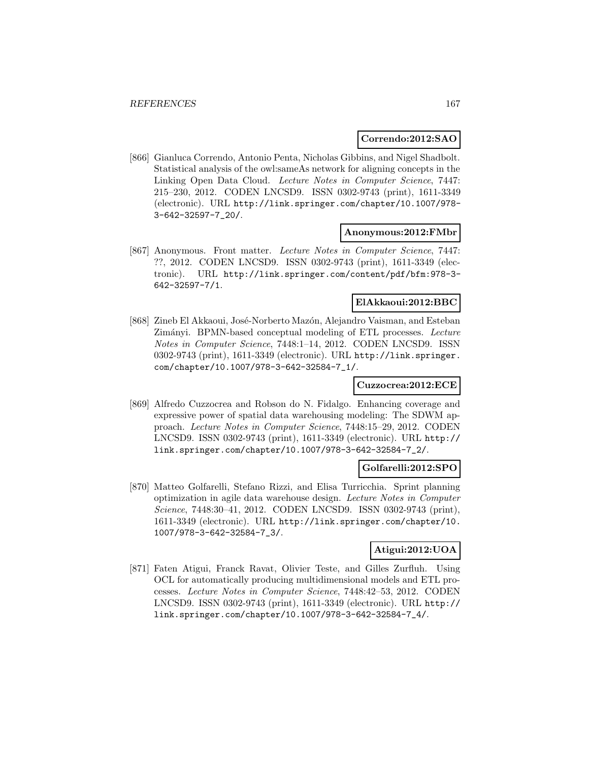**Correndo:2012:SAO**

[866] Gianluca Correndo, Antonio Penta, Nicholas Gibbins, and Nigel Shadbolt. Statistical analysis of the owl:sameAs network for aligning concepts in the Linking Open Data Cloud. *Lecture Notes in Computer Science*, 7447: 215–230, 2012. CODEN LNCSD9. ISSN 0302-9743 (print), 1611-3349 (electronic). URL http://link.springer.com/chapter/10.1007/978-3-642-32597-7_20/.

**Anonymous:2012:FMbr**

[867] Anonymous. Front matter. *Lecture Notes in Computer Science*, 7447: ??, 2012. CODEN LNCSD9. ISSN 0302-9743 (print), 1611-3349 (electronic). URL http://link.springer.com/content/pdf/bfm:978-3-642-32597-7/1.

**ElAkkaoui:2012:BBC**

[868] Zineb El Akkaoui, José-Norberto Mazón, Alejandro Vaisman, and Esteban Zimányi. BPMN-based conceptual modeling of ETL processes. *Lecture Notes in Computer Science*, 7448:1–14, 2012. CODEN LNCSD9. ISSN 0302-9743 (print), 1611-3349 (electronic). URL http://link.springer.com/chapter/10.1007/978-3-642-32584-7_1/.

**Cuzzocrea:2012:ECE**

[869] Alfredo Cuzzocrea and Robson do N. Fidalgo. Enhancing coverage and expressive power of spatial data warehousing modeling: The SDWM approach. *Lecture Notes in Computer Science*, 7448:15–29, 2012. CODEN LNCSD9. ISSN 0302-9743 (print), 1611-3349 (electronic). URL http://link.springer.com/chapter/10.1007/978-3-642-32584-7_2/.

**Golfarelli:2012:SPO**

[870] Matteo Golfarelli, Stefano Rizzi, and Elisa Turricchia. Sprint planning optimization in agile data warehouse design. *Lecture Notes in Computer Science*, 7448:30–41, 2012. CODEN LNCSD9. ISSN 0302-9743 (print), 1611-3349 (electronic). URL http://link.springer.com/chapter/10.1007/978-3-642-32584-7_3/.

**Atigui:2012:UOA**

[871] Faten Atigui, Franck Ravat, Olivier Teste, and Gilles Zurfluh. Using OCL for automatically producing multidimensional models and ETL processes. *Lecture Notes in Computer Science*, 7448:42–53, 2012. CODEN LNCSD9. ISSN 0302-9743 (print), 1611-3349 (electronic). URL http://link.springer.com/chapter/10.1007/978-3-642-32584-7_4/.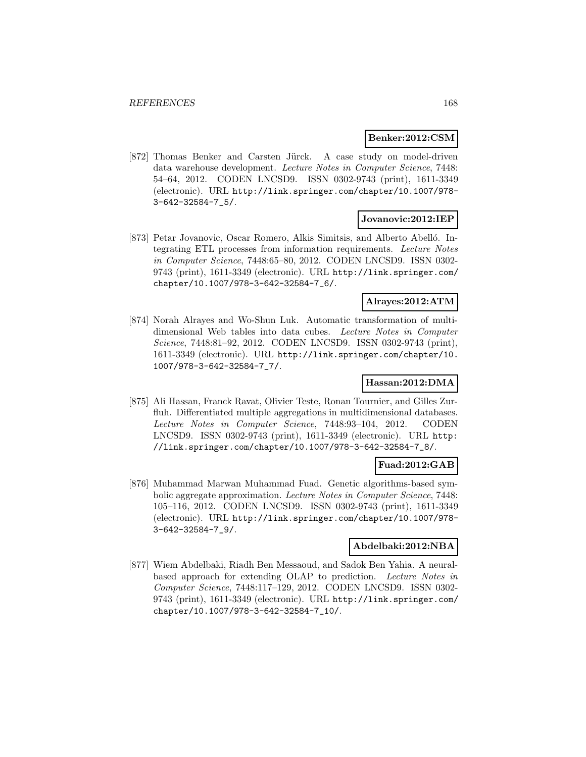**Benker:2012:CSM**

[872] Thomas Benker and Carsten Jürck. A case study on model-driven data warehouse development. *Lecture Notes in Computer Science*, 7448: 54–64, 2012. CODEN LNCSD9. ISSN 0302-9743 (print), 1611-3349 (electronic). URL http://link.springer.com/chapter/10.1007/978-3-642-32584-7_5/.

**Jovanovic:2012:IEP**

[873] Petar Jovanovic, Oscar Romero, Alkis Simitsis, and Alberto Abelló. Integrating ETL processes from information requirements. *Lecture Notes in Computer Science*, 7448:65–80, 2012. CODEN LNCSD9. ISSN 0302-9743 (print), 1611-3349 (electronic). URL http://link.springer.com/chapter/10.1007/978-3-642-32584-7_6/.

**Alrayes:2012:ATM**

[874] Norah Alrayes and Wo-Shun Luk. Automatic transformation of multidimensional Web tables into data cubes. *Lecture Notes in Computer Science*, 7448:81–92, 2012. CODEN LNCSD9. ISSN 0302-9743 (print), 1611-3349 (electronic). URL http://link.springer.com/chapter/10.1007/978-3-642-32584-7_7/.

**Hassan:2012:DMA**

[875] Ali Hassan, Franck Ravat, Olivier Teste, Ronan Tournier, and Gilles Zurfluh. Differentiated multiple aggregations in multidimensional databases. *Lecture Notes in Computer Science*, 7448:93–104, 2012. CODEN LNCSD9. ISSN 0302-9743 (print), 1611-3349 (electronic). URL http://link.springer.com/chapter/10.1007/978-3-642-32584-7_8/.

**Fuad:2012:GAB**

[876] Muhammad Marwan Muhammad Fuad. Genetic algorithms-based symbolic aggregate approximation. *Lecture Notes in Computer Science*, 7448: 105–116, 2012. CODEN LNCSD9. ISSN 0302-9743 (print), 1611-3349 (electronic). URL http://link.springer.com/chapter/10.1007/978-3-642-32584-7_9/.

**Abdelbaki:2012:NBA**

[877] Wiem Abdelbaki, Riadh Ben Messaoud, and Sadok Ben Yahia. A neural-based approach for extending OLAP to prediction. *Lecture Notes in Computer Science*, 7448:117–129, 2012. CODEN LNCSD9. ISSN 0302-9743 (print), 1611-3349 (electronic). URL http://link.springer.com/chapter/10.1007/978-3-642-32584-7_10/.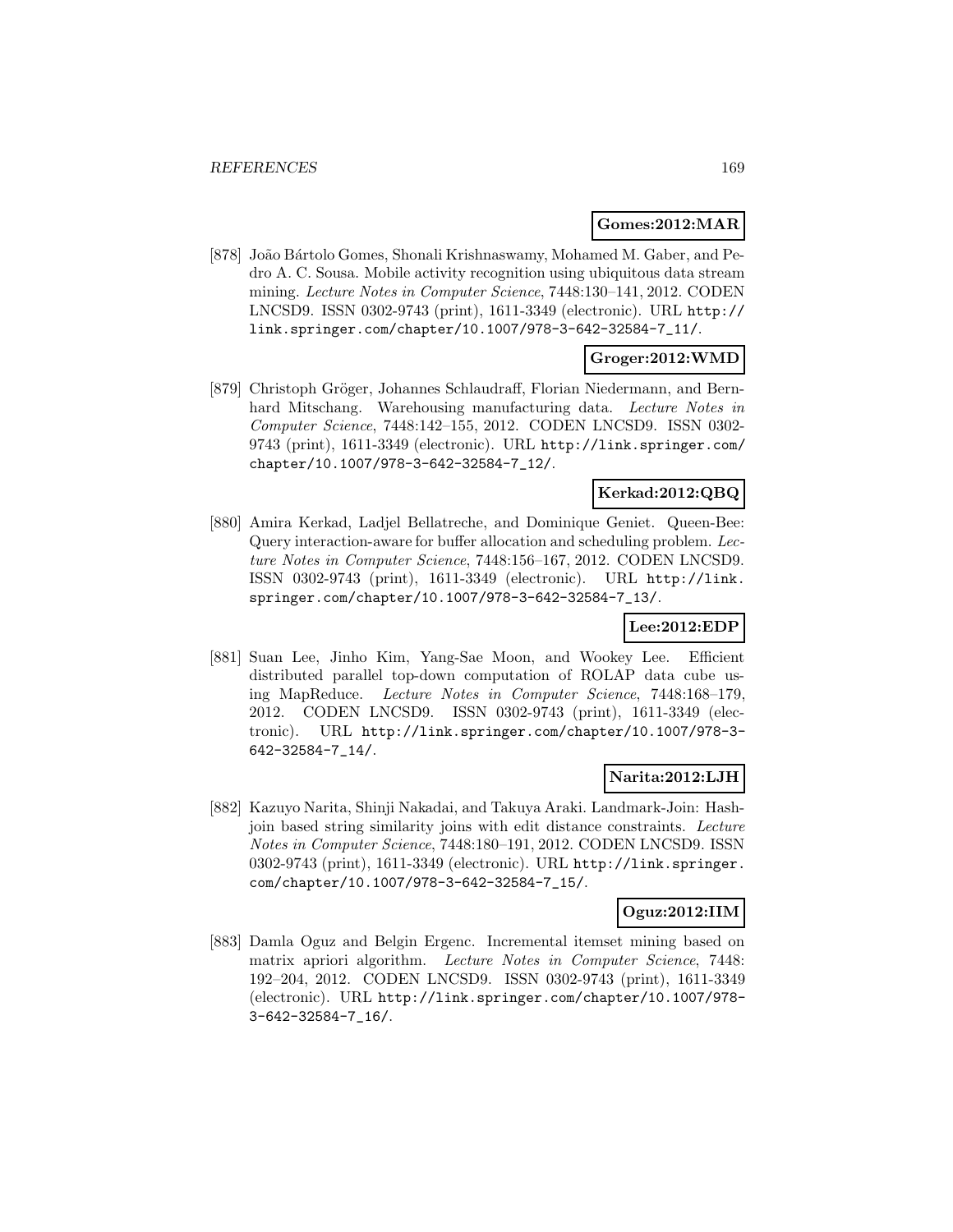**Gomes:2012:MAR**

[878] João Bártolo Gomes, Shonali Krishnaswamy, Mohamed M. Gaber, and Pedro A. C. Sousa. Mobile activity recognition using ubiquitous data stream mining. *Lecture Notes in Computer Science*, 7448:130–141, 2012. CODEN LNCSD9. ISSN 0302-9743 (print), 1611-3349 (electronic). URL http://link.springer.com/chapter/10.1007/978-3-642-32584-7_11/.

**Groger:2012:WMD**

[879] Christoph Gröger, Johannes Schlaudraff, Florian Niedermann, and Bernhard Mitschang. Warehousing manufacturing data. *Lecture Notes in Computer Science*, 7448:142–155, 2012. CODEN LNCSD9. ISSN 0302-9743 (print), 1611-3349 (electronic). URL http://link.springer.com/chapter/10.1007/978-3-642-32584-7_12/.

**Kerkad:2012:QBQ**

[880] Amira Kerkad, Ladjel Bellatreche, and Dominique Geniet. Queen-Bee: Query interaction-aware for buffer allocation and scheduling problem. *Lecture Notes in Computer Science*, 7448:156–167, 2012. CODEN LNCSD9. ISSN 0302-9743 (print), 1611-3349 (electronic). URL http://link.springer.com/chapter/10.1007/978-3-642-32584-7_13/.

**Lee:2012:EDP**

[881] Suan Lee, Jinho Kim, Yang-Sae Moon, and Wookey Lee. Efficient distributed parallel top-down computation of ROLAP data cube using MapReduce. *Lecture Notes in Computer Science*, 7448:168–179, 2012. CODEN LNCSD9. ISSN 0302-9743 (print), 1611-3349 (electronic). URL http://link.springer.com/chapter/10.1007/978-3-642-32584-7_14/.

**Narita:2012:LJH**

[882] Kazuyo Narita, Shinji Nakadai, and Takuya Araki. Landmark-Join: Hash-join based string similarity joins with edit distance constraints. *Lecture Notes in Computer Science*, 7448:180–191, 2012. CODEN LNCSD9. ISSN 0302-9743 (print), 1611-3349 (electronic). URL http://link.springer.com/chapter/10.1007/978-3-642-32584-7_15/.

**Oguz:2012:IIM**

[883] Damla Oguz and Belgin Ergenc. Incremental itemset mining based on matrix apriori algorithm. *Lecture Notes in Computer Science*, 7448: 192–204, 2012. CODEN LNCSD9. ISSN 0302-9743 (print), 1611-3349 (electronic). URL http://link.springer.com/chapter/10.1007/978-3-642-32584-7_16/.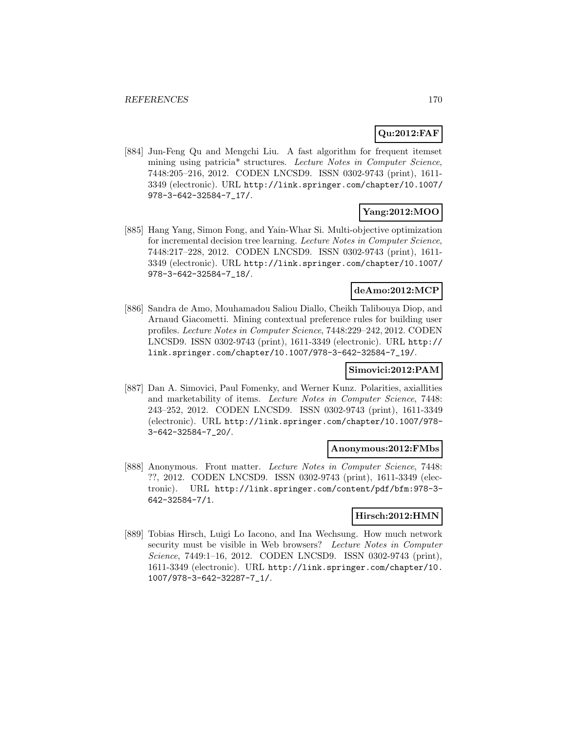**Qu:2012:FAF**

[884] Jun-Feng Qu and Mengchi Liu. A fast algorithm for frequent itemset mining using patricia* structures. *Lecture Notes in Computer Science*, 7448:205–216, 2012. CODEN LNCSD9. ISSN 0302-9743 (print), 1611-3349 (electronic). URL `http://link.springer.com/chapter/10.1007/978-3-642-32584-7_17/`.

**Yang:2012:MOO**

[885] Hang Yang, Simon Fong, and Yain-Whar Si. Multi-objective optimization for incremental decision tree learning. *Lecture Notes in Computer Science*, 7448:217–228, 2012. CODEN LNCSD9. ISSN 0302-9743 (print), 1611-3349 (electronic). URL `http://link.springer.com/chapter/10.1007/978-3-642-32584-7_18/`.

**deAmo:2012:MCP**

[886] Sandra de Amo, Mouhamadou Saliou Diallo, Cheikh Talibouya Diop, and Arnaud Giacometti. Mining contextual preference rules for building user profiles. *Lecture Notes in Computer Science*, 7448:229–242, 2012. CODEN LNCSD9. ISSN 0302-9743 (print), 1611-3349 (electronic). URL `http://link.springer.com/chapter/10.1007/978-3-642-32584-7_19/`.

**Simovici:2012:PAM**

[887] Dan A. Simovici, Paul Fomenky, and Werner Kunz. Polarities, axiallities and marketability of items. *Lecture Notes in Computer Science*, 7448: 243–252, 2012. CODEN LNCSD9. ISSN 0302-9743 (print), 1611-3349 (electronic). URL `http://link.springer.com/chapter/10.1007/978-3-642-32584-7_20/`.

**Anonymous:2012:FMbs**

[888] Anonymous. Front matter. *Lecture Notes in Computer Science*, 7448: ??, 2012. CODEN LNCSD9. ISSN 0302-9743 (print), 1611-3349 (electronic). URL `http://link.springer.com/content/pdf/bfm:978-3-642-32584-7/1`.

**Hirsch:2012:HMN**

[889] Tobias Hirsch, Luigi Lo Iacono, and Ina Wechsung. How much network security must be visible in Web browsers? *Lecture Notes in Computer Science*, 7449:1–16, 2012. CODEN LNCSD9. ISSN 0302-9743 (print), 1611-3349 (electronic). URL `http://link.springer.com/chapter/10.1007/978-3-642-32287-7_1/`.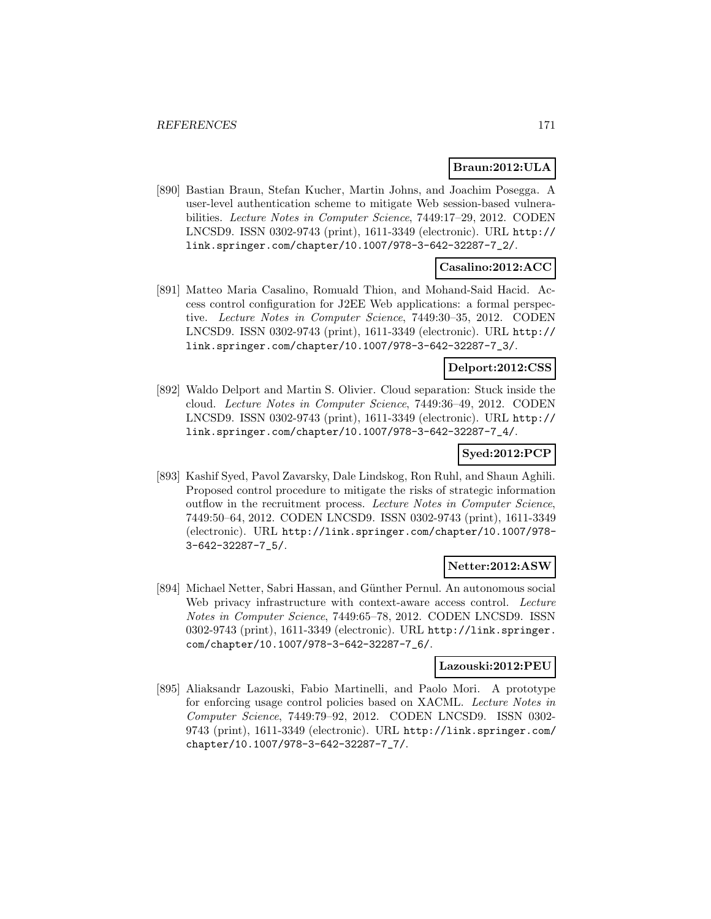**Braun:2012:ULA**

[890] Bastian Braun, Stefan Kucher, Martin Johns, and Joachim Posegga. A user-level authentication scheme to mitigate Web session-based vulnerabilities. *Lecture Notes in Computer Science*, 7449:17–29, 2012. CODEN LNCSD9. ISSN 0302-9743 (print), 1611-3349 (electronic). URL http://link.springer.com/chapter/10.1007/978-3-642-32287-7_2/.

**Casalino:2012:ACC**

[891] Matteo Maria Casalino, Romuald Thion, and Mohand-Said Hacid. Access control configuration for J2EE Web applications: a formal perspective. *Lecture Notes in Computer Science*, 7449:30–35, 2012. CODEN LNCSD9. ISSN 0302-9743 (print), 1611-3349 (electronic). URL http://link.springer.com/chapter/10.1007/978-3-642-32287-7_3/.

**Delport:2012:CSS**

[892] Waldo Delport and Martin S. Olivier. Cloud separation: Stuck inside the cloud. *Lecture Notes in Computer Science*, 7449:36–49, 2012. CODEN LNCSD9. ISSN 0302-9743 (print), 1611-3349 (electronic). URL http://link.springer.com/chapter/10.1007/978-3-642-32287-7_4/.

**Syed:2012:PCP**

[893] Kashif Syed, Pavol Zavarsky, Dale Lindskog, Ron Ruhl, and Shaun Aghili. Proposed control procedure to mitigate the risks of strategic information outflow in the recruitment process. *Lecture Notes in Computer Science*, 7449:50–64, 2012. CODEN LNCSD9. ISSN 0302-9743 (print), 1611-3349 (electronic). URL http://link.springer.com/chapter/10.1007/978-3-642-32287-7_5/.

**Netter:2012:ASW**

[894] Michael Netter, Sabri Hassan, and Günther Pernul. An autonomous social Web privacy infrastructure with context-aware access control. *Lecture Notes in Computer Science*, 7449:65–78, 2012. CODEN LNCSD9. ISSN 0302-9743 (print), 1611-3349 (electronic). URL http://link.springer.com/chapter/10.1007/978-3-642-32287-7_6/.

**Lazouski:2012:PEU**

[895] Aliaksandr Lazouski, Fabio Martinelli, and Paolo Mori. A prototype for enforcing usage control policies based on XACML. *Lecture Notes in Computer Science*, 7449:79–92, 2012. CODEN LNCSD9. ISSN 0302-9743 (print), 1611-3349 (electronic). URL http://link.springer.com/chapter/10.1007/978-3-642-32287-7_7/.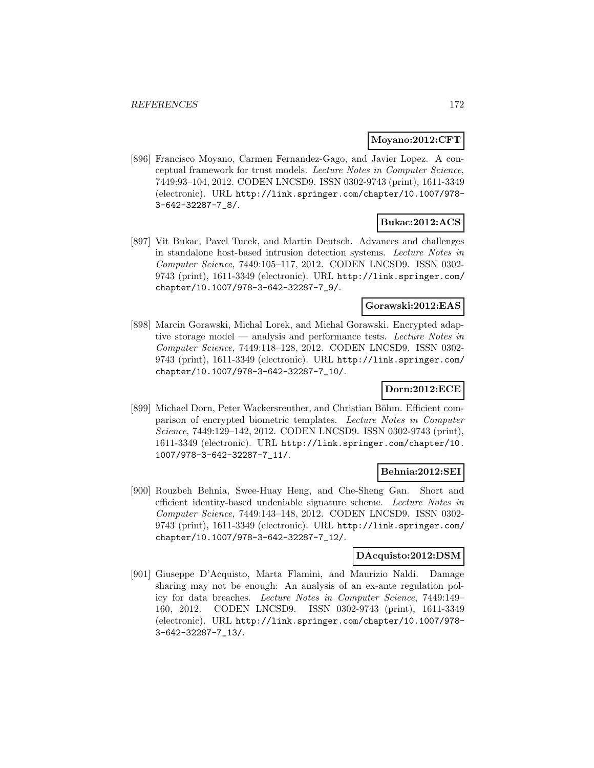**Moyano:2012:CFT**

[896] Francisco Moyano, Carmen Fernandez-Gago, and Javier Lopez. A conceptual framework for trust models. *Lecture Notes in Computer Science*, 7449:93–104, 2012. CODEN LNCSD9. ISSN 0302-9743 (print), 1611-3349 (electronic). URL http://link.springer.com/chapter/10.1007/978-3-642-32287-7_8/.

**Bukac:2012:ACS**

[897] Vit Bukac, Pavel Tucek, and Martin Deutsch. Advances and challenges in standalone host-based intrusion detection systems. *Lecture Notes in Computer Science*, 7449:105–117, 2012. CODEN LNCSD9. ISSN 0302-9743 (print), 1611-3349 (electronic). URL http://link.springer.com/chapter/10.1007/978-3-642-32287-7_9/.

**Gorawski:2012:EAS**

[898] Marcin Gorawski, Michal Lorek, and Michal Gorawski. Encrypted adaptive storage model — analysis and performance tests. *Lecture Notes in Computer Science*, 7449:118–128, 2012. CODEN LNCSD9. ISSN 0302-9743 (print), 1611-3349 (electronic). URL http://link.springer.com/chapter/10.1007/978-3-642-32287-7_10/.

**Dorn:2012:ECE**

[899] Michael Dorn, Peter Wackersreuther, and Christian Böhm. Efficient comparison of encrypted biometric templates. *Lecture Notes in Computer Science*, 7449:129–142, 2012. CODEN LNCSD9. ISSN 0302-9743 (print), 1611-3349 (electronic). URL http://link.springer.com/chapter/10.1007/978-3-642-32287-7_11/.

**Behnia:2012:SEI**

[900] Rouzbeh Behnia, Swee-Huay Heng, and Che-Sheng Gan. Short and efficient identity-based undeniable signature scheme. *Lecture Notes in Computer Science*, 7449:143–148, 2012. CODEN LNCSD9. ISSN 0302-9743 (print), 1611-3349 (electronic). URL http://link.springer.com/chapter/10.1007/978-3-642-32287-7_12/.

**DAcquisto:2012:DSM**

[901] Giuseppe D'Acquisto, Marta Flamini, and Maurizio Naldi. Damage sharing may not be enough: An analysis of an ex-ante regulation policy for data breaches. *Lecture Notes in Computer Science*, 7449:149–160, 2012. CODEN LNCSD9. ISSN 0302-9743 (print), 1611-3349 (electronic). URL http://link.springer.com/chapter/10.1007/978-3-642-32287-7_13/.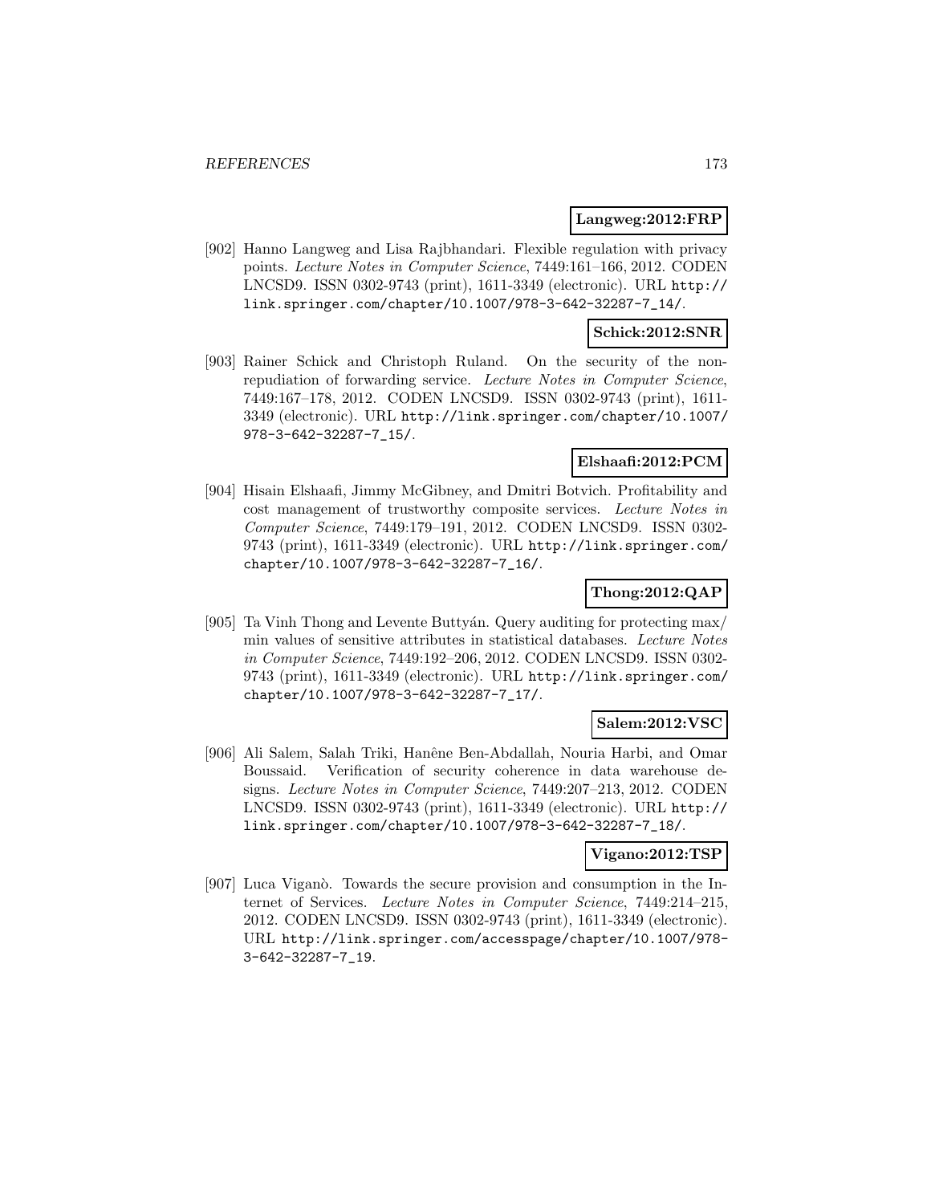**Langweg:2012:FRP**

[902] Hanno Langweg and Lisa Rajbhandari. Flexible regulation with privacy points. *Lecture Notes in Computer Science*, 7449:161–166, 2012. CODEN LNCSD9. ISSN 0302-9743 (print), 1611-3349 (electronic). URL http://link.springer.com/chapter/10.1007/978-3-642-32287-7_14/.

**Schick:2012:SNR**

[903] Rainer Schick and Christoph Ruland. On the security of the non-repudiation of forwarding service. *Lecture Notes in Computer Science*, 7449:167–178, 2012. CODEN LNCSD9. ISSN 0302-9743 (print), 1611-3349 (electronic). URL http://link.springer.com/chapter/10.1007/978-3-642-32287-7_15/.

**Elshaafi:2012:PCM**

[904] Hisain Elshaafi, Jimmy McGibney, and Dmitri Botvich. Profitability and cost management of trustworthy composite services. *Lecture Notes in Computer Science*, 7449:179–191, 2012. CODEN LNCSD9. ISSN 0302-9743 (print), 1611-3349 (electronic). URL http://link.springer.com/chapter/10.1007/978-3-642-32287-7_16/.

**Thong:2012:QAP**

[905] Ta Vinh Thong and Levente Buttyán. Query auditing for protecting max/min values of sensitive attributes in statistical databases. *Lecture Notes in Computer Science*, 7449:192–206, 2012. CODEN LNCSD9. ISSN 0302-9743 (print), 1611-3349 (electronic). URL http://link.springer.com/chapter/10.1007/978-3-642-32287-7_17/.

**Salem:2012:VSC**

[906] Ali Salem, Salah Triki, Hanêne Ben-Abdallah, Nouria Harbi, and Omar Boussaid. Verification of security coherence in data warehouse designs. *Lecture Notes in Computer Science*, 7449:207–213, 2012. CODEN LNCSD9. ISSN 0302-9743 (print), 1611-3349 (electronic). URL http://link.springer.com/chapter/10.1007/978-3-642-32287-7_18/.

**Vigano:2012:TSP**

[907] Luca Viganò. Towards the secure provision and consumption in the Internet of Services. *Lecture Notes in Computer Science*, 7449:214–215, 2012. CODEN LNCSD9. ISSN 0302-9743 (print), 1611-3349 (electronic). URL http://link.springer.com/accesspage/chapter/10.1007/978-3-642-32287-7_19.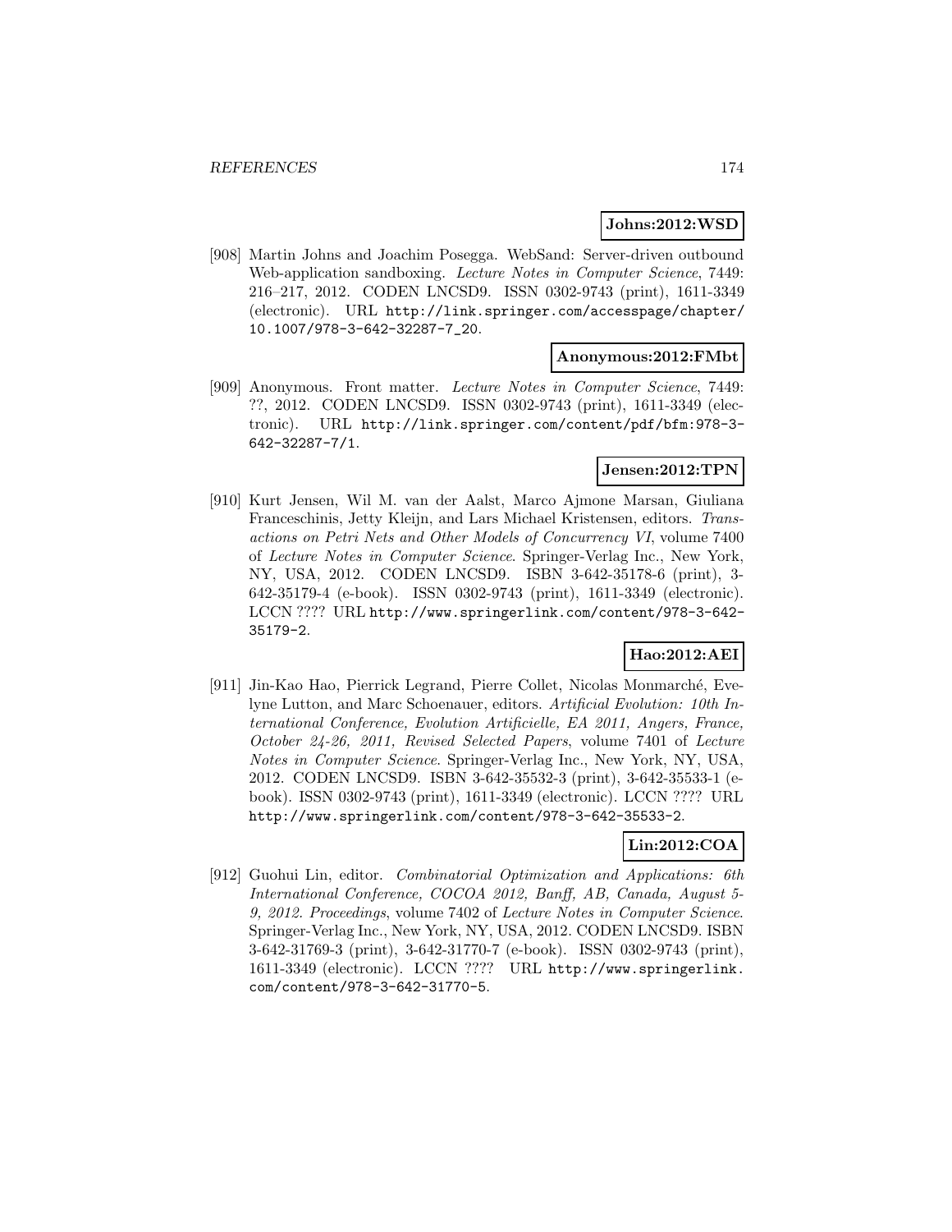**Johns:2012:WSD**

[908] Martin Johns and Joachim Posegga. WebSand: Server-driven outbound Web-application sandboxing. *Lecture Notes in Computer Science*, 7449: 216–217, 2012. CODEN LNCSD9. ISSN 0302-9743 (print), 1611-3349 (electronic). URL http://link.springer.com/accesspage/chapter/10.1007/978-3-642-32287-7_20.

**Anonymous:2012:FMbt**

[909] Anonymous. Front matter. *Lecture Notes in Computer Science*, 7449: ??, 2012. CODEN LNCSD9. ISSN 0302-9743 (print), 1611-3349 (electronic). URL http://link.springer.com/content/pdf/bfm:978-3-642-32287-7/1.

**Jensen:2012:TPN**

[910] Kurt Jensen, Wil M. van der Aalst, Marco Ajmone Marsan, Giuliana Franceschinis, Jetty Kleijn, and Lars Michael Kristensen, editors. *Transactions on Petri Nets and Other Models of Concurrency VI*, volume 7400 of *Lecture Notes in Computer Science*. Springer-Verlag Inc., New York, NY, USA, 2012. CODEN LNCSD9. ISBN 3-642-35178-6 (print), 3-642-35179-4 (e-book). ISSN 0302-9743 (print), 1611-3349 (electronic). LCCN ???? URL http://www.springerlink.com/content/978-3-642-35179-2.

**Hao:2012:AEI**

[911] Jin-Kao Hao, Pierrick Legrand, Pierre Collet, Nicolas Monmarché, Evelyne Lutton, and Marc Schoenauer, editors. *Artificial Evolution: 10th International Conference, Evolution Artificielle, EA 2011, Angers, France, October 24-26, 2011, Revised Selected Papers*, volume 7401 of *Lecture Notes in Computer Science*. Springer-Verlag Inc., New York, NY, USA, 2012. CODEN LNCSD9. ISBN 3-642-35532-3 (print), 3-642-35533-1 (e-book). ISSN 0302-9743 (print), 1611-3349 (electronic). LCCN ???? URL http://www.springerlink.com/content/978-3-642-35533-2.

**Lin:2012:COA**

[912] Guohui Lin, editor. *Combinatorial Optimization and Applications: 6th International Conference, COCOA 2012, Banff, AB, Canada, August 5-9, 2012. Proceedings*, volume 7402 of *Lecture Notes in Computer Science*. Springer-Verlag Inc., New York, NY, USA, 2012. CODEN LNCSD9. ISBN 3-642-31769-3 (print), 3-642-31770-7 (e-book). ISSN 0302-9743 (print), 1611-3349 (electronic). LCCN ???? URL http://www.springerlink.com/content/978-3-642-31770-5.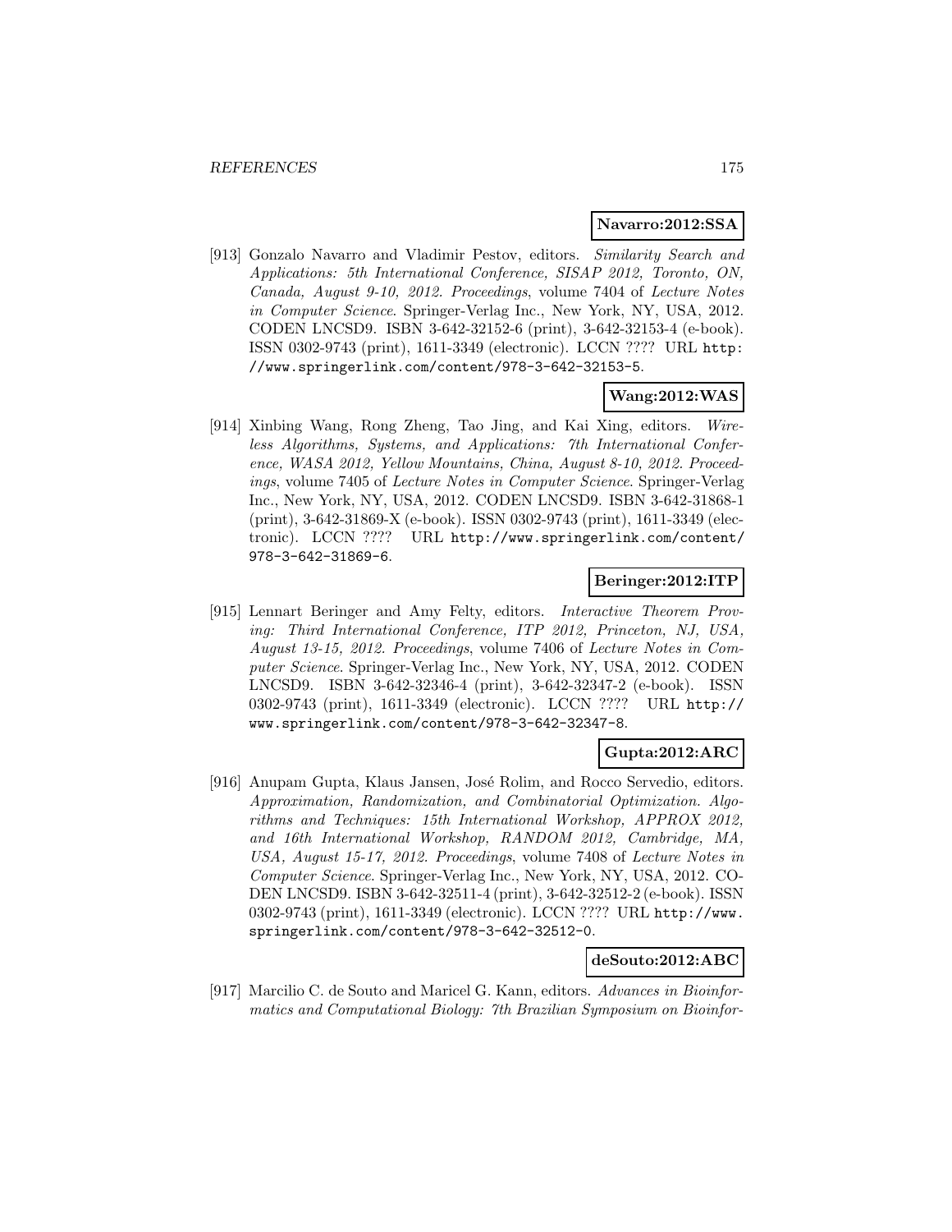**Navarro:2012:SSA**

[913] Gonzalo Navarro and Vladimir Pestov, editors. *Similarity Search and Applications: 5th International Conference, SISAP 2012, Toronto, ON, Canada, August 9-10, 2012. Proceedings*, volume 7404 of *Lecture Notes in Computer Science*. Springer-Verlag Inc., New York, NY, USA, 2012. CODEN LNCSD9. ISBN 3-642-32152-6 (print), 3-642-32153-4 (e-book). ISSN 0302-9743 (print), 1611-3349 (electronic). LCCN ???? URL http://www.springerlink.com/content/978-3-642-32153-5.

**Wang:2012:WAS**

[914] Xinbing Wang, Rong Zheng, Tao Jing, and Kai Xing, editors. *Wireless Algorithms, Systems, and Applications: 7th International Conference, WASA 2012, Yellow Mountains, China, August 8-10, 2012. Proceedings*, volume 7405 of *Lecture Notes in Computer Science*. Springer-Verlag Inc., New York, NY, USA, 2012. CODEN LNCSD9. ISBN 3-642-31868-1 (print), 3-642-31869-X (e-book). ISSN 0302-9743 (print), 1611-3349 (electronic). LCCN ???? URL http://www.springerlink.com/content/978-3-642-31869-6.

**Beringer:2012:ITP**

[915] Lennart Beringer and Amy Felty, editors. *Interactive Theorem Proving: Third International Conference, ITP 2012, Princeton, NJ, USA, August 13-15, 2012. Proceedings*, volume 7406 of *Lecture Notes in Computer Science*. Springer-Verlag Inc., New York, NY, USA, 2012. CODEN LNCSD9. ISBN 3-642-32346-4 (print), 3-642-32347-2 (e-book). ISSN 0302-9743 (print), 1611-3349 (electronic). LCCN ???? URL http://www.springerlink.com/content/978-3-642-32347-8.

**Gupta:2012:ARC**

[916] Anupam Gupta, Klaus Jansen, José Rolim, and Rocco Servedio, editors. *Approximation, Randomization, and Combinatorial Optimization. Algorithms and Techniques: 15th International Workshop, APPROX 2012, and 16th International Workshop, RANDOM 2012, Cambridge, MA, USA, August 15-17, 2012. Proceedings*, volume 7408 of *Lecture Notes in Computer Science*. Springer-Verlag Inc., New York, NY, USA, 2012. CODEN LNCSD9. ISBN 3-642-32511-4 (print), 3-642-32512-2 (e-book). ISSN 0302-9743 (print), 1611-3349 (electronic). LCCN ???? URL http://www.springerlink.com/content/978-3-642-32512-0.

**deSouto:2012:ABC**

[917] Marcilio C. de Souto and Maricel G. Kann, editors. *Advances in Bioinformatics and Computational Biology: 7th Brazilian Symposium on Bioinfor-*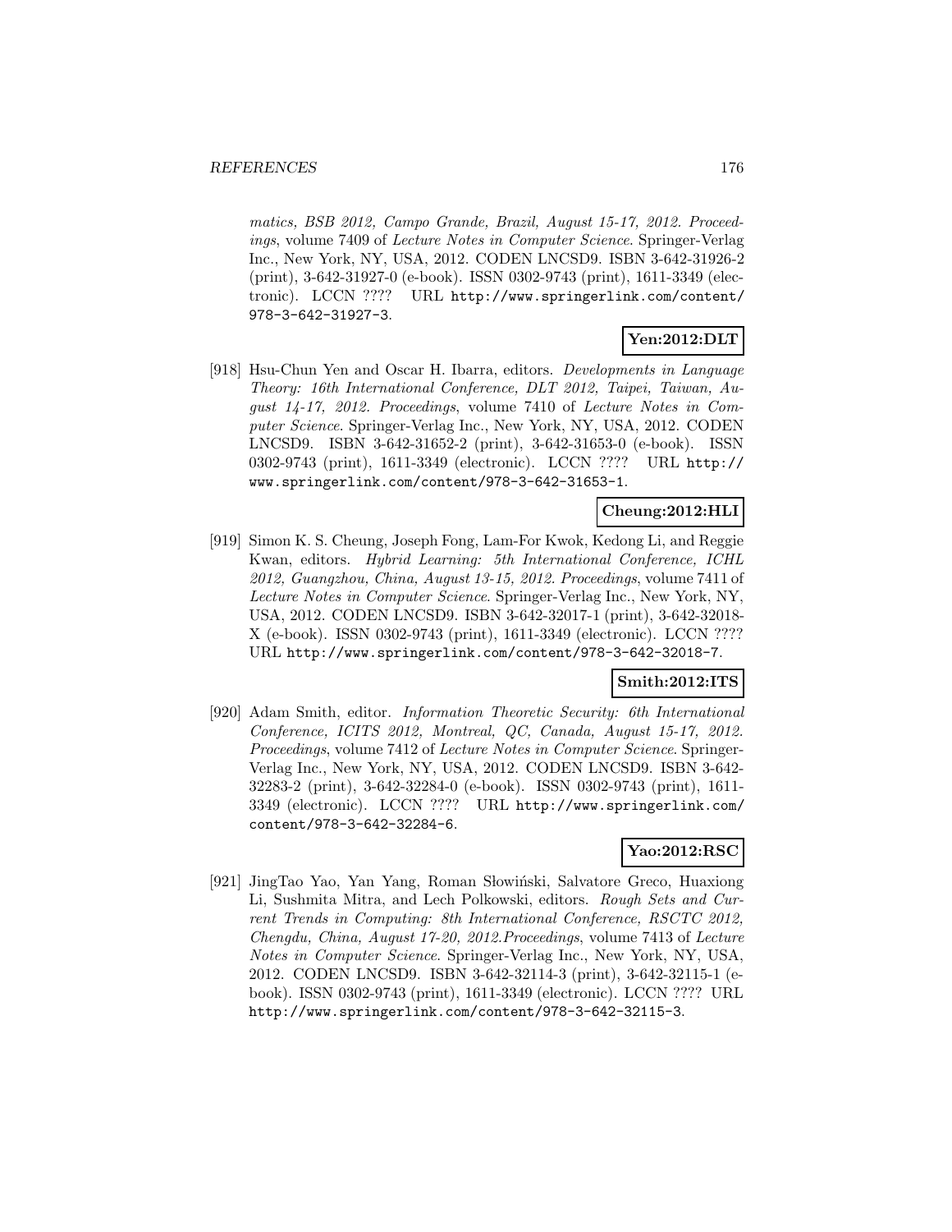*matics, BSB 2012, Campo Grande, Brazil, August 15-17, 2012. Proceedings*, volume 7409 of *Lecture Notes in Computer Science*. Springer-Verlag Inc., New York, NY, USA, 2012. CODEN LNCSD9. ISBN 3-642-31926-2 (print), 3-642-31927-0 (e-book). ISSN 0302-9743 (print), 1611-3349 (electronic). LCCN ???? URL http://www.springerlink.com/content/978-3-642-31927-3.

**Yen:2012:DLT**

[918] Hsu-Chun Yen and Oscar H. Ibarra, editors. *Developments in Language Theory: 16th International Conference, DLT 2012, Taipei, Taiwan, August 14-17, 2012. Proceedings*, volume 7410 of *Lecture Notes in Computer Science*. Springer-Verlag Inc., New York, NY, USA, 2012. CODEN LNCSD9. ISBN 3-642-31652-2 (print), 3-642-31653-0 (e-book). ISSN 0302-9743 (print), 1611-3349 (electronic). LCCN ???? URL http://www.springerlink.com/content/978-3-642-31653-1.

**Cheung:2012:HLI**

[919] Simon K. S. Cheung, Joseph Fong, Lam-For Kwok, Kedong Li, and Reggie Kwan, editors. *Hybrid Learning: 5th International Conference, ICHL 2012, Guangzhou, China, August 13-15, 2012. Proceedings*, volume 7411 of *Lecture Notes in Computer Science*. Springer-Verlag Inc., New York, NY, USA, 2012. CODEN LNCSD9. ISBN 3-642-32017-1 (print), 3-642-32018-X (e-book). ISSN 0302-9743 (print), 1611-3349 (electronic). LCCN ???? URL http://www.springerlink.com/content/978-3-642-32018-7.

**Smith:2012:ITS**

[920] Adam Smith, editor. *Information Theoretic Security: 6th International Conference, ICITS 2012, Montreal, QC, Canada, August 15-17, 2012. Proceedings*, volume 7412 of *Lecture Notes in Computer Science*. Springer-Verlag Inc., New York, NY, USA, 2012. CODEN LNCSD9. ISBN 3-642-32283-2 (print), 3-642-32284-0 (e-book). ISSN 0302-9743 (print), 1611-3349 (electronic). LCCN ???? URL http://www.springerlink.com/content/978-3-642-32284-6.

**Yao:2012:RSC**

[921] JingTao Yao, Yan Yang, Roman Słowiński, Salvatore Greco, Huaxiong Li, Sushmita Mitra, and Lech Polkowski, editors. *Rough Sets and Current Trends in Computing: 8th International Conference, RSCTC 2012, Chengdu, China, August 17-20, 2012.Proceedings*, volume 7413 of *Lecture Notes in Computer Science*. Springer-Verlag Inc., New York, NY, USA, 2012. CODEN LNCSD9. ISBN 3-642-32114-3 (print), 3-642-32115-1 (e-book). ISSN 0302-9743 (print), 1611-3349 (electronic). LCCN ???? URL http://www.springerlink.com/content/978-3-642-32115-3.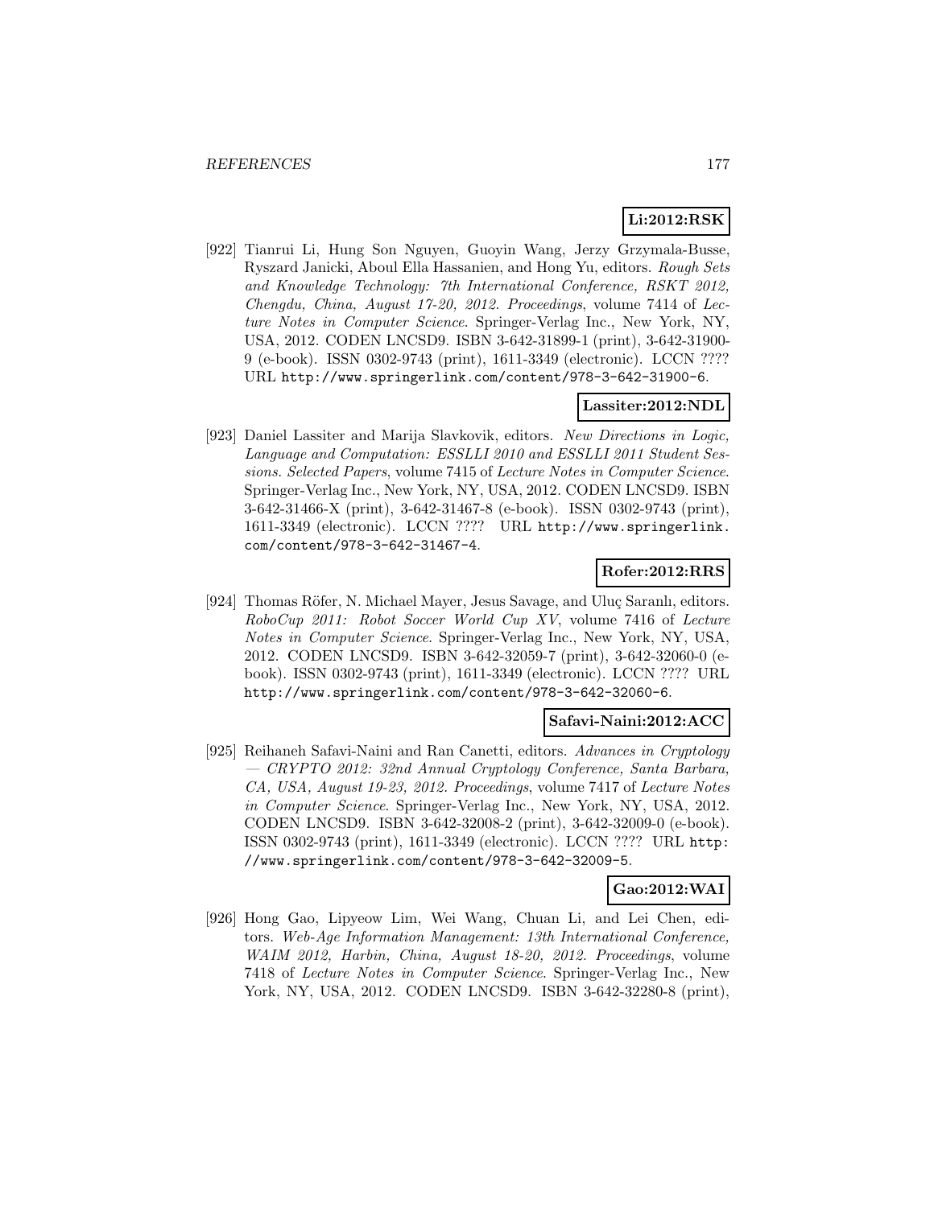**Li:2012:RSK**

[922] Tianrui Li, Hung Son Nguyen, Guoyin Wang, Jerzy Grzymala-Busse, Ryszard Janicki, Aboul Ella Hassanien, and Hong Yu, editors. *Rough Sets and Knowledge Technology: 7th International Conference, RSKT 2012, Chengdu, China, August 17-20, 2012. Proceedings*, volume 7414 of *Lecture Notes in Computer Science*. Springer-Verlag Inc., New York, NY, USA, 2012. CODEN LNCSD9. ISBN 3-642-31899-1 (print), 3-642-31900-9 (e-book). ISSN 0302-9743 (print), 1611-3349 (electronic). LCCN ???? URL http://www.springerlink.com/content/978-3-642-31900-6.

**Lassiter:2012:NDL**

[923] Daniel Lassiter and Marija Slavkovik, editors. *New Directions in Logic, Language and Computation: ESSLLI 2010 and ESSLLI 2011 Student Sessions. Selected Papers*, volume 7415 of *Lecture Notes in Computer Science*. Springer-Verlag Inc., New York, NY, USA, 2012. CODEN LNCSD9. ISBN 3-642-31466-X (print), 3-642-31467-8 (e-book). ISSN 0302-9743 (print), 1611-3349 (electronic). LCCN ???? URL http://www.springerlink.com/content/978-3-642-31467-4.

**Rofer:2012:RRS**

[924] Thomas Röfer, N. Michael Mayer, Jesus Savage, and Uluç Saranlı, editors. *RoboCup 2011: Robot Soccer World Cup XV*, volume 7416 of *Lecture Notes in Computer Science*. Springer-Verlag Inc., New York, NY, USA, 2012. CODEN LNCSD9. ISBN 3-642-32059-7 (print), 3-642-32060-0 (e-book). ISSN 0302-9743 (print), 1611-3349 (electronic). LCCN ???? URL http://www.springerlink.com/content/978-3-642-32060-6.

**Safavi-Naini:2012:ACC**

[925] Reihaneh Safavi-Naini and Ran Canetti, editors. *Advances in Cryptology — CRYPTO 2012: 32nd Annual Cryptology Conference, Santa Barbara, CA, USA, August 19-23, 2012. Proceedings*, volume 7417 of *Lecture Notes in Computer Science*. Springer-Verlag Inc., New York, NY, USA, 2012. CODEN LNCSD9. ISBN 3-642-32008-2 (print), 3-642-32009-0 (e-book). ISSN 0302-9743 (print), 1611-3349 (electronic). LCCN ???? URL http://www.springerlink.com/content/978-3-642-32009-5.

**Gao:2012:WAI**

[926] Hong Gao, Lipyeow Lim, Wei Wang, Chuan Li, and Lei Chen, editors. *Web-Age Information Management: 13th International Conference, WAIM 2012, Harbin, China, August 18-20, 2012. Proceedings*, volume 7418 of *Lecture Notes in Computer Science*. Springer-Verlag Inc., New York, NY, USA, 2012. CODEN LNCSD9. ISBN 3-642-32280-8 (print),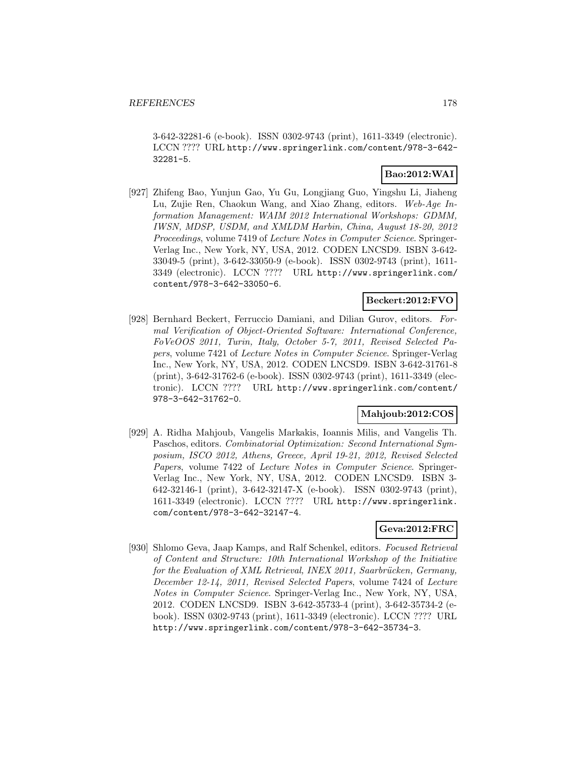3-642-32281-6 (e-book). ISSN 0302-9743 (print), 1611-3349 (electronic). LCCN ???? URL http://www.springerlink.com/content/978-3-642-32281-5.

**Bao:2012:WAI**

[927] Zhifeng Bao, Yunjun Gao, Yu Gu, Longjiang Guo, Yingshu Li, Jiaheng Lu, Zujie Ren, Chaokun Wang, and Xiao Zhang, editors. *Web-Age Information Management: WAIM 2012 International Workshops: GDMM, IWSN, MDSP, USDM, and XMLDM Harbin, China, August 18-20, 2012 Proceedings*, volume 7419 of *Lecture Notes in Computer Science*. Springer-Verlag Inc., New York, NY, USA, 2012. CODEN LNCSD9. ISBN 3-642-33049-5 (print), 3-642-33050-9 (e-book). ISSN 0302-9743 (print), 1611-3349 (electronic). LCCN ???? URL http://www.springerlink.com/content/978-3-642-33050-6.

**Beckert:2012:FVO**

[928] Bernhard Beckert, Ferruccio Damiani, and Dilian Gurov, editors. *Formal Verification of Object-Oriented Software: International Conference, FoVeOOS 2011, Turin, Italy, October 5-7, 2011, Revised Selected Papers*, volume 7421 of *Lecture Notes in Computer Science*. Springer-Verlag Inc., New York, NY, USA, 2012. CODEN LNCSD9. ISBN 3-642-31761-8 (print), 3-642-31762-6 (e-book). ISSN 0302-9743 (print), 1611-3349 (electronic). LCCN ???? URL http://www.springerlink.com/content/978-3-642-31762-0.

**Mahjoub:2012:COS**

[929] A. Ridha Mahjoub, Vangelis Markakis, Ioannis Milis, and Vangelis Th. Paschos, editors. *Combinatorial Optimization: Second International Symposium, ISCO 2012, Athens, Greece, April 19-21, 2012, Revised Selected Papers*, volume 7422 of *Lecture Notes in Computer Science*. Springer-Verlag Inc., New York, NY, USA, 2012. CODEN LNCSD9. ISBN 3-642-32146-1 (print), 3-642-32147-X (e-book). ISSN 0302-9743 (print), 1611-3349 (electronic). LCCN ???? URL http://www.springerlink.com/content/978-3-642-32147-4.

**Geva:2012:FRC**

[930] Shlomo Geva, Jaap Kamps, and Ralf Schenkel, editors. *Focused Retrieval of Content and Structure: 10th International Workshop of the Initiative for the Evaluation of XML Retrieval, INEX 2011, Saarbrücken, Germany, December 12-14, 2011, Revised Selected Papers*, volume 7424 of *Lecture Notes in Computer Science*. Springer-Verlag Inc., New York, NY, USA, 2012. CODEN LNCSD9. ISBN 3-642-35733-4 (print), 3-642-35734-2 (e-book). ISSN 0302-9743 (print), 1611-3349 (electronic). LCCN ???? URL http://www.springerlink.com/content/978-3-642-35734-3.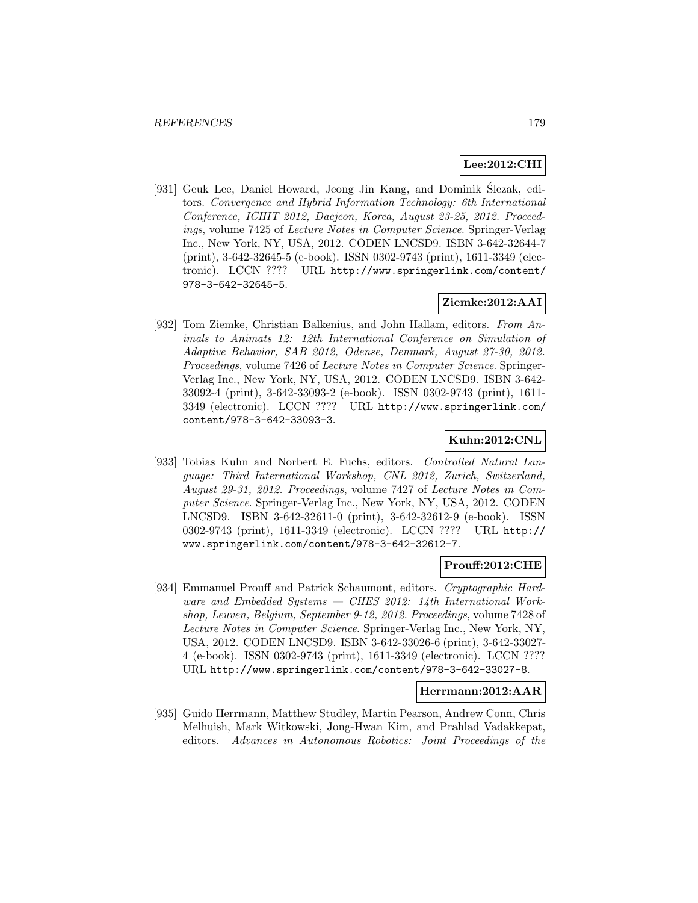**Lee:2012:CHI**

[931] Geuk Lee, Daniel Howard, Jeong Jin Kang, and Dominik Ślezak, editors. *Convergence and Hybrid Information Technology: 6th International Conference, ICHIT 2012, Daejeon, Korea, August 23-25, 2012. Proceedings*, volume 7425 of *Lecture Notes in Computer Science*. Springer-Verlag Inc., New York, NY, USA, 2012. CODEN LNCSD9. ISBN 3-642-32644-7 (print), 3-642-32645-5 (e-book). ISSN 0302-9743 (print), 1611-3349 (electronic). LCCN ???? URL http://www.springerlink.com/content/978-3-642-32645-5.

**Ziemke:2012:AAI**

[932] Tom Ziemke, Christian Balkenius, and John Hallam, editors. *From Animals to Animats 12: 12th International Conference on Simulation of Adaptive Behavior, SAB 2012, Odense, Denmark, August 27-30, 2012. Proceedings*, volume 7426 of *Lecture Notes in Computer Science*. Springer-Verlag Inc., New York, NY, USA, 2012. CODEN LNCSD9. ISBN 3-642-33092-4 (print), 3-642-33093-2 (e-book). ISSN 0302-9743 (print), 1611-3349 (electronic). LCCN ???? URL http://www.springerlink.com/content/978-3-642-33093-3.

**Kuhn:2012:CNL**

[933] Tobias Kuhn and Norbert E. Fuchs, editors. *Controlled Natural Language: Third International Workshop, CNL 2012, Zurich, Switzerland, August 29-31, 2012. Proceedings*, volume 7427 of *Lecture Notes in Computer Science*. Springer-Verlag Inc., New York, NY, USA, 2012. CODEN LNCSD9. ISBN 3-642-32611-0 (print), 3-642-32612-9 (e-book). ISSN 0302-9743 (print), 1611-3349 (electronic). LCCN ???? URL http://www.springerlink.com/content/978-3-642-32612-7.

**Prouff:2012:CHE**

[934] Emmanuel Prouff and Patrick Schaumont, editors. *Cryptographic Hardware and Embedded Systems — CHES 2012: 14th International Workshop, Leuven, Belgium, September 9-12, 2012. Proceedings*, volume 7428 of *Lecture Notes in Computer Science*. Springer-Verlag Inc., New York, NY, USA, 2012. CODEN LNCSD9. ISBN 3-642-33026-6 (print), 3-642-33027-4 (e-book). ISSN 0302-9743 (print), 1611-3349 (electronic). LCCN ???? URL http://www.springerlink.com/content/978-3-642-33027-8.

**Herrmann:2012:AAR**

[935] Guido Herrmann, Matthew Studley, Martin Pearson, Andrew Conn, Chris Melhuish, Mark Witkowski, Jong-Hwan Kim, and Prahlad Vadakkepat, editors. *Advances in Autonomous Robotics: Joint Proceedings of the*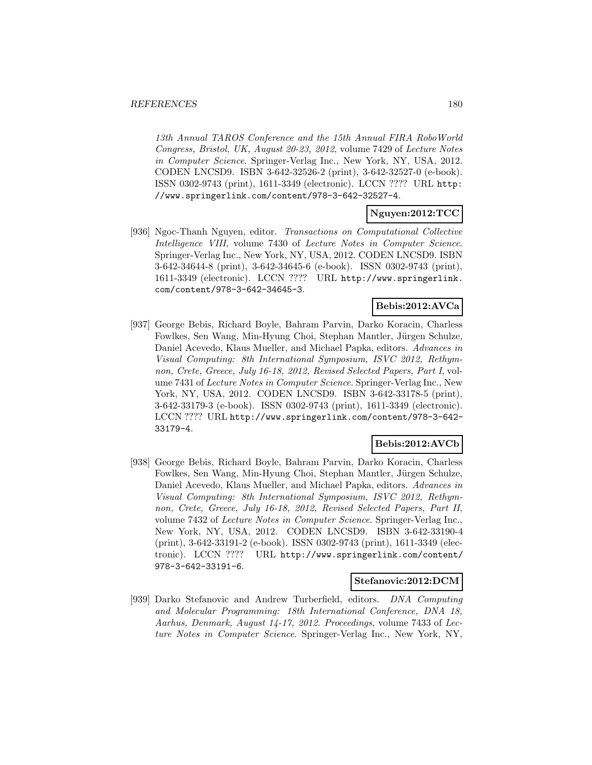*13th Annual TAROS Conference and the 15th Annual FIRA RoboWorld Congress, Bristol, UK, August 20-23, 2012*, volume 7429 of *Lecture Notes in Computer Science*. Springer-Verlag Inc., New York, NY, USA, 2012. CODEN LNCSD9. ISBN 3-642-32526-2 (print), 3-642-32527-0 (e-book). ISSN 0302-9743 (print), 1611-3349 (electronic). LCCN ???? URL http://www.springerlink.com/content/978-3-642-32527-4.

**Nguyen:2012:TCC**

[936] Ngoc-Thanh Nguyen, editor. *Transactions on Computational Collective Intelligence VIII*, volume 7430 of *Lecture Notes in Computer Science*. Springer-Verlag Inc., New York, NY, USA, 2012. CODEN LNCSD9. ISBN 3-642-34644-8 (print), 3-642-34645-6 (e-book). ISSN 0302-9743 (print), 1611-3349 (electronic). LCCN ???? URL http://www.springerlink.com/content/978-3-642-34645-3.

**Bebis:2012:AVCa**

[937] George Bebis, Richard Boyle, Bahram Parvin, Darko Koracin, Charless Fowlkes, Sen Wang, Min-Hyung Choi, Stephan Mantler, Jürgen Schulze, Daniel Acevedo, Klaus Mueller, and Michael Papka, editors. *Advances in Visual Computing: 8th International Symposium, ISVC 2012, Rethymnon, Crete, Greece, July 16-18, 2012, Revised Selected Papers, Part I*, volume 7431 of *Lecture Notes in Computer Science*. Springer-Verlag Inc., New York, NY, USA, 2012. CODEN LNCSD9. ISBN 3-642-33178-5 (print), 3-642-33179-3 (e-book). ISSN 0302-9743 (print), 1611-3349 (electronic). LCCN ???? URL http://www.springerlink.com/content/978-3-642-33179-4.

**Bebis:2012:AVCb**

[938] George Bebis, Richard Boyle, Bahram Parvin, Darko Koracin, Charless Fowlkes, Sen Wang, Min-Hyung Choi, Stephan Mantler, Jürgen Schulze, Daniel Acevedo, Klaus Mueller, and Michael Papka, editors. *Advances in Visual Computing: 8th International Symposium, ISVC 2012, Rethymnon, Crete, Greece, July 16-18, 2012, Revised Selected Papers, Part II*, volume 7432 of *Lecture Notes in Computer Science*. Springer-Verlag Inc., New York, NY, USA, 2012. CODEN LNCSD9. ISBN 3-642-33190-4 (print), 3-642-33191-2 (e-book). ISSN 0302-9743 (print), 1611-3349 (electronic). LCCN ???? URL http://www.springerlink.com/content/978-3-642-33191-6.

**Stefanovic:2012:DCM**

[939] Darko Stefanovic and Andrew Turberfield, editors. *DNA Computing and Molecular Programming: 18th International Conference, DNA 18, Aarhus, Denmark, August 14-17, 2012. Proceedings*, volume 7433 of *Lecture Notes in Computer Science*. Springer-Verlag Inc., New York, NY,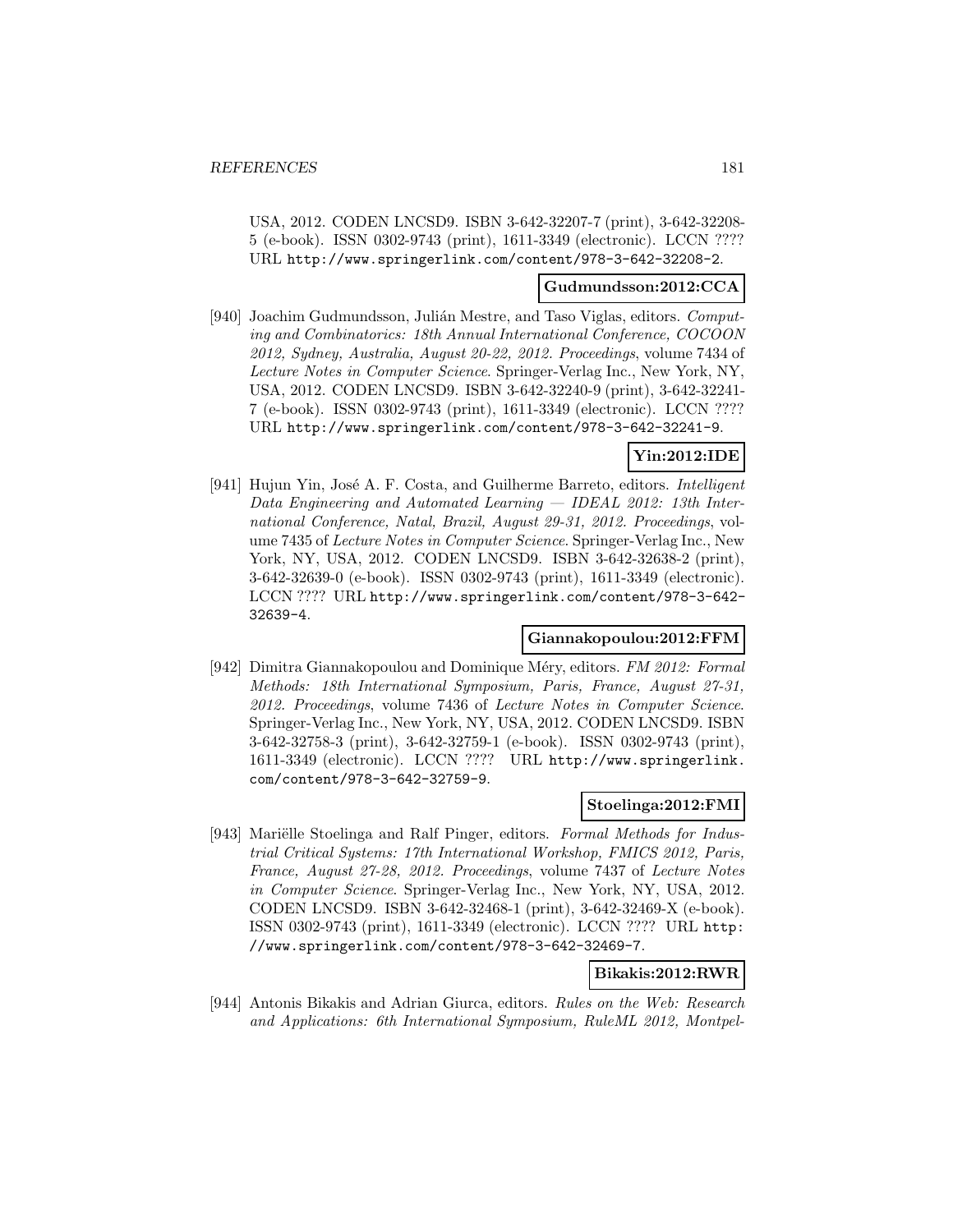USA, 2012. CODEN LNCSD9. ISBN 3-642-32207-7 (print), 3-642-32208-5 (e-book). ISSN 0302-9743 (print), 1611-3349 (electronic). LCCN ???? URL http://www.springerlink.com/content/978-3-642-32208-2.

**Gudmundsson:2012:CCA**

[940] Joachim Gudmundsson, Julián Mestre, and Taso Viglas, editors. *Computing and Combinatorics: 18th Annual International Conference, COCOON 2012, Sydney, Australia, August 20-22, 2012. Proceedings*, volume 7434 of *Lecture Notes in Computer Science*. Springer-Verlag Inc., New York, NY, USA, 2012. CODEN LNCSD9. ISBN 3-642-32240-9 (print), 3-642-32241-7 (e-book). ISSN 0302-9743 (print), 1611-3349 (electronic). LCCN ???? URL http://www.springerlink.com/content/978-3-642-32241-9.

**Yin:2012:IDE**

[941] Hujun Yin, José A. F. Costa, and Guilherme Barreto, editors. *Intelligent Data Engineering and Automated Learning — IDEAL 2012: 13th International Conference, Natal, Brazil, August 29-31, 2012. Proceedings*, volume 7435 of *Lecture Notes in Computer Science*. Springer-Verlag Inc., New York, NY, USA, 2012. CODEN LNCSD9. ISBN 3-642-32638-2 (print), 3-642-32639-0 (e-book). ISSN 0302-9743 (print), 1611-3349 (electronic). LCCN ???? URL http://www.springerlink.com/content/978-3-642-32639-4.

**Giannakopoulou:2012:FFM**

[942] Dimitra Giannakopoulou and Dominique Méry, editors. *FM 2012: Formal Methods: 18th International Symposium, Paris, France, August 27-31, 2012. Proceedings*, volume 7436 of *Lecture Notes in Computer Science*. Springer-Verlag Inc., New York, NY, USA, 2012. CODEN LNCSD9. ISBN 3-642-32758-3 (print), 3-642-32759-1 (e-book). ISSN 0302-9743 (print), 1611-3349 (electronic). LCCN ???? URL http://www.springerlink.com/content/978-3-642-32759-9.

**Stoelinga:2012:FMI**

[943] Mariëlle Stoelinga and Ralf Pinger, editors. *Formal Methods for Industrial Critical Systems: 17th International Workshop, FMICS 2012, Paris, France, August 27-28, 2012. Proceedings*, volume 7437 of *Lecture Notes in Computer Science*. Springer-Verlag Inc., New York, NY, USA, 2012. CODEN LNCSD9. ISBN 3-642-32468-1 (print), 3-642-32469-X (e-book). ISSN 0302-9743 (print), 1611-3349 (electronic). LCCN ???? URL http://www.springerlink.com/content/978-3-642-32469-7.

**Bikakis:2012:RWR**

[944] Antonis Bikakis and Adrian Giurca, editors. *Rules on the Web: Research and Applications: 6th International Symposium, RuleML 2012, Montpel-*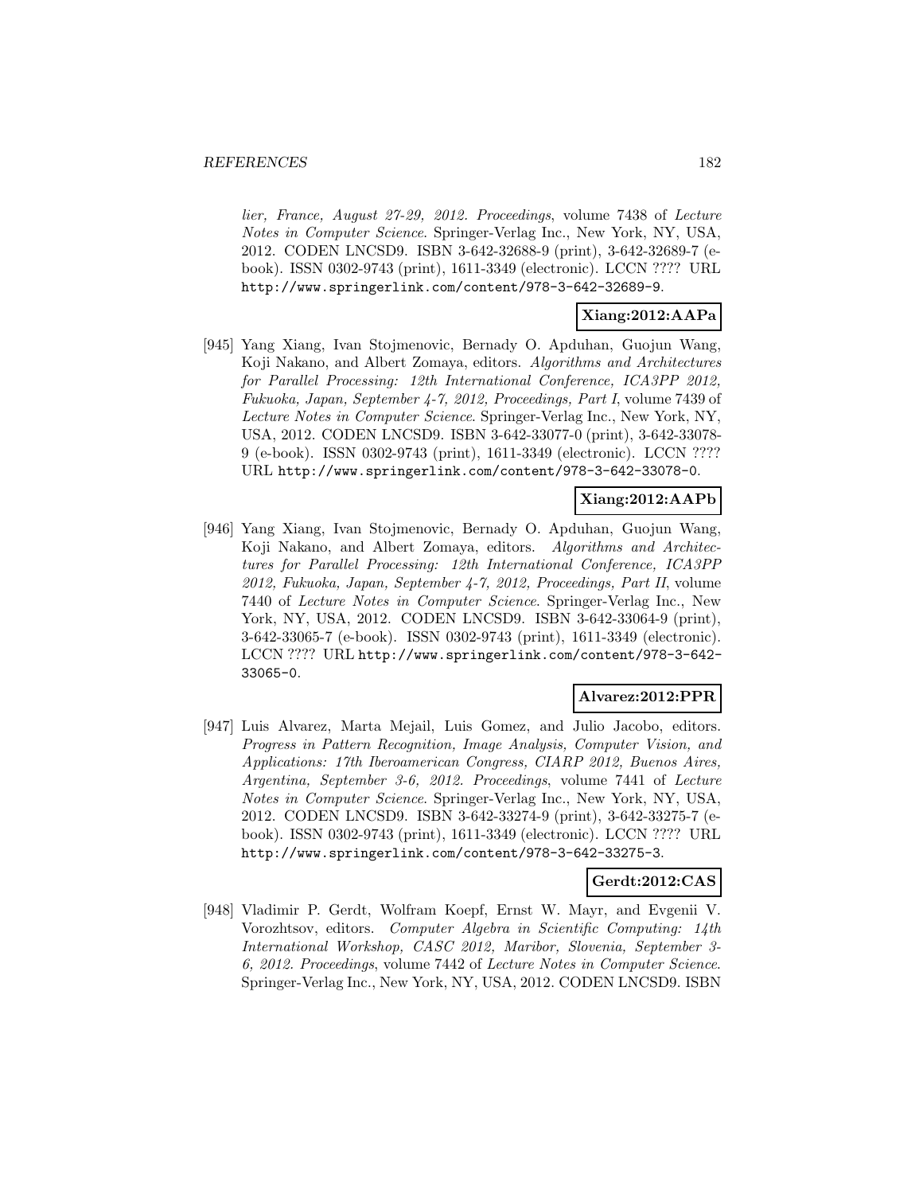lier, France, August 27-29, 2012. Proceedings, volume 7438 of *Lecture Notes in Computer Science*. Springer-Verlag Inc., New York, NY, USA, 2012. CODEN LNCSD9. ISBN 3-642-32688-9 (print), 3-642-32689-7 (e-book). ISSN 0302-9743 (print), 1611-3349 (electronic). LCCN ???? URL `http://www.springerlink.com/content/978-3-642-32689-9`.

**Xiang:2012:AAPa**

[945] Yang Xiang, Ivan Stojmenovic, Bernady O. Apduhan, Guojun Wang, Koji Nakano, and Albert Zomaya, editors. *Algorithms and Architectures for Parallel Processing: 12th International Conference, ICA3PP 2012, Fukuoka, Japan, September 4-7, 2012, Proceedings, Part I*, volume 7439 of *Lecture Notes in Computer Science*. Springer-Verlag Inc., New York, NY, USA, 2012. CODEN LNCSD9. ISBN 3-642-33077-0 (print), 3-642-33078-9 (e-book). ISSN 0302-9743 (print), 1611-3349 (electronic). LCCN ???? URL `http://www.springerlink.com/content/978-3-642-33078-0`.

**Xiang:2012:AAPb**

[946] Yang Xiang, Ivan Stojmenovic, Bernady O. Apduhan, Guojun Wang, Koji Nakano, and Albert Zomaya, editors. *Algorithms and Architectures for Parallel Processing: 12th International Conference, ICA3PP 2012, Fukuoka, Japan, September 4-7, 2012, Proceedings, Part II*, volume 7440 of *Lecture Notes in Computer Science*. Springer-Verlag Inc., New York, NY, USA, 2012. CODEN LNCSD9. ISBN 3-642-33064-9 (print), 3-642-33065-7 (e-book). ISSN 0302-9743 (print), 1611-3349 (electronic). LCCN ???? URL `http://www.springerlink.com/content/978-3-642-33065-0`.

**Alvarez:2012:PPR**

[947] Luis Alvarez, Marta Mejail, Luis Gomez, and Julio Jacobo, editors. *Progress in Pattern Recognition, Image Analysis, Computer Vision, and Applications: 17th Iberoamerican Congress, CIARP 2012, Buenos Aires, Argentina, September 3-6, 2012. Proceedings*, volume 7441 of *Lecture Notes in Computer Science*. Springer-Verlag Inc., New York, NY, USA, 2012. CODEN LNCSD9. ISBN 3-642-33274-9 (print), 3-642-33275-7 (e-book). ISSN 0302-9743 (print), 1611-3349 (electronic). LCCN ???? URL `http://www.springerlink.com/content/978-3-642-33275-3`.

**Gerdt:2012:CAS**

[948] Vladimir P. Gerdt, Wolfram Koepf, Ernst W. Mayr, and Evgenii V. Vorozhtsov, editors. *Computer Algebra in Scientific Computing: 14th International Workshop, CASC 2012, Maribor, Slovenia, September 3-6, 2012. Proceedings*, volume 7442 of *Lecture Notes in Computer Science*. Springer-Verlag Inc., New York, NY, USA, 2012. CODEN LNCSD9. ISBN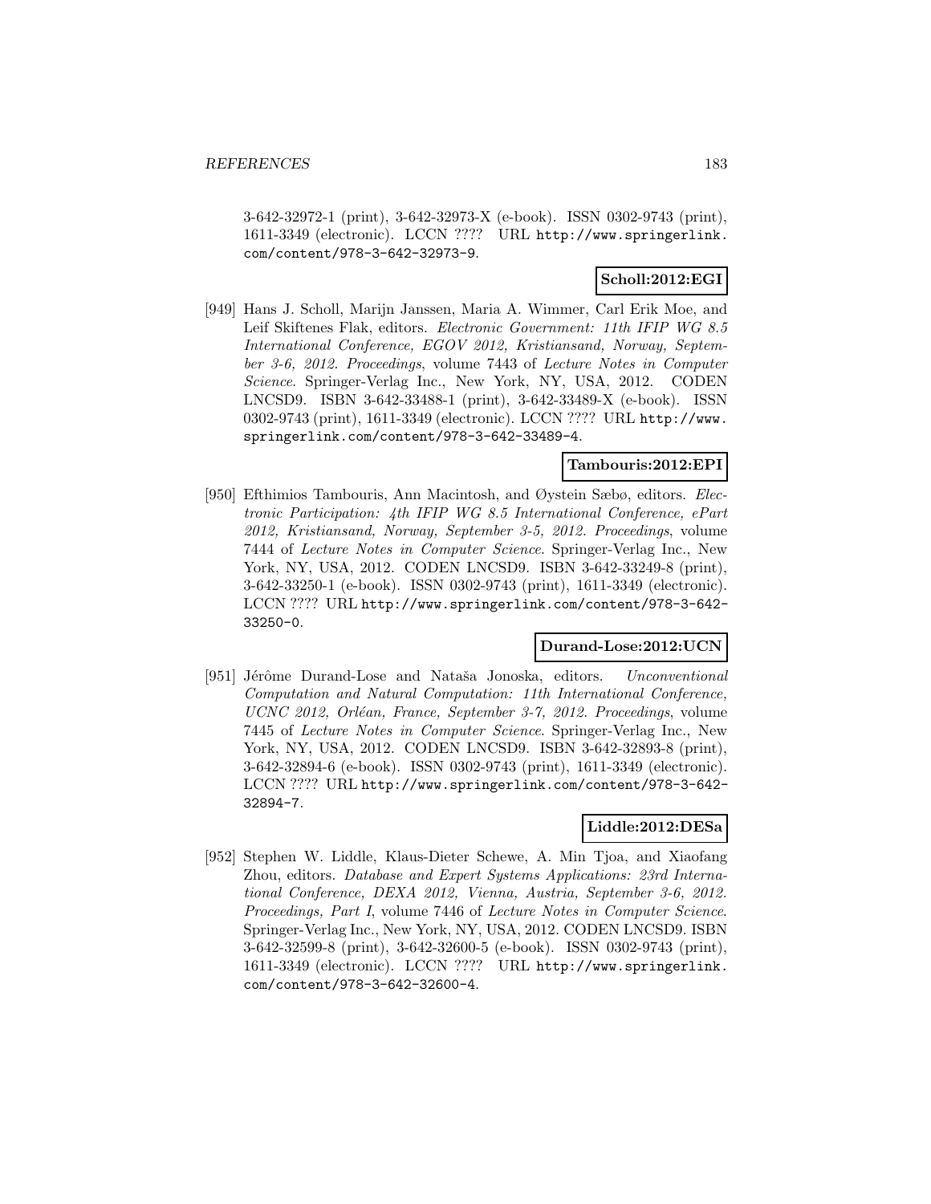3-642-32972-1 (print), 3-642-32973-X (e-book). ISSN 0302-9743 (print), 1611-3349 (electronic). LCCN ???? URL http://www.springerlink.com/content/978-3-642-32973-9.

**Scholl:2012:EGI**

[949] Hans J. Scholl, Marijn Janssen, Maria A. Wimmer, Carl Erik Moe, and Leif Skiftenes Flak, editors. *Electronic Government: 11th IFIP WG 8.5 International Conference, EGOV 2012, Kristiansand, Norway, September 3-6, 2012. Proceedings*, volume 7443 of *Lecture Notes in Computer Science*. Springer-Verlag Inc., New York, NY, USA, 2012. CODEN LNCSD9. ISBN 3-642-33488-1 (print), 3-642-33489-X (e-book). ISSN 0302-9743 (print), 1611-3349 (electronic). LCCN ???? URL http://www.springerlink.com/content/978-3-642-33489-4.

**Tambouris:2012:EPI**

[950] Efthimios Tambouris, Ann Macintosh, and Øystein Sæbø, editors. *Electronic Participation: 4th IFIP WG 8.5 International Conference, ePart 2012, Kristiansand, Norway, September 3-5, 2012. Proceedings*, volume 7444 of *Lecture Notes in Computer Science*. Springer-Verlag Inc., New York, NY, USA, 2012. CODEN LNCSD9. ISBN 3-642-33249-8 (print), 3-642-33250-1 (e-book). ISSN 0302-9743 (print), 1611-3349 (electronic). LCCN ???? URL http://www.springerlink.com/content/978-3-642-33250-0.

**Durand-Lose:2012:UCN**

[951] Jérôme Durand-Lose and Nataša Jonoska, editors. *Unconventional Computation and Natural Computation: 11th International Conference, UCNC 2012, Orléan, France, September 3-7, 2012. Proceedings*, volume 7445 of *Lecture Notes in Computer Science*. Springer-Verlag Inc., New York, NY, USA, 2012. CODEN LNCSD9. ISBN 3-642-32893-8 (print), 3-642-32894-6 (e-book). ISSN 0302-9743 (print), 1611-3349 (electronic). LCCN ???? URL http://www.springerlink.com/content/978-3-642-32894-7.

**Liddle:2012:DESa**

[952] Stephen W. Liddle, Klaus-Dieter Schewe, A. Min Tjoa, and Xiaofang Zhou, editors. *Database and Expert Systems Applications: 23rd International Conference, DEXA 2012, Vienna, Austria, September 3-6, 2012. Proceedings, Part I*, volume 7446 of *Lecture Notes in Computer Science*. Springer-Verlag Inc., New York, NY, USA, 2012. CODEN LNCSD9. ISBN 3-642-32599-8 (print), 3-642-32600-5 (e-book). ISSN 0302-9743 (print), 1611-3349 (electronic). LCCN ???? URL http://www.springerlink.com/content/978-3-642-32600-4.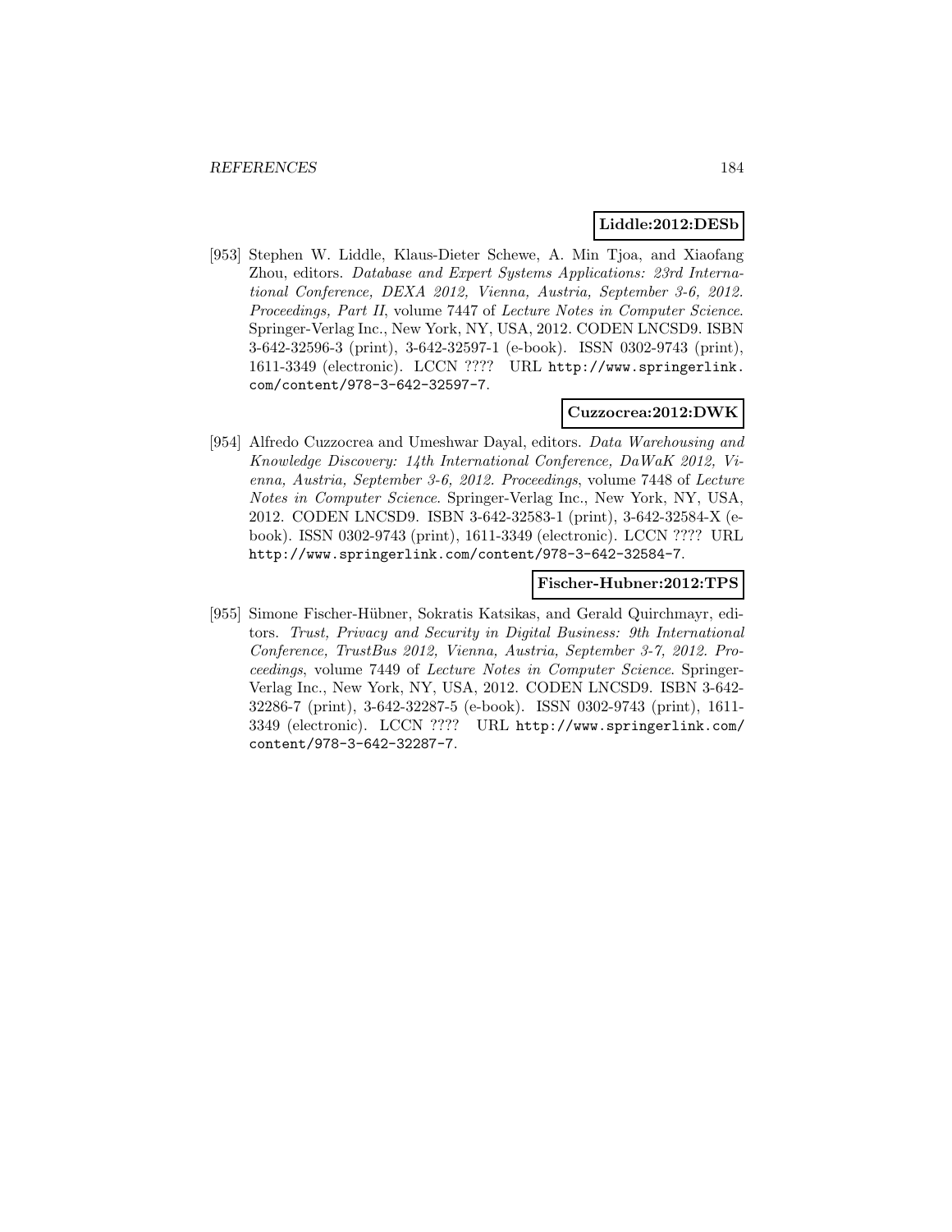**Liddle:2012:DESb**

[953] Stephen W. Liddle, Klaus-Dieter Schewe, A. Min Tjoa, and Xiaofang Zhou, editors. *Database and Expert Systems Applications: 23rd International Conference, DEXA 2012, Vienna, Austria, September 3-6, 2012. Proceedings, Part II*, volume 7447 of *Lecture Notes in Computer Science*. Springer-Verlag Inc., New York, NY, USA, 2012. CODEN LNCSD9. ISBN 3-642-32596-3 (print), 3-642-32597-1 (e-book). ISSN 0302-9743 (print), 1611-3349 (electronic). LCCN ???? URL http://www.springerlink.com/content/978-3-642-32597-7.

**Cuzzocrea:2012:DWK**

[954] Alfredo Cuzzocrea and Umeshwar Dayal, editors. *Data Warehousing and Knowledge Discovery: 14th International Conference, DaWaK 2012, Vienna, Austria, September 3-6, 2012. Proceedings*, volume 7448 of *Lecture Notes in Computer Science*. Springer-Verlag Inc., New York, NY, USA, 2012. CODEN LNCSD9. ISBN 3-642-32583-1 (print), 3-642-32584-X (e-book). ISSN 0302-9743 (print), 1611-3349 (electronic). LCCN ???? URL http://www.springerlink.com/content/978-3-642-32584-7.

**Fischer-Hubner:2012:TPS**

[955] Simone Fischer-Hübner, Sokratis Katsikas, and Gerald Quirchmayr, editors. *Trust, Privacy and Security in Digital Business: 9th International Conference, TrustBus 2012, Vienna, Austria, September 3-7, 2012. Proceedings*, volume 7449 of *Lecture Notes in Computer Science*. Springer-Verlag Inc., New York, NY, USA, 2012. CODEN LNCSD9. ISBN 3-642-32286-7 (print), 3-642-32287-5 (e-book). ISSN 0302-9743 (print), 1611-3349 (electronic). LCCN ???? URL http://www.springerlink.com/content/978-3-642-32287-7.